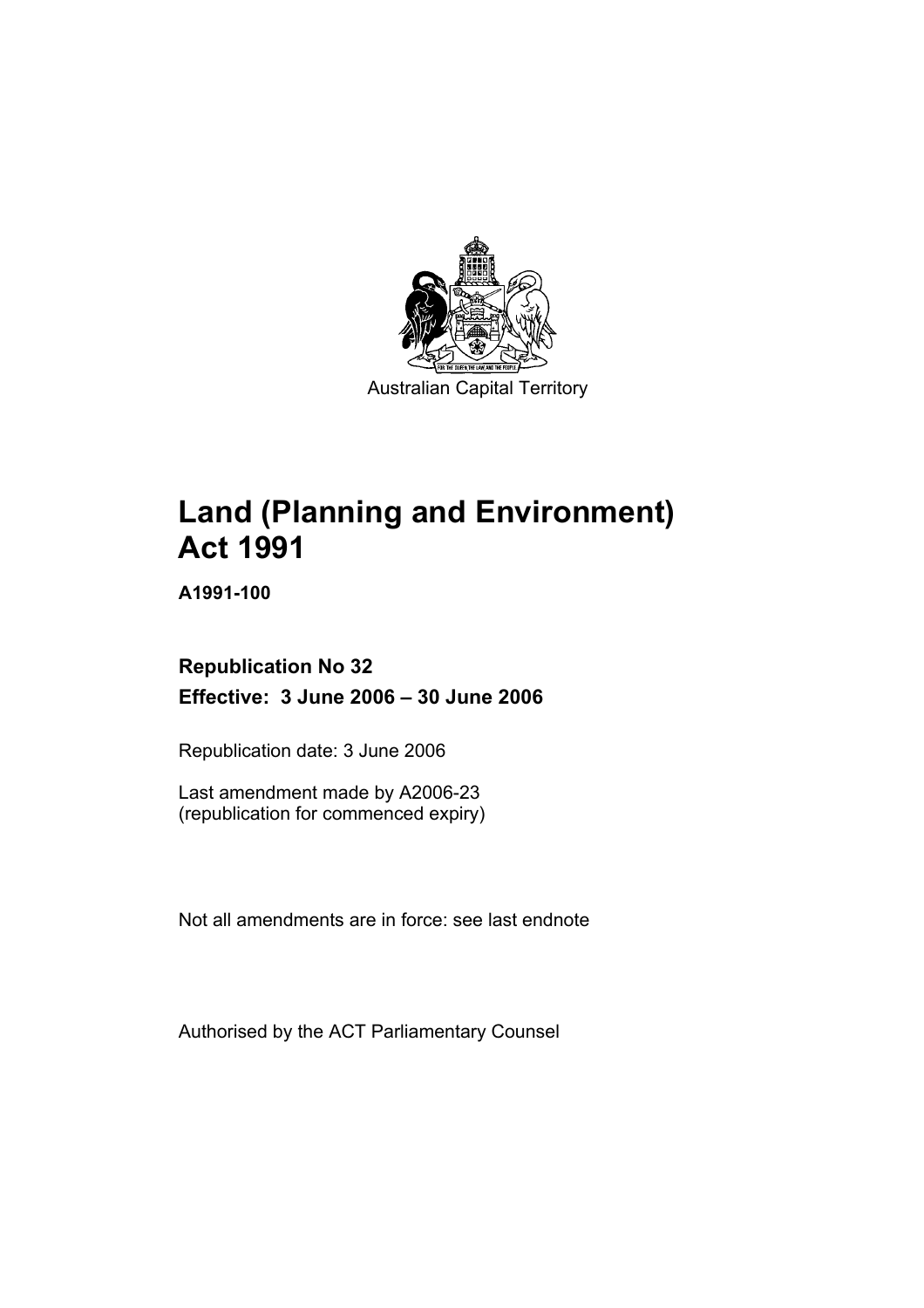Australian Capital Territory

# Land (Planning and Environment) Act 1991

**A1991-100**

**Republication No 32**

**Effective: 3 June 2006 – 30 June 2006**

Republication date: 3 June 2006

Last amendment made by A2006-23
(republication for commenced expiry)

Not all amendments are in force: see last endnote

Authorised by the ACT Parliamentary Counsel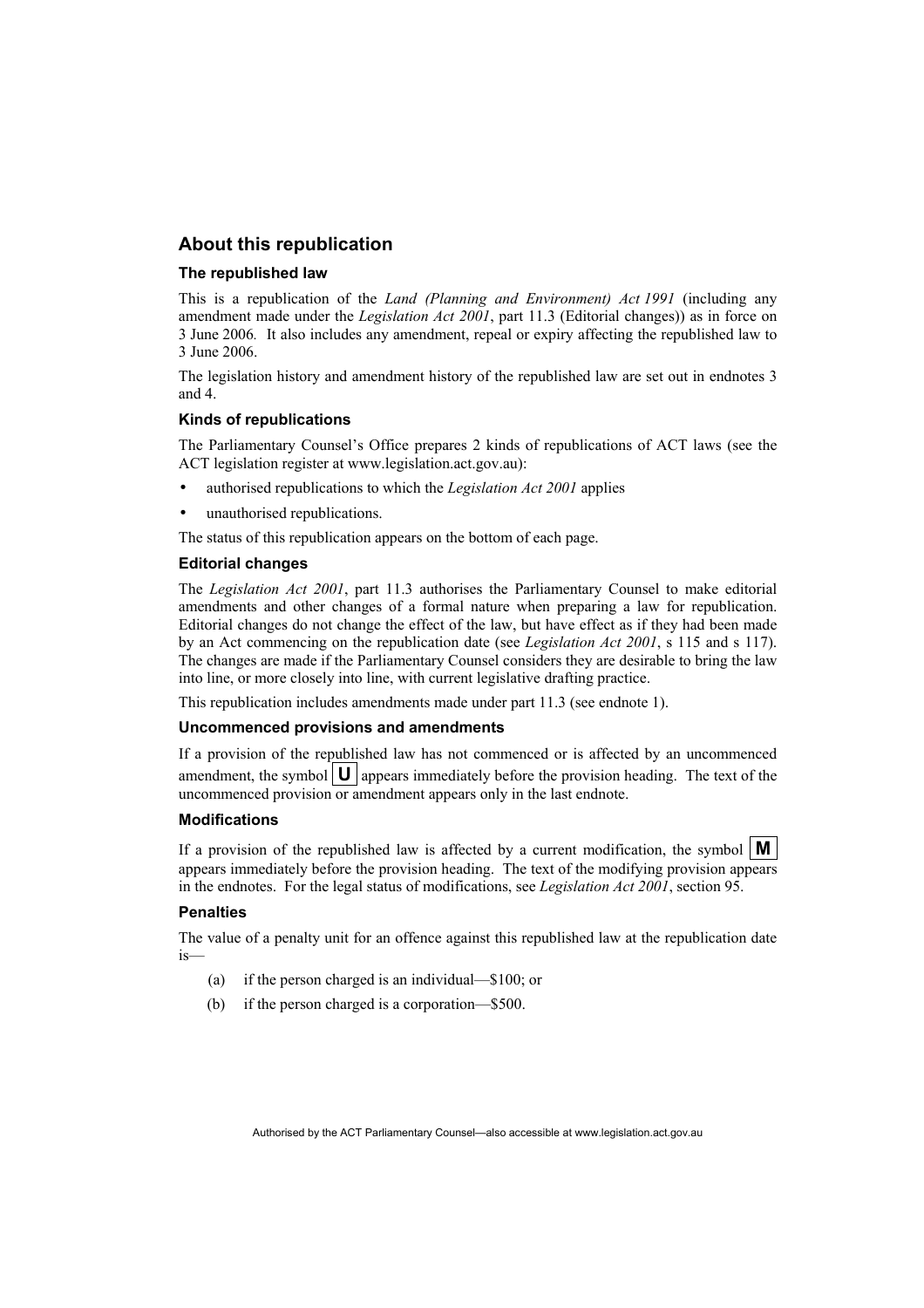## About this republication

### The republished law

This is a republication of the *Land (Planning and Environment) Act 1991* (including any amendment made under the *Legislation Act 2001*, part 11.3 (Editorial changes)) as in force on 3 June 2006. It also includes any amendment, repeal or expiry affecting the republished law to 3 June 2006.

The legislation history and amendment history of the republished law are set out in endnotes 3 and 4.

### Kinds of republications

The Parliamentary Counsel's Office prepares 2 kinds of republications of ACT laws (see the ACT legislation register at www.legislation.act.gov.au):

- authorised republications to which the *Legislation Act 2001* applies
- unauthorised republications.

The status of this republication appears on the bottom of each page.

### Editorial changes

The *Legislation Act 2001*, part 11.3 authorises the Parliamentary Counsel to make editorial amendments and other changes of a formal nature when preparing a law for republication. Editorial changes do not change the effect of the law, but have effect as if they had been made by an Act commencing on the republication date (see *Legislation Act 2001*, s 115 and s 117). The changes are made if the Parliamentary Counsel considers they are desirable to bring the law into line, or more closely into line, with current legislative drafting practice.

This republication includes amendments made under part 11.3 (see endnote 1).

### Uncommenced provisions and amendments

If a provision of the republished law has not commenced or is affected by an uncommenced amendment, the symbol **U** appears immediately before the provision heading. The text of the uncommenced provision or amendment appears only in the last endnote.

### Modifications

If a provision of the republished law is affected by a current modification, the symbol **M** appears immediately before the provision heading. The text of the modifying provision appears in the endnotes. For the legal status of modifications, see *Legislation Act 2001*, section 95.

### Penalties

The value of a penalty unit for an offence against this republished law at the republication date is—

(a) if the person charged is an individual—$100; or

(b) if the person charged is a corporation—$500.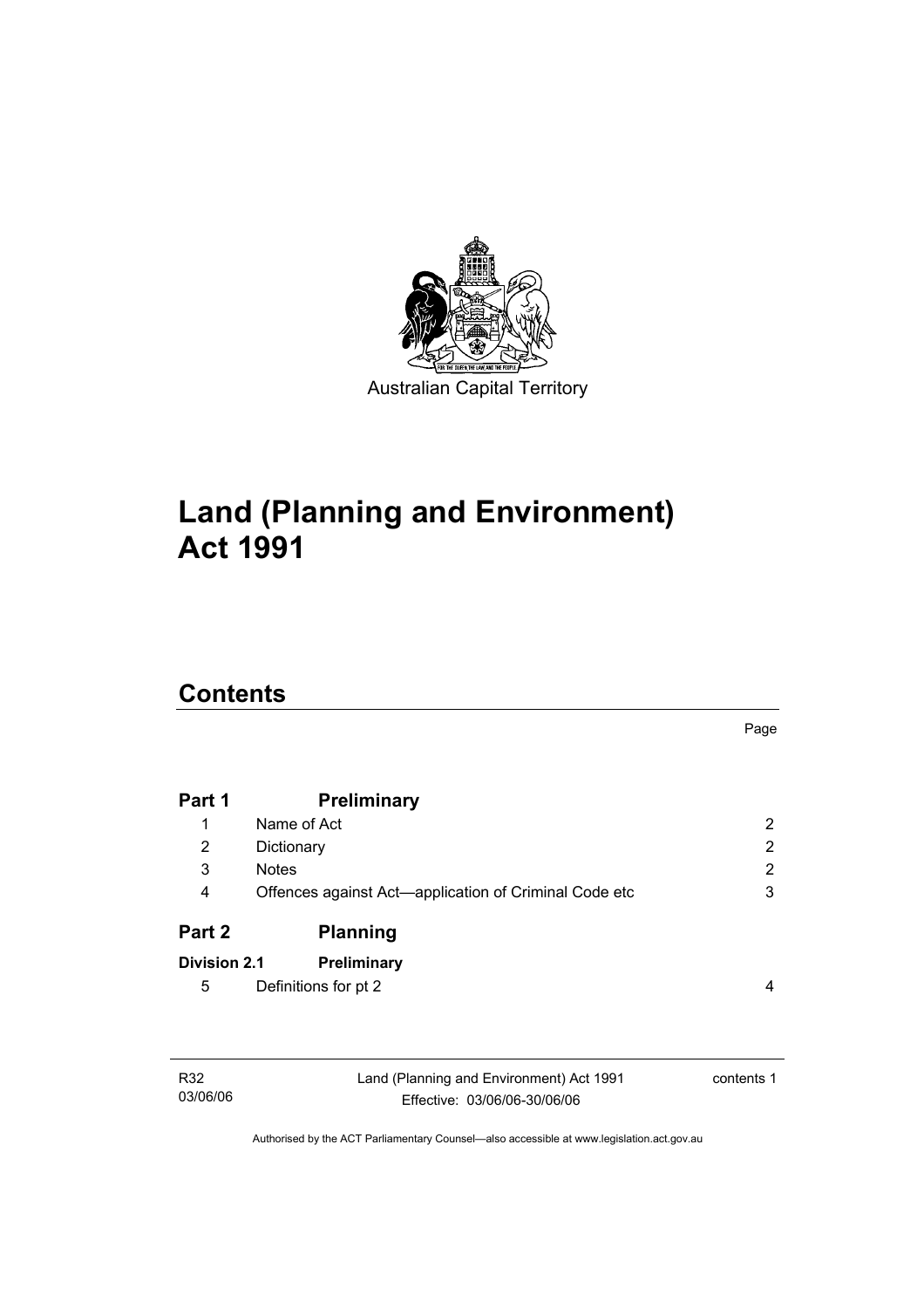Australian Capital Territory

# Land (Planning and Environment) Act 1991

## Contents

Page

| | | |
|---|---|---|
| **Part 1** | **Preliminary** | |
| 1 | Name of Act | 2 |
| 2 | Dictionary | 2 |
| 3 | Notes | 2 |
| 4 | Offences against Act—application of Criminal Code etc | 3 |
| **Part 2** | **Planning** | |
| **Division 2.1** | **Preliminary** | |
| 5 | Definitions for pt 2 | 4 |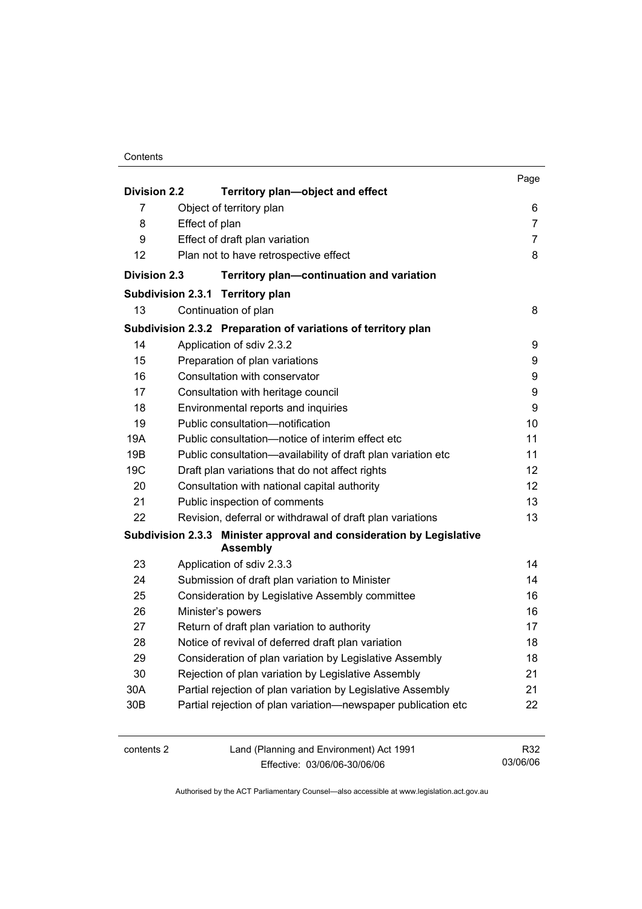| | | Page |
|---|---|---|
| **Division 2.2** | **Territory plan—object and effect** | |
| 7 | Object of territory plan | 6 |
| 8 | Effect of plan | 7 |
| 9 | Effect of draft plan variation | 7 |
| 12 | Plan not to have retrospective effect | 8 |
| **Division 2.3** | **Territory plan—continuation and variation** | |
| **Subdivision 2.3.1** | **Territory plan** | |
| 13 | Continuation of plan | 8 |
| **Subdivision 2.3.2** | **Preparation of variations of territory plan** | |
| 14 | Application of sdiv 2.3.2 | 9 |
| 15 | Preparation of plan variations | 9 |
| 16 | Consultation with conservator | 9 |
| 17 | Consultation with heritage council | 9 |
| 18 | Environmental reports and inquiries | 9 |
| 19 | Public consultation—notification | 10 |
| 19A | Public consultation—notice of interim effect etc | 11 |
| 19B | Public consultation—availability of draft plan variation etc | 11 |
| 19C | Draft plan variations that do not affect rights | 12 |
| 20 | Consultation with national capital authority | 12 |
| 21 | Public inspection of comments | 13 |
| 22 | Revision, deferral or withdrawal of draft plan variations | 13 |
| **Subdivision 2.3.3** | **Minister approval and consideration by Legislative Assembly** | |
| 23 | Application of sdiv 2.3.3 | 14 |
| 24 | Submission of draft plan variation to Minister | 14 |
| 25 | Consideration by Legislative Assembly committee | 16 |
| 26 | Minister's powers | 16 |
| 27 | Return of draft plan variation to authority | 17 |
| 28 | Notice of revival of deferred draft plan variation | 18 |
| 29 | Consideration of plan variation by Legislative Assembly | 18 |
| 30 | Rejection of plan variation by Legislative Assembly | 21 |
| 30A | Partial rejection of plan variation by Legislative Assembly | 21 |
| 30B | Partial rejection of plan variation—newspaper publication etc | 22 |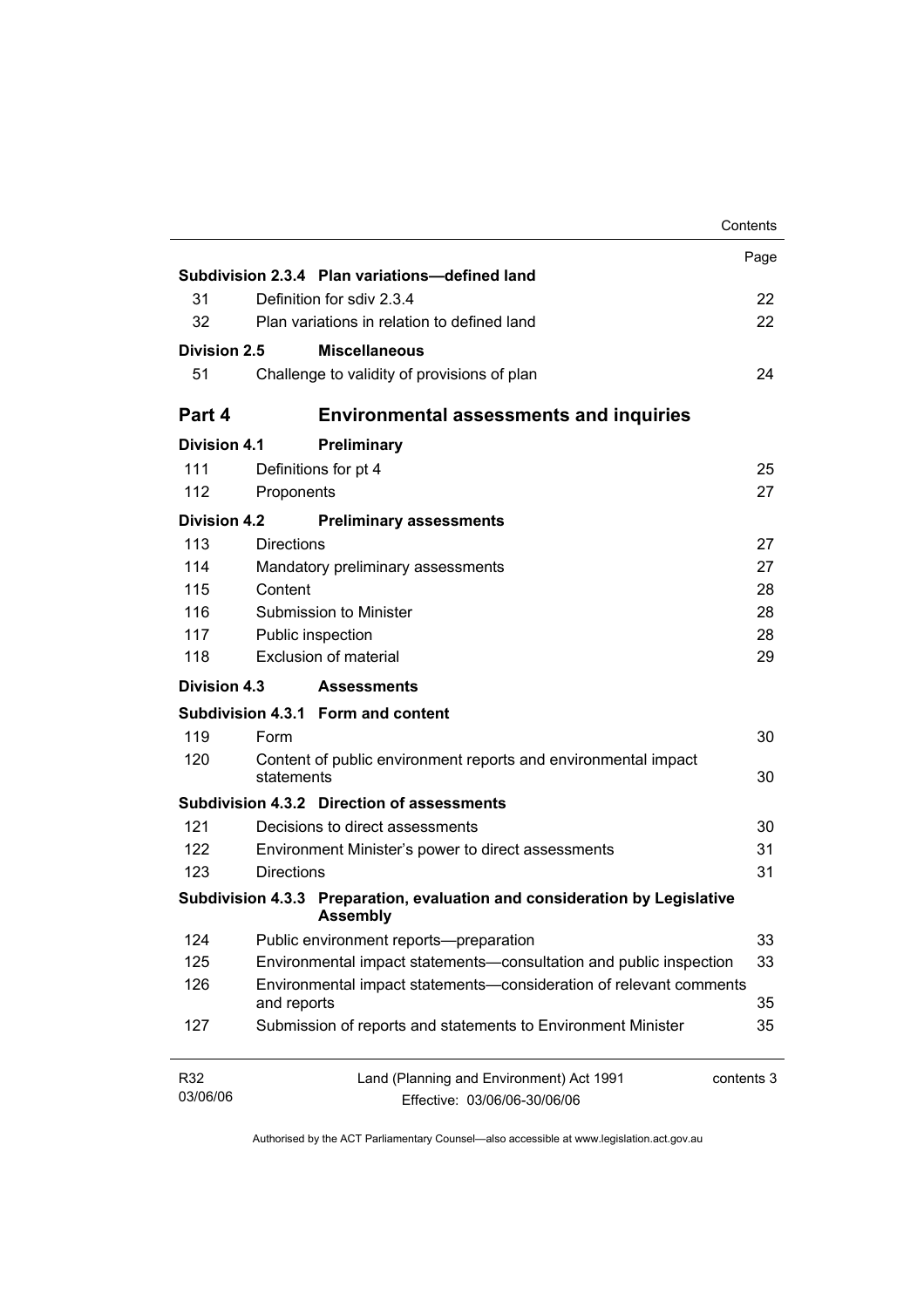| | | Page |
|---|---|---|
| **Subdivision 2.3.4** | **Plan variations—defined land** | |
| 31 | Definition for sdiv 2.3.4 | 22 |
| 32 | Plan variations in relation to defined land | 22 |
| **Division 2.5** | **Miscellaneous** | |
| 51 | Challenge to validity of provisions of plan | 24 |
| **Part 4** | **Environmental assessments and inquiries** | |
| **Division 4.1** | **Preliminary** | |
| 111 | Definitions for pt 4 | 25 |
| 112 | Proponents | 27 |
| **Division 4.2** | **Preliminary assessments** | |
| 113 | Directions | 27 |
| 114 | Mandatory preliminary assessments | 27 |
| 115 | Content | 28 |
| 116 | Submission to Minister | 28 |
| 117 | Public inspection | 28 |
| 118 | Exclusion of material | 29 |
| **Division 4.3** | **Assessments** | |
| **Subdivision 4.3.1** | **Form and content** | |
| 119 | Form | 30 |
| 120 | Content of public environment reports and environmental impact statements | 30 |
| **Subdivision 4.3.2** | **Direction of assessments** | |
| 121 | Decisions to direct assessments | 30 |
| 122 | Environment Minister's power to direct assessments | 31 |
| 123 | Directions | 31 |
| **Subdivision 4.3.3** | **Preparation, evaluation and consideration by Legislative Assembly** | |
| 124 | Public environment reports—preparation | 33 |
| 125 | Environmental impact statements—consultation and public inspection | 33 |
| 126 | Environmental impact statements—consideration of relevant comments and reports | 35 |
| 127 | Submission of reports and statements to Environment Minister | 35 |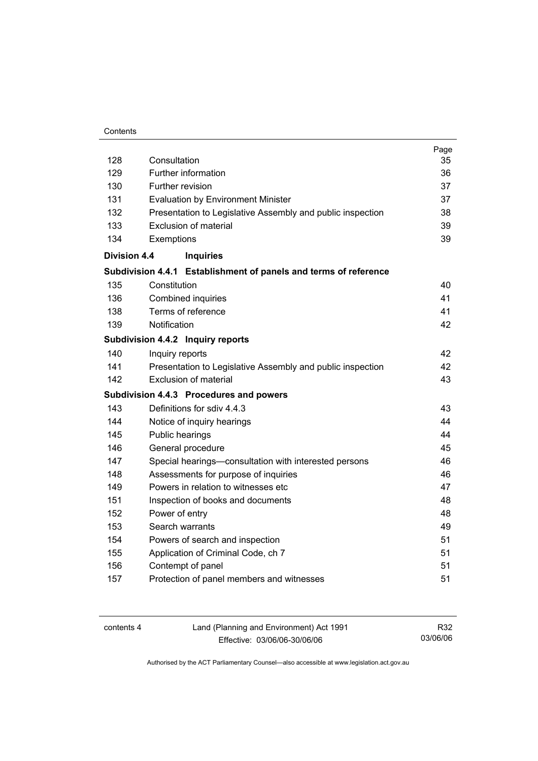| | | Page |
|---|---|---|
| 128 | Consultation | 35 |
| 129 | Further information | 36 |
| 130 | Further revision | 37 |
| 131 | Evaluation by Environment Minister | 37 |
| 132 | Presentation to Legislative Assembly and public inspection | 38 |
| 133 | Exclusion of material | 39 |
| 134 | Exemptions | 39 |
| **Division 4.4** | **Inquiries** | |
| **Subdivision 4.4.1** | **Establishment of panels and terms of reference** | |
| 135 | Constitution | 40 |
| 136 | Combined inquiries | 41 |
| 138 | Terms of reference | 41 |
| 139 | Notification | 42 |
| **Subdivision 4.4.2** | **Inquiry reports** | |
| 140 | Inquiry reports | 42 |
| 141 | Presentation to Legislative Assembly and public inspection | 42 |
| 142 | Exclusion of material | 43 |
| **Subdivision 4.4.3** | **Procedures and powers** | |
| 143 | Definitions for sdiv 4.4.3 | 43 |
| 144 | Notice of inquiry hearings | 44 |
| 145 | Public hearings | 44 |
| 146 | General procedure | 45 |
| 147 | Special hearings—consultation with interested persons | 46 |
| 148 | Assessments for purpose of inquiries | 46 |
| 149 | Powers in relation to witnesses etc | 47 |
| 151 | Inspection of books and documents | 48 |
| 152 | Power of entry | 48 |
| 153 | Search warrants | 49 |
| 154 | Powers of search and inspection | 51 |
| 155 | Application of Criminal Code, ch 7 | 51 |
| 156 | Contempt of panel | 51 |
| 157 | Protection of panel members and witnesses | 51 |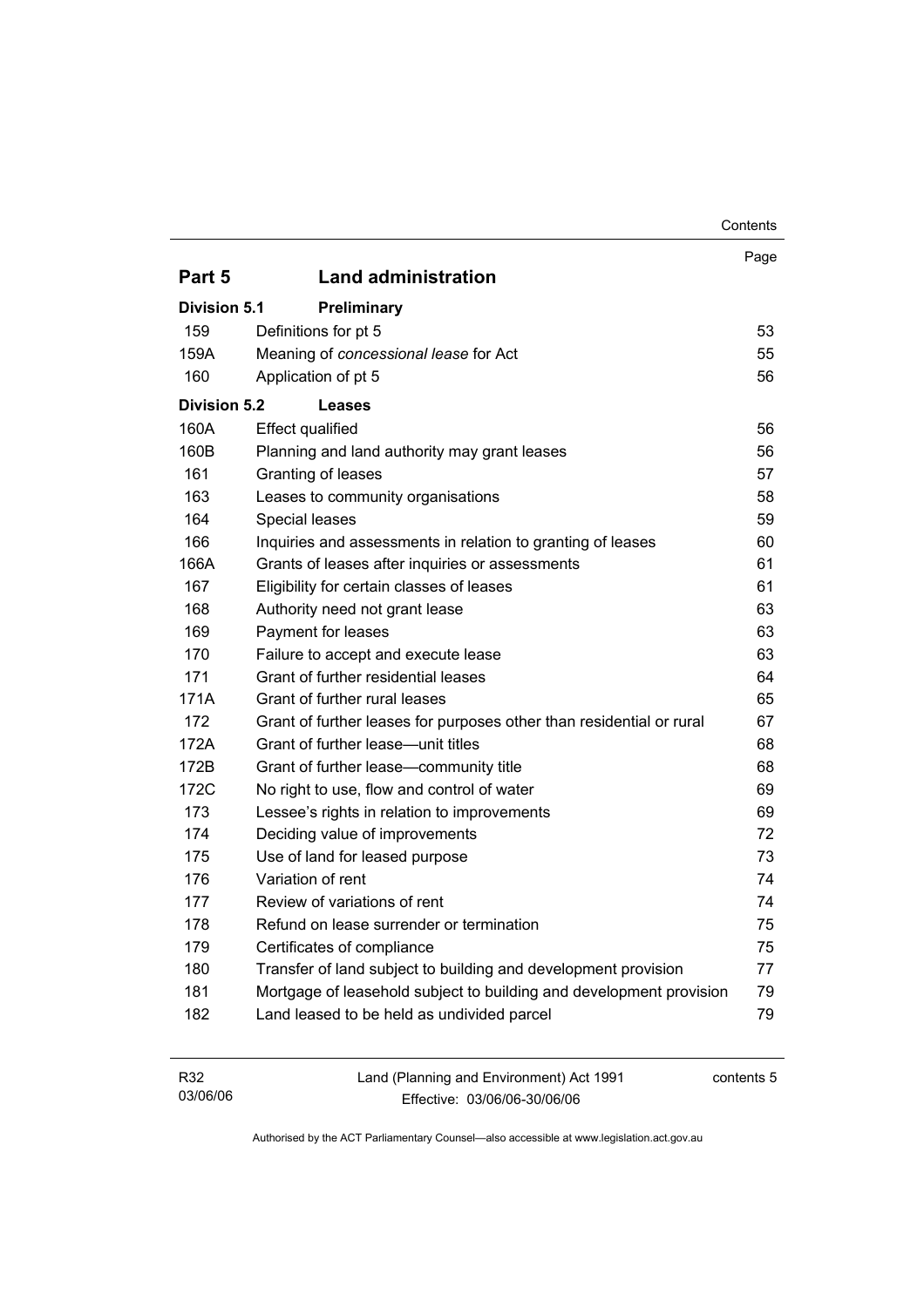| | | Page |
|---|---|---|
| **Part 5** | **Land administration** | |
| **Division 5.1** | **Preliminary** | |
| 159 | Definitions for pt 5 | 53 |
| 159A | Meaning of *concessional lease* for Act | 55 |
| 160 | Application of pt 5 | 56 |
| **Division 5.2** | **Leases** | |
| 160A | Effect qualified | 56 |
| 160B | Planning and land authority may grant leases | 56 |
| 161 | Granting of leases | 57 |
| 163 | Leases to community organisations | 58 |
| 164 | Special leases | 59 |
| 166 | Inquiries and assessments in relation to granting of leases | 60 |
| 166A | Grants of leases after inquiries or assessments | 61 |
| 167 | Eligibility for certain classes of leases | 61 |
| 168 | Authority need not grant lease | 63 |
| 169 | Payment for leases | 63 |
| 170 | Failure to accept and execute lease | 63 |
| 171 | Grant of further residential leases | 64 |
| 171A | Grant of further rural leases | 65 |
| 172 | Grant of further leases for purposes other than residential or rural | 67 |
| 172A | Grant of further lease—unit titles | 68 |
| 172B | Grant of further lease—community title | 68 |
| 172C | No right to use, flow and control of water | 69 |
| 173 | Lessee's rights in relation to improvements | 69 |
| 174 | Deciding value of improvements | 72 |
| 175 | Use of land for leased purpose | 73 |
| 176 | Variation of rent | 74 |
| 177 | Review of variations of rent | 74 |
| 178 | Refund on lease surrender or termination | 75 |
| 179 | Certificates of compliance | 75 |
| 180 | Transfer of land subject to building and development provision | 77 |
| 181 | Mortgage of leasehold subject to building and development provision | 79 |
| 182 | Land leased to be held as undivided parcel | 79 |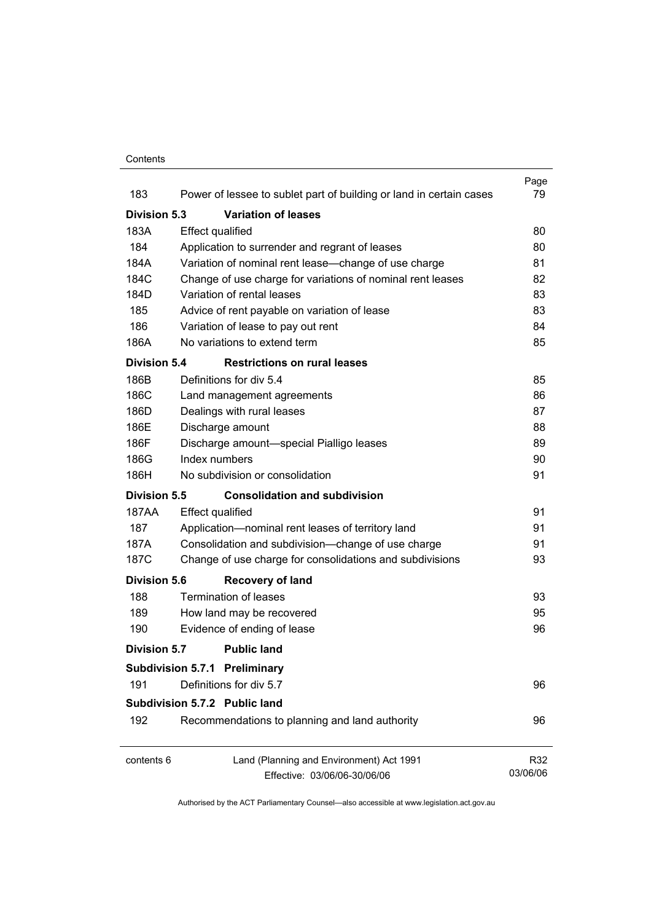| | | Page |
|---|---|---|
| 183 | Power of lessee to sublet part of building or land in certain cases | 79 |
| **Division 5.3** | **Variation of leases** | |
| 183A | Effect qualified | 80 |
| 184 | Application to surrender and regrant of leases | 80 |
| 184A | Variation of nominal rent lease—change of use charge | 81 |
| 184C | Change of use charge for variations of nominal rent leases | 82 |
| 184D | Variation of rental leases | 83 |
| 185 | Advice of rent payable on variation of lease | 83 |
| 186 | Variation of lease to pay out rent | 84 |
| 186A | No variations to extend term | 85 |
| **Division 5.4** | **Restrictions on rural leases** | |
| 186B | Definitions for div 5.4 | 85 |
| 186C | Land management agreements | 86 |
| 186D | Dealings with rural leases | 87 |
| 186E | Discharge amount | 88 |
| 186F | Discharge amount—special Pialligo leases | 89 |
| 186G | Index numbers | 90 |
| 186H | No subdivision or consolidation | 91 |
| **Division 5.5** | **Consolidation and subdivision** | |
| 187AA | Effect qualified | 91 |
| 187 | Application—nominal rent leases of territory land | 91 |
| 187A | Consolidation and subdivision—change of use charge | 91 |
| 187C | Change of use charge for consolidations and subdivisions | 93 |
| **Division 5.6** | **Recovery of land** | |
| 188 | Termination of leases | 93 |
| 189 | How land may be recovered | 95 |
| 190 | Evidence of ending of lease | 96 |
| **Division 5.7** | **Public land** | |
| **Subdivision 5.7.1** | **Preliminary** | |
| 191 | Definitions for div 5.7 | 96 |
| **Subdivision 5.7.2** | **Public land** | |
| 192 | Recommendations to planning and land authority | 96 |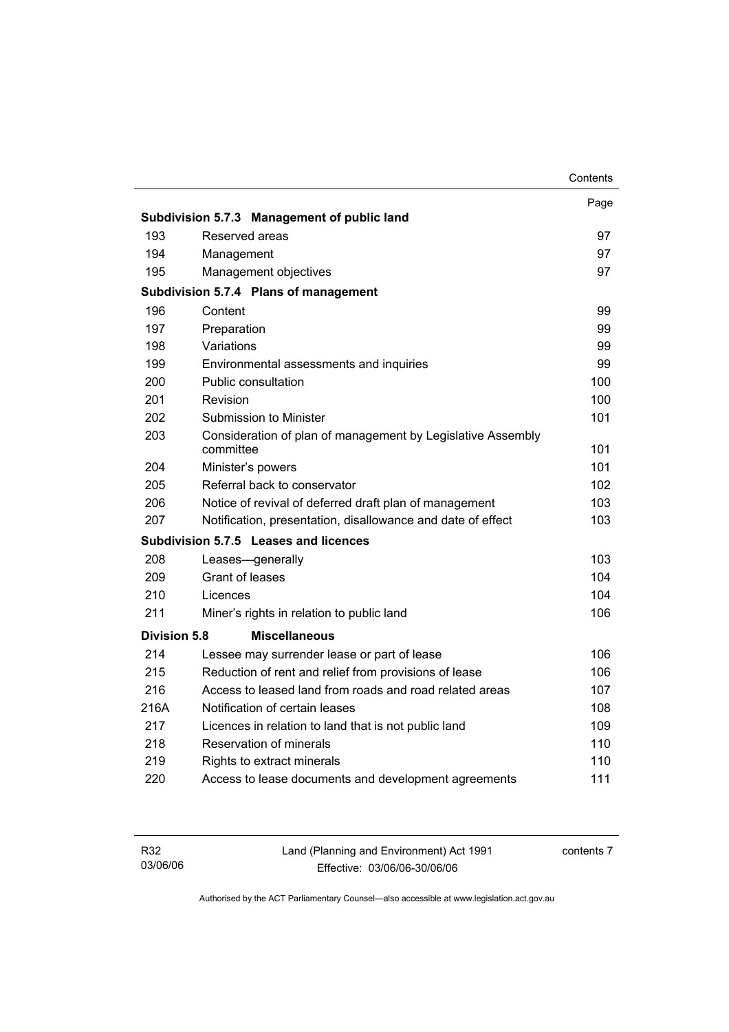| | | Page |
|---|---|---|
| **Subdivision 5.7.3** | **Management of public land** | |
| 193 | Reserved areas | 97 |
| 194 | Management | 97 |
| 195 | Management objectives | 97 |
| **Subdivision 5.7.4** | **Plans of management** | |
| 196 | Content | 99 |
| 197 | Preparation | 99 |
| 198 | Variations | 99 |
| 199 | Environmental assessments and inquiries | 99 |
| 200 | Public consultation | 100 |
| 201 | Revision | 100 |
| 202 | Submission to Minister | 101 |
| 203 | Consideration of plan of management by Legislative Assembly committee | 101 |
| 204 | Minister's powers | 101 |
| 205 | Referral back to conservator | 102 |
| 206 | Notice of revival of deferred draft plan of management | 103 |
| 207 | Notification, presentation, disallowance and date of effect | 103 |
| **Subdivision 5.7.5** | **Leases and licences** | |
| 208 | Leases—generally | 103 |
| 209 | Grant of leases | 104 |
| 210 | Licences | 104 |
| 211 | Miner's rights in relation to public land | 106 |
| **Division 5.8** | **Miscellaneous** | |
| 214 | Lessee may surrender lease or part of lease | 106 |
| 215 | Reduction of rent and relief from provisions of lease | 106 |
| 216 | Access to leased land from roads and road related areas | 107 |
| 216A | Notification of certain leases | 108 |
| 217 | Licences in relation to land that is not public land | 109 |
| 218 | Reservation of minerals | 110 |
| 219 | Rights to extract minerals | 110 |
| 220 | Access to lease documents and development agreements | 111 |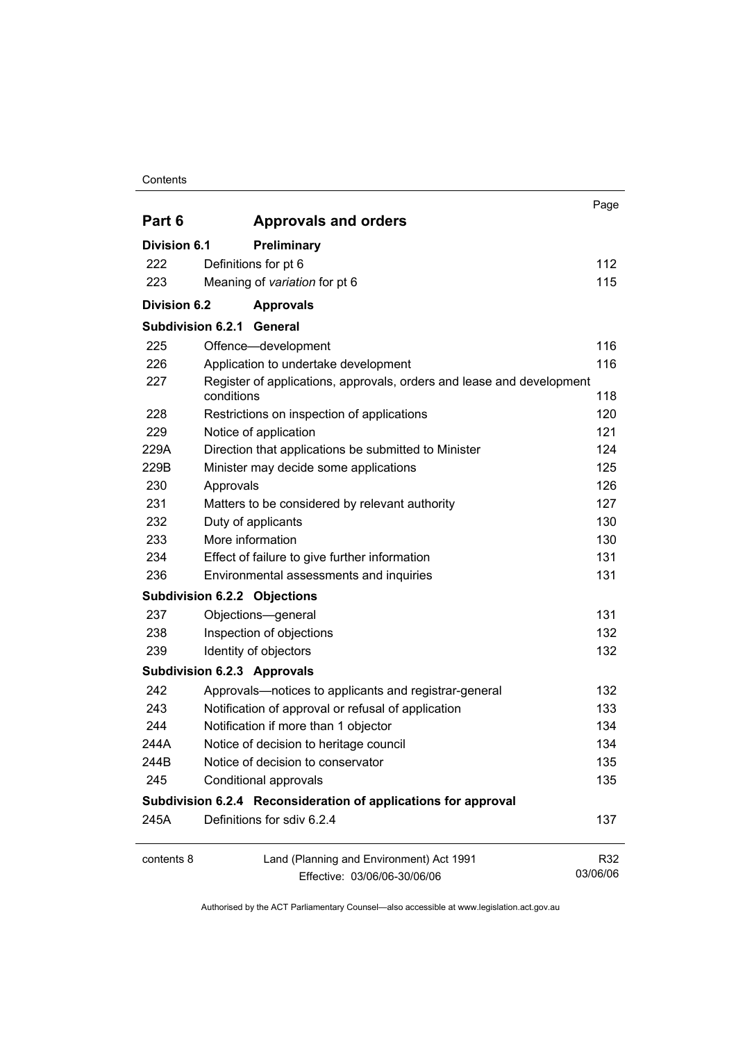| | | Page |
|---|---|---|
| **Part 6** | **Approvals and orders** | |
| **Division 6.1** | **Preliminary** | |
| 222 | Definitions for pt 6 | 112 |
| 223 | Meaning of *variation* for pt 6 | 115 |
| **Division 6.2** | **Approvals** | |
| **Subdivision 6.2.1** | **General** | |
| 225 | Offence—development | 116 |
| 226 | Application to undertake development | 116 |
| 227 | Register of applications, approvals, orders and lease and development conditions | 118 |
| 228 | Restrictions on inspection of applications | 120 |
| 229 | Notice of application | 121 |
| 229A | Direction that applications be submitted to Minister | 124 |
| 229B | Minister may decide some applications | 125 |
| 230 | Approvals | 126 |
| 231 | Matters to be considered by relevant authority | 127 |
| 232 | Duty of applicants | 130 |
| 233 | More information | 130 |
| 234 | Effect of failure to give further information | 131 |
| 236 | Environmental assessments and inquiries | 131 |
| **Subdivision 6.2.2** | **Objections** | |
| 237 | Objections—general | 131 |
| 238 | Inspection of objections | 132 |
| 239 | Identity of objectors | 132 |
| **Subdivision 6.2.3** | **Approvals** | |
| 242 | Approvals—notices to applicants and registrar-general | 132 |
| 243 | Notification of approval or refusal of application | 133 |
| 244 | Notification if more than 1 objector | 134 |
| 244A | Notice of decision to heritage council | 134 |
| 244B | Notice of decision to conservator | 135 |
| 245 | Conditional approvals | 135 |
| **Subdivision 6.2.4** | **Reconsideration of applications for approval** | |
| 245A | Definitions for sdiv 6.2.4 | 137 |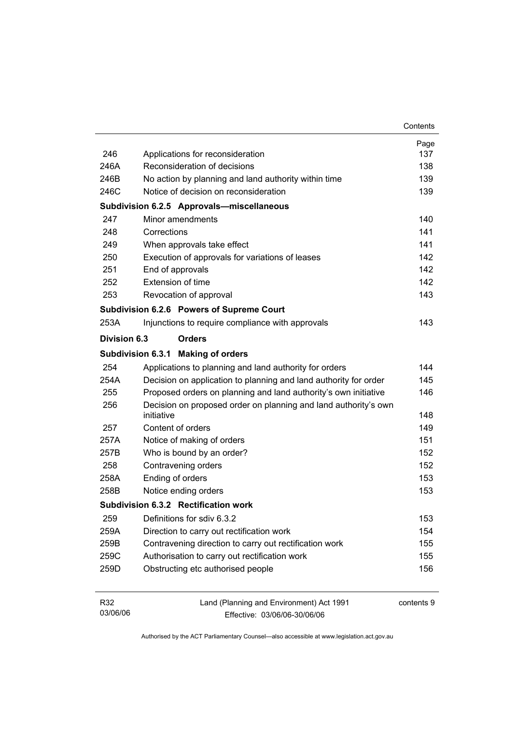| | | Page |
|---|---|---|
| 246 | Applications for reconsideration | 137 |
| 246A | Reconsideration of decisions | 138 |
| 246B | No action by planning and land authority within time | 139 |
| 246C | Notice of decision on reconsideration | 139 |
| **Subdivision 6.2.5** | **Approvals—miscellaneous** | |
| 247 | Minor amendments | 140 |
| 248 | Corrections | 141 |
| 249 | When approvals take effect | 141 |
| 250 | Execution of approvals for variations of leases | 142 |
| 251 | End of approvals | 142 |
| 252 | Extension of time | 142 |
| 253 | Revocation of approval | 143 |
| **Subdivision 6.2.6** | **Powers of Supreme Court** | |
| 253A | Injunctions to require compliance with approvals | 143 |
| **Division 6.3** | **Orders** | |
| **Subdivision 6.3.1** | **Making of orders** | |
| 254 | Applications to planning and land authority for orders | 144 |
| 254A | Decision on application to planning and land authority for order | 145 |
| 255 | Proposed orders on planning and land authority's own initiative | 146 |
| 256 | Decision on proposed order on planning and land authority's own initiative | 148 |
| 257 | Content of orders | 149 |
| 257A | Notice of making of orders | 151 |
| 257B | Who is bound by an order? | 152 |
| 258 | Contravening orders | 152 |
| 258A | Ending of orders | 153 |
| 258B | Notice ending orders | 153 |
| **Subdivision 6.3.2** | **Rectification work** | |
| 259 | Definitions for sdiv 6.3.2 | 153 |
| 259A | Direction to carry out rectification work | 154 |
| 259B | Contravening direction to carry out rectification work | 155 |
| 259C | Authorisation to carry out rectification work | 155 |
| 259D | Obstructing etc authorised people | 156 |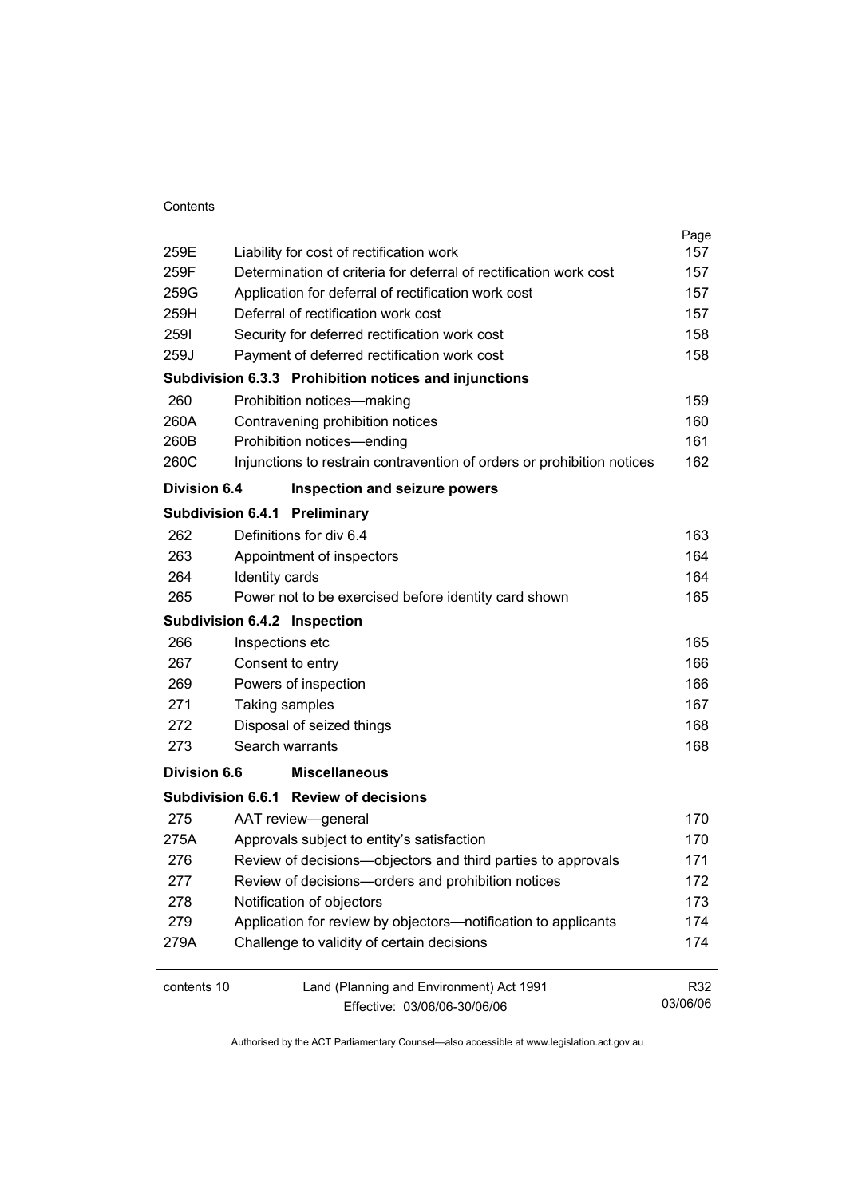| | | Page |
|---|---|---|
| 259E | Liability for cost of rectification work | 157 |
| 259F | Determination of criteria for deferral of rectification work cost | 157 |
| 259G | Application for deferral of rectification work cost | 157 |
| 259H | Deferral of rectification work cost | 157 |
| 259I | Security for deferred rectification work cost | 158 |
| 259J | Payment of deferred rectification work cost | 158 |
| **Subdivision 6.3.3** | **Prohibition notices and injunctions** | |
| 260 | Prohibition notices—making | 159 |
| 260A | Contravening prohibition notices | 160 |
| 260B | Prohibition notices—ending | 161 |
| 260C | Injunctions to restrain contravention of orders or prohibition notices | 162 |
| **Division 6.4** | **Inspection and seizure powers** | |
| **Subdivision 6.4.1** | **Preliminary** | |
| 262 | Definitions for div 6.4 | 163 |
| 263 | Appointment of inspectors | 164 |
| 264 | Identity cards | 164 |
| 265 | Power not to be exercised before identity card shown | 165 |
| **Subdivision 6.4.2** | **Inspection** | |
| 266 | Inspections etc | 165 |
| 267 | Consent to entry | 166 |
| 269 | Powers of inspection | 166 |
| 271 | Taking samples | 167 |
| 272 | Disposal of seized things | 168 |
| 273 | Search warrants | 168 |
| **Division 6.6** | **Miscellaneous** | |
| **Subdivision 6.6.1** | **Review of decisions** | |
| 275 | AAT review—general | 170 |
| 275A | Approvals subject to entity's satisfaction | 170 |
| 276 | Review of decisions—objectors and third parties to approvals | 171 |
| 277 | Review of decisions—orders and prohibition notices | 172 |
| 278 | Notification of objectors | 173 |
| 279 | Application for review by objectors—notification to applicants | 174 |
| 279A | Challenge to validity of certain decisions | 174 |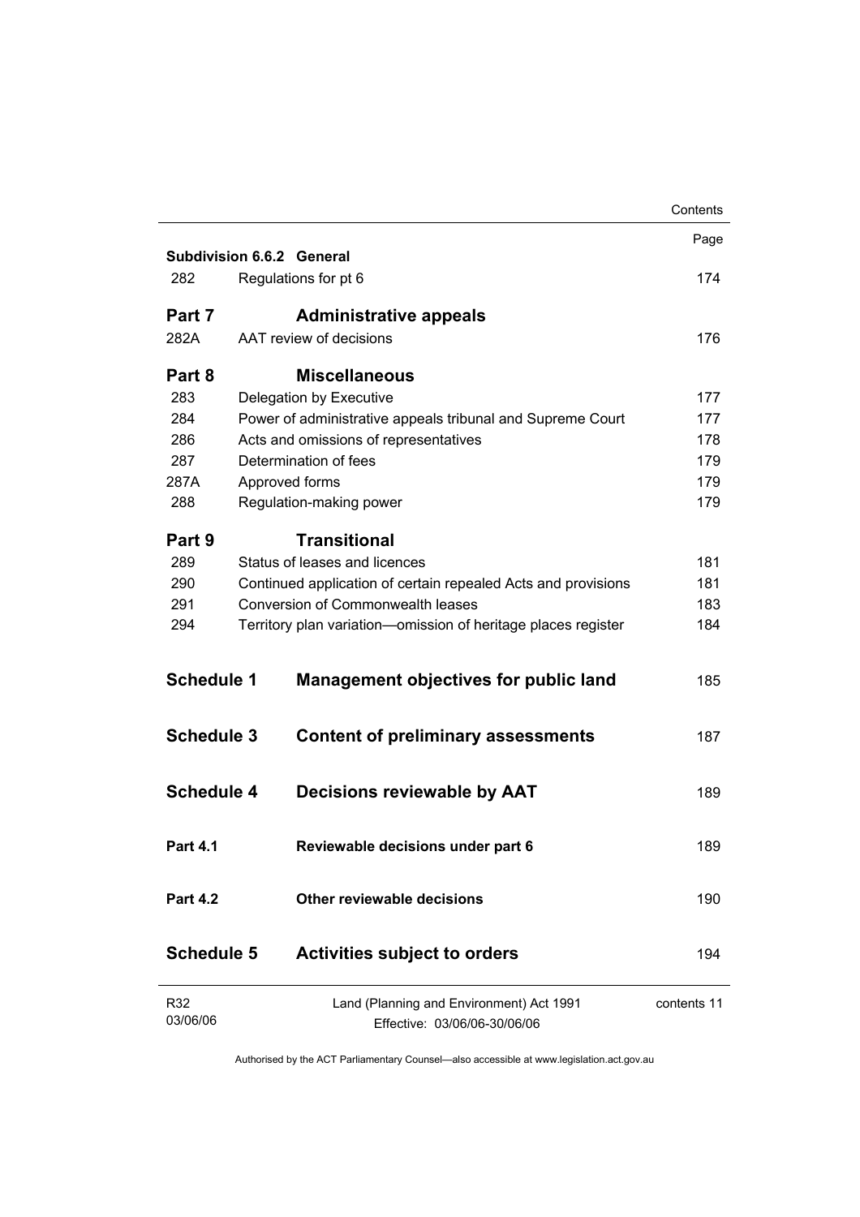| | | Page |
|---|---|---|
| **Subdivision 6.6.2** | **General** | |
| 282 | Regulations for pt 6 | 174 |
| **Part 7** | **Administrative appeals** | |
| 282A | AAT review of decisions | 176 |
| **Part 8** | **Miscellaneous** | |
| 283 | Delegation by Executive | 177 |
| 284 | Power of administrative appeals tribunal and Supreme Court | 177 |
| 286 | Acts and omissions of representatives | 178 |
| 287 | Determination of fees | 179 |
| 287A | Approved forms | 179 |
| 288 | Regulation-making power | 179 |
| **Part 9** | **Transitional** | |
| 289 | Status of leases and licences | 181 |
| 290 | Continued application of certain repealed Acts and provisions | 181 |
| 291 | Conversion of Commonwealth leases | 183 |
| 294 | Territory plan variation—omission of heritage places register | 184 |
| **Schedule 1** | **Management objectives for public land** | 185 |
| **Schedule 3** | **Content of preliminary assessments** | 187 |
| **Schedule 4** | **Decisions reviewable by AAT** | 189 |
| **Part 4.1** | **Reviewable decisions under part 6** | 189 |
| **Part 4.2** | **Other reviewable decisions** | 190 |
| **Schedule 5** | **Activities subject to orders** | 194 |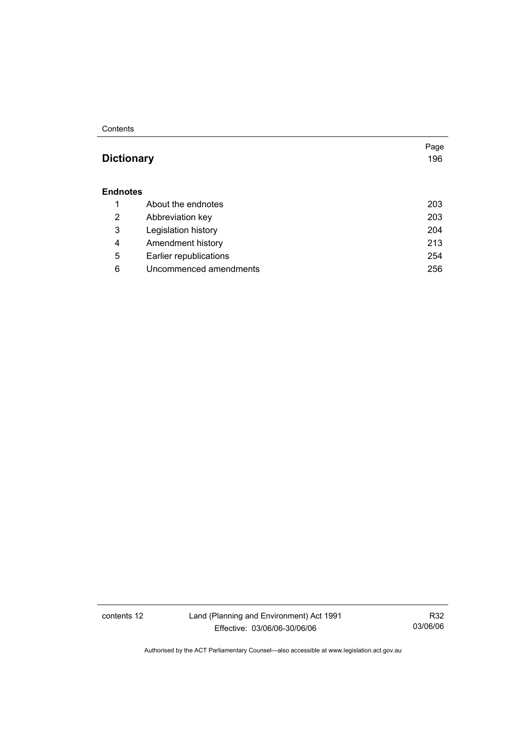| | | Page |
|---|---|---|
| **Dictionary** | | 196 |
| **Endnotes** | | |
| 1 | About the endnotes | 203 |
| 2 | Abbreviation key | 203 |
| 3 | Legislation history | 204 |
| 4 | Amendment history | 213 |
| 5 | Earlier republications | 254 |
| 6 | Uncommenced amendments | 256 |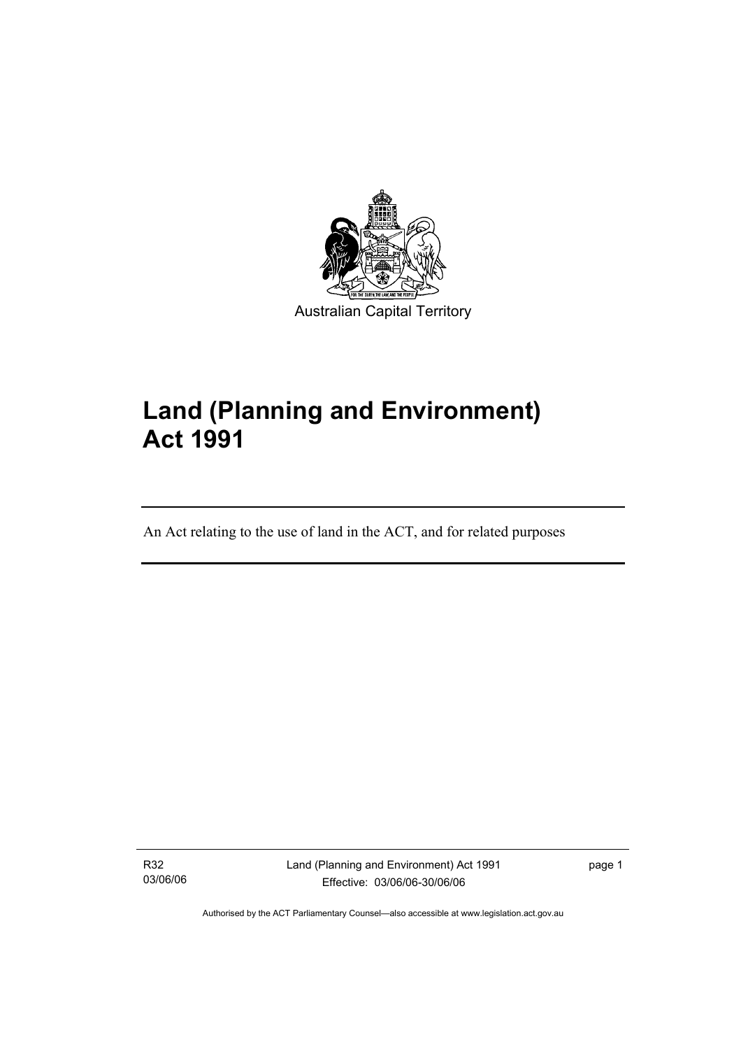Australian Capital Territory

# Land (Planning and Environment) Act 1991

An Act relating to the use of land in the ACT, and for related purposes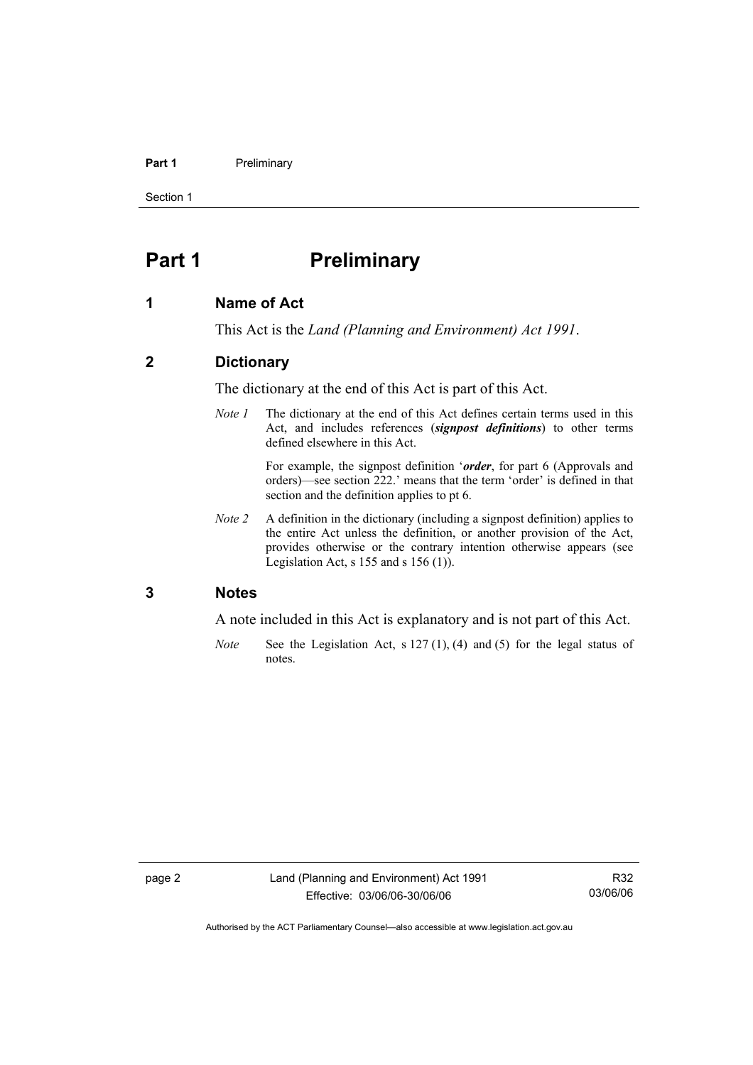# Part 1 Preliminary

## 1 Name of Act

This Act is the *Land (Planning and Environment) Act 1991*.

## 2 Dictionary

The dictionary at the end of this Act is part of this Act.

*Note 1* The dictionary at the end of this Act defines certain terms used in this Act, and includes references (***signpost definitions***) to other terms defined elsewhere in this Act.

For example, the signpost definition '***order***, for part 6 (Approvals and orders)—see section 222.' means that the term 'order' is defined in that section and the definition applies to pt 6.

*Note 2* A definition in the dictionary (including a signpost definition) applies to the entire Act unless the definition, or another provision of the Act, provides otherwise or the contrary intention otherwise appears (see Legislation Act, s 155 and s 156 (1)).

## 3 Notes

A note included in this Act is explanatory and is not part of this Act.

*Note* See the Legislation Act, s 127 (1), (4) and (5) for the legal status of notes.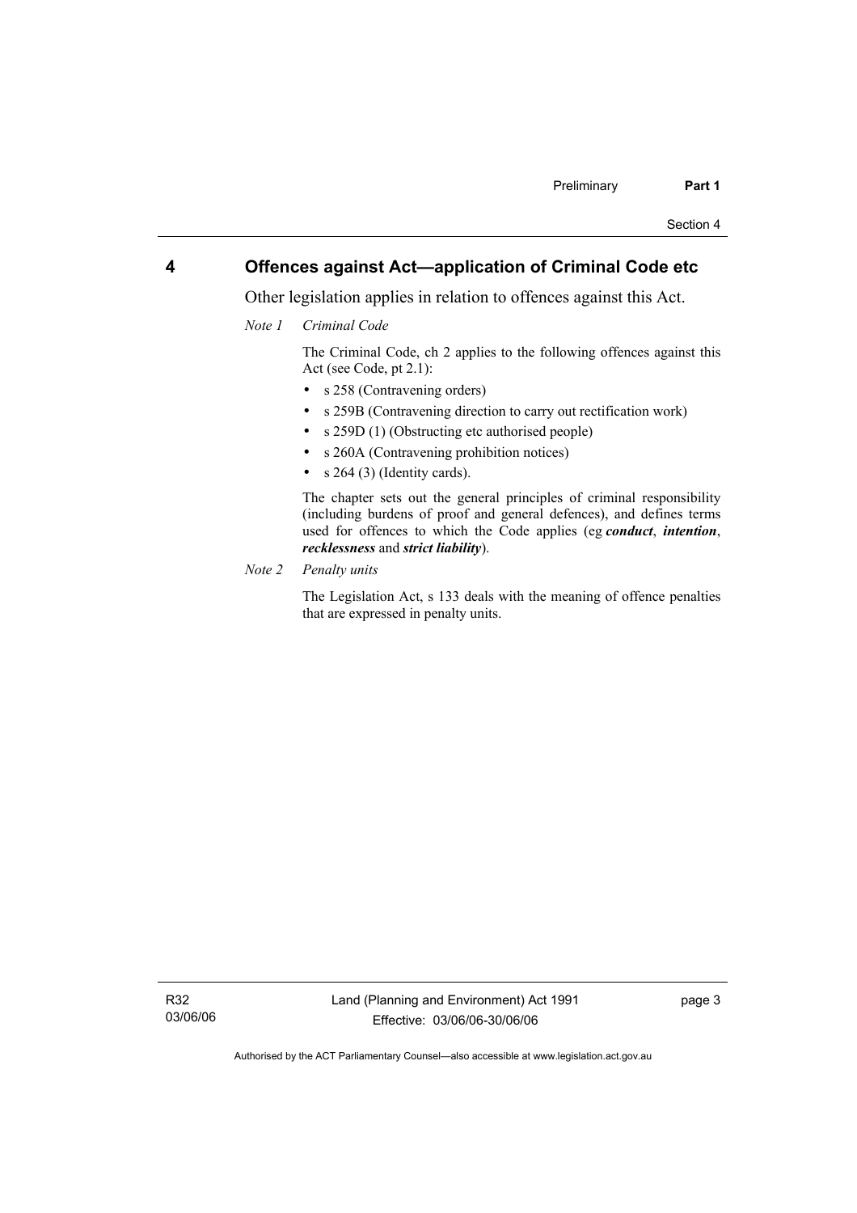## 4 Offences against Act—application of Criminal Code etc

Other legislation applies in relation to offences against this Act.

*Note 1 Criminal Code*

The Criminal Code, ch 2 applies to the following offences against this Act (see Code, pt 2.1):

- s 258 (Contravening orders)
- s 259B (Contravening direction to carry out rectification work)
- s 259D (1) (Obstructing etc authorised people)
- s 260A (Contravening prohibition notices)
- s 264 (3) (Identity cards).

The chapter sets out the general principles of criminal responsibility (including burdens of proof and general defences), and defines terms used for offences to which the Code applies (eg ***conduct***, ***intention***, ***recklessness*** and ***strict liability***).

*Note 2 Penalty units*

The Legislation Act, s 133 deals with the meaning of offence penalties that are expressed in penalty units.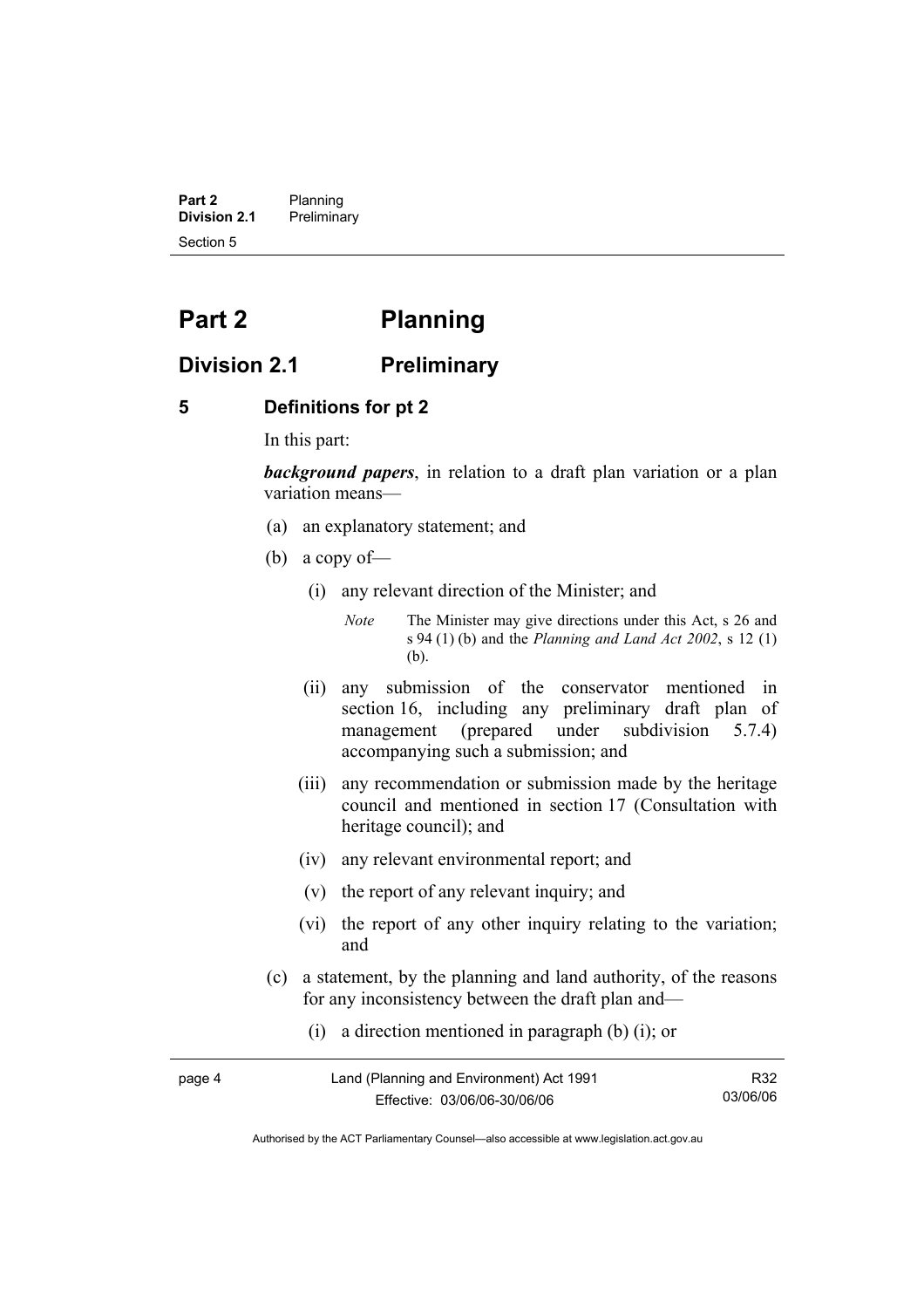# Part 2 Planning

## Division 2.1 Preliminary

### 5 Definitions for pt 2

In this part:

***background papers***, in relation to a draft plan variation or a plan variation means—

(a) an explanatory statement; and

(b) a copy of—

(i) any relevant direction of the Minister; and

*Note* The Minister may give directions under this Act, s 26 and s 94 (1) (b) and the *Planning and Land Act 2002*, s 12 (1) (b).

(ii) any submission of the conservator mentioned in section 16, including any preliminary draft plan of management (prepared under subdivision 5.7.4) accompanying such a submission; and

(iii) any recommendation or submission made by the heritage council and mentioned in section 17 (Consultation with heritage council); and

(iv) any relevant environmental report; and

(v) the report of any relevant inquiry; and

(vi) the report of any other inquiry relating to the variation; and

(c) a statement, by the planning and land authority, of the reasons for any inconsistency between the draft plan and—

(i) a direction mentioned in paragraph (b) (i); or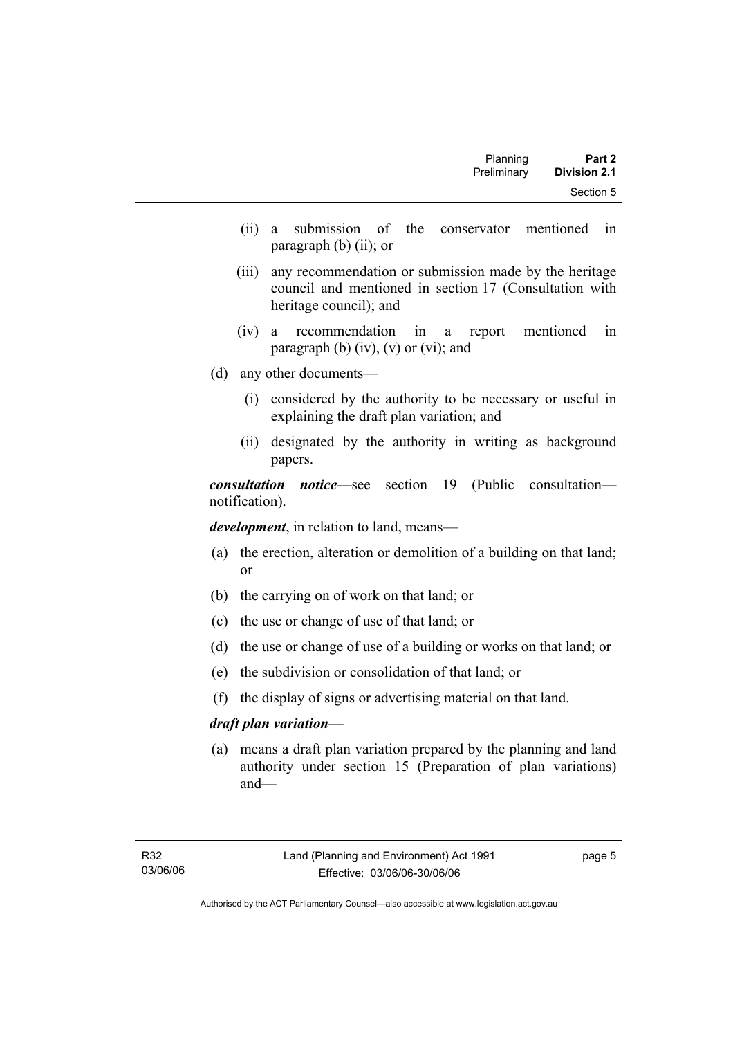(ii) a submission of the conservator mentioned in paragraph (b) (ii); or

(iii) any recommendation or submission made by the heritage council and mentioned in section 17 (Consultation with heritage council); and

(iv) a recommendation in a report mentioned in paragraph (b) (iv), (v) or (vi); and

(d) any other documents—

(i) considered by the authority to be necessary or useful in explaining the draft plan variation; and

(ii) designated by the authority in writing as background papers.

***consultation notice***—see section 19 (Public consultation—notification).

***development***, in relation to land, means—

(a) the erection, alteration or demolition of a building on that land; or

(b) the carrying on of work on that land; or

(c) the use or change of use of that land; or

(d) the use or change of use of a building or works on that land; or

(e) the subdivision or consolidation of that land; or

(f) the display of signs or advertising material on that land.

***draft plan variation***—

(a) means a draft plan variation prepared by the planning and land authority under section 15 (Preparation of plan variations) and—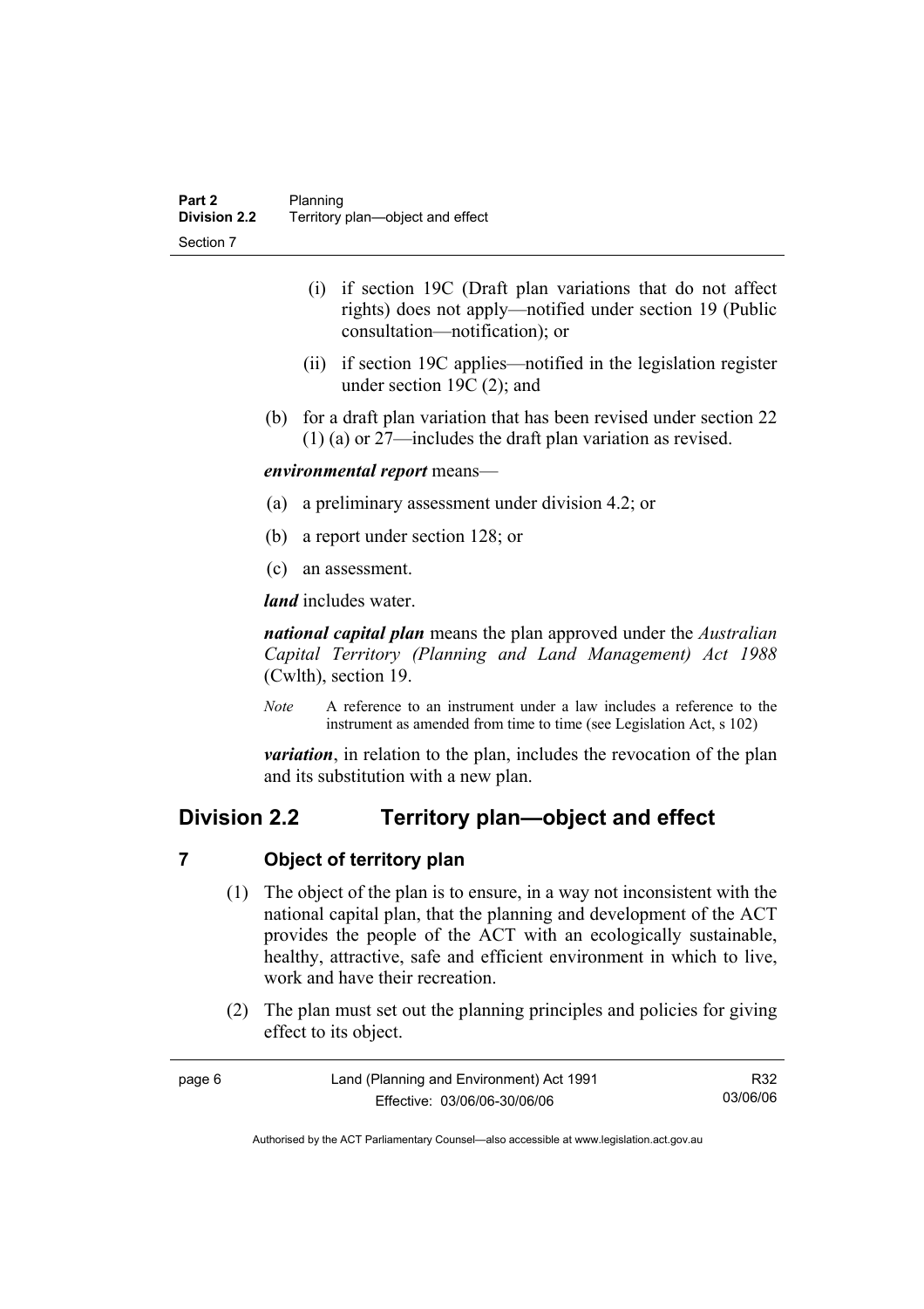(i) if section 19C (Draft plan variations that do not affect rights) does not apply—notified under section 19 (Public consultation—notification); or

(ii) if section 19C applies—notified in the legislation register under section 19C (2); and

(b) for a draft plan variation that has been revised under section 22 (1) (a) or 27—includes the draft plan variation as revised.

***environmental report*** means—

(a) a preliminary assessment under division 4.2; or

(b) a report under section 128; or

(c) an assessment.

***land*** includes water.

***national capital plan*** means the plan approved under the *Australian Capital Territory (Planning and Land Management) Act 1988* (Cwlth), section 19.

*Note* A reference to an instrument under a law includes a reference to the instrument as amended from time to time (see Legislation Act, s 102)

***variation***, in relation to the plan, includes the revocation of the plan and its substitution with a new plan.

## Division 2.2 Territory plan—object and effect

### 7 Object of territory plan

(1) The object of the plan is to ensure, in a way not inconsistent with the national capital plan, that the planning and development of the ACT provides the people of the ACT with an ecologically sustainable, healthy, attractive, safe and efficient environment in which to live, work and have their recreation.

(2) The plan must set out the planning principles and policies for giving effect to its object.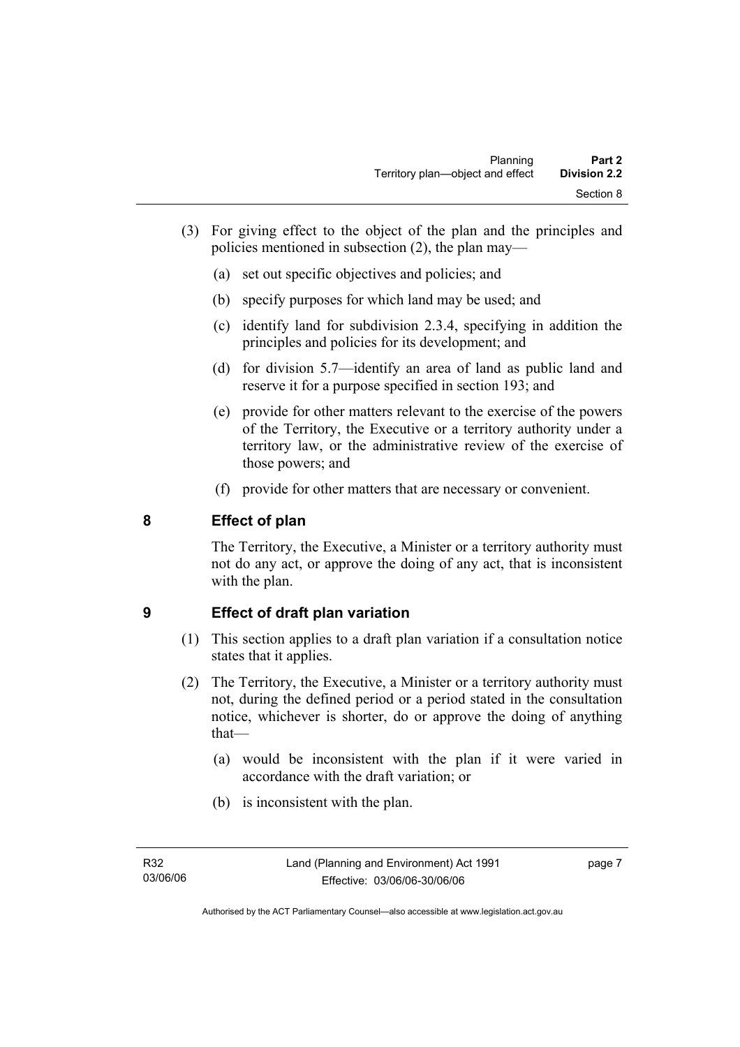(3) For giving effect to the object of the plan and the principles and policies mentioned in subsection (2), the plan may—

(a) set out specific objectives and policies; and

(b) specify purposes for which land may be used; and

(c) identify land for subdivision 2.3.4, specifying in addition the principles and policies for its development; and

(d) for division 5.7—identify an area of land as public land and reserve it for a purpose specified in section 193; and

(e) provide for other matters relevant to the exercise of the powers of the Territory, the Executive or a territory authority under a territory law, or the administrative review of the exercise of those powers; and

(f) provide for other matters that are necessary or convenient.

## 8 Effect of plan

The Territory, the Executive, a Minister or a territory authority must not do any act, or approve the doing of any act, that is inconsistent with the plan.

## 9 Effect of draft plan variation

(1) This section applies to a draft plan variation if a consultation notice states that it applies.

(2) The Territory, the Executive, a Minister or a territory authority must not, during the defined period or a period stated in the consultation notice, whichever is shorter, do or approve the doing of anything that—

(a) would be inconsistent with the plan if it were varied in accordance with the draft variation; or

(b) is inconsistent with the plan.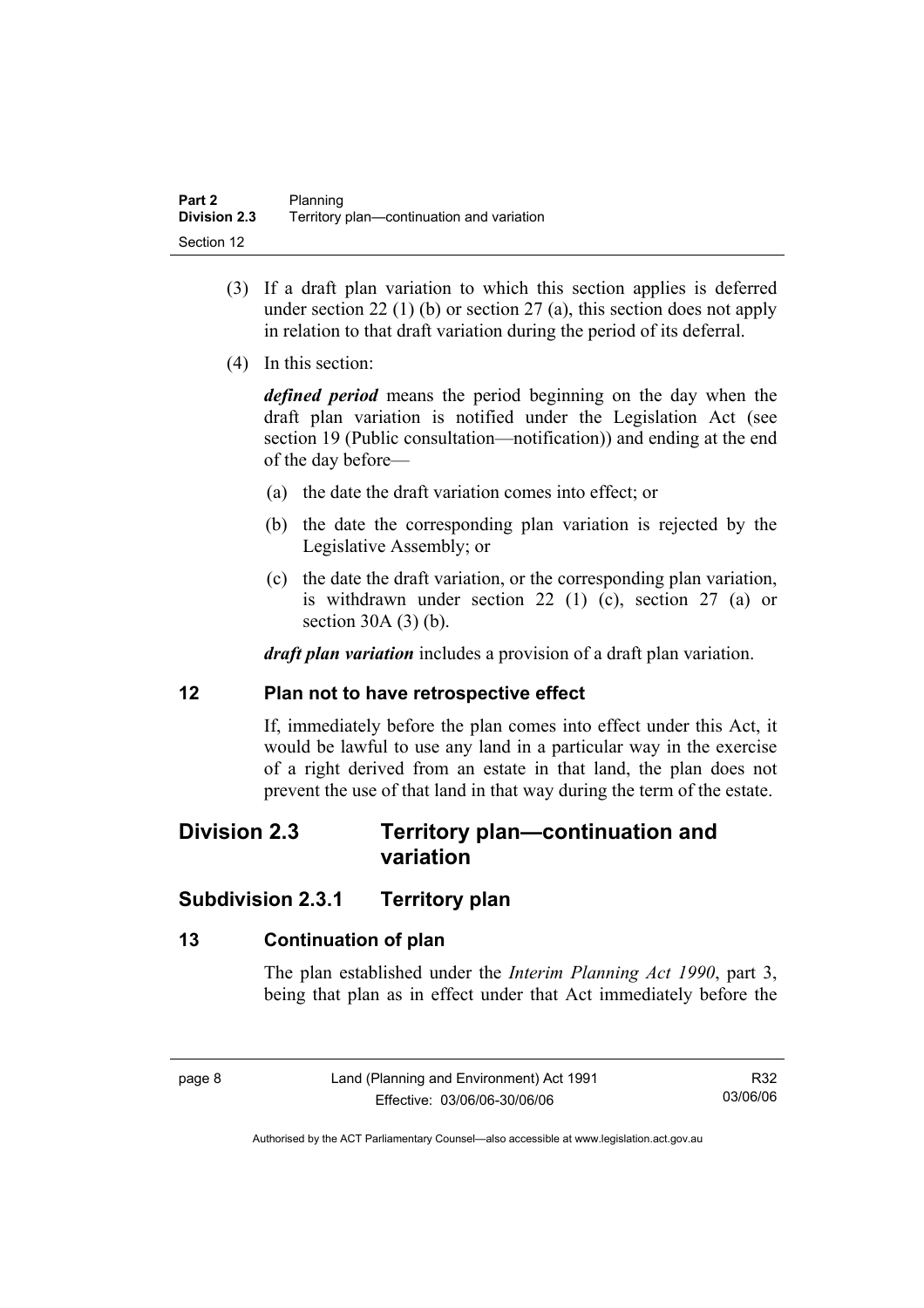(3) If a draft plan variation to which this section applies is deferred under section 22 (1) (b) or section 27 (a), this section does not apply in relation to that draft variation during the period of its deferral.

(4) In this section:

***defined period*** means the period beginning on the day when the draft plan variation is notified under the Legislation Act (see section 19 (Public consultation—notification)) and ending at the end of the day before—

(a) the date the draft variation comes into effect; or

(b) the date the corresponding plan variation is rejected by the Legislative Assembly; or

(c) the date the draft variation, or the corresponding plan variation, is withdrawn under section 22 (1) (c), section 27 (a) or section 30A (3) (b).

***draft plan variation*** includes a provision of a draft plan variation.

### 12 Plan not to have retrospective effect

If, immediately before the plan comes into effect under this Act, it would be lawful to use any land in a particular way in the exercise of a right derived from an estate in that land, the plan does not prevent the use of that land in that way during the term of the estate.

## Division 2.3 Territory plan—continuation and variation

## Subdivision 2.3.1 Territory plan

### 13 Continuation of plan

The plan established under the *Interim Planning Act 1990*, part 3, being that plan as in effect under that Act immediately before the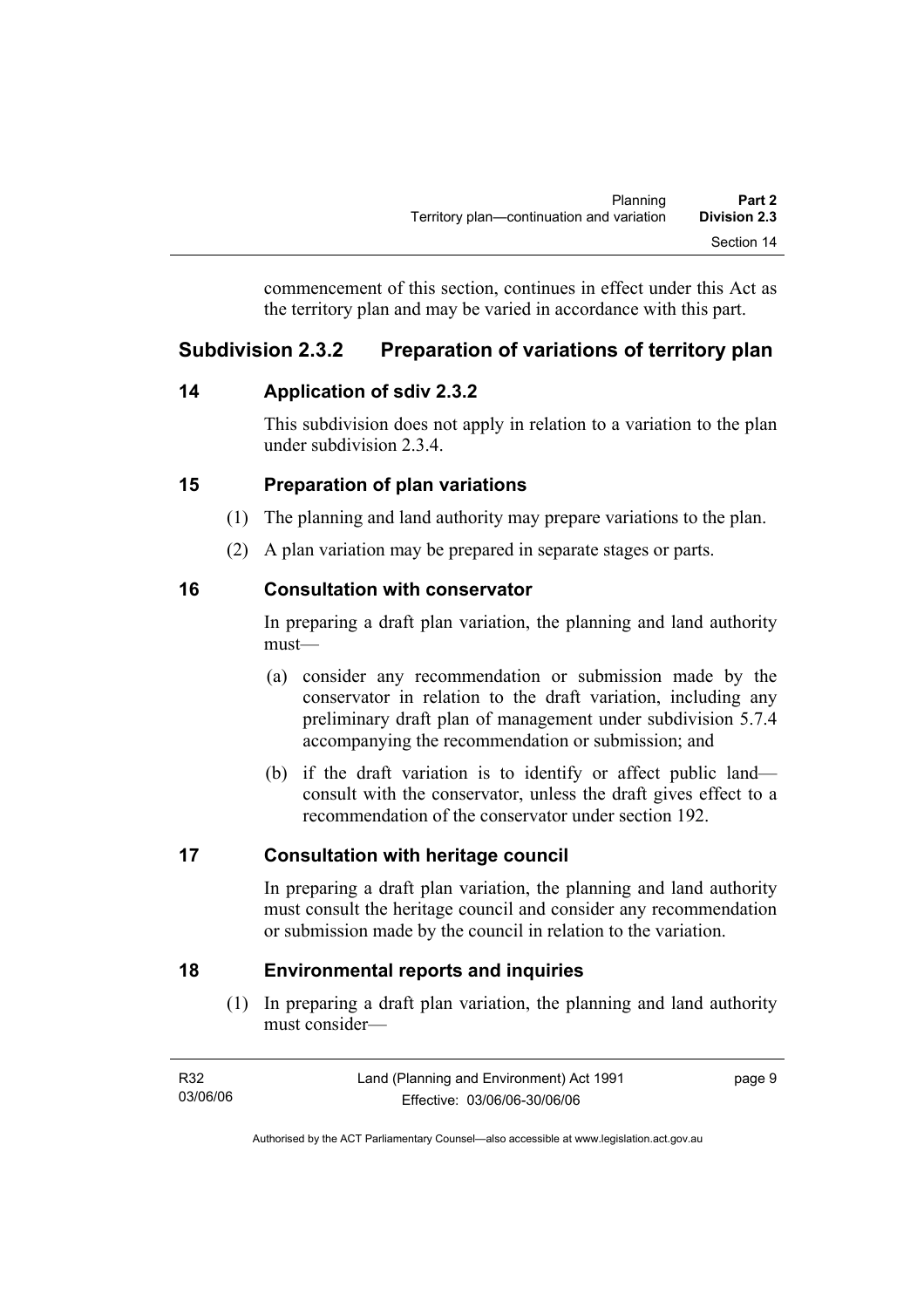commencement of this section, continues in effect under this Act as the territory plan and may be varied in accordance with this part.

## Subdivision 2.3.2 Preparation of variations of territory plan

### 14 Application of sdiv 2.3.2

This subdivision does not apply in relation to a variation to the plan under subdivision 2.3.4.

### 15 Preparation of plan variations

(1) The planning and land authority may prepare variations to the plan.

(2) A plan variation may be prepared in separate stages or parts.

### 16 Consultation with conservator

In preparing a draft plan variation, the planning and land authority must—

(a) consider any recommendation or submission made by the conservator in relation to the draft variation, including any preliminary draft plan of management under subdivision 5.7.4 accompanying the recommendation or submission; and

(b) if the draft variation is to identify or affect public land—consult with the conservator, unless the draft gives effect to a recommendation of the conservator under section 192.

### 17 Consultation with heritage council

In preparing a draft plan variation, the planning and land authority must consult the heritage council and consider any recommendation or submission made by the council in relation to the variation.

### 18 Environmental reports and inquiries

(1) In preparing a draft plan variation, the planning and land authority must consider—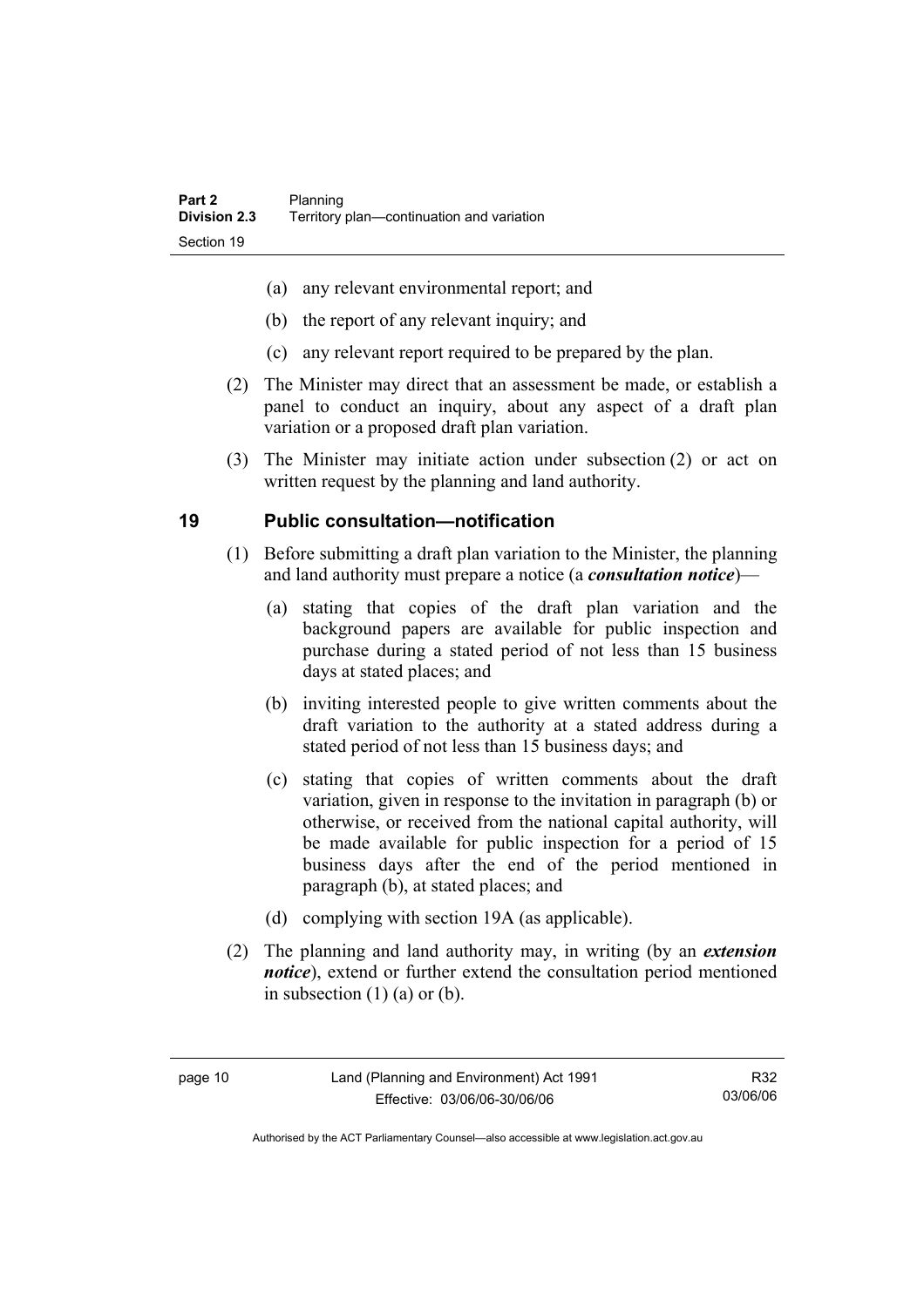- (a) any relevant environmental report; and
- (b) the report of any relevant inquiry; and
- (c) any relevant report required to be prepared by the plan.

(2) The Minister may direct that an assessment be made, or establish a panel to conduct an inquiry, about any aspect of a draft plan variation or a proposed draft plan variation.

(3) The Minister may initiate action under subsection (2) or act on written request by the planning and land authority.

## 19 Public consultation—notification

(1) Before submitting a draft plan variation to the Minister, the planning and land authority must prepare a notice (a ***consultation notice***)—

- (a) stating that copies of the draft plan variation and the background papers are available for public inspection and purchase during a stated period of not less than 15 business days at stated places; and
- (b) inviting interested people to give written comments about the draft variation to the authority at a stated address during a stated period of not less than 15 business days; and
- (c) stating that copies of written comments about the draft variation, given in response to the invitation in paragraph (b) or otherwise, or received from the national capital authority, will be made available for public inspection for a period of 15 business days after the end of the period mentioned in paragraph (b), at stated places; and
- (d) complying with section 19A (as applicable).

(2) The planning and land authority may, in writing (by an ***extension notice***), extend or further extend the consultation period mentioned in subsection (1) (a) or (b).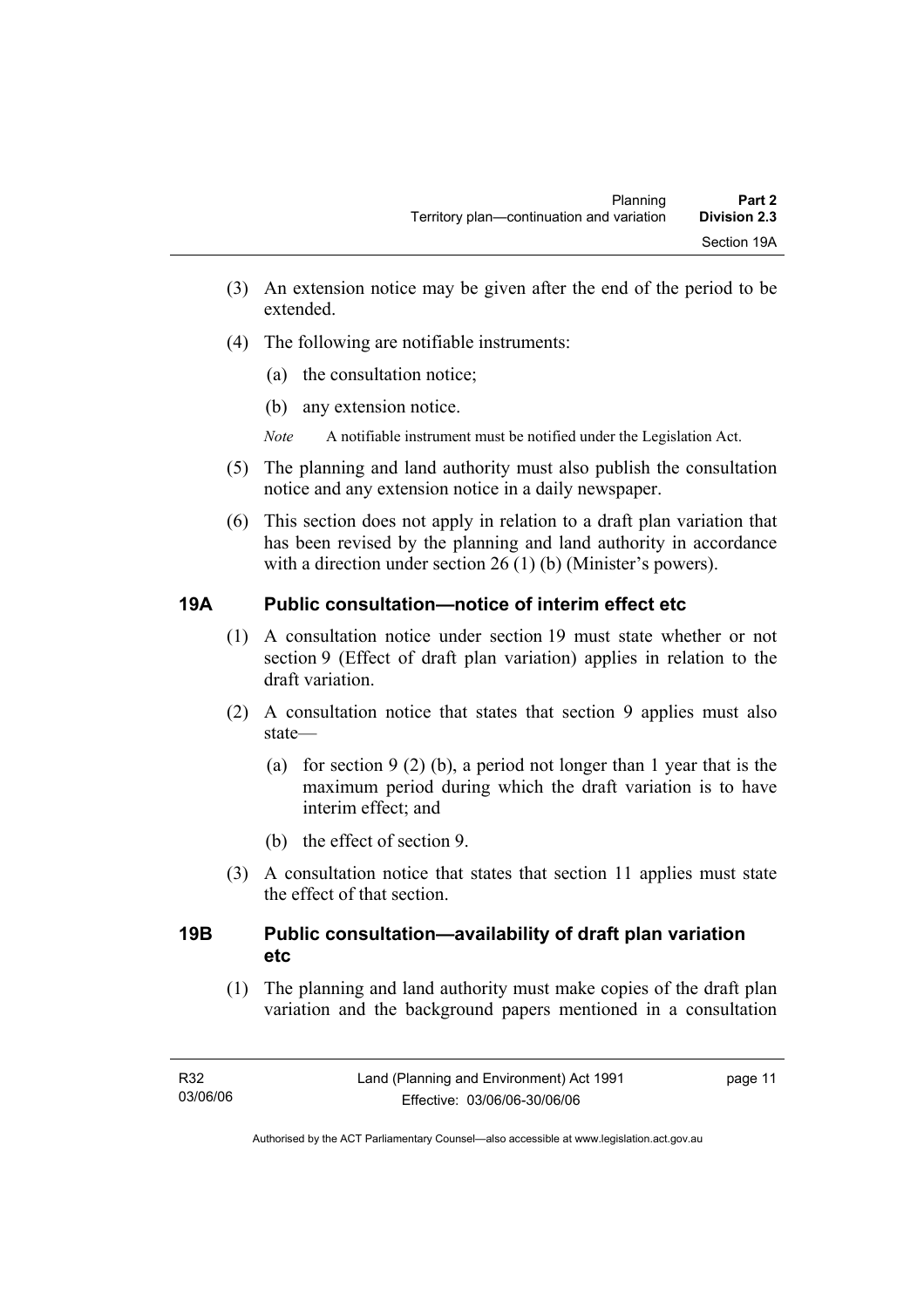(3) An extension notice may be given after the end of the period to be extended.

(4) The following are notifiable instruments:

(a) the consultation notice;

(b) any extension notice.

*Note* A notifiable instrument must be notified under the Legislation Act.

(5) The planning and land authority must also publish the consultation notice and any extension notice in a daily newspaper.

(6) This section does not apply in relation to a draft plan variation that has been revised by the planning and land authority in accordance with a direction under section 26 (1) (b) (Minister's powers).

### 19A Public consultation—notice of interim effect etc

(1) A consultation notice under section 19 must state whether or not section 9 (Effect of draft plan variation) applies in relation to the draft variation.

(2) A consultation notice that states that section 9 applies must also state—

(a) for section 9 (2) (b), a period not longer than 1 year that is the maximum period during which the draft variation is to have interim effect; and

(b) the effect of section 9.

(3) A consultation notice that states that section 11 applies must state the effect of that section.

### 19B Public consultation—availability of draft plan variation etc

(1) The planning and land authority must make copies of the draft plan variation and the background papers mentioned in a consultation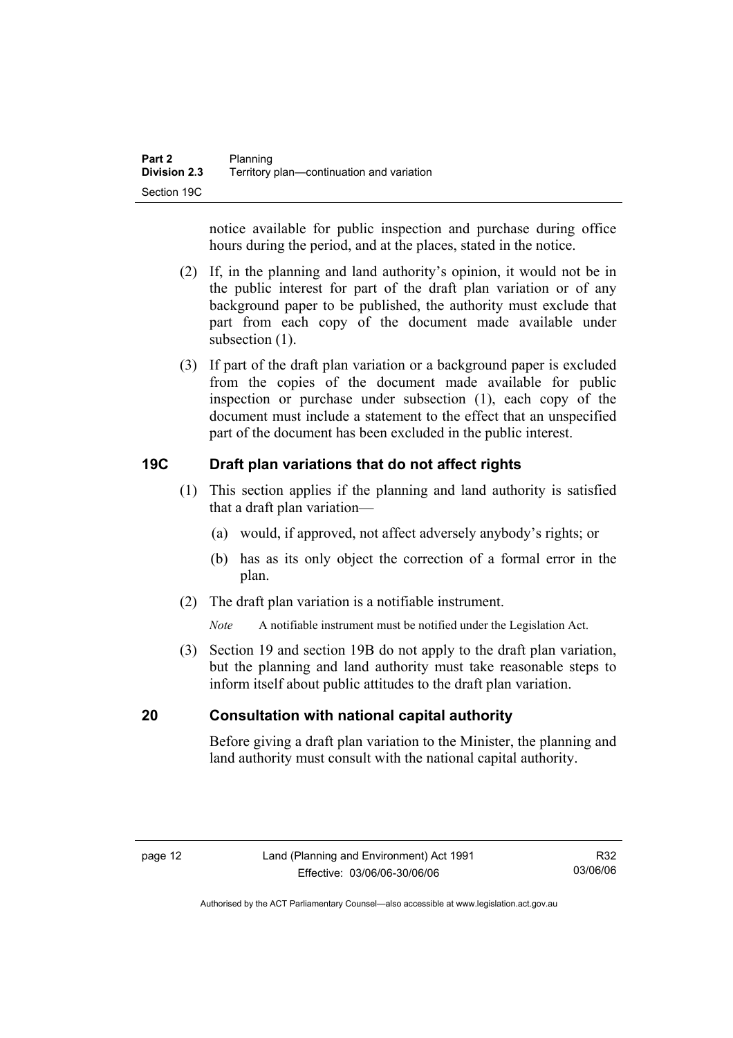notice available for public inspection and purchase during office hours during the period, and at the places, stated in the notice.

(2) If, in the planning and land authority's opinion, it would not be in the public interest for part of the draft plan variation or of any background paper to be published, the authority must exclude that part from each copy of the document made available under subsection (1).

(3) If part of the draft plan variation or a background paper is excluded from the copies of the document made available for public inspection or purchase under subsection (1), each copy of the document must include a statement to the effect that an unspecified part of the document has been excluded in the public interest.

## 19C Draft plan variations that do not affect rights

(1) This section applies if the planning and land authority is satisfied that a draft plan variation—

(a) would, if approved, not affect adversely anybody's rights; or

(b) has as its only object the correction of a formal error in the plan.

(2) The draft plan variation is a notifiable instrument.

*Note* A notifiable instrument must be notified under the Legislation Act.

(3) Section 19 and section 19B do not apply to the draft plan variation, but the planning and land authority must take reasonable steps to inform itself about public attitudes to the draft plan variation.

## 20 Consultation with national capital authority

Before giving a draft plan variation to the Minister, the planning and land authority must consult with the national capital authority.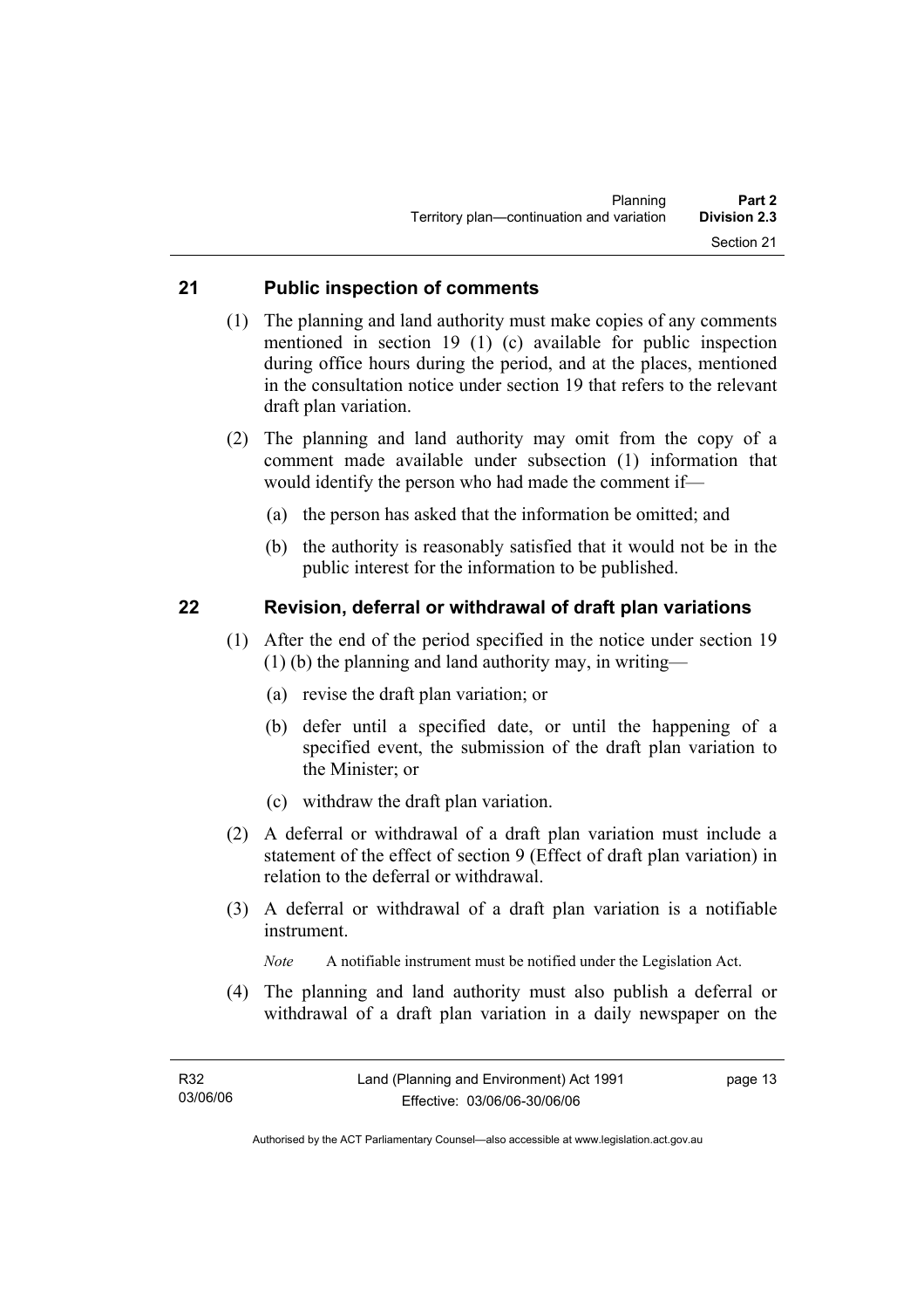## 21 Public inspection of comments

(1) The planning and land authority must make copies of any comments mentioned in section 19 (1) (c) available for public inspection during office hours during the period, and at the places, mentioned in the consultation notice under section 19 that refers to the relevant draft plan variation.

(2) The planning and land authority may omit from the copy of a comment made available under subsection (1) information that would identify the person who had made the comment if—

(a) the person has asked that the information be omitted; and

(b) the authority is reasonably satisfied that it would not be in the public interest for the information to be published.

## 22 Revision, deferral or withdrawal of draft plan variations

(1) After the end of the period specified in the notice under section 19 (1) (b) the planning and land authority may, in writing—

(a) revise the draft plan variation; or

(b) defer until a specified date, or until the happening of a specified event, the submission of the draft plan variation to the Minister; or

(c) withdraw the draft plan variation.

(2) A deferral or withdrawal of a draft plan variation must include a statement of the effect of section 9 (Effect of draft plan variation) in relation to the deferral or withdrawal.

(3) A deferral or withdrawal of a draft plan variation is a notifiable instrument.

*Note* A notifiable instrument must be notified under the Legislation Act.

(4) The planning and land authority must also publish a deferral or withdrawal of a draft plan variation in a daily newspaper on the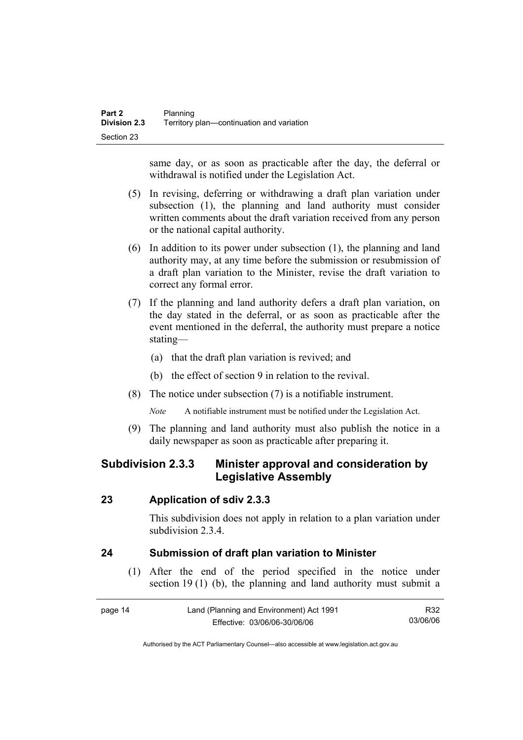same day, or as soon as practicable after the day, the deferral or withdrawal is notified under the Legislation Act.

(5) In revising, deferring or withdrawing a draft plan variation under subsection (1), the planning and land authority must consider written comments about the draft variation received from any person or the national capital authority.

(6) In addition to its power under subsection (1), the planning and land authority may, at any time before the submission or resubmission of a draft plan variation to the Minister, revise the draft variation to correct any formal error.

(7) If the planning and land authority defers a draft plan variation, on the day stated in the deferral, or as soon as practicable after the event mentioned in the deferral, the authority must prepare a notice stating—

(a) that the draft plan variation is revived; and

(b) the effect of section 9 in relation to the revival.

(8) The notice under subsection (7) is a notifiable instrument.

*Note* A notifiable instrument must be notified under the Legislation Act.

(9) The planning and land authority must also publish the notice in a daily newspaper as soon as practicable after preparing it.

## Subdivision 2.3.3 Minister approval and consideration by Legislative Assembly

### 23 Application of sdiv 2.3.3

This subdivision does not apply in relation to a plan variation under subdivision 2.3.4.

### 24 Submission of draft plan variation to Minister

(1) After the end of the period specified in the notice under section 19 (1) (b), the planning and land authority must submit a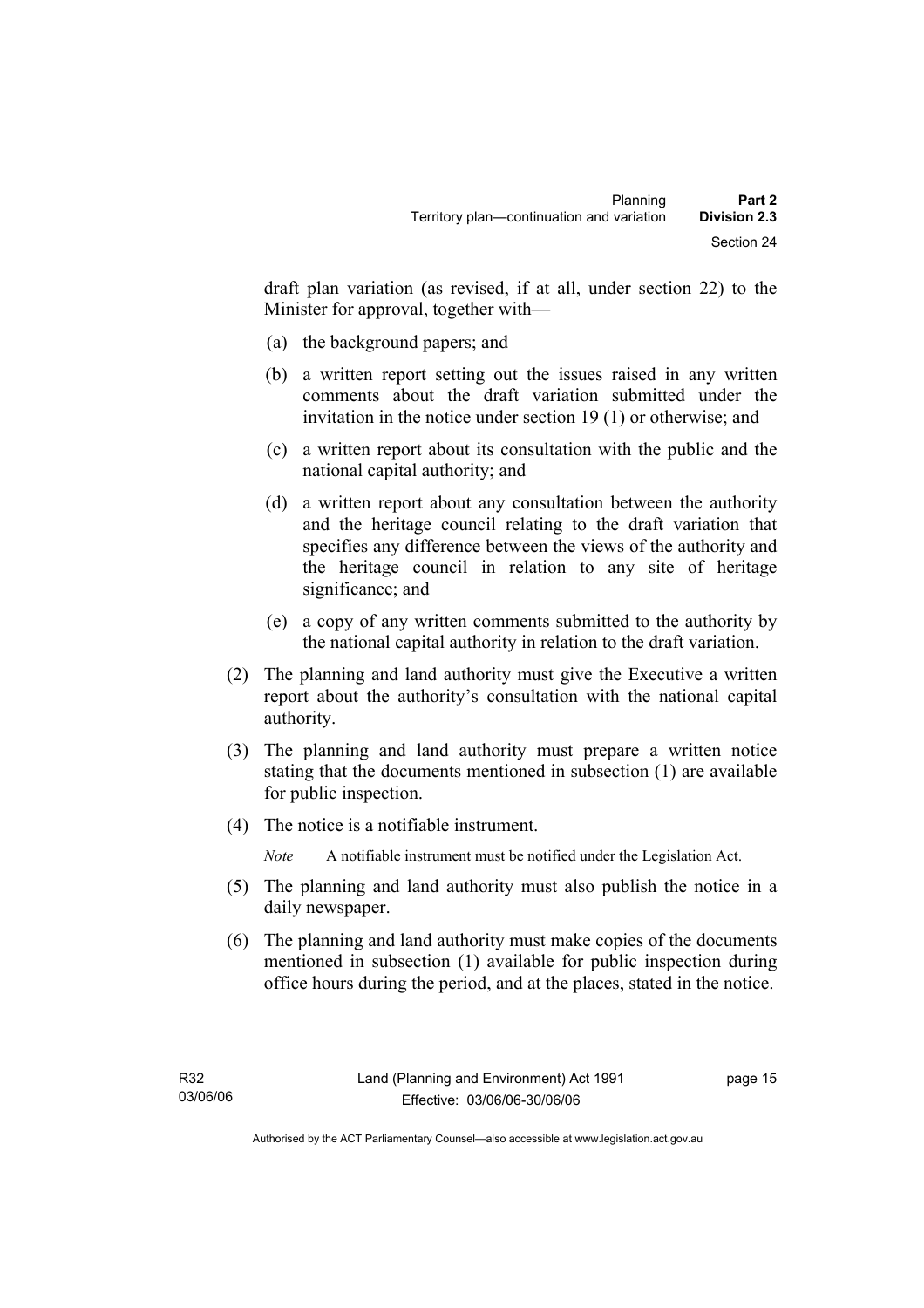draft plan variation (as revised, if at all, under section 22) to the Minister for approval, together with—

(a) the background papers; and

(b) a written report setting out the issues raised in any written comments about the draft variation submitted under the invitation in the notice under section 19 (1) or otherwise; and

(c) a written report about its consultation with the public and the national capital authority; and

(d) a written report about any consultation between the authority and the heritage council relating to the draft variation that specifies any difference between the views of the authority and the heritage council in relation to any site of heritage significance; and

(e) a copy of any written comments submitted to the authority by the national capital authority in relation to the draft variation.

(2) The planning and land authority must give the Executive a written report about the authority's consultation with the national capital authority.

(3) The planning and land authority must prepare a written notice stating that the documents mentioned in subsection (1) are available for public inspection.

(4) The notice is a notifiable instrument.

*Note* A notifiable instrument must be notified under the Legislation Act.

(5) The planning and land authority must also publish the notice in a daily newspaper.

(6) The planning and land authority must make copies of the documents mentioned in subsection (1) available for public inspection during office hours during the period, and at the places, stated in the notice.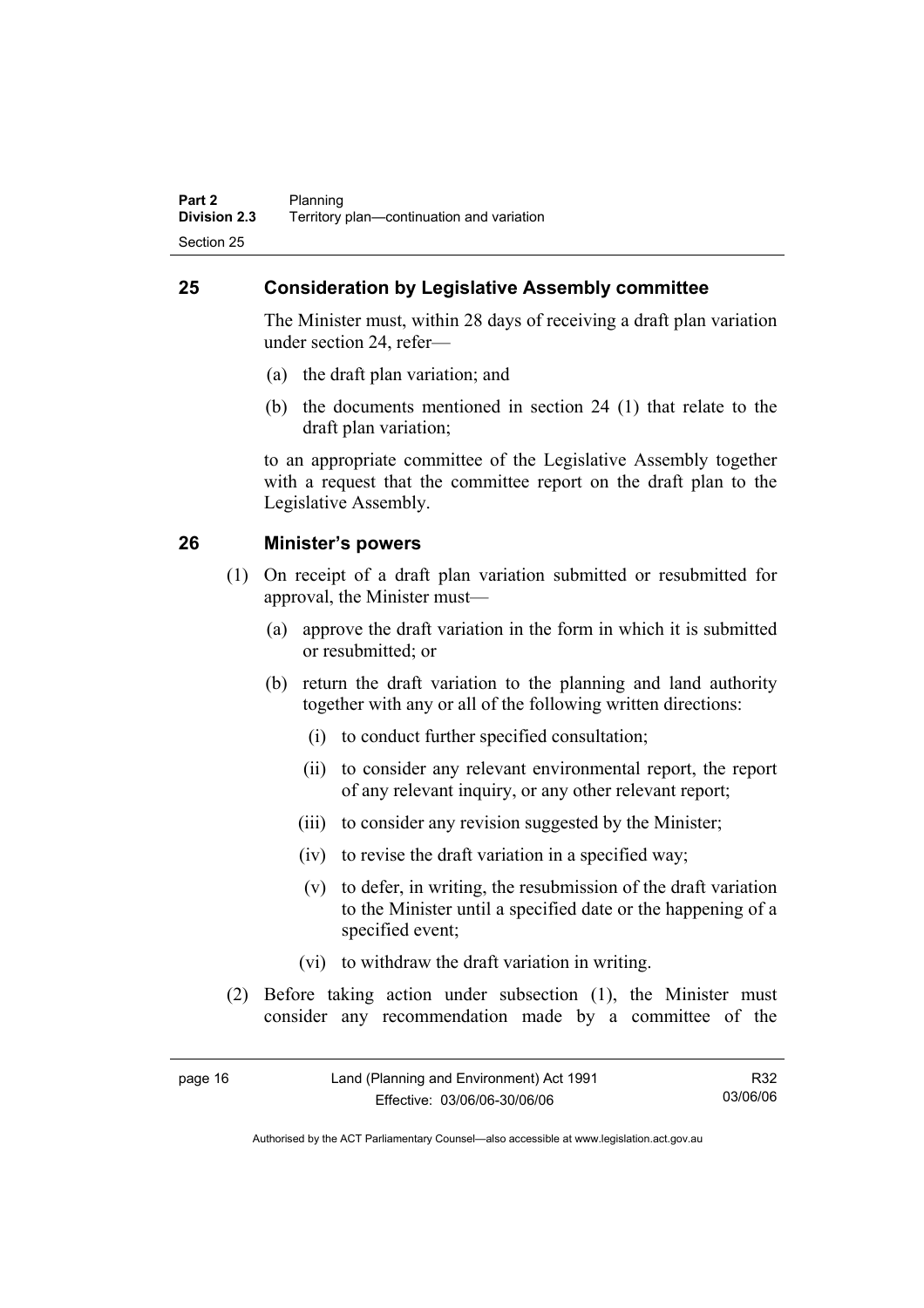## 25 Consideration by Legislative Assembly committee

The Minister must, within 28 days of receiving a draft plan variation under section 24, refer—

(a) the draft plan variation; and

(b) the documents mentioned in section 24 (1) that relate to the draft plan variation;

to an appropriate committee of the Legislative Assembly together with a request that the committee report on the draft plan to the Legislative Assembly.

## 26 Minister's powers

(1) On receipt of a draft plan variation submitted or resubmitted for approval, the Minister must—

(a) approve the draft variation in the form in which it is submitted or resubmitted; or

(b) return the draft variation to the planning and land authority together with any or all of the following written directions:

(i) to conduct further specified consultation;

(ii) to consider any relevant environmental report, the report of any relevant inquiry, or any other relevant report;

(iii) to consider any revision suggested by the Minister;

(iv) to revise the draft variation in a specified way;

(v) to defer, in writing, the resubmission of the draft variation to the Minister until a specified date or the happening of a specified event;

(vi) to withdraw the draft variation in writing.

(2) Before taking action under subsection (1), the Minister must consider any recommendation made by a committee of the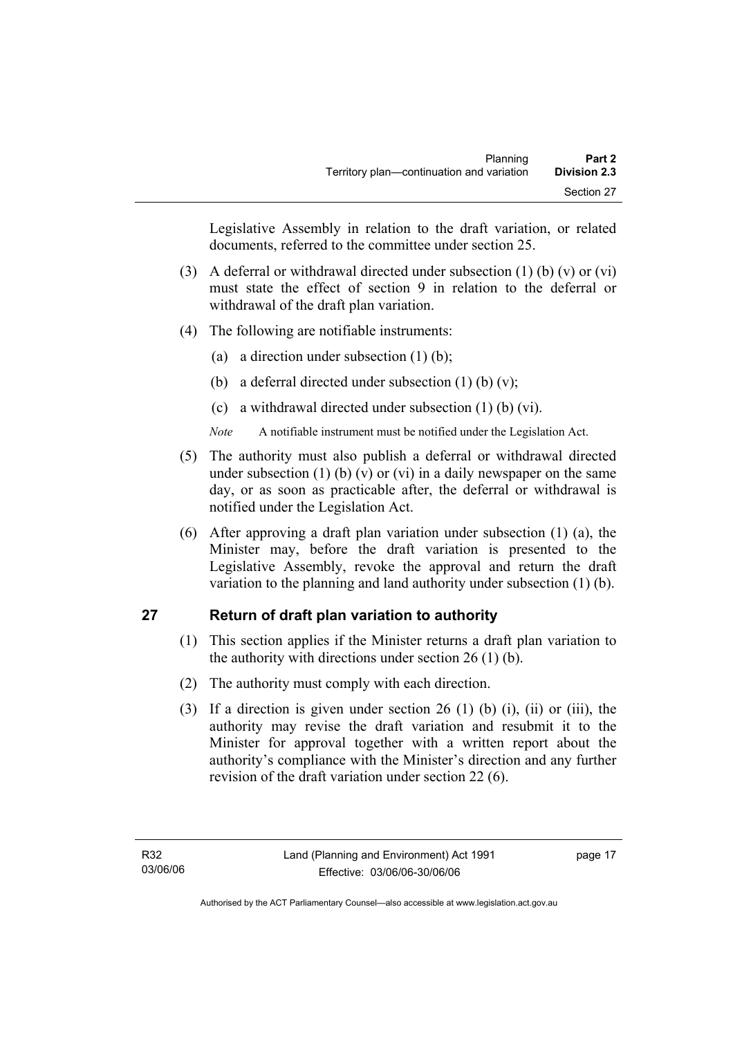Legislative Assembly in relation to the draft variation, or related documents, referred to the committee under section 25.

(3) A deferral or withdrawal directed under subsection (1) (b) (v) or (vi) must state the effect of section 9 in relation to the deferral or withdrawal of the draft plan variation.

(4) The following are notifiable instruments:

(a) a direction under subsection (1) (b);

(b) a deferral directed under subsection (1) (b) (v);

(c) a withdrawal directed under subsection (1) (b) (vi).

*Note* A notifiable instrument must be notified under the Legislation Act.

(5) The authority must also publish a deferral or withdrawal directed under subsection (1) (b) (v) or (vi) in a daily newspaper on the same day, or as soon as practicable after, the deferral or withdrawal is notified under the Legislation Act.

(6) After approving a draft plan variation under subsection (1) (a), the Minister may, before the draft variation is presented to the Legislative Assembly, revoke the approval and return the draft variation to the planning and land authority under subsection (1) (b).

## 27 Return of draft plan variation to authority

(1) This section applies if the Minister returns a draft plan variation to the authority with directions under section 26 (1) (b).

(2) The authority must comply with each direction.

(3) If a direction is given under section 26 (1) (b) (i), (ii) or (iii), the authority may revise the draft variation and resubmit it to the Minister for approval together with a written report about the authority's compliance with the Minister's direction and any further revision of the draft variation under section 22 (6).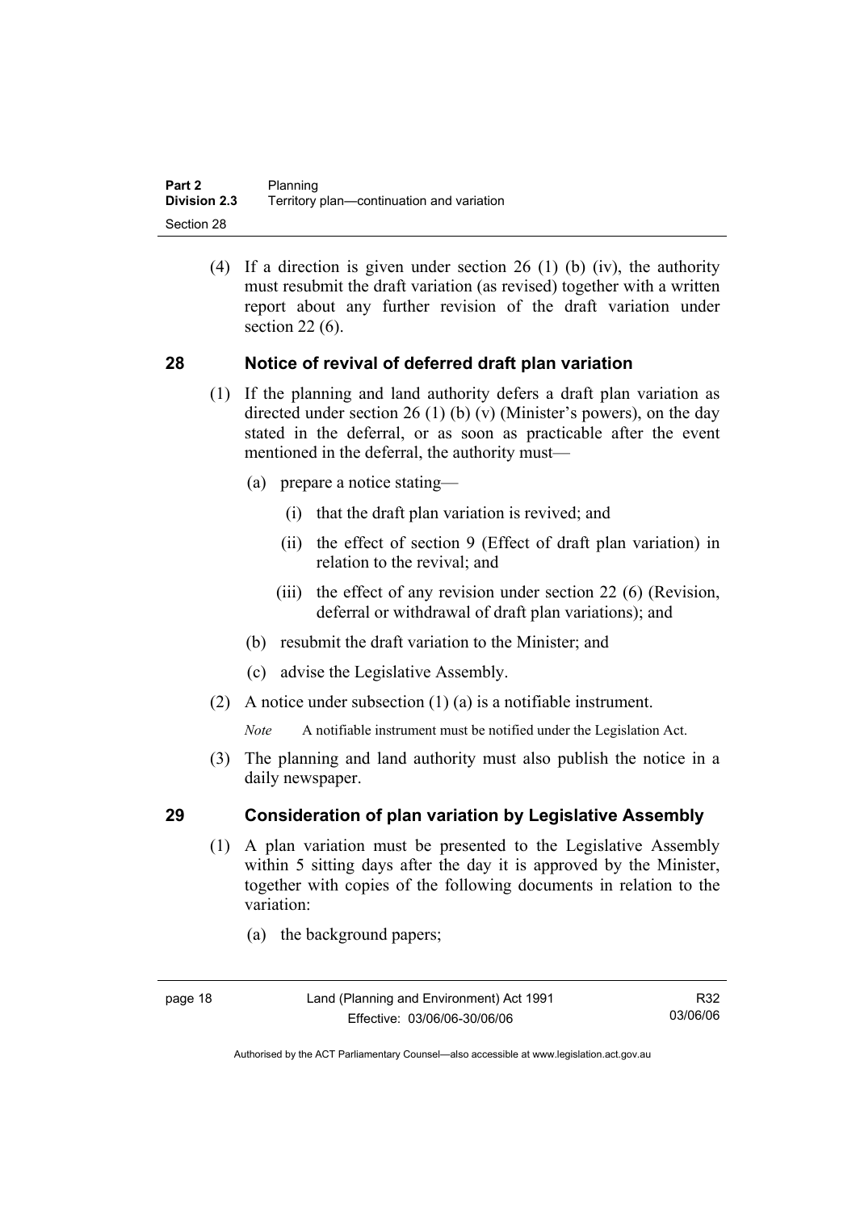(4) If a direction is given under section 26 (1) (b) (iv), the authority must resubmit the draft variation (as revised) together with a written report about any further revision of the draft variation under section 22 (6).

## 28 Notice of revival of deferred draft plan variation

(1) If the planning and land authority defers a draft plan variation as directed under section 26 (1) (b) (v) (Minister's powers), on the day stated in the deferral, or as soon as practicable after the event mentioned in the deferral, the authority must—

(a) prepare a notice stating—

(i) that the draft plan variation is revived; and

(ii) the effect of section 9 (Effect of draft plan variation) in relation to the revival; and

(iii) the effect of any revision under section 22 (6) (Revision, deferral or withdrawal of draft plan variations); and

(b) resubmit the draft variation to the Minister; and

(c) advise the Legislative Assembly.

(2) A notice under subsection (1) (a) is a notifiable instrument.

*Note* A notifiable instrument must be notified under the Legislation Act.

(3) The planning and land authority must also publish the notice in a daily newspaper.

## 29 Consideration of plan variation by Legislative Assembly

(1) A plan variation must be presented to the Legislative Assembly within 5 sitting days after the day it is approved by the Minister, together with copies of the following documents in relation to the variation:

(a) the background papers;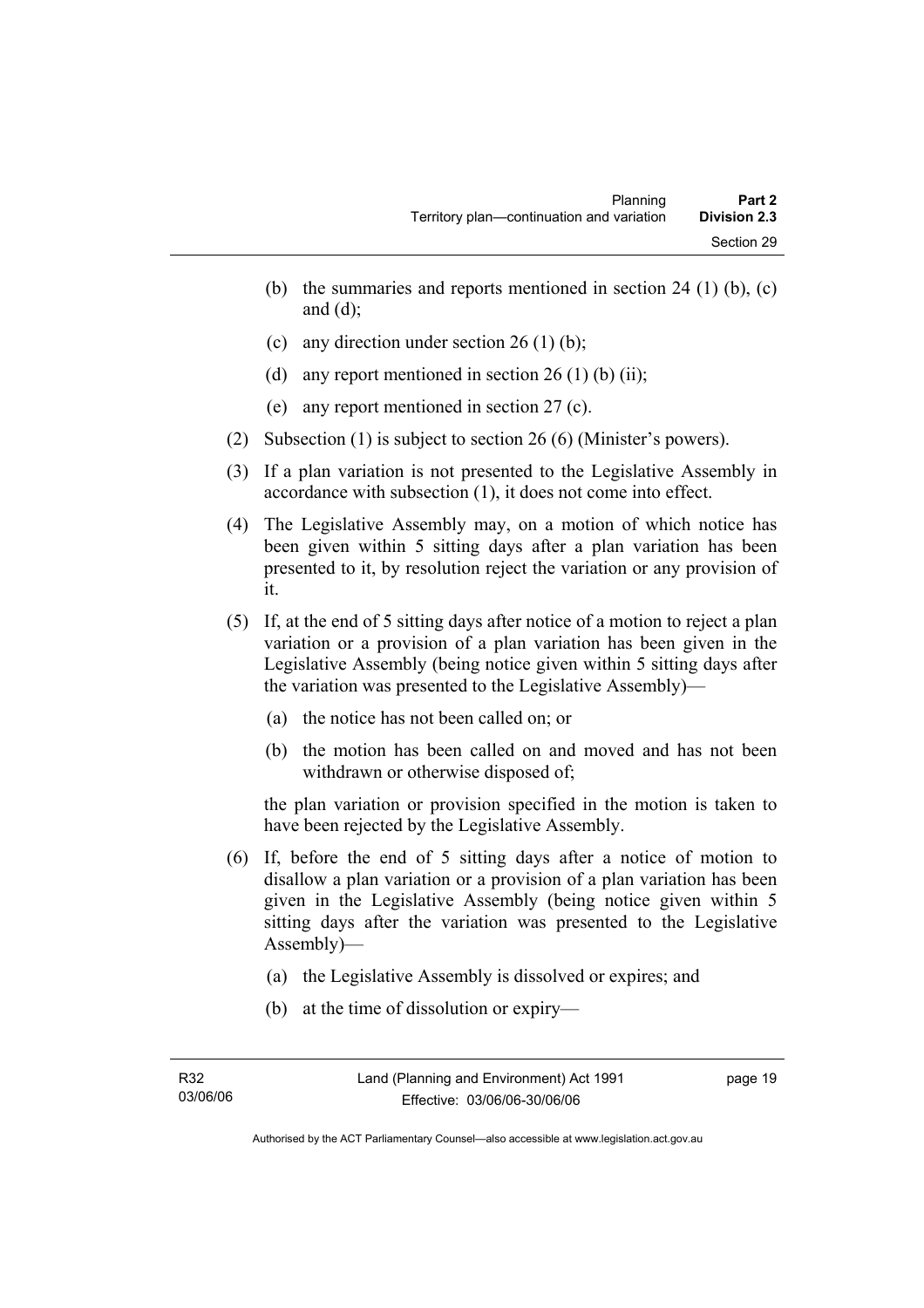(b) the summaries and reports mentioned in section 24 (1) (b), (c) and (d);

(c) any direction under section 26 (1) (b);

(d) any report mentioned in section 26 (1) (b) (ii);

(e) any report mentioned in section 27 (c).

(2) Subsection (1) is subject to section 26 (6) (Minister's powers).

(3) If a plan variation is not presented to the Legislative Assembly in accordance with subsection (1), it does not come into effect.

(4) The Legislative Assembly may, on a motion of which notice has been given within 5 sitting days after a plan variation has been presented to it, by resolution reject the variation or any provision of it.

(5) If, at the end of 5 sitting days after notice of a motion to reject a plan variation or a provision of a plan variation has been given in the Legislative Assembly (being notice given within 5 sitting days after the variation was presented to the Legislative Assembly)—

(a) the notice has not been called on; or

(b) the motion has been called on and moved and has not been withdrawn or otherwise disposed of;

the plan variation or provision specified in the motion is taken to have been rejected by the Legislative Assembly.

(6) If, before the end of 5 sitting days after a notice of motion to disallow a plan variation or a provision of a plan variation has been given in the Legislative Assembly (being notice given within 5 sitting days after the variation was presented to the Legislative Assembly)—

(a) the Legislative Assembly is dissolved or expires; and

(b) at the time of dissolution or expiry—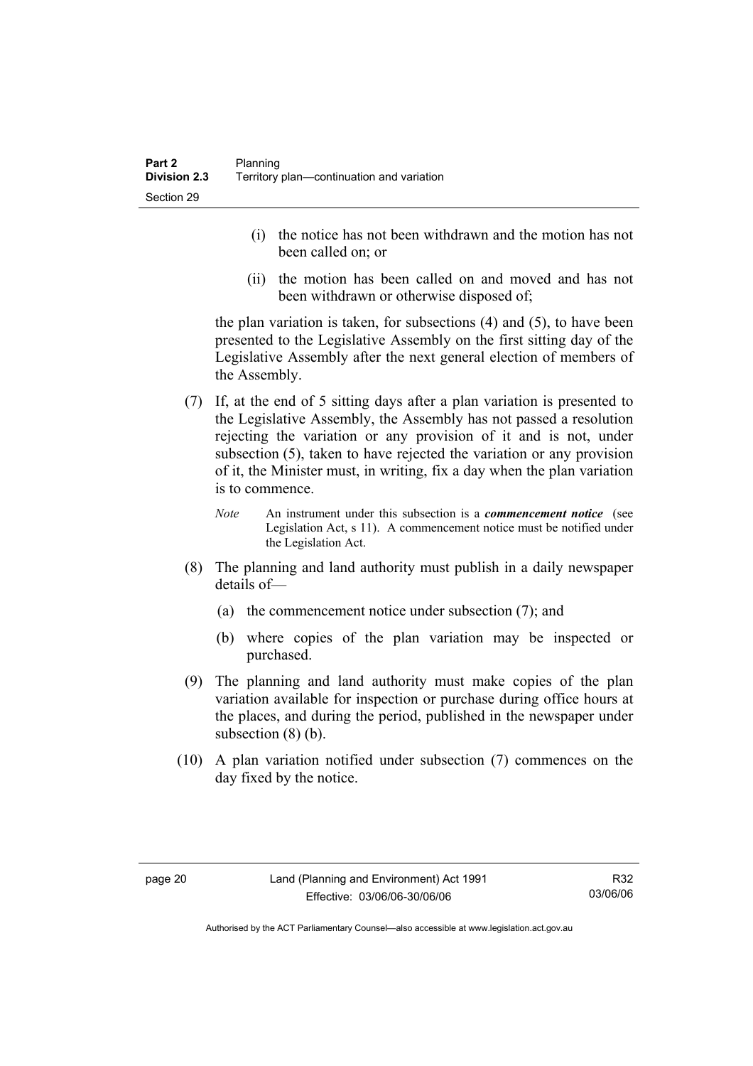(i) the notice has not been withdrawn and the motion has not been called on; or

(ii) the motion has been called on and moved and has not been withdrawn or otherwise disposed of;

the plan variation is taken, for subsections (4) and (5), to have been presented to the Legislative Assembly on the first sitting day of the Legislative Assembly after the next general election of members of the Assembly.

(7) If, at the end of 5 sitting days after a plan variation is presented to the Legislative Assembly, the Assembly has not passed a resolution rejecting the variation or any provision of it and is not, under subsection (5), taken to have rejected the variation or any provision of it, the Minister must, in writing, fix a day when the plan variation is to commence.

*Note* An instrument under this subsection is a ***commencement notice*** (see Legislation Act, s 11). A commencement notice must be notified under the Legislation Act.

(8) The planning and land authority must publish in a daily newspaper details of—

(a) the commencement notice under subsection (7); and

(b) where copies of the plan variation may be inspected or purchased.

(9) The planning and land authority must make copies of the plan variation available for inspection or purchase during office hours at the places, and during the period, published in the newspaper under subsection (8) (b).

(10) A plan variation notified under subsection (7) commences on the day fixed by the notice.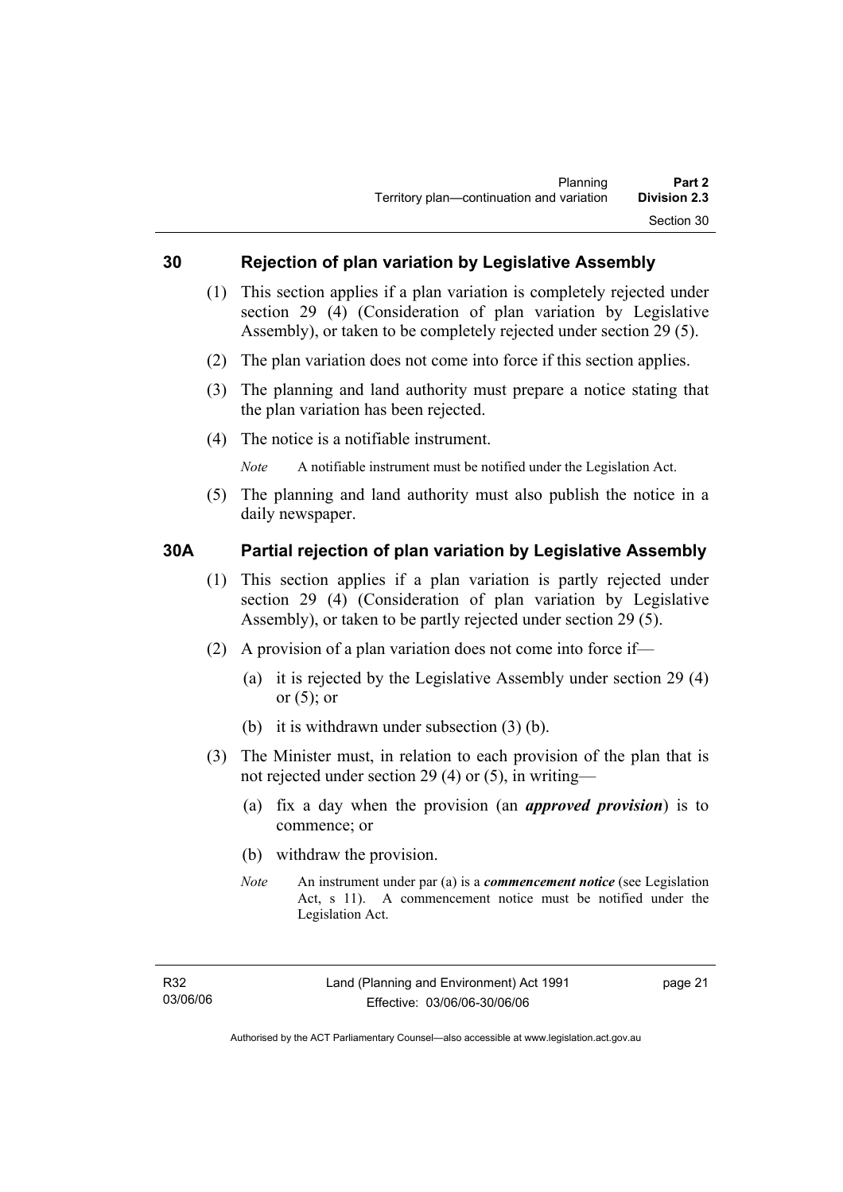## 30 Rejection of plan variation by Legislative Assembly

(1) This section applies if a plan variation is completely rejected under section 29 (4) (Consideration of plan variation by Legislative Assembly), or taken to be completely rejected under section 29 (5).

(2) The plan variation does not come into force if this section applies.

(3) The planning and land authority must prepare a notice stating that the plan variation has been rejected.

(4) The notice is a notifiable instrument.

*Note* A notifiable instrument must be notified under the Legislation Act.

(5) The planning and land authority must also publish the notice in a daily newspaper.

## 30A Partial rejection of plan variation by Legislative Assembly

(1) This section applies if a plan variation is partly rejected under section 29 (4) (Consideration of plan variation by Legislative Assembly), or taken to be partly rejected under section 29 (5).

(2) A provision of a plan variation does not come into force if—

(a) it is rejected by the Legislative Assembly under section 29 (4) or (5); or

(b) it is withdrawn under subsection (3) (b).

(3) The Minister must, in relation to each provision of the plan that is not rejected under section 29 (4) or (5), in writing—

(a) fix a day when the provision (an ***approved provision***) is to commence; or

(b) withdraw the provision.

*Note* An instrument under par (a) is a ***commencement notice*** (see Legislation Act, s 11). A commencement notice must be notified under the Legislation Act.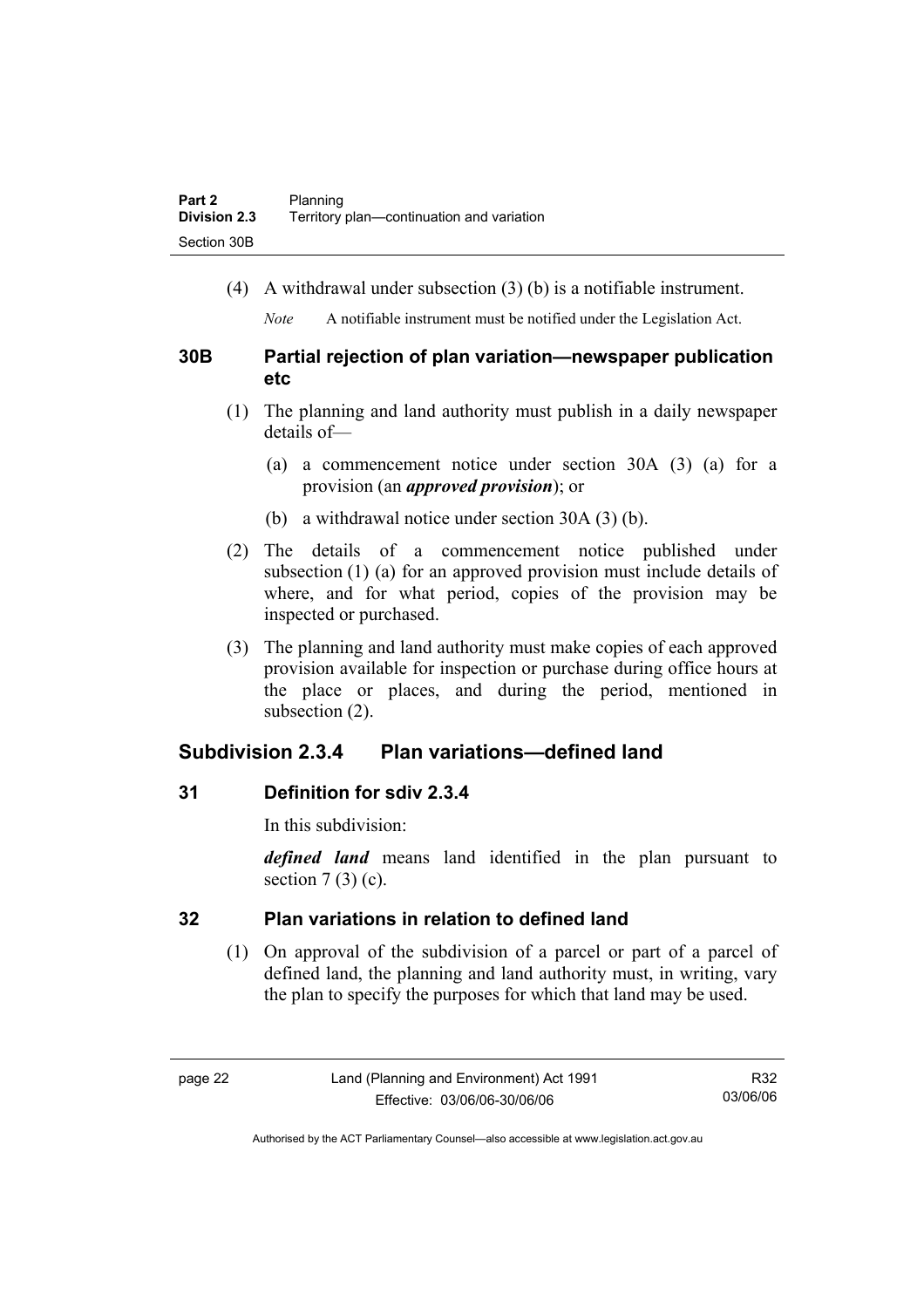(4) A withdrawal under subsection (3) (b) is a notifiable instrument.

*Note* A notifiable instrument must be notified under the Legislation Act.

### 30B Partial rejection of plan variation—newspaper publication etc

(1) The planning and land authority must publish in a daily newspaper details of—

(a) a commencement notice under section 30A (3) (a) for a provision (an ***approved provision***); or

(b) a withdrawal notice under section 30A (3) (b).

(2) The details of a commencement notice published under subsection (1) (a) for an approved provision must include details of where, and for what period, copies of the provision may be inspected or purchased.

(3) The planning and land authority must make copies of each approved provision available for inspection or purchase during office hours at the place or places, and during the period, mentioned in subsection (2).

## Subdivision 2.3.4 Plan variations—defined land

### 31 Definition for sdiv 2.3.4

In this subdivision:

***defined land*** means land identified in the plan pursuant to section 7 (3) (c).

### 32 Plan variations in relation to defined land

(1) On approval of the subdivision of a parcel or part of a parcel of defined land, the planning and land authority must, in writing, vary the plan to specify the purposes for which that land may be used.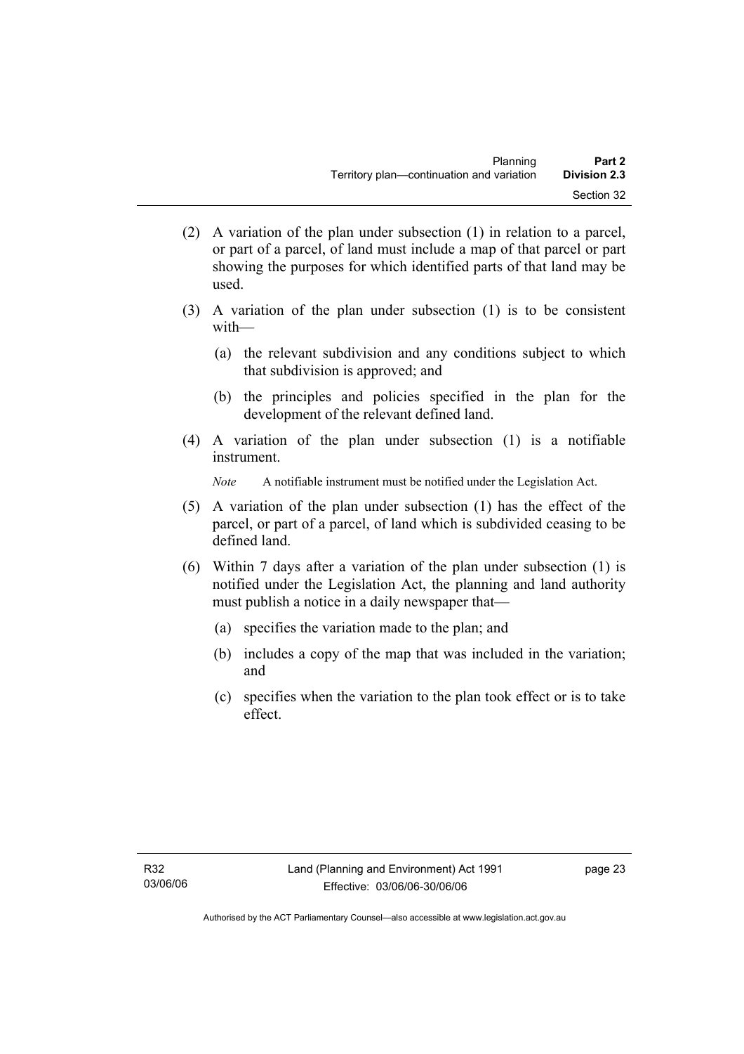(2) A variation of the plan under subsection (1) in relation to a parcel, or part of a parcel, of land must include a map of that parcel or part showing the purposes for which identified parts of that land may be used.

(3) A variation of the plan under subsection (1) is to be consistent with—

(a) the relevant subdivision and any conditions subject to which that subdivision is approved; and

(b) the principles and policies specified in the plan for the development of the relevant defined land.

(4) A variation of the plan under subsection (1) is a notifiable instrument.

*Note* A notifiable instrument must be notified under the Legislation Act.

(5) A variation of the plan under subsection (1) has the effect of the parcel, or part of a parcel, of land which is subdivided ceasing to be defined land.

(6) Within 7 days after a variation of the plan under subsection (1) is notified under the Legislation Act, the planning and land authority must publish a notice in a daily newspaper that—

(a) specifies the variation made to the plan; and

(b) includes a copy of the map that was included in the variation; and

(c) specifies when the variation to the plan took effect or is to take effect.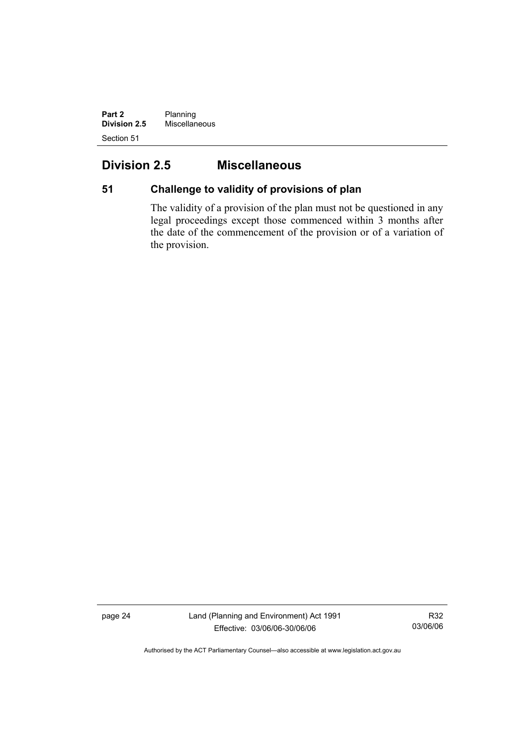## Division 2.5 Miscellaneous

### 51 Challenge to validity of provisions of plan

The validity of a provision of the plan must not be questioned in any legal proceedings except those commenced within 3 months after the date of the commencement of the provision or of a variation of the provision.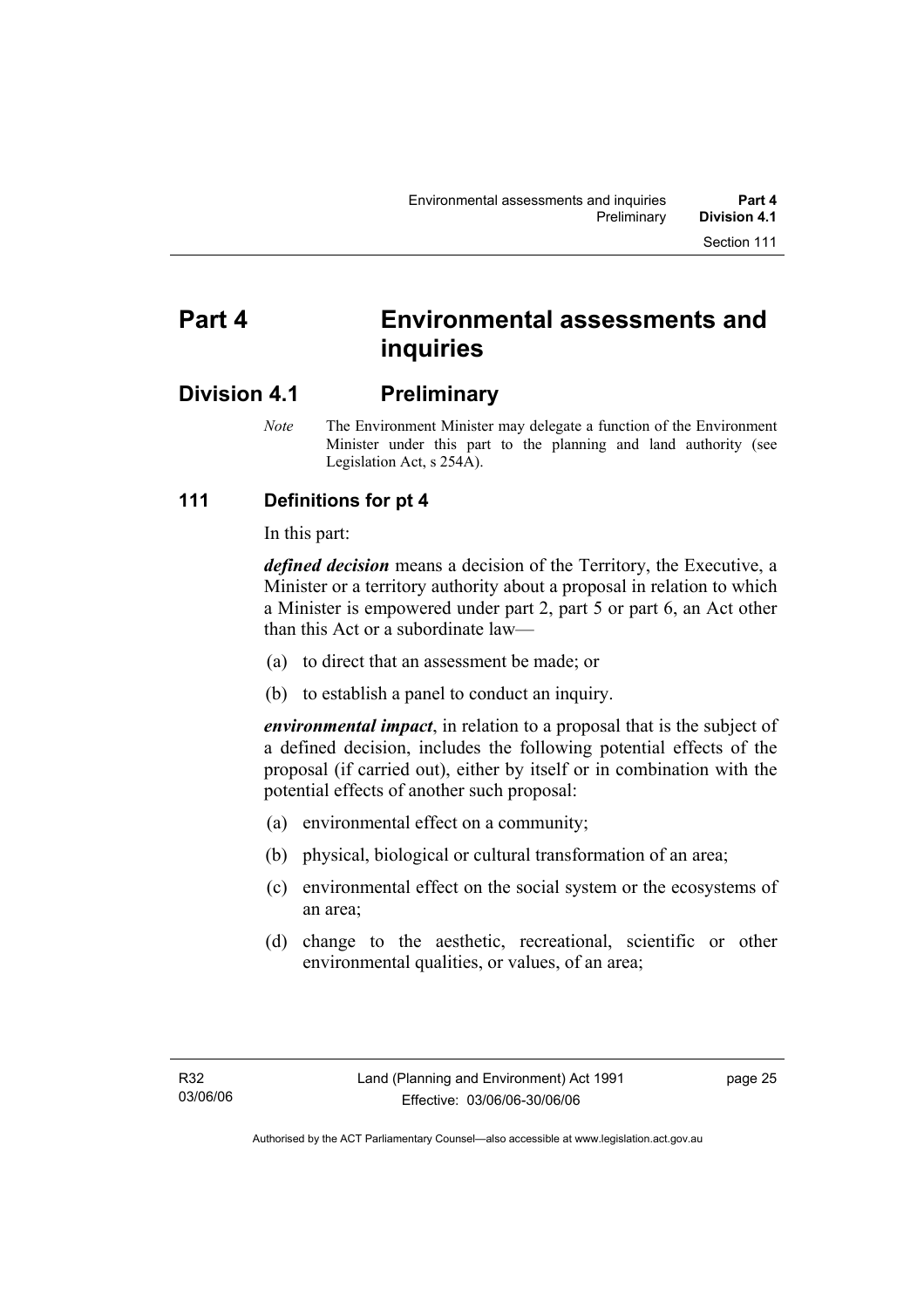# Part 4 Environmental assessments and inquiries

## Division 4.1 Preliminary

*Note* The Environment Minister may delegate a function of the Environment Minister under this part to the planning and land authority (see Legislation Act, s 254A).

### 111 Definitions for pt 4

In this part:

***defined decision*** means a decision of the Territory, the Executive, a Minister or a territory authority about a proposal in relation to which a Minister is empowered under part 2, part 5 or part 6, an Act other than this Act or a subordinate law—

(a) to direct that an assessment be made; or

(b) to establish a panel to conduct an inquiry.

***environmental impact***, in relation to a proposal that is the subject of a defined decision, includes the following potential effects of the proposal (if carried out), either by itself or in combination with the potential effects of another such proposal:

(a) environmental effect on a community;

(b) physical, biological or cultural transformation of an area;

(c) environmental effect on the social system or the ecosystems of an area;

(d) change to the aesthetic, recreational, scientific or other environmental qualities, or values, of an area;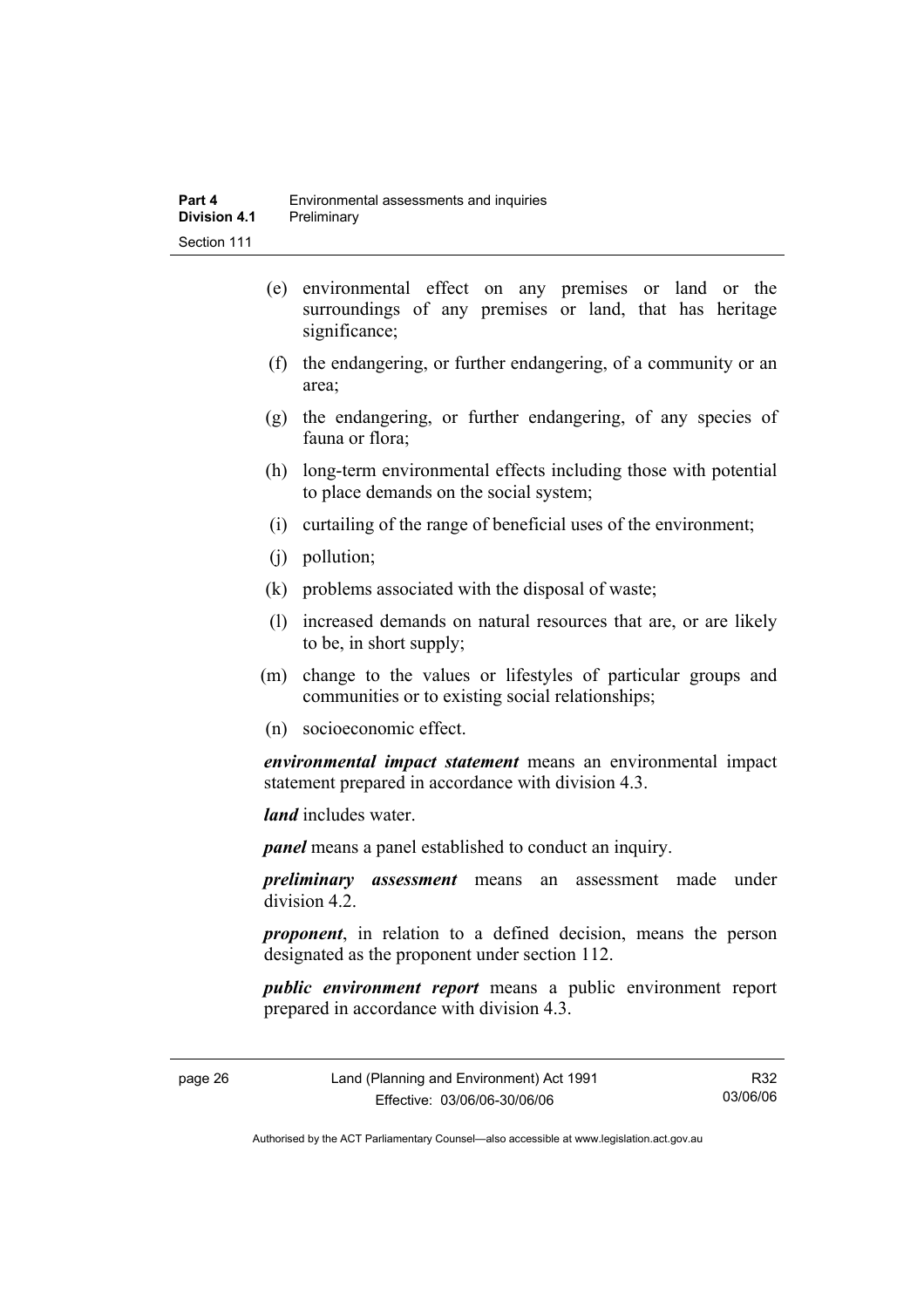(e) environmental effect on any premises or land or the surroundings of any premises or land, that has heritage significance;

(f) the endangering, or further endangering, of a community or an area;

(g) the endangering, or further endangering, of any species of fauna or flora;

(h) long-term environmental effects including those with potential to place demands on the social system;

(i) curtailing of the range of beneficial uses of the environment;

(j) pollution;

(k) problems associated with the disposal of waste;

(l) increased demands on natural resources that are, or are likely to be, in short supply;

(m) change to the values or lifestyles of particular groups and communities or to existing social relationships;

(n) socioeconomic effect.

***environmental impact statement*** means an environmental impact statement prepared in accordance with division 4.3.

***land*** includes water.

***panel*** means a panel established to conduct an inquiry.

***preliminary assessment*** means an assessment made under division 4.2.

***proponent***, in relation to a defined decision, means the person designated as the proponent under section 112.

***public environment report*** means a public environment report prepared in accordance with division 4.3.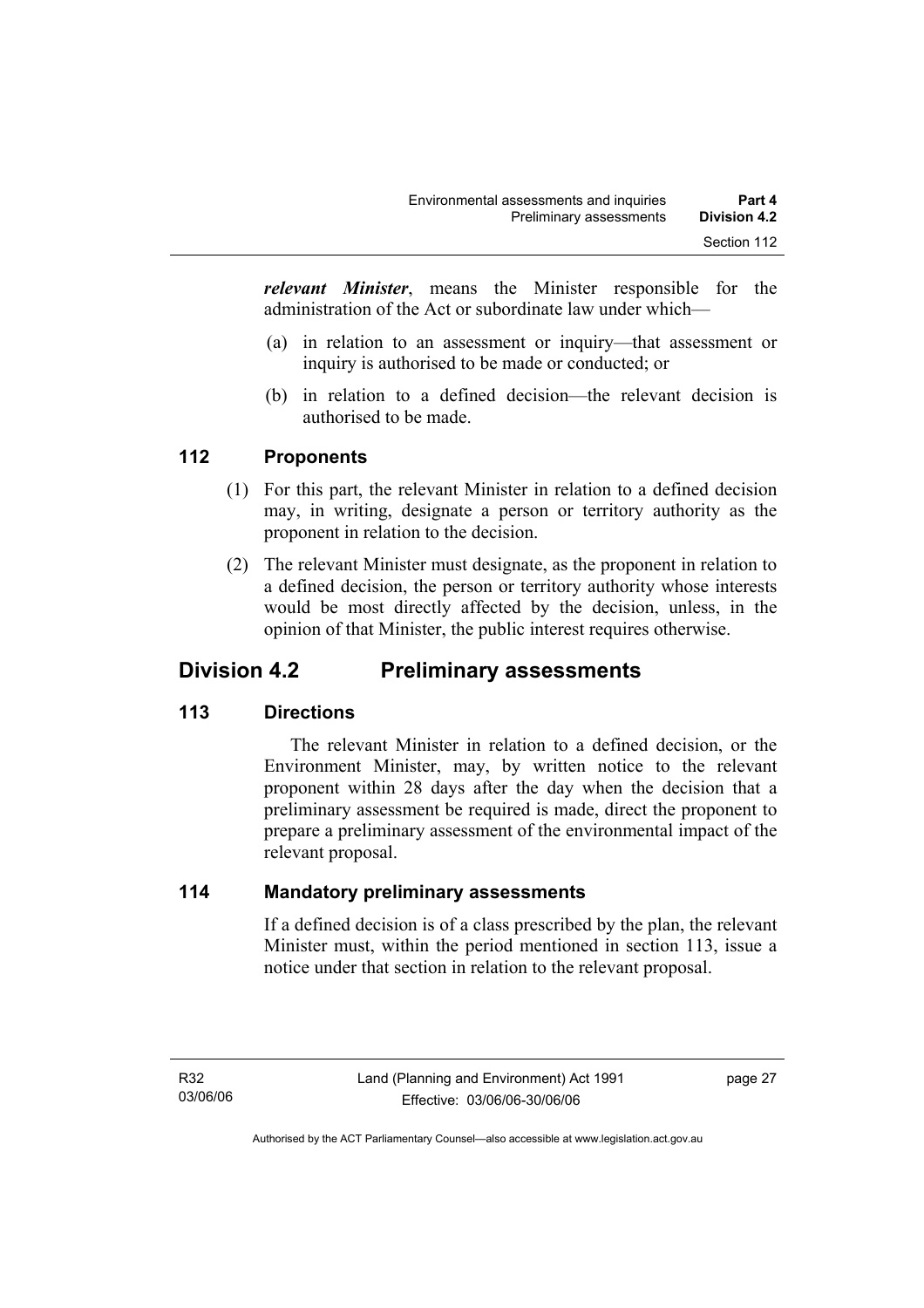***relevant Minister***, means the Minister responsible for the administration of the Act or subordinate law under which—

(a) in relation to an assessment or inquiry—that assessment or inquiry is authorised to be made or conducted; or

(b) in relation to a defined decision—the relevant decision is authorised to be made.

### 112 Proponents

(1) For this part, the relevant Minister in relation to a defined decision may, in writing, designate a person or territory authority as the proponent in relation to the decision.

(2) The relevant Minister must designate, as the proponent in relation to a defined decision, the person or territory authority whose interests would be most directly affected by the decision, unless, in the opinion of that Minister, the public interest requires otherwise.

## Division 4.2 Preliminary assessments

### 113 Directions

The relevant Minister in relation to a defined decision, or the Environment Minister, may, by written notice to the relevant proponent within 28 days after the day when the decision that a preliminary assessment be required is made, direct the proponent to prepare a preliminary assessment of the environmental impact of the relevant proposal.

### 114 Mandatory preliminary assessments

If a defined decision is of a class prescribed by the plan, the relevant Minister must, within the period mentioned in section 113, issue a notice under that section in relation to the relevant proposal.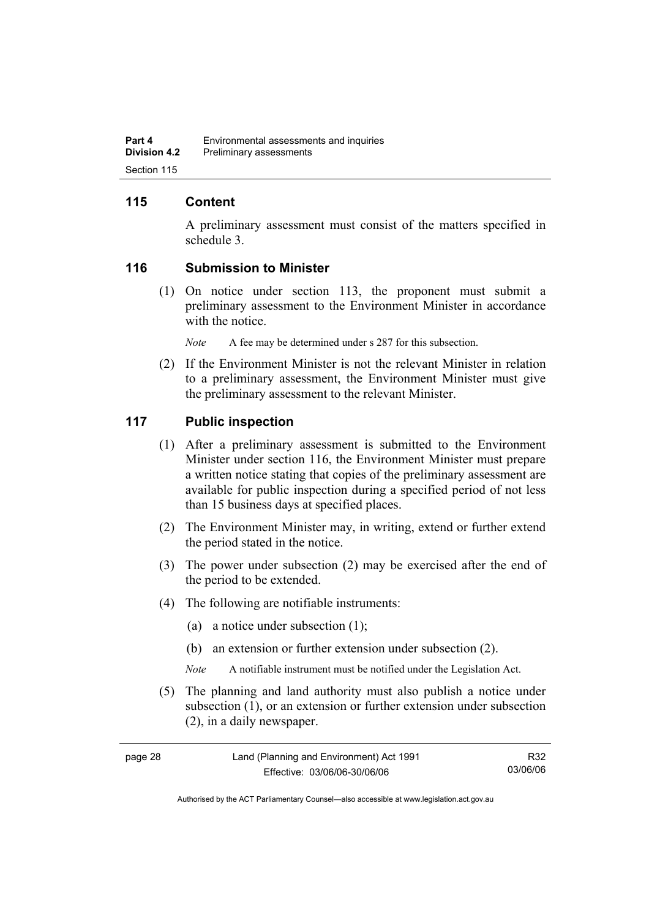## 115 Content

A preliminary assessment must consist of the matters specified in schedule 3.

## 116 Submission to Minister

(1) On notice under section 113, the proponent must submit a preliminary assessment to the Environment Minister in accordance with the notice.

*Note* A fee may be determined under s 287 for this subsection.

(2) If the Environment Minister is not the relevant Minister in relation to a preliminary assessment, the Environment Minister must give the preliminary assessment to the relevant Minister.

## 117 Public inspection

(1) After a preliminary assessment is submitted to the Environment Minister under section 116, the Environment Minister must prepare a written notice stating that copies of the preliminary assessment are available for public inspection during a specified period of not less than 15 business days at specified places.

(2) The Environment Minister may, in writing, extend or further extend the period stated in the notice.

(3) The power under subsection (2) may be exercised after the end of the period to be extended.

(4) The following are notifiable instruments:

(a) a notice under subsection (1);

(b) an extension or further extension under subsection (2).

*Note* A notifiable instrument must be notified under the Legislation Act.

(5) The planning and land authority must also publish a notice under subsection (1), or an extension or further extension under subsection (2), in a daily newspaper.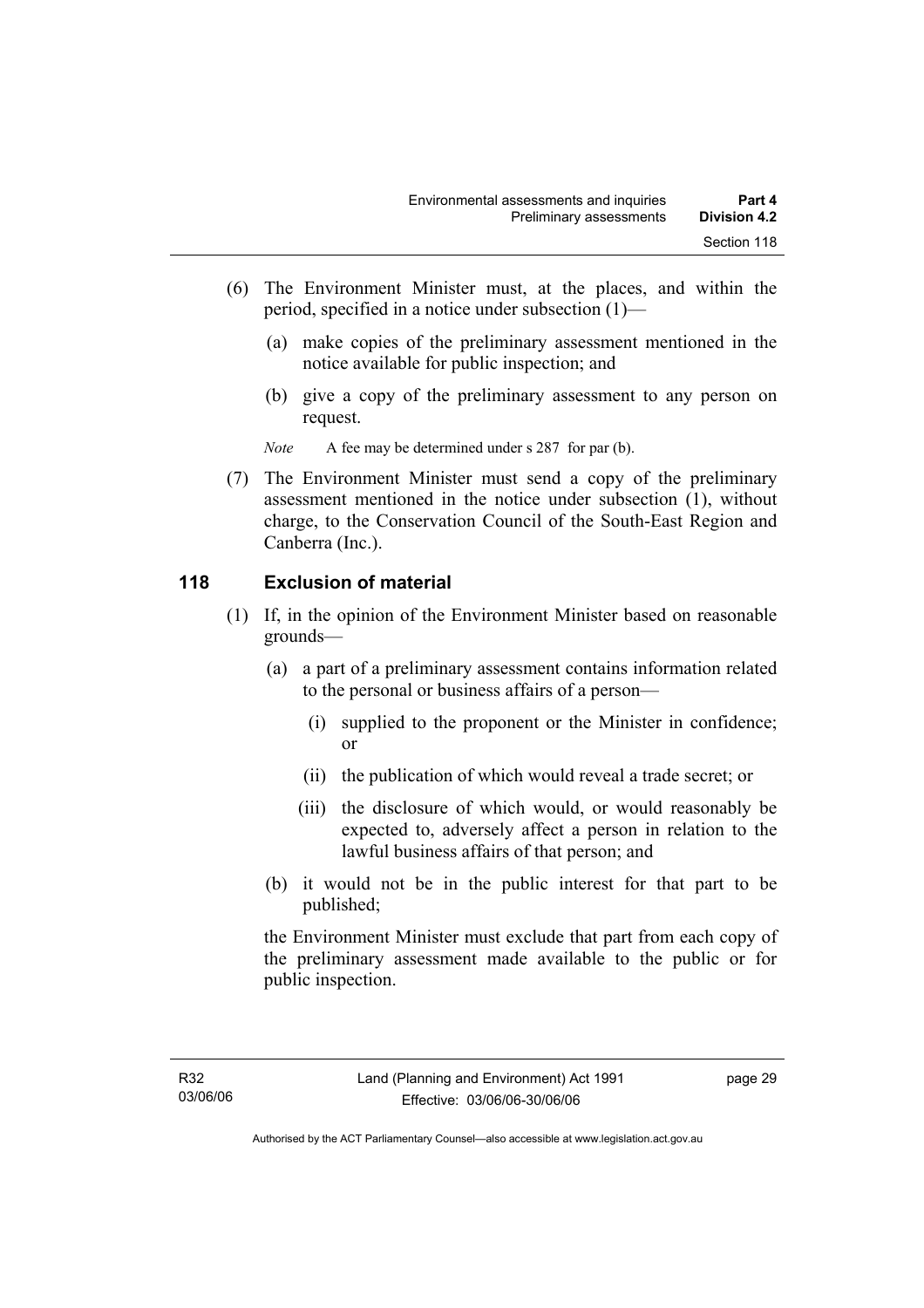(6) The Environment Minister must, at the places, and within the period, specified in a notice under subsection (1)—

(a) make copies of the preliminary assessment mentioned in the notice available for public inspection; and

(b) give a copy of the preliminary assessment to any person on request.

*Note* A fee may be determined under s 287 for par (b).

(7) The Environment Minister must send a copy of the preliminary assessment mentioned in the notice under subsection (1), without charge, to the Conservation Council of the South-East Region and Canberra (Inc.).

## 118 Exclusion of material

(1) If, in the opinion of the Environment Minister based on reasonable grounds—

(a) a part of a preliminary assessment contains information related to the personal or business affairs of a person—

(i) supplied to the proponent or the Minister in confidence; or

(ii) the publication of which would reveal a trade secret; or

(iii) the disclosure of which would, or would reasonably be expected to, adversely affect a person in relation to the lawful business affairs of that person; and

(b) it would not be in the public interest for that part to be published;

the Environment Minister must exclude that part from each copy of the preliminary assessment made available to the public or for public inspection.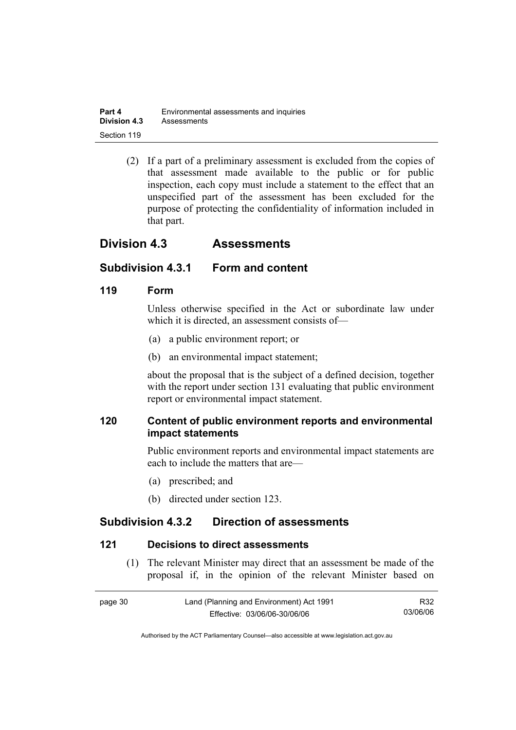(2) If a part of a preliminary assessment is excluded from the copies of that assessment made available to the public or for public inspection, each copy must include a statement to the effect that an unspecified part of the assessment has been excluded for the purpose of protecting the confidentiality of information included in that part.

## Division 4.3 Assessments

### Subdivision 4.3.1 Form and content

#### 119 Form

Unless otherwise specified in the Act or subordinate law under which it is directed, an assessment consists of—

(a) a public environment report; or

(b) an environmental impact statement;

about the proposal that is the subject of a defined decision, together with the report under section 131 evaluating that public environment report or environmental impact statement.

#### 120 Content of public environment reports and environmental impact statements

Public environment reports and environmental impact statements are each to include the matters that are—

(a) prescribed; and

(b) directed under section 123.

### Subdivision 4.3.2 Direction of assessments

#### 121 Decisions to direct assessments

(1) The relevant Minister may direct that an assessment be made of the proposal if, in the opinion of the relevant Minister based on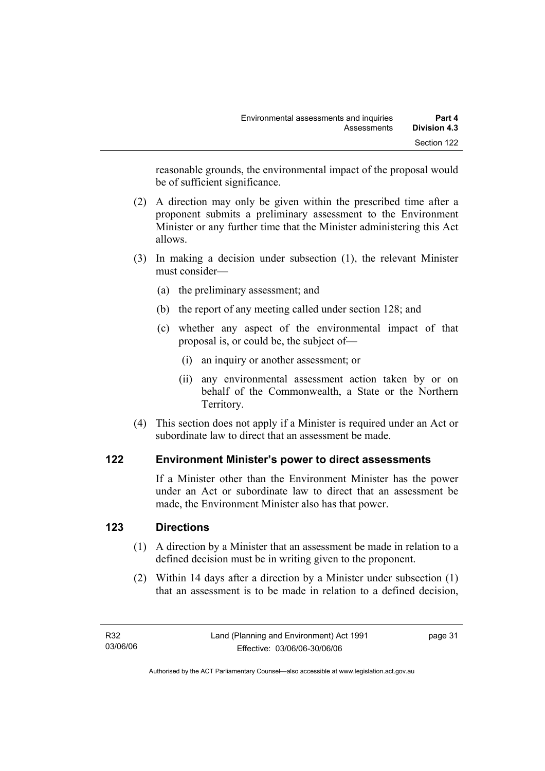reasonable grounds, the environmental impact of the proposal would be of sufficient significance.

(2) A direction may only be given within the prescribed time after a proponent submits a preliminary assessment to the Environment Minister or any further time that the Minister administering this Act allows.

(3) In making a decision under subsection (1), the relevant Minister must consider—

(a) the preliminary assessment; and

(b) the report of any meeting called under section 128; and

(c) whether any aspect of the environmental impact of that proposal is, or could be, the subject of—

(i) an inquiry or another assessment; or

(ii) any environmental assessment action taken by or on behalf of the Commonwealth, a State or the Northern Territory.

(4) This section does not apply if a Minister is required under an Act or subordinate law to direct that an assessment be made.

## 122 Environment Minister's power to direct assessments

If a Minister other than the Environment Minister has the power under an Act or subordinate law to direct that an assessment be made, the Environment Minister also has that power.

## 123 Directions

(1) A direction by a Minister that an assessment be made in relation to a defined decision must be in writing given to the proponent.

(2) Within 14 days after a direction by a Minister under subsection (1) that an assessment is to be made in relation to a defined decision,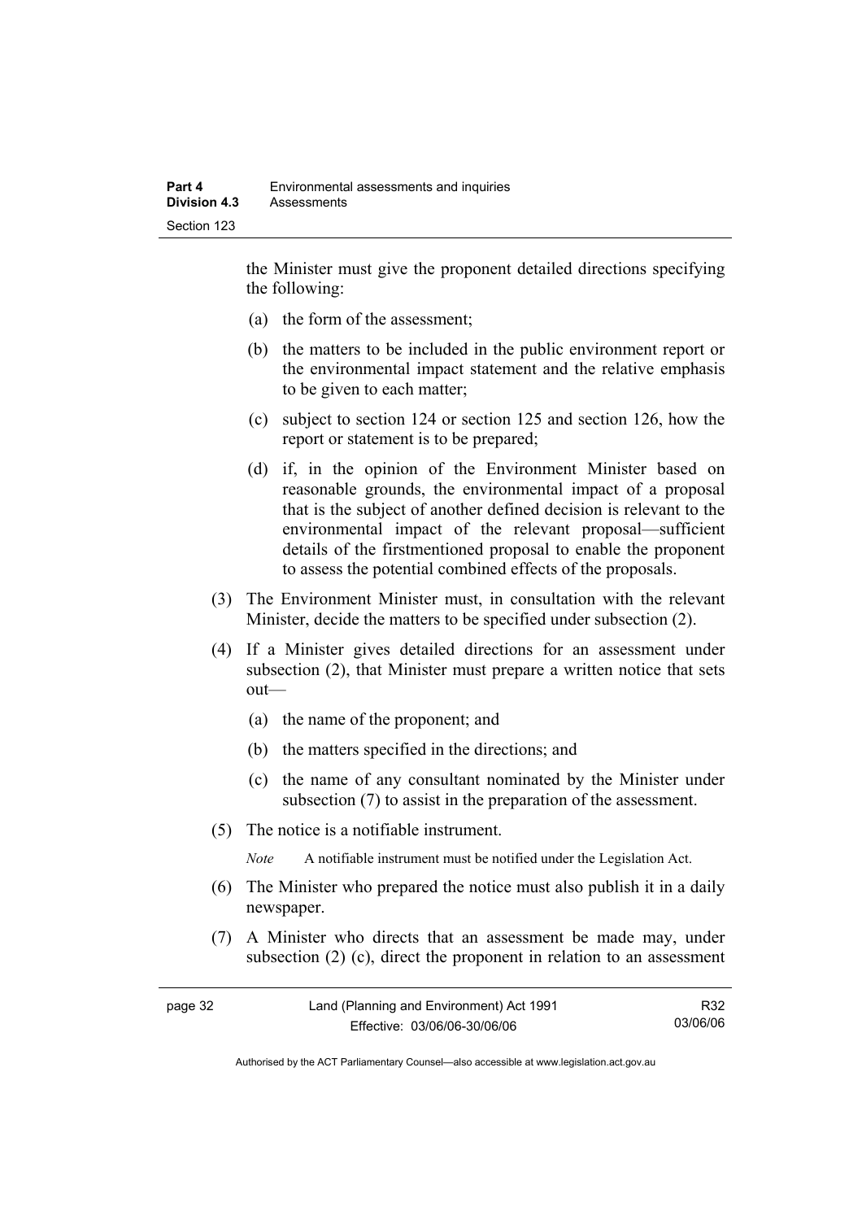the Minister must give the proponent detailed directions specifying the following:

(a) the form of the assessment;

(b) the matters to be included in the public environment report or the environmental impact statement and the relative emphasis to be given to each matter;

(c) subject to section 124 or section 125 and section 126, how the report or statement is to be prepared;

(d) if, in the opinion of the Environment Minister based on reasonable grounds, the environmental impact of a proposal that is the subject of another defined decision is relevant to the environmental impact of the relevant proposal—sufficient details of the firstmentioned proposal to enable the proponent to assess the potential combined effects of the proposals.

(3) The Environment Minister must, in consultation with the relevant Minister, decide the matters to be specified under subsection (2).

(4) If a Minister gives detailed directions for an assessment under subsection (2), that Minister must prepare a written notice that sets out—

(a) the name of the proponent; and

(b) the matters specified in the directions; and

(c) the name of any consultant nominated by the Minister under subsection (7) to assist in the preparation of the assessment.

(5) The notice is a notifiable instrument.

*Note* A notifiable instrument must be notified under the Legislation Act.

(6) The Minister who prepared the notice must also publish it in a daily newspaper.

(7) A Minister who directs that an assessment be made may, under subsection (2) (c), direct the proponent in relation to an assessment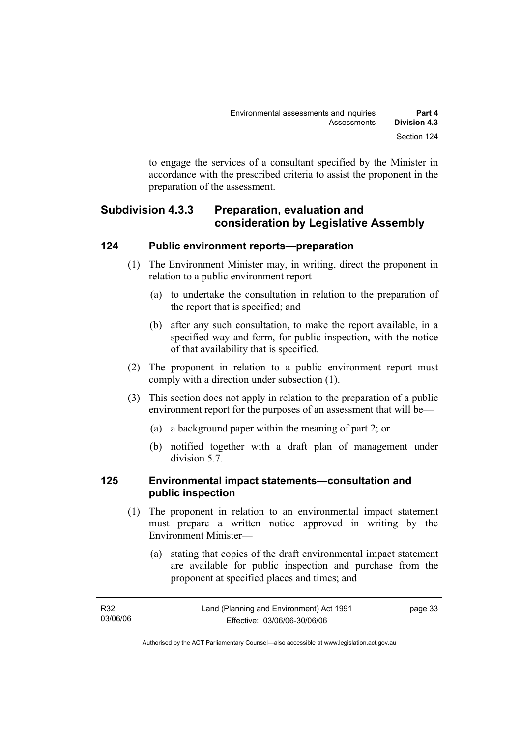to engage the services of a consultant specified by the Minister in accordance with the prescribed criteria to assist the proponent in the preparation of the assessment.

## Subdivision 4.3.3 Preparation, evaluation and consideration by Legislative Assembly

### 124 Public environment reports—preparation

(1) The Environment Minister may, in writing, direct the proponent in relation to a public environment report—

(a) to undertake the consultation in relation to the preparation of the report that is specified; and

(b) after any such consultation, to make the report available, in a specified way and form, for public inspection, with the notice of that availability that is specified.

(2) The proponent in relation to a public environment report must comply with a direction under subsection (1).

(3) This section does not apply in relation to the preparation of a public environment report for the purposes of an assessment that will be—

(a) a background paper within the meaning of part 2; or

(b) notified together with a draft plan of management under division 5.7.

### 125 Environmental impact statements—consultation and public inspection

(1) The proponent in relation to an environmental impact statement must prepare a written notice approved in writing by the Environment Minister—

(a) stating that copies of the draft environmental impact statement are available for public inspection and purchase from the proponent at specified places and times; and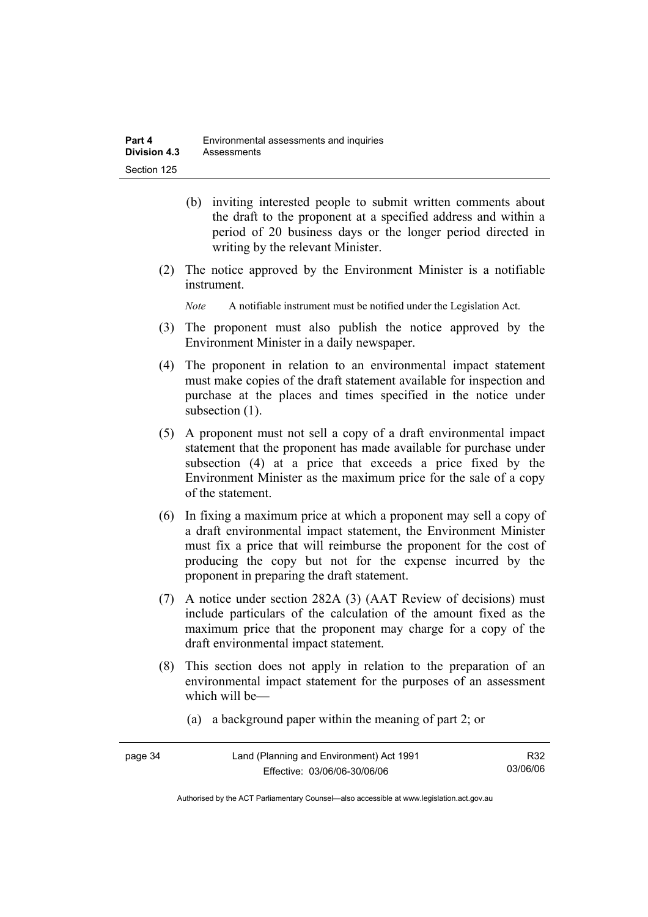(b) inviting interested people to submit written comments about the draft to the proponent at a specified address and within a period of 20 business days or the longer period directed in writing by the relevant Minister.

(2) The notice approved by the Environment Minister is a notifiable instrument.

*Note* A notifiable instrument must be notified under the Legislation Act.

(3) The proponent must also publish the notice approved by the Environment Minister in a daily newspaper.

(4) The proponent in relation to an environmental impact statement must make copies of the draft statement available for inspection and purchase at the places and times specified in the notice under subsection (1).

(5) A proponent must not sell a copy of a draft environmental impact statement that the proponent has made available for purchase under subsection (4) at a price that exceeds a price fixed by the Environment Minister as the maximum price for the sale of a copy of the statement.

(6) In fixing a maximum price at which a proponent may sell a copy of a draft environmental impact statement, the Environment Minister must fix a price that will reimburse the proponent for the cost of producing the copy but not for the expense incurred by the proponent in preparing the draft statement.

(7) A notice under section 282A (3) (AAT Review of decisions) must include particulars of the calculation of the amount fixed as the maximum price that the proponent may charge for a copy of the draft environmental impact statement.

(8) This section does not apply in relation to the preparation of an environmental impact statement for the purposes of an assessment which will be—

(a) a background paper within the meaning of part 2; or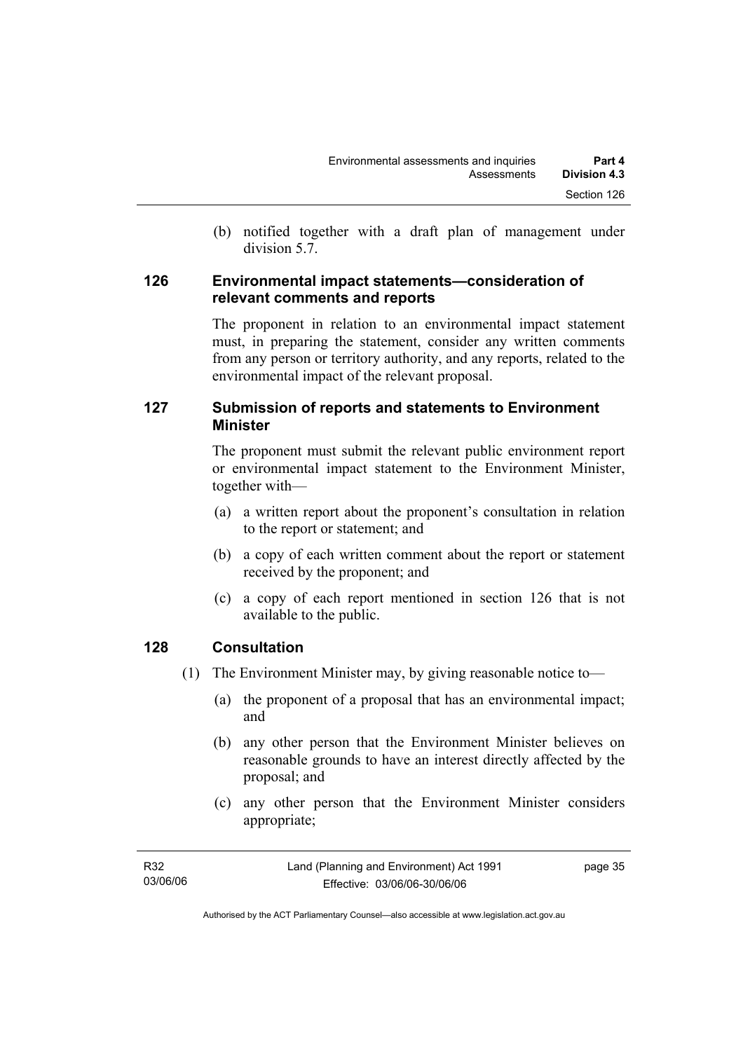(b) notified together with a draft plan of management under division 5.7.

## 126 Environmental impact statements—consideration of relevant comments and reports

The proponent in relation to an environmental impact statement must, in preparing the statement, consider any written comments from any person or territory authority, and any reports, related to the environmental impact of the relevant proposal.

## 127 Submission of reports and statements to Environment Minister

The proponent must submit the relevant public environment report or environmental impact statement to the Environment Minister, together with—

(a) a written report about the proponent's consultation in relation to the report or statement; and

(b) a copy of each written comment about the report or statement received by the proponent; and

(c) a copy of each report mentioned in section 126 that is not available to the public.

## 128 Consultation

(1) The Environment Minister may, by giving reasonable notice to—

(a) the proponent of a proposal that has an environmental impact; and

(b) any other person that the Environment Minister believes on reasonable grounds to have an interest directly affected by the proposal; and

(c) any other person that the Environment Minister considers appropriate;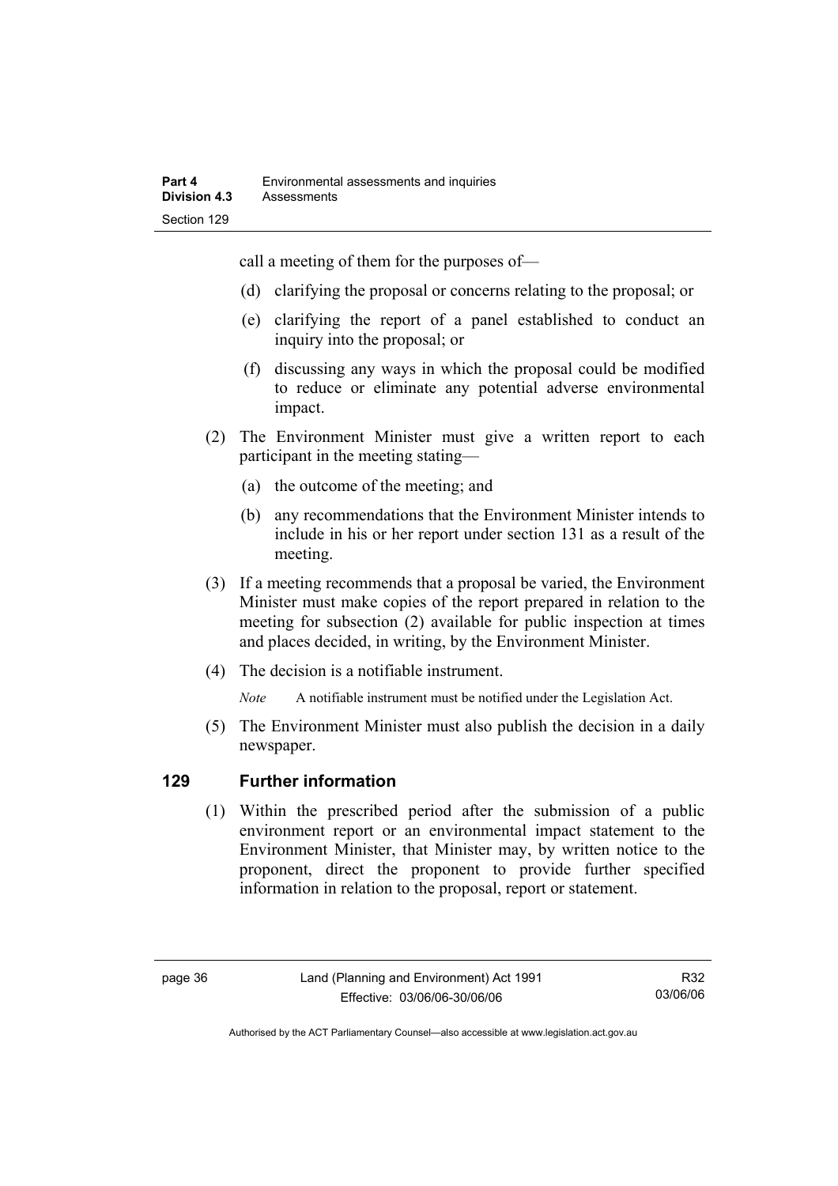call a meeting of them for the purposes of—

(d) clarifying the proposal or concerns relating to the proposal; or

(e) clarifying the report of a panel established to conduct an inquiry into the proposal; or

(f) discussing any ways in which the proposal could be modified to reduce or eliminate any potential adverse environmental impact.

(2) The Environment Minister must give a written report to each participant in the meeting stating—

(a) the outcome of the meeting; and

(b) any recommendations that the Environment Minister intends to include in his or her report under section 131 as a result of the meeting.

(3) If a meeting recommends that a proposal be varied, the Environment Minister must make copies of the report prepared in relation to the meeting for subsection (2) available for public inspection at times and places decided, in writing, by the Environment Minister.

(4) The decision is a notifiable instrument.

*Note* A notifiable instrument must be notified under the Legislation Act.

(5) The Environment Minister must also publish the decision in a daily newspaper.

## 129 Further information

(1) Within the prescribed period after the submission of a public environment report or an environmental impact statement to the Environment Minister, that Minister may, by written notice to the proponent, direct the proponent to provide further specified information in relation to the proposal, report or statement.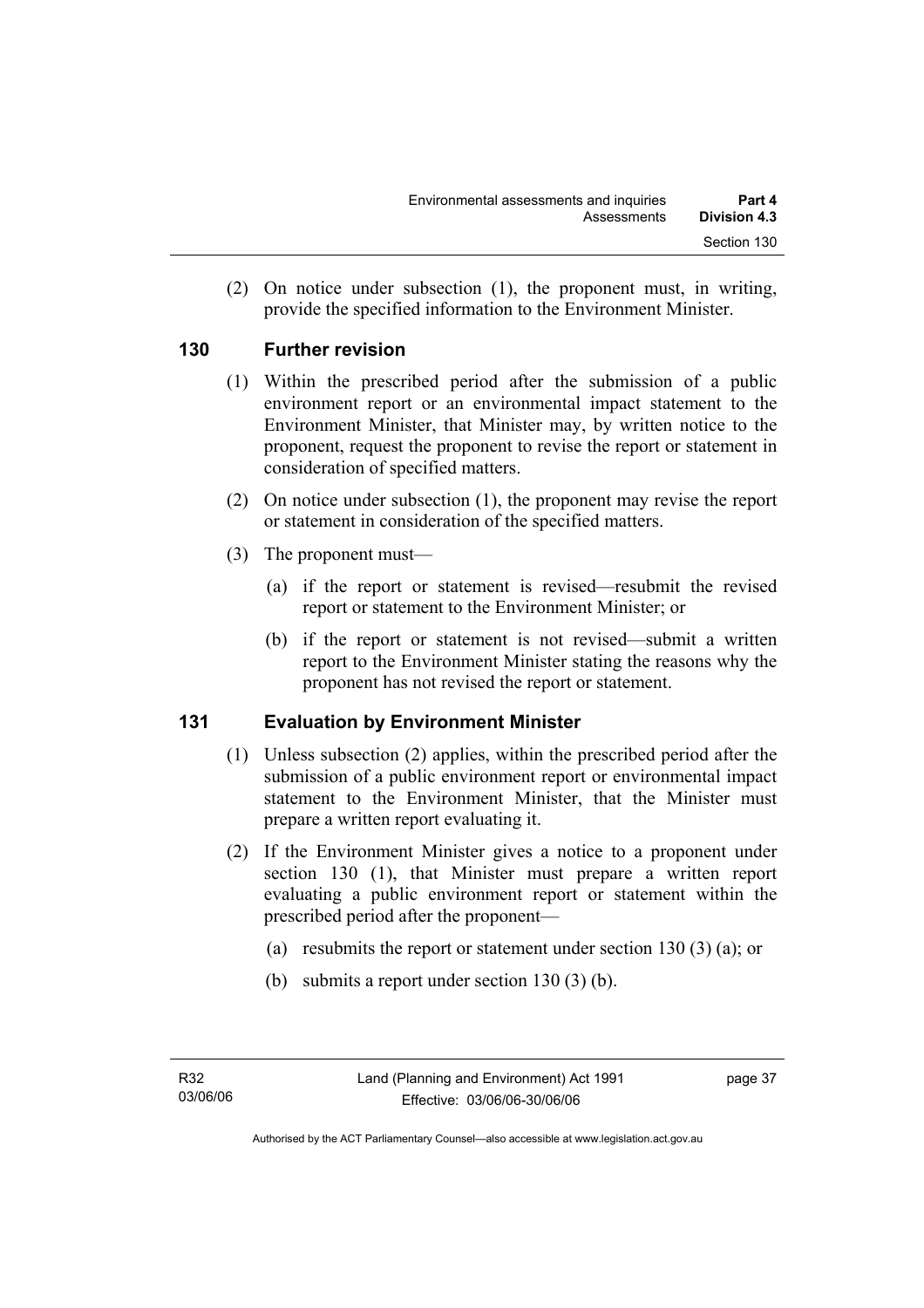(2) On notice under subsection (1), the proponent must, in writing, provide the specified information to the Environment Minister.

### 130 Further revision

(1) Within the prescribed period after the submission of a public environment report or an environmental impact statement to the Environment Minister, that Minister may, by written notice to the proponent, request the proponent to revise the report or statement in consideration of specified matters.

(2) On notice under subsection (1), the proponent may revise the report or statement in consideration of the specified matters.

(3) The proponent must—

(a) if the report or statement is revised—resubmit the revised report or statement to the Environment Minister; or

(b) if the report or statement is not revised—submit a written report to the Environment Minister stating the reasons why the proponent has not revised the report or statement.

### 131 Evaluation by Environment Minister

(1) Unless subsection (2) applies, within the prescribed period after the submission of a public environment report or environmental impact statement to the Environment Minister, that the Minister must prepare a written report evaluating it.

(2) If the Environment Minister gives a notice to a proponent under section 130 (1), that Minister must prepare a written report evaluating a public environment report or statement within the prescribed period after the proponent—

(a) resubmits the report or statement under section 130 (3) (a); or

(b) submits a report under section 130 (3) (b).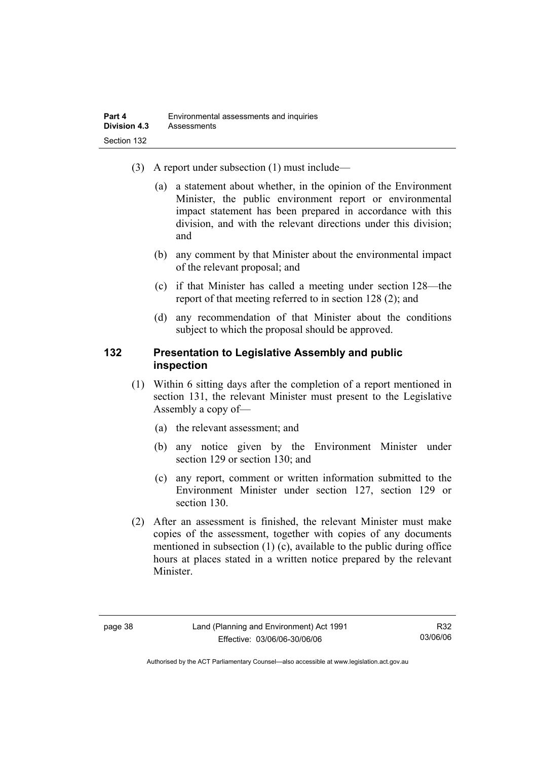(3) A report under subsection (1) must include—

(a) a statement about whether, in the opinion of the Environment Minister, the public environment report or environmental impact statement has been prepared in accordance with this division, and with the relevant directions under this division; and

(b) any comment by that Minister about the environmental impact of the relevant proposal; and

(c) if that Minister has called a meeting under section 128—the report of that meeting referred to in section 128 (2); and

(d) any recommendation of that Minister about the conditions subject to which the proposal should be approved.

### 132 Presentation to Legislative Assembly and public inspection

(1) Within 6 sitting days after the completion of a report mentioned in section 131, the relevant Minister must present to the Legislative Assembly a copy of—

(a) the relevant assessment; and

(b) any notice given by the Environment Minister under section 129 or section 130; and

(c) any report, comment or written information submitted to the Environment Minister under section 127, section 129 or section 130.

(2) After an assessment is finished, the relevant Minister must make copies of the assessment, together with copies of any documents mentioned in subsection (1) (c), available to the public during office hours at places stated in a written notice prepared by the relevant Minister.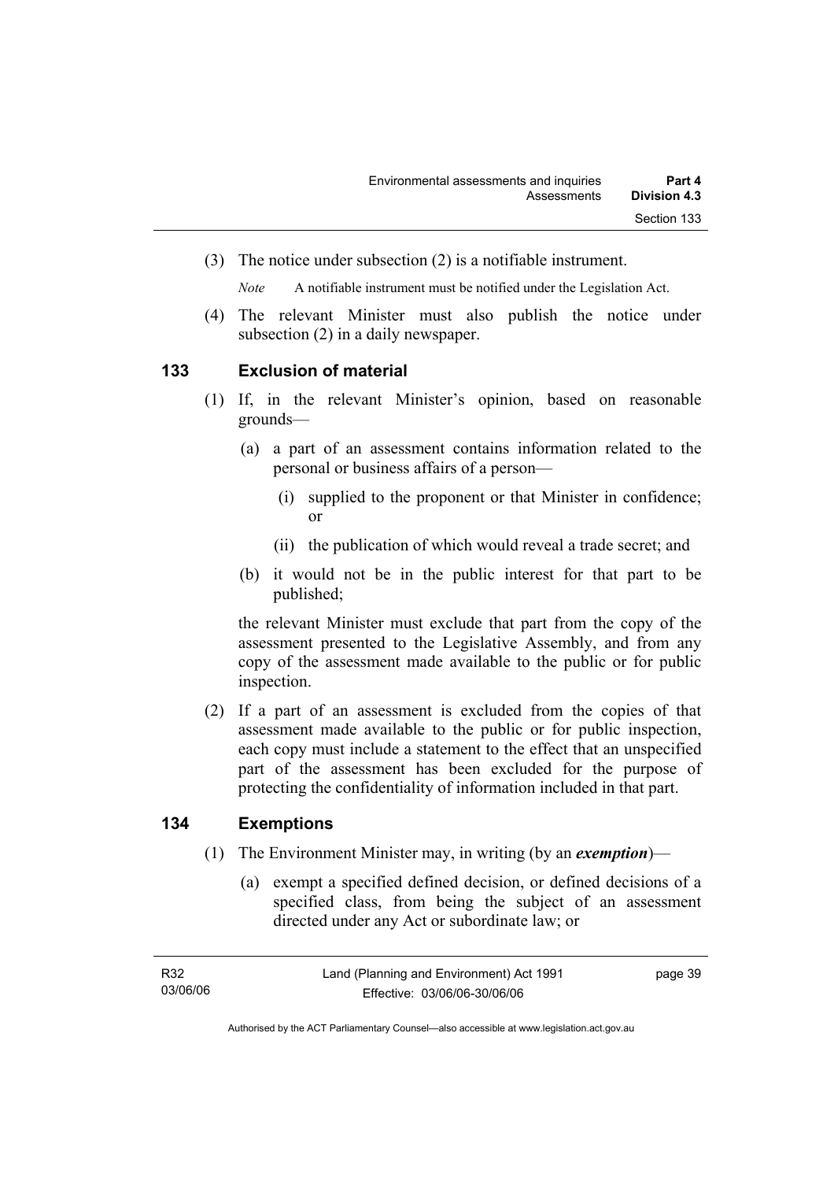(3) The notice under subsection (2) is a notifiable instrument.

*Note* A notifiable instrument must be notified under the Legislation Act.

(4) The relevant Minister must also publish the notice under subsection (2) in a daily newspaper.

### 133 Exclusion of material

(1) If, in the relevant Minister's opinion, based on reasonable grounds—

(a) a part of an assessment contains information related to the personal or business affairs of a person—

(i) supplied to the proponent or that Minister in confidence; or

(ii) the publication of which would reveal a trade secret; and

(b) it would not be in the public interest for that part to be published;

the relevant Minister must exclude that part from the copy of the assessment presented to the Legislative Assembly, and from any copy of the assessment made available to the public or for public inspection.

(2) If a part of an assessment is excluded from the copies of that assessment made available to the public or for public inspection, each copy must include a statement to the effect that an unspecified part of the assessment has been excluded for the purpose of protecting the confidentiality of information included in that part.

### 134 Exemptions

(1) The Environment Minister may, in writing (by an ***exemption***)—

(a) exempt a specified defined decision, or defined decisions of a specified class, from being the subject of an assessment directed under any Act or subordinate law; or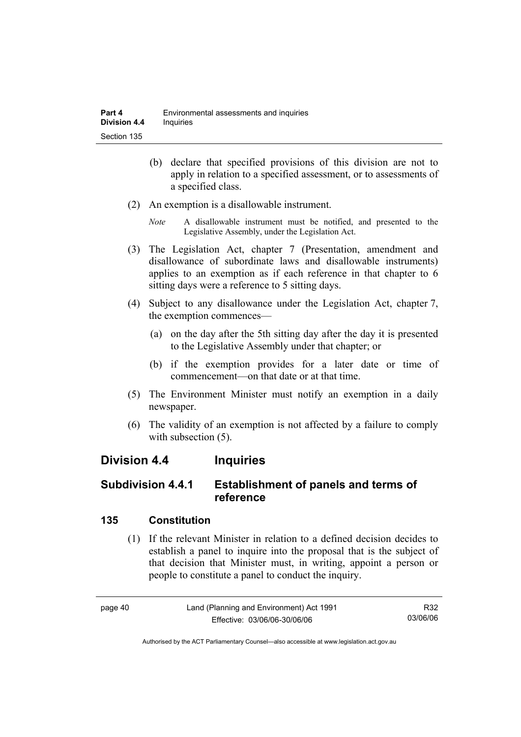(b) declare that specified provisions of this division are not to apply in relation to a specified assessment, or to assessments of a specified class.

(2) An exemption is a disallowable instrument.

*Note* A disallowable instrument must be notified, and presented to the Legislative Assembly, under the Legislation Act.

(3) The Legislation Act, chapter 7 (Presentation, amendment and disallowance of subordinate laws and disallowable instruments) applies to an exemption as if each reference in that chapter to 6 sitting days were a reference to 5 sitting days.

(4) Subject to any disallowance under the Legislation Act, chapter 7, the exemption commences—

(a) on the day after the 5th sitting day after the day it is presented to the Legislative Assembly under that chapter; or

(b) if the exemption provides for a later date or time of commencement—on that date or at that time.

(5) The Environment Minister must notify an exemption in a daily newspaper.

(6) The validity of an exemption is not affected by a failure to comply with subsection (5).

## Division 4.4 Inquiries

### Subdivision 4.4.1 Establishment of panels and terms of reference

#### 135 Constitution

(1) If the relevant Minister in relation to a defined decision decides to establish a panel to inquire into the proposal that is the subject of that decision that Minister must, in writing, appoint a person or people to constitute a panel to conduct the inquiry.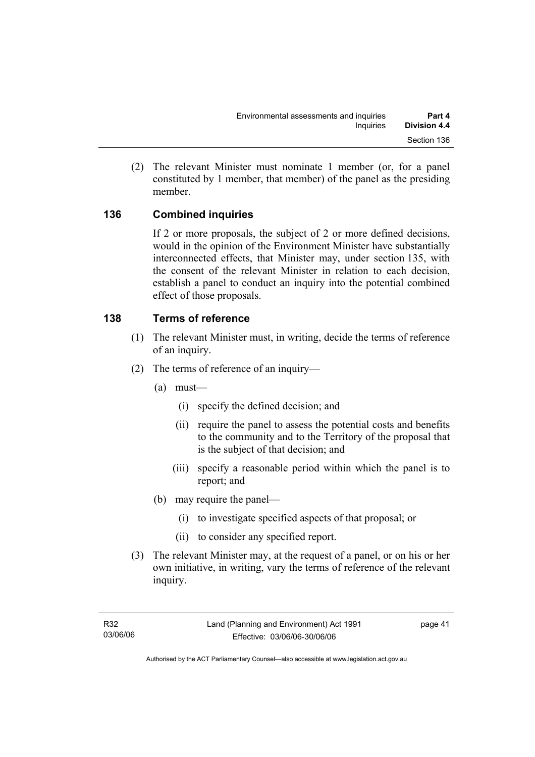(2) The relevant Minister must nominate 1 member (or, for a panel constituted by 1 member, that member) of the panel as the presiding member.

## 136 Combined inquiries

If 2 or more proposals, the subject of 2 or more defined decisions, would in the opinion of the Environment Minister have substantially interconnected effects, that Minister may, under section 135, with the consent of the relevant Minister in relation to each decision, establish a panel to conduct an inquiry into the potential combined effect of those proposals.

## 138 Terms of reference

(1) The relevant Minister must, in writing, decide the terms of reference of an inquiry.

(2) The terms of reference of an inquiry—

(a) must—

(i) specify the defined decision; and

(ii) require the panel to assess the potential costs and benefits to the community and to the Territory of the proposal that is the subject of that decision; and

(iii) specify a reasonable period within which the panel is to report; and

(b) may require the panel—

(i) to investigate specified aspects of that proposal; or

(ii) to consider any specified report.

(3) The relevant Minister may, at the request of a panel, or on his or her own initiative, in writing, vary the terms of reference of the relevant inquiry.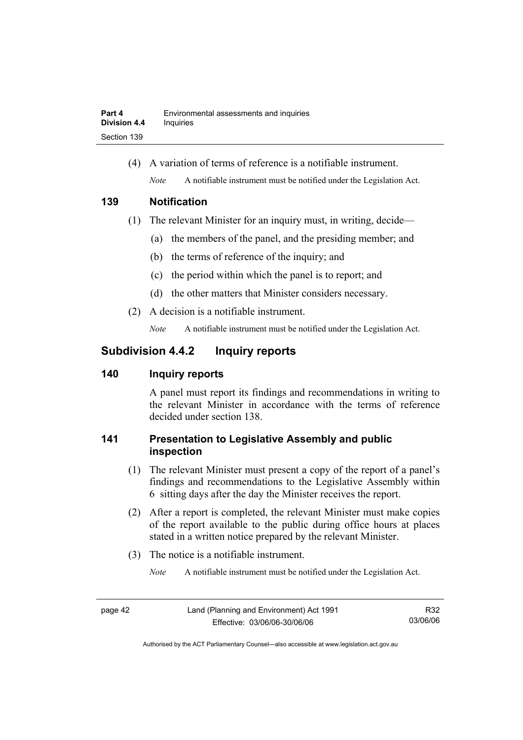(4) A variation of terms of reference is a notifiable instrument.

*Note* A notifiable instrument must be notified under the Legislation Act.

### 139 Notification

(1) The relevant Minister for an inquiry must, in writing, decide—

(a) the members of the panel, and the presiding member; and

(b) the terms of reference of the inquiry; and

(c) the period within which the panel is to report; and

(d) the other matters that Minister considers necessary.

(2) A decision is a notifiable instrument.

*Note* A notifiable instrument must be notified under the Legislation Act.

## Subdivision 4.4.2 Inquiry reports

### 140 Inquiry reports

A panel must report its findings and recommendations in writing to the relevant Minister in accordance with the terms of reference decided under section 138.

### 141 Presentation to Legislative Assembly and public inspection

(1) The relevant Minister must present a copy of the report of a panel's findings and recommendations to the Legislative Assembly within 6 sitting days after the day the Minister receives the report.

(2) After a report is completed, the relevant Minister must make copies of the report available to the public during office hours at places stated in a written notice prepared by the relevant Minister.

(3) The notice is a notifiable instrument.

*Note* A notifiable instrument must be notified under the Legislation Act.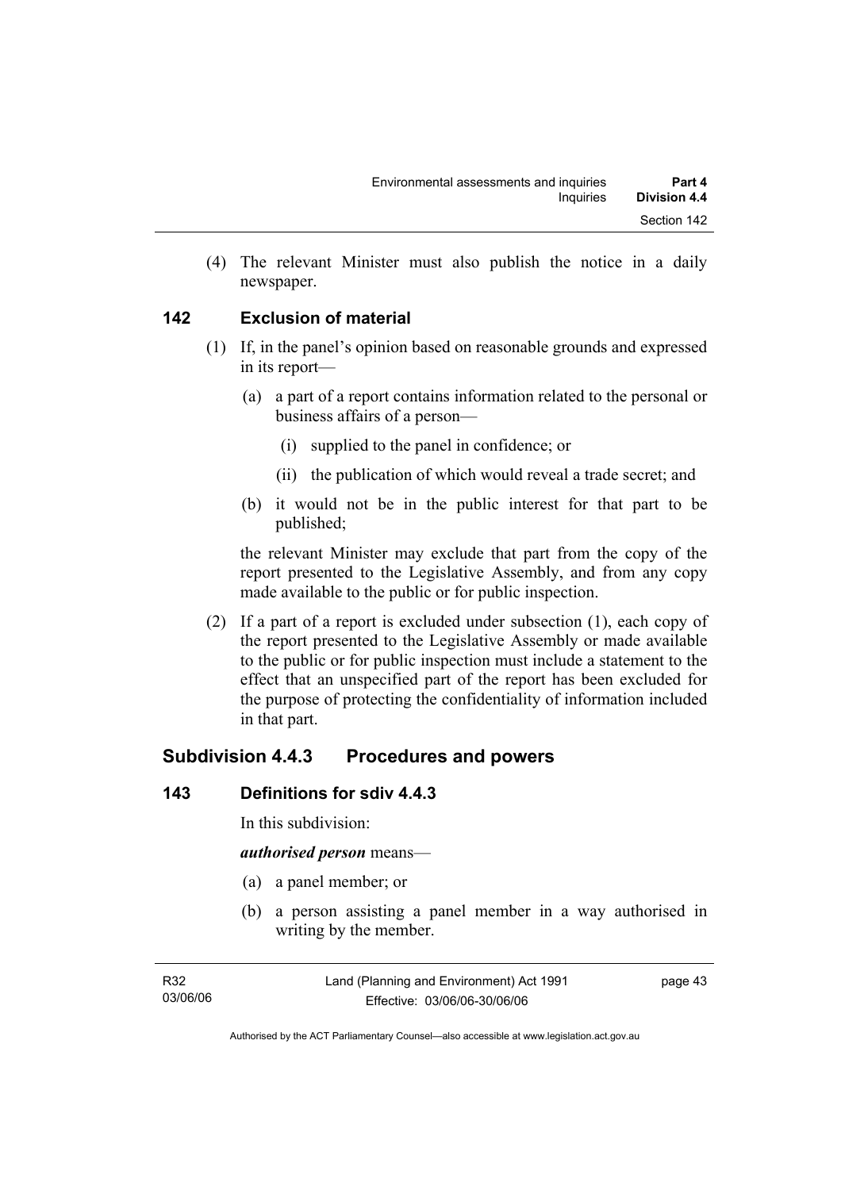(4) The relevant Minister must also publish the notice in a daily newspaper.

### 142 Exclusion of material

(1) If, in the panel's opinion based on reasonable grounds and expressed in its report—

(a) a part of a report contains information related to the personal or business affairs of a person—

(i) supplied to the panel in confidence; or

(ii) the publication of which would reveal a trade secret; and

(b) it would not be in the public interest for that part to be published;

the relevant Minister may exclude that part from the copy of the report presented to the Legislative Assembly, and from any copy made available to the public or for public inspection.

(2) If a part of a report is excluded under subsection (1), each copy of the report presented to the Legislative Assembly or made available to the public or for public inspection must include a statement to the effect that an unspecified part of the report has been excluded for the purpose of protecting the confidentiality of information included in that part.

## Subdivision 4.4.3 Procedures and powers

### 143 Definitions for sdiv 4.4.3

In this subdivision:

***authorised person*** means—

(a) a panel member; or

(b) a person assisting a panel member in a way authorised in writing by the member.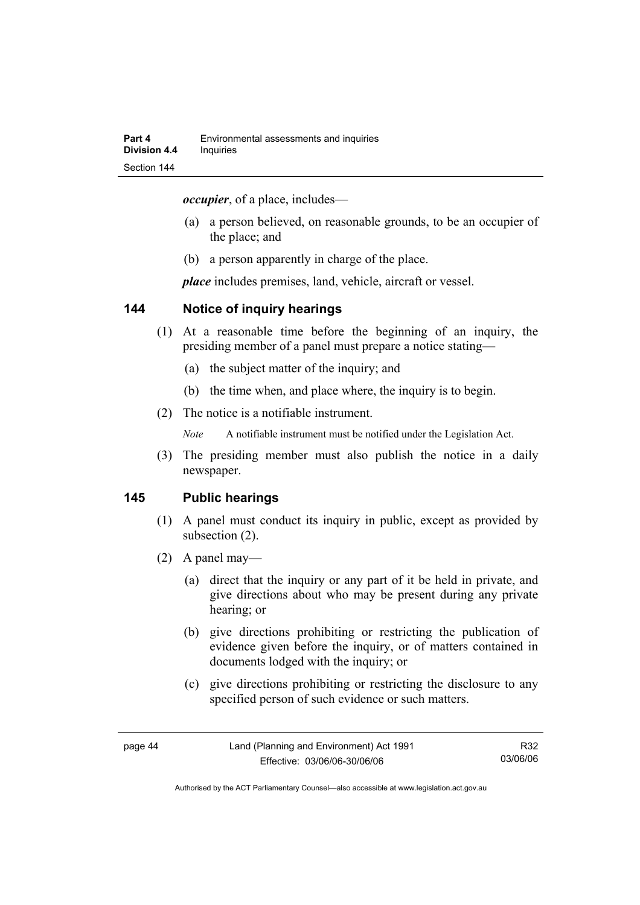***occupier***, of a place, includes—

(a) a person believed, on reasonable grounds, to be an occupier of the place; and

(b) a person apparently in charge of the place.

***place*** includes premises, land, vehicle, aircraft or vessel.

## 144 Notice of inquiry hearings

(1) At a reasonable time before the beginning of an inquiry, the presiding member of a panel must prepare a notice stating—

(a) the subject matter of the inquiry; and

(b) the time when, and place where, the inquiry is to begin.

(2) The notice is a notifiable instrument.

*Note* A notifiable instrument must be notified under the Legislation Act.

(3) The presiding member must also publish the notice in a daily newspaper.

## 145 Public hearings

(1) A panel must conduct its inquiry in public, except as provided by subsection (2).

(2) A panel may—

(a) direct that the inquiry or any part of it be held in private, and give directions about who may be present during any private hearing; or

(b) give directions prohibiting or restricting the publication of evidence given before the inquiry, or of matters contained in documents lodged with the inquiry; or

(c) give directions prohibiting or restricting the disclosure to any specified person of such evidence or such matters.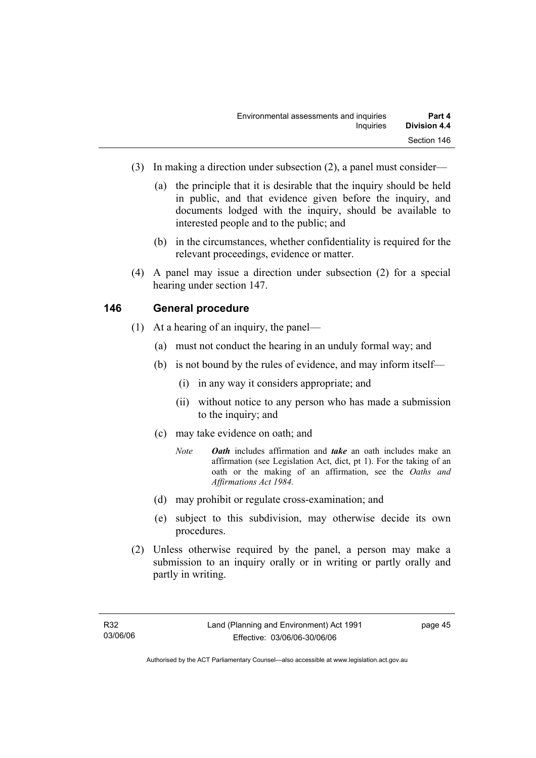(3) In making a direction under subsection (2), a panel must consider—

(a) the principle that it is desirable that the inquiry should be held in public, and that evidence given before the inquiry, and documents lodged with the inquiry, should be available to interested people and to the public; and

(b) in the circumstances, whether confidentiality is required for the relevant proceedings, evidence or matter.

(4) A panel may issue a direction under subsection (2) for a special hearing under section 147.

## 146 General procedure

(1) At a hearing of an inquiry, the panel—

(a) must not conduct the hearing in an unduly formal way; and

(b) is not bound by the rules of evidence, and may inform itself—

(i) in any way it considers appropriate; and

(ii) without notice to any person who has made a submission to the inquiry; and

(c) may take evidence on oath; and

*Note* ***Oath*** includes affirmation and ***take*** an oath includes make an affirmation (see Legislation Act, dict, pt 1). For the taking of an oath or the making of an affirmation, see the *Oaths and Affirmations Act 1984.*

(d) may prohibit or regulate cross-examination; and

(e) subject to this subdivision, may otherwise decide its own procedures.

(2) Unless otherwise required by the panel, a person may make a submission to an inquiry orally or in writing or partly orally and partly in writing.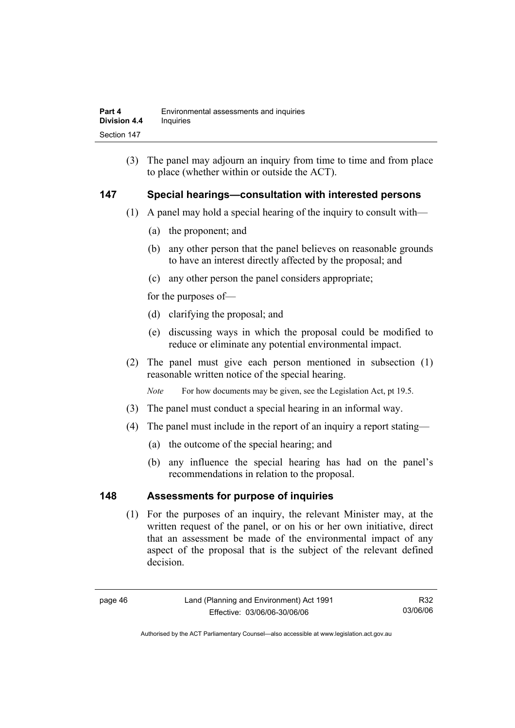(3) The panel may adjourn an inquiry from time to time and from place to place (whether within or outside the ACT).

## 147 Special hearings—consultation with interested persons

(1) A panel may hold a special hearing of the inquiry to consult with—

(a) the proponent; and

(b) any other person that the panel believes on reasonable grounds to have an interest directly affected by the proposal; and

(c) any other person the panel considers appropriate;

for the purposes of—

(d) clarifying the proposal; and

(e) discussing ways in which the proposal could be modified to reduce or eliminate any potential environmental impact.

(2) The panel must give each person mentioned in subsection (1) reasonable written notice of the special hearing.

*Note* For how documents may be given, see the Legislation Act, pt 19.5.

(3) The panel must conduct a special hearing in an informal way.

(4) The panel must include in the report of an inquiry a report stating—

(a) the outcome of the special hearing; and

(b) any influence the special hearing has had on the panel's recommendations in relation to the proposal.

## 148 Assessments for purpose of inquiries

(1) For the purposes of an inquiry, the relevant Minister may, at the written request of the panel, or on his or her own initiative, direct that an assessment be made of the environmental impact of any aspect of the proposal that is the subject of the relevant defined decision.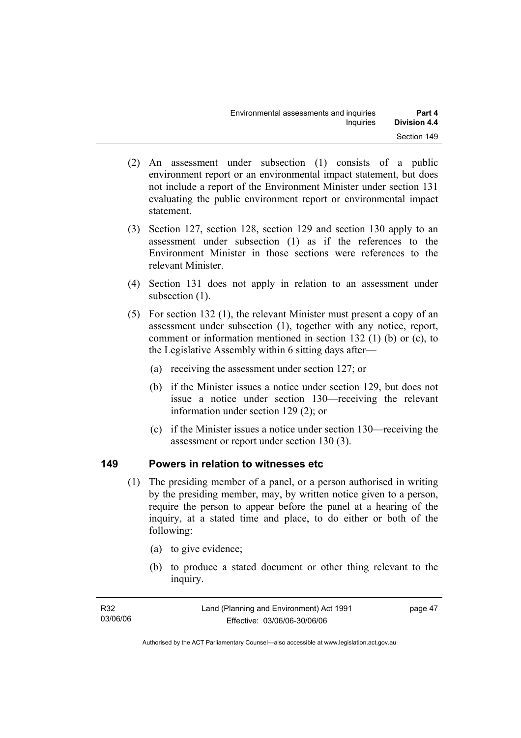(2) An assessment under subsection (1) consists of a public environment report or an environmental impact statement, but does not include a report of the Environment Minister under section 131 evaluating the public environment report or environmental impact statement.

(3) Section 127, section 128, section 129 and section 130 apply to an assessment under subsection (1) as if the references to the Environment Minister in those sections were references to the relevant Minister.

(4) Section 131 does not apply in relation to an assessment under subsection (1).

(5) For section 132 (1), the relevant Minister must present a copy of an assessment under subsection (1), together with any notice, report, comment or information mentioned in section 132 (1) (b) or (c), to the Legislative Assembly within 6 sitting days after—

(a) receiving the assessment under section 127; or

(b) if the Minister issues a notice under section 129, but does not issue a notice under section 130—receiving the relevant information under section 129 (2); or

(c) if the Minister issues a notice under section 130—receiving the assessment or report under section 130 (3).

## 149 Powers in relation to witnesses etc

(1) The presiding member of a panel, or a person authorised in writing by the presiding member, may, by written notice given to a person, require the person to appear before the panel at a hearing of the inquiry, at a stated time and place, to do either or both of the following:

(a) to give evidence;

(b) to produce a stated document or other thing relevant to the inquiry.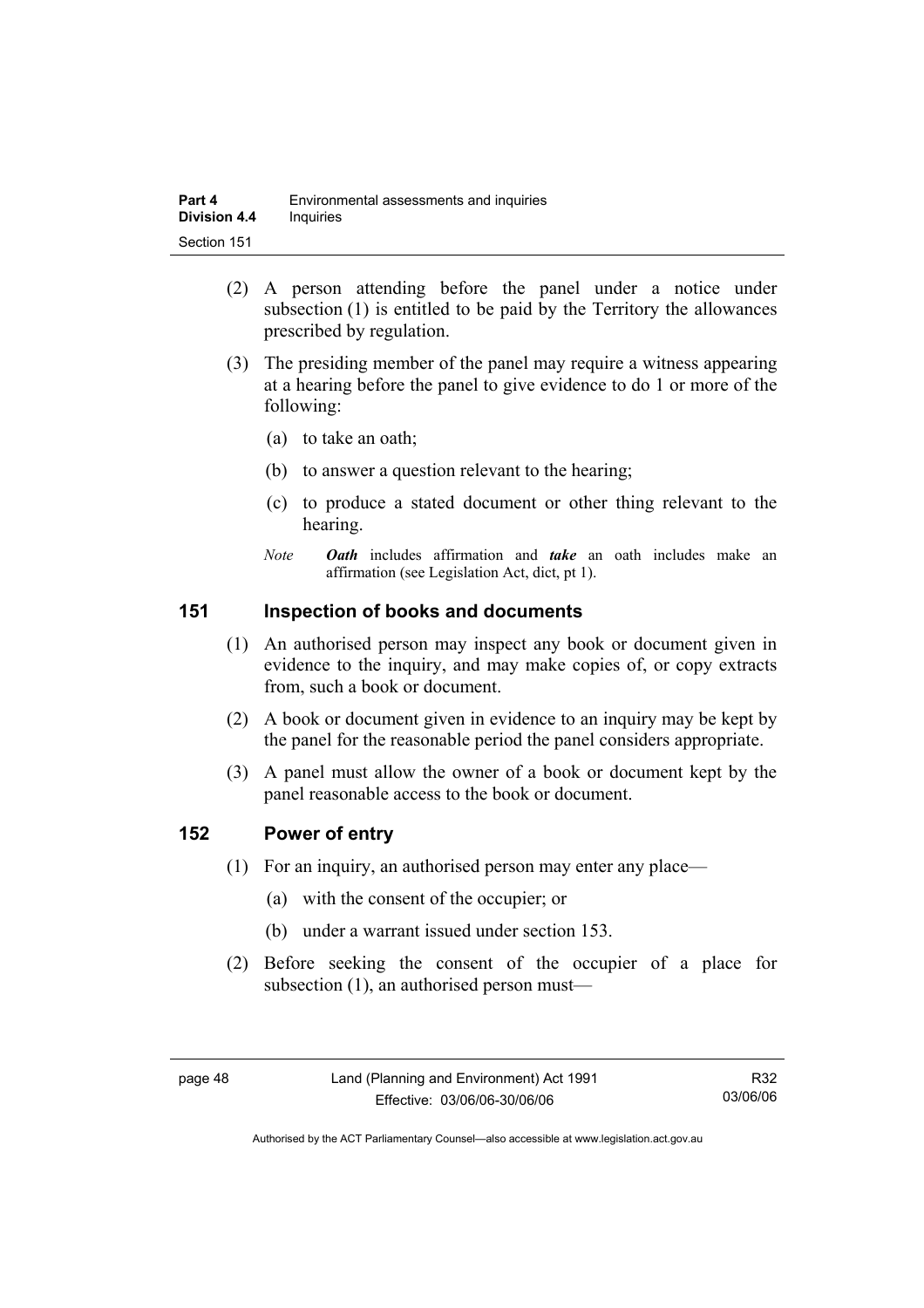(2) A person attending before the panel under a notice under subsection (1) is entitled to be paid by the Territory the allowances prescribed by regulation.

(3) The presiding member of the panel may require a witness appearing at a hearing before the panel to give evidence to do 1 or more of the following:

(a) to take an oath;

(b) to answer a question relevant to the hearing;

(c) to produce a stated document or other thing relevant to the hearing.

*Note* ***Oath*** includes affirmation and ***take*** an oath includes make an affirmation (see Legislation Act, dict, pt 1).

## 151 Inspection of books and documents

(1) An authorised person may inspect any book or document given in evidence to the inquiry, and may make copies of, or copy extracts from, such a book or document.

(2) A book or document given in evidence to an inquiry may be kept by the panel for the reasonable period the panel considers appropriate.

(3) A panel must allow the owner of a book or document kept by the panel reasonable access to the book or document.

## 152 Power of entry

(1) For an inquiry, an authorised person may enter any place—

(a) with the consent of the occupier; or

(b) under a warrant issued under section 153.

(2) Before seeking the consent of the occupier of a place for subsection (1), an authorised person must—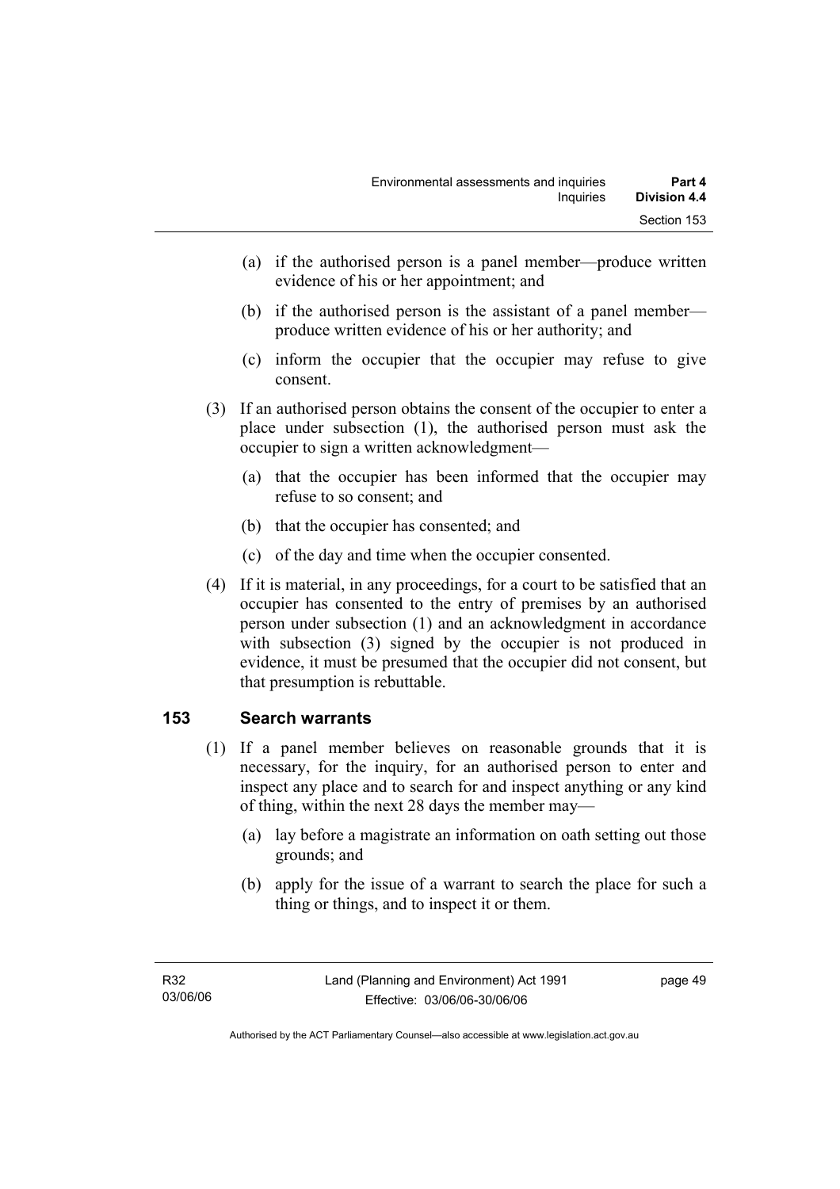(a) if the authorised person is a panel member—produce written evidence of his or her appointment; and

(b) if the authorised person is the assistant of a panel member—produce written evidence of his or her authority; and

(c) inform the occupier that the occupier may refuse to give consent.

(3) If an authorised person obtains the consent of the occupier to enter a place under subsection (1), the authorised person must ask the occupier to sign a written acknowledgment—

(a) that the occupier has been informed that the occupier may refuse to so consent; and

(b) that the occupier has consented; and

(c) of the day and time when the occupier consented.

(4) If it is material, in any proceedings, for a court to be satisfied that an occupier has consented to the entry of premises by an authorised person under subsection (1) and an acknowledgment in accordance with subsection (3) signed by the occupier is not produced in evidence, it must be presumed that the occupier did not consent, but that presumption is rebuttable.

## 153 Search warrants

(1) If a panel member believes on reasonable grounds that it is necessary, for the inquiry, for an authorised person to enter and inspect any place and to search for and inspect anything or any kind of thing, within the next 28 days the member may—

(a) lay before a magistrate an information on oath setting out those grounds; and

(b) apply for the issue of a warrant to search the place for such a thing or things, and to inspect it or them.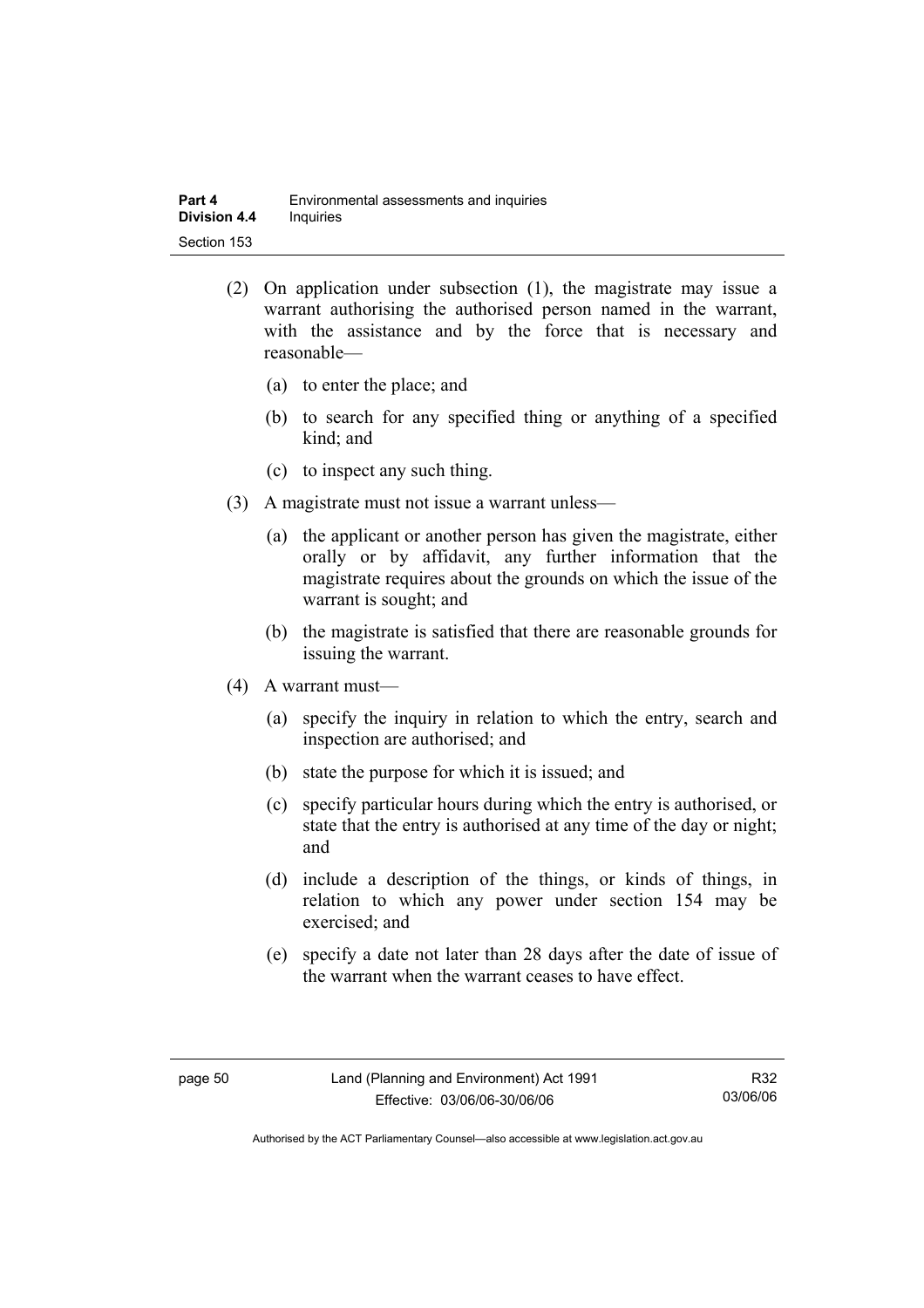(2) On application under subsection (1), the magistrate may issue a warrant authorising the authorised person named in the warrant, with the assistance and by the force that is necessary and reasonable—

(a) to enter the place; and

(b) to search for any specified thing or anything of a specified kind; and

(c) to inspect any such thing.

(3) A magistrate must not issue a warrant unless—

(a) the applicant or another person has given the magistrate, either orally or by affidavit, any further information that the magistrate requires about the grounds on which the issue of the warrant is sought; and

(b) the magistrate is satisfied that there are reasonable grounds for issuing the warrant.

(4) A warrant must—

(a) specify the inquiry in relation to which the entry, search and inspection are authorised; and

(b) state the purpose for which it is issued; and

(c) specify particular hours during which the entry is authorised, or state that the entry is authorised at any time of the day or night; and

(d) include a description of the things, or kinds of things, in relation to which any power under section 154 may be exercised; and

(e) specify a date not later than 28 days after the date of issue of the warrant when the warrant ceases to have effect.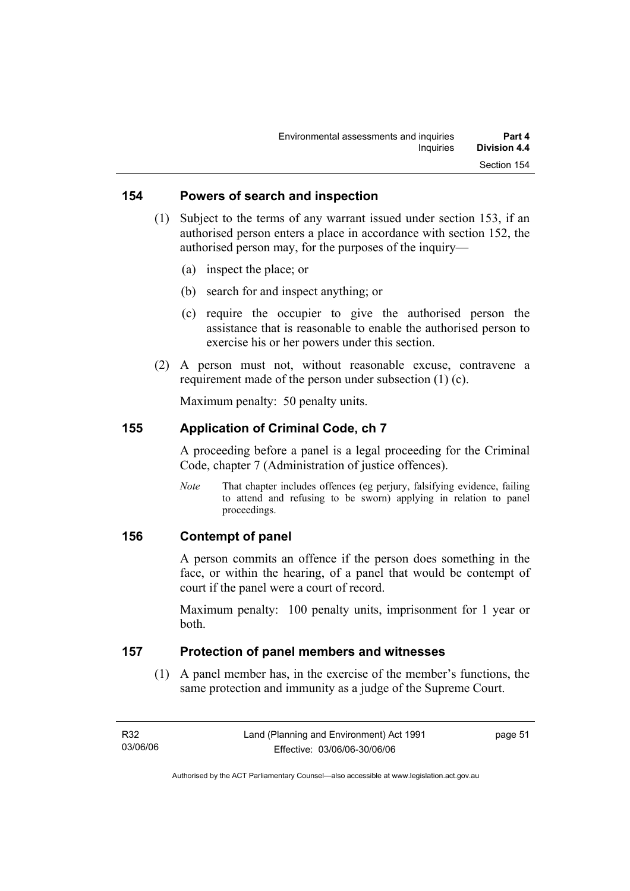### 154 Powers of search and inspection

(1) Subject to the terms of any warrant issued under section 153, if an authorised person enters a place in accordance with section 152, the authorised person may, for the purposes of the inquiry—

(a) inspect the place; or

(b) search for and inspect anything; or

(c) require the occupier to give the authorised person the assistance that is reasonable to enable the authorised person to exercise his or her powers under this section.

(2) A person must not, without reasonable excuse, contravene a requirement made of the person under subsection (1) (c).

Maximum penalty: 50 penalty units.

### 155 Application of Criminal Code, ch 7

A proceeding before a panel is a legal proceeding for the Criminal Code, chapter 7 (Administration of justice offences).

*Note* That chapter includes offences (eg perjury, falsifying evidence, failing to attend and refusing to be sworn) applying in relation to panel proceedings.

### 156 Contempt of panel

A person commits an offence if the person does something in the face, or within the hearing, of a panel that would be contempt of court if the panel were a court of record.

Maximum penalty: 100 penalty units, imprisonment for 1 year or both.

### 157 Protection of panel members and witnesses

(1) A panel member has, in the exercise of the member's functions, the same protection and immunity as a judge of the Supreme Court.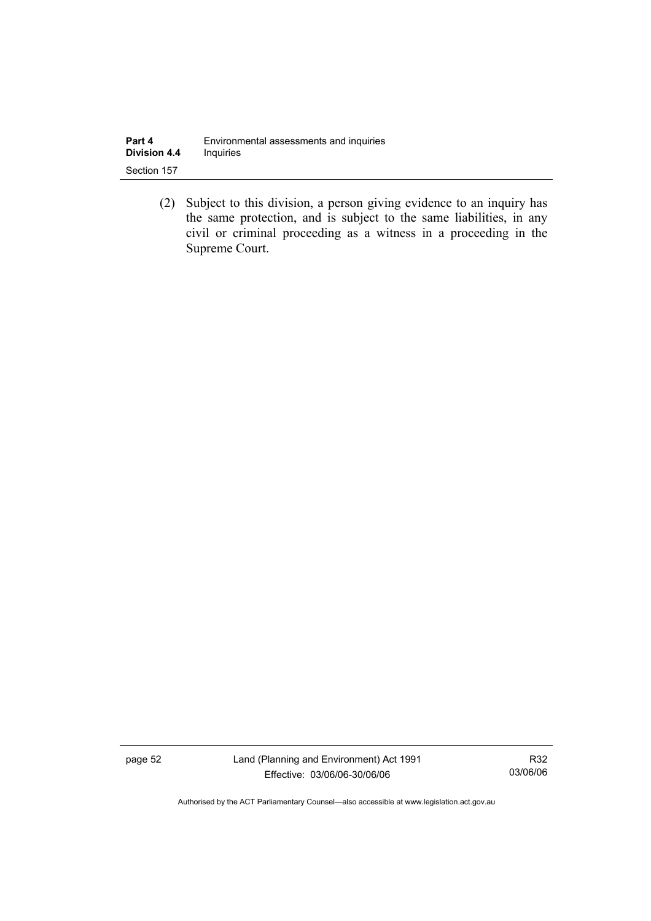(2) Subject to this division, a person giving evidence to an inquiry has the same protection, and is subject to the same liabilities, in any civil or criminal proceeding as a witness in a proceeding in the Supreme Court.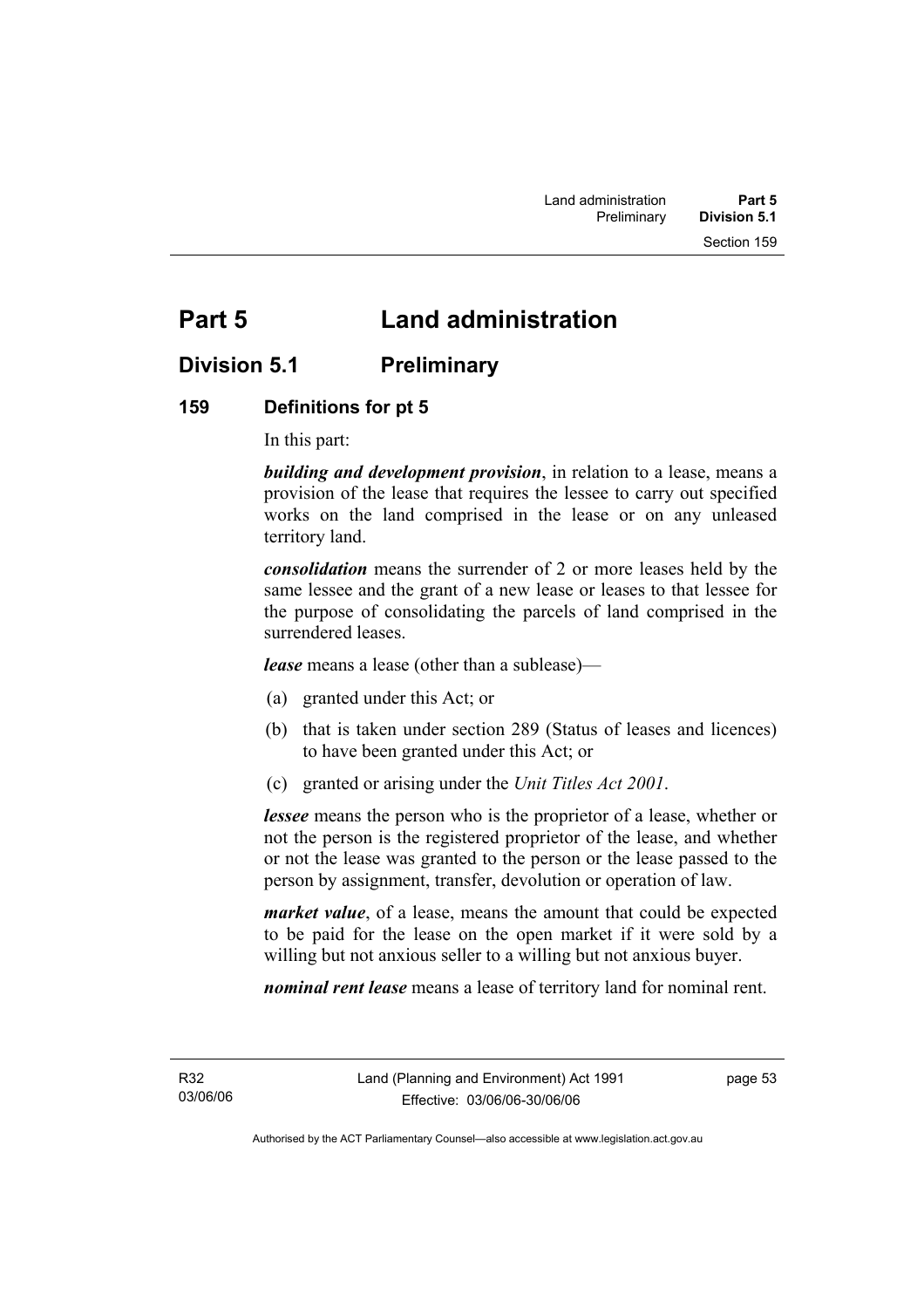# Part 5 Land administration

## Division 5.1 Preliminary

### 159 Definitions for pt 5

In this part:

***building and development provision***, in relation to a lease, means a provision of the lease that requires the lessee to carry out specified works on the land comprised in the lease or on any unleased territory land.

***consolidation*** means the surrender of 2 or more leases held by the same lessee and the grant of a new lease or leases to that lessee for the purpose of consolidating the parcels of land comprised in the surrendered leases.

***lease*** means a lease (other than a sublease)—

(a) granted under this Act; or

(b) that is taken under section 289 (Status of leases and licences) to have been granted under this Act; or

(c) granted or arising under the *Unit Titles Act 2001*.

***lessee*** means the person who is the proprietor of a lease, whether or not the person is the registered proprietor of the lease, and whether or not the lease was granted to the person or the lease passed to the person by assignment, transfer, devolution or operation of law.

***market value***, of a lease, means the amount that could be expected to be paid for the lease on the open market if it were sold by a willing but not anxious seller to a willing but not anxious buyer.

***nominal rent lease*** means a lease of territory land for nominal rent.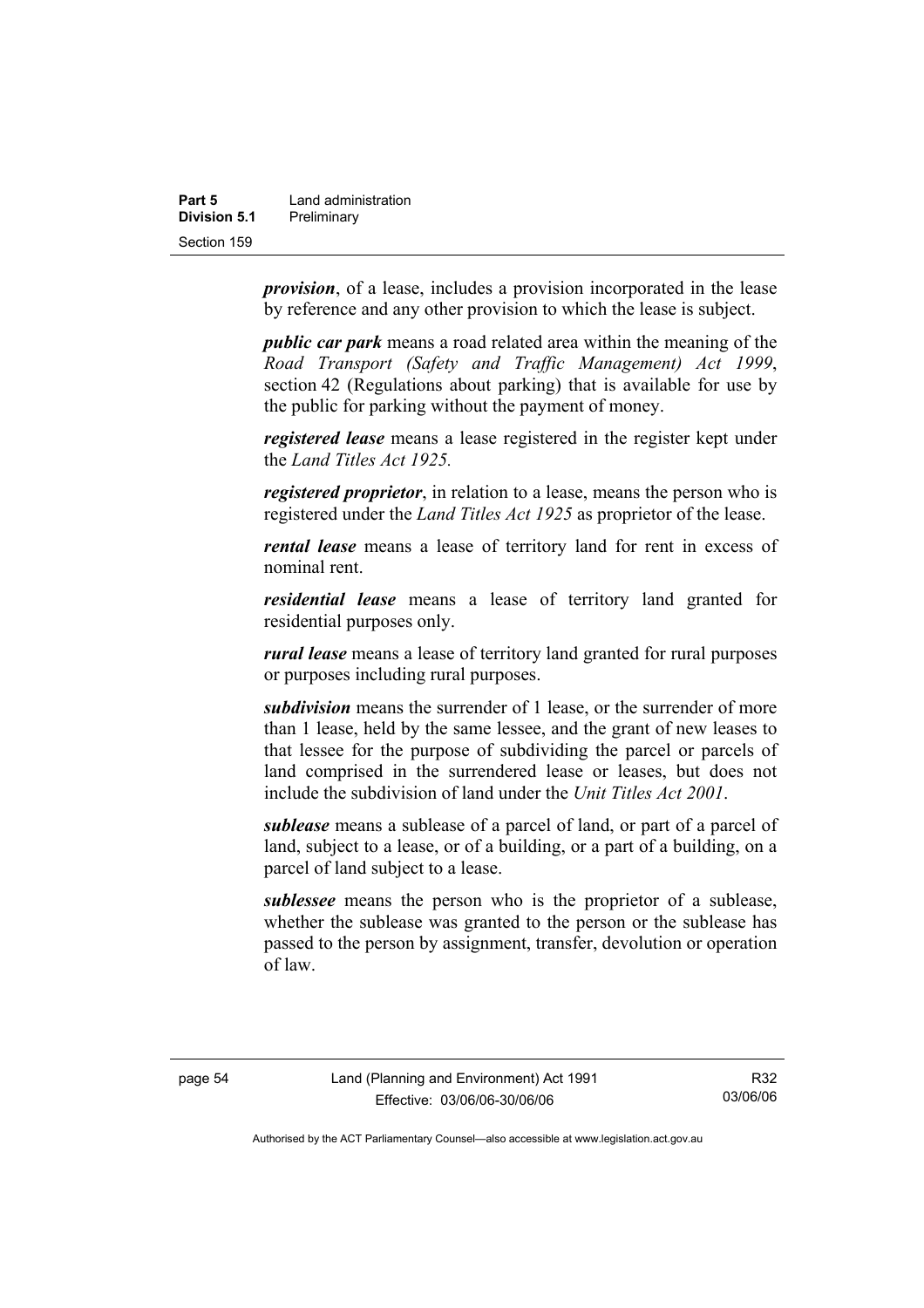***provision***, of a lease, includes a provision incorporated in the lease by reference and any other provision to which the lease is subject.

***public car park*** means a road related area within the meaning of the *Road Transport (Safety and Traffic Management) Act 1999*, section 42 (Regulations about parking) that is available for use by the public for parking without the payment of money.

***registered lease*** means a lease registered in the register kept under the *Land Titles Act 1925.*

***registered proprietor***, in relation to a lease, means the person who is registered under the *Land Titles Act 1925* as proprietor of the lease.

***rental lease*** means a lease of territory land for rent in excess of nominal rent.

***residential lease*** means a lease of territory land granted for residential purposes only.

***rural lease*** means a lease of territory land granted for rural purposes or purposes including rural purposes.

***subdivision*** means the surrender of 1 lease, or the surrender of more than 1 lease, held by the same lessee, and the grant of new leases to that lessee for the purpose of subdividing the parcel or parcels of land comprised in the surrendered lease or leases, but does not include the subdivision of land under the *Unit Titles Act 2001*.

***sublease*** means a sublease of a parcel of land, or part of a parcel of land, subject to a lease, or of a building, or a part of a building, on a parcel of land subject to a lease.

***sublessee*** means the person who is the proprietor of a sublease, whether the sublease was granted to the person or the sublease has passed to the person by assignment, transfer, devolution or operation of law.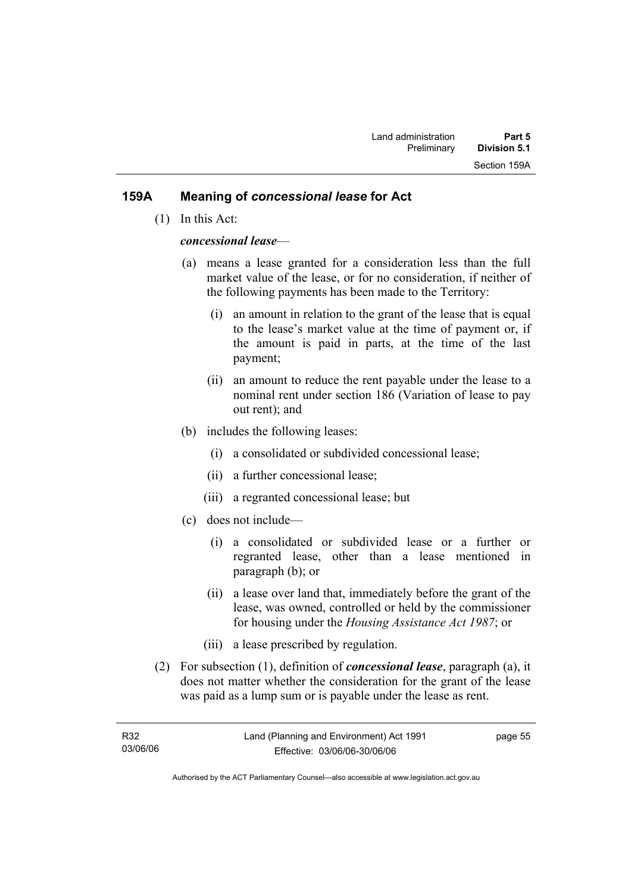## 159A Meaning of *concessional lease* for Act

(1) In this Act:

***concessional lease***—

(a) means a lease granted for a consideration less than the full market value of the lease, or for no consideration, if neither of the following payments has been made to the Territory:

(i) an amount in relation to the grant of the lease that is equal to the lease's market value at the time of payment or, if the amount is paid in parts, at the time of the last payment;

(ii) an amount to reduce the rent payable under the lease to a nominal rent under section 186 (Variation of lease to pay out rent); and

(b) includes the following leases:

(i) a consolidated or subdivided concessional lease;

(ii) a further concessional lease;

(iii) a regranted concessional lease; but

(c) does not include—

(i) a consolidated or subdivided lease or a further or regranted lease, other than a lease mentioned in paragraph (b); or

(ii) a lease over land that, immediately before the grant of the lease, was owned, controlled or held by the commissioner for housing under the *Housing Assistance Act 1987*; or

(iii) a lease prescribed by regulation.

(2) For subsection (1), definition of ***concessional lease***, paragraph (a), it does not matter whether the consideration for the grant of the lease was paid as a lump sum or is payable under the lease as rent.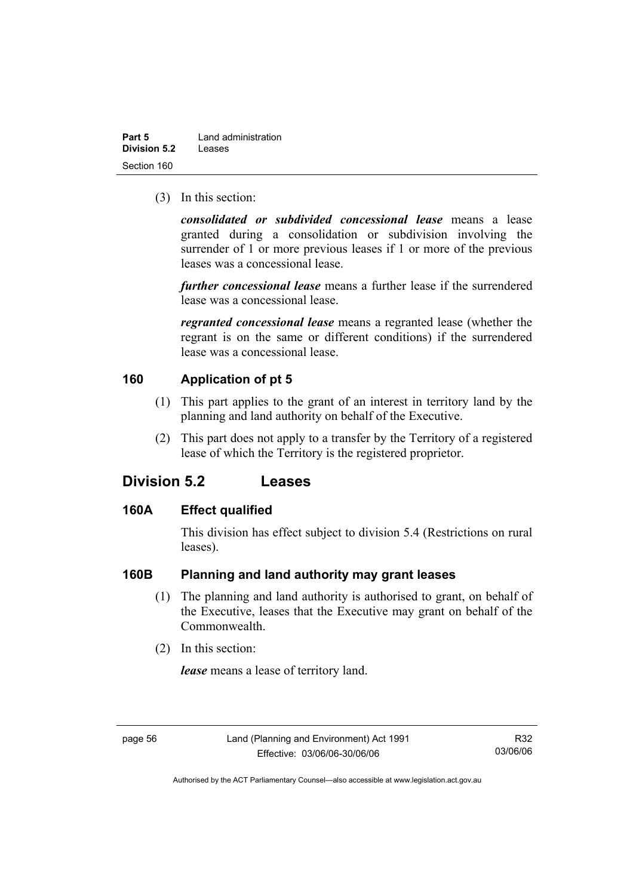(3) In this section:

***consolidated or subdivided concessional lease*** means a lease granted during a consolidation or subdivision involving the surrender of 1 or more previous leases if 1 or more of the previous leases was a concessional lease.

***further concessional lease*** means a further lease if the surrendered lease was a concessional lease.

***regranted concessional lease*** means a regranted lease (whether the regrant is on the same or different conditions) if the surrendered lease was a concessional lease.

### 160 Application of pt 5

(1) This part applies to the grant of an interest in territory land by the planning and land authority on behalf of the Executive.

(2) This part does not apply to a transfer by the Territory of a registered lease of which the Territory is the registered proprietor.

## Division 5.2 Leases

### 160A Effect qualified

This division has effect subject to division 5.4 (Restrictions on rural leases).

### 160B Planning and land authority may grant leases

(1) The planning and land authority is authorised to grant, on behalf of the Executive, leases that the Executive may grant on behalf of the Commonwealth.

(2) In this section:

***lease*** means a lease of territory land.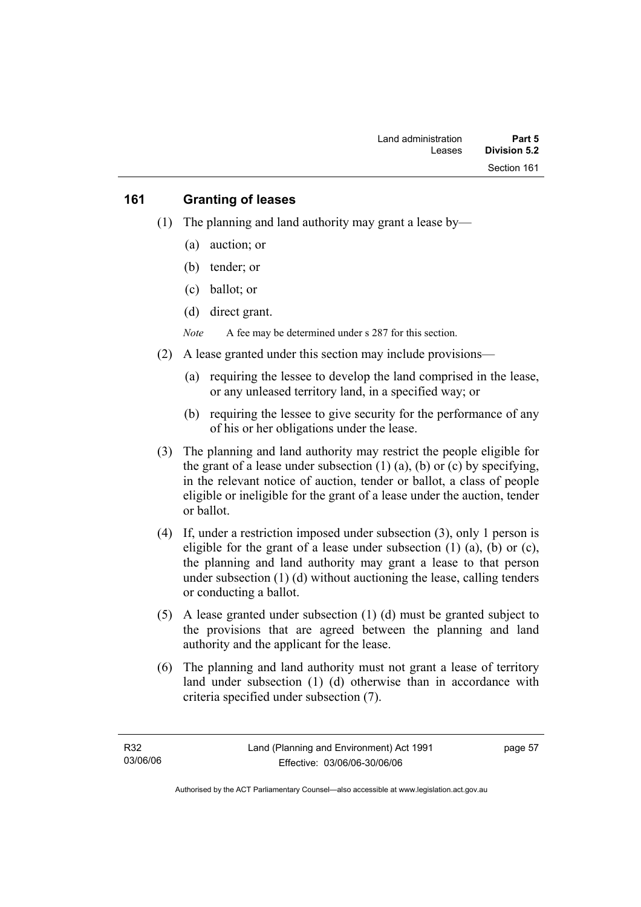## 161 Granting of leases

(1) The planning and land authority may grant a lease by—

(a) auction; or

(b) tender; or

(c) ballot; or

(d) direct grant.

*Note* A fee may be determined under s 287 for this section.

(2) A lease granted under this section may include provisions—

(a) requiring the lessee to develop the land comprised in the lease, or any unleased territory land, in a specified way; or

(b) requiring the lessee to give security for the performance of any of his or her obligations under the lease.

(3) The planning and land authority may restrict the people eligible for the grant of a lease under subsection (1) (a), (b) or (c) by specifying, in the relevant notice of auction, tender or ballot, a class of people eligible or ineligible for the grant of a lease under the auction, tender or ballot.

(4) If, under a restriction imposed under subsection (3), only 1 person is eligible for the grant of a lease under subsection (1) (a), (b) or (c), the planning and land authority may grant a lease to that person under subsection (1) (d) without auctioning the lease, calling tenders or conducting a ballot.

(5) A lease granted under subsection (1) (d) must be granted subject to the provisions that are agreed between the planning and land authority and the applicant for the lease.

(6) The planning and land authority must not grant a lease of territory land under subsection (1) (d) otherwise than in accordance with criteria specified under subsection (7).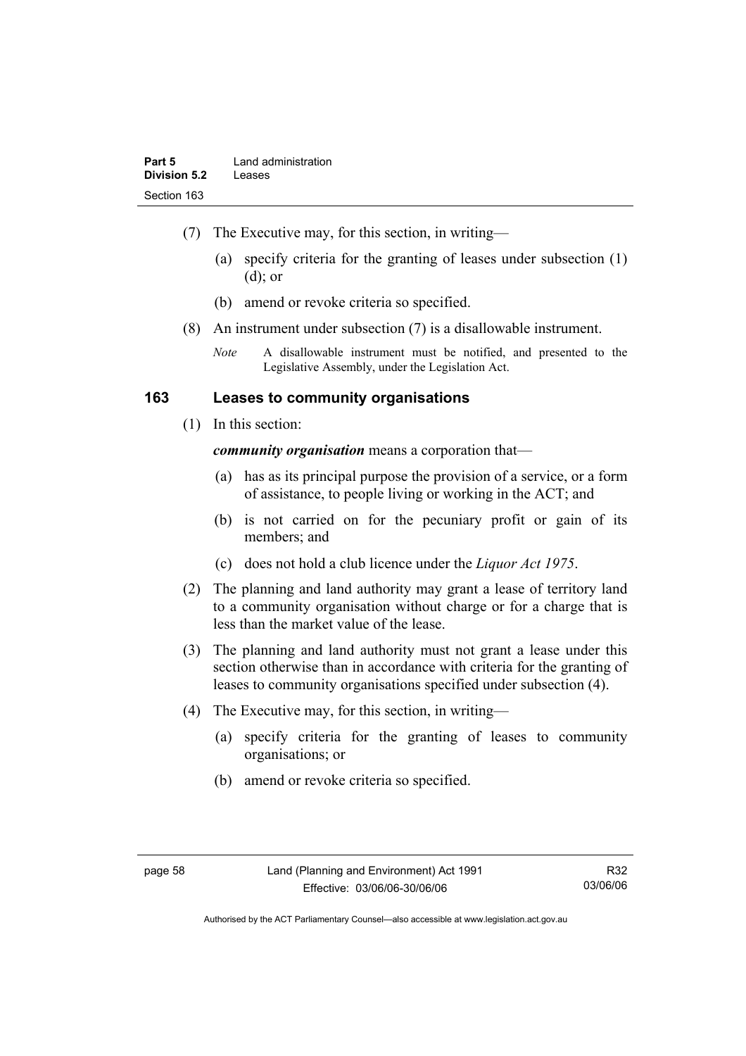(7) The Executive may, for this section, in writing—

(a) specify criteria for the granting of leases under subsection (1) (d); or

(b) amend or revoke criteria so specified.

(8) An instrument under subsection (7) is a disallowable instrument.

*Note* A disallowable instrument must be notified, and presented to the Legislative Assembly, under the Legislation Act.

## 163 Leases to community organisations

(1) In this section:

***community organisation*** means a corporation that—

(a) has as its principal purpose the provision of a service, or a form of assistance, to people living or working in the ACT; and

(b) is not carried on for the pecuniary profit or gain of its members; and

(c) does not hold a club licence under the *Liquor Act 1975*.

(2) The planning and land authority may grant a lease of territory land to a community organisation without charge or for a charge that is less than the market value of the lease.

(3) The planning and land authority must not grant a lease under this section otherwise than in accordance with criteria for the granting of leases to community organisations specified under subsection (4).

(4) The Executive may, for this section, in writing—

(a) specify criteria for the granting of leases to community organisations; or

(b) amend or revoke criteria so specified.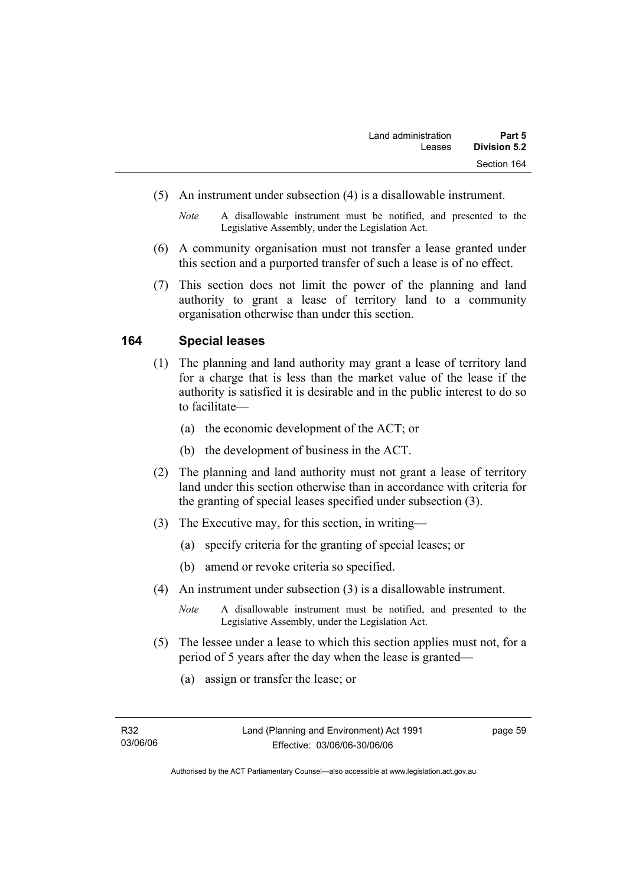(5) An instrument under subsection (4) is a disallowable instrument.

*Note* A disallowable instrument must be notified, and presented to the Legislative Assembly, under the Legislation Act.

(6) A community organisation must not transfer a lease granted under this section and a purported transfer of such a lease is of no effect.

(7) This section does not limit the power of the planning and land authority to grant a lease of territory land to a community organisation otherwise than under this section.

## 164 Special leases

(1) The planning and land authority may grant a lease of territory land for a charge that is less than the market value of the lease if the authority is satisfied it is desirable and in the public interest to do so to facilitate—

(a) the economic development of the ACT; or

(b) the development of business in the ACT.

(2) The planning and land authority must not grant a lease of territory land under this section otherwise than in accordance with criteria for the granting of special leases specified under subsection (3).

(3) The Executive may, for this section, in writing—

(a) specify criteria for the granting of special leases; or

(b) amend or revoke criteria so specified.

(4) An instrument under subsection (3) is a disallowable instrument.

*Note* A disallowable instrument must be notified, and presented to the Legislative Assembly, under the Legislation Act.

(5) The lessee under a lease to which this section applies must not, for a period of 5 years after the day when the lease is granted—

(a) assign or transfer the lease; or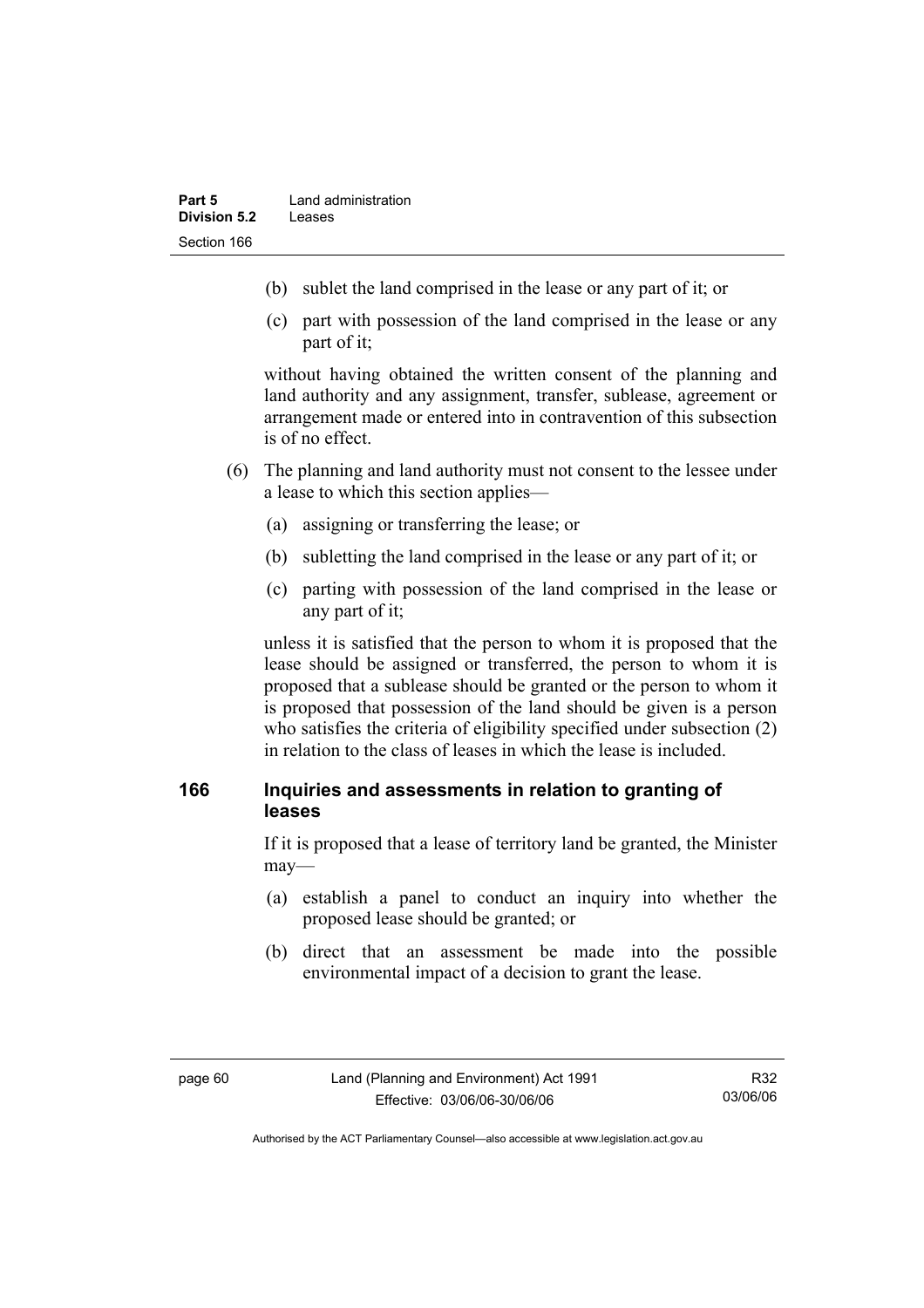- (b) sublet the land comprised in the lease or any part of it; or
- (c) part with possession of the land comprised in the lease or any part of it;

without having obtained the written consent of the planning and land authority and any assignment, transfer, sublease, agreement or arrangement made or entered into in contravention of this subsection is of no effect.

(6) The planning and land authority must not consent to the lessee under a lease to which this section applies—

- (a) assigning or transferring the lease; or
- (b) subletting the land comprised in the lease or any part of it; or
- (c) parting with possession of the land comprised in the lease or any part of it;

unless it is satisfied that the person to whom it is proposed that the lease should be assigned or transferred, the person to whom it is proposed that a sublease should be granted or the person to whom it is proposed that possession of the land should be given is a person who satisfies the criteria of eligibility specified under subsection (2) in relation to the class of leases in which the lease is included.

## 166 Inquiries and assessments in relation to granting of leases

If it is proposed that a lease of territory land be granted, the Minister may—

- (a) establish a panel to conduct an inquiry into whether the proposed lease should be granted; or
- (b) direct that an assessment be made into the possible environmental impact of a decision to grant the lease.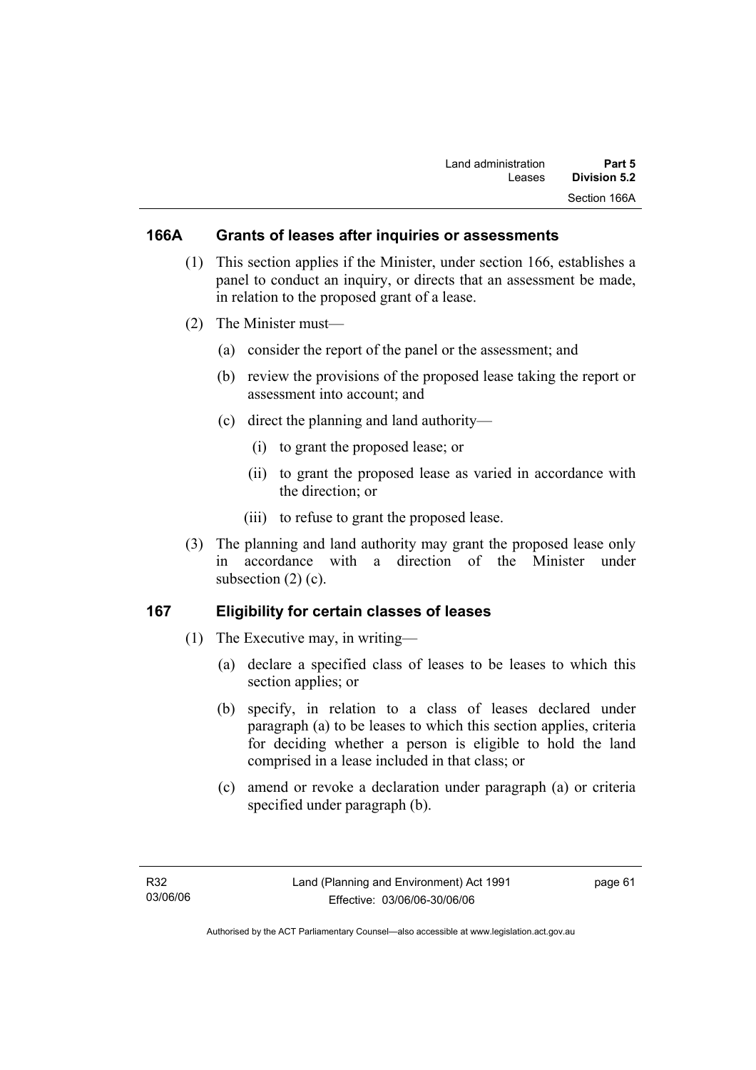### 166A Grants of leases after inquiries or assessments

(1) This section applies if the Minister, under section 166, establishes a panel to conduct an inquiry, or directs that an assessment be made, in relation to the proposed grant of a lease.

(2) The Minister must—

(a) consider the report of the panel or the assessment; and

(b) review the provisions of the proposed lease taking the report or assessment into account; and

(c) direct the planning and land authority—

(i) to grant the proposed lease; or

(ii) to grant the proposed lease as varied in accordance with the direction; or

(iii) to refuse to grant the proposed lease.

(3) The planning and land authority may grant the proposed lease only in accordance with a direction of the Minister under subsection (2) (c).

### 167 Eligibility for certain classes of leases

(1) The Executive may, in writing—

(a) declare a specified class of leases to be leases to which this section applies; or

(b) specify, in relation to a class of leases declared under paragraph (a) to be leases to which this section applies, criteria for deciding whether a person is eligible to hold the land comprised in a lease included in that class; or

(c) amend or revoke a declaration under paragraph (a) or criteria specified under paragraph (b).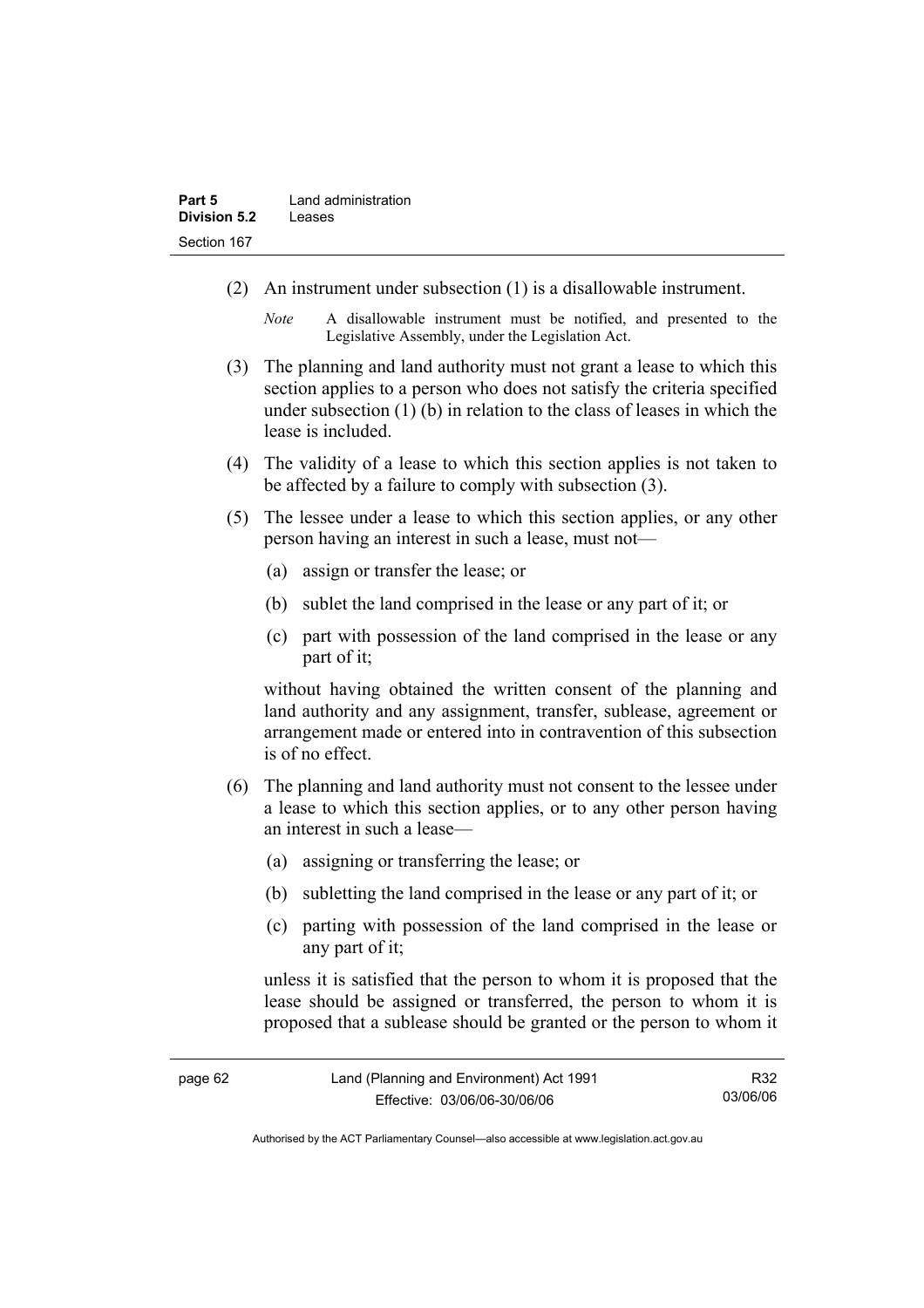(2) An instrument under subsection (1) is a disallowable instrument.

*Note* A disallowable instrument must be notified, and presented to the Legislative Assembly, under the Legislation Act.

(3) The planning and land authority must not grant a lease to which this section applies to a person who does not satisfy the criteria specified under subsection (1) (b) in relation to the class of leases in which the lease is included.

(4) The validity of a lease to which this section applies is not taken to be affected by a failure to comply with subsection (3).

(5) The lessee under a lease to which this section applies, or any other person having an interest in such a lease, must not—

(a) assign or transfer the lease; or

(b) sublet the land comprised in the lease or any part of it; or

(c) part with possession of the land comprised in the lease or any part of it;

without having obtained the written consent of the planning and land authority and any assignment, transfer, sublease, agreement or arrangement made or entered into in contravention of this subsection is of no effect.

(6) The planning and land authority must not consent to the lessee under a lease to which this section applies, or to any other person having an interest in such a lease—

(a) assigning or transferring the lease; or

(b) subletting the land comprised in the lease or any part of it; or

(c) parting with possession of the land comprised in the lease or any part of it;

unless it is satisfied that the person to whom it is proposed that the lease should be assigned or transferred, the person to whom it is proposed that a sublease should be granted or the person to whom it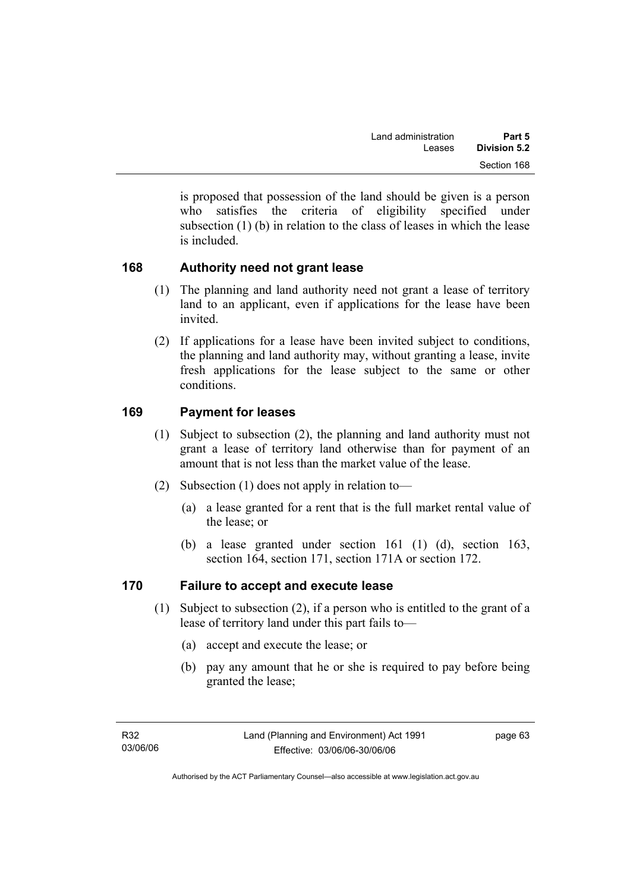is proposed that possession of the land should be given is a person who satisfies the criteria of eligibility specified under subsection (1) (b) in relation to the class of leases in which the lease is included.

## 168 Authority need not grant lease

(1) The planning and land authority need not grant a lease of territory land to an applicant, even if applications for the lease have been invited.

(2) If applications for a lease have been invited subject to conditions, the planning and land authority may, without granting a lease, invite fresh applications for the lease subject to the same or other conditions.

## 169 Payment for leases

(1) Subject to subsection (2), the planning and land authority must not grant a lease of territory land otherwise than for payment of an amount that is not less than the market value of the lease.

(2) Subsection (1) does not apply in relation to—

   (a) a lease granted for a rent that is the full market rental value of the lease; or

   (b) a lease granted under section 161 (1) (d), section 163, section 164, section 171, section 171A or section 172.

## 170 Failure to accept and execute lease

(1) Subject to subsection (2), if a person who is entitled to the grant of a lease of territory land under this part fails to—

   (a) accept and execute the lease; or

   (b) pay any amount that he or she is required to pay before being granted the lease;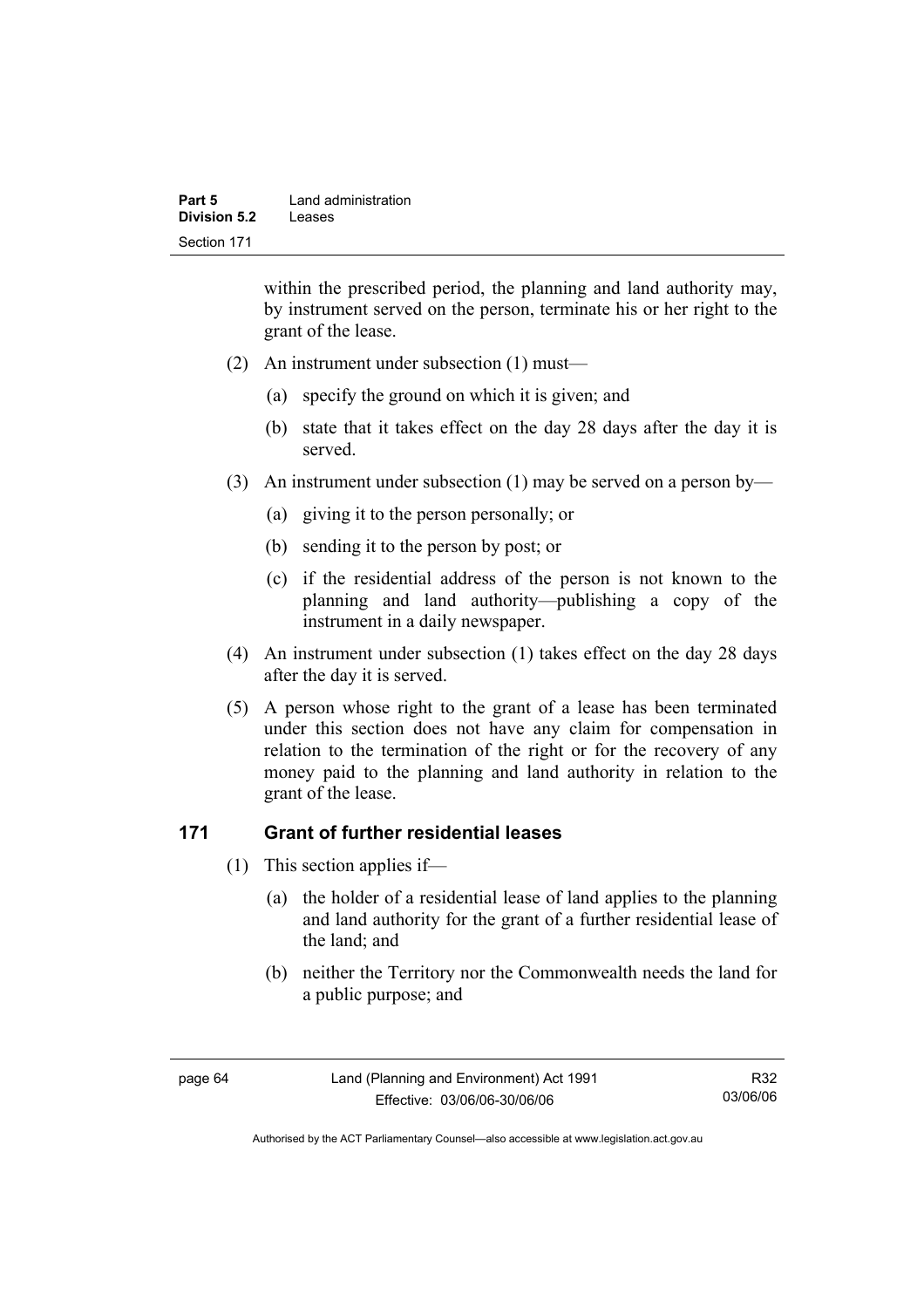within the prescribed period, the planning and land authority may, by instrument served on the person, terminate his or her right to the grant of the lease.

(2) An instrument under subsection (1) must—

   (a) specify the ground on which it is given; and

   (b) state that it takes effect on the day 28 days after the day it is served.

(3) An instrument under subsection (1) may be served on a person by—

   (a) giving it to the person personally; or

   (b) sending it to the person by post; or

   (c) if the residential address of the person is not known to the planning and land authority—publishing a copy of the instrument in a daily newspaper.

(4) An instrument under subsection (1) takes effect on the day 28 days after the day it is served.

(5) A person whose right to the grant of a lease has been terminated under this section does not have any claim for compensation in relation to the termination of the right or for the recovery of any money paid to the planning and land authority in relation to the grant of the lease.

## 171 Grant of further residential leases

(1) This section applies if—

   (a) the holder of a residential lease of land applies to the planning and land authority for the grant of a further residential lease of the land; and

   (b) neither the Territory nor the Commonwealth needs the land for a public purpose; and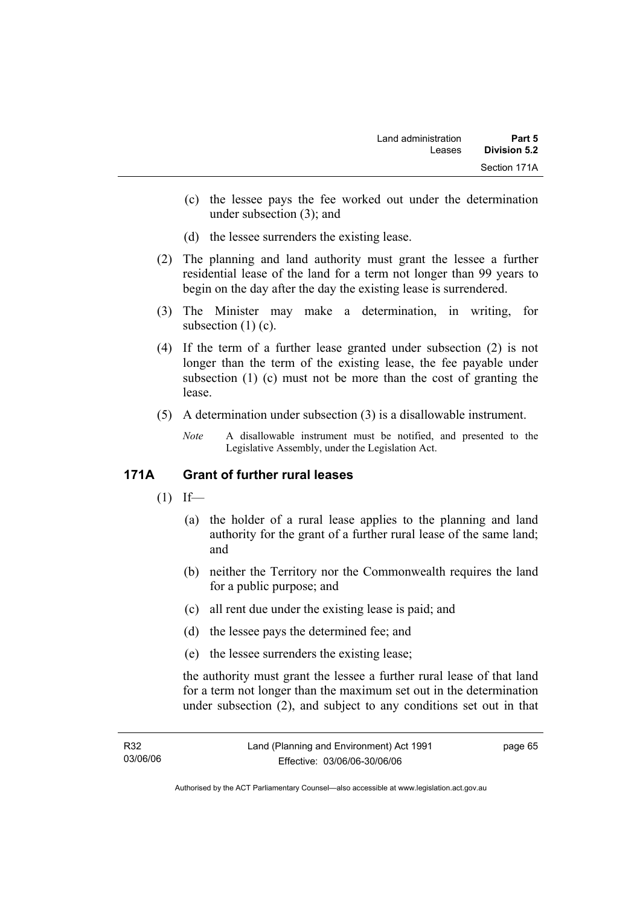(c) the lessee pays the fee worked out under the determination under subsection (3); and

(d) the lessee surrenders the existing lease.

(2) The planning and land authority must grant the lessee a further residential lease of the land for a term not longer than 99 years to begin on the day after the day the existing lease is surrendered.

(3) The Minister may make a determination, in writing, for subsection (1) (c).

(4) If the term of a further lease granted under subsection (2) is not longer than the term of the existing lease, the fee payable under subsection (1) (c) must not be more than the cost of granting the lease.

(5) A determination under subsection (3) is a disallowable instrument.

*Note* A disallowable instrument must be notified, and presented to the Legislative Assembly, under the Legislation Act.

## 171A Grant of further rural leases

(1) If—

(a) the holder of a rural lease applies to the planning and land authority for the grant of a further rural lease of the same land; and

(b) neither the Territory nor the Commonwealth requires the land for a public purpose; and

(c) all rent due under the existing lease is paid; and

(d) the lessee pays the determined fee; and

(e) the lessee surrenders the existing lease;

the authority must grant the lessee a further rural lease of that land for a term not longer than the maximum set out in the determination under subsection (2), and subject to any conditions set out in that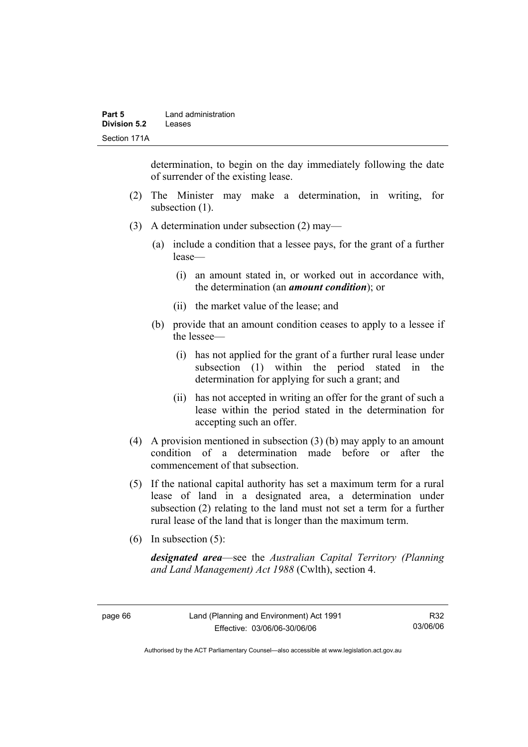determination, to begin on the day immediately following the date of surrender of the existing lease.

(2) The Minister may make a determination, in writing, for subsection (1).

(3) A determination under subsection (2) may—

   (a) include a condition that a lessee pays, for the grant of a further lease—

      (i) an amount stated in, or worked out in accordance with, the determination (an ***amount condition***); or

      (ii) the market value of the lease; and

   (b) provide that an amount condition ceases to apply to a lessee if the lessee—

      (i) has not applied for the grant of a further rural lease under subsection (1) within the period stated in the determination for applying for such a grant; and

      (ii) has not accepted in writing an offer for the grant of such a lease within the period stated in the determination for accepting such an offer.

(4) A provision mentioned in subsection (3) (b) may apply to an amount condition of a determination made before or after the commencement of that subsection.

(5) If the national capital authority has set a maximum term for a rural lease of land in a designated area, a determination under subsection (2) relating to the land must not set a term for a further rural lease of the land that is longer than the maximum term.

(6) In subsection (5):

***designated area***—see the *Australian Capital Territory (Planning and Land Management) Act 1988* (Cwlth), section 4.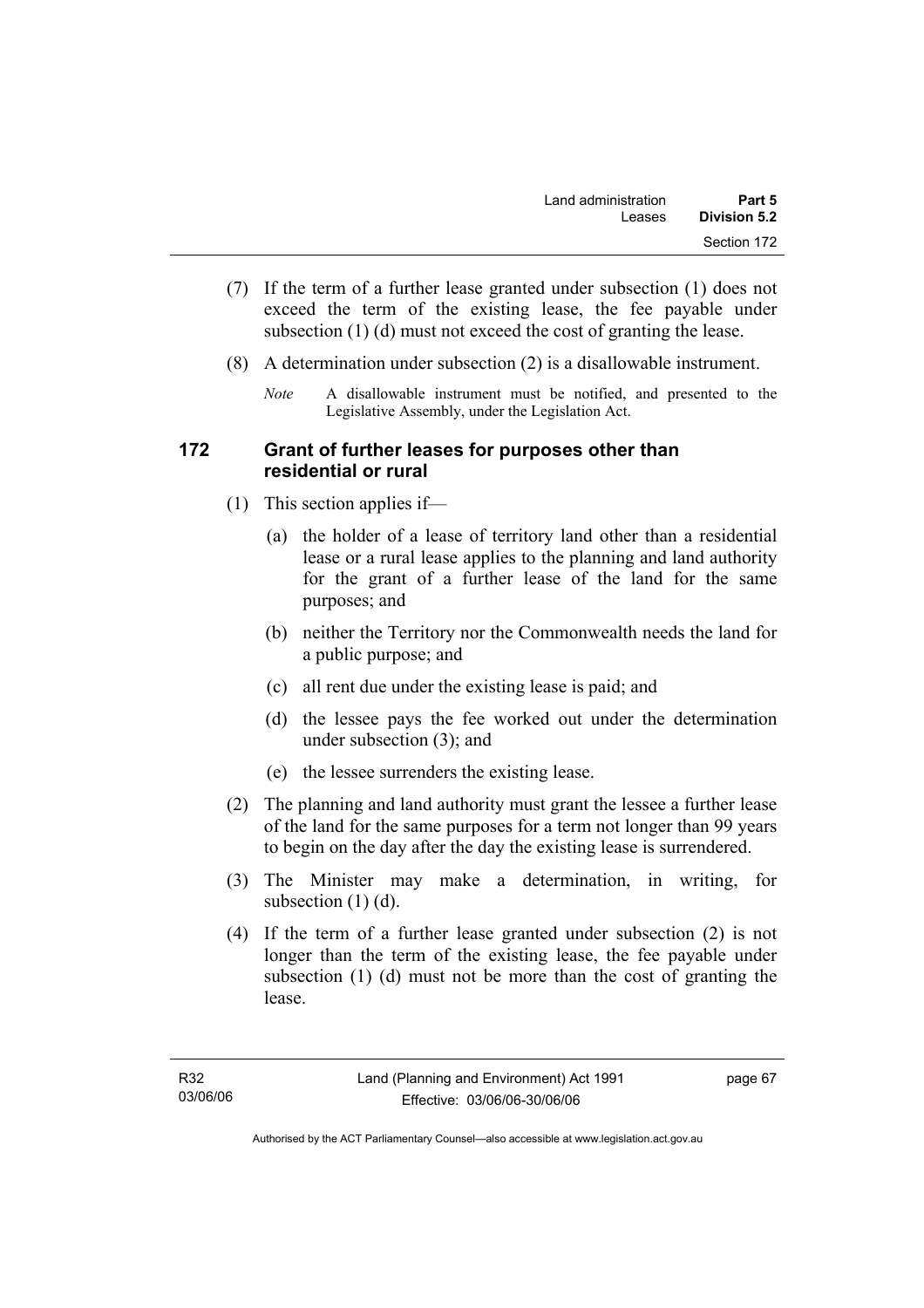(7) If the term of a further lease granted under subsection (1) does not exceed the term of the existing lease, the fee payable under subsection (1) (d) must not exceed the cost of granting the lease.

(8) A determination under subsection (2) is a disallowable instrument.

*Note* A disallowable instrument must be notified, and presented to the Legislative Assembly, under the Legislation Act.

## 172 Grant of further leases for purposes other than residential or rural

(1) This section applies if—

(a) the holder of a lease of territory land other than a residential lease or a rural lease applies to the planning and land authority for the grant of a further lease of the land for the same purposes; and

(b) neither the Territory nor the Commonwealth needs the land for a public purpose; and

(c) all rent due under the existing lease is paid; and

(d) the lessee pays the fee worked out under the determination under subsection (3); and

(e) the lessee surrenders the existing lease.

(2) The planning and land authority must grant the lessee a further lease of the land for the same purposes for a term not longer than 99 years to begin on the day after the day the existing lease is surrendered.

(3) The Minister may make a determination, in writing, for subsection (1) (d).

(4) If the term of a further lease granted under subsection (2) is not longer than the term of the existing lease, the fee payable under subsection (1) (d) must not be more than the cost of granting the lease.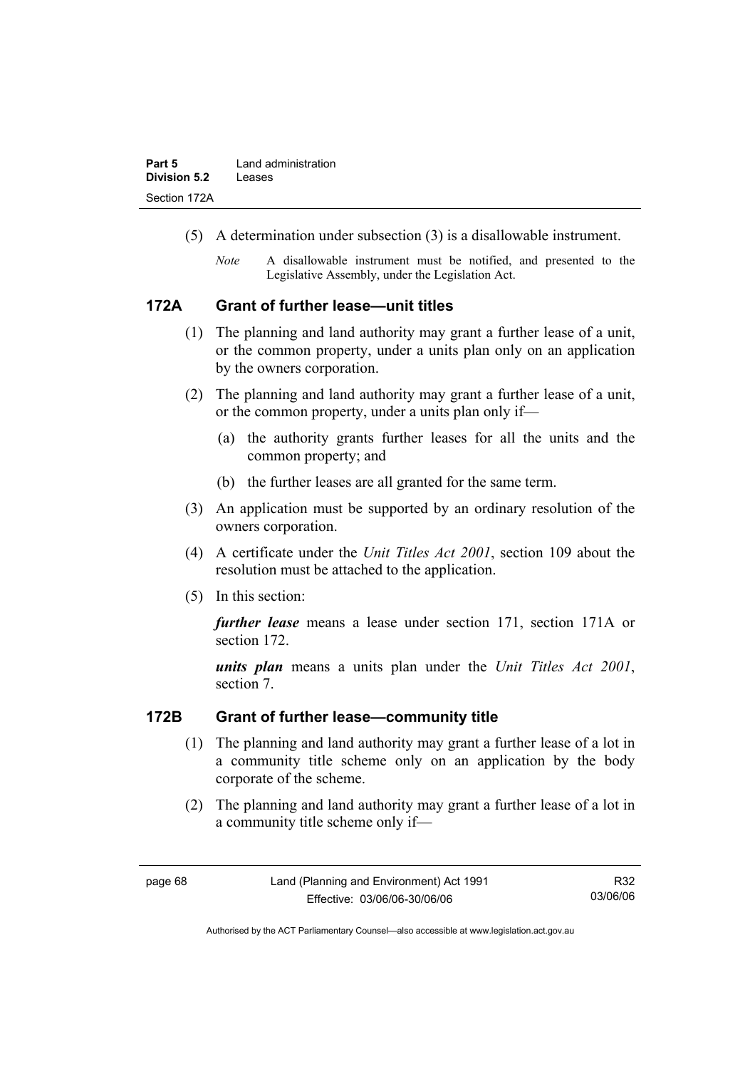(5) A determination under subsection (3) is a disallowable instrument.

*Note* A disallowable instrument must be notified, and presented to the Legislative Assembly, under the Legislation Act.

## 172A Grant of further lease—unit titles

(1) The planning and land authority may grant a further lease of a unit, or the common property, under a units plan only on an application by the owners corporation.

(2) The planning and land authority may grant a further lease of a unit, or the common property, under a units plan only if—

(a) the authority grants further leases for all the units and the common property; and

(b) the further leases are all granted for the same term.

(3) An application must be supported by an ordinary resolution of the owners corporation.

(4) A certificate under the *Unit Titles Act 2001*, section 109 about the resolution must be attached to the application.

(5) In this section:

***further lease*** means a lease under section 171, section 171A or section 172.

***units plan*** means a units plan under the *Unit Titles Act 2001*, section 7.

## 172B Grant of further lease—community title

(1) The planning and land authority may grant a further lease of a lot in a community title scheme only on an application by the body corporate of the scheme.

(2) The planning and land authority may grant a further lease of a lot in a community title scheme only if—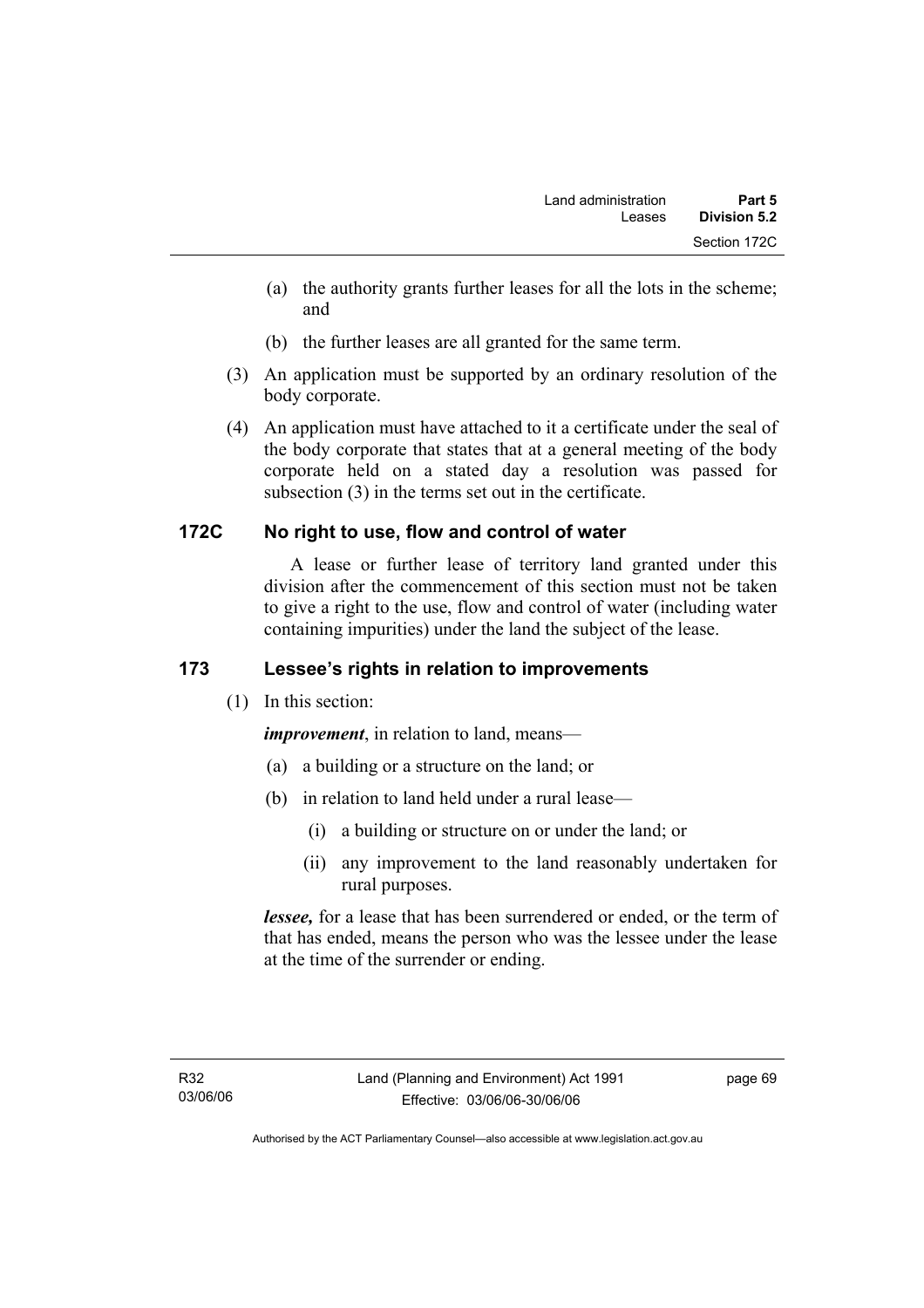(a) the authority grants further leases for all the lots in the scheme; and

(b) the further leases are all granted for the same term.

(3) An application must be supported by an ordinary resolution of the body corporate.

(4) An application must have attached to it a certificate under the seal of the body corporate that states that at a general meeting of the body corporate held on a stated day a resolution was passed for subsection (3) in the terms set out in the certificate.

### 172C No right to use, flow and control of water

A lease or further lease of territory land granted under this division after the commencement of this section must not be taken to give a right to the use, flow and control of water (including water containing impurities) under the land the subject of the lease.

### 173 Lessee's rights in relation to improvements

(1) In this section:

***improvement***, in relation to land, means—

(a) a building or a structure on the land; or

(b) in relation to land held under a rural lease—

(i) a building or structure on or under the land; or

(ii) any improvement to the land reasonably undertaken for rural purposes.

***lessee,*** for a lease that has been surrendered or ended, or the term of that has ended, means the person who was the lessee under the lease at the time of the surrender or ending.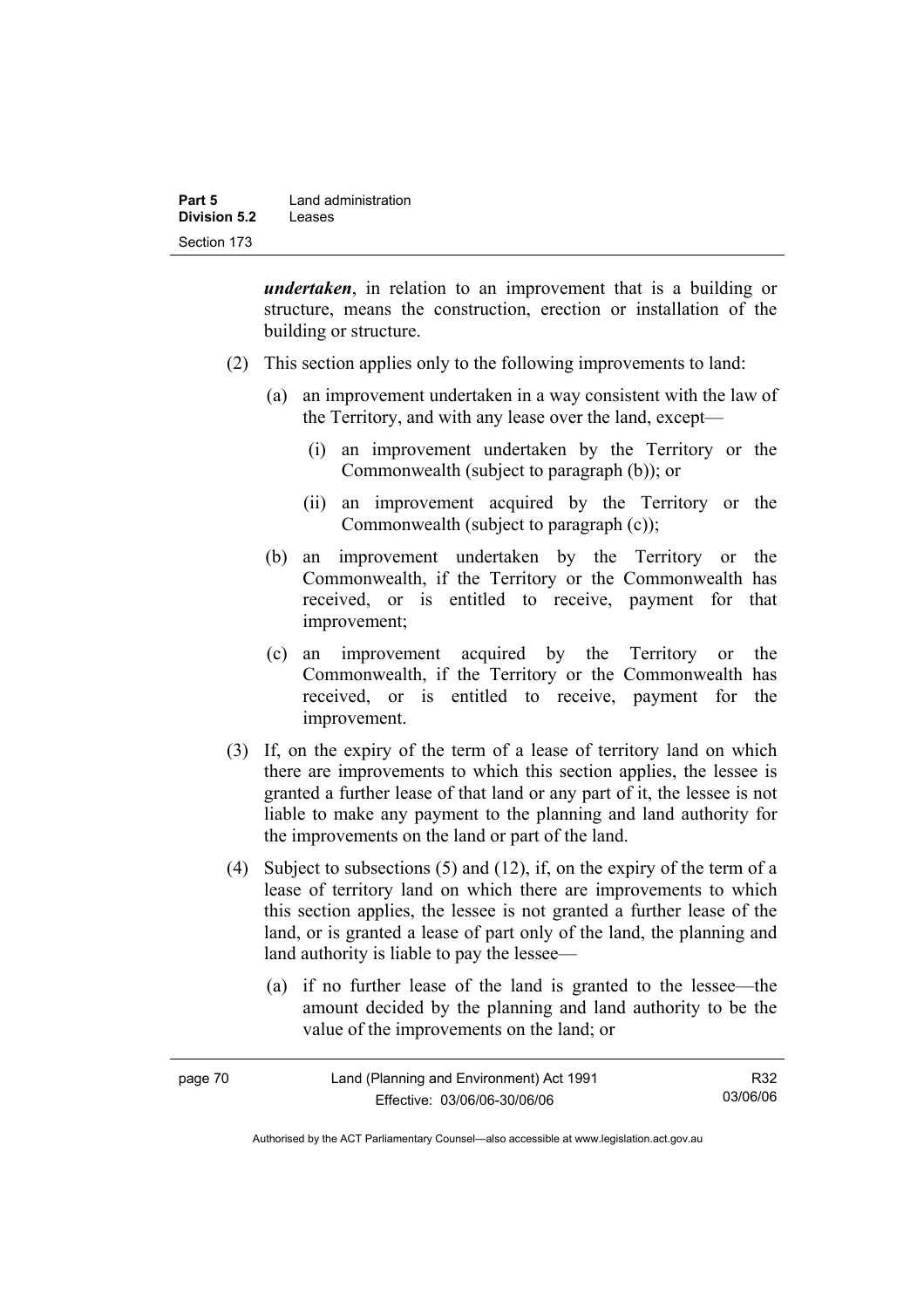***undertaken***, in relation to an improvement that is a building or structure, means the construction, erection or installation of the building or structure.

(2) This section applies only to the following improvements to land:

(a) an improvement undertaken in a way consistent with the law of the Territory, and with any lease over the land, except—

(i) an improvement undertaken by the Territory or the Commonwealth (subject to paragraph (b)); or

(ii) an improvement acquired by the Territory or the Commonwealth (subject to paragraph (c));

(b) an improvement undertaken by the Territory or the Commonwealth, if the Territory or the Commonwealth has received, or is entitled to receive, payment for that improvement;

(c) an improvement acquired by the Territory or the Commonwealth, if the Territory or the Commonwealth has received, or is entitled to receive, payment for the improvement.

(3) If, on the expiry of the term of a lease of territory land on which there are improvements to which this section applies, the lessee is granted a further lease of that land or any part of it, the lessee is not liable to make any payment to the planning and land authority for the improvements on the land or part of the land.

(4) Subject to subsections (5) and (12), if, on the expiry of the term of a lease of territory land on which there are improvements to which this section applies, the lessee is not granted a further lease of the land, or is granted a lease of part only of the land, the planning and land authority is liable to pay the lessee—

(a) if no further lease of the land is granted to the lessee—the amount decided by the planning and land authority to be the value of the improvements on the land; or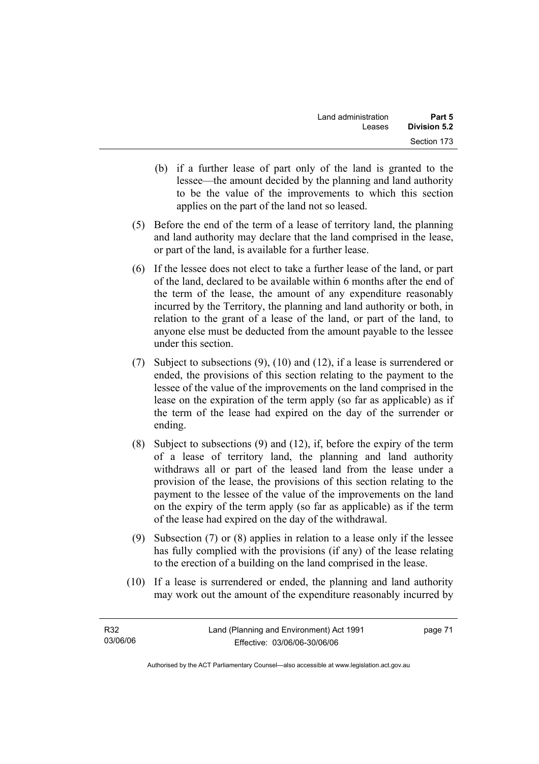(b) if a further lease of part only of the land is granted to the lessee—the amount decided by the planning and land authority to be the value of the improvements to which this section applies on the part of the land not so leased.

(5) Before the end of the term of a lease of territory land, the planning and land authority may declare that the land comprised in the lease, or part of the land, is available for a further lease.

(6) If the lessee does not elect to take a further lease of the land, or part of the land, declared to be available within 6 months after the end of the term of the lease, the amount of any expenditure reasonably incurred by the Territory, the planning and land authority or both, in relation to the grant of a lease of the land, or part of the land, to anyone else must be deducted from the amount payable to the lessee under this section.

(7) Subject to subsections (9), (10) and (12), if a lease is surrendered or ended, the provisions of this section relating to the payment to the lessee of the value of the improvements on the land comprised in the lease on the expiration of the term apply (so far as applicable) as if the term of the lease had expired on the day of the surrender or ending.

(8) Subject to subsections (9) and (12), if, before the expiry of the term of a lease of territory land, the planning and land authority withdraws all or part of the leased land from the lease under a provision of the lease, the provisions of this section relating to the payment to the lessee of the value of the improvements on the land on the expiry of the term apply (so far as applicable) as if the term of the lease had expired on the day of the withdrawal.

(9) Subsection (7) or (8) applies in relation to a lease only if the lessee has fully complied with the provisions (if any) of the lease relating to the erection of a building on the land comprised in the lease.

(10) If a lease is surrendered or ended, the planning and land authority may work out the amount of the expenditure reasonably incurred by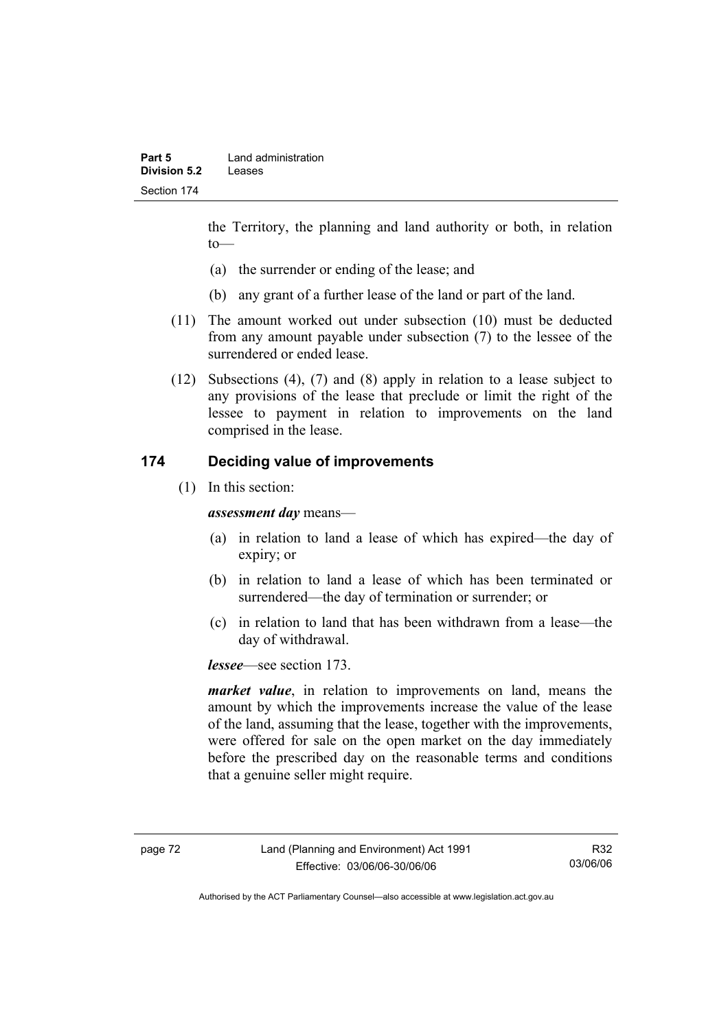the Territory, the planning and land authority or both, in relation to—

(a) the surrender or ending of the lease; and

(b) any grant of a further lease of the land or part of the land.

(11) The amount worked out under subsection (10) must be deducted from any amount payable under subsection (7) to the lessee of the surrendered or ended lease.

(12) Subsections (4), (7) and (8) apply in relation to a lease subject to any provisions of the lease that preclude or limit the right of the lessee to payment in relation to improvements on the land comprised in the lease.

## 174 Deciding value of improvements

(1) In this section:

***assessment day*** means—

(a) in relation to land a lease of which has expired—the day of expiry; or

(b) in relation to land a lease of which has been terminated or surrendered—the day of termination or surrender; or

(c) in relation to land that has been withdrawn from a lease—the day of withdrawal.

***lessee***—see section 173.

***market value***, in relation to improvements on land, means the amount by which the improvements increase the value of the lease of the land, assuming that the lease, together with the improvements, were offered for sale on the open market on the day immediately before the prescribed day on the reasonable terms and conditions that a genuine seller might require.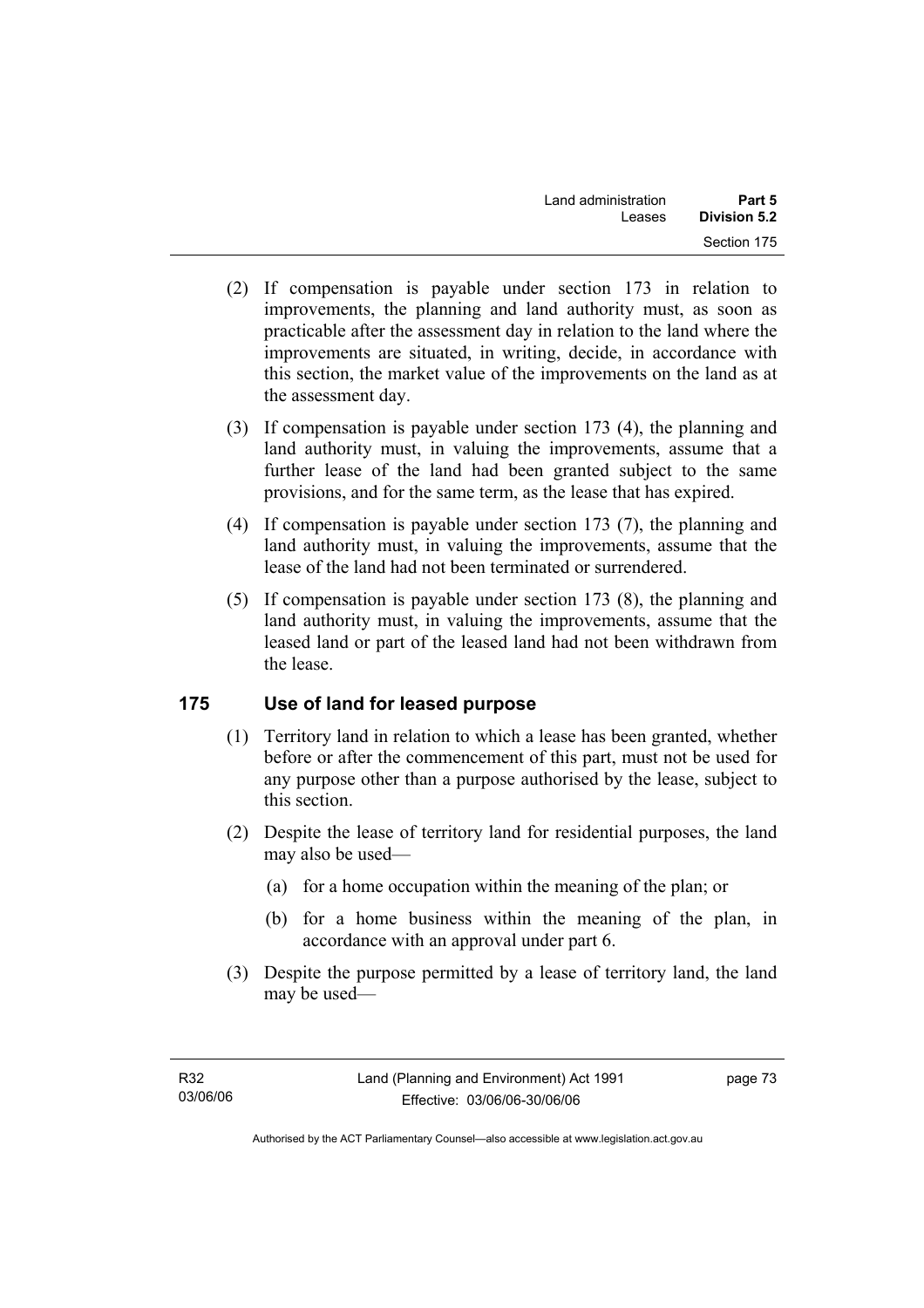(2) If compensation is payable under section 173 in relation to improvements, the planning and land authority must, as soon as practicable after the assessment day in relation to the land where the improvements are situated, in writing, decide, in accordance with this section, the market value of the improvements on the land as at the assessment day.

(3) If compensation is payable under section 173 (4), the planning and land authority must, in valuing the improvements, assume that a further lease of the land had been granted subject to the same provisions, and for the same term, as the lease that has expired.

(4) If compensation is payable under section 173 (7), the planning and land authority must, in valuing the improvements, assume that the lease of the land had not been terminated or surrendered.

(5) If compensation is payable under section 173 (8), the planning and land authority must, in valuing the improvements, assume that the leased land or part of the leased land had not been withdrawn from the lease.

## 175 Use of land for leased purpose

(1) Territory land in relation to which a lease has been granted, whether before or after the commencement of this part, must not be used for any purpose other than a purpose authorised by the lease, subject to this section.

(2) Despite the lease of territory land for residential purposes, the land may also be used—

(a) for a home occupation within the meaning of the plan; or

(b) for a home business within the meaning of the plan, in accordance with an approval under part 6.

(3) Despite the purpose permitted by a lease of territory land, the land may be used—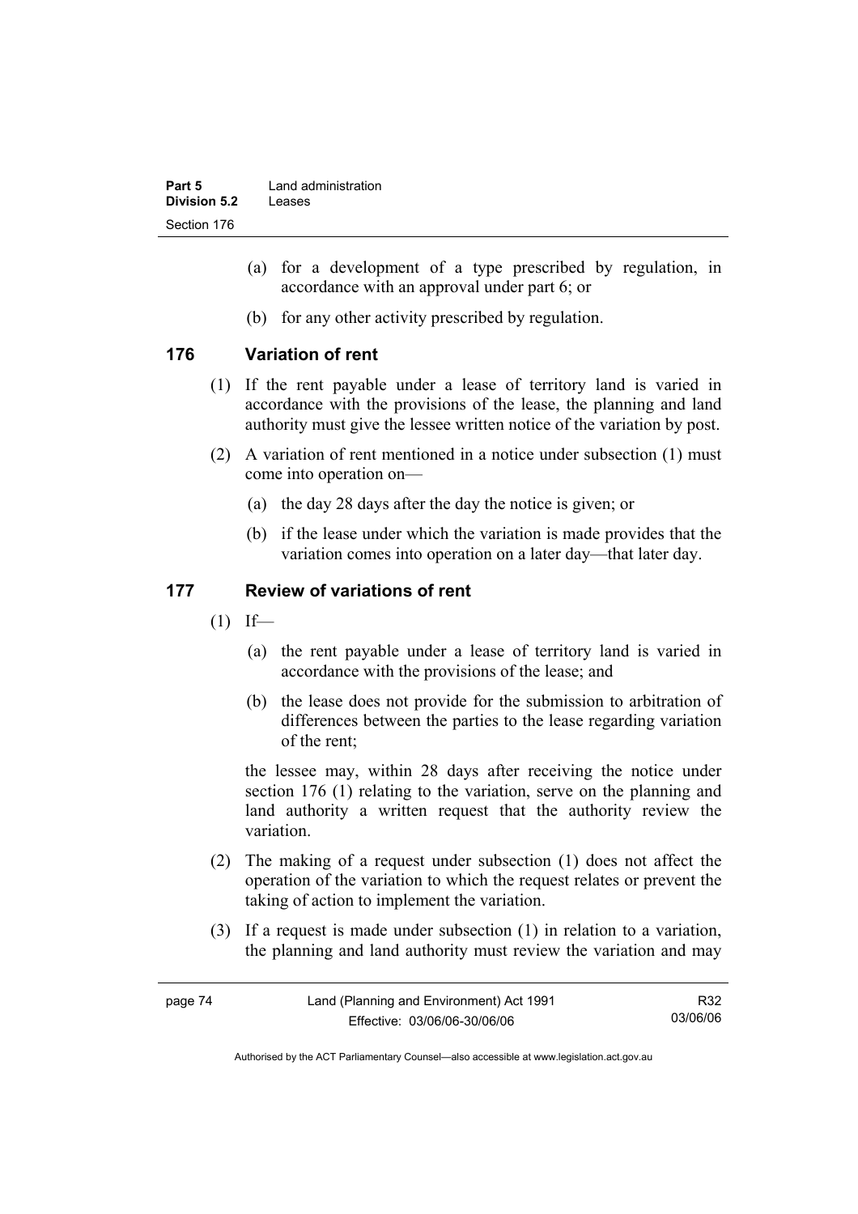(a) for a development of a type prescribed by regulation, in accordance with an approval under part 6; or

(b) for any other activity prescribed by regulation.

## 176 Variation of rent

(1) If the rent payable under a lease of territory land is varied in accordance with the provisions of the lease, the planning and land authority must give the lessee written notice of the variation by post.

(2) A variation of rent mentioned in a notice under subsection (1) must come into operation on—

(a) the day 28 days after the day the notice is given; or

(b) if the lease under which the variation is made provides that the variation comes into operation on a later day—that later day.

## 177 Review of variations of rent

(1) If—

(a) the rent payable under a lease of territory land is varied in accordance with the provisions of the lease; and

(b) the lease does not provide for the submission to arbitration of differences between the parties to the lease regarding variation of the rent;

the lessee may, within 28 days after receiving the notice under section 176 (1) relating to the variation, serve on the planning and land authority a written request that the authority review the variation.

(2) The making of a request under subsection (1) does not affect the operation of the variation to which the request relates or prevent the taking of action to implement the variation.

(3) If a request is made under subsection (1) in relation to a variation, the planning and land authority must review the variation and may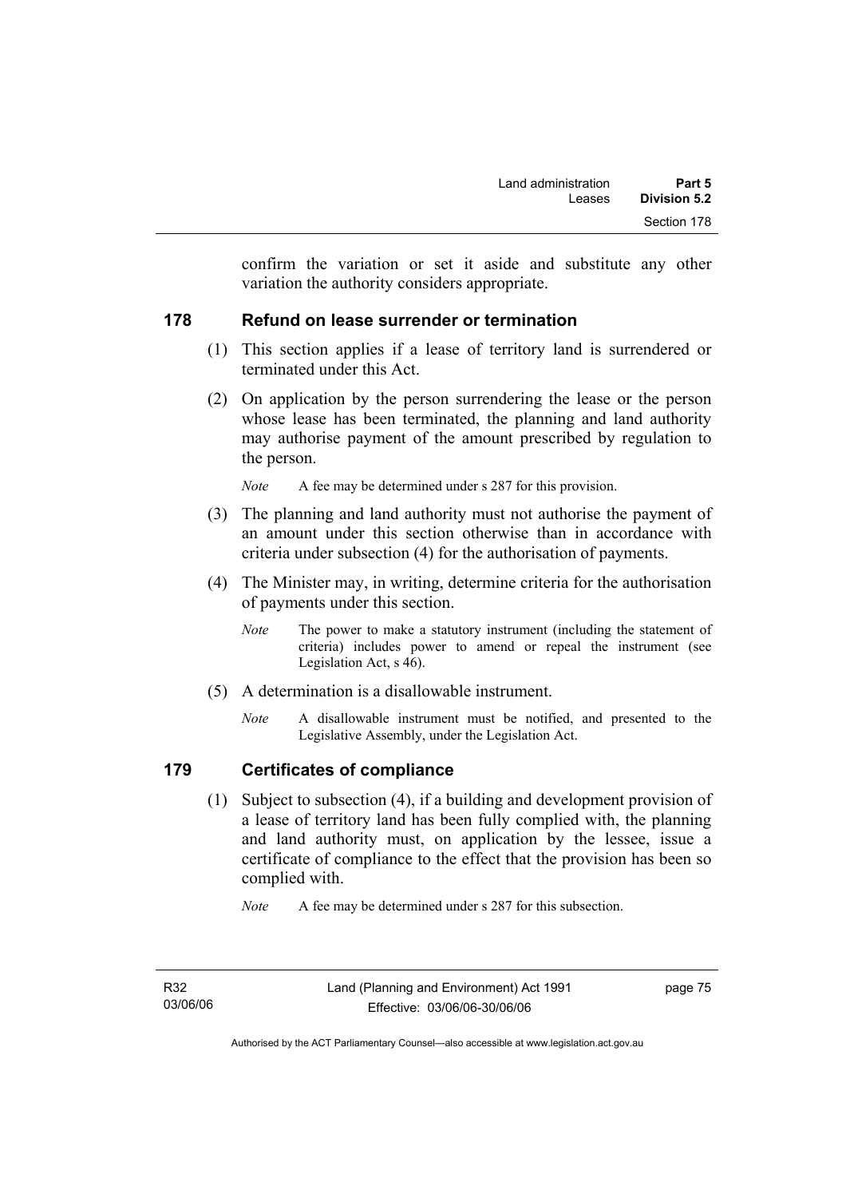confirm the variation or set it aside and substitute any other variation the authority considers appropriate.

## 178 Refund on lease surrender or termination

(1) This section applies if a lease of territory land is surrendered or terminated under this Act.

(2) On application by the person surrendering the lease or the person whose lease has been terminated, the planning and land authority may authorise payment of the amount prescribed by regulation to the person.

*Note* A fee may be determined under s 287 for this provision.

(3) The planning and land authority must not authorise the payment of an amount under this section otherwise than in accordance with criteria under subsection (4) for the authorisation of payments.

(4) The Minister may, in writing, determine criteria for the authorisation of payments under this section.

*Note* The power to make a statutory instrument (including the statement of criteria) includes power to amend or repeal the instrument (see Legislation Act, s 46).

(5) A determination is a disallowable instrument.

*Note* A disallowable instrument must be notified, and presented to the Legislative Assembly, under the Legislation Act.

## 179 Certificates of compliance

(1) Subject to subsection (4), if a building and development provision of a lease of territory land has been fully complied with, the planning and land authority must, on application by the lessee, issue a certificate of compliance to the effect that the provision has been so complied with.

*Note* A fee may be determined under s 287 for this subsection.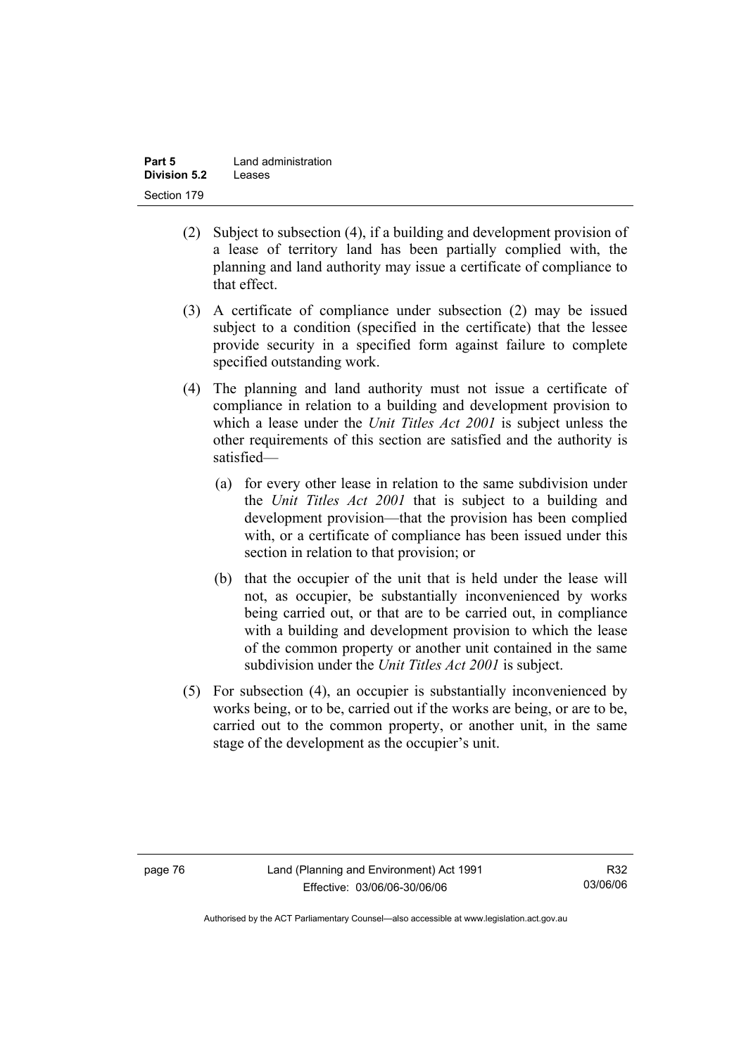(2) Subject to subsection (4), if a building and development provision of a lease of territory land has been partially complied with, the planning and land authority may issue a certificate of compliance to that effect.

(3) A certificate of compliance under subsection (2) may be issued subject to a condition (specified in the certificate) that the lessee provide security in a specified form against failure to complete specified outstanding work.

(4) The planning and land authority must not issue a certificate of compliance in relation to a building and development provision to which a lease under the *Unit Titles Act 2001* is subject unless the other requirements of this section are satisfied and the authority is satisfied—

   (a) for every other lease in relation to the same subdivision under the *Unit Titles Act 2001* that is subject to a building and development provision—that the provision has been complied with, or a certificate of compliance has been issued under this section in relation to that provision; or

   (b) that the occupier of the unit that is held under the lease will not, as occupier, be substantially inconvenienced by works being carried out, or that are to be carried out, in compliance with a building and development provision to which the lease of the common property or another unit contained in the same subdivision under the *Unit Titles Act 2001* is subject.

(5) For subsection (4), an occupier is substantially inconvenienced by works being, or to be, carried out if the works are being, or are to be, carried out to the common property, or another unit, in the same stage of the development as the occupier's unit.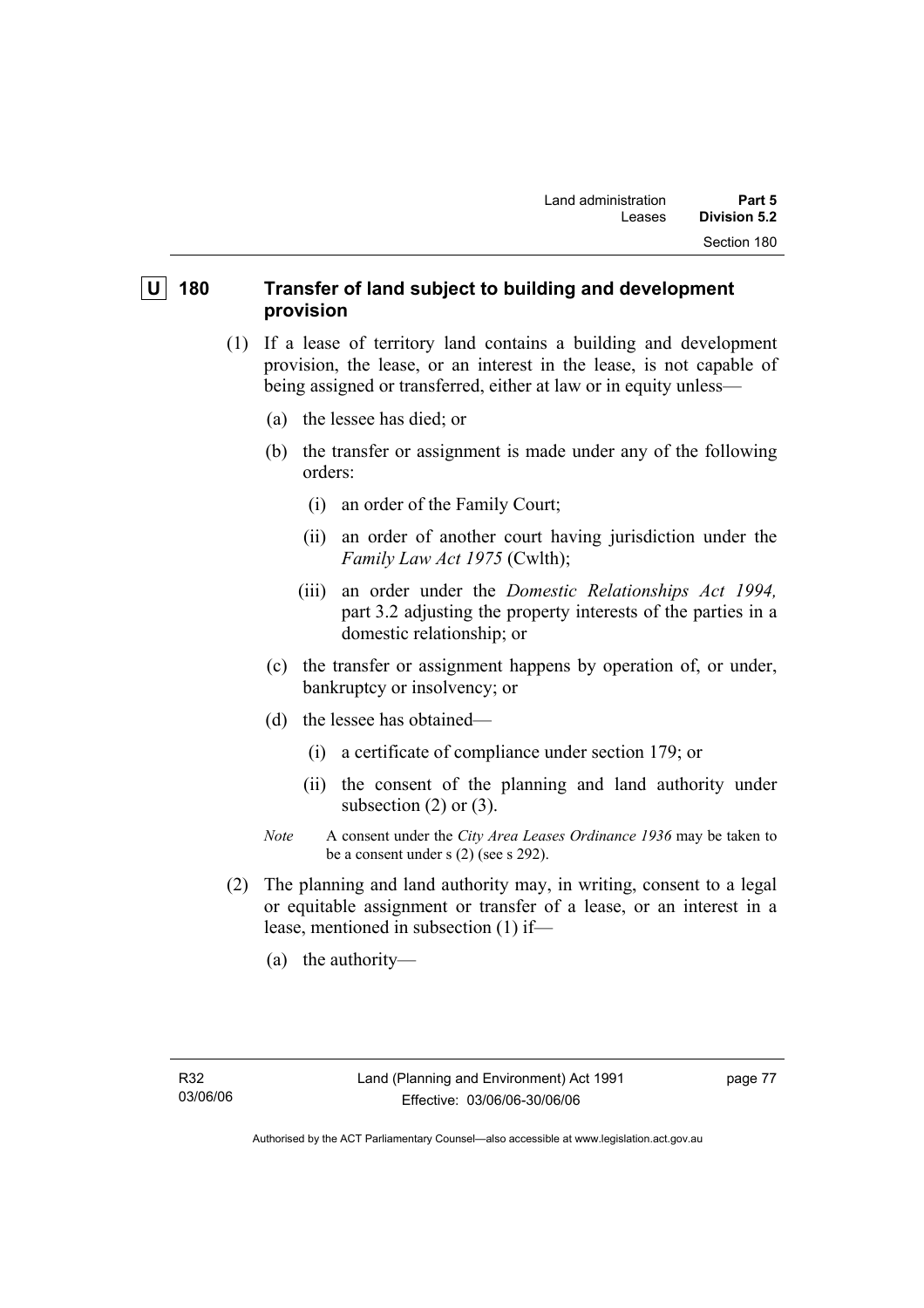## U 180 Transfer of land subject to building and development provision

(1) If a lease of territory land contains a building and development provision, the lease, or an interest in the lease, is not capable of being assigned or transferred, either at law or in equity unless—

(a) the lessee has died; or

(b) the transfer or assignment is made under any of the following orders:

(i) an order of the Family Court;

(ii) an order of another court having jurisdiction under the *Family Law Act 1975* (Cwlth);

(iii) an order under the *Domestic Relationships Act 1994,* part 3.2 adjusting the property interests of the parties in a domestic relationship; or

(c) the transfer or assignment happens by operation of, or under, bankruptcy or insolvency; or

(d) the lessee has obtained—

(i) a certificate of compliance under section 179; or

(ii) the consent of the planning and land authority under subsection (2) or (3).

*Note* A consent under the *City Area Leases Ordinance 1936* may be taken to be a consent under s (2) (see s 292).

(2) The planning and land authority may, in writing, consent to a legal or equitable assignment or transfer of a lease, or an interest in a lease, mentioned in subsection (1) if—

(a) the authority—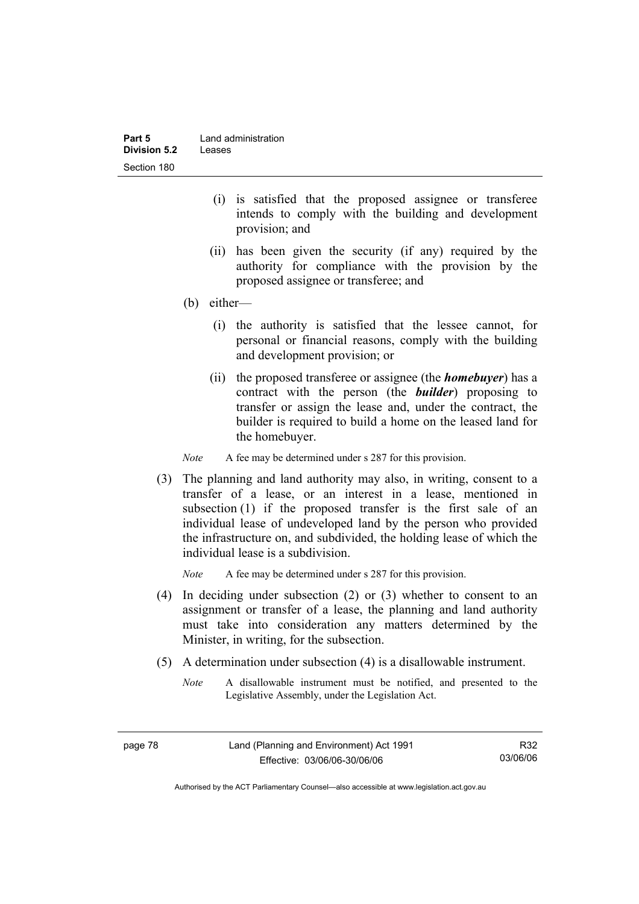(i) is satisfied that the proposed assignee or transferee intends to comply with the building and development provision; and

(ii) has been given the security (if any) required by the authority for compliance with the provision by the proposed assignee or transferee; and

(b) either—

(i) the authority is satisfied that the lessee cannot, for personal or financial reasons, comply with the building and development provision; or

(ii) the proposed transferee or assignee (the ***homebuyer***) has a contract with the person (the ***builder***) proposing to transfer or assign the lease and, under the contract, the builder is required to build a home on the leased land for the homebuyer.

*Note* A fee may be determined under s 287 for this provision.

(3) The planning and land authority may also, in writing, consent to a transfer of a lease, or an interest in a lease, mentioned in subsection (1) if the proposed transfer is the first sale of an individual lease of undeveloped land by the person who provided the infrastructure on, and subdivided, the holding lease of which the individual lease is a subdivision.

*Note* A fee may be determined under s 287 for this provision.

(4) In deciding under subsection (2) or (3) whether to consent to an assignment or transfer of a lease, the planning and land authority must take into consideration any matters determined by the Minister, in writing, for the subsection.

(5) A determination under subsection (4) is a disallowable instrument.

*Note* A disallowable instrument must be notified, and presented to the Legislative Assembly, under the Legislation Act.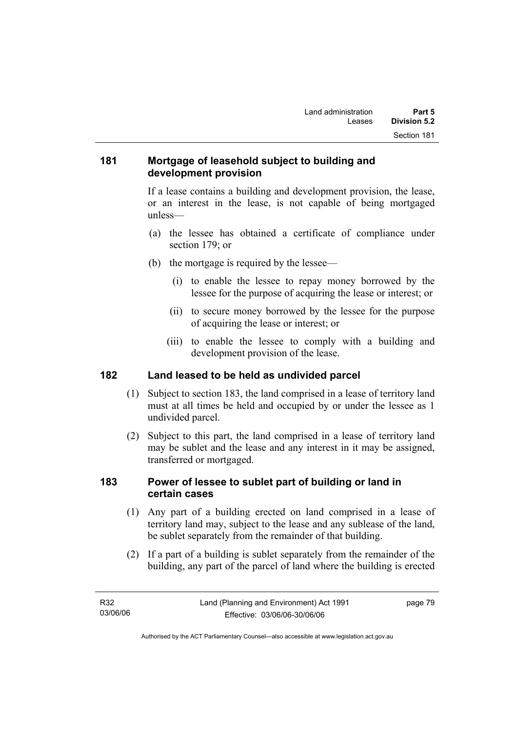## 181 Mortgage of leasehold subject to building and development provision

If a lease contains a building and development provision, the lease, or an interest in the lease, is not capable of being mortgaged unless—

(a) the lessee has obtained a certificate of compliance under section 179; or

(b) the mortgage is required by the lessee—

(i) to enable the lessee to repay money borrowed by the lessee for the purpose of acquiring the lease or interest; or

(ii) to secure money borrowed by the lessee for the purpose of acquiring the lease or interest; or

(iii) to enable the lessee to comply with a building and development provision of the lease.

## 182 Land leased to be held as undivided parcel

(1) Subject to section 183, the land comprised in a lease of territory land must at all times be held and occupied by or under the lessee as 1 undivided parcel.

(2) Subject to this part, the land comprised in a lease of territory land may be sublet and the lease and any interest in it may be assigned, transferred or mortgaged.

## 183 Power of lessee to sublet part of building or land in certain cases

(1) Any part of a building erected on land comprised in a lease of territory land may, subject to the lease and any sublease of the land, be sublet separately from the remainder of that building.

(2) If a part of a building is sublet separately from the remainder of the building, any part of the parcel of land where the building is erected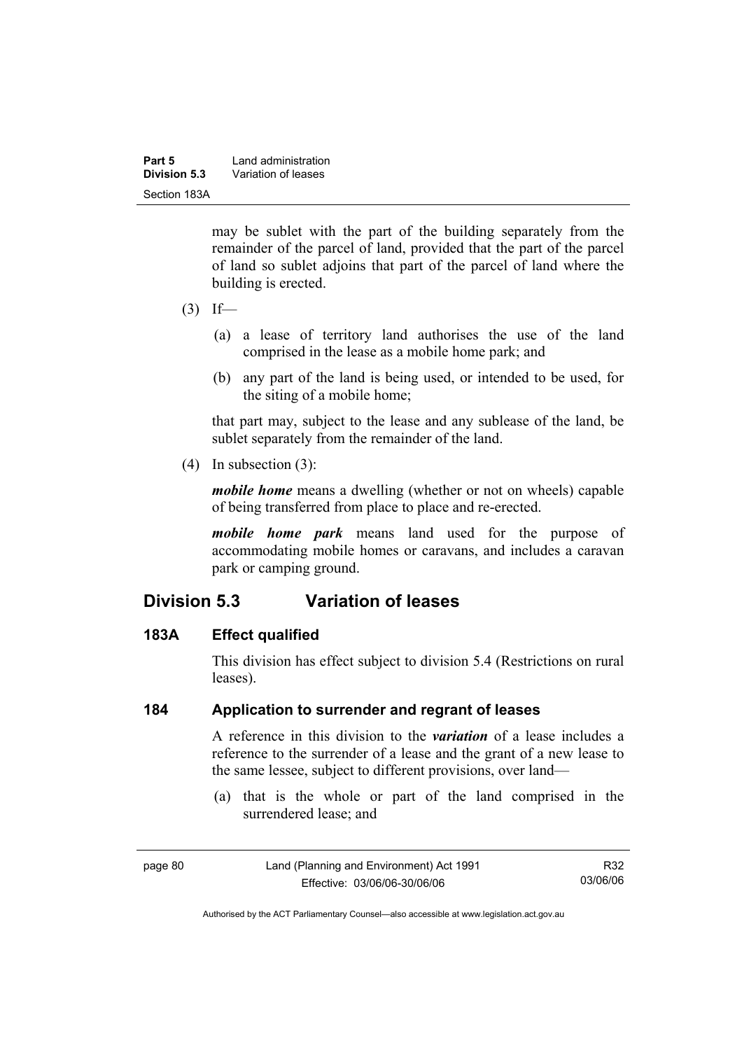may be sublet with the part of the building separately from the remainder of the parcel of land, provided that the part of the parcel of land so sublet adjoins that part of the parcel of land where the building is erected.

(3) If—

(a) a lease of territory land authorises the use of the land comprised in the lease as a mobile home park; and

(b) any part of the land is being used, or intended to be used, for the siting of a mobile home;

that part may, subject to the lease and any sublease of the land, be sublet separately from the remainder of the land.

(4) In subsection (3):

***mobile home*** means a dwelling (whether or not on wheels) capable of being transferred from place to place and re-erected.

***mobile home park*** means land used for the purpose of accommodating mobile homes or caravans, and includes a caravan park or camping ground.

## Division 5.3 Variation of leases

### 183A Effect qualified

This division has effect subject to division 5.4 (Restrictions on rural leases).

### 184 Application to surrender and regrant of leases

A reference in this division to the ***variation*** of a lease includes a reference to the surrender of a lease and the grant of a new lease to the same lessee, subject to different provisions, over land—

(a) that is the whole or part of the land comprised in the surrendered lease; and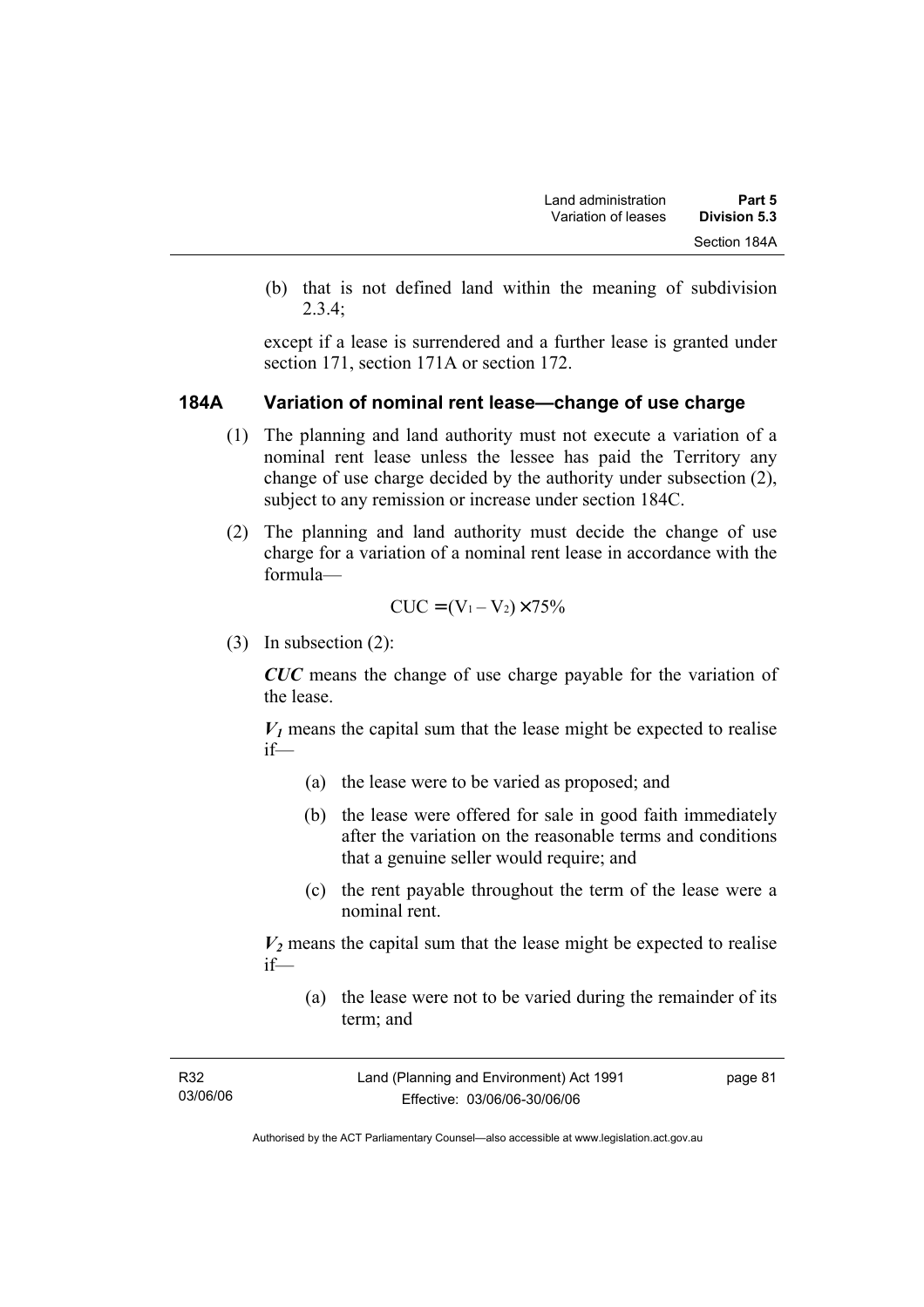(b) that is not defined land within the meaning of subdivision 2.3.4;

except if a lease is surrendered and a further lease is granted under section 171, section 171A or section 172.

### 184A Variation of nominal rent lease—change of use charge

(1) The planning and land authority must not execute a variation of a nominal rent lease unless the lessee has paid the Territory any change of use charge decided by the authority under subsection (2), subject to any remission or increase under section 184C.

(2) The planning and land authority must decide the change of use charge for a variation of a nominal rent lease in accordance with the formula—

$$CUC = (V_1 - V_2) \times 75\%$$

(3) In subsection (2):

***CUC*** means the change of use charge payable for the variation of the lease.

***$V_1$*** means the capital sum that the lease might be expected to realise if—

(a) the lease were to be varied as proposed; and

(b) the lease were offered for sale in good faith immediately after the variation on the reasonable terms and conditions that a genuine seller would require; and

(c) the rent payable throughout the term of the lease were a nominal rent.

***$V_2$*** means the capital sum that the lease might be expected to realise if—

(a) the lease were not to be varied during the remainder of its term; and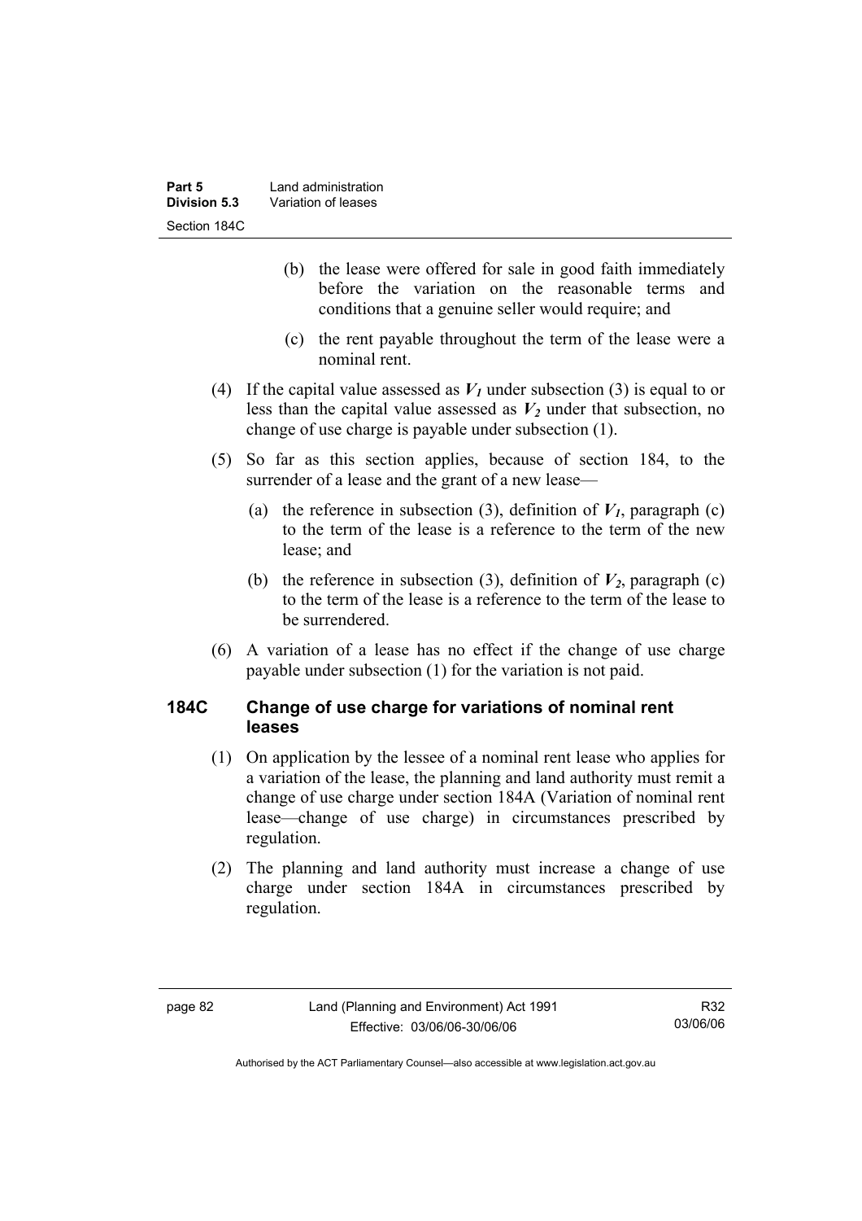(b) the lease were offered for sale in good faith immediately before the variation on the reasonable terms and conditions that a genuine seller would require; and

(c) the rent payable throughout the term of the lease were a nominal rent.

(4) If the capital value assessed as $V_1$ under subsection (3) is equal to or less than the capital value assessed as $V_2$ under that subsection, no change of use charge is payable under subsection (1).

(5) So far as this section applies, because of section 184, to the surrender of a lease and the grant of a new lease—

(a) the reference in subsection (3), definition of $V_1$, paragraph (c) to the term of the lease is a reference to the term of the new lease; and

(b) the reference in subsection (3), definition of $V_2$, paragraph (c) to the term of the lease is a reference to the term of the lease to be surrendered.

(6) A variation of a lease has no effect if the change of use charge payable under subsection (1) for the variation is not paid.

## 184C Change of use charge for variations of nominal rent leases

(1) On application by the lessee of a nominal rent lease who applies for a variation of the lease, the planning and land authority must remit a change of use charge under section 184A (Variation of nominal rent lease—change of use charge) in circumstances prescribed by regulation.

(2) The planning and land authority must increase a change of use charge under section 184A in circumstances prescribed by regulation.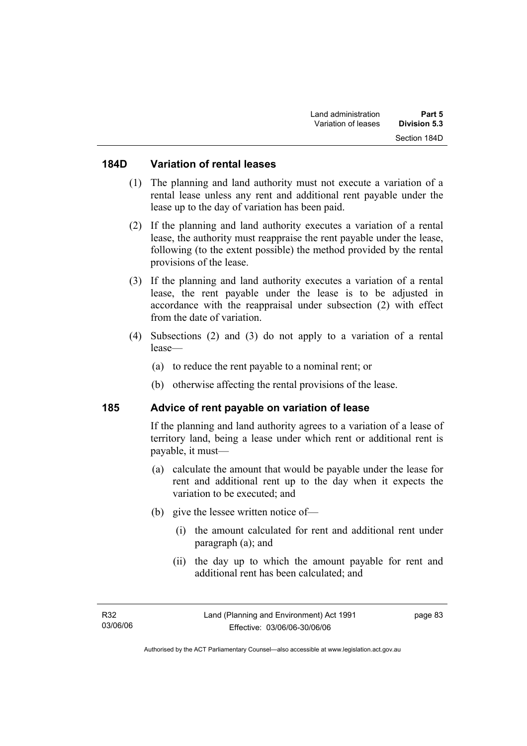## 184D Variation of rental leases

(1) The planning and land authority must not execute a variation of a rental lease unless any rent and additional rent payable under the lease up to the day of variation has been paid.

(2) If the planning and land authority executes a variation of a rental lease, the authority must reappraise the rent payable under the lease, following (to the extent possible) the method provided by the rental provisions of the lease.

(3) If the planning and land authority executes a variation of a rental lease, the rent payable under the lease is to be adjusted in accordance with the reappraisal under subsection (2) with effect from the date of variation.

(4) Subsections (2) and (3) do not apply to a variation of a rental lease—

(a) to reduce the rent payable to a nominal rent; or

(b) otherwise affecting the rental provisions of the lease.

## 185 Advice of rent payable on variation of lease

If the planning and land authority agrees to a variation of a lease of territory land, being a lease under which rent or additional rent is payable, it must—

(a) calculate the amount that would be payable under the lease for rent and additional rent up to the day when it expects the variation to be executed; and

(b) give the lessee written notice of—

(i) the amount calculated for rent and additional rent under paragraph (a); and

(ii) the day up to which the amount payable for rent and additional rent has been calculated; and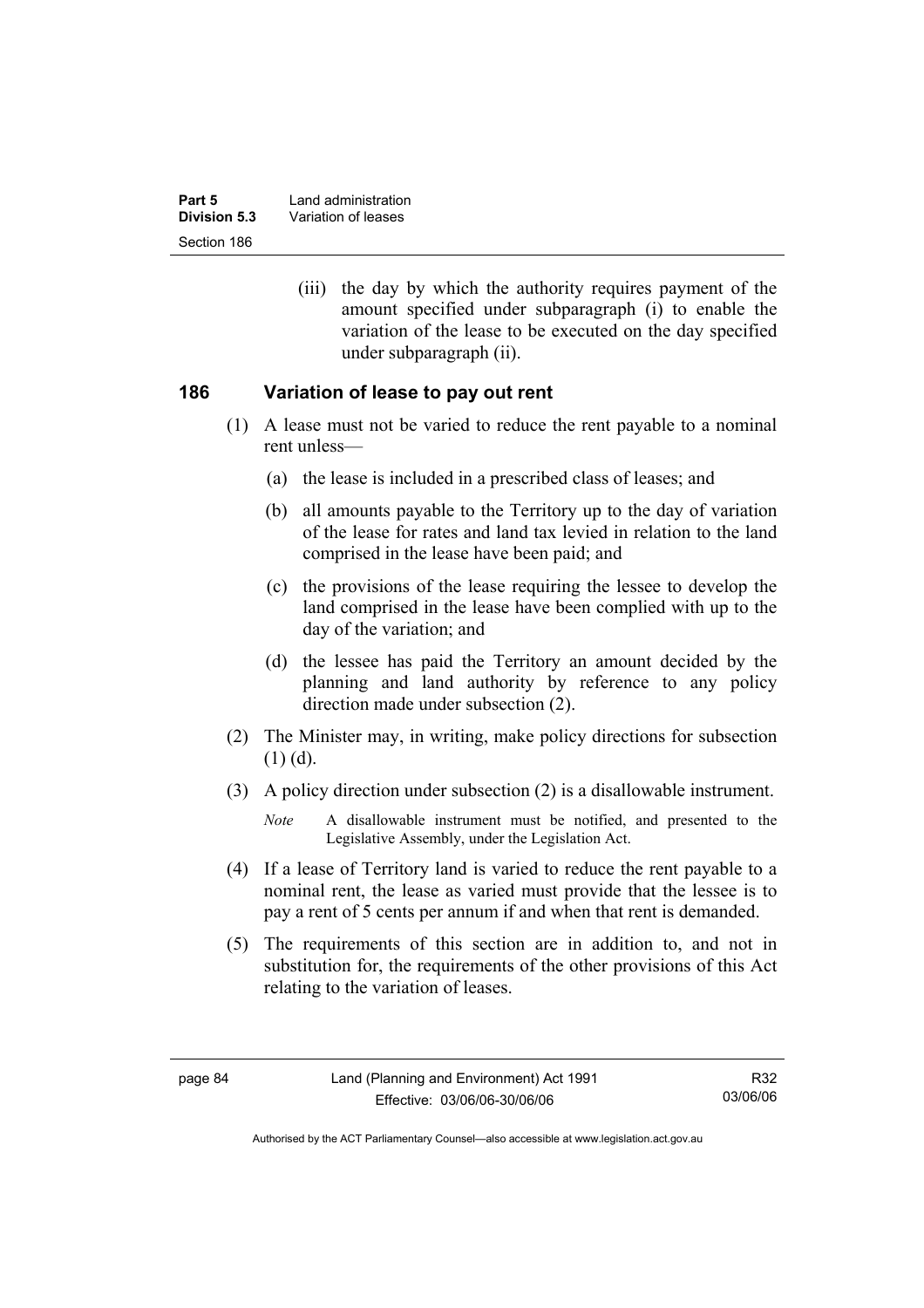(iii) the day by which the authority requires payment of the amount specified under subparagraph (i) to enable the variation of the lease to be executed on the day specified under subparagraph (ii).

## 186 Variation of lease to pay out rent

(1) A lease must not be varied to reduce the rent payable to a nominal rent unless—

(a) the lease is included in a prescribed class of leases; and

(b) all amounts payable to the Territory up to the day of variation of the lease for rates and land tax levied in relation to the land comprised in the lease have been paid; and

(c) the provisions of the lease requiring the lessee to develop the land comprised in the lease have been complied with up to the day of the variation; and

(d) the lessee has paid the Territory an amount decided by the planning and land authority by reference to any policy direction made under subsection (2).

(2) The Minister may, in writing, make policy directions for subsection (1) (d).

(3) A policy direction under subsection (2) is a disallowable instrument.

*Note* A disallowable instrument must be notified, and presented to the Legislative Assembly, under the Legislation Act.

(4) If a lease of Territory land is varied to reduce the rent payable to a nominal rent, the lease as varied must provide that the lessee is to pay a rent of 5 cents per annum if and when that rent is demanded.

(5) The requirements of this section are in addition to, and not in substitution for, the requirements of the other provisions of this Act relating to the variation of leases.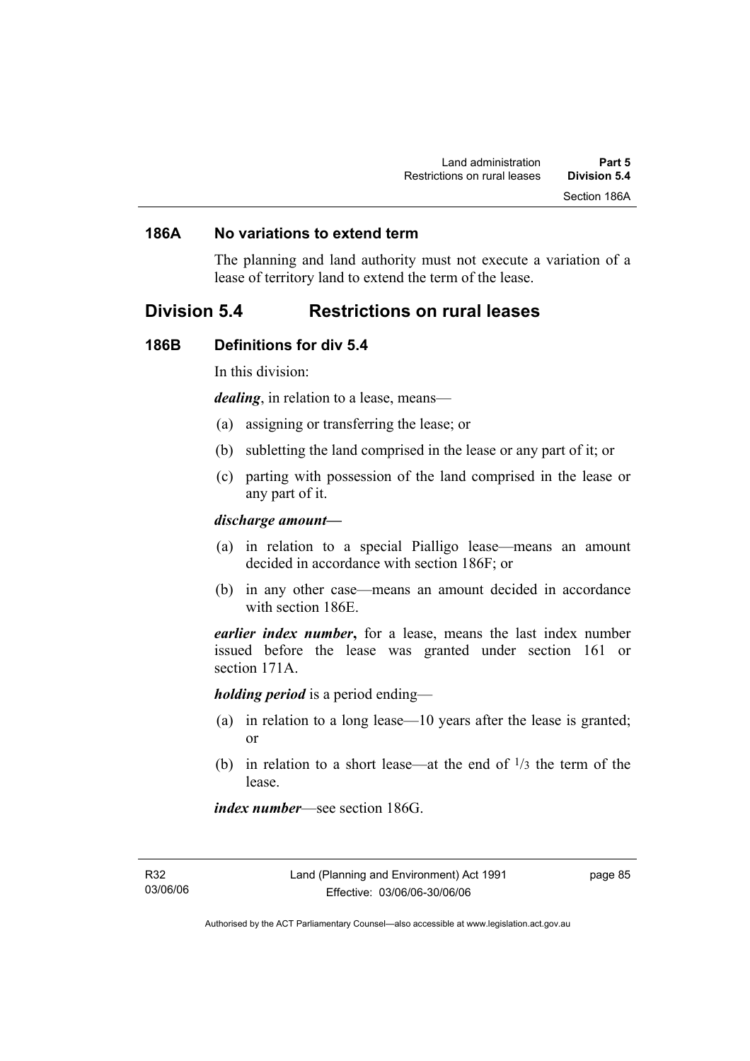### 186A No variations to extend term

The planning and land authority must not execute a variation of a lease of territory land to extend the term of the lease.

## Division 5.4 Restrictions on rural leases

### 186B Definitions for div 5.4

In this division:

***dealing***, in relation to a lease, means—

(a) assigning or transferring the lease; or

(b) subletting the land comprised in the lease or any part of it; or

(c) parting with possession of the land comprised in the lease or any part of it.

***discharge amount—***

(a) in relation to a special Pialligo lease—means an amount decided in accordance with section 186F; or

(b) in any other case—means an amount decided in accordance with section 186E.

***earlier index number*****,** for a lease, means the last index number issued before the lease was granted under section 161 or section 171A.

***holding period*** is a period ending—

(a) in relation to a long lease—10 years after the lease is granted; or

(b) in relation to a short lease—at the end of $1/3$ the term of the lease.

***index number***—see section 186G.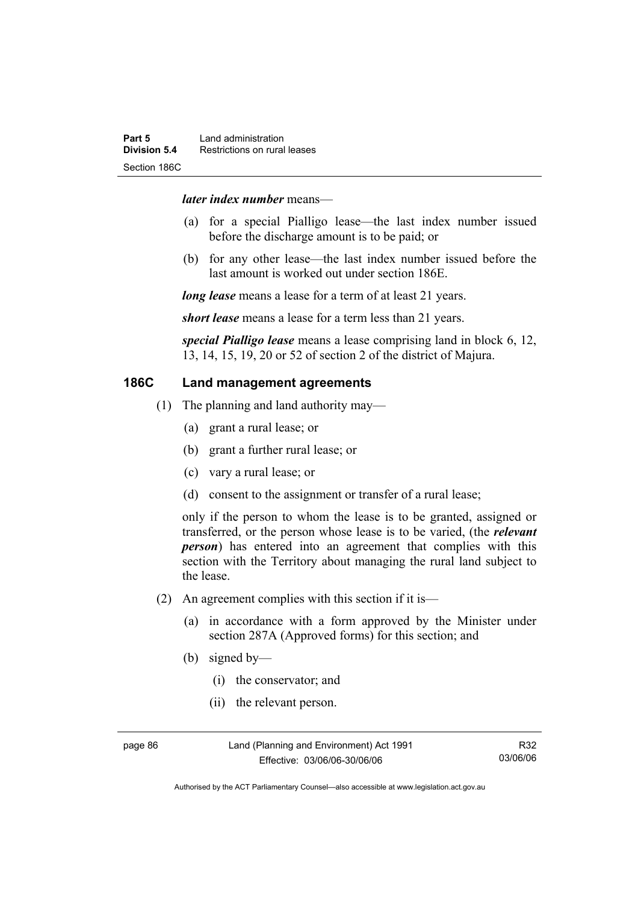***later index number*** means—

- (a) for a special Pialligo lease—the last index number issued before the discharge amount is to be paid; or
- (b) for any other lease—the last index number issued before the last amount is worked out under section 186E.

***long lease*** means a lease for a term of at least 21 years.

***short lease*** means a lease for a term less than 21 years.

***special Pialligo lease*** means a lease comprising land in block 6, 12, 13, 14, 15, 19, 20 or 52 of section 2 of the district of Majura.

## 186C Land management agreements

(1) The planning and land authority may—

- (a) grant a rural lease; or
- (b) grant a further rural lease; or
- (c) vary a rural lease; or
- (d) consent to the assignment or transfer of a rural lease;

only if the person to whom the lease is to be granted, assigned or transferred, or the person whose lease is to be varied, (the ***relevant person***) has entered into an agreement that complies with this section with the Territory about managing the rural land subject to the lease.

(2) An agreement complies with this section if it is—

- (a) in accordance with a form approved by the Minister under section 287A (Approved forms) for this section; and
- (b) signed by—
  - (i) the conservator; and
  - (ii) the relevant person.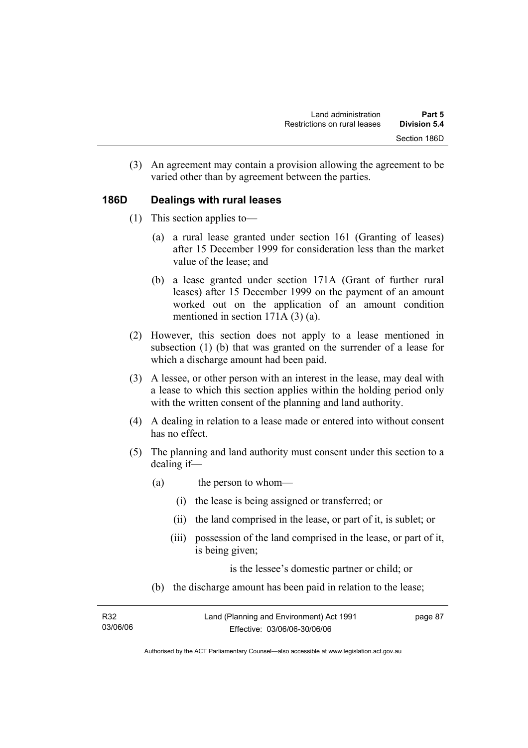(3) An agreement may contain a provision allowing the agreement to be varied other than by agreement between the parties.

### 186D Dealings with rural leases

(1) This section applies to—

(a) a rural lease granted under section 161 (Granting of leases) after 15 December 1999 for consideration less than the market value of the lease; and

(b) a lease granted under section 171A (Grant of further rural leases) after 15 December 1999 on the payment of an amount worked out on the application of an amount condition mentioned in section 171A (3) (a).

(2) However, this section does not apply to a lease mentioned in subsection (1) (b) that was granted on the surrender of a lease for which a discharge amount had been paid.

(3) A lessee, or other person with an interest in the lease, may deal with a lease to which this section applies within the holding period only with the written consent of the planning and land authority.

(4) A dealing in relation to a lease made or entered into without consent has no effect.

(5) The planning and land authority must consent under this section to a dealing if—

(a) the person to whom—

(i) the lease is being assigned or transferred; or

(ii) the land comprised in the lease, or part of it, is sublet; or

(iii) possession of the land comprised in the lease, or part of it, is being given;

is the lessee's domestic partner or child; or

(b) the discharge amount has been paid in relation to the lease;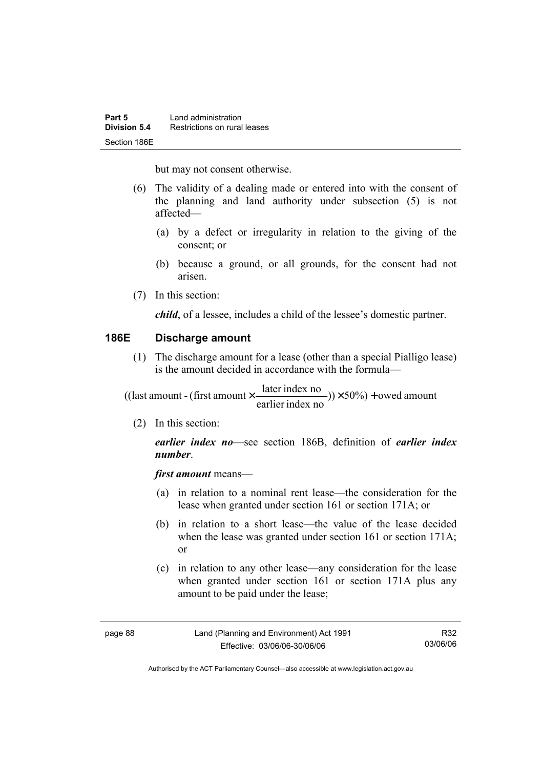but may not consent otherwise.

(6) The validity of a dealing made or entered into with the consent of the planning and land authority under subsection (5) is not affected—

(a) by a defect or irregularity in relation to the giving of the consent; or

(b) because a ground, or all grounds, for the consent had not arisen.

(7) In this section:

***child***, of a lessee, includes a child of the lessee's domestic partner.

## 186E Discharge amount

(1) The discharge amount for a lease (other than a special Pialligo lease) is the amount decided in accordance with the formula—

$$((\text{last amount} - (\text{first amount} \times \frac{\text{later index no}}{\text{earlier index no}})) \times 50\%) + \text{owed amount}$$

(2) In this section:

***earlier index no***—see section 186B, definition of ***earlier index number***.

***first amount*** means—

(a) in relation to a nominal rent lease—the consideration for the lease when granted under section 161 or section 171A; or

(b) in relation to a short lease—the value of the lease decided when the lease was granted under section 161 or section 171A; or

(c) in relation to any other lease—any consideration for the lease when granted under section 161 or section 171A plus any amount to be paid under the lease;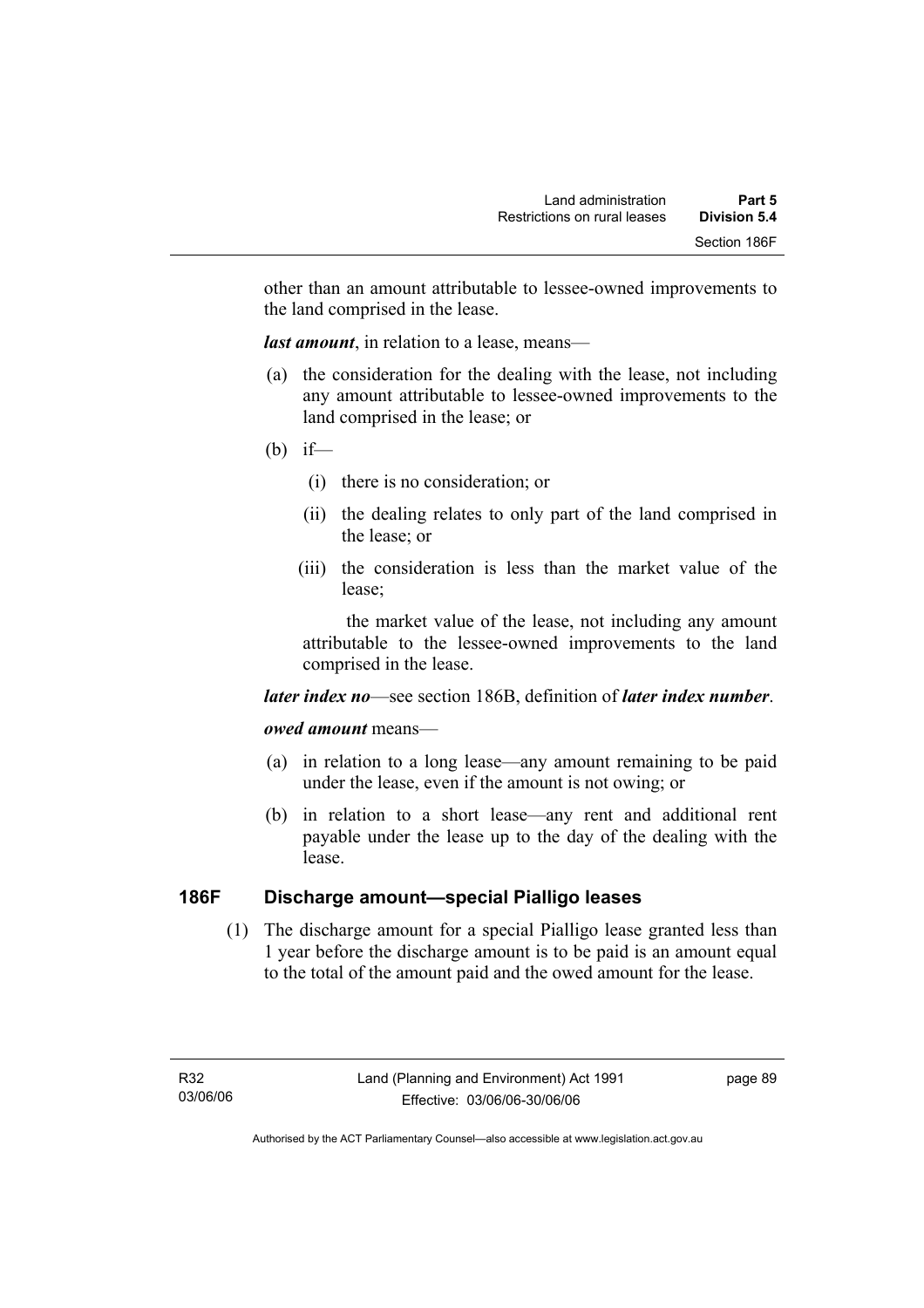other than an amount attributable to lessee-owned improvements to the land comprised in the lease.

***last amount***, in relation to a lease, means—

(a) the consideration for the dealing with the lease, not including any amount attributable to lessee-owned improvements to the land comprised in the lease; or

(b) if—

(i) there is no consideration; or

(ii) the dealing relates to only part of the land comprised in the lease; or

(iii) the consideration is less than the market value of the lease;

the market value of the lease, not including any amount attributable to the lessee-owned improvements to the land comprised in the lease.

***later index no***—see section 186B, definition of ***later index number***.

***owed amount*** means—

(a) in relation to a long lease—any amount remaining to be paid under the lease, even if the amount is not owing; or

(b) in relation to a short lease—any rent and additional rent payable under the lease up to the day of the dealing with the lease.

## 186F Discharge amount—special Pialligo leases

(1) The discharge amount for a special Pialligo lease granted less than 1 year before the discharge amount is to be paid is an amount equal to the total of the amount paid and the owed amount for the lease.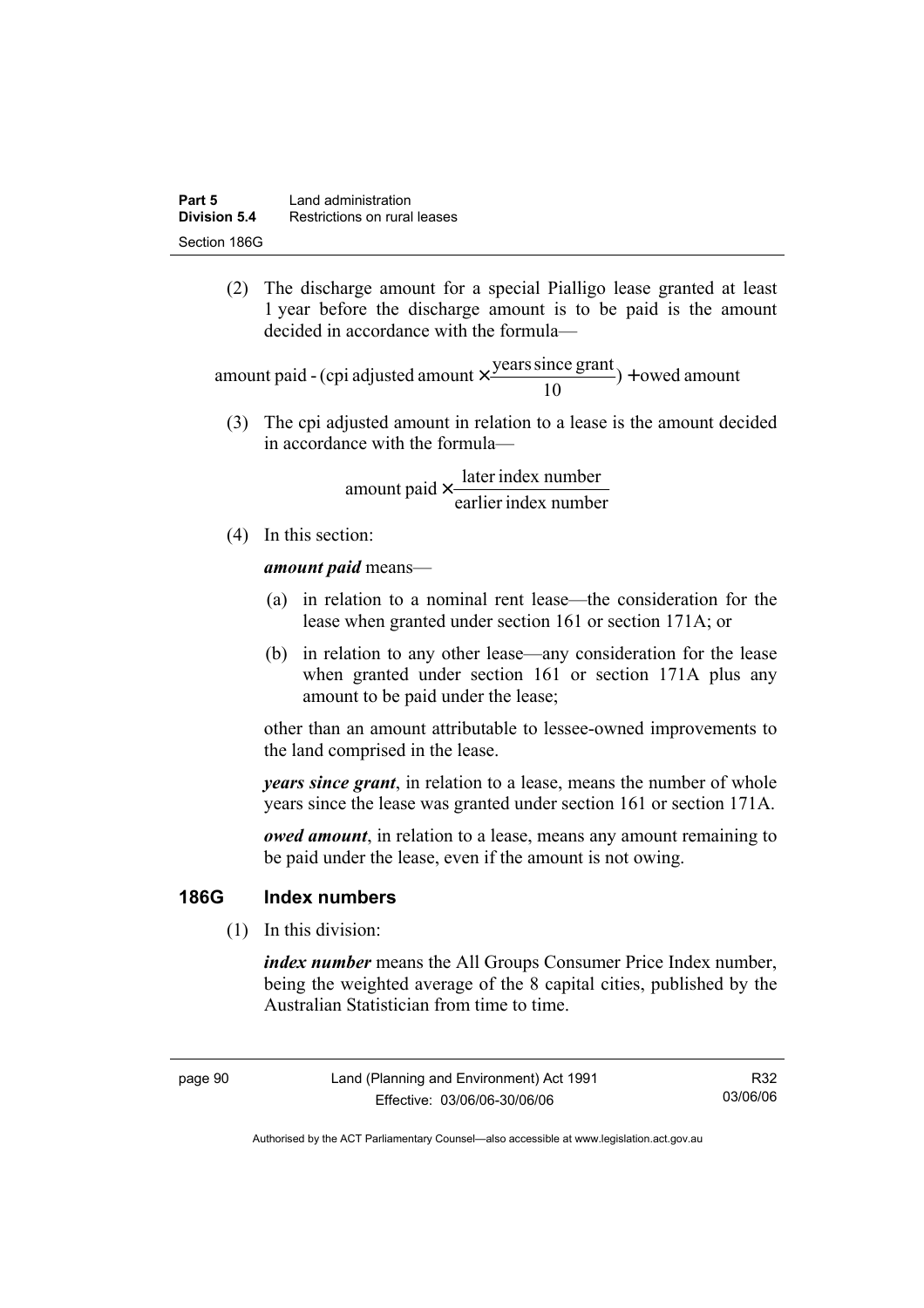(2) The discharge amount for a special Pialligo lease granted at least 1 year before the discharge amount is to be paid is the amount decided in accordance with the formula—

$$\text{amount paid} - (\text{cpi adjusted amount} \times \frac{\text{years since grant}}{10}) + \text{owed amount}$$

(3) The cpi adjusted amount in relation to a lease is the amount decided in accordance with the formula—

$$\text{amount paid} \times \frac{\text{later index number}}{\text{earlier index number}}$$

(4) In this section:

***amount paid*** means—

(a) in relation to a nominal rent lease—the consideration for the lease when granted under section 161 or section 171A; or

(b) in relation to any other lease—any consideration for the lease when granted under section 161 or section 171A plus any amount to be paid under the lease;

other than an amount attributable to lessee-owned improvements to the land comprised in the lease.

***years since grant***, in relation to a lease, means the number of whole years since the lease was granted under section 161 or section 171A.

***owed amount***, in relation to a lease, means any amount remaining to be paid under the lease, even if the amount is not owing.

## 186G Index numbers

(1) In this division:

***index number*** means the All Groups Consumer Price Index number, being the weighted average of the 8 capital cities, published by the Australian Statistician from time to time.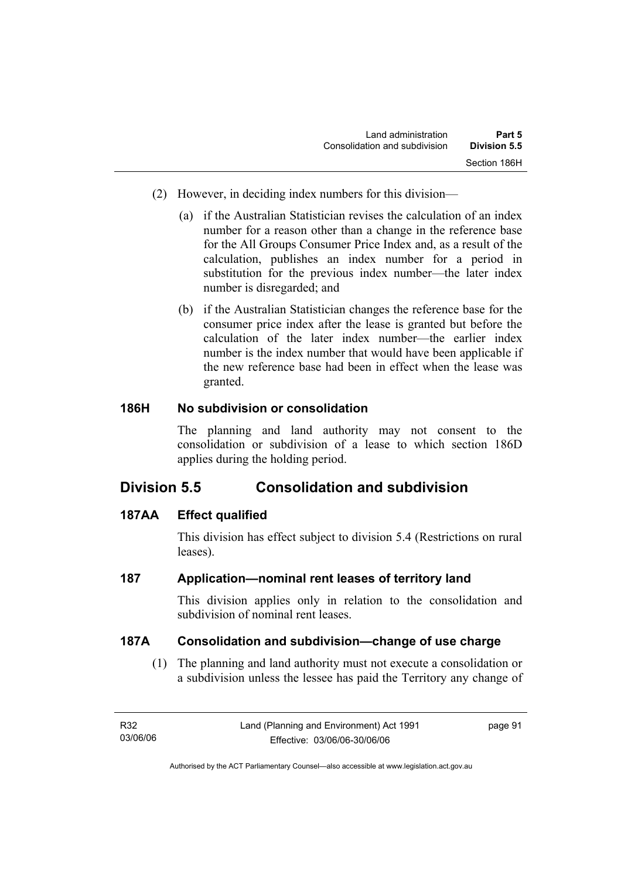(2) However, in deciding index numbers for this division—

(a) if the Australian Statistician revises the calculation of an index number for a reason other than a change in the reference base for the All Groups Consumer Price Index and, as a result of the calculation, publishes an index number for a period in substitution for the previous index number—the later index number is disregarded; and

(b) if the Australian Statistician changes the reference base for the consumer price index after the lease is granted but before the calculation of the later index number—the earlier index number is the index number that would have been applicable if the new reference base had been in effect when the lease was granted.

### 186H No subdivision or consolidation

The planning and land authority may not consent to the consolidation or subdivision of a lease to which section 186D applies during the holding period.

## Division 5.5 Consolidation and subdivision

### 187AA Effect qualified

This division has effect subject to division 5.4 (Restrictions on rural leases).

### 187 Application—nominal rent leases of territory land

This division applies only in relation to the consolidation and subdivision of nominal rent leases.

### 187A Consolidation and subdivision—change of use charge

(1) The planning and land authority must not execute a consolidation or a subdivision unless the lessee has paid the Territory any change of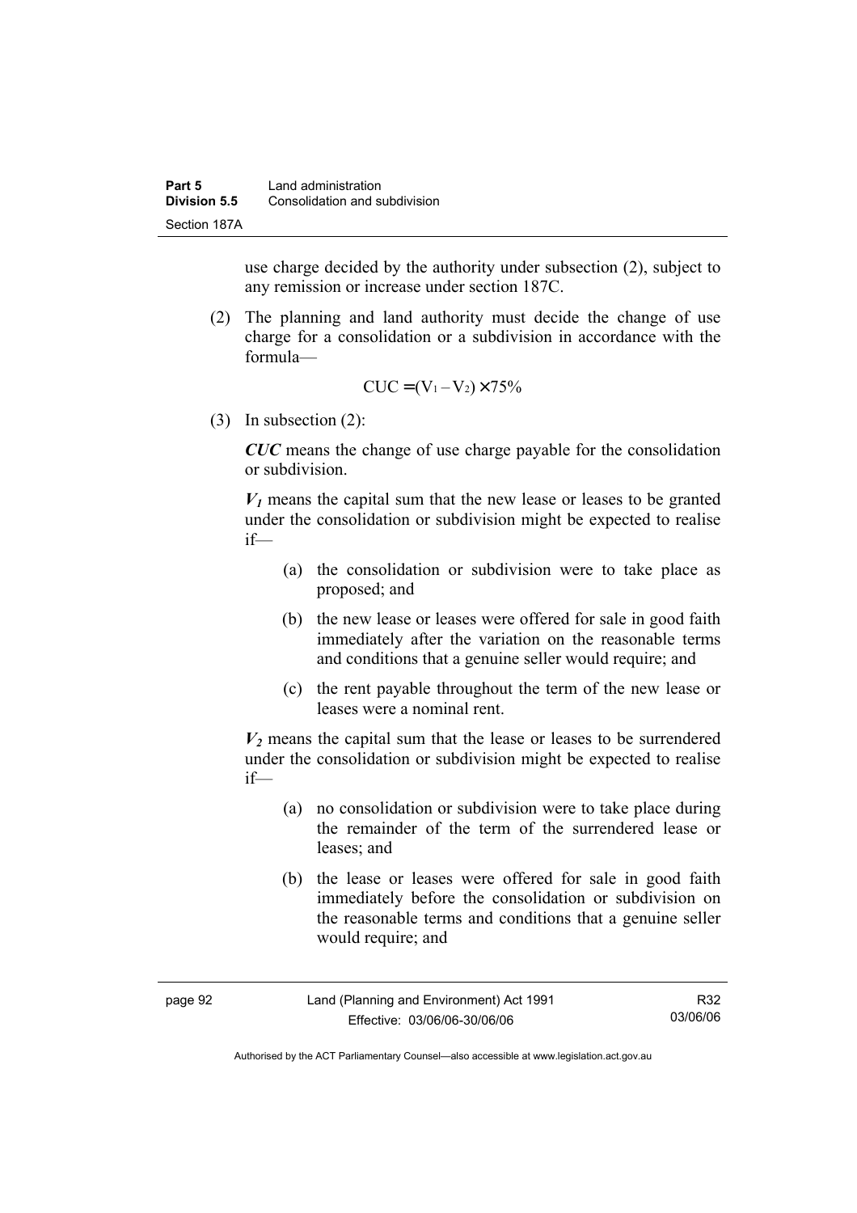use charge decided by the authority under subsection (2), subject to any remission or increase under section 187C.

(2) The planning and land authority must decide the change of use charge for a consolidation or a subdivision in accordance with the formula—

$$CUC = (V_1 - V_2) \times 75\%$$

(3) In subsection (2):

***CUC*** means the change of use charge payable for the consolidation or subdivision.

***$V_1$*** means the capital sum that the new lease or leases to be granted under the consolidation or subdivision might be expected to realise if—

(a) the consolidation or subdivision were to take place as proposed; and

(b) the new lease or leases were offered for sale in good faith immediately after the variation on the reasonable terms and conditions that a genuine seller would require; and

(c) the rent payable throughout the term of the new lease or leases were a nominal rent.

***$V_2$*** means the capital sum that the lease or leases to be surrendered under the consolidation or subdivision might be expected to realise if—

(a) no consolidation or subdivision were to take place during the remainder of the term of the surrendered lease or leases; and

(b) the lease or leases were offered for sale in good faith immediately before the consolidation or subdivision on the reasonable terms and conditions that a genuine seller would require; and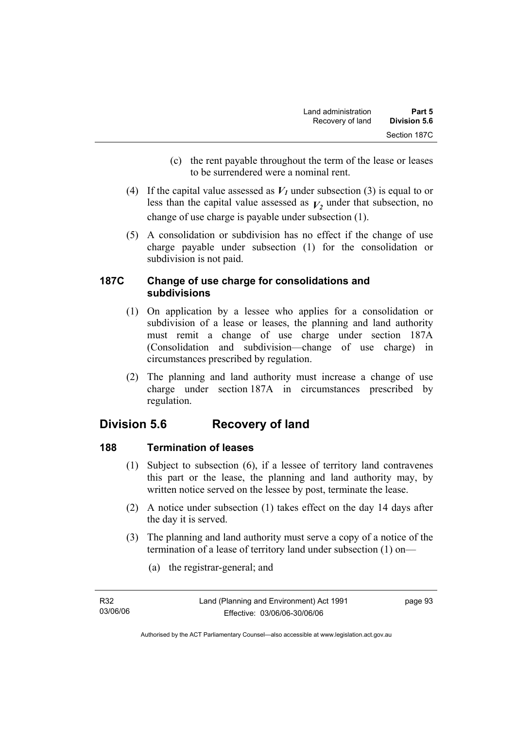(c) the rent payable throughout the term of the lease or leases to be surrendered were a nominal rent.

(4) If the capital value assessed as $V_1$ under subsection (3) is equal to or less than the capital value assessed as $V_2$ under that subsection, no change of use charge is payable under subsection (1).

(5) A consolidation or subdivision has no effect if the change of use charge payable under subsection (1) for the consolidation or subdivision is not paid.

### 187C Change of use charge for consolidations and subdivisions

(1) On application by a lessee who applies for a consolidation or subdivision of a lease or leases, the planning and land authority must remit a change of use charge under section 187A (Consolidation and subdivision—change of use charge) in circumstances prescribed by regulation.

(2) The planning and land authority must increase a change of use charge under section 187A in circumstances prescribed by regulation.

## Division 5.6 Recovery of land

### 188 Termination of leases

(1) Subject to subsection (6), if a lessee of territory land contravenes this part or the lease, the planning and land authority may, by written notice served on the lessee by post, terminate the lease.

(2) A notice under subsection (1) takes effect on the day 14 days after the day it is served.

(3) The planning and land authority must serve a copy of a notice of the termination of a lease of territory land under subsection (1) on—

(a) the registrar-general; and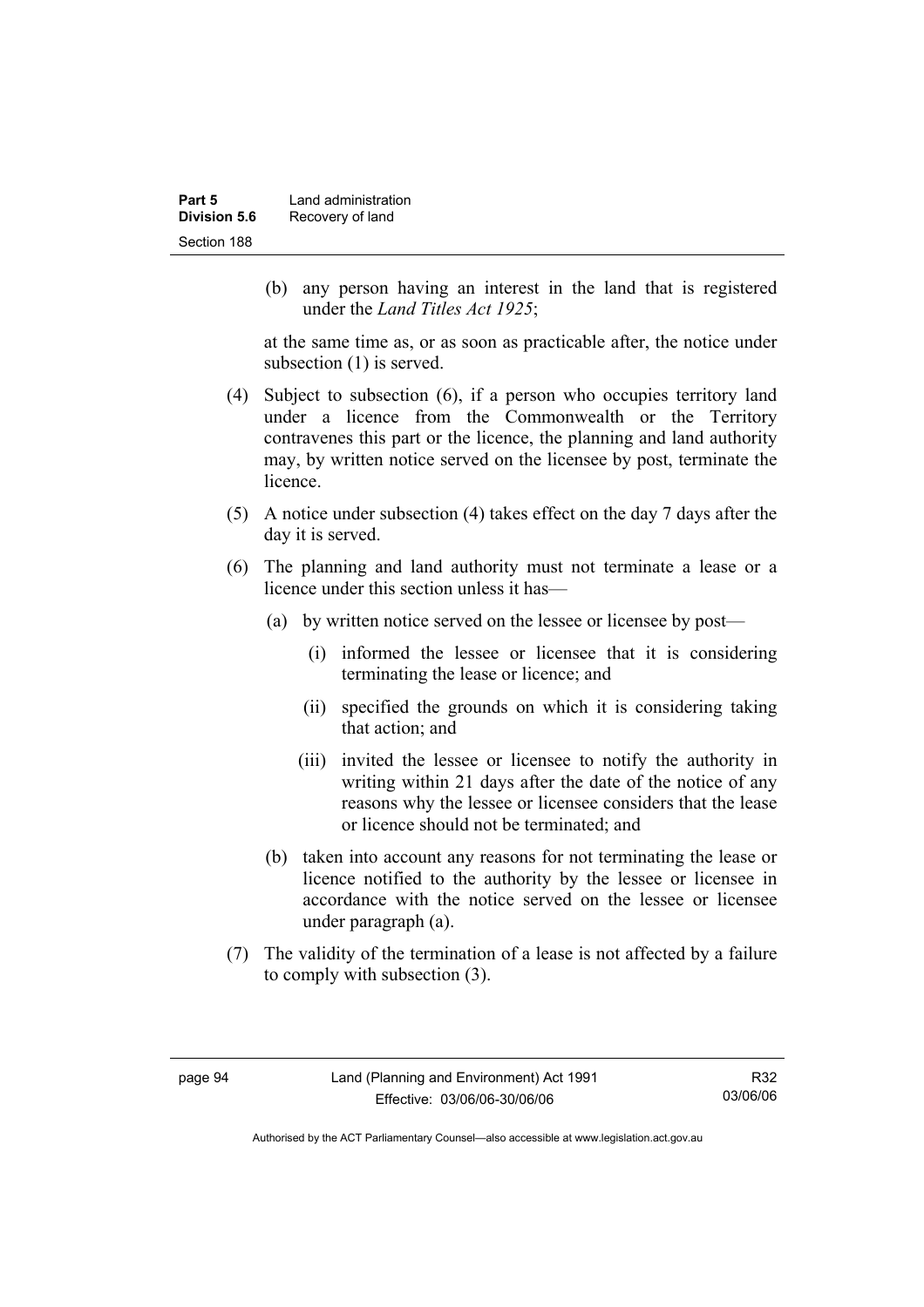(b) any person having an interest in the land that is registered under the *Land Titles Act 1925*;

at the same time as, or as soon as practicable after, the notice under subsection (1) is served.

(4) Subject to subsection (6), if a person who occupies territory land under a licence from the Commonwealth or the Territory contravenes this part or the licence, the planning and land authority may, by written notice served on the licensee by post, terminate the licence.

(5) A notice under subsection (4) takes effect on the day 7 days after the day it is served.

(6) The planning and land authority must not terminate a lease or a licence under this section unless it has—

(a) by written notice served on the lessee or licensee by post—

(i) informed the lessee or licensee that it is considering terminating the lease or licence; and

(ii) specified the grounds on which it is considering taking that action; and

(iii) invited the lessee or licensee to notify the authority in writing within 21 days after the date of the notice of any reasons why the lessee or licensee considers that the lease or licence should not be terminated; and

(b) taken into account any reasons for not terminating the lease or licence notified to the authority by the lessee or licensee in accordance with the notice served on the lessee or licensee under paragraph (a).

(7) The validity of the termination of a lease is not affected by a failure to comply with subsection (3).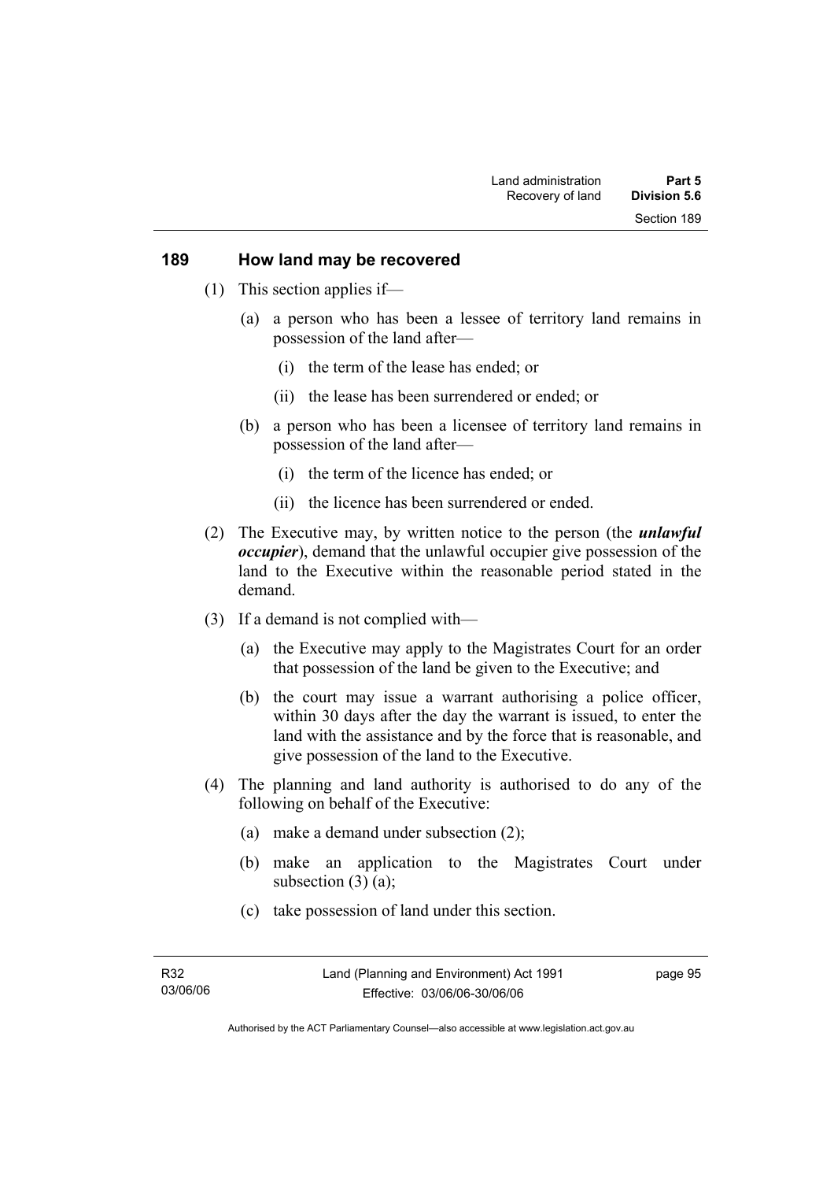## 189 How land may be recovered

(1) This section applies if—

(a) a person who has been a lessee of territory land remains in possession of the land after—

(i) the term of the lease has ended; or

(ii) the lease has been surrendered or ended; or

(b) a person who has been a licensee of territory land remains in possession of the land after—

(i) the term of the licence has ended; or

(ii) the licence has been surrendered or ended.

(2) The Executive may, by written notice to the person (the ***unlawful occupier***), demand that the unlawful occupier give possession of the land to the Executive within the reasonable period stated in the demand.

(3) If a demand is not complied with—

(a) the Executive may apply to the Magistrates Court for an order that possession of the land be given to the Executive; and

(b) the court may issue a warrant authorising a police officer, within 30 days after the day the warrant is issued, to enter the land with the assistance and by the force that is reasonable, and give possession of the land to the Executive.

(4) The planning and land authority is authorised to do any of the following on behalf of the Executive:

(a) make a demand under subsection (2);

(b) make an application to the Magistrates Court under subsection (3) (a);

(c) take possession of land under this section.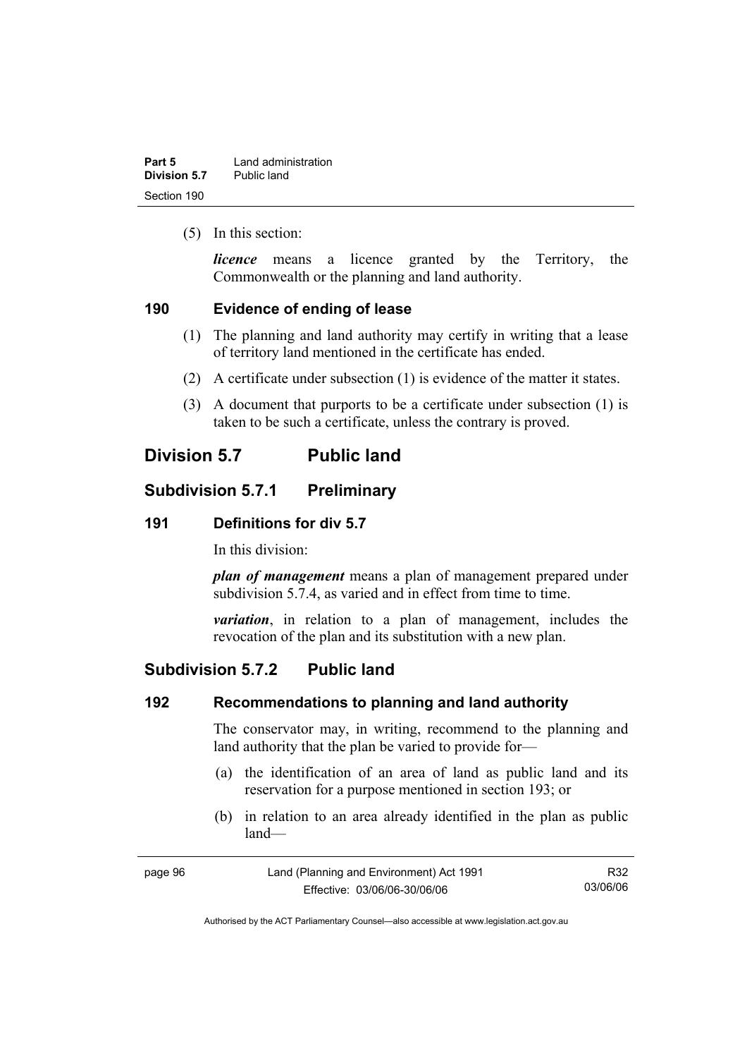(5) In this section:

***licence*** means a licence granted by the Territory, the Commonwealth or the planning and land authority.

### 190 Evidence of ending of lease

(1) The planning and land authority may certify in writing that a lease of territory land mentioned in the certificate has ended.

(2) A certificate under subsection (1) is evidence of the matter it states.

(3) A document that purports to be a certificate under subsection (1) is taken to be such a certificate, unless the contrary is proved.

## Division 5.7 Public land

## Subdivision 5.7.1 Preliminary

### 191 Definitions for div 5.7

In this division:

***plan of management*** means a plan of management prepared under subdivision 5.7.4, as varied and in effect from time to time.

***variation***, in relation to a plan of management, includes the revocation of the plan and its substitution with a new plan.

## Subdivision 5.7.2 Public land

### 192 Recommendations to planning and land authority

The conservator may, in writing, recommend to the planning and land authority that the plan be varied to provide for—

(a) the identification of an area of land as public land and its reservation for a purpose mentioned in section 193; or

(b) in relation to an area already identified in the plan as public land—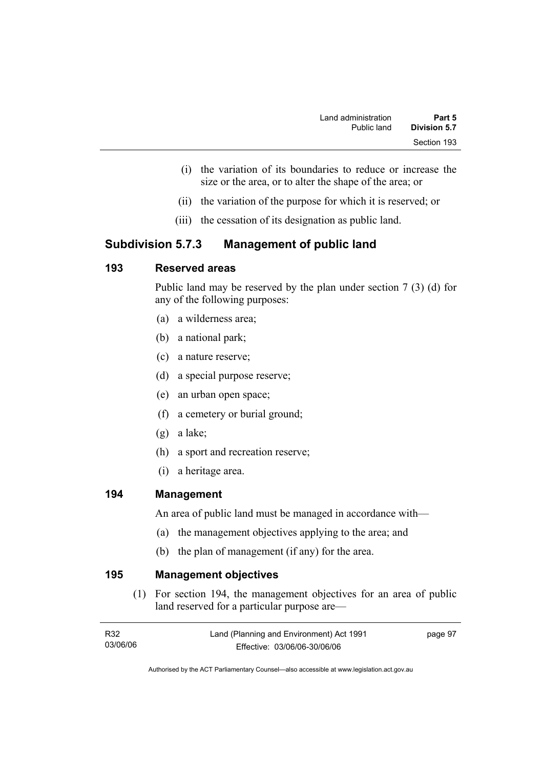(i) the variation of its boundaries to reduce or increase the size or the area, or to alter the shape of the area; or

(ii) the variation of the purpose for which it is reserved; or

(iii) the cessation of its designation as public land.

## Subdivision 5.7.3 Management of public land

### 193 Reserved areas

Public land may be reserved by the plan under section 7 (3) (d) for any of the following purposes:

(a) a wilderness area;

(b) a national park;

(c) a nature reserve;

(d) a special purpose reserve;

(e) an urban open space;

(f) a cemetery or burial ground;

(g) a lake;

(h) a sport and recreation reserve;

(i) a heritage area.

### 194 Management

An area of public land must be managed in accordance with—

(a) the management objectives applying to the area; and

(b) the plan of management (if any) for the area.

### 195 Management objectives

(1) For section 194, the management objectives for an area of public land reserved for a particular purpose are—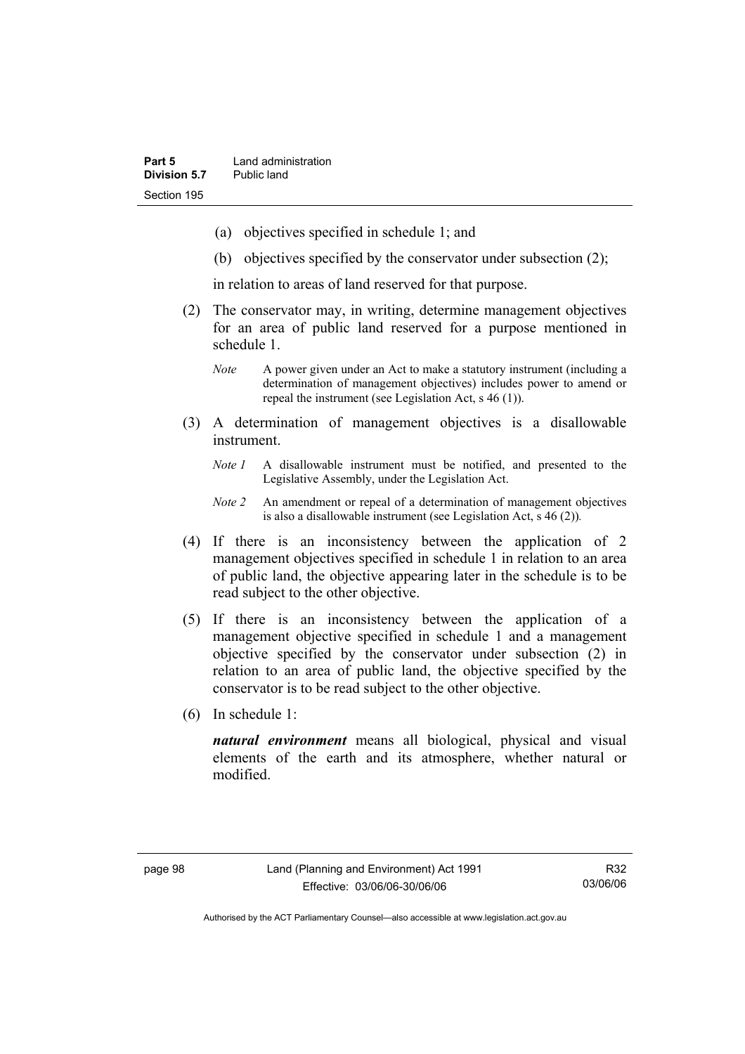(a) objectives specified in schedule 1; and

(b) objectives specified by the conservator under subsection (2);

in relation to areas of land reserved for that purpose.

(2) The conservator may, in writing, determine management objectives for an area of public land reserved for a purpose mentioned in schedule 1.

*Note* A power given under an Act to make a statutory instrument (including a determination of management objectives) includes power to amend or repeal the instrument (see Legislation Act, s 46 (1)).

(3) A determination of management objectives is a disallowable instrument.

*Note 1* A disallowable instrument must be notified, and presented to the Legislative Assembly, under the Legislation Act.

*Note 2* An amendment or repeal of a determination of management objectives is also a disallowable instrument (see Legislation Act, s 46 (2)).

(4) If there is an inconsistency between the application of 2 management objectives specified in schedule 1 in relation to an area of public land, the objective appearing later in the schedule is to be read subject to the other objective.

(5) If there is an inconsistency between the application of a management objective specified in schedule 1 and a management objective specified by the conservator under subsection (2) in relation to an area of public land, the objective specified by the conservator is to be read subject to the other objective.

(6) In schedule 1:

***natural environment*** means all biological, physical and visual elements of the earth and its atmosphere, whether natural or modified.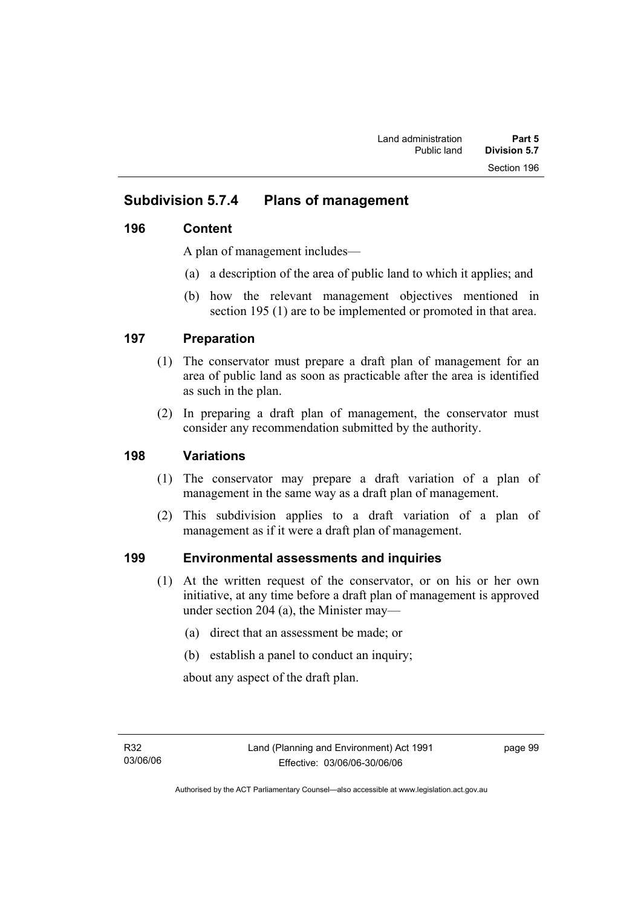## Subdivision 5.7.4 Plans of management

### 196 Content

A plan of management includes—

(a) a description of the area of public land to which it applies; and

(b) how the relevant management objectives mentioned in section 195 (1) are to be implemented or promoted in that area.

### 197 Preparation

(1) The conservator must prepare a draft plan of management for an area of public land as soon as practicable after the area is identified as such in the plan.

(2) In preparing a draft plan of management, the conservator must consider any recommendation submitted by the authority.

### 198 Variations

(1) The conservator may prepare a draft variation of a plan of management in the same way as a draft plan of management.

(2) This subdivision applies to a draft variation of a plan of management as if it were a draft plan of management.

### 199 Environmental assessments and inquiries

(1) At the written request of the conservator, or on his or her own initiative, at any time before a draft plan of management is approved under section 204 (a), the Minister may—

(a) direct that an assessment be made; or

(b) establish a panel to conduct an inquiry;

about any aspect of the draft plan.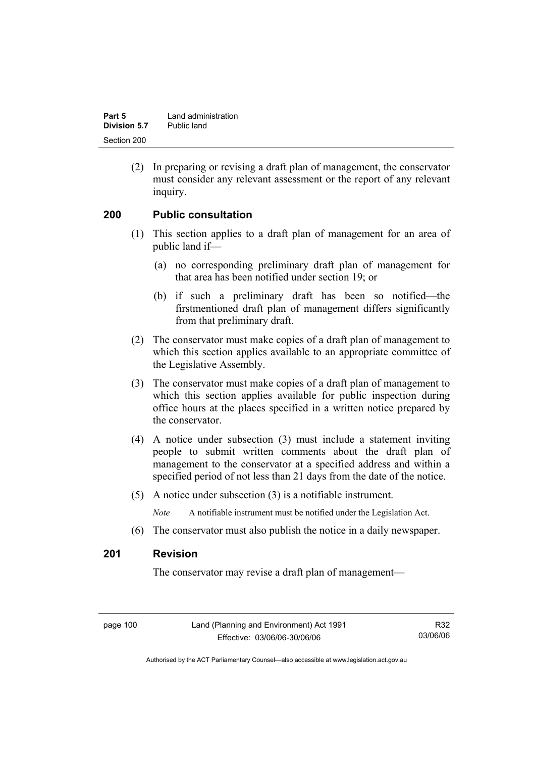(2) In preparing or revising a draft plan of management, the conservator must consider any relevant assessment or the report of any relevant inquiry.

## 200 Public consultation

(1) This section applies to a draft plan of management for an area of public land if—

(a) no corresponding preliminary draft plan of management for that area has been notified under section 19; or

(b) if such a preliminary draft has been so notified—the firstmentioned draft plan of management differs significantly from that preliminary draft.

(2) The conservator must make copies of a draft plan of management to which this section applies available to an appropriate committee of the Legislative Assembly.

(3) The conservator must make copies of a draft plan of management to which this section applies available for public inspection during office hours at the places specified in a written notice prepared by the conservator.

(4) A notice under subsection (3) must include a statement inviting people to submit written comments about the draft plan of management to the conservator at a specified address and within a specified period of not less than 21 days from the date of the notice.

(5) A notice under subsection (3) is a notifiable instrument.

*Note* A notifiable instrument must be notified under the Legislation Act.

(6) The conservator must also publish the notice in a daily newspaper.

## 201 Revision

The conservator may revise a draft plan of management—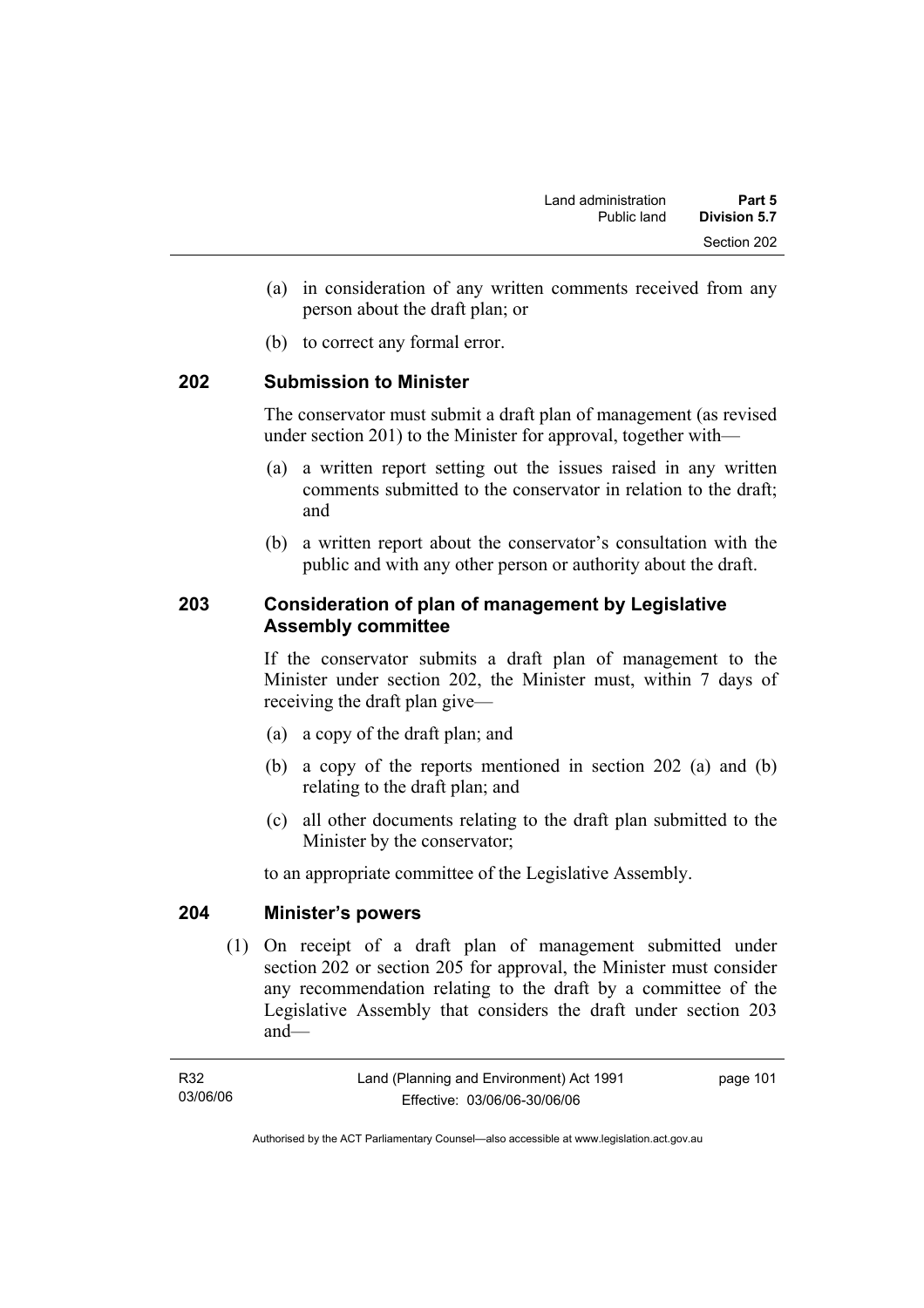(a) in consideration of any written comments received from any person about the draft plan; or

(b) to correct any formal error.

## 202 Submission to Minister

The conservator must submit a draft plan of management (as revised under section 201) to the Minister for approval, together with—

(a) a written report setting out the issues raised in any written comments submitted to the conservator in relation to the draft; and

(b) a written report about the conservator's consultation with the public and with any other person or authority about the draft.

## 203 Consideration of plan of management by Legislative Assembly committee

If the conservator submits a draft plan of management to the Minister under section 202, the Minister must, within 7 days of receiving the draft plan give—

(a) a copy of the draft plan; and

(b) a copy of the reports mentioned in section 202 (a) and (b) relating to the draft plan; and

(c) all other documents relating to the draft plan submitted to the Minister by the conservator;

to an appropriate committee of the Legislative Assembly.

## 204 Minister's powers

(1) On receipt of a draft plan of management submitted under section 202 or section 205 for approval, the Minister must consider any recommendation relating to the draft by a committee of the Legislative Assembly that considers the draft under section 203 and—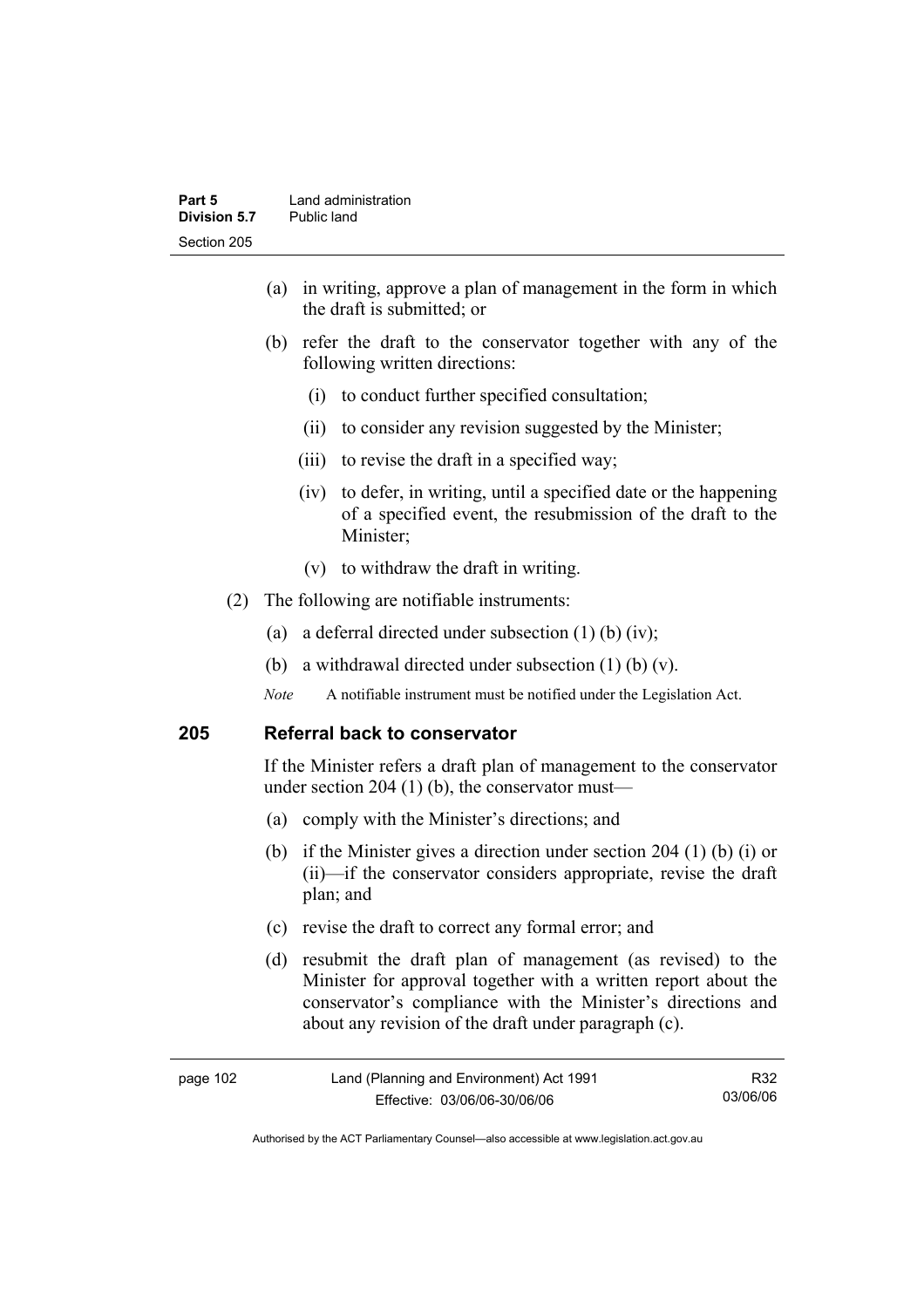(a) in writing, approve a plan of management in the form in which the draft is submitted; or

(b) refer the draft to the conservator together with any of the following written directions:

  (i) to conduct further specified consultation;

  (ii) to consider any revision suggested by the Minister;

  (iii) to revise the draft in a specified way;

  (iv) to defer, in writing, until a specified date or the happening of a specified event, the resubmission of the draft to the Minister;

  (v) to withdraw the draft in writing.

(2) The following are notifiable instruments:

(a) a deferral directed under subsection (1) (b) (iv);

(b) a withdrawal directed under subsection (1) (b) (v).

*Note* A notifiable instrument must be notified under the Legislation Act.

### 205 Referral back to conservator

If the Minister refers a draft plan of management to the conservator under section 204 (1) (b), the conservator must—

(a) comply with the Minister's directions; and

(b) if the Minister gives a direction under section 204 (1) (b) (i) or (ii)—if the conservator considers appropriate, revise the draft plan; and

(c) revise the draft to correct any formal error; and

(d) resubmit the draft plan of management (as revised) to the Minister for approval together with a written report about the conservator's compliance with the Minister's directions and about any revision of the draft under paragraph (c).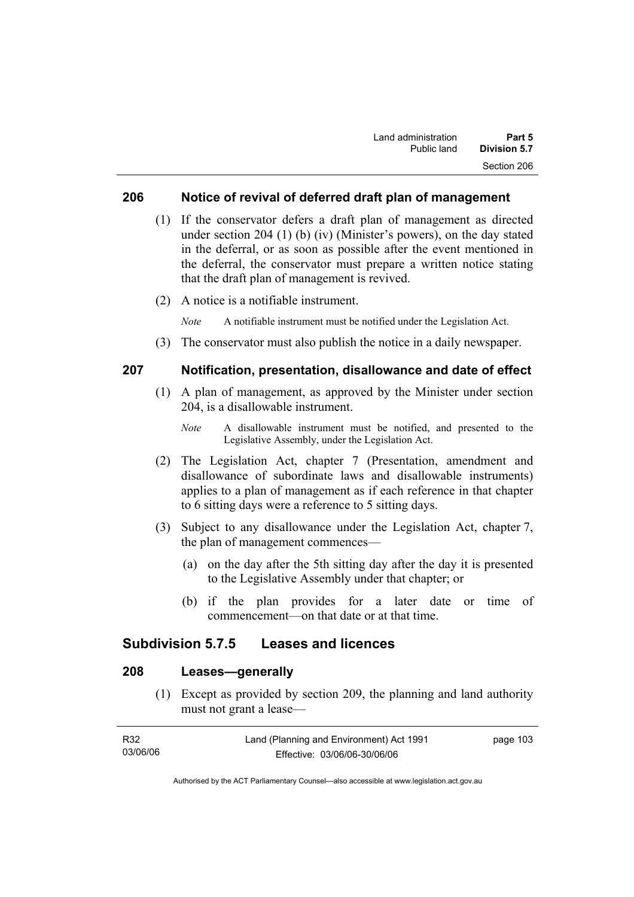### 206 Notice of revival of deferred draft plan of management

(1) If the conservator defers a draft plan of management as directed under section 204 (1) (b) (iv) (Minister's powers), on the day stated in the deferral, or as soon as possible after the event mentioned in the deferral, the conservator must prepare a written notice stating that the draft plan of management is revived.

(2) A notice is a notifiable instrument.

*Note* A notifiable instrument must be notified under the Legislation Act.

(3) The conservator must also publish the notice in a daily newspaper.

### 207 Notification, presentation, disallowance and date of effect

(1) A plan of management, as approved by the Minister under section 204, is a disallowable instrument.

*Note* A disallowable instrument must be notified, and presented to the Legislative Assembly, under the Legislation Act.

(2) The Legislation Act, chapter 7 (Presentation, amendment and disallowance of subordinate laws and disallowable instruments) applies to a plan of management as if each reference in that chapter to 6 sitting days were a reference to 5 sitting days.

(3) Subject to any disallowance under the Legislation Act, chapter 7, the plan of management commences—

(a) on the day after the 5th sitting day after the day it is presented to the Legislative Assembly under that chapter; or

(b) if the plan provides for a later date or time of commencement—on that date or at that time.

## Subdivision 5.7.5 Leases and licences

### 208 Leases—generally

(1) Except as provided by section 209, the planning and land authority must not grant a lease—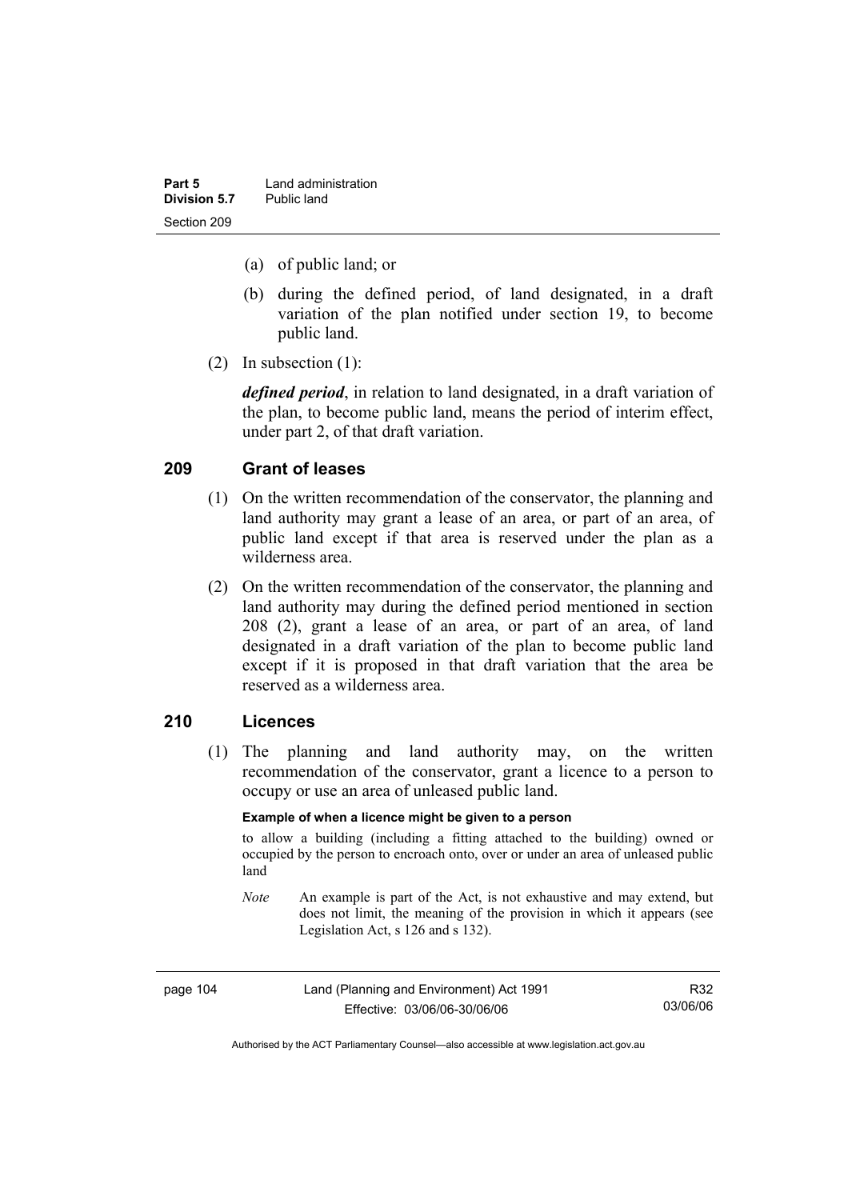(a) of public land; or

(b) during the defined period, of land designated, in a draft variation of the plan notified under section 19, to become public land.

(2) In subsection (1):

***defined period***, in relation to land designated, in a draft variation of the plan, to become public land, means the period of interim effect, under part 2, of that draft variation.

## 209 Grant of leases

(1) On the written recommendation of the conservator, the planning and land authority may grant a lease of an area, or part of an area, of public land except if that area is reserved under the plan as a wilderness area.

(2) On the written recommendation of the conservator, the planning and land authority may during the defined period mentioned in section 208 (2), grant a lease of an area, or part of an area, of land designated in a draft variation of the plan to become public land except if it is proposed in that draft variation that the area be reserved as a wilderness area.

## 210 Licences

(1) The planning and land authority may, on the written recommendation of the conservator, grant a licence to a person to occupy or use an area of unleased public land.

**Example of when a licence might be given to a person**

to allow a building (including a fitting attached to the building) owned or occupied by the person to encroach onto, over or under an area of unleased public land

*Note* An example is part of the Act, is not exhaustive and may extend, but does not limit, the meaning of the provision in which it appears (see Legislation Act, s 126 and s 132).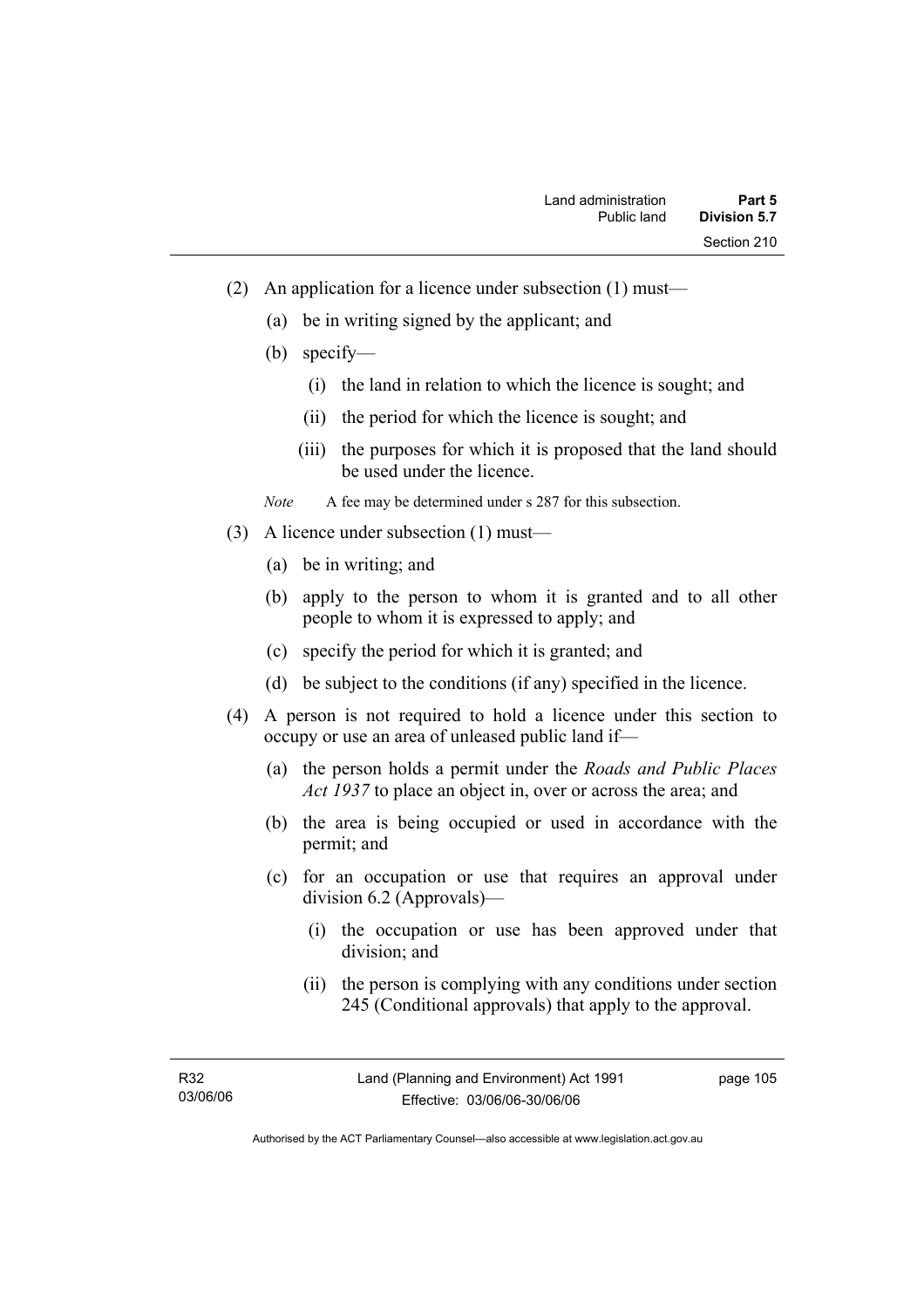(2) An application for a licence under subsection (1) must—

(a) be in writing signed by the applicant; and

(b) specify—

(i) the land in relation to which the licence is sought; and

(ii) the period for which the licence is sought; and

(iii) the purposes for which it is proposed that the land should be used under the licence.

*Note* A fee may be determined under s 287 for this subsection.

(3) A licence under subsection (1) must—

(a) be in writing; and

(b) apply to the person to whom it is granted and to all other people to whom it is expressed to apply; and

(c) specify the period for which it is granted; and

(d) be subject to the conditions (if any) specified in the licence.

(4) A person is not required to hold a licence under this section to occupy or use an area of unleased public land if—

(a) the person holds a permit under the *Roads and Public Places Act 1937* to place an object in, over or across the area; and

(b) the area is being occupied or used in accordance with the permit; and

(c) for an occupation or use that requires an approval under division 6.2 (Approvals)—

(i) the occupation or use has been approved under that division; and

(ii) the person is complying with any conditions under section 245 (Conditional approvals) that apply to the approval.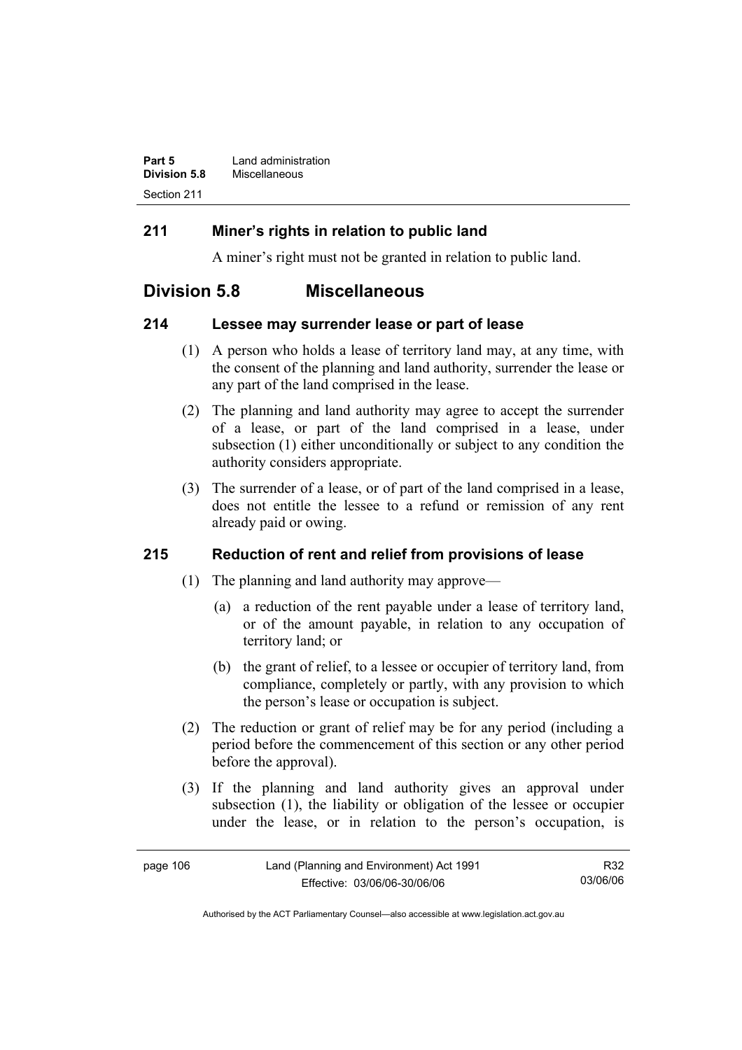## 211 Miner's rights in relation to public land

A miner's right must not be granted in relation to public land.

# Division 5.8 Miscellaneous

## 214 Lessee may surrender lease or part of lease

(1) A person who holds a lease of territory land may, at any time, with the consent of the planning and land authority, surrender the lease or any part of the land comprised in the lease.

(2) The planning and land authority may agree to accept the surrender of a lease, or part of the land comprised in a lease, under subsection (1) either unconditionally or subject to any condition the authority considers appropriate.

(3) The surrender of a lease, or of part of the land comprised in a lease, does not entitle the lessee to a refund or remission of any rent already paid or owing.

## 215 Reduction of rent and relief from provisions of lease

(1) The planning and land authority may approve—

(a) a reduction of the rent payable under a lease of territory land, or of the amount payable, in relation to any occupation of territory land; or

(b) the grant of relief, to a lessee or occupier of territory land, from compliance, completely or partly, with any provision to which the person's lease or occupation is subject.

(2) The reduction or grant of relief may be for any period (including a period before the commencement of this section or any other period before the approval).

(3) If the planning and land authority gives an approval under subsection (1), the liability or obligation of the lessee or occupier under the lease, or in relation to the person's occupation, is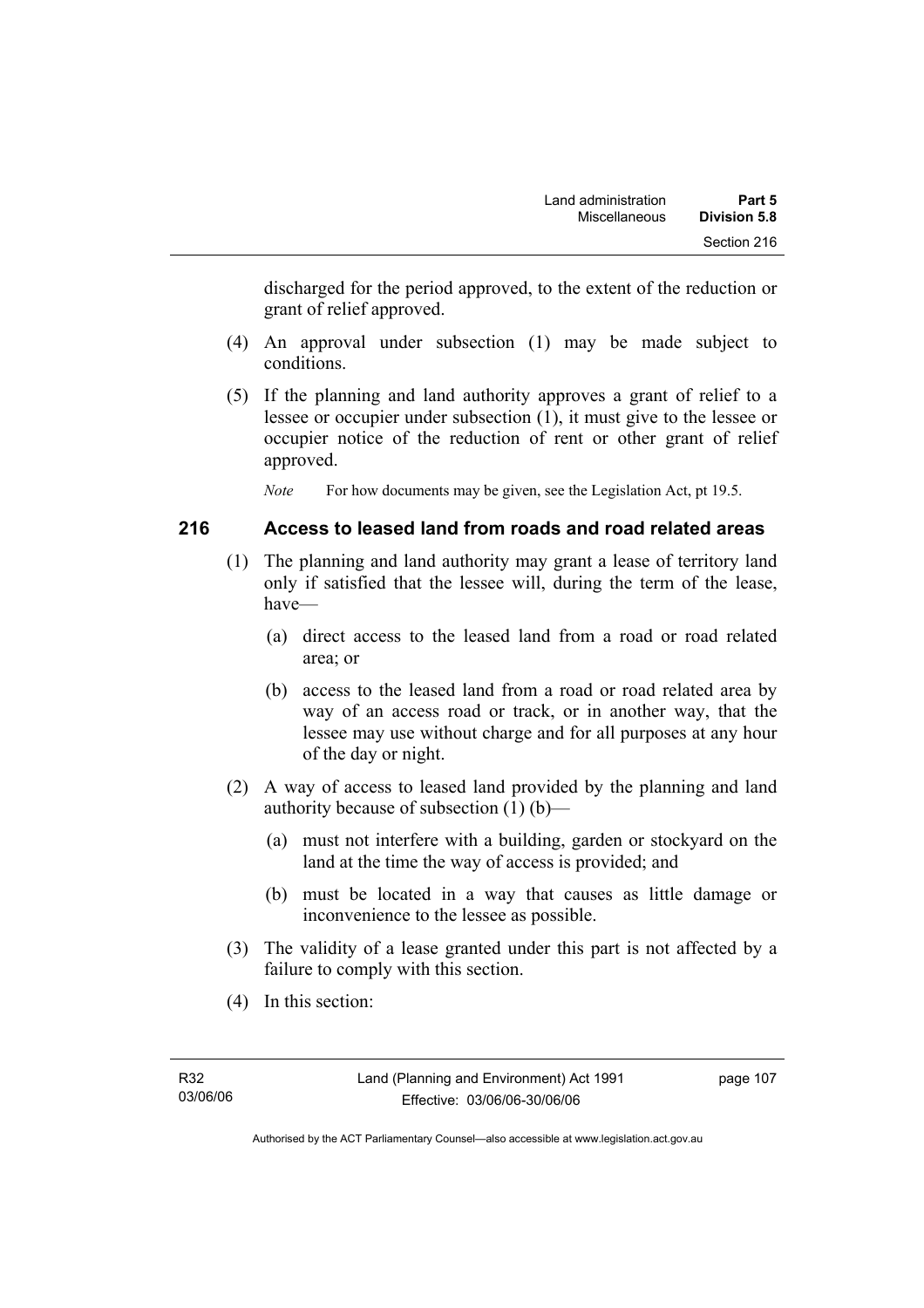discharged for the period approved, to the extent of the reduction or grant of relief approved.

(4) An approval under subsection (1) may be made subject to conditions.

(5) If the planning and land authority approves a grant of relief to a lessee or occupier under subsection (1), it must give to the lessee or occupier notice of the reduction of rent or other grant of relief approved.

*Note* For how documents may be given, see the Legislation Act, pt 19.5.

## 216 Access to leased land from roads and road related areas

(1) The planning and land authority may grant a lease of territory land only if satisfied that the lessee will, during the term of the lease, have—

(a) direct access to the leased land from a road or road related area; or

(b) access to the leased land from a road or road related area by way of an access road or track, or in another way, that the lessee may use without charge and for all purposes at any hour of the day or night.

(2) A way of access to leased land provided by the planning and land authority because of subsection (1) (b)—

(a) must not interfere with a building, garden or stockyard on the land at the time the way of access is provided; and

(b) must be located in a way that causes as little damage or inconvenience to the lessee as possible.

(3) The validity of a lease granted under this part is not affected by a failure to comply with this section.

(4) In this section: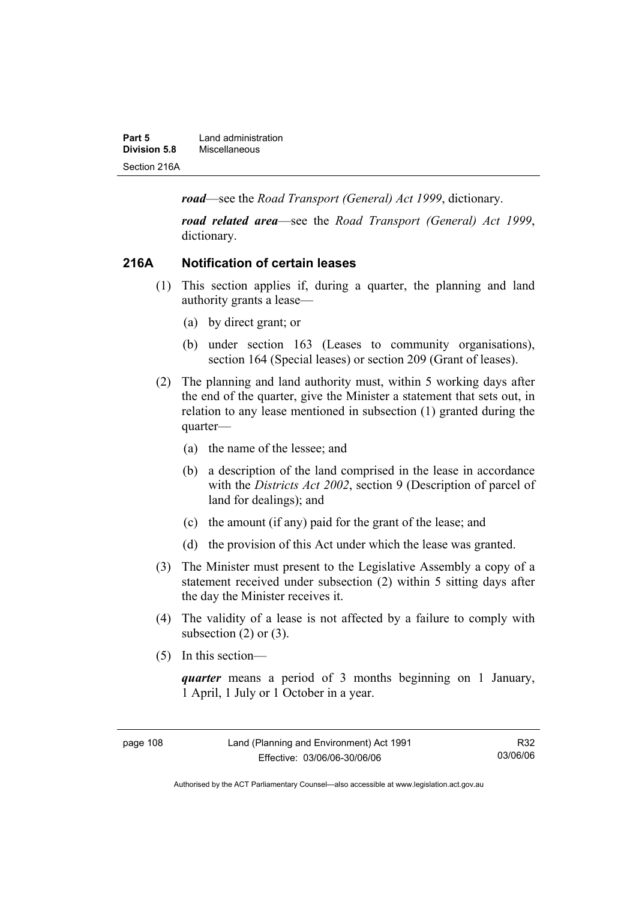***road***—see the *Road Transport (General) Act 1999*, dictionary.

***road related area***—see the *Road Transport (General) Act 1999*, dictionary.

### 216A Notification of certain leases

(1) This section applies if, during a quarter, the planning and land authority grants a lease—

  (a) by direct grant; or

  (b) under section 163 (Leases to community organisations), section 164 (Special leases) or section 209 (Grant of leases).

(2) The planning and land authority must, within 5 working days after the end of the quarter, give the Minister a statement that sets out, in relation to any lease mentioned in subsection (1) granted during the quarter—

  (a) the name of the lessee; and

  (b) a description of the land comprised in the lease in accordance with the *Districts Act 2002*, section 9 (Description of parcel of land for dealings); and

  (c) the amount (if any) paid for the grant of the lease; and

  (d) the provision of this Act under which the lease was granted.

(3) The Minister must present to the Legislative Assembly a copy of a statement received under subsection (2) within 5 sitting days after the day the Minister receives it.

(4) The validity of a lease is not affected by a failure to comply with subsection (2) or (3).

(5) In this section—

***quarter*** means a period of 3 months beginning on 1 January, 1 April, 1 July or 1 October in a year.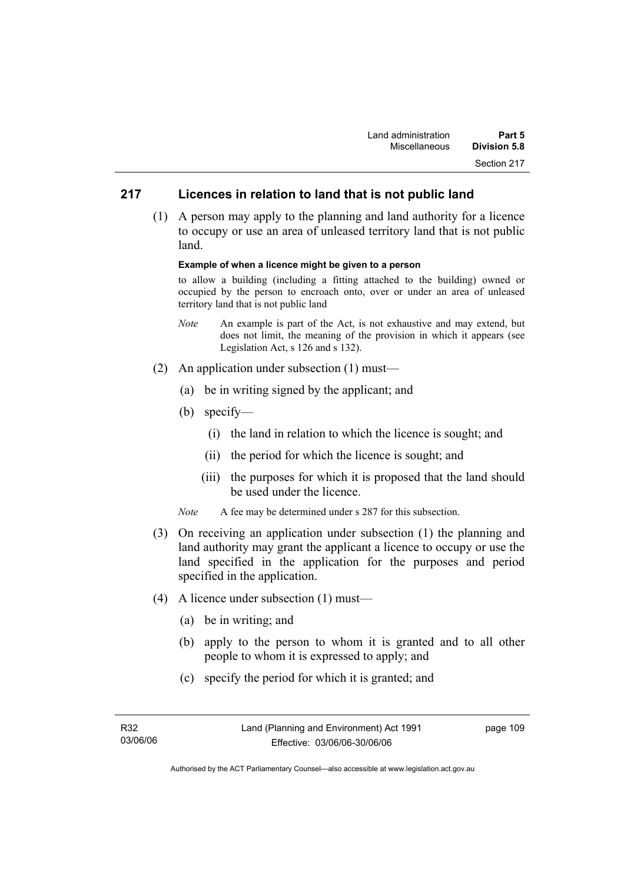## 217 Licences in relation to land that is not public land

(1) A person may apply to the planning and land authority for a licence to occupy or use an area of unleased territory land that is not public land.

**Example of when a licence might be given to a person**

to allow a building (including a fitting attached to the building) owned or occupied by the person to encroach onto, over or under an area of unleased territory land that is not public land

*Note* An example is part of the Act, is not exhaustive and may extend, but does not limit, the meaning of the provision in which it appears (see Legislation Act, s 126 and s 132).

(2) An application under subsection (1) must—

(a) be in writing signed by the applicant; and

(b) specify—

(i) the land in relation to which the licence is sought; and

(ii) the period for which the licence is sought; and

(iii) the purposes for which it is proposed that the land should be used under the licence.

*Note* A fee may be determined under s 287 for this subsection.

(3) On receiving an application under subsection (1) the planning and land authority may grant the applicant a licence to occupy or use the land specified in the application for the purposes and period specified in the application.

(4) A licence under subsection (1) must—

(a) be in writing; and

(b) apply to the person to whom it is granted and to all other people to whom it is expressed to apply; and

(c) specify the period for which it is granted; and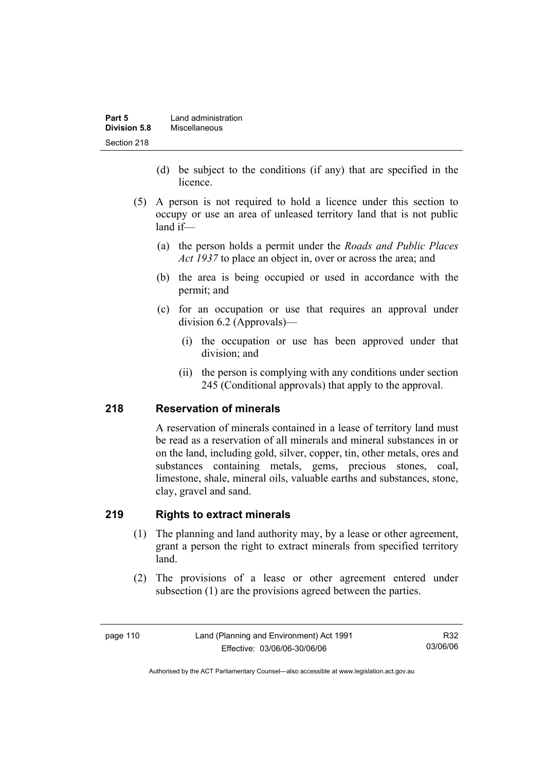(d) be subject to the conditions (if any) that are specified in the licence.

(5) A person is not required to hold a licence under this section to occupy or use an area of unleased territory land that is not public land if—

(a) the person holds a permit under the *Roads and Public Places Act 1937* to place an object in, over or across the area; and

(b) the area is being occupied or used in accordance with the permit; and

(c) for an occupation or use that requires an approval under division 6.2 (Approvals)—

(i) the occupation or use has been approved under that division; and

(ii) the person is complying with any conditions under section 245 (Conditional approvals) that apply to the approval.

## 218 Reservation of minerals

A reservation of minerals contained in a lease of territory land must be read as a reservation of all minerals and mineral substances in or on the land, including gold, silver, copper, tin, other metals, ores and substances containing metals, gems, precious stones, coal, limestone, shale, mineral oils, valuable earths and substances, stone, clay, gravel and sand.

## 219 Rights to extract minerals

(1) The planning and land authority may, by a lease or other agreement, grant a person the right to extract minerals from specified territory land.

(2) The provisions of a lease or other agreement entered under subsection (1) are the provisions agreed between the parties.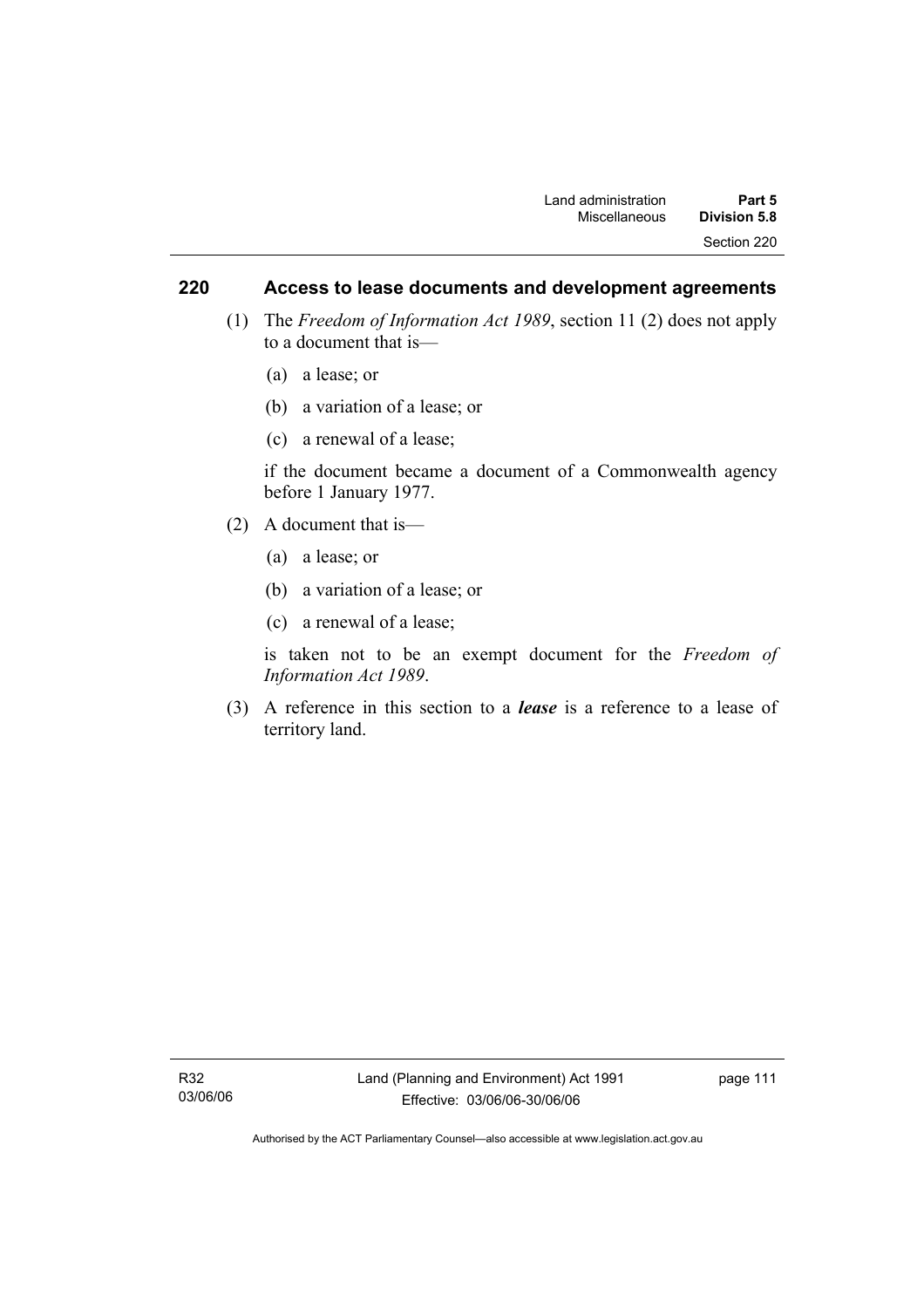## 220 Access to lease documents and development agreements

(1) The *Freedom of Information Act 1989*, section 11 (2) does not apply to a document that is—

(a) a lease; or

(b) a variation of a lease; or

(c) a renewal of a lease;

if the document became a document of a Commonwealth agency before 1 January 1977.

(2) A document that is—

(a) a lease; or

(b) a variation of a lease; or

(c) a renewal of a lease;

is taken not to be an exempt document for the *Freedom of Information Act 1989*.

(3) A reference in this section to a ***lease*** is a reference to a lease of territory land.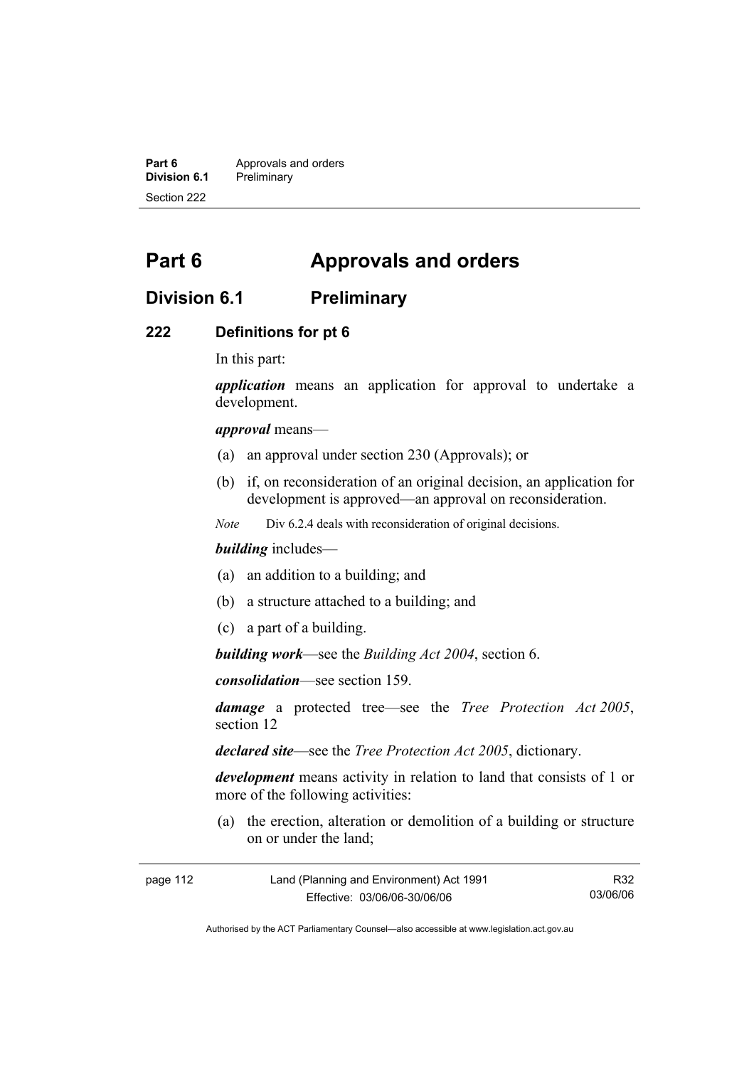# Part 6 Approvals and orders

## Division 6.1 Preliminary

### 222 Definitions for pt 6

In this part:

***application*** means an application for approval to undertake a development.

***approval*** means—

(a) an approval under section 230 (Approvals); or

(b) if, on reconsideration of an original decision, an application for development is approved—an approval on reconsideration.

*Note* Div 6.2.4 deals with reconsideration of original decisions.

***building*** includes—

(a) an addition to a building; and

(b) a structure attached to a building; and

(c) a part of a building.

***building work***—see the *Building Act 2004*, section 6.

***consolidation***—see section 159.

***damage*** a protected tree—see the *Tree Protection Act 2005*, section 12

***declared site***—see the *Tree Protection Act 2005*, dictionary.

***development*** means activity in relation to land that consists of 1 or more of the following activities:

(a) the erection, alteration or demolition of a building or structure on or under the land;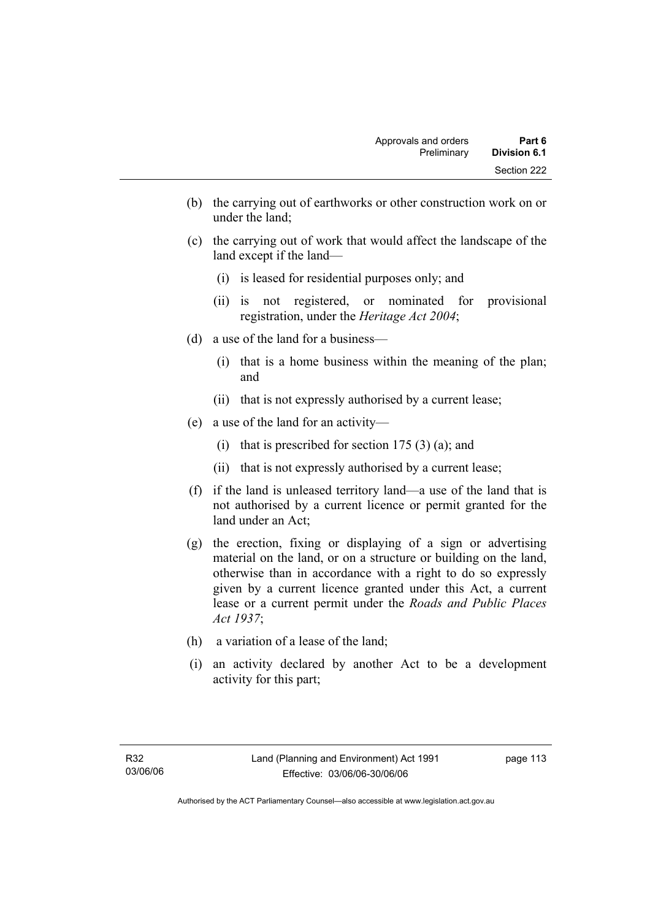(b) the carrying out of earthworks or other construction work on or under the land;

(c) the carrying out of work that would affect the landscape of the land except if the land—

  (i) is leased for residential purposes only; and

  (ii) is not registered, or nominated for provisional registration, under the *Heritage Act 2004*;

(d) a use of the land for a business—

  (i) that is a home business within the meaning of the plan; and

  (ii) that is not expressly authorised by a current lease;

(e) a use of the land for an activity—

  (i) that is prescribed for section 175 (3) (a); and

  (ii) that is not expressly authorised by a current lease;

(f) if the land is unleased territory land—a use of the land that is not authorised by a current licence or permit granted for the land under an Act;

(g) the erection, fixing or displaying of a sign or advertising material on the land, or on a structure or building on the land, otherwise than in accordance with a right to do so expressly given by a current licence granted under this Act, a current lease or a current permit under the *Roads and Public Places Act 1937*;

(h) a variation of a lease of the land;

(i) an activity declared by another Act to be a development activity for this part;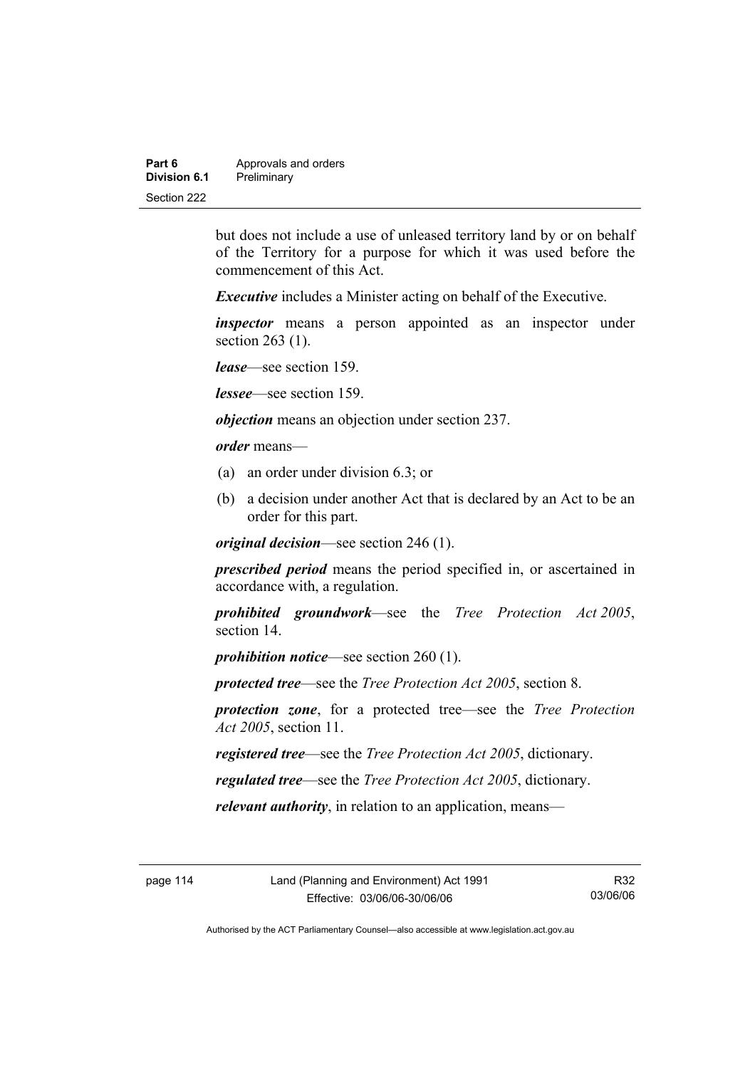but does not include a use of unleased territory land by or on behalf of the Territory for a purpose for which it was used before the commencement of this Act.

***Executive*** includes a Minister acting on behalf of the Executive.

***inspector*** means a person appointed as an inspector under section 263 (1).

***lease***—see section 159.

***lessee***—see section 159.

***objection*** means an objection under section 237.

***order*** means—

(a) an order under division 6.3; or

(b) a decision under another Act that is declared by an Act to be an order for this part.

***original decision***—see section 246 (1).

***prescribed period*** means the period specified in, or ascertained in accordance with, a regulation.

***prohibited groundwork***—see the *Tree Protection Act 2005*, section 14.

***prohibition notice***—see section 260 (1).

***protected tree***—see the *Tree Protection Act 2005*, section 8.

***protection zone***, for a protected tree—see the *Tree Protection Act 2005*, section 11.

***registered tree***—see the *Tree Protection Act 2005*, dictionary.

***regulated tree***—see the *Tree Protection Act 2005*, dictionary.

***relevant authority***, in relation to an application, means—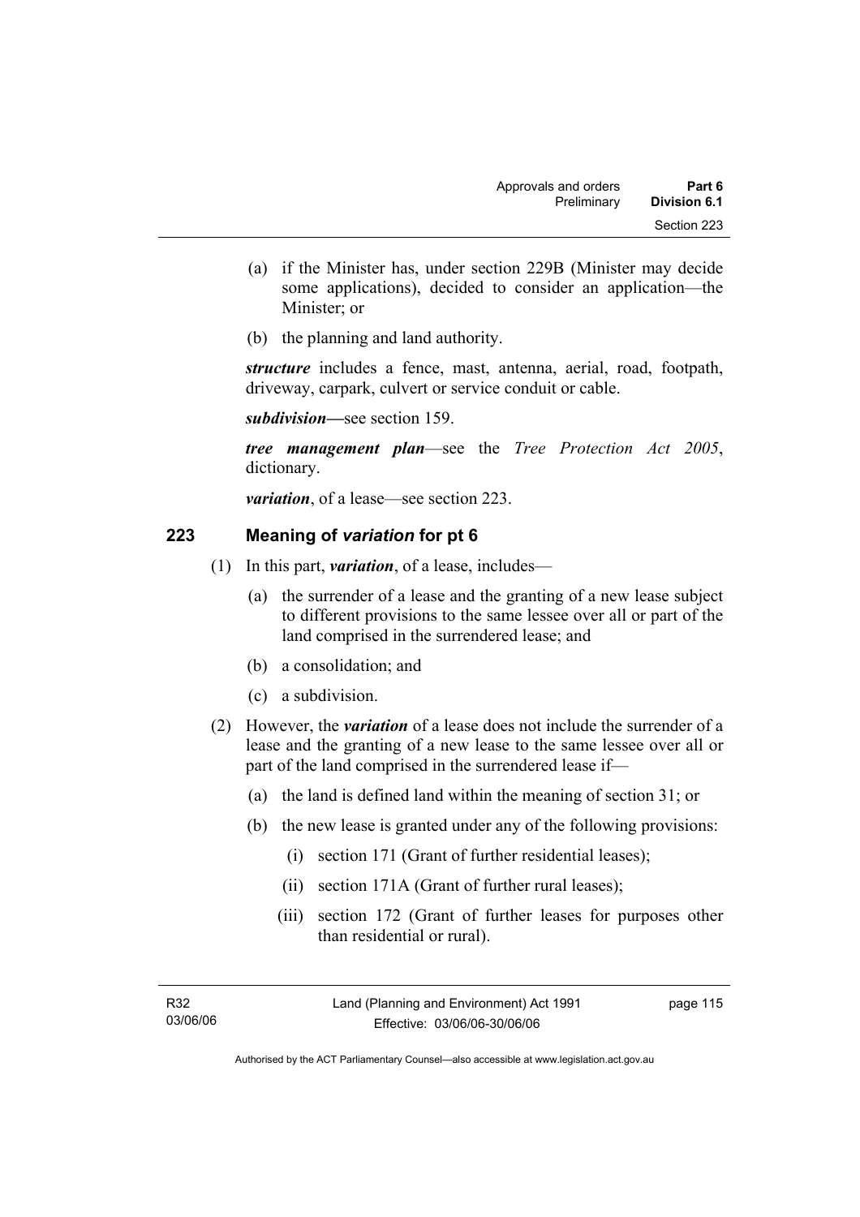(a) if the Minister has, under section 229B (Minister may decide some applications), decided to consider an application—the Minister; or

(b) the planning and land authority.

***structure*** includes a fence, mast, antenna, aerial, road, footpath, driveway, carpark, culvert or service conduit or cable.

***subdivision***—see section 159.

***tree management plan***—see the *Tree Protection Act 2005*, dictionary.

***variation***, of a lease—see section 223.

## 223 Meaning of *variation* for pt 6

(1) In this part, ***variation***, of a lease, includes—

(a) the surrender of a lease and the granting of a new lease subject to different provisions to the same lessee over all or part of the land comprised in the surrendered lease; and

(b) a consolidation; and

(c) a subdivision.

(2) However, the ***variation*** of a lease does not include the surrender of a lease and the granting of a new lease to the same lessee over all or part of the land comprised in the surrendered lease if—

(a) the land is defined land within the meaning of section 31; or

(b) the new lease is granted under any of the following provisions:

(i) section 171 (Grant of further residential leases);

(ii) section 171A (Grant of further rural leases);

(iii) section 172 (Grant of further leases for purposes other than residential or rural).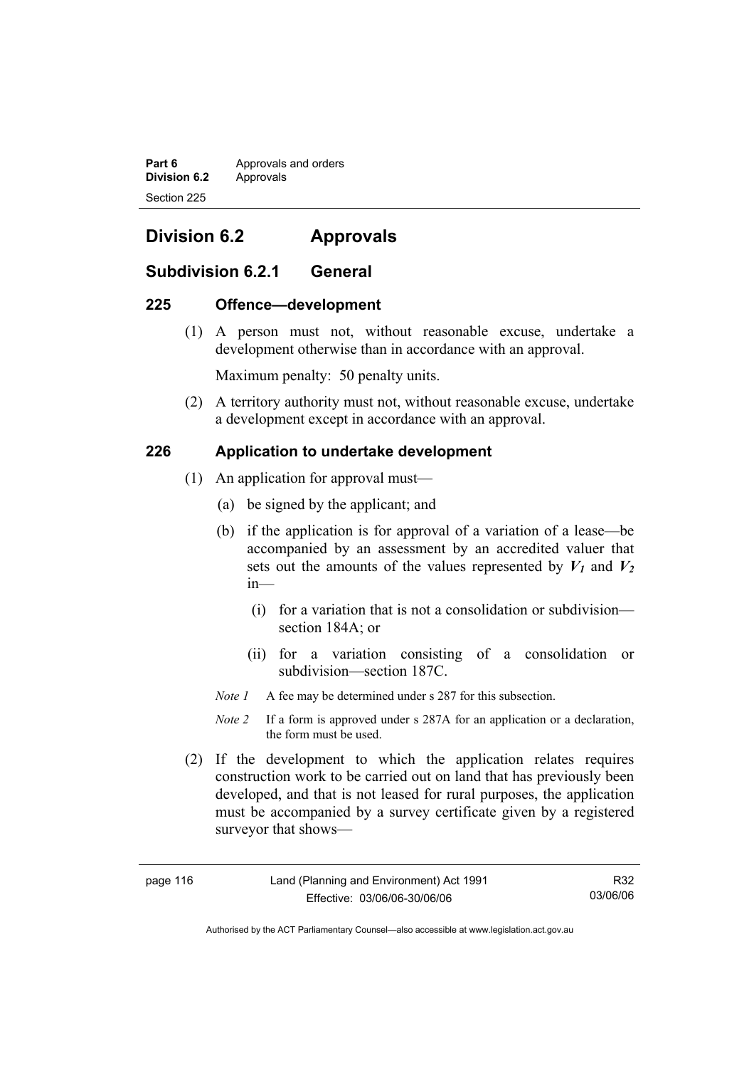## Division 6.2 Approvals

### Subdivision 6.2.1 General

#### 225 Offence—development

(1) A person must not, without reasonable excuse, undertake a development otherwise than in accordance with an approval.

Maximum penalty: 50 penalty units.

(2) A territory authority must not, without reasonable excuse, undertake a development except in accordance with an approval.

#### 226 Application to undertake development

(1) An application for approval must—

(a) be signed by the applicant; and

(b) if the application is for approval of a variation of a lease—be accompanied by an assessment by an accredited valuer that sets out the amounts of the values represented by $V_1$ and $V_2$ in—

(i) for a variation that is not a consolidation or subdivision—section 184A; or

(ii) for a variation consisting of a consolidation or subdivision—section 187C.

*Note 1* A fee may be determined under s 287 for this subsection.

*Note 2* If a form is approved under s 287A for an application or a declaration, the form must be used.

(2) If the development to which the application relates requires construction work to be carried out on land that has previously been developed, and that is not leased for rural purposes, the application must be accompanied by a survey certificate given by a registered surveyor that shows—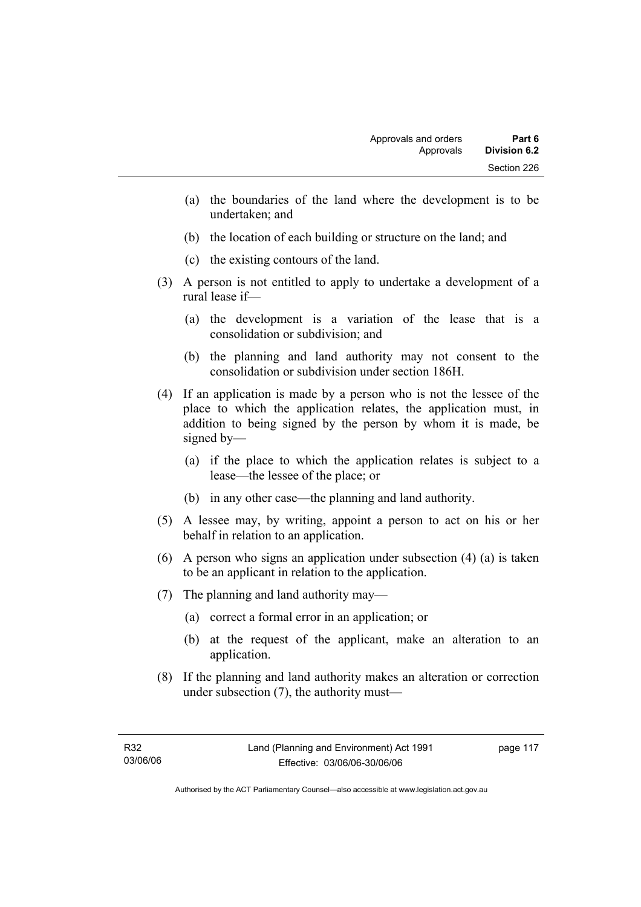(a) the boundaries of the land where the development is to be undertaken; and

(b) the location of each building or structure on the land; and

(c) the existing contours of the land.

(3) A person is not entitled to apply to undertake a development of a rural lease if—

(a) the development is a variation of the lease that is a consolidation or subdivision; and

(b) the planning and land authority may not consent to the consolidation or subdivision under section 186H.

(4) If an application is made by a person who is not the lessee of the place to which the application relates, the application must, in addition to being signed by the person by whom it is made, be signed by—

(a) if the place to which the application relates is subject to a lease—the lessee of the place; or

(b) in any other case—the planning and land authority.

(5) A lessee may, by writing, appoint a person to act on his or her behalf in relation to an application.

(6) A person who signs an application under subsection (4) (a) is taken to be an applicant in relation to the application.

(7) The planning and land authority may—

(a) correct a formal error in an application; or

(b) at the request of the applicant, make an alteration to an application.

(8) If the planning and land authority makes an alteration or correction under subsection (7), the authority must—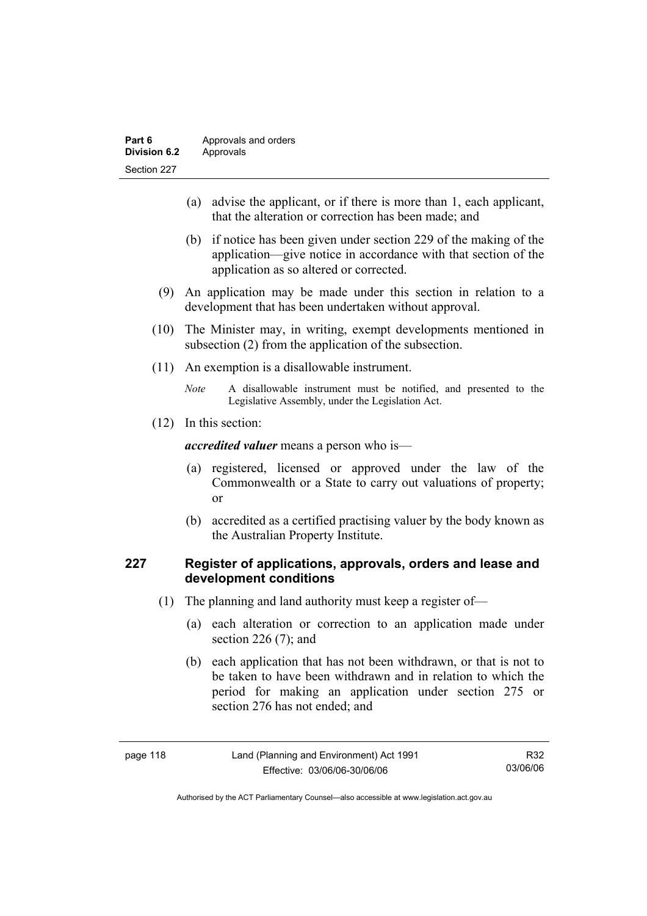(a) advise the applicant, or if there is more than 1, each applicant, that the alteration or correction has been made; and

(b) if notice has been given under section 229 of the making of the application—give notice in accordance with that section of the application as so altered or corrected.

(9) An application may be made under this section in relation to a development that has been undertaken without approval.

(10) The Minister may, in writing, exempt developments mentioned in subsection (2) from the application of the subsection.

(11) An exemption is a disallowable instrument.

*Note* A disallowable instrument must be notified, and presented to the Legislative Assembly, under the Legislation Act.

(12) In this section:

***accredited valuer*** means a person who is—

(a) registered, licensed or approved under the law of the Commonwealth or a State to carry out valuations of property; or

(b) accredited as a certified practising valuer by the body known as the Australian Property Institute.

## 227 Register of applications, approvals, orders and lease and development conditions

(1) The planning and land authority must keep a register of—

(a) each alteration or correction to an application made under section 226 (7); and

(b) each application that has not been withdrawn, or that is not to be taken to have been withdrawn and in relation to which the period for making an application under section 275 or section 276 has not ended; and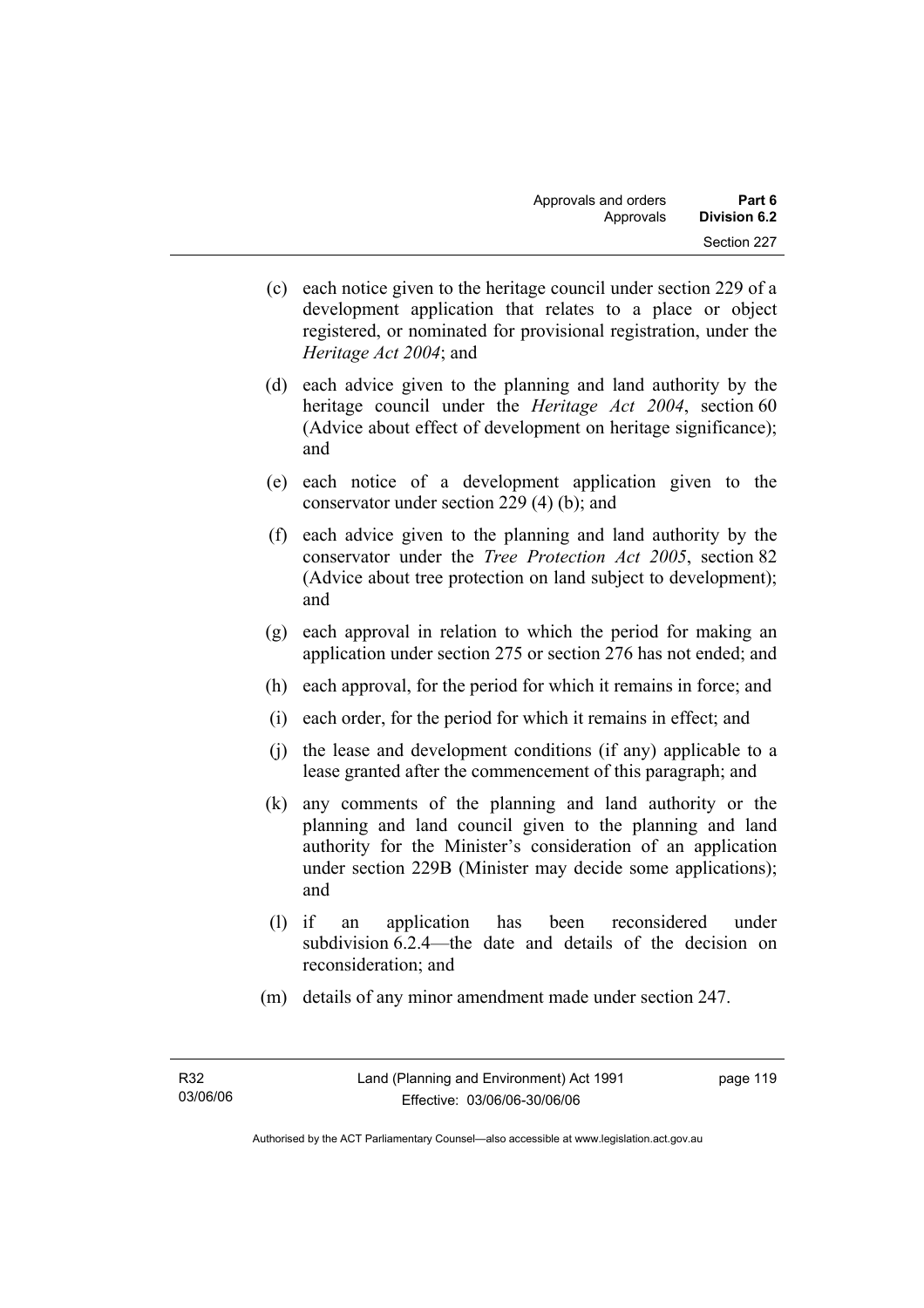(c) each notice given to the heritage council under section 229 of a development application that relates to a place or object registered, or nominated for provisional registration, under the *Heritage Act 2004*; and

(d) each advice given to the planning and land authority by the heritage council under the *Heritage Act 2004*, section 60 (Advice about effect of development on heritage significance); and

(e) each notice of a development application given to the conservator under section 229 (4) (b); and

(f) each advice given to the planning and land authority by the conservator under the *Tree Protection Act 2005*, section 82 (Advice about tree protection on land subject to development); and

(g) each approval in relation to which the period for making an application under section 275 or section 276 has not ended; and

(h) each approval, for the period for which it remains in force; and

(i) each order, for the period for which it remains in effect; and

(j) the lease and development conditions (if any) applicable to a lease granted after the commencement of this paragraph; and

(k) any comments of the planning and land authority or the planning and land council given to the planning and land authority for the Minister's consideration of an application under section 229B (Minister may decide some applications); and

(l) if an application has been reconsidered under subdivision 6.2.4—the date and details of the decision on reconsideration; and

(m) details of any minor amendment made under section 247.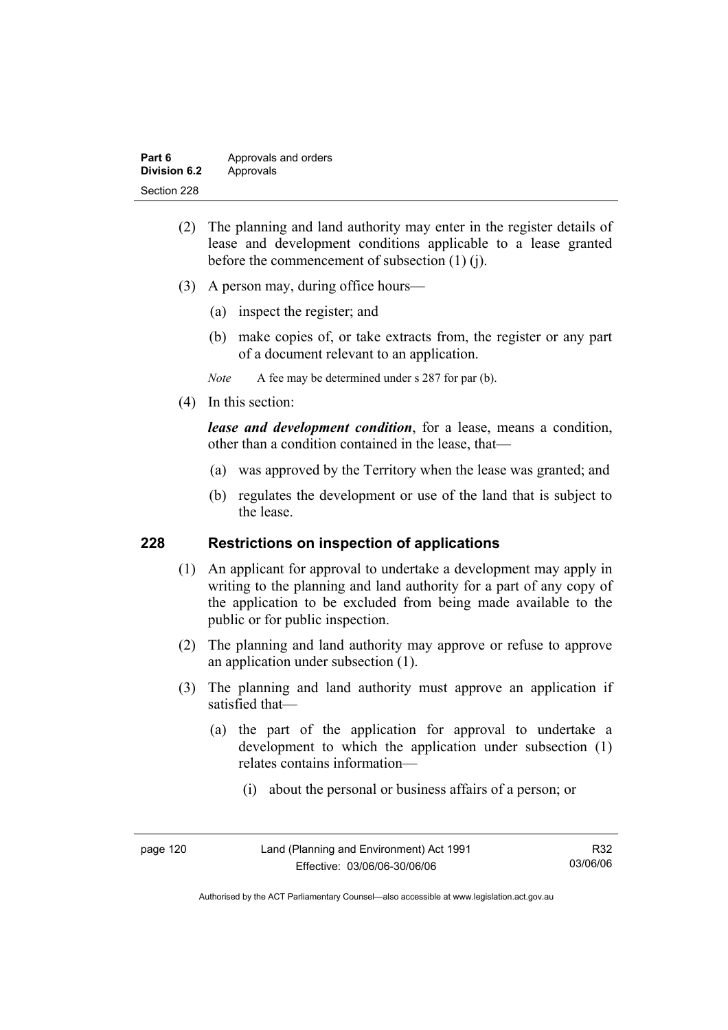(2) The planning and land authority may enter in the register details of lease and development conditions applicable to a lease granted before the commencement of subsection (1) (j).

(3) A person may, during office hours—

(a) inspect the register; and

(b) make copies of, or take extracts from, the register or any part of a document relevant to an application.

*Note* A fee may be determined under s 287 for par (b).

(4) In this section:

***lease and development condition***, for a lease, means a condition, other than a condition contained in the lease, that—

(a) was approved by the Territory when the lease was granted; and

(b) regulates the development or use of the land that is subject to the lease.

## 228 Restrictions on inspection of applications

(1) An applicant for approval to undertake a development may apply in writing to the planning and land authority for a part of any copy of the application to be excluded from being made available to the public or for public inspection.

(2) The planning and land authority may approve or refuse to approve an application under subsection (1).

(3) The planning and land authority must approve an application if satisfied that—

(a) the part of the application for approval to undertake a development to which the application under subsection (1) relates contains information—

(i) about the personal or business affairs of a person; or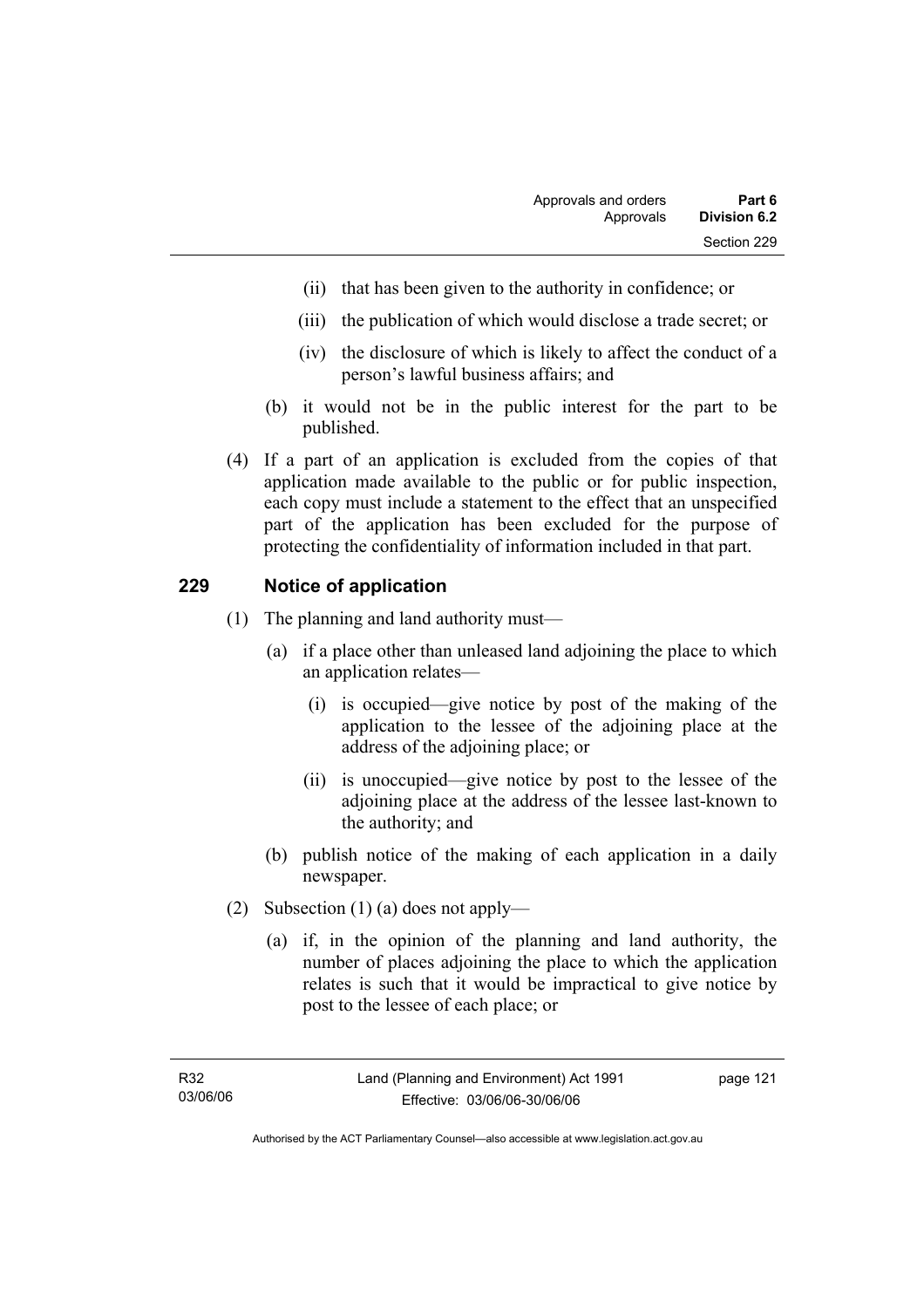(ii) that has been given to the authority in confidence; or

(iii) the publication of which would disclose a trade secret; or

(iv) the disclosure of which is likely to affect the conduct of a person's lawful business affairs; and

(b) it would not be in the public interest for the part to be published.

(4) If a part of an application is excluded from the copies of that application made available to the public or for public inspection, each copy must include a statement to the effect that an unspecified part of the application has been excluded for the purpose of protecting the confidentiality of information included in that part.

## 229 Notice of application

(1) The planning and land authority must—

(a) if a place other than unleased land adjoining the place to which an application relates—

(i) is occupied—give notice by post of the making of the application to the lessee of the adjoining place at the address of the adjoining place; or

(ii) is unoccupied—give notice by post to the lessee of the adjoining place at the address of the lessee last-known to the authority; and

(b) publish notice of the making of each application in a daily newspaper.

(2) Subsection (1) (a) does not apply—

(a) if, in the opinion of the planning and land authority, the number of places adjoining the place to which the application relates is such that it would be impractical to give notice by post to the lessee of each place; or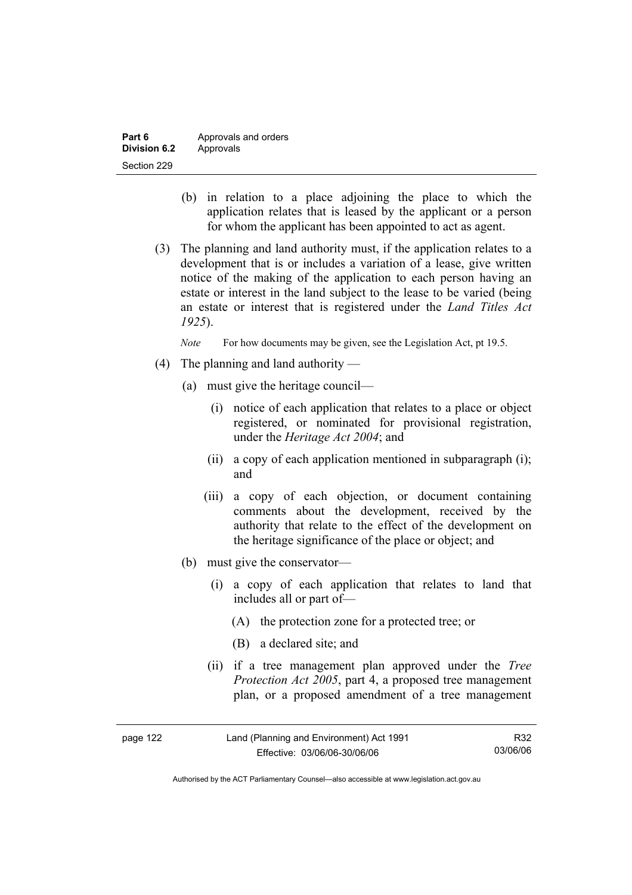(b) in relation to a place adjoining the place to which the application relates that is leased by the applicant or a person for whom the applicant has been appointed to act as agent.

(3) The planning and land authority must, if the application relates to a development that is or includes a variation of a lease, give written notice of the making of the application to each person having an estate or interest in the land subject to the lease to be varied (being an estate or interest that is registered under the *Land Titles Act 1925*).

*Note* For how documents may be given, see the Legislation Act, pt 19.5.

(4) The planning and land authority —

(a) must give the heritage council—

(i) notice of each application that relates to a place or object registered, or nominated for provisional registration, under the *Heritage Act 2004*; and

(ii) a copy of each application mentioned in subparagraph (i); and

(iii) a copy of each objection, or document containing comments about the development, received by the authority that relate to the effect of the development on the heritage significance of the place or object; and

(b) must give the conservator—

(i) a copy of each application that relates to land that includes all or part of—

(A) the protection zone for a protected tree; or

(B) a declared site; and

(ii) if a tree management plan approved under the *Tree Protection Act 2005*, part 4, a proposed tree management plan, or a proposed amendment of a tree management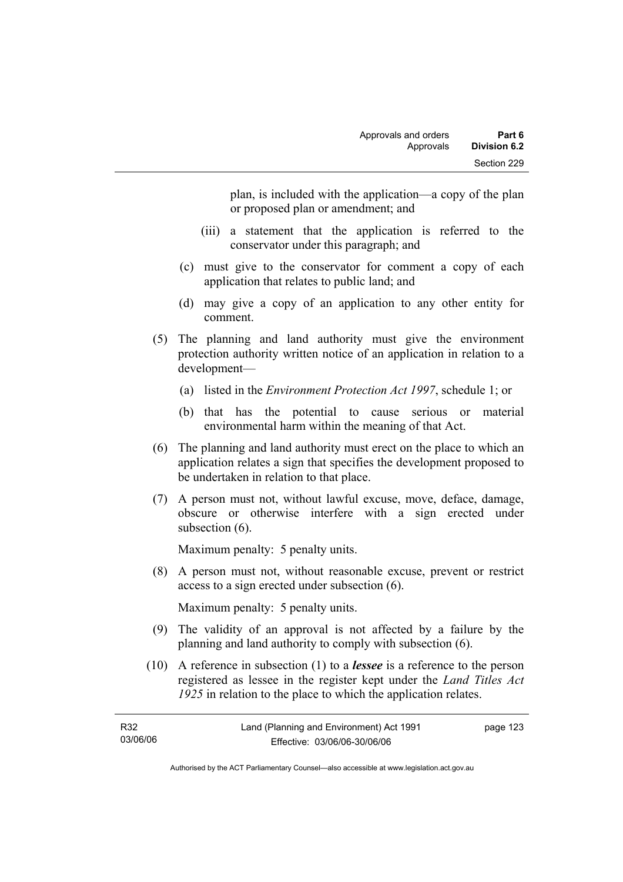plan, is included with the application—a copy of the plan or proposed plan or amendment; and

(iii) a statement that the application is referred to the conservator under this paragraph; and

(c) must give to the conservator for comment a copy of each application that relates to public land; and

(d) may give a copy of an application to any other entity for comment.

(5) The planning and land authority must give the environment protection authority written notice of an application in relation to a development—

(a) listed in the *Environment Protection Act 1997*, schedule 1; or

(b) that has the potential to cause serious or material environmental harm within the meaning of that Act.

(6) The planning and land authority must erect on the place to which an application relates a sign that specifies the development proposed to be undertaken in relation to that place.

(7) A person must not, without lawful excuse, move, deface, damage, obscure or otherwise interfere with a sign erected under subsection (6).

Maximum penalty: 5 penalty units.

(8) A person must not, without reasonable excuse, prevent or restrict access to a sign erected under subsection (6).

Maximum penalty: 5 penalty units.

(9) The validity of an approval is not affected by a failure by the planning and land authority to comply with subsection (6).

(10) A reference in subsection (1) to a ***lessee*** is a reference to the person registered as lessee in the register kept under the *Land Titles Act 1925* in relation to the place to which the application relates.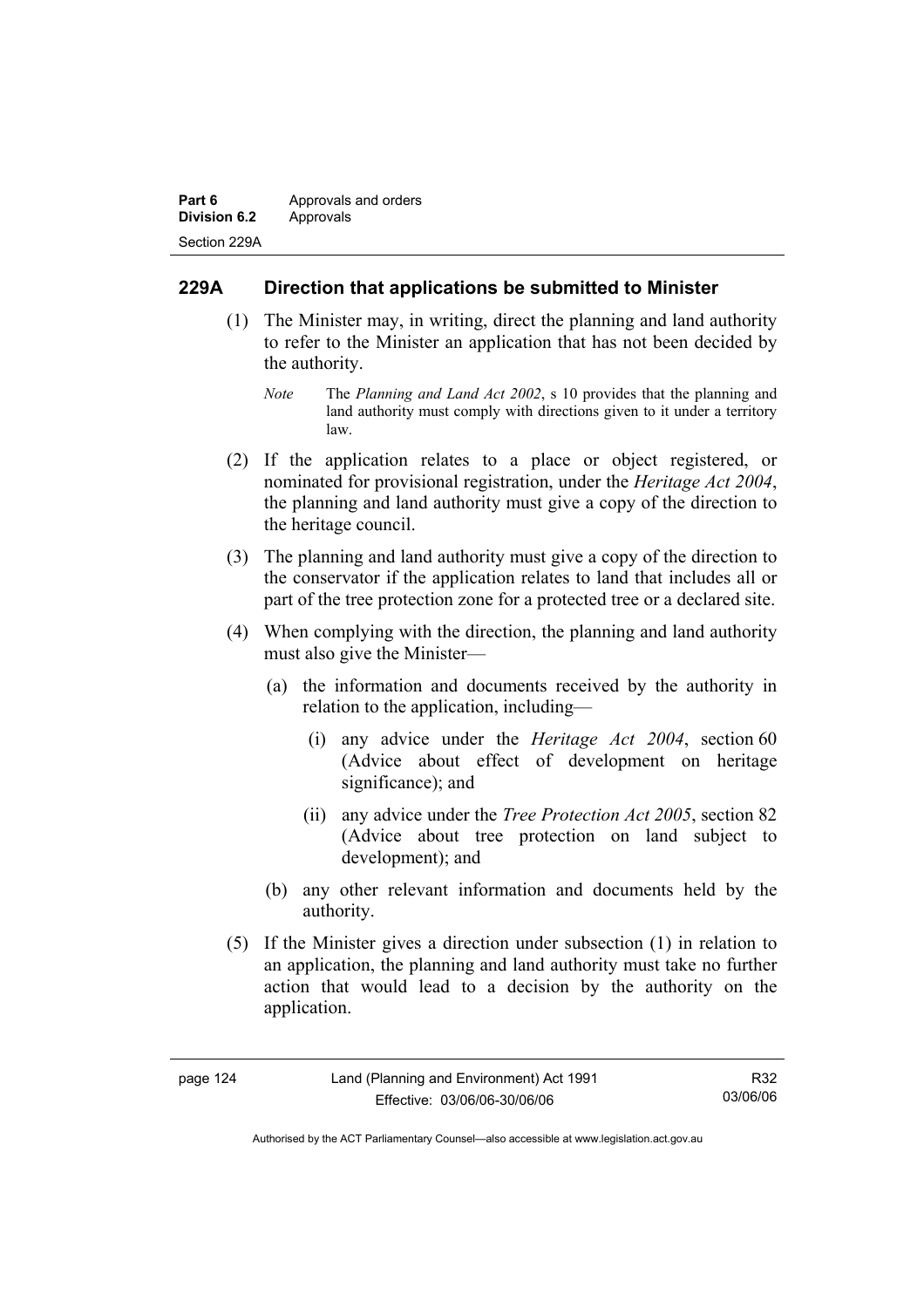## 229A Direction that applications be submitted to Minister

(1) The Minister may, in writing, direct the planning and land authority to refer to the Minister an application that has not been decided by the authority.

*Note* The *Planning and Land Act 2002*, s 10 provides that the planning and land authority must comply with directions given to it under a territory law.

(2) If the application relates to a place or object registered, or nominated for provisional registration, under the *Heritage Act 2004*, the planning and land authority must give a copy of the direction to the heritage council.

(3) The planning and land authority must give a copy of the direction to the conservator if the application relates to land that includes all or part of the tree protection zone for a protected tree or a declared site.

(4) When complying with the direction, the planning and land authority must also give the Minister—

(a) the information and documents received by the authority in relation to the application, including—

(i) any advice under the *Heritage Act 2004*, section 60 (Advice about effect of development on heritage significance); and

(ii) any advice under the *Tree Protection Act 2005*, section 82 (Advice about tree protection on land subject to development); and

(b) any other relevant information and documents held by the authority.

(5) If the Minister gives a direction under subsection (1) in relation to an application, the planning and land authority must take no further action that would lead to a decision by the authority on the application.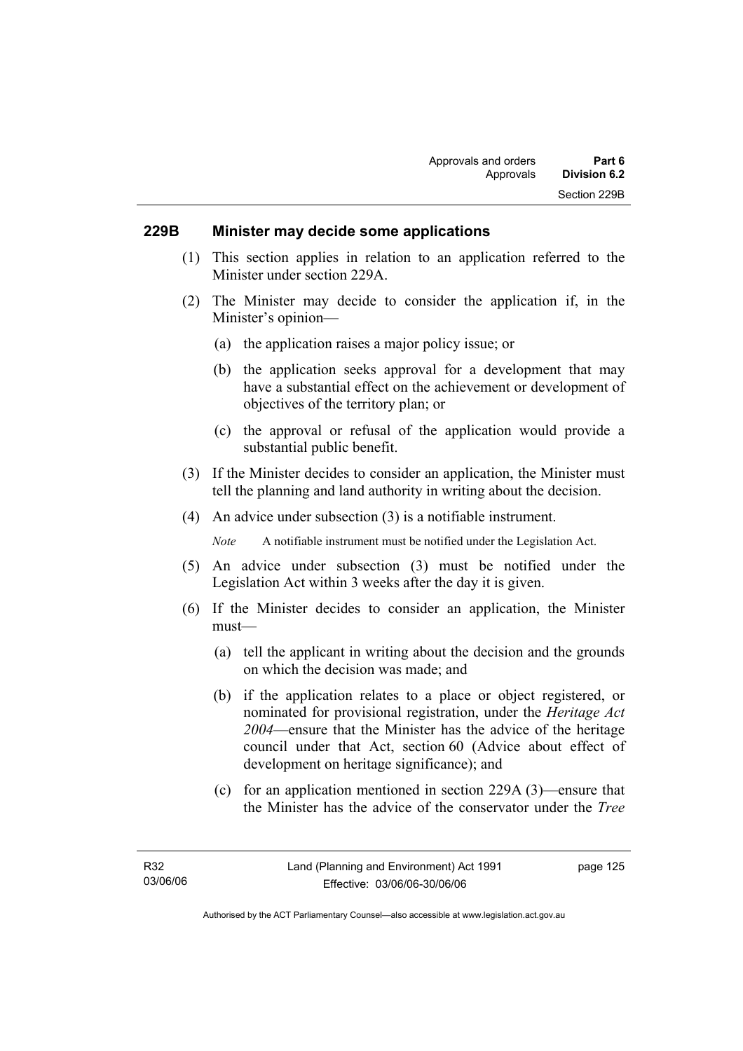### 229B Minister may decide some applications

(1) This section applies in relation to an application referred to the Minister under section 229A.

(2) The Minister may decide to consider the application if, in the Minister's opinion—

(a) the application raises a major policy issue; or

(b) the application seeks approval for a development that may have a substantial effect on the achievement or development of objectives of the territory plan; or

(c) the approval or refusal of the application would provide a substantial public benefit.

(3) If the Minister decides to consider an application, the Minister must tell the planning and land authority in writing about the decision.

(4) An advice under subsection (3) is a notifiable instrument.

*Note* A notifiable instrument must be notified under the Legislation Act.

(5) An advice under subsection (3) must be notified under the Legislation Act within 3 weeks after the day it is given.

(6) If the Minister decides to consider an application, the Minister must—

(a) tell the applicant in writing about the decision and the grounds on which the decision was made; and

(b) if the application relates to a place or object registered, or nominated for provisional registration, under the *Heritage Act 2004*—ensure that the Minister has the advice of the heritage council under that Act, section 60 (Advice about effect of development on heritage significance); and

(c) for an application mentioned in section 229A (3)—ensure that the Minister has the advice of the conservator under the *Tree*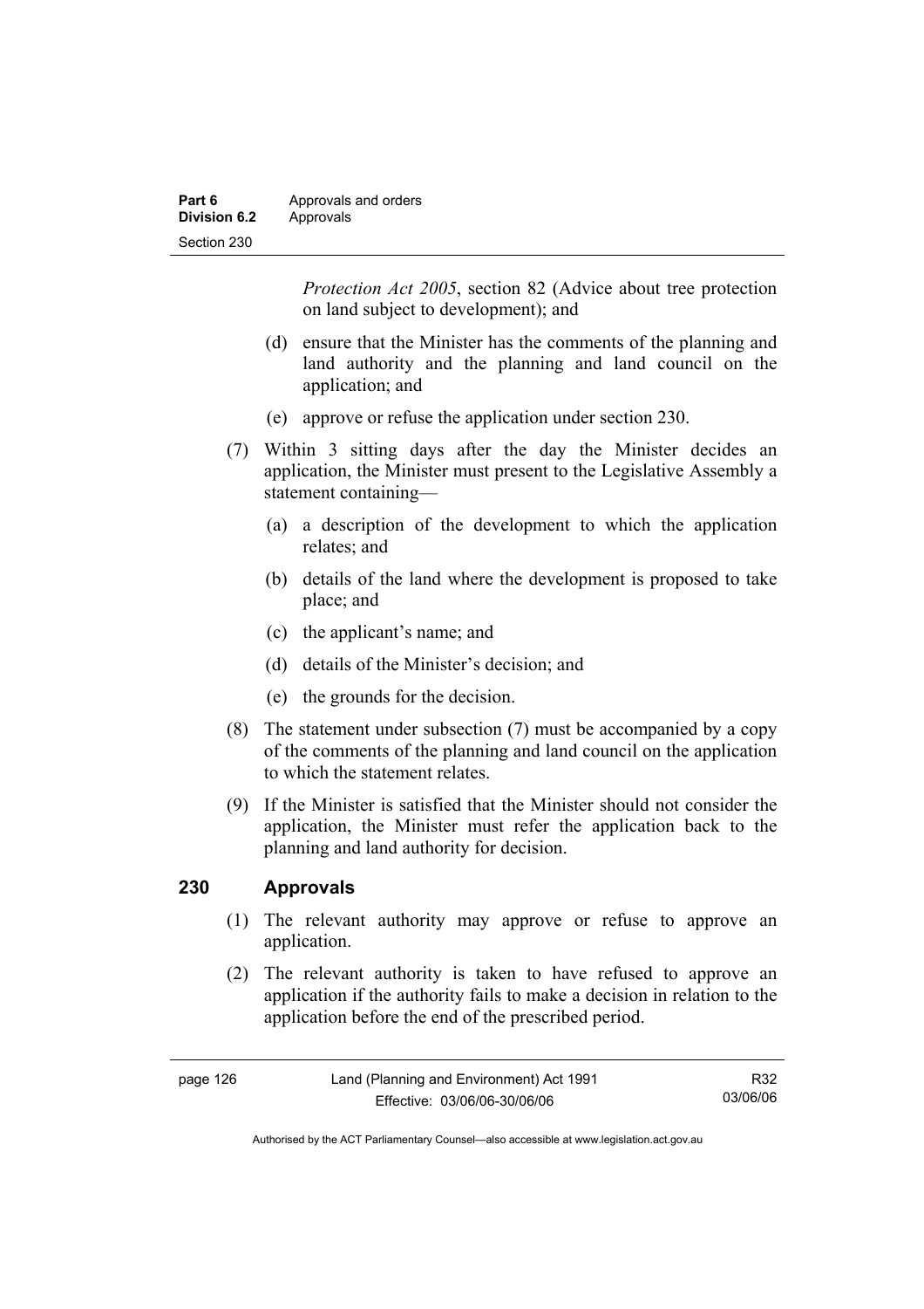*Protection Act 2005*, section 82 (Advice about tree protection on land subject to development); and

(d) ensure that the Minister has the comments of the planning and land authority and the planning and land council on the application; and

(e) approve or refuse the application under section 230.

(7) Within 3 sitting days after the day the Minister decides an application, the Minister must present to the Legislative Assembly a statement containing—

(a) a description of the development to which the application relates; and

(b) details of the land where the development is proposed to take place; and

(c) the applicant's name; and

(d) details of the Minister's decision; and

(e) the grounds for the decision.

(8) The statement under subsection (7) must be accompanied by a copy of the comments of the planning and land council on the application to which the statement relates.

(9) If the Minister is satisfied that the Minister should not consider the application, the Minister must refer the application back to the planning and land authority for decision.

## 230 Approvals

(1) The relevant authority may approve or refuse to approve an application.

(2) The relevant authority is taken to have refused to approve an application if the authority fails to make a decision in relation to the application before the end of the prescribed period.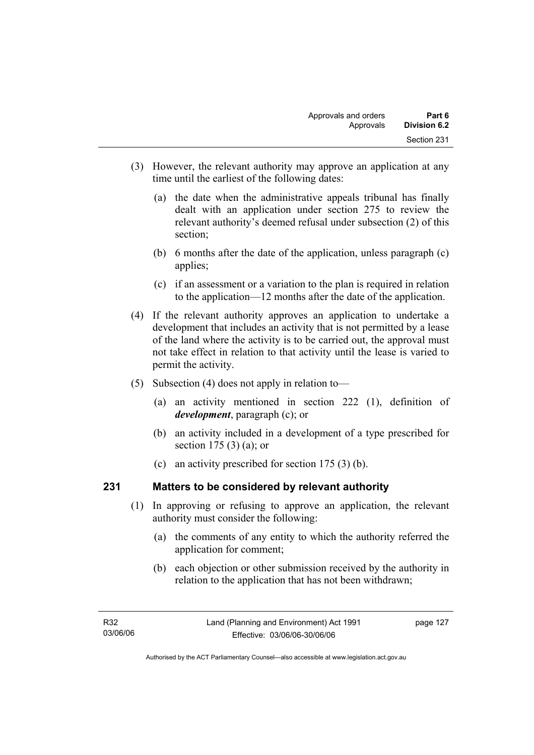(3) However, the relevant authority may approve an application at any time until the earliest of the following dates:

(a) the date when the administrative appeals tribunal has finally dealt with an application under section 275 to review the relevant authority's deemed refusal under subsection (2) of this section;

(b) 6 months after the date of the application, unless paragraph (c) applies;

(c) if an assessment or a variation to the plan is required in relation to the application—12 months after the date of the application.

(4) If the relevant authority approves an application to undertake a development that includes an activity that is not permitted by a lease of the land where the activity is to be carried out, the approval must not take effect in relation to that activity until the lease is varied to permit the activity.

(5) Subsection (4) does not apply in relation to—

(a) an activity mentioned in section 222 (1), definition of ***development***, paragraph (c); or

(b) an activity included in a development of a type prescribed for section 175 (3) (a); or

(c) an activity prescribed for section 175 (3) (b).

## 231 Matters to be considered by relevant authority

(1) In approving or refusing to approve an application, the relevant authority must consider the following:

(a) the comments of any entity to which the authority referred the application for comment;

(b) each objection or other submission received by the authority in relation to the application that has not been withdrawn;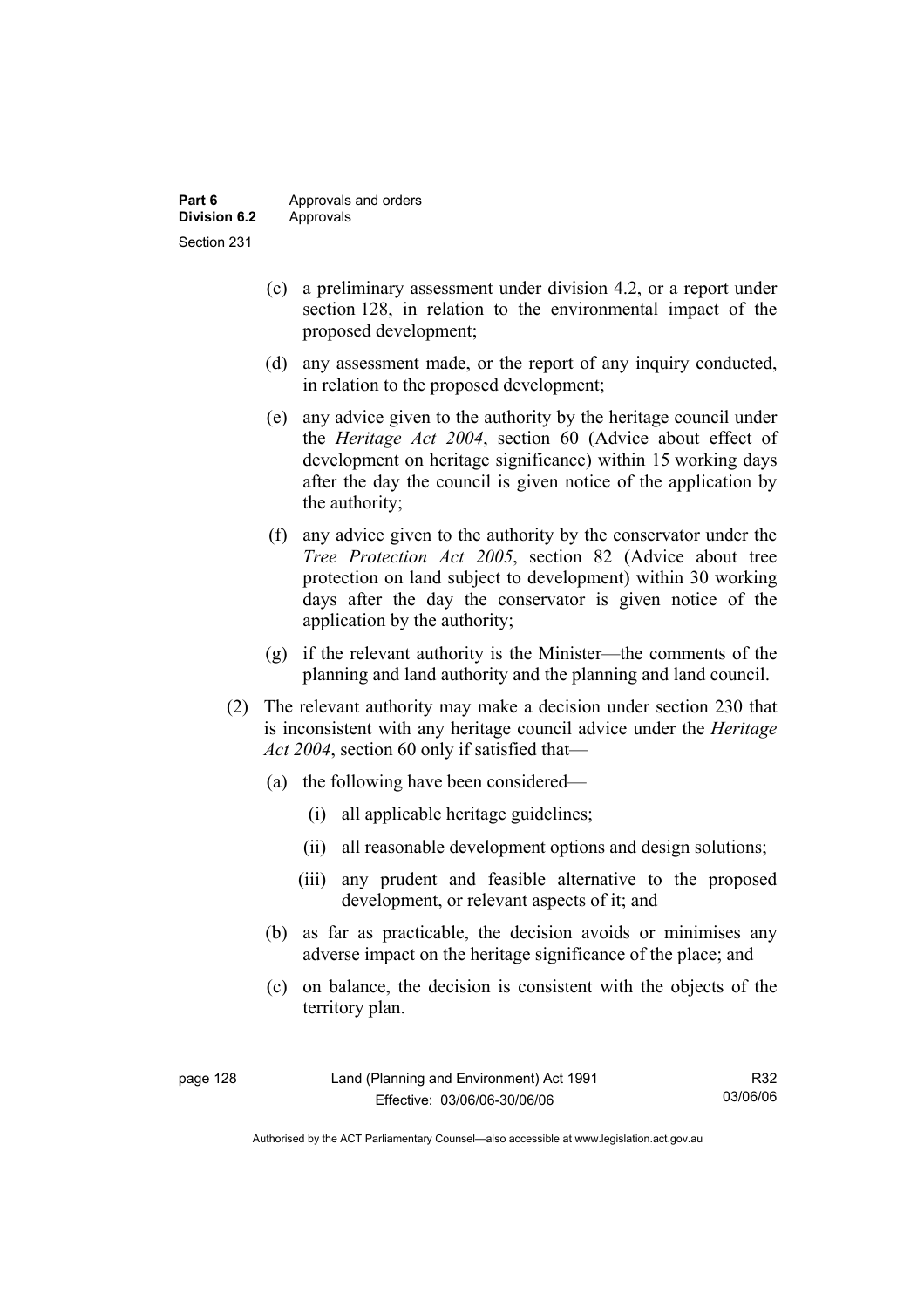(c) a preliminary assessment under division 4.2, or a report under section 128, in relation to the environmental impact of the proposed development;

(d) any assessment made, or the report of any inquiry conducted, in relation to the proposed development;

(e) any advice given to the authority by the heritage council under the *Heritage Act 2004*, section 60 (Advice about effect of development on heritage significance) within 15 working days after the day the council is given notice of the application by the authority;

(f) any advice given to the authority by the conservator under the *Tree Protection Act 2005*, section 82 (Advice about tree protection on land subject to development) within 30 working days after the day the conservator is given notice of the application by the authority;

(g) if the relevant authority is the Minister—the comments of the planning and land authority and the planning and land council.

(2) The relevant authority may make a decision under section 230 that is inconsistent with any heritage council advice under the *Heritage Act 2004*, section 60 only if satisfied that—

(a) the following have been considered—

(i) all applicable heritage guidelines;

(ii) all reasonable development options and design solutions;

(iii) any prudent and feasible alternative to the proposed development, or relevant aspects of it; and

(b) as far as practicable, the decision avoids or minimises any adverse impact on the heritage significance of the place; and

(c) on balance, the decision is consistent with the objects of the territory plan.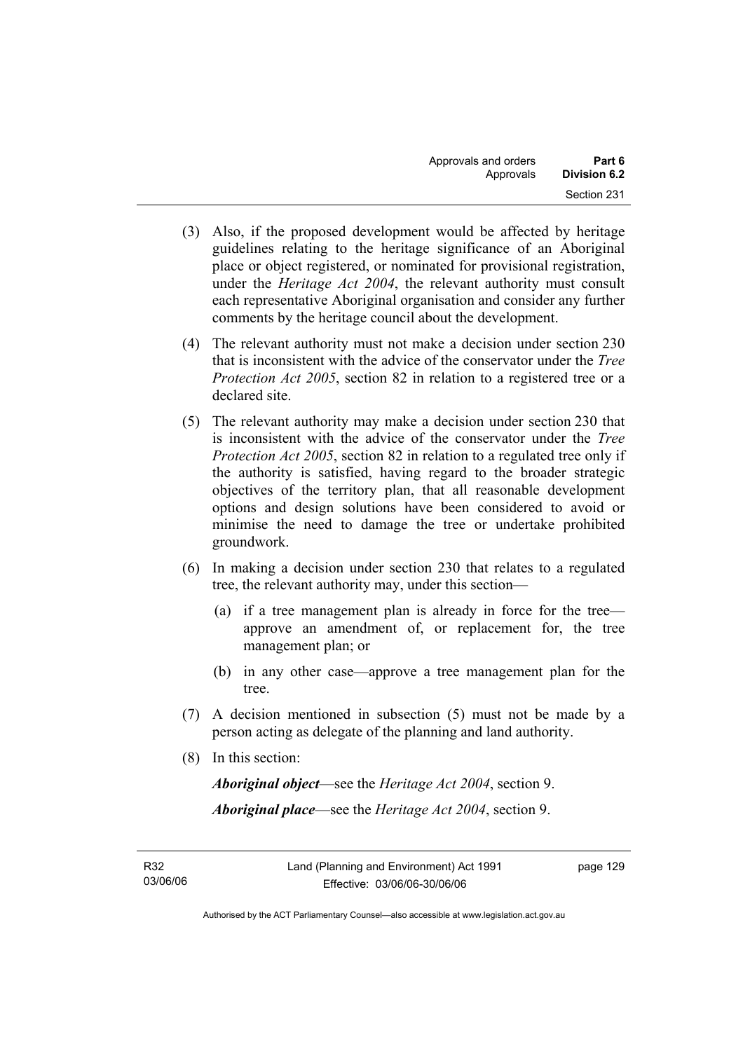(3) Also, if the proposed development would be affected by heritage guidelines relating to the heritage significance of an Aboriginal place or object registered, or nominated for provisional registration, under the *Heritage Act 2004*, the relevant authority must consult each representative Aboriginal organisation and consider any further comments by the heritage council about the development.

(4) The relevant authority must not make a decision under section 230 that is inconsistent with the advice of the conservator under the *Tree Protection Act 2005*, section 82 in relation to a registered tree or a declared site.

(5) The relevant authority may make a decision under section 230 that is inconsistent with the advice of the conservator under the *Tree Protection Act 2005*, section 82 in relation to a regulated tree only if the authority is satisfied, having regard to the broader strategic objectives of the territory plan, that all reasonable development options and design solutions have been considered to avoid or minimise the need to damage the tree or undertake prohibited groundwork.

(6) In making a decision under section 230 that relates to a regulated tree, the relevant authority may, under this section—

(a) if a tree management plan is already in force for the tree—approve an amendment of, or replacement for, the tree management plan; or

(b) in any other case—approve a tree management plan for the tree.

(7) A decision mentioned in subsection (5) must not be made by a person acting as delegate of the planning and land authority.

(8) In this section:

***Aboriginal object***—see the *Heritage Act 2004*, section 9.

***Aboriginal place***—see the *Heritage Act 2004*, section 9.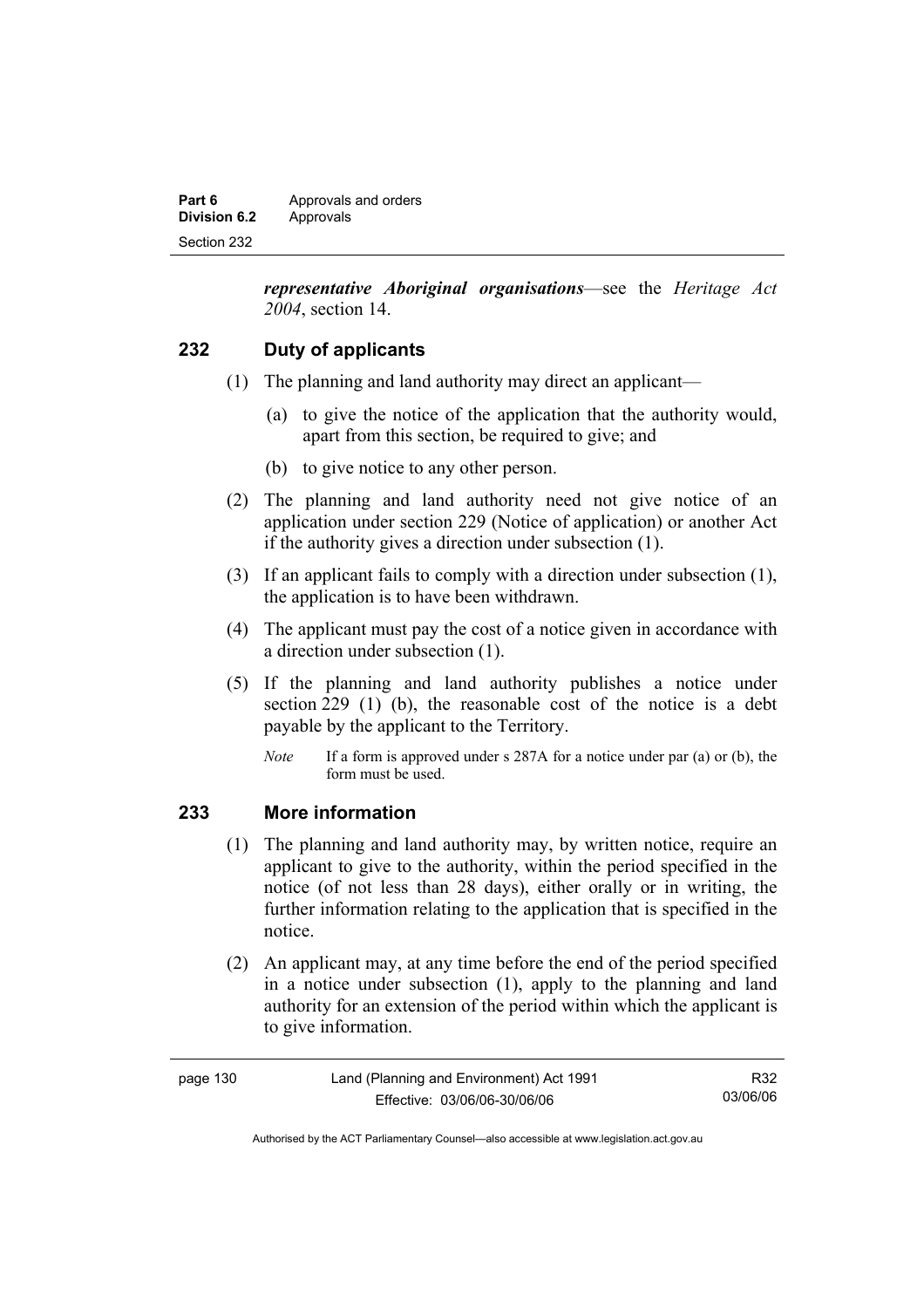***representative Aboriginal organisations***—see the *Heritage Act 2004*, section 14.

## 232 Duty of applicants

(1) The planning and land authority may direct an applicant—

(a) to give the notice of the application that the authority would, apart from this section, be required to give; and

(b) to give notice to any other person.

(2) The planning and land authority need not give notice of an application under section 229 (Notice of application) or another Act if the authority gives a direction under subsection (1).

(3) If an applicant fails to comply with a direction under subsection (1), the application is to have been withdrawn.

(4) The applicant must pay the cost of a notice given in accordance with a direction under subsection (1).

(5) If the planning and land authority publishes a notice under section 229 (1) (b), the reasonable cost of the notice is a debt payable by the applicant to the Territory.

*Note* If a form is approved under s 287A for a notice under par (a) or (b), the form must be used.

## 233 More information

(1) The planning and land authority may, by written notice, require an applicant to give to the authority, within the period specified in the notice (of not less than 28 days), either orally or in writing, the further information relating to the application that is specified in the notice.

(2) An applicant may, at any time before the end of the period specified in a notice under subsection (1), apply to the planning and land authority for an extension of the period within which the applicant is to give information.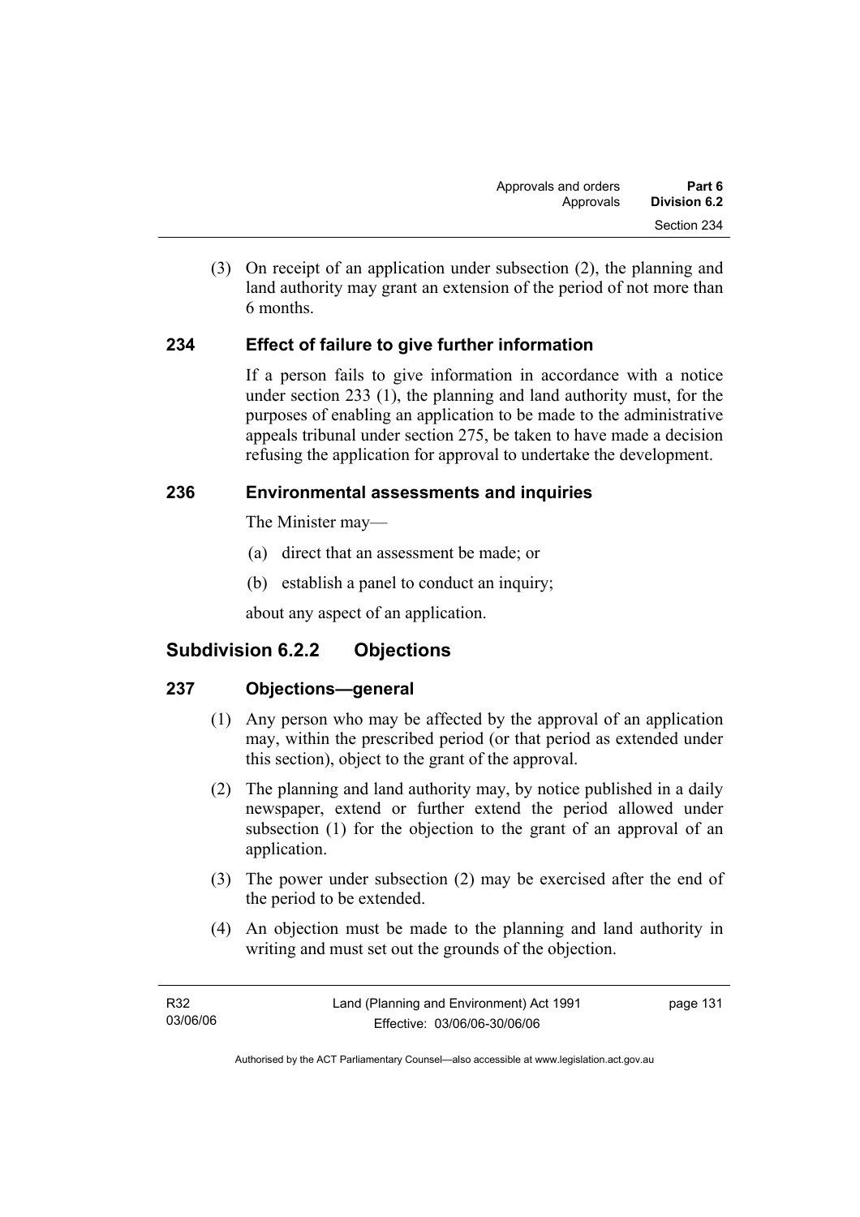(3) On receipt of an application under subsection (2), the planning and land authority may grant an extension of the period of not more than 6 months.

### 234 Effect of failure to give further information

If a person fails to give information in accordance with a notice under section 233 (1), the planning and land authority must, for the purposes of enabling an application to be made to the administrative appeals tribunal under section 275, be taken to have made a decision refusing the application for approval to undertake the development.

### 236 Environmental assessments and inquiries

The Minister may—

(a) direct that an assessment be made; or

(b) establish a panel to conduct an inquiry;

about any aspect of an application.

## Subdivision 6.2.2 Objections

### 237 Objections—general

(1) Any person who may be affected by the approval of an application may, within the prescribed period (or that period as extended under this section), object to the grant of the approval.

(2) The planning and land authority may, by notice published in a daily newspaper, extend or further extend the period allowed under subsection (1) for the objection to the grant of an approval of an application.

(3) The power under subsection (2) may be exercised after the end of the period to be extended.

(4) An objection must be made to the planning and land authority in writing and must set out the grounds of the objection.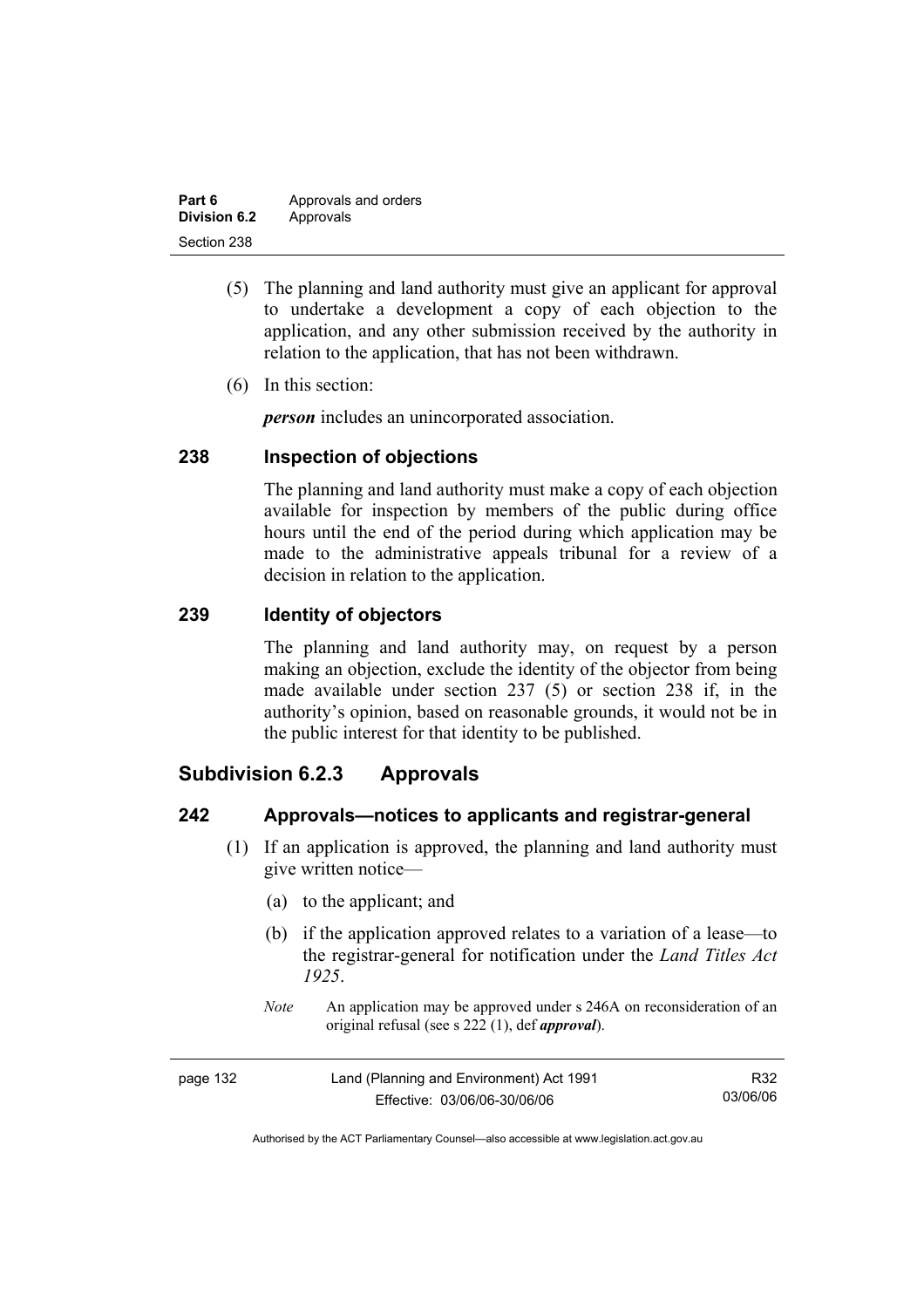(5) The planning and land authority must give an applicant for approval to undertake a development a copy of each objection to the application, and any other submission received by the authority in relation to the application, that has not been withdrawn.

(6) In this section:

***person*** includes an unincorporated association.

### 238 Inspection of objections

The planning and land authority must make a copy of each objection available for inspection by members of the public during office hours until the end of the period during which application may be made to the administrative appeals tribunal for a review of a decision in relation to the application.

### 239 Identity of objectors

The planning and land authority may, on request by a person making an objection, exclude the identity of the objector from being made available under section 237 (5) or section 238 if, in the authority's opinion, based on reasonable grounds, it would not be in the public interest for that identity to be published.

## Subdivision 6.2.3 Approvals

### 242 Approvals—notices to applicants and registrar-general

(1) If an application is approved, the planning and land authority must give written notice—

(a) to the applicant; and

(b) if the application approved relates to a variation of a lease—to the registrar-general for notification under the *Land Titles Act 1925*.

*Note* An application may be approved under s 246A on reconsideration of an original refusal (see s 222 (1), def ***approval***).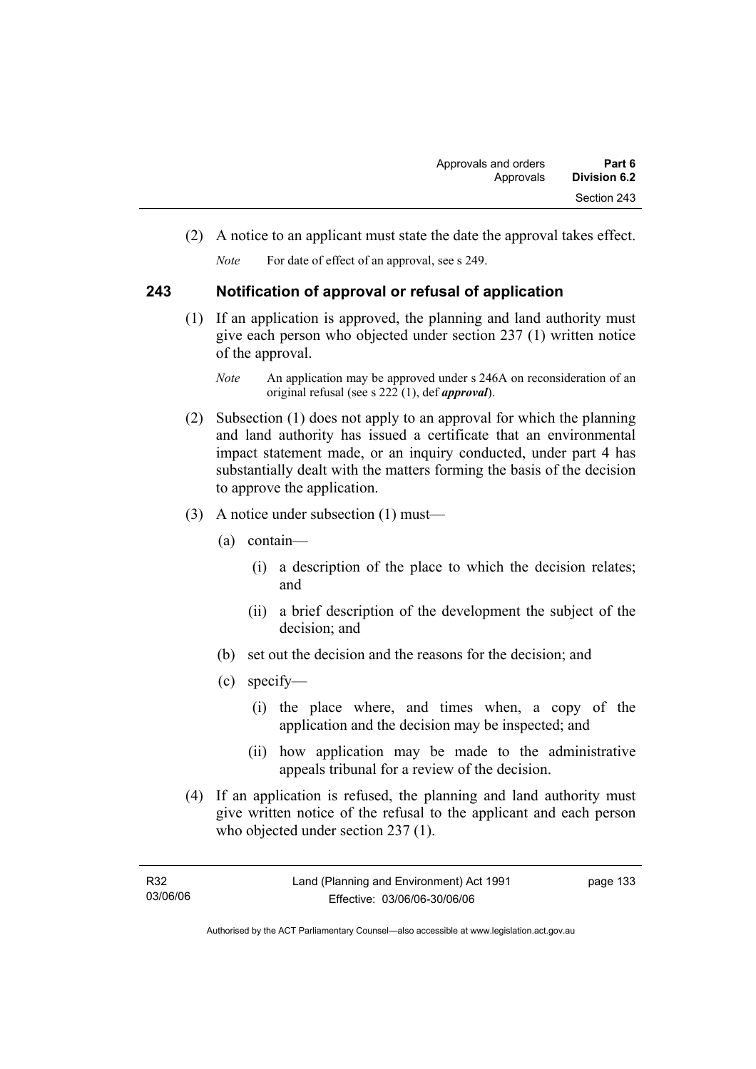(2) A notice to an applicant must state the date the approval takes effect.

*Note* For date of effect of an approval, see s 249.

## 243 Notification of approval or refusal of application

(1) If an application is approved, the planning and land authority must give each person who objected under section 237 (1) written notice of the approval.

*Note* An application may be approved under s 246A on reconsideration of an original refusal (see s 222 (1), def ***approval***).

(2) Subsection (1) does not apply to an approval for which the planning and land authority has issued a certificate that an environmental impact statement made, or an inquiry conducted, under part 4 has substantially dealt with the matters forming the basis of the decision to approve the application.

(3) A notice under subsection (1) must—

(a) contain—

(i) a description of the place to which the decision relates; and

(ii) a brief description of the development the subject of the decision; and

(b) set out the decision and the reasons for the decision; and

(c) specify—

(i) the place where, and times when, a copy of the application and the decision may be inspected; and

(ii) how application may be made to the administrative appeals tribunal for a review of the decision.

(4) If an application is refused, the planning and land authority must give written notice of the refusal to the applicant and each person who objected under section 237 (1).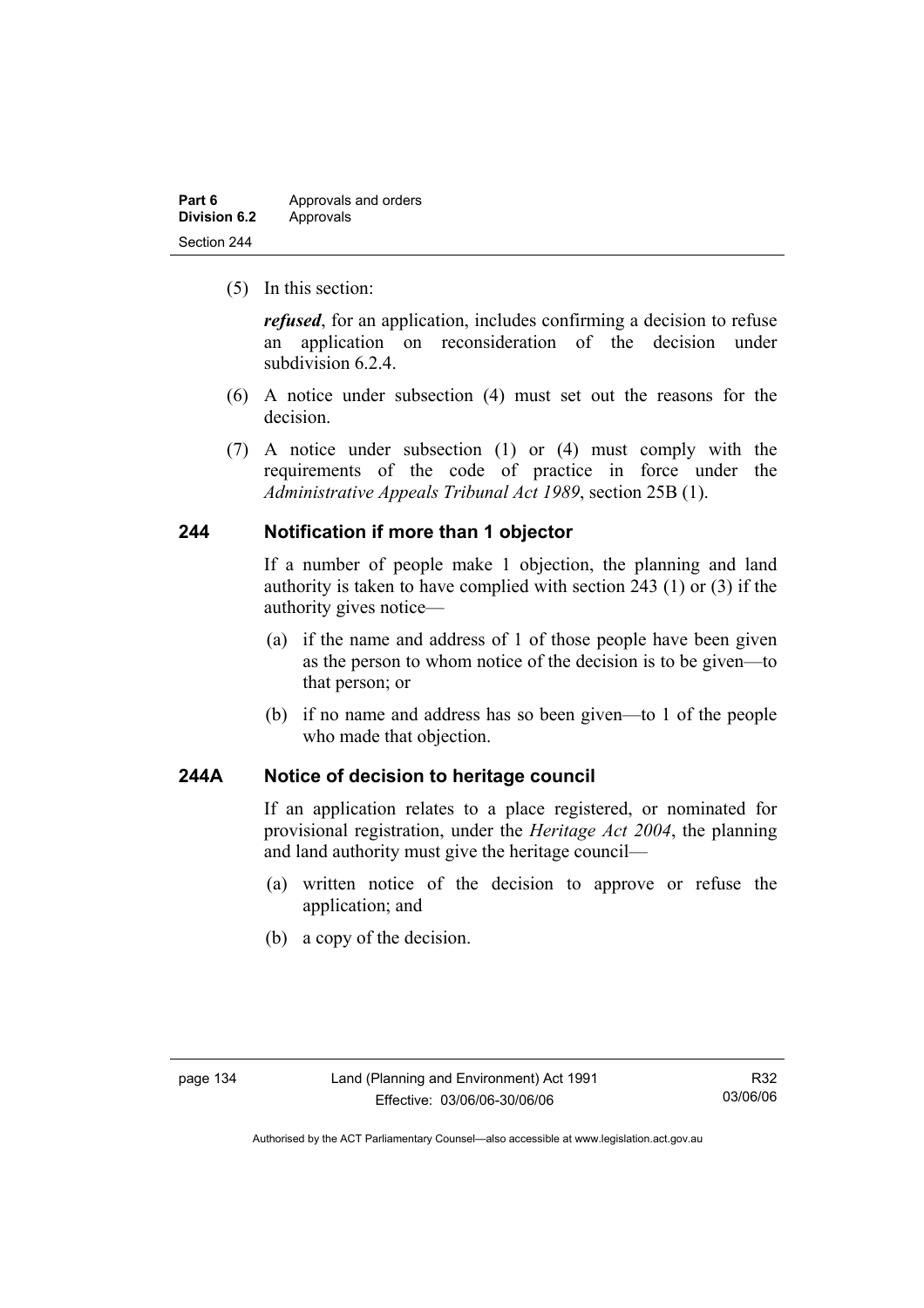(5) In this section:

***refused***, for an application, includes confirming a decision to refuse an application on reconsideration of the decision under subdivision 6.2.4.

(6) A notice under subsection (4) must set out the reasons for the decision.

(7) A notice under subsection (1) or (4) must comply with the requirements of the code of practice in force under the *Administrative Appeals Tribunal Act 1989*, section 25B (1).

## 244 Notification if more than 1 objector

If a number of people make 1 objection, the planning and land authority is taken to have complied with section 243 (1) or (3) if the authority gives notice—

(a) if the name and address of 1 of those people have been given as the person to whom notice of the decision is to be given—to that person; or

(b) if no name and address has so been given—to 1 of the people who made that objection.

## 244A Notice of decision to heritage council

If an application relates to a place registered, or nominated for provisional registration, under the *Heritage Act 2004*, the planning and land authority must give the heritage council—

(a) written notice of the decision to approve or refuse the application; and

(b) a copy of the decision.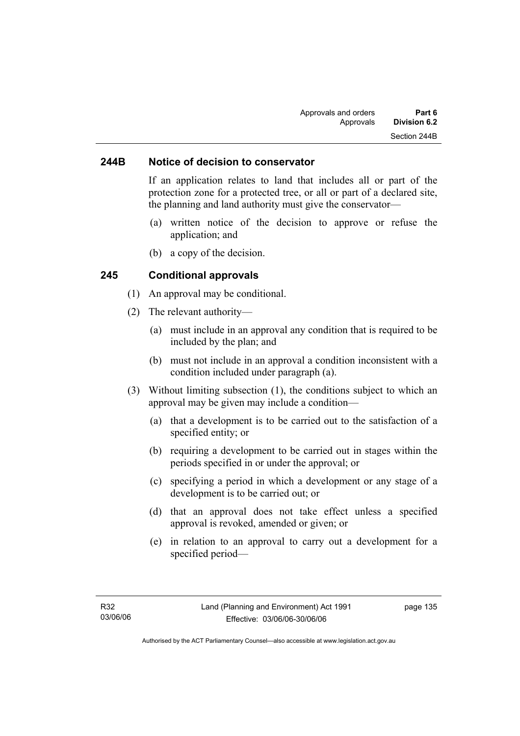## 244B Notice of decision to conservator

If an application relates to land that includes all or part of the protection zone for a protected tree, or all or part of a declared site, the planning and land authority must give the conservator—

(a) written notice of the decision to approve or refuse the application; and

(b) a copy of the decision.

## 245 Conditional approvals

(1) An approval may be conditional.

(2) The relevant authority—

(a) must include in an approval any condition that is required to be included by the plan; and

(b) must not include in an approval a condition inconsistent with a condition included under paragraph (a).

(3) Without limiting subsection (1), the conditions subject to which an approval may be given may include a condition—

(a) that a development is to be carried out to the satisfaction of a specified entity; or

(b) requiring a development to be carried out in stages within the periods specified in or under the approval; or

(c) specifying a period in which a development or any stage of a development is to be carried out; or

(d) that an approval does not take effect unless a specified approval is revoked, amended or given; or

(e) in relation to an approval to carry out a development for a specified period—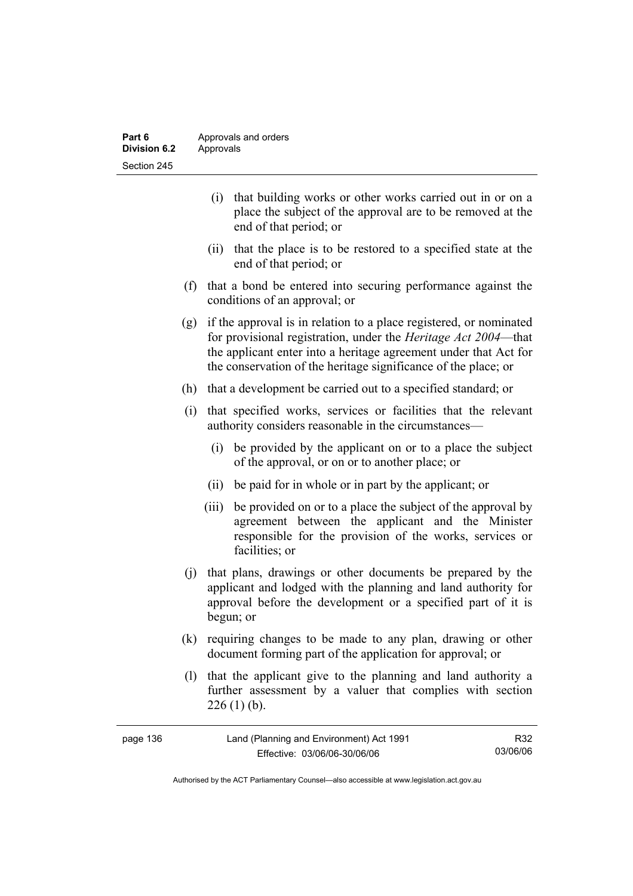- (i) that building works or other works carried out in or on a place the subject of the approval are to be removed at the end of that period; or
- (ii) that the place is to be restored to a specified state at the end of that period; or

(f) that a bond be entered into securing performance against the conditions of an approval; or

(g) if the approval is in relation to a place registered, or nominated for provisional registration, under the *Heritage Act 2004*—that the applicant enter into a heritage agreement under that Act for the conservation of the heritage significance of the place; or

(h) that a development be carried out to a specified standard; or

(i) that specified works, services or facilities that the relevant authority considers reasonable in the circumstances—

- (i) be provided by the applicant on or to a place the subject of the approval, or on or to another place; or
- (ii) be paid for in whole or in part by the applicant; or
- (iii) be provided on or to a place the subject of the approval by agreement between the applicant and the Minister responsible for the provision of the works, services or facilities; or

(j) that plans, drawings or other documents be prepared by the applicant and lodged with the planning and land authority for approval before the development or a specified part of it is begun; or

(k) requiring changes to be made to any plan, drawing or other document forming part of the application for approval; or

(l) that the applicant give to the planning and land authority a further assessment by a valuer that complies with section 226 (1) (b).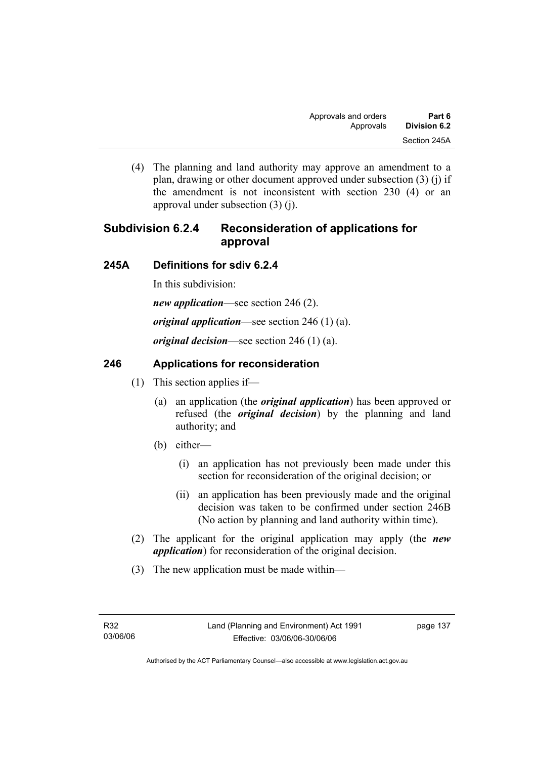(4) The planning and land authority may approve an amendment to a plan, drawing or other document approved under subsection (3) (j) if the amendment is not inconsistent with section 230 (4) or an approval under subsection (3) (j).

## Subdivision 6.2.4 Reconsideration of applications for approval

### 245A Definitions for sdiv 6.2.4

In this subdivision:

***new application***—see section 246 (2).

***original application***—see section 246 (1) (a).

***original decision***—see section 246 (1) (a).

### 246 Applications for reconsideration

(1) This section applies if—

(a) an application (the ***original application***) has been approved or refused (the ***original decision***) by the planning and land authority; and

(b) either—

(i) an application has not previously been made under this section for reconsideration of the original decision; or

(ii) an application has been previously made and the original decision was taken to be confirmed under section 246B (No action by planning and land authority within time).

(2) The applicant for the original application may apply (the ***new application***) for reconsideration of the original decision.

(3) The new application must be made within—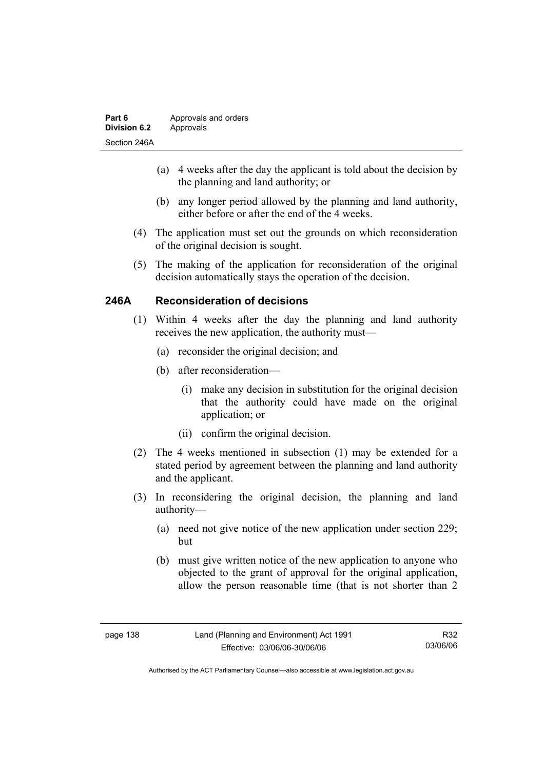(a) 4 weeks after the day the applicant is told about the decision by the planning and land authority; or

(b) any longer period allowed by the planning and land authority, either before or after the end of the 4 weeks.

(4) The application must set out the grounds on which reconsideration of the original decision is sought.

(5) The making of the application for reconsideration of the original decision automatically stays the operation of the decision.

## 246A Reconsideration of decisions

(1) Within 4 weeks after the day the planning and land authority receives the new application, the authority must—

(a) reconsider the original decision; and

(b) after reconsideration—

(i) make any decision in substitution for the original decision that the authority could have made on the original application; or

(ii) confirm the original decision.

(2) The 4 weeks mentioned in subsection (1) may be extended for a stated period by agreement between the planning and land authority and the applicant.

(3) In reconsidering the original decision, the planning and land authority—

(a) need not give notice of the new application under section 229; but

(b) must give written notice of the new application to anyone who objected to the grant of approval for the original application, allow the person reasonable time (that is not shorter than 2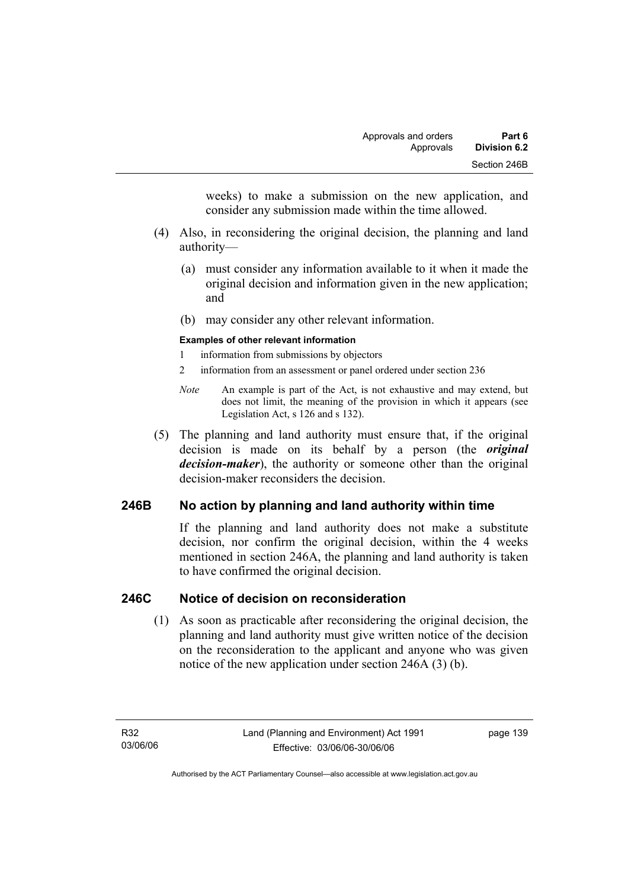weeks) to make a submission on the new application, and consider any submission made within the time allowed.

(4) Also, in reconsidering the original decision, the planning and land authority—

(a) must consider any information available to it when it made the original decision and information given in the new application; and

(b) may consider any other relevant information.

**Examples of other relevant information**

1 information from submissions by objectors

2 information from an assessment or panel ordered under section 236

*Note* An example is part of the Act, is not exhaustive and may extend, but does not limit, the meaning of the provision in which it appears (see Legislation Act, s 126 and s 132).

(5) The planning and land authority must ensure that, if the original decision is made on its behalf by a person (the ***original decision-maker***), the authority or someone other than the original decision-maker reconsiders the decision.

## 246B No action by planning and land authority within time

If the planning and land authority does not make a substitute decision, nor confirm the original decision, within the 4 weeks mentioned in section 246A, the planning and land authority is taken to have confirmed the original decision.

## 246C Notice of decision on reconsideration

(1) As soon as practicable after reconsidering the original decision, the planning and land authority must give written notice of the decision on the reconsideration to the applicant and anyone who was given notice of the new application under section 246A (3) (b).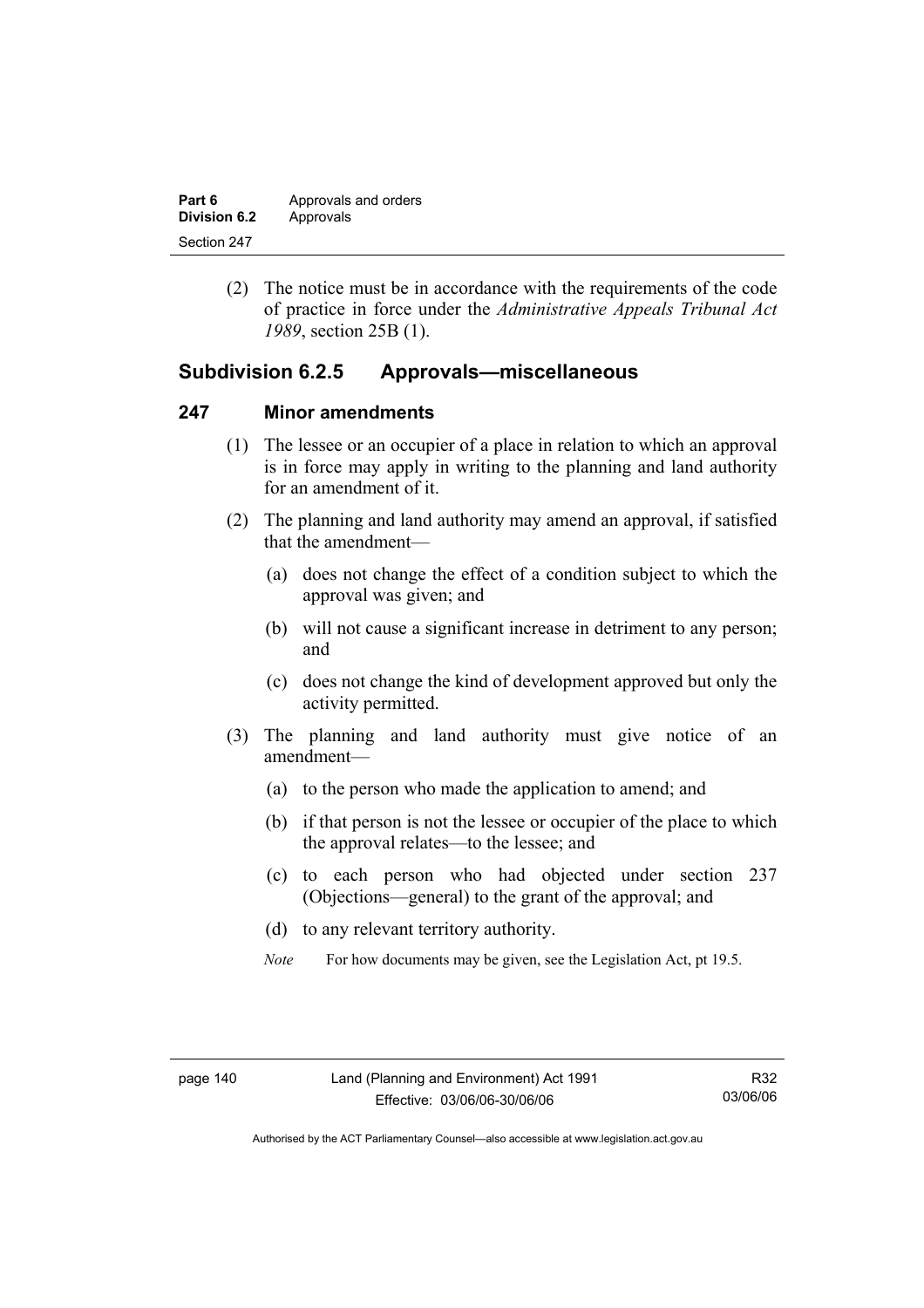(2) The notice must be in accordance with the requirements of the code of practice in force under the *Administrative Appeals Tribunal Act 1989*, section 25B (1).

## Subdivision 6.2.5 Approvals—miscellaneous

### 247 Minor amendments

(1) The lessee or an occupier of a place in relation to which an approval is in force may apply in writing to the planning and land authority for an amendment of it.

(2) The planning and land authority may amend an approval, if satisfied that the amendment—

(a) does not change the effect of a condition subject to which the approval was given; and

(b) will not cause a significant increase in detriment to any person; and

(c) does not change the kind of development approved but only the activity permitted.

(3) The planning and land authority must give notice of an amendment—

(a) to the person who made the application to amend; and

(b) if that person is not the lessee or occupier of the place to which the approval relates—to the lessee; and

(c) to each person who had objected under section 237 (Objections—general) to the grant of the approval; and

(d) to any relevant territory authority.

*Note* For how documents may be given, see the Legislation Act, pt 19.5.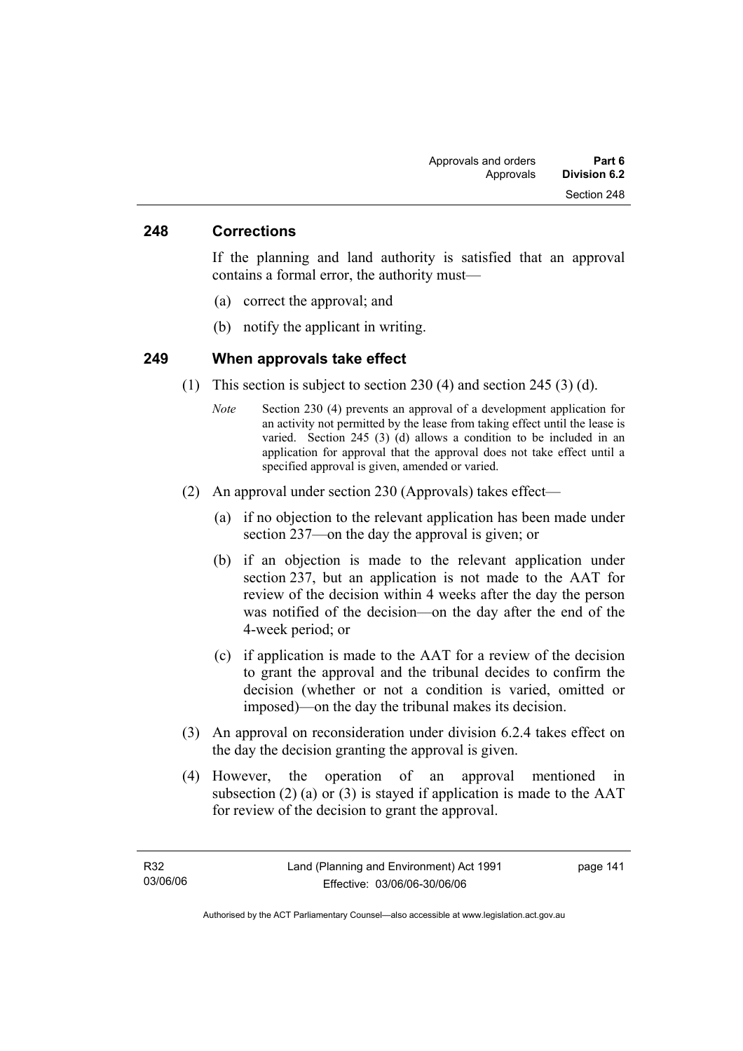## 248 Corrections

If the planning and land authority is satisfied that an approval contains a formal error, the authority must—

(a) correct the approval; and

(b) notify the applicant in writing.

## 249 When approvals take effect

(1) This section is subject to section 230 (4) and section 245 (3) (d).

*Note* Section 230 (4) prevents an approval of a development application for an activity not permitted by the lease from taking effect until the lease is varied. Section 245 (3) (d) allows a condition to be included in an application for approval that the approval does not take effect until a specified approval is given, amended or varied.

(2) An approval under section 230 (Approvals) takes effect—

(a) if no objection to the relevant application has been made under section 237—on the day the approval is given; or

(b) if an objection is made to the relevant application under section 237, but an application is not made to the AAT for review of the decision within 4 weeks after the day the person was notified of the decision—on the day after the end of the 4-week period; or

(c) if application is made to the AAT for a review of the decision to grant the approval and the tribunal decides to confirm the decision (whether or not a condition is varied, omitted or imposed)—on the day the tribunal makes its decision.

(3) An approval on reconsideration under division 6.2.4 takes effect on the day the decision granting the approval is given.

(4) However, the operation of an approval mentioned in subsection (2) (a) or (3) is stayed if application is made to the AAT for review of the decision to grant the approval.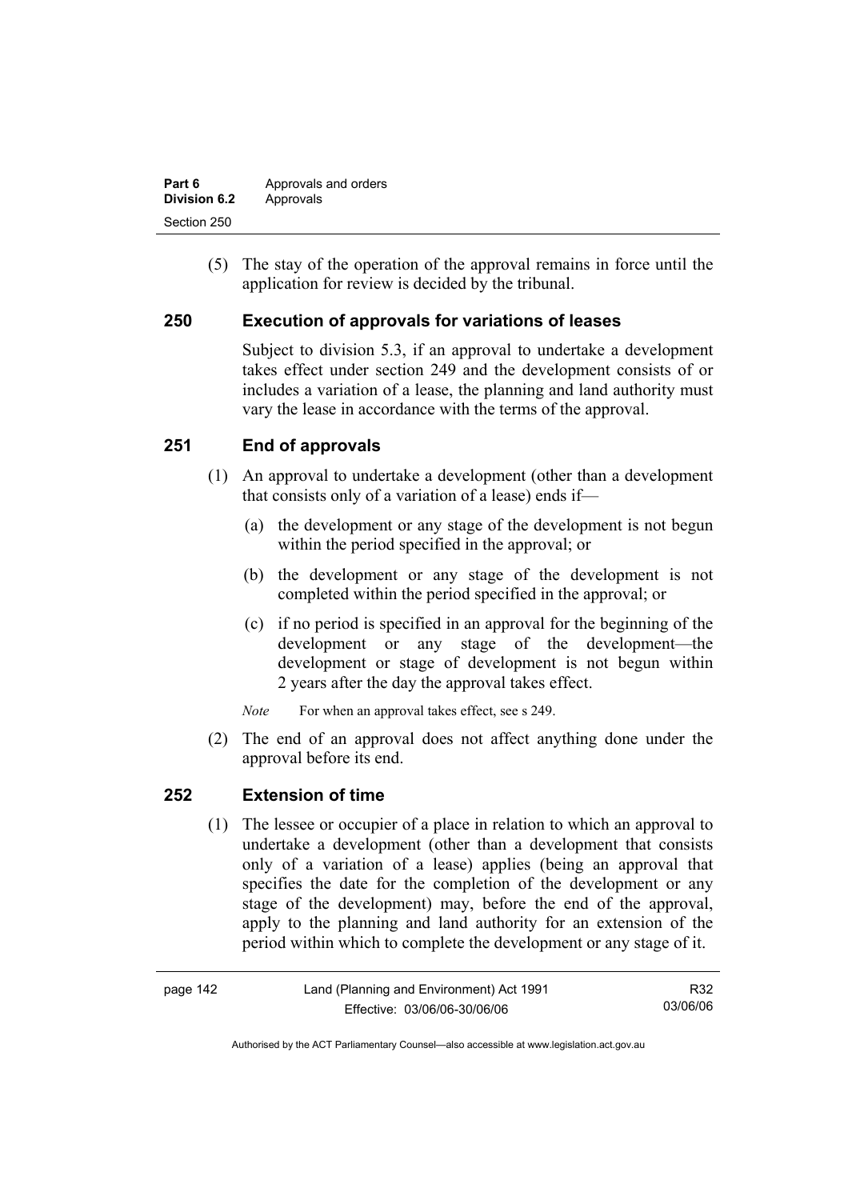(5) The stay of the operation of the approval remains in force until the application for review is decided by the tribunal.

## 250 Execution of approvals for variations of leases

Subject to division 5.3, if an approval to undertake a development takes effect under section 249 and the development consists of or includes a variation of a lease, the planning and land authority must vary the lease in accordance with the terms of the approval.

## 251 End of approvals

(1) An approval to undertake a development (other than a development that consists only of a variation of a lease) ends if—

(a) the development or any stage of the development is not begun within the period specified in the approval; or

(b) the development or any stage of the development is not completed within the period specified in the approval; or

(c) if no period is specified in an approval for the beginning of the development or any stage of the development—the development or stage of development is not begun within 2 years after the day the approval takes effect.

*Note* For when an approval takes effect, see s 249.

(2) The end of an approval does not affect anything done under the approval before its end.

## 252 Extension of time

(1) The lessee or occupier of a place in relation to which an approval to undertake a development (other than a development that consists only of a variation of a lease) applies (being an approval that specifies the date for the completion of the development or any stage of the development) may, before the end of the approval, apply to the planning and land authority for an extension of the period within which to complete the development or any stage of it.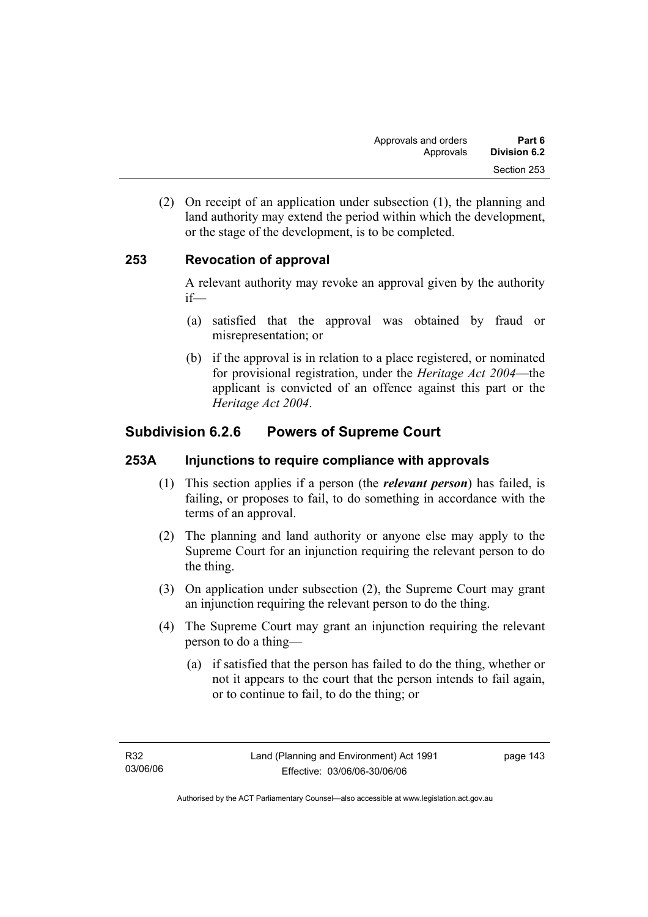(2) On receipt of an application under subsection (1), the planning and land authority may extend the period within which the development, or the stage of the development, is to be completed.

### 253 Revocation of approval

A relevant authority may revoke an approval given by the authority if—

(a) satisfied that the approval was obtained by fraud or misrepresentation; or

(b) if the approval is in relation to a place registered, or nominated for provisional registration, under the *Heritage Act 2004*—the applicant is convicted of an offence against this part or the *Heritage Act 2004*.

## Subdivision 6.2.6 Powers of Supreme Court

### 253A Injunctions to require compliance with approvals

(1) This section applies if a person (the ***relevant person***) has failed, is failing, or proposes to fail, to do something in accordance with the terms of an approval.

(2) The planning and land authority or anyone else may apply to the Supreme Court for an injunction requiring the relevant person to do the thing.

(3) On application under subsection (2), the Supreme Court may grant an injunction requiring the relevant person to do the thing.

(4) The Supreme Court may grant an injunction requiring the relevant person to do a thing—

(a) if satisfied that the person has failed to do the thing, whether or not it appears to the court that the person intends to fail again, or to continue to fail, to do the thing; or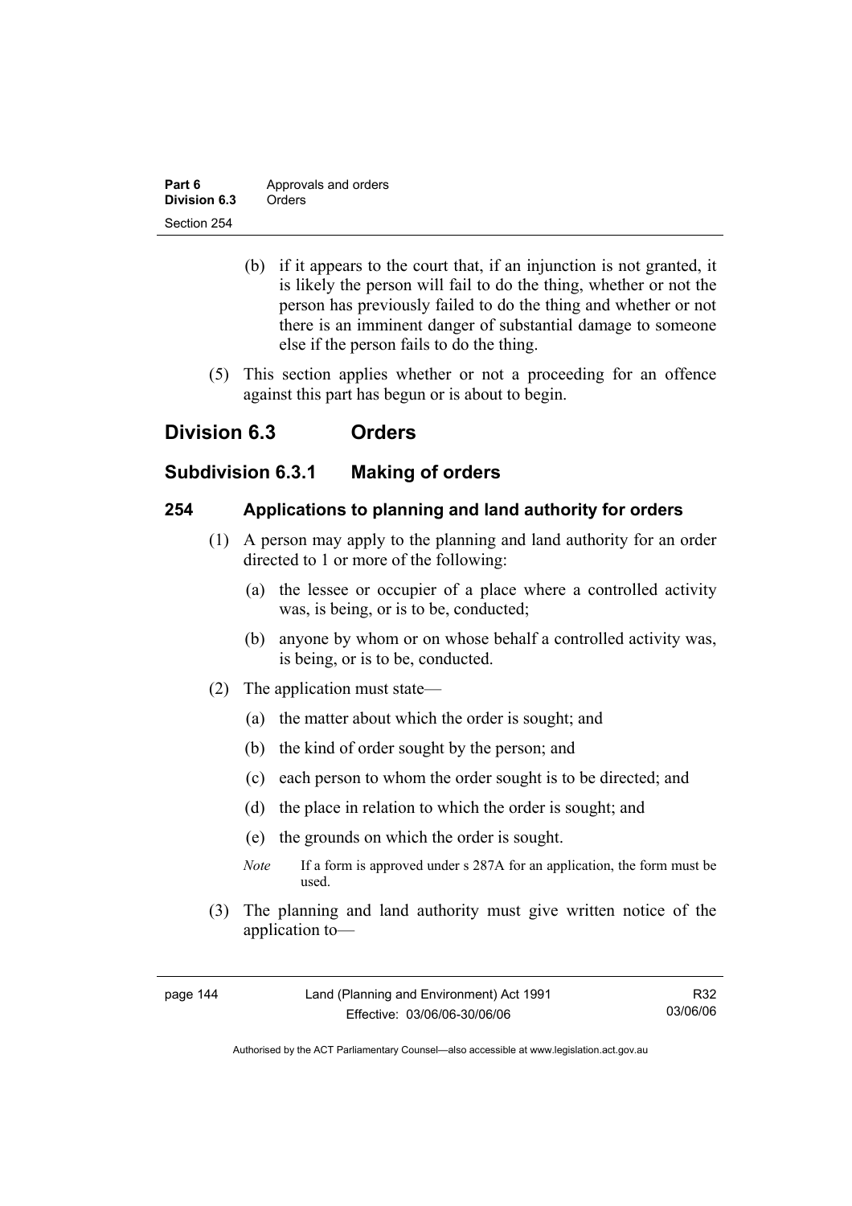(b) if it appears to the court that, if an injunction is not granted, it is likely the person will fail to do the thing, whether or not the person has previously failed to do the thing and whether or not there is an imminent danger of substantial damage to someone else if the person fails to do the thing.

(5) This section applies whether or not a proceeding for an offence against this part has begun or is about to begin.

## Division 6.3 Orders

### Subdivision 6.3.1 Making of orders

#### 254 Applications to planning and land authority for orders

(1) A person may apply to the planning and land authority for an order directed to 1 or more of the following:

(a) the lessee or occupier of a place where a controlled activity was, is being, or is to be, conducted;

(b) anyone by whom or on whose behalf a controlled activity was, is being, or is to be, conducted.

(2) The application must state—

(a) the matter about which the order is sought; and

(b) the kind of order sought by the person; and

(c) each person to whom the order sought is to be directed; and

(d) the place in relation to which the order is sought; and

(e) the grounds on which the order is sought.

*Note* If a form is approved under s 287A for an application, the form must be used.

(3) The planning and land authority must give written notice of the application to—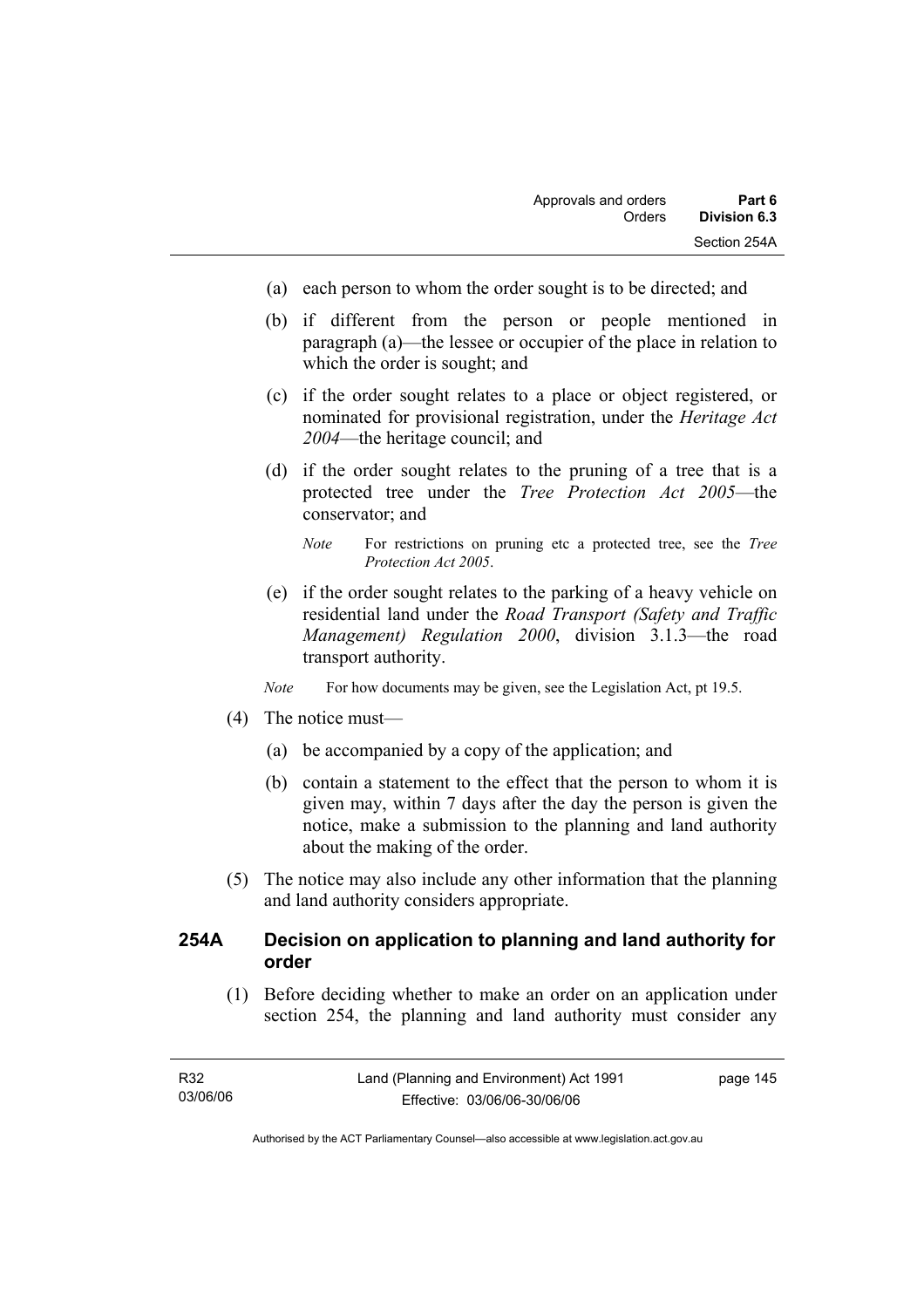(a) each person to whom the order sought is to be directed; and

(b) if different from the person or people mentioned in paragraph (a)—the lessee or occupier of the place in relation to which the order is sought; and

(c) if the order sought relates to a place or object registered, or nominated for provisional registration, under the *Heritage Act 2004*—the heritage council; and

(d) if the order sought relates to the pruning of a tree that is a protected tree under the *Tree Protection Act 2005*—the conservator; and

*Note* For restrictions on pruning etc a protected tree, see the *Tree Protection Act 2005*.

(e) if the order sought relates to the parking of a heavy vehicle on residential land under the *Road Transport (Safety and Traffic Management) Regulation 2000*, division 3.1.3—the road transport authority.

*Note* For how documents may be given, see the Legislation Act, pt 19.5.

(4) The notice must—

(a) be accompanied by a copy of the application; and

(b) contain a statement to the effect that the person to whom it is given may, within 7 days after the day the person is given the notice, make a submission to the planning and land authority about the making of the order.

(5) The notice may also include any other information that the planning and land authority considers appropriate.

### 254A Decision on application to planning and land authority for order

(1) Before deciding whether to make an order on an application under section 254, the planning and land authority must consider any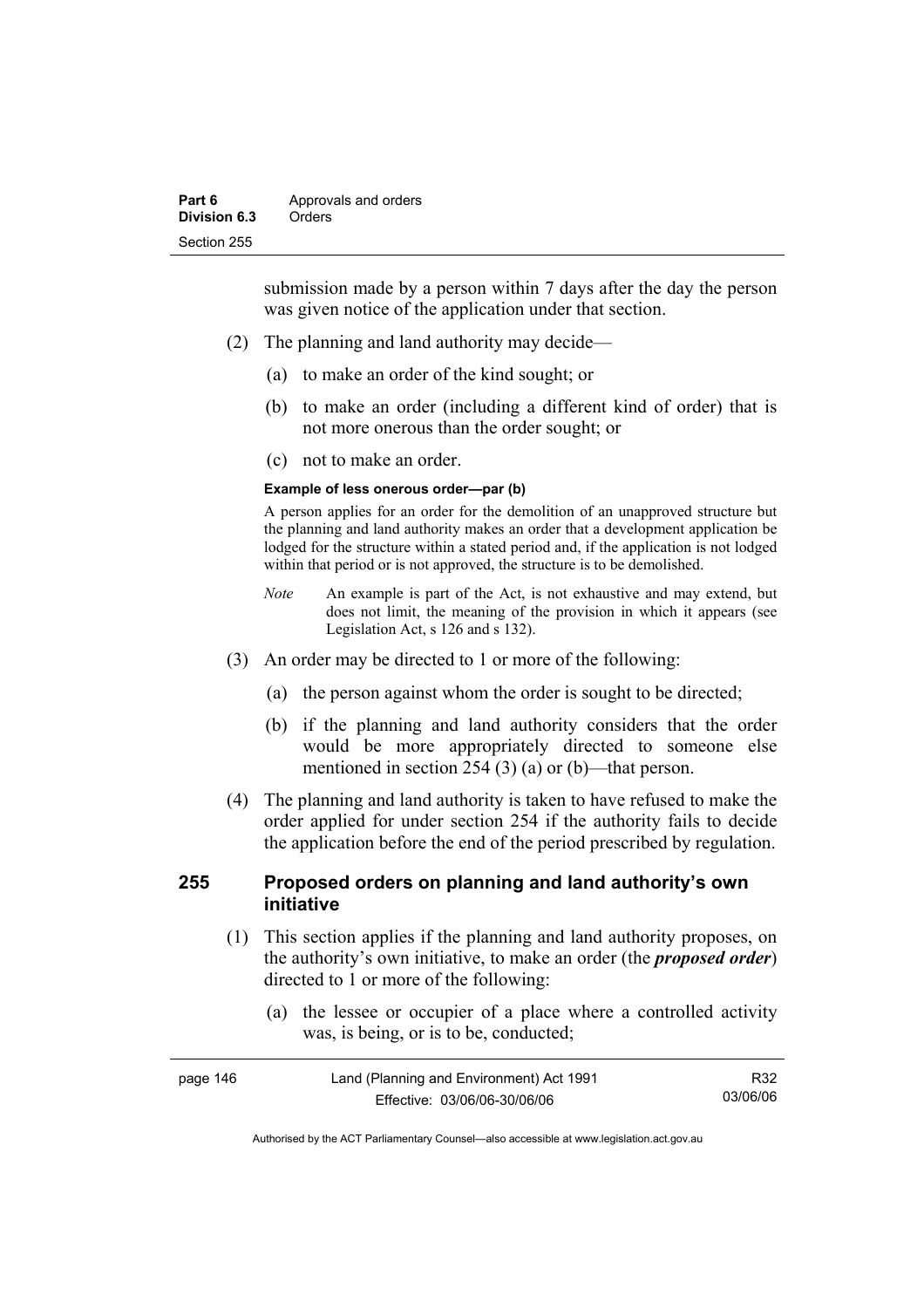submission made by a person within 7 days after the day the person was given notice of the application under that section.

(2) The planning and land authority may decide—

(a) to make an order of the kind sought; or

(b) to make an order (including a different kind of order) that is not more onerous than the order sought; or

(c) not to make an order.

**Example of less onerous order—par (b)**

A person applies for an order for the demolition of an unapproved structure but the planning and land authority makes an order that a development application be lodged for the structure within a stated period and, if the application is not lodged within that period or is not approved, the structure is to be demolished.

*Note* An example is part of the Act, is not exhaustive and may extend, but does not limit, the meaning of the provision in which it appears (see Legislation Act, s 126 and s 132).

(3) An order may be directed to 1 or more of the following:

(a) the person against whom the order is sought to be directed;

(b) if the planning and land authority considers that the order would be more appropriately directed to someone else mentioned in section 254 (3) (a) or (b)—that person.

(4) The planning and land authority is taken to have refused to make the order applied for under section 254 if the authority fails to decide the application before the end of the period prescribed by regulation.

## 255 Proposed orders on planning and land authority's own initiative

(1) This section applies if the planning and land authority proposes, on the authority's own initiative, to make an order (the ***proposed order***) directed to 1 or more of the following:

(a) the lessee or occupier of a place where a controlled activity was, is being, or is to be, conducted;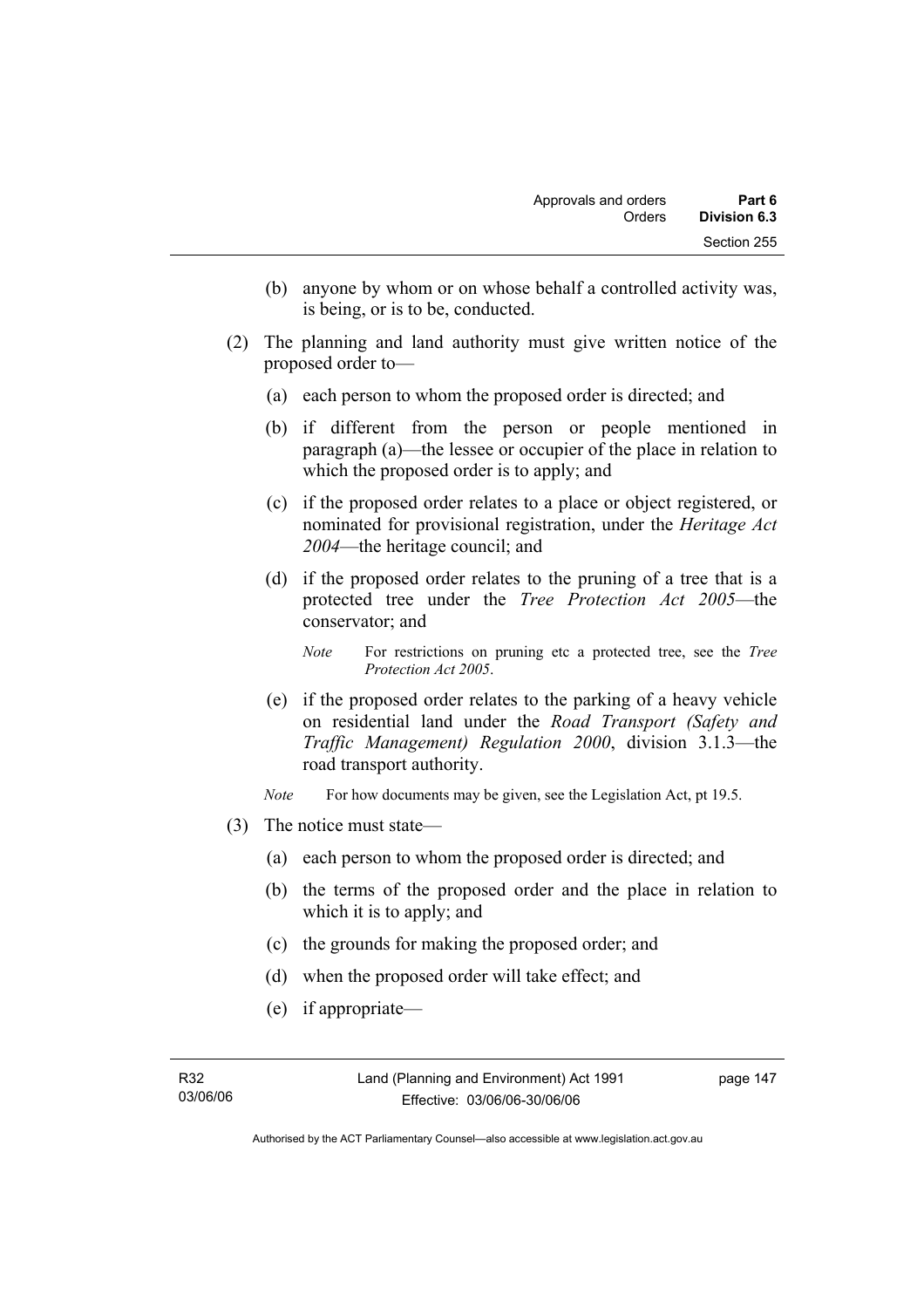(b) anyone by whom or on whose behalf a controlled activity was, is being, or is to be, conducted.

(2) The planning and land authority must give written notice of the proposed order to—

(a) each person to whom the proposed order is directed; and

(b) if different from the person or people mentioned in paragraph (a)—the lessee or occupier of the place in relation to which the proposed order is to apply; and

(c) if the proposed order relates to a place or object registered, or nominated for provisional registration, under the *Heritage Act 2004*—the heritage council; and

(d) if the proposed order relates to the pruning of a tree that is a protected tree under the *Tree Protection Act 2005*—the conservator; and

*Note* For restrictions on pruning etc a protected tree, see the *Tree Protection Act 2005*.

(e) if the proposed order relates to the parking of a heavy vehicle on residential land under the *Road Transport (Safety and Traffic Management) Regulation 2000*, division 3.1.3—the road transport authority.

*Note* For how documents may be given, see the Legislation Act, pt 19.5.

(3) The notice must state—

(a) each person to whom the proposed order is directed; and

(b) the terms of the proposed order and the place in relation to which it is to apply; and

(c) the grounds for making the proposed order; and

(d) when the proposed order will take effect; and

(e) if appropriate—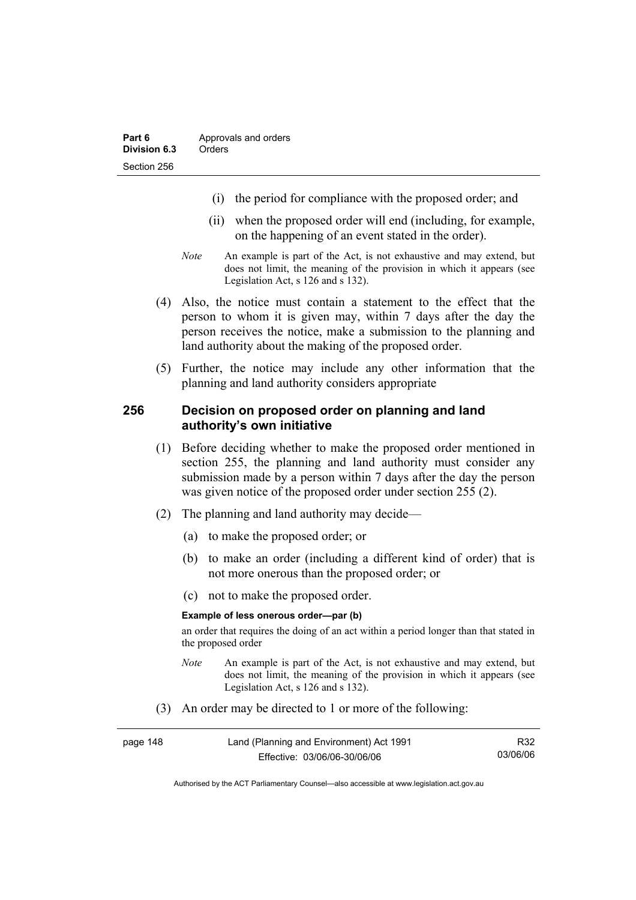(i) the period for compliance with the proposed order; and

(ii) when the proposed order will end (including, for example, on the happening of an event stated in the order).

*Note* An example is part of the Act, is not exhaustive and may extend, but does not limit, the meaning of the provision in which it appears (see Legislation Act, s 126 and s 132).

(4) Also, the notice must contain a statement to the effect that the person to whom it is given may, within 7 days after the day the person receives the notice, make a submission to the planning and land authority about the making of the proposed order.

(5) Further, the notice may include any other information that the planning and land authority considers appropriate

### 256 Decision on proposed order on planning and land authority's own initiative

(1) Before deciding whether to make the proposed order mentioned in section 255, the planning and land authority must consider any submission made by a person within 7 days after the day the person was given notice of the proposed order under section 255 (2).

(2) The planning and land authority may decide—

(a) to make the proposed order; or

(b) to make an order (including a different kind of order) that is not more onerous than the proposed order; or

(c) not to make the proposed order.

**Example of less onerous order—par (b)**

an order that requires the doing of an act within a period longer than that stated in the proposed order

*Note* An example is part of the Act, is not exhaustive and may extend, but does not limit, the meaning of the provision in which it appears (see Legislation Act, s 126 and s 132).

(3) An order may be directed to 1 or more of the following: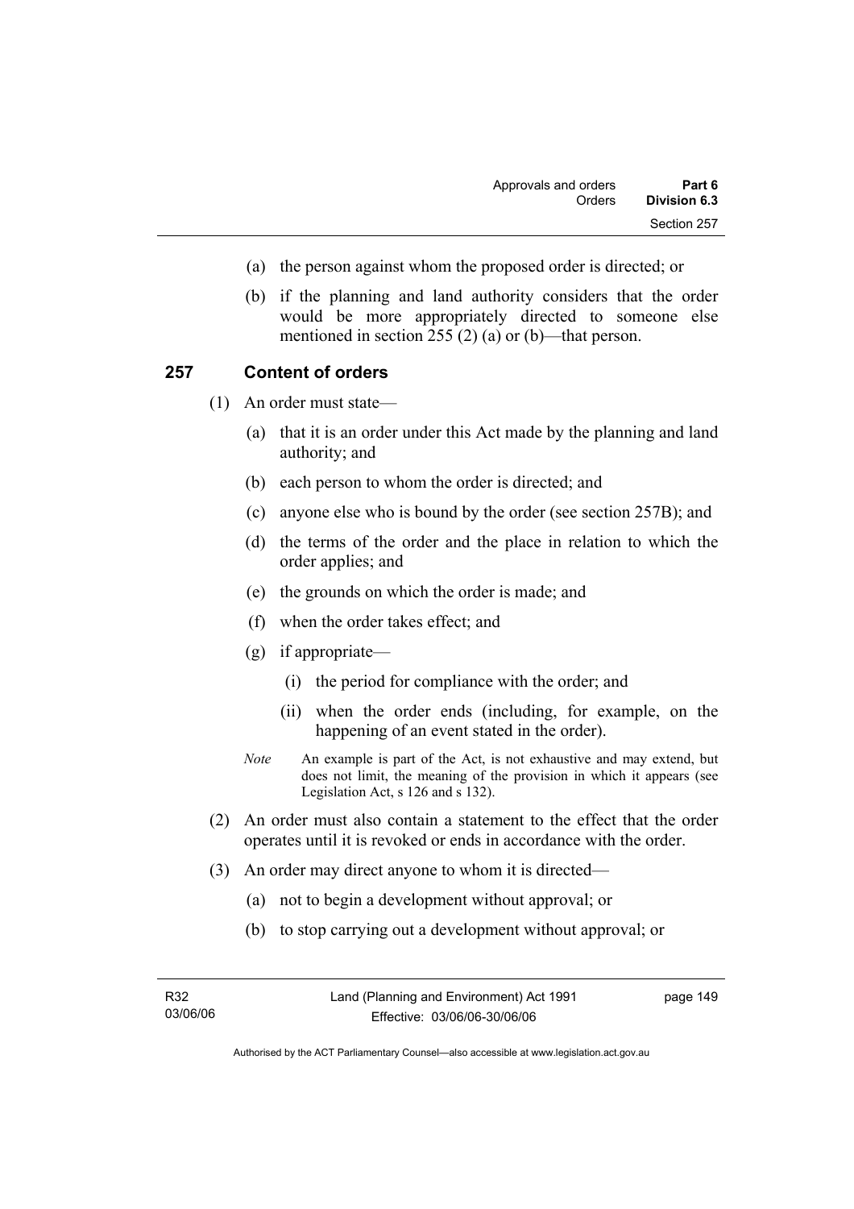(a) the person against whom the proposed order is directed; or

(b) if the planning and land authority considers that the order would be more appropriately directed to someone else mentioned in section 255 (2) (a) or (b)—that person.

## 257 Content of orders

(1) An order must state—

(a) that it is an order under this Act made by the planning and land authority; and

(b) each person to whom the order is directed; and

(c) anyone else who is bound by the order (see section 257B); and

(d) the terms of the order and the place in relation to which the order applies; and

(e) the grounds on which the order is made; and

(f) when the order takes effect; and

(g) if appropriate—

(i) the period for compliance with the order; and

(ii) when the order ends (including, for example, on the happening of an event stated in the order).

*Note* An example is part of the Act, is not exhaustive and may extend, but does not limit, the meaning of the provision in which it appears (see Legislation Act, s 126 and s 132).

(2) An order must also contain a statement to the effect that the order operates until it is revoked or ends in accordance with the order.

(3) An order may direct anyone to whom it is directed—

(a) not to begin a development without approval; or

(b) to stop carrying out a development without approval; or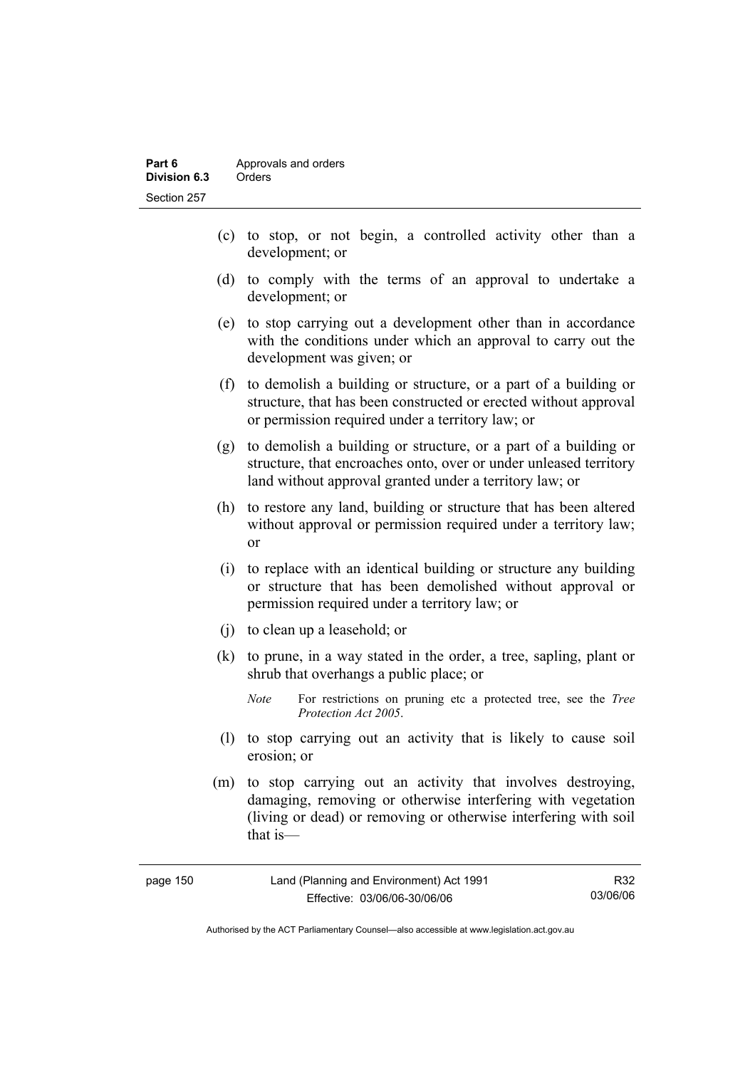(c) to stop, or not begin, a controlled activity other than a development; or

(d) to comply with the terms of an approval to undertake a development; or

(e) to stop carrying out a development other than in accordance with the conditions under which an approval to carry out the development was given; or

(f) to demolish a building or structure, or a part of a building or structure, that has been constructed or erected without approval or permission required under a territory law; or

(g) to demolish a building or structure, or a part of a building or structure, that encroaches onto, over or under unleased territory land without approval granted under a territory law; or

(h) to restore any land, building or structure that has been altered without approval or permission required under a territory law; or

(i) to replace with an identical building or structure any building or structure that has been demolished without approval or permission required under a territory law; or

(j) to clean up a leasehold; or

(k) to prune, in a way stated in the order, a tree, sapling, plant or shrub that overhangs a public place; or

*Note* For restrictions on pruning etc a protected tree, see the *Tree Protection Act 2005*.

(l) to stop carrying out an activity that is likely to cause soil erosion; or

(m) to stop carrying out an activity that involves destroying, damaging, removing or otherwise interfering with vegetation (living or dead) or removing or otherwise interfering with soil that is—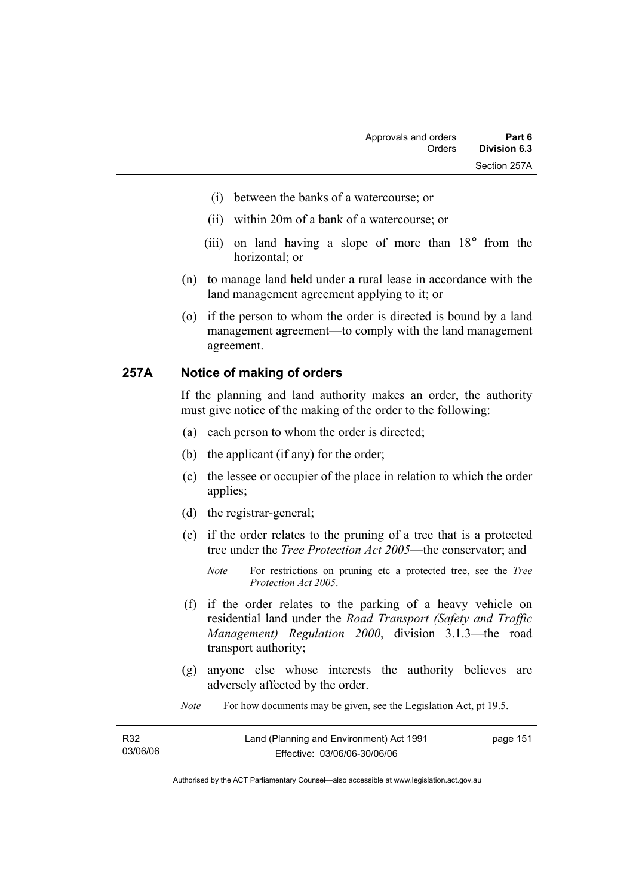(i) between the banks of a watercourse; or

(ii) within 20m of a bank of a watercourse; or

(iii) on land having a slope of more than 18° from the horizontal; or

(n) to manage land held under a rural lease in accordance with the land management agreement applying to it; or

(o) if the person to whom the order is directed is bound by a land management agreement—to comply with the land management agreement.

### 257A Notice of making of orders

If the planning and land authority makes an order, the authority must give notice of the making of the order to the following:

(a) each person to whom the order is directed;

(b) the applicant (if any) for the order;

(c) the lessee or occupier of the place in relation to which the order applies;

(d) the registrar-general;

(e) if the order relates to the pruning of a tree that is a protected tree under the *Tree Protection Act 2005*—the conservator; and

*Note* For restrictions on pruning etc a protected tree, see the *Tree Protection Act 2005*.

(f) if the order relates to the parking of a heavy vehicle on residential land under the *Road Transport (Safety and Traffic Management) Regulation 2000*, division 3.1.3—the road transport authority;

(g) anyone else whose interests the authority believes are adversely affected by the order.

*Note* For how documents may be given, see the Legislation Act, pt 19.5.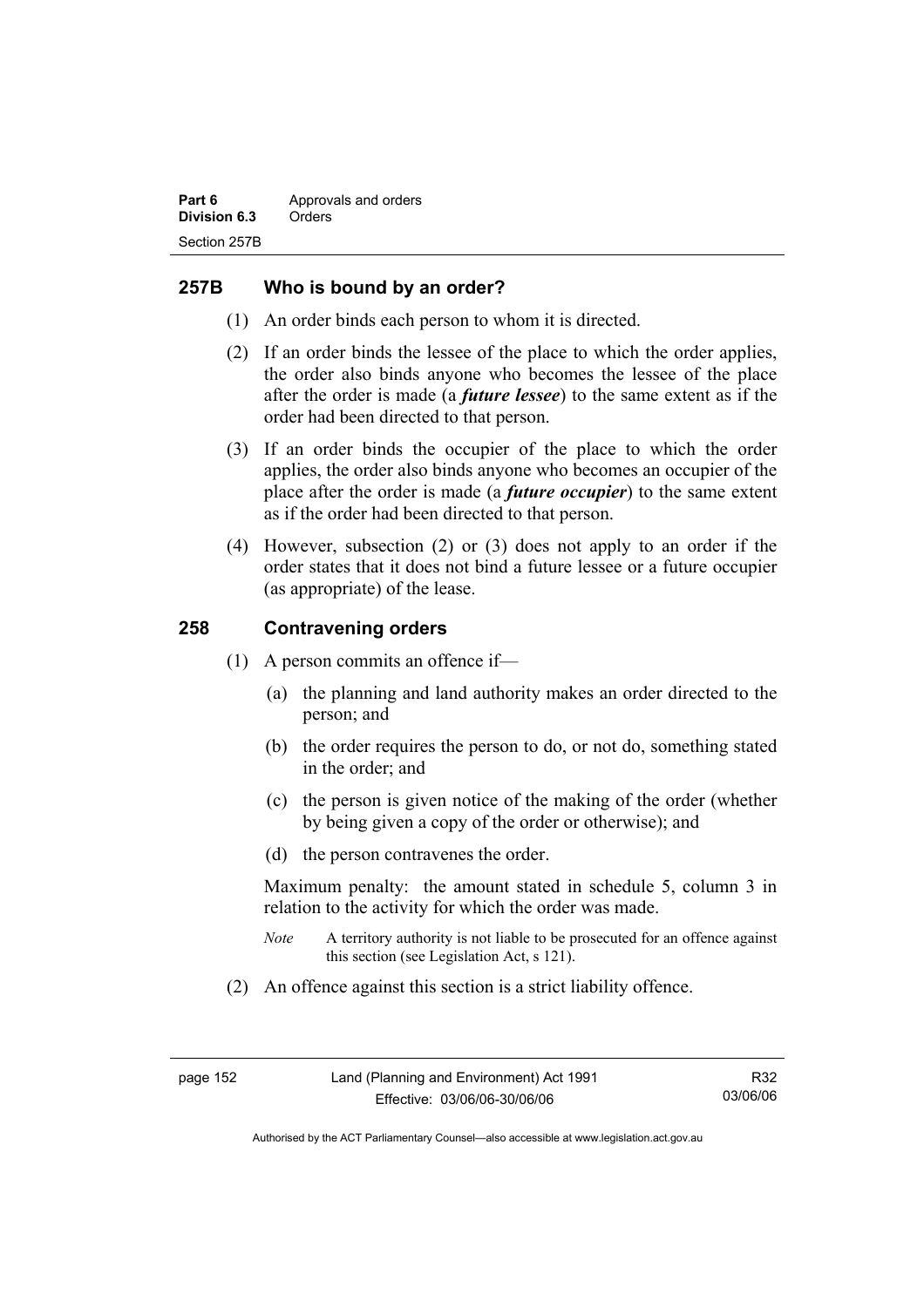## 257B Who is bound by an order?

(1) An order binds each person to whom it is directed.

(2) If an order binds the lessee of the place to which the order applies, the order also binds anyone who becomes the lessee of the place after the order is made (a ***future lessee***) to the same extent as if the order had been directed to that person.

(3) If an order binds the occupier of the place to which the order applies, the order also binds anyone who becomes an occupier of the place after the order is made (a ***future occupier***) to the same extent as if the order had been directed to that person.

(4) However, subsection (2) or (3) does not apply to an order if the order states that it does not bind a future lessee or a future occupier (as appropriate) of the lease.

## 258 Contravening orders

(1) A person commits an offence if—

(a) the planning and land authority makes an order directed to the person; and

(b) the order requires the person to do, or not do, something stated in the order; and

(c) the person is given notice of the making of the order (whether by being given a copy of the order or otherwise); and

(d) the person contravenes the order.

Maximum penalty: the amount stated in schedule 5, column 3 in relation to the activity for which the order was made.

*Note* A territory authority is not liable to be prosecuted for an offence against this section (see Legislation Act, s 121).

(2) An offence against this section is a strict liability offence.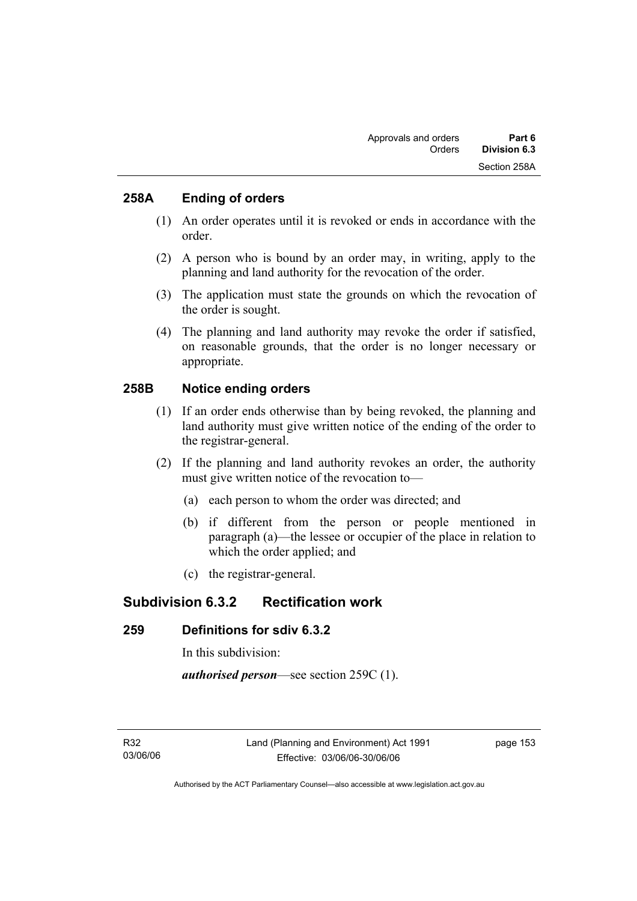### 258A Ending of orders

(1) An order operates until it is revoked or ends in accordance with the order.

(2) A person who is bound by an order may, in writing, apply to the planning and land authority for the revocation of the order.

(3) The application must state the grounds on which the revocation of the order is sought.

(4) The planning and land authority may revoke the order if satisfied, on reasonable grounds, that the order is no longer necessary or appropriate.

### 258B Notice ending orders

(1) If an order ends otherwise than by being revoked, the planning and land authority must give written notice of the ending of the order to the registrar-general.

(2) If the planning and land authority revokes an order, the authority must give written notice of the revocation to—

(a) each person to whom the order was directed; and

(b) if different from the person or people mentioned in paragraph (a)—the lessee or occupier of the place in relation to which the order applied; and

(c) the registrar-general.

## Subdivision 6.3.2 Rectification work

### 259 Definitions for sdiv 6.3.2

In this subdivision:

***authorised person***—see section 259C (1).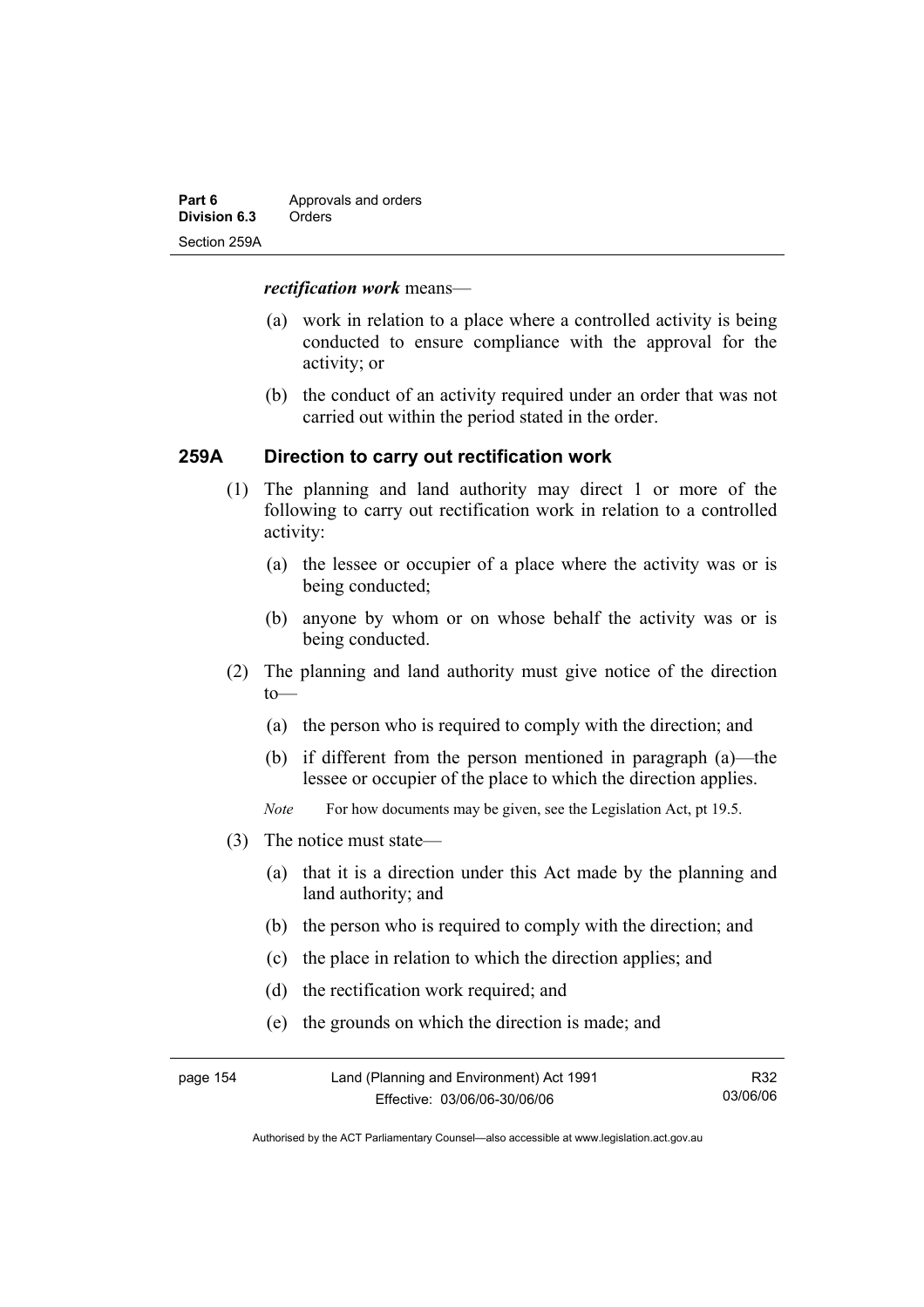***rectification work*** means—

(a) work in relation to a place where a controlled activity is being conducted to ensure compliance with the approval for the activity; or

(b) the conduct of an activity required under an order that was not carried out within the period stated in the order.

### 259A Direction to carry out rectification work

(1) The planning and land authority may direct 1 or more of the following to carry out rectification work in relation to a controlled activity:

(a) the lessee or occupier of a place where the activity was or is being conducted;

(b) anyone by whom or on whose behalf the activity was or is being conducted.

(2) The planning and land authority must give notice of the direction to—

(a) the person who is required to comply with the direction; and

(b) if different from the person mentioned in paragraph (a)—the lessee or occupier of the place to which the direction applies.

*Note* For how documents may be given, see the Legislation Act, pt 19.5.

(3) The notice must state—

(a) that it is a direction under this Act made by the planning and land authority; and

(b) the person who is required to comply with the direction; and

(c) the place in relation to which the direction applies; and

(d) the rectification work required; and

(e) the grounds on which the direction is made; and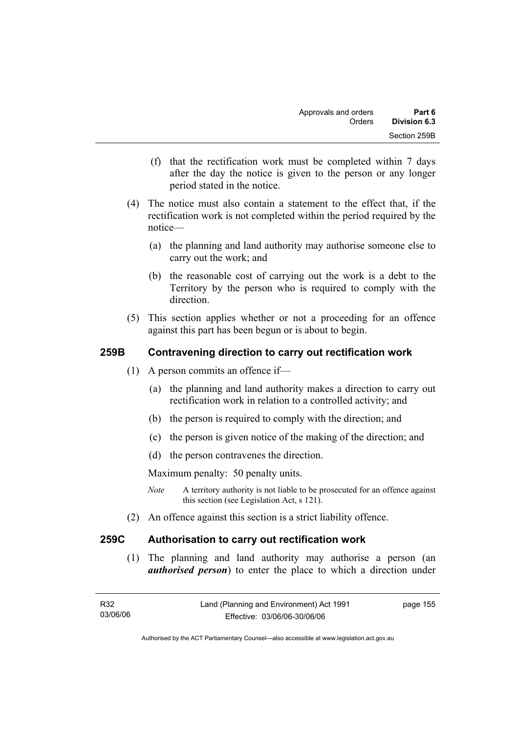(f) that the rectification work must be completed within 7 days after the day the notice is given to the person or any longer period stated in the notice.

(4) The notice must also contain a statement to the effect that, if the rectification work is not completed within the period required by the notice—

(a) the planning and land authority may authorise someone else to carry out the work; and

(b) the reasonable cost of carrying out the work is a debt to the Territory by the person who is required to comply with the direction.

(5) This section applies whether or not a proceeding for an offence against this part has been begun or is about to begin.

## 259B Contravening direction to carry out rectification work

(1) A person commits an offence if—

(a) the planning and land authority makes a direction to carry out rectification work in relation to a controlled activity; and

(b) the person is required to comply with the direction; and

(c) the person is given notice of the making of the direction; and

(d) the person contravenes the direction.

Maximum penalty: 50 penalty units.

*Note* A territory authority is not liable to be prosecuted for an offence against this section (see Legislation Act, s 121).

(2) An offence against this section is a strict liability offence.

## 259C Authorisation to carry out rectification work

(1) The planning and land authority may authorise a person (an ***authorised person***) to enter the place to which a direction under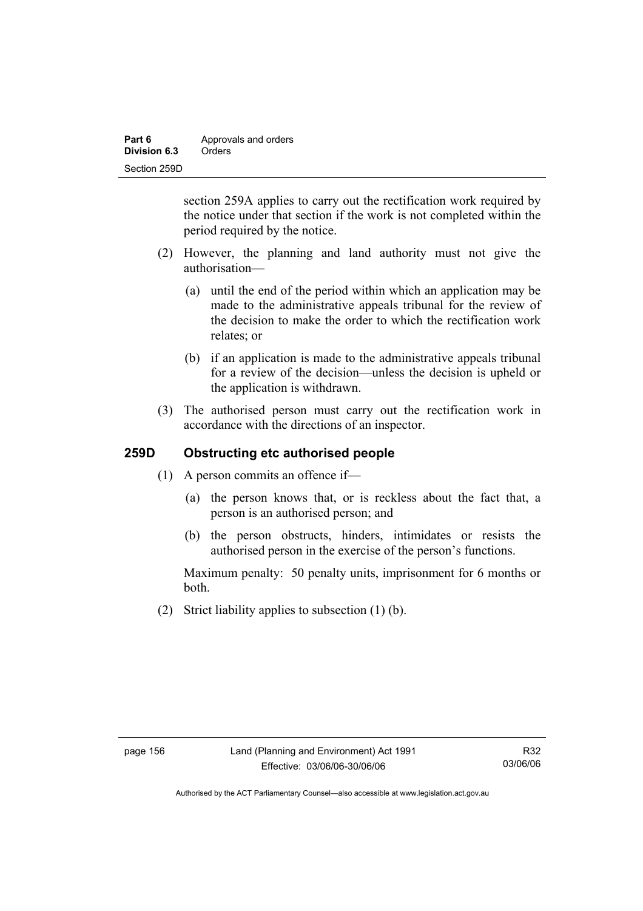section 259A applies to carry out the rectification work required by the notice under that section if the work is not completed within the period required by the notice.

(2) However, the planning and land authority must not give the authorisation—

(a) until the end of the period within which an application may be made to the administrative appeals tribunal for the review of the decision to make the order to which the rectification work relates; or

(b) if an application is made to the administrative appeals tribunal for a review of the decision—unless the decision is upheld or the application is withdrawn.

(3) The authorised person must carry out the rectification work in accordance with the directions of an inspector.

### 259D Obstructing etc authorised people

(1) A person commits an offence if—

(a) the person knows that, or is reckless about the fact that, a person is an authorised person; and

(b) the person obstructs, hinders, intimidates or resists the authorised person in the exercise of the person's functions.

Maximum penalty: 50 penalty units, imprisonment for 6 months or both.

(2) Strict liability applies to subsection (1) (b).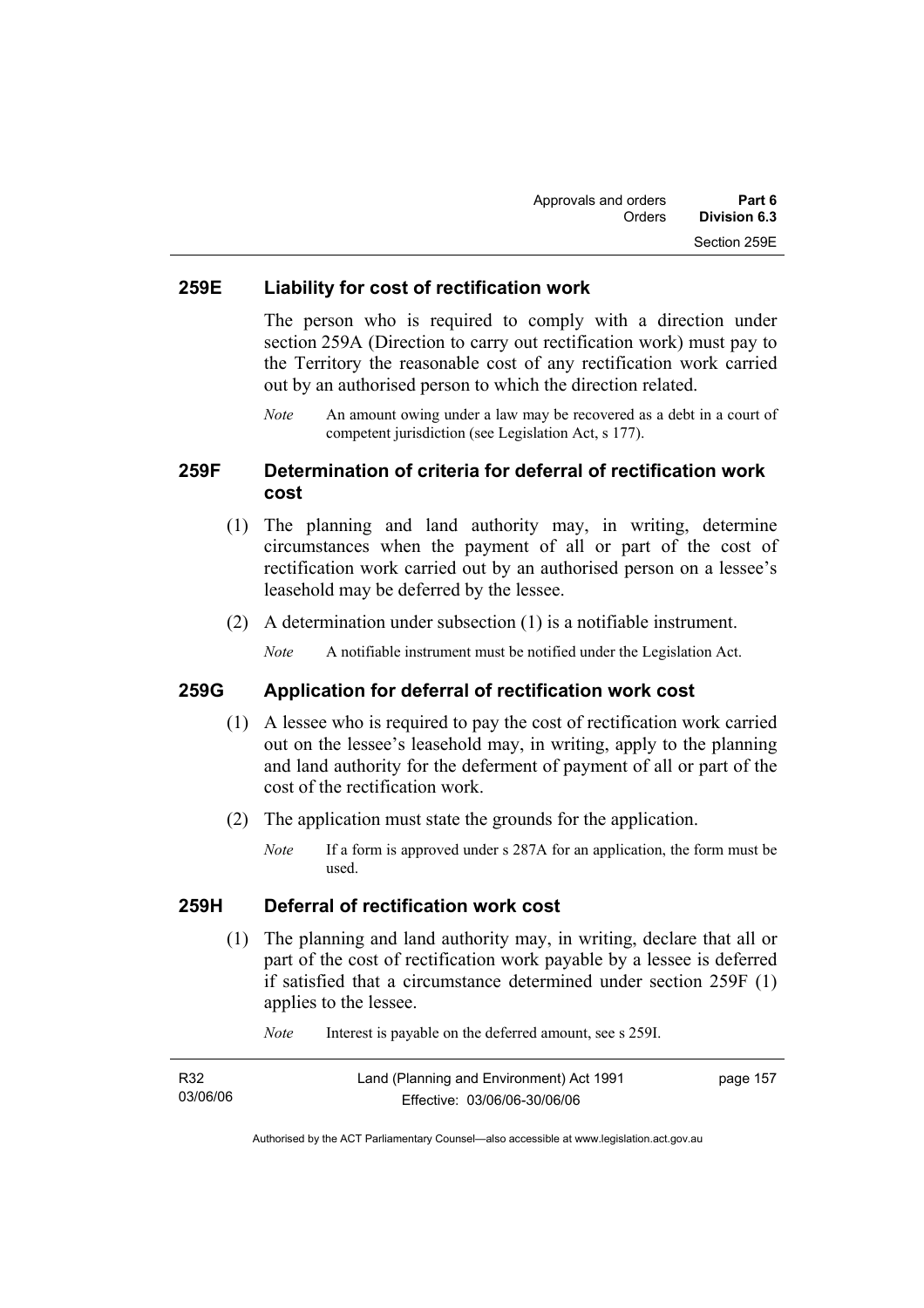### 259E Liability for cost of rectification work

The person who is required to comply with a direction under section 259A (Direction to carry out rectification work) must pay to the Territory the reasonable cost of any rectification work carried out by an authorised person to which the direction related.

*Note* An amount owing under a law may be recovered as a debt in a court of competent jurisdiction (see Legislation Act, s 177).

### 259F Determination of criteria for deferral of rectification work cost

(1) The planning and land authority may, in writing, determine circumstances when the payment of all or part of the cost of rectification work carried out by an authorised person on a lessee's leasehold may be deferred by the lessee.

(2) A determination under subsection (1) is a notifiable instrument.

*Note* A notifiable instrument must be notified under the Legislation Act.

### 259G Application for deferral of rectification work cost

(1) A lessee who is required to pay the cost of rectification work carried out on the lessee's leasehold may, in writing, apply to the planning and land authority for the deferment of payment of all or part of the cost of the rectification work.

(2) The application must state the grounds for the application.

*Note* If a form is approved under s 287A for an application, the form must be used.

### 259H Deferral of rectification work cost

(1) The planning and land authority may, in writing, declare that all or part of the cost of rectification work payable by a lessee is deferred if satisfied that a circumstance determined under section 259F (1) applies to the lessee.

*Note* Interest is payable on the deferred amount, see s 259I.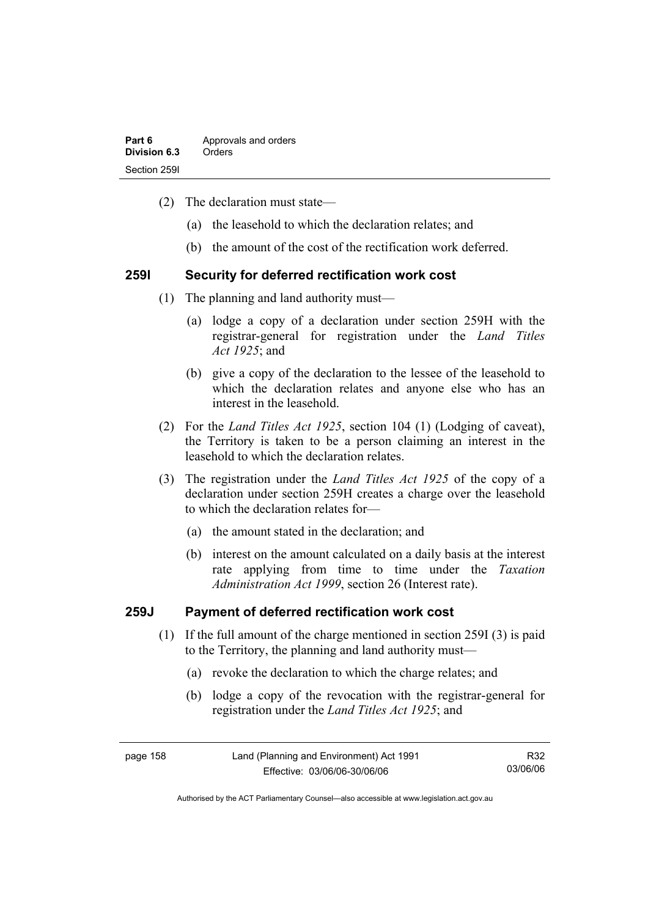(2) The declaration must state—

(a) the leasehold to which the declaration relates; and

(b) the amount of the cost of the rectification work deferred.

### 259I Security for deferred rectification work cost

(1) The planning and land authority must—

(a) lodge a copy of a declaration under section 259H with the registrar-general for registration under the *Land Titles Act 1925*; and

(b) give a copy of the declaration to the lessee of the leasehold to which the declaration relates and anyone else who has an interest in the leasehold.

(2) For the *Land Titles Act 1925*, section 104 (1) (Lodging of caveat), the Territory is taken to be a person claiming an interest in the leasehold to which the declaration relates.

(3) The registration under the *Land Titles Act 1925* of the copy of a declaration under section 259H creates a charge over the leasehold to which the declaration relates for—

(a) the amount stated in the declaration; and

(b) interest on the amount calculated on a daily basis at the interest rate applying from time to time under the *Taxation Administration Act 1999*, section 26 (Interest rate).

### 259J Payment of deferred rectification work cost

(1) If the full amount of the charge mentioned in section 259I (3) is paid to the Territory, the planning and land authority must—

(a) revoke the declaration to which the charge relates; and

(b) lodge a copy of the revocation with the registrar-general for registration under the *Land Titles Act 1925*; and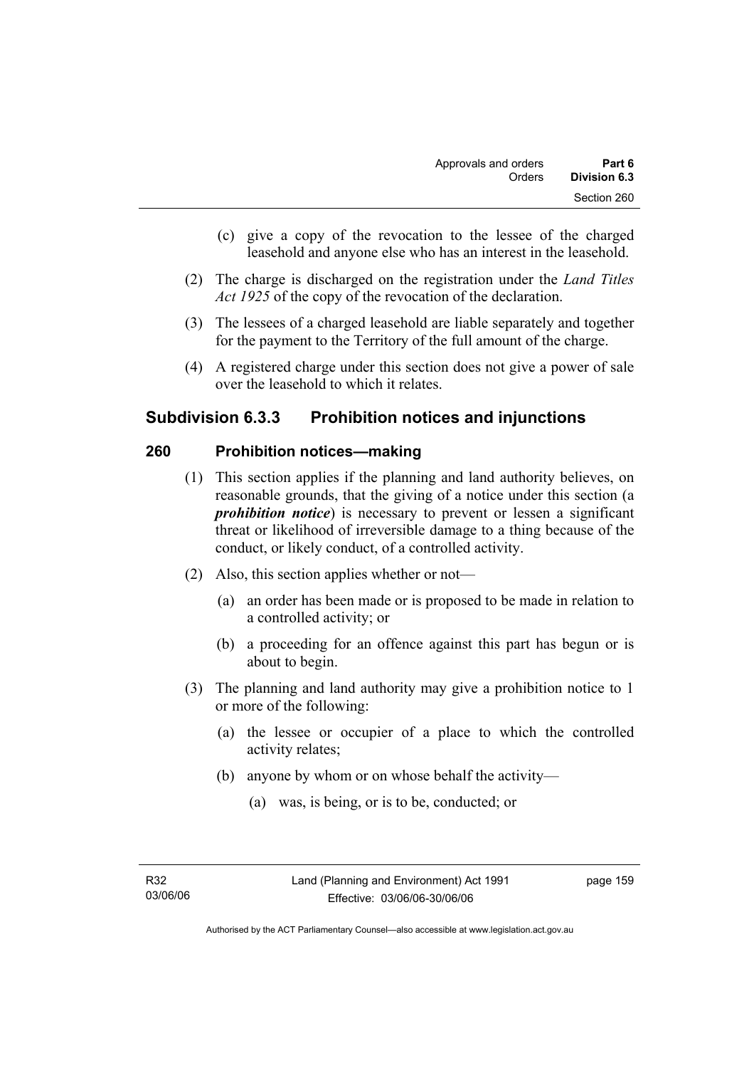(c) give a copy of the revocation to the lessee of the charged leasehold and anyone else who has an interest in the leasehold.

(2) The charge is discharged on the registration under the *Land Titles Act 1925* of the copy of the revocation of the declaration.

(3) The lessees of a charged leasehold are liable separately and together for the payment to the Territory of the full amount of the charge.

(4) A registered charge under this section does not give a power of sale over the leasehold to which it relates.

## Subdivision 6.3.3 Prohibition notices and injunctions

### 260 Prohibition notices—making

(1) This section applies if the planning and land authority believes, on reasonable grounds, that the giving of a notice under this section (a ***prohibition notice***) is necessary to prevent or lessen a significant threat or likelihood of irreversible damage to a thing because of the conduct, or likely conduct, of a controlled activity.

(2) Also, this section applies whether or not—

(a) an order has been made or is proposed to be made in relation to a controlled activity; or

(b) a proceeding for an offence against this part has begun or is about to begin.

(3) The planning and land authority may give a prohibition notice to 1 or more of the following:

(a) the lessee or occupier of a place to which the controlled activity relates;

(b) anyone by whom or on whose behalf the activity—

(a) was, is being, or is to be, conducted; or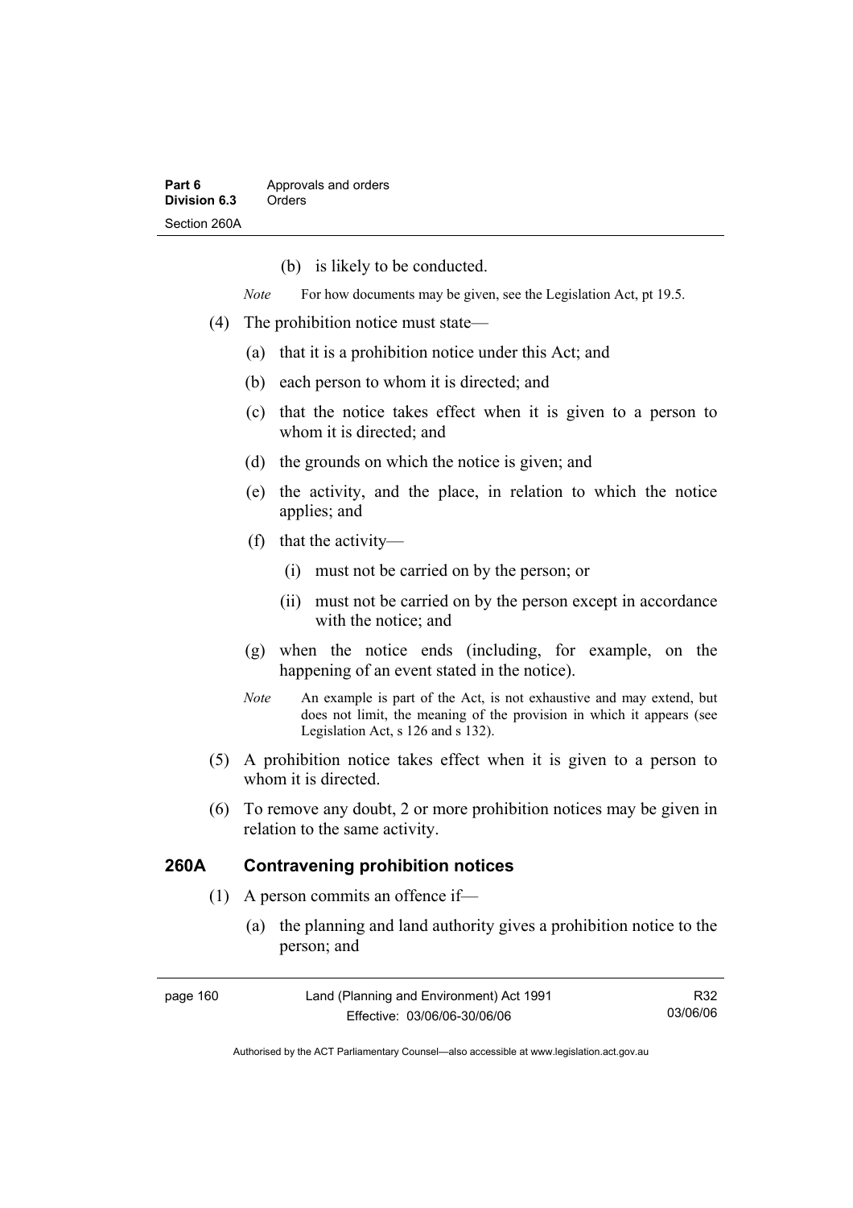(b) is likely to be conducted.

*Note* For how documents may be given, see the Legislation Act, pt 19.5.

(4) The prohibition notice must state—

(a) that it is a prohibition notice under this Act; and

(b) each person to whom it is directed; and

(c) that the notice takes effect when it is given to a person to whom it is directed; and

(d) the grounds on which the notice is given; and

(e) the activity, and the place, in relation to which the notice applies; and

(f) that the activity—

(i) must not be carried on by the person; or

(ii) must not be carried on by the person except in accordance with the notice; and

(g) when the notice ends (including, for example, on the happening of an event stated in the notice).

*Note* An example is part of the Act, is not exhaustive and may extend, but does not limit, the meaning of the provision in which it appears (see Legislation Act, s 126 and s 132).

(5) A prohibition notice takes effect when it is given to a person to whom it is directed.

(6) To remove any doubt, 2 or more prohibition notices may be given in relation to the same activity.

## 260A Contravening prohibition notices

(1) A person commits an offence if—

(a) the planning and land authority gives a prohibition notice to the person; and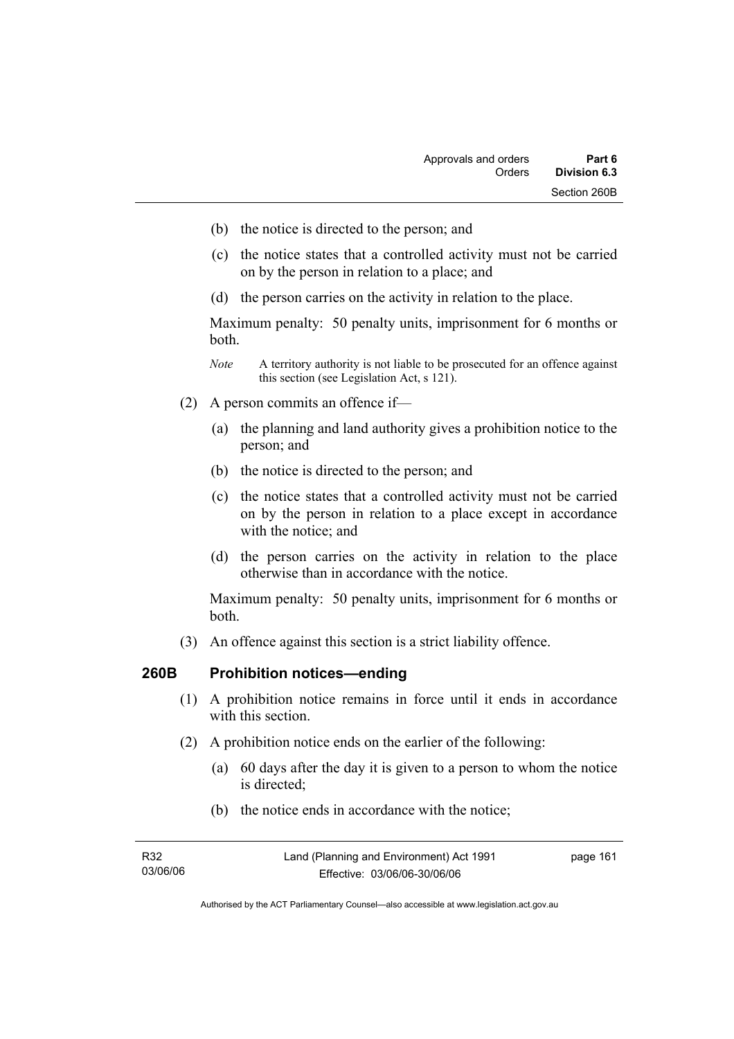(b) the notice is directed to the person; and

(c) the notice states that a controlled activity must not be carried on by the person in relation to a place; and

(d) the person carries on the activity in relation to the place.

Maximum penalty: 50 penalty units, imprisonment for 6 months or both.

*Note* A territory authority is not liable to be prosecuted for an offence against this section (see Legislation Act, s 121).

(2) A person commits an offence if—

(a) the planning and land authority gives a prohibition notice to the person; and

(b) the notice is directed to the person; and

(c) the notice states that a controlled activity must not be carried on by the person in relation to a place except in accordance with the notice; and

(d) the person carries on the activity in relation to the place otherwise than in accordance with the notice.

Maximum penalty: 50 penalty units, imprisonment for 6 months or both.

(3) An offence against this section is a strict liability offence.

## 260B Prohibition notices—ending

(1) A prohibition notice remains in force until it ends in accordance with this section.

(2) A prohibition notice ends on the earlier of the following:

(a) 60 days after the day it is given to a person to whom the notice is directed;

(b) the notice ends in accordance with the notice;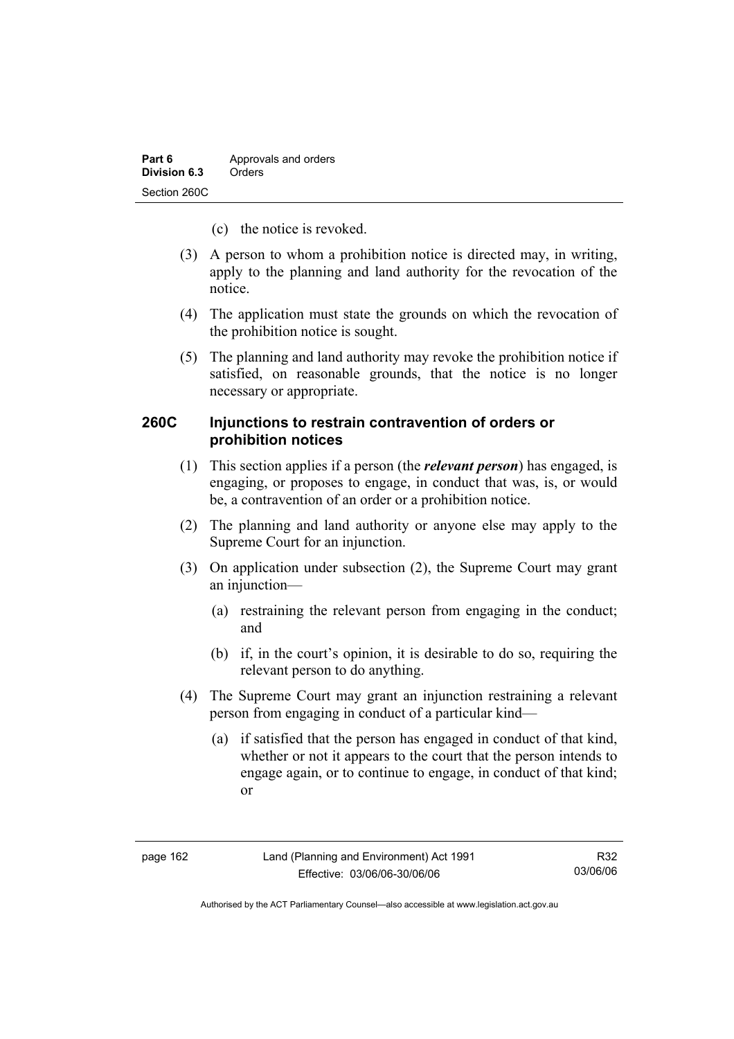(c) the notice is revoked.

(3) A person to whom a prohibition notice is directed may, in writing, apply to the planning and land authority for the revocation of the notice.

(4) The application must state the grounds on which the revocation of the prohibition notice is sought.

(5) The planning and land authority may revoke the prohibition notice if satisfied, on reasonable grounds, that the notice is no longer necessary or appropriate.

## 260C Injunctions to restrain contravention of orders or prohibition notices

(1) This section applies if a person (the ***relevant person***) has engaged, is engaging, or proposes to engage, in conduct that was, is, or would be, a contravention of an order or a prohibition notice.

(2) The planning and land authority or anyone else may apply to the Supreme Court for an injunction.

(3) On application under subsection (2), the Supreme Court may grant an injunction—

(a) restraining the relevant person from engaging in the conduct; and

(b) if, in the court's opinion, it is desirable to do so, requiring the relevant person to do anything.

(4) The Supreme Court may grant an injunction restraining a relevant person from engaging in conduct of a particular kind—

(a) if satisfied that the person has engaged in conduct of that kind, whether or not it appears to the court that the person intends to engage again, or to continue to engage, in conduct of that kind; or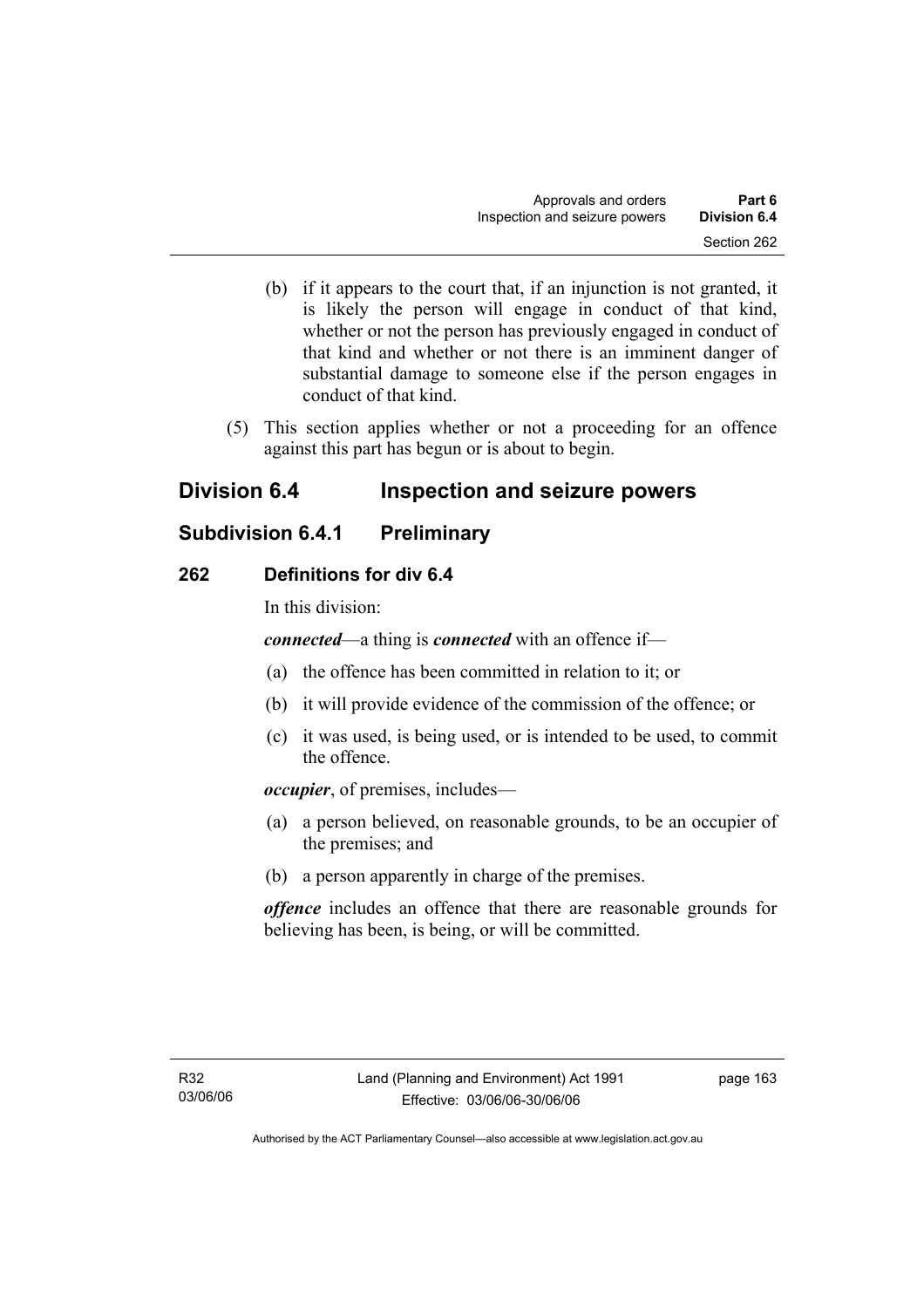(b) if it appears to the court that, if an injunction is not granted, it is likely the person will engage in conduct of that kind, whether or not the person has previously engaged in conduct of that kind and whether or not there is an imminent danger of substantial damage to someone else if the person engages in conduct of that kind.

(5) This section applies whether or not a proceeding for an offence against this part has begun or is about to begin.

## Division 6.4 Inspection and seizure powers

### Subdivision 6.4.1 Preliminary

#### 262 Definitions for div 6.4

In this division:

***connected***—a thing is ***connected*** with an offence if—

(a) the offence has been committed in relation to it; or

(b) it will provide evidence of the commission of the offence; or

(c) it was used, is being used, or is intended to be used, to commit the offence.

***occupier***, of premises, includes—

(a) a person believed, on reasonable grounds, to be an occupier of the premises; and

(b) a person apparently in charge of the premises.

***offence*** includes an offence that there are reasonable grounds for believing has been, is being, or will be committed.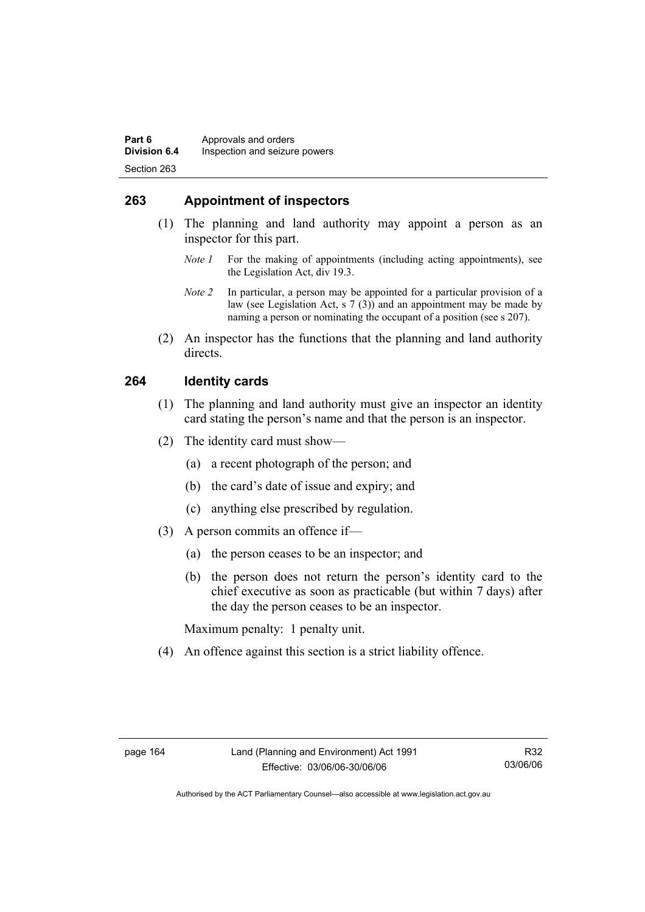## 263 Appointment of inspectors

(1) The planning and land authority may appoint a person as an inspector for this part.

*Note 1* For the making of appointments (including acting appointments), see the Legislation Act, div 19.3.

*Note 2* In particular, a person may be appointed for a particular provision of a law (see Legislation Act, s 7 (3)) and an appointment may be made by naming a person or nominating the occupant of a position (see s 207).

(2) An inspector has the functions that the planning and land authority directs.

## 264 Identity cards

(1) The planning and land authority must give an inspector an identity card stating the person's name and that the person is an inspector.

(2) The identity card must show—

(a) a recent photograph of the person; and

(b) the card's date of issue and expiry; and

(c) anything else prescribed by regulation.

(3) A person commits an offence if—

(a) the person ceases to be an inspector; and

(b) the person does not return the person's identity card to the chief executive as soon as practicable (but within 7 days) after the day the person ceases to be an inspector.

Maximum penalty: 1 penalty unit.

(4) An offence against this section is a strict liability offence.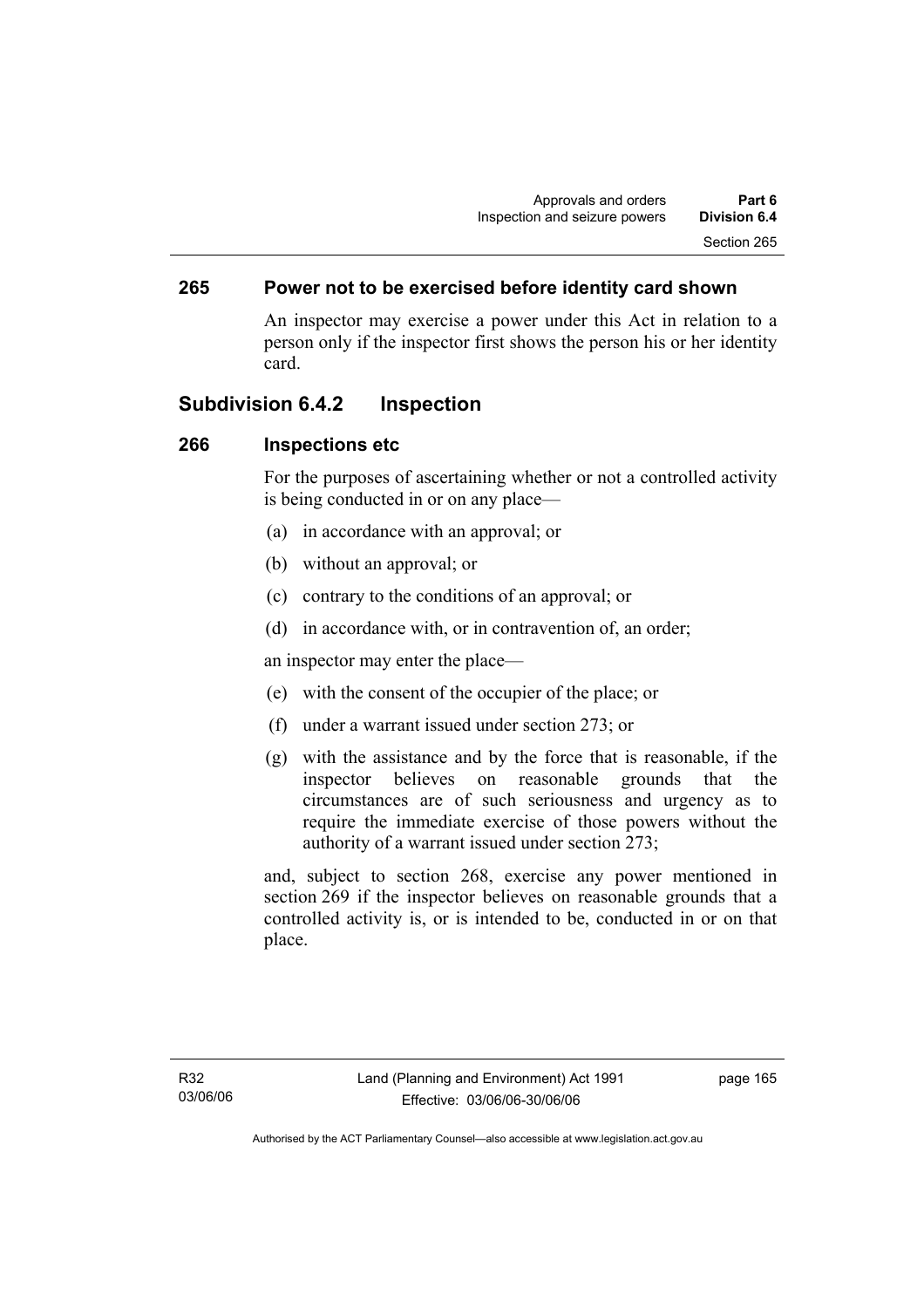### 265 Power not to be exercised before identity card shown

An inspector may exercise a power under this Act in relation to a person only if the inspector first shows the person his or her identity card.

## Subdivision 6.4.2 Inspection

### 266 Inspections etc

For the purposes of ascertaining whether or not a controlled activity is being conducted in or on any place—

(a) in accordance with an approval; or

(b) without an approval; or

(c) contrary to the conditions of an approval; or

(d) in accordance with, or in contravention of, an order;

an inspector may enter the place—

(e) with the consent of the occupier of the place; or

(f) under a warrant issued under section 273; or

(g) with the assistance and by the force that is reasonable, if the inspector believes on reasonable grounds that the circumstances are of such seriousness and urgency as to require the immediate exercise of those powers without the authority of a warrant issued under section 273;

and, subject to section 268, exercise any power mentioned in section 269 if the inspector believes on reasonable grounds that a controlled activity is, or is intended to be, conducted in or on that place.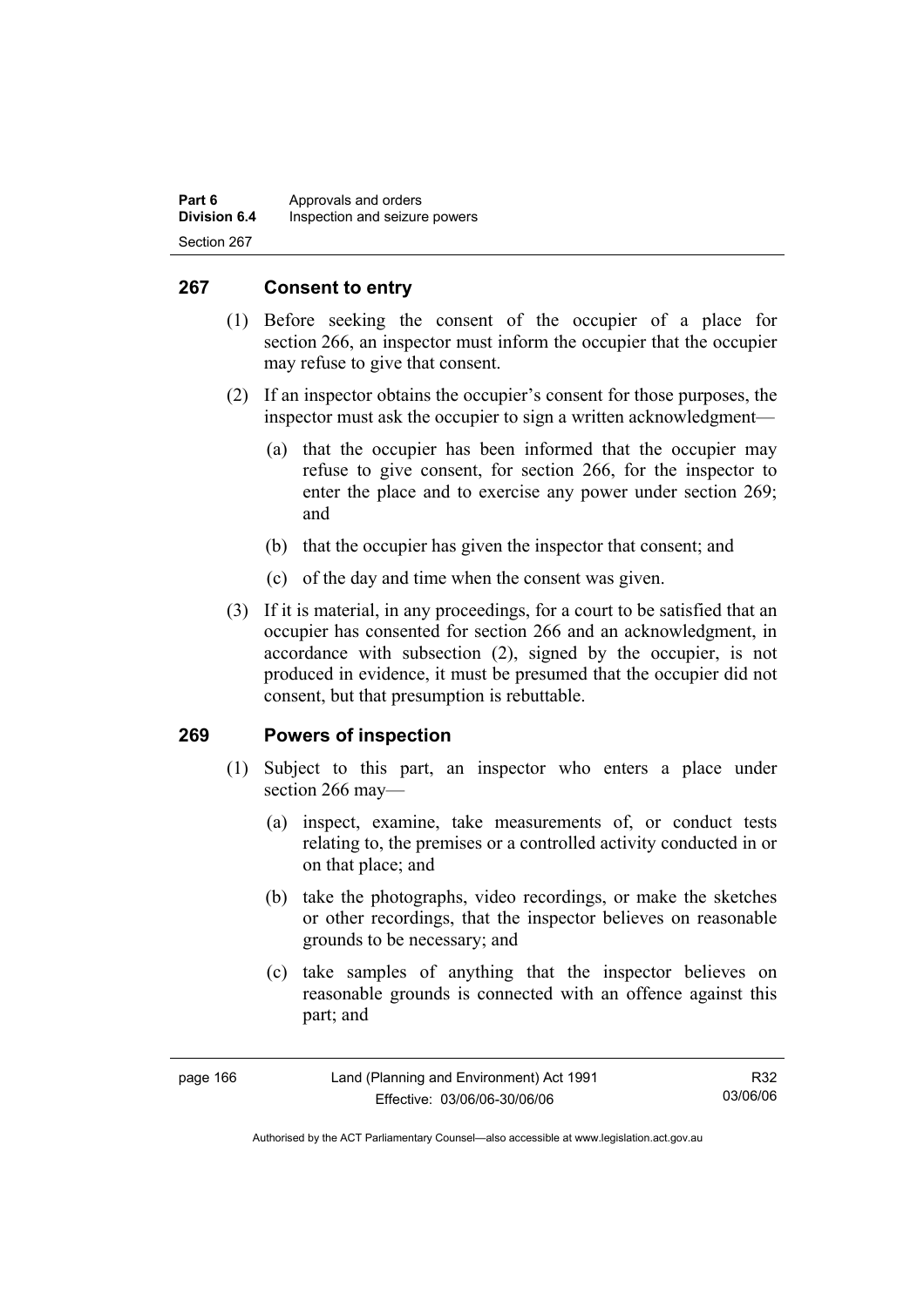## 267 Consent to entry

(1) Before seeking the consent of the occupier of a place for section 266, an inspector must inform the occupier that the occupier may refuse to give that consent.

(2) If an inspector obtains the occupier's consent for those purposes, the inspector must ask the occupier to sign a written acknowledgment—

(a) that the occupier has been informed that the occupier may refuse to give consent, for section 266, for the inspector to enter the place and to exercise any power under section 269; and

(b) that the occupier has given the inspector that consent; and

(c) of the day and time when the consent was given.

(3) If it is material, in any proceedings, for a court to be satisfied that an occupier has consented for section 266 and an acknowledgment, in accordance with subsection (2), signed by the occupier, is not produced in evidence, it must be presumed that the occupier did not consent, but that presumption is rebuttable.

## 269 Powers of inspection

(1) Subject to this part, an inspector who enters a place under section 266 may—

(a) inspect, examine, take measurements of, or conduct tests relating to, the premises or a controlled activity conducted in or on that place; and

(b) take the photographs, video recordings, or make the sketches or other recordings, that the inspector believes on reasonable grounds to be necessary; and

(c) take samples of anything that the inspector believes on reasonable grounds is connected with an offence against this part; and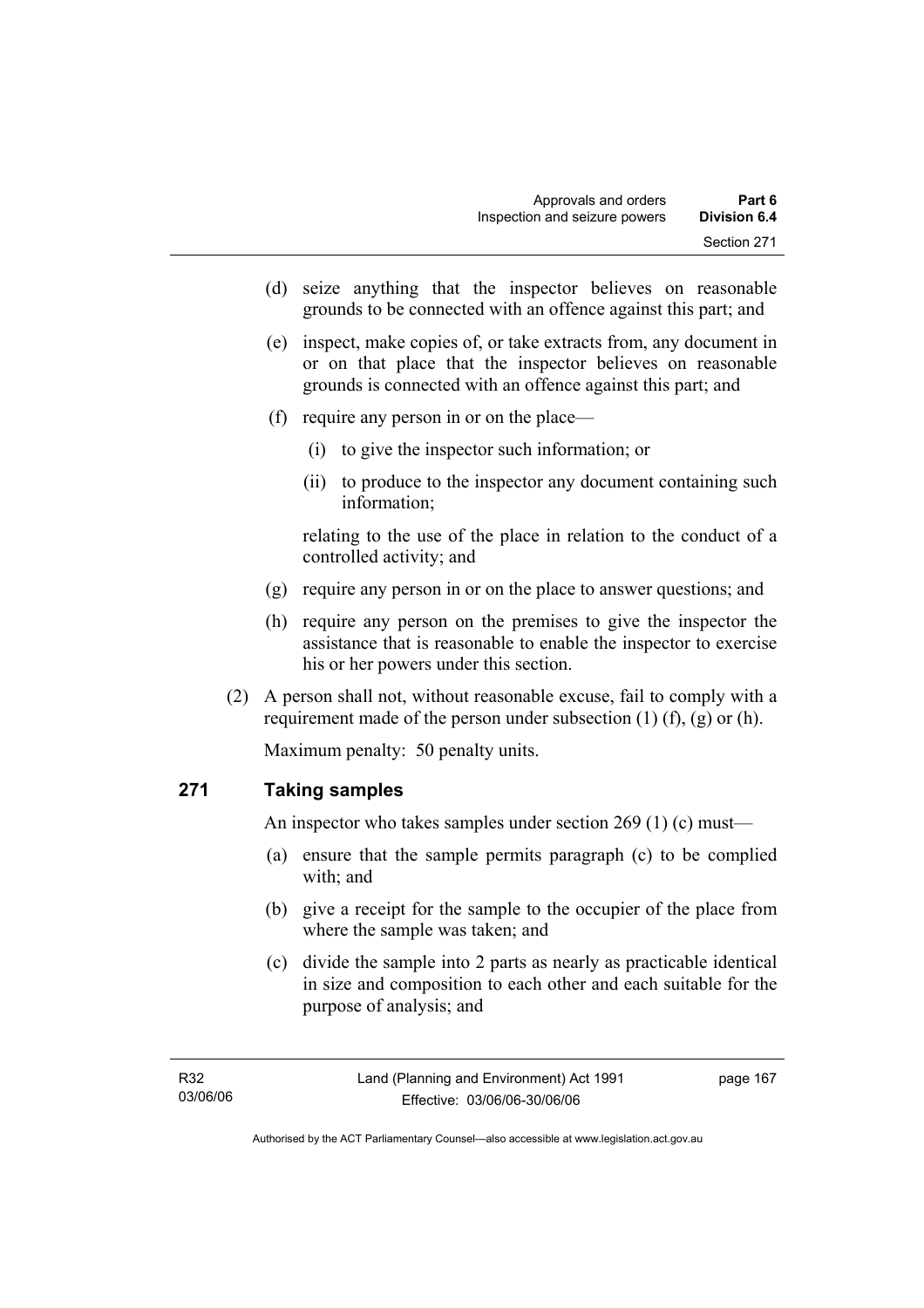(d) seize anything that the inspector believes on reasonable grounds to be connected with an offence against this part; and

(e) inspect, make copies of, or take extracts from, any document in or on that place that the inspector believes on reasonable grounds is connected with an offence against this part; and

(f) require any person in or on the place—

  (i) to give the inspector such information; or

  (ii) to produce to the inspector any document containing such information;

  relating to the use of the place in relation to the conduct of a controlled activity; and

(g) require any person in or on the place to answer questions; and

(h) require any person on the premises to give the inspector the assistance that is reasonable to enable the inspector to exercise his or her powers under this section.

(2) A person shall not, without reasonable excuse, fail to comply with a requirement made of the person under subsection (1) (f), (g) or (h).

Maximum penalty: 50 penalty units.

### 271 Taking samples

An inspector who takes samples under section 269 (1) (c) must—

(a) ensure that the sample permits paragraph (c) to be complied with; and

(b) give a receipt for the sample to the occupier of the place from where the sample was taken; and

(c) divide the sample into 2 parts as nearly as practicable identical in size and composition to each other and each suitable for the purpose of analysis; and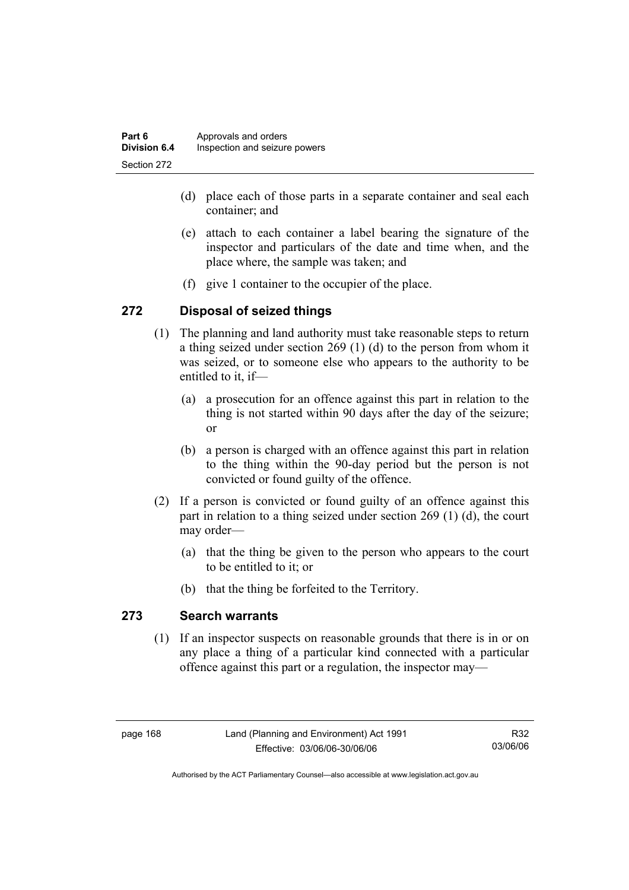(d) place each of those parts in a separate container and seal each container; and

(e) attach to each container a label bearing the signature of the inspector and particulars of the date and time when, and the place where, the sample was taken; and

(f) give 1 container to the occupier of the place.

## 272 Disposal of seized things

(1) The planning and land authority must take reasonable steps to return a thing seized under section 269 (1) (d) to the person from whom it was seized, or to someone else who appears to the authority to be entitled to it, if—

(a) a prosecution for an offence against this part in relation to the thing is not started within 90 days after the day of the seizure; or

(b) a person is charged with an offence against this part in relation to the thing within the 90-day period but the person is not convicted or found guilty of the offence.

(2) If a person is convicted or found guilty of an offence against this part in relation to a thing seized under section 269 (1) (d), the court may order—

(a) that the thing be given to the person who appears to the court to be entitled to it; or

(b) that the thing be forfeited to the Territory.

## 273 Search warrants

(1) If an inspector suspects on reasonable grounds that there is in or on any place a thing of a particular kind connected with a particular offence against this part or a regulation, the inspector may—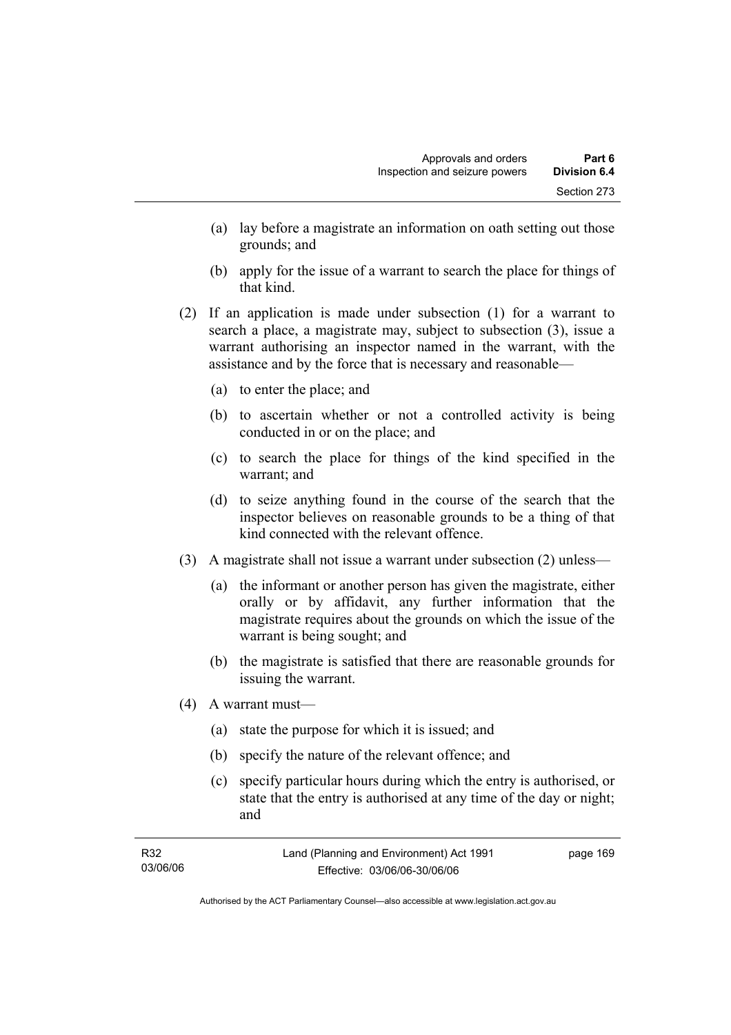(a) lay before a magistrate an information on oath setting out those grounds; and

(b) apply for the issue of a warrant to search the place for things of that kind.

(2) If an application is made under subsection (1) for a warrant to search a place, a magistrate may, subject to subsection (3), issue a warrant authorising an inspector named in the warrant, with the assistance and by the force that is necessary and reasonable—

(a) to enter the place; and

(b) to ascertain whether or not a controlled activity is being conducted in or on the place; and

(c) to search the place for things of the kind specified in the warrant; and

(d) to seize anything found in the course of the search that the inspector believes on reasonable grounds to be a thing of that kind connected with the relevant offence.

(3) A magistrate shall not issue a warrant under subsection (2) unless—

(a) the informant or another person has given the magistrate, either orally or by affidavit, any further information that the magistrate requires about the grounds on which the issue of the warrant is being sought; and

(b) the magistrate is satisfied that there are reasonable grounds for issuing the warrant.

(4) A warrant must—

(a) state the purpose for which it is issued; and

(b) specify the nature of the relevant offence; and

(c) specify particular hours during which the entry is authorised, or state that the entry is authorised at any time of the day or night; and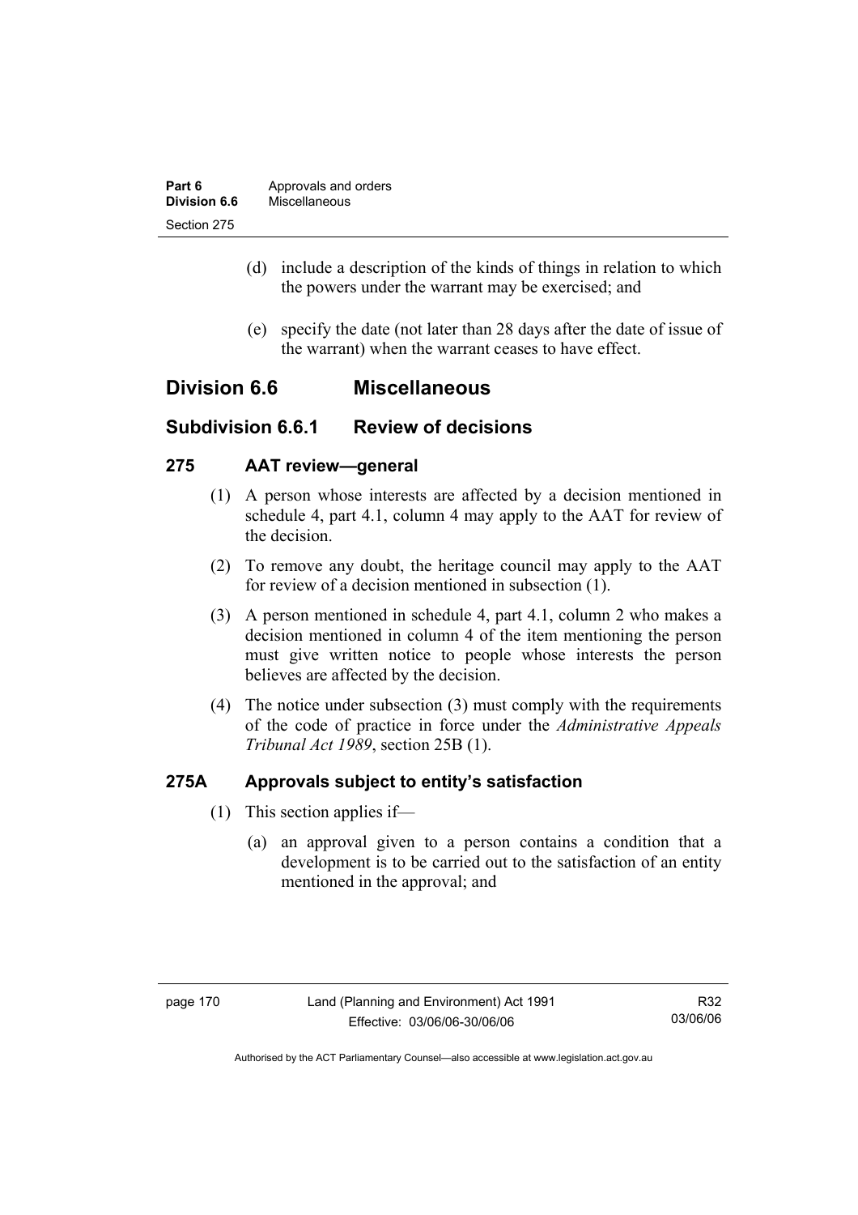(d) include a description of the kinds of things in relation to which the powers under the warrant may be exercised; and

(e) specify the date (not later than 28 days after the date of issue of the warrant) when the warrant ceases to have effect.

## Division 6.6 Miscellaneous

### Subdivision 6.6.1 Review of decisions

#### 275 AAT review—general

(1) A person whose interests are affected by a decision mentioned in schedule 4, part 4.1, column 4 may apply to the AAT for review of the decision.

(2) To remove any doubt, the heritage council may apply to the AAT for review of a decision mentioned in subsection (1).

(3) A person mentioned in schedule 4, part 4.1, column 2 who makes a decision mentioned in column 4 of the item mentioning the person must give written notice to people whose interests the person believes are affected by the decision.

(4) The notice under subsection (3) must comply with the requirements of the code of practice in force under the *Administrative Appeals Tribunal Act 1989*, section 25B (1).

#### 275A Approvals subject to entity's satisfaction

(1) This section applies if—

(a) an approval given to a person contains a condition that a development is to be carried out to the satisfaction of an entity mentioned in the approval; and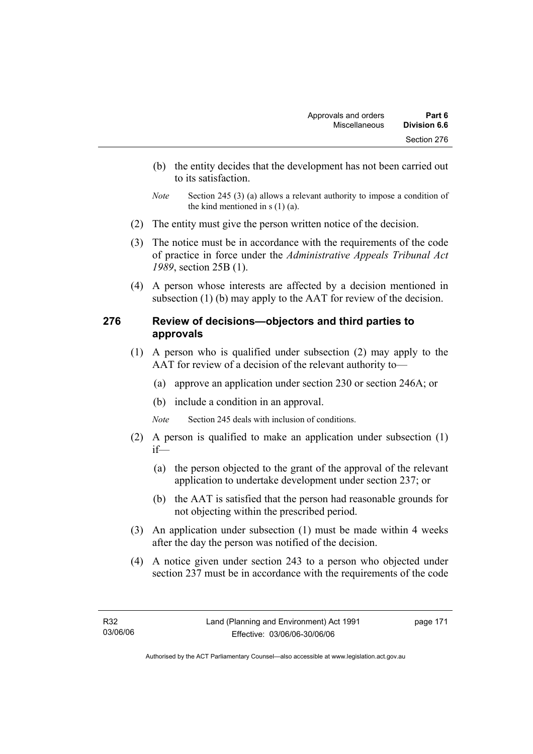(b) the entity decides that the development has not been carried out to its satisfaction.

*Note* Section 245 (3) (a) allows a relevant authority to impose a condition of the kind mentioned in s (1) (a).

(2) The entity must give the person written notice of the decision.

(3) The notice must be in accordance with the requirements of the code of practice in force under the *Administrative Appeals Tribunal Act 1989*, section 25B (1).

(4) A person whose interests are affected by a decision mentioned in subsection (1) (b) may apply to the AAT for review of the decision.

## 276 Review of decisions—objectors and third parties to approvals

(1) A person who is qualified under subsection (2) may apply to the AAT for review of a decision of the relevant authority to—

(a) approve an application under section 230 or section 246A; or

(b) include a condition in an approval.

*Note* Section 245 deals with inclusion of conditions.

(2) A person is qualified to make an application under subsection (1) if—

(a) the person objected to the grant of the approval of the relevant application to undertake development under section 237; or

(b) the AAT is satisfied that the person had reasonable grounds for not objecting within the prescribed period.

(3) An application under subsection (1) must be made within 4 weeks after the day the person was notified of the decision.

(4) A notice given under section 243 to a person who objected under section 237 must be in accordance with the requirements of the code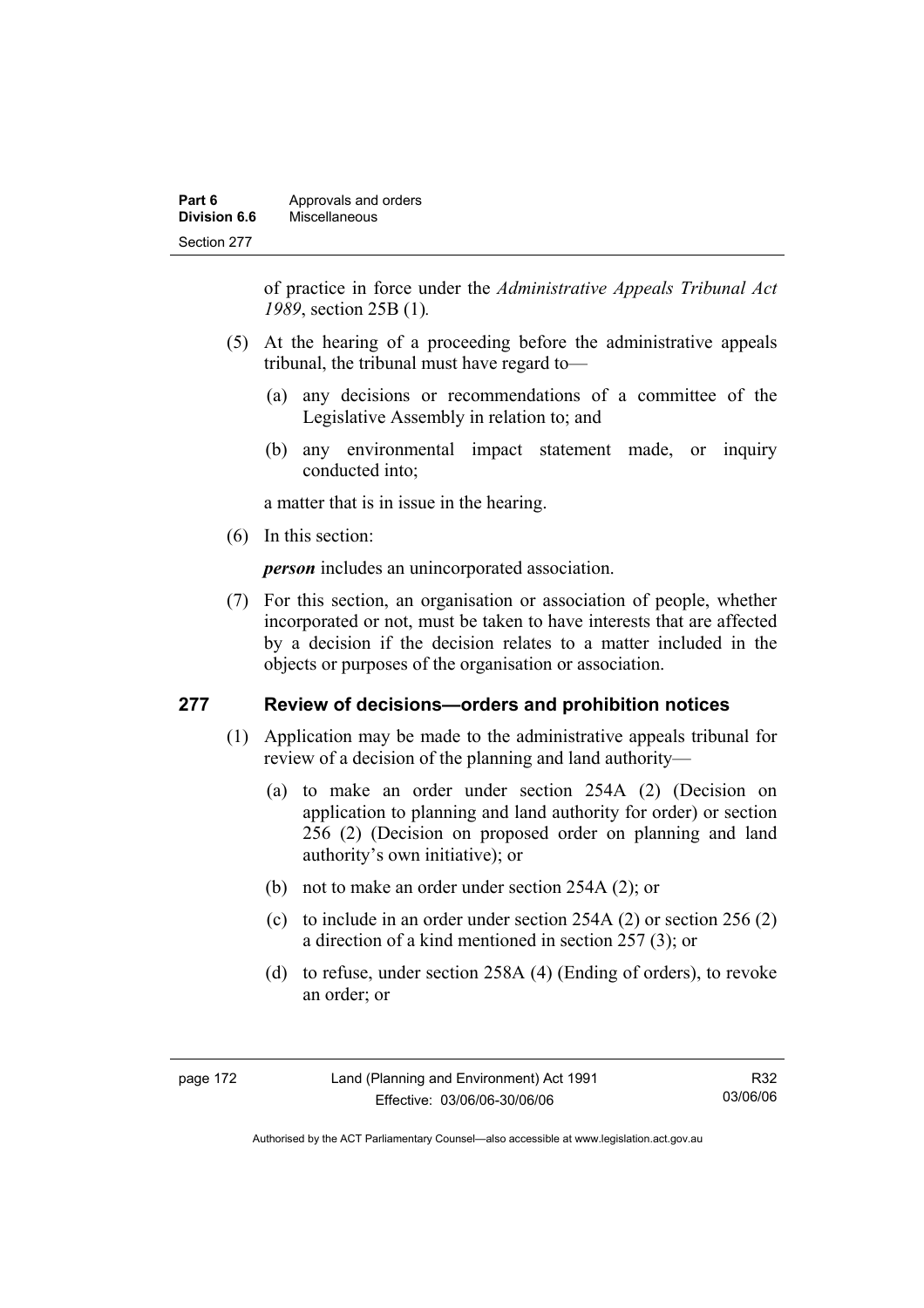of practice in force under the *Administrative Appeals Tribunal Act 1989*, section 25B (1)*.*

(5) At the hearing of a proceeding before the administrative appeals tribunal, the tribunal must have regard to—

(a) any decisions or recommendations of a committee of the Legislative Assembly in relation to; and

(b) any environmental impact statement made, or inquiry conducted into;

a matter that is in issue in the hearing.

(6) In this section:

***person*** includes an unincorporated association.

(7) For this section, an organisation or association of people, whether incorporated or not, must be taken to have interests that are affected by a decision if the decision relates to a matter included in the objects or purposes of the organisation or association.

## 277 Review of decisions—orders and prohibition notices

(1) Application may be made to the administrative appeals tribunal for review of a decision of the planning and land authority—

(a) to make an order under section 254A (2) (Decision on application to planning and land authority for order) or section 256 (2) (Decision on proposed order on planning and land authority's own initiative); or

(b) not to make an order under section 254A (2); or

(c) to include in an order under section 254A (2) or section 256 (2) a direction of a kind mentioned in section 257 (3); or

(d) to refuse, under section 258A (4) (Ending of orders), to revoke an order; or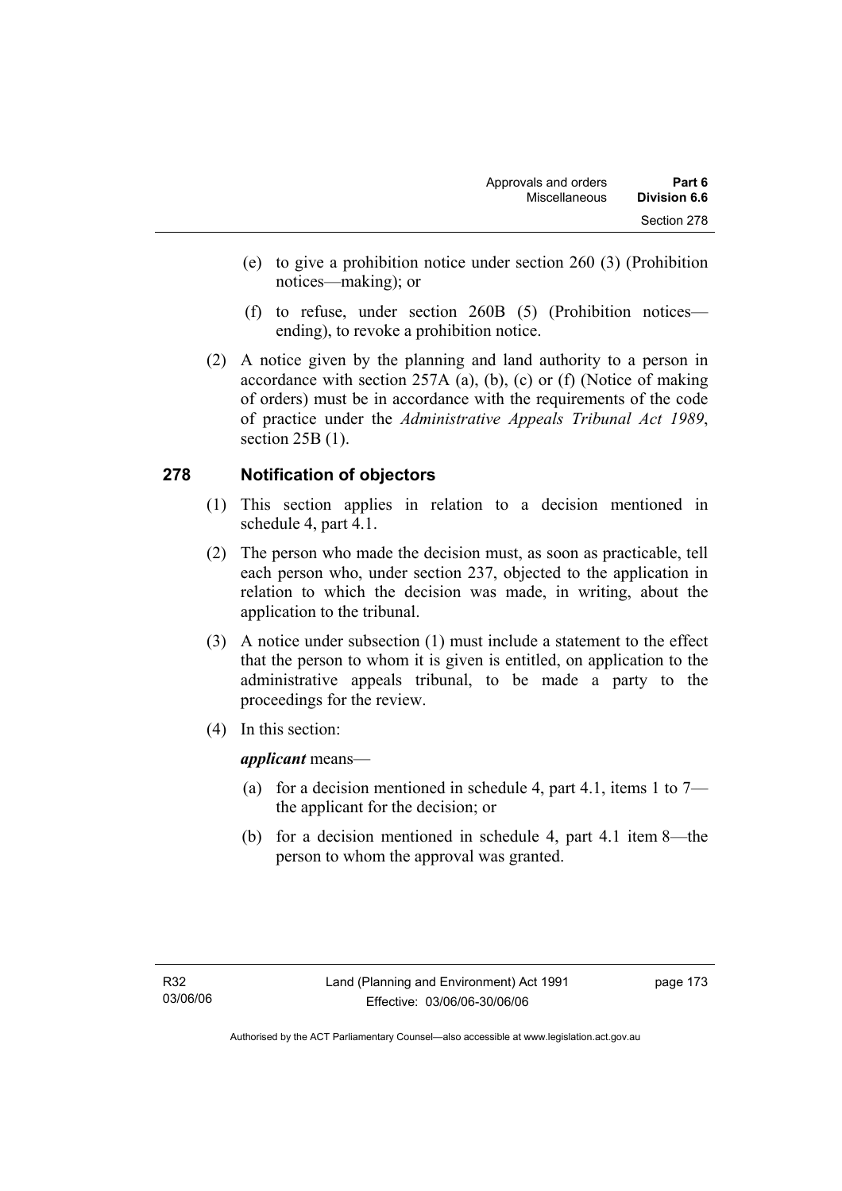(e) to give a prohibition notice under section 260 (3) (Prohibition notices—making); or

(f) to refuse, under section 260B (5) (Prohibition notices—ending), to revoke a prohibition notice.

(2) A notice given by the planning and land authority to a person in accordance with section 257A (a), (b), (c) or (f) (Notice of making of orders) must be in accordance with the requirements of the code of practice under the *Administrative Appeals Tribunal Act 1989*, section 25B (1).

## 278 Notification of objectors

(1) This section applies in relation to a decision mentioned in schedule 4, part 4.1.

(2) The person who made the decision must, as soon as practicable, tell each person who, under section 237, objected to the application in relation to which the decision was made, in writing, about the application to the tribunal.

(3) A notice under subsection (1) must include a statement to the effect that the person to whom it is given is entitled, on application to the administrative appeals tribunal, to be made a party to the proceedings for the review.

(4) In this section:

***applicant*** means—

(a) for a decision mentioned in schedule 4, part 4.1, items 1 to 7—the applicant for the decision; or

(b) for a decision mentioned in schedule 4, part 4.1 item 8—the person to whom the approval was granted.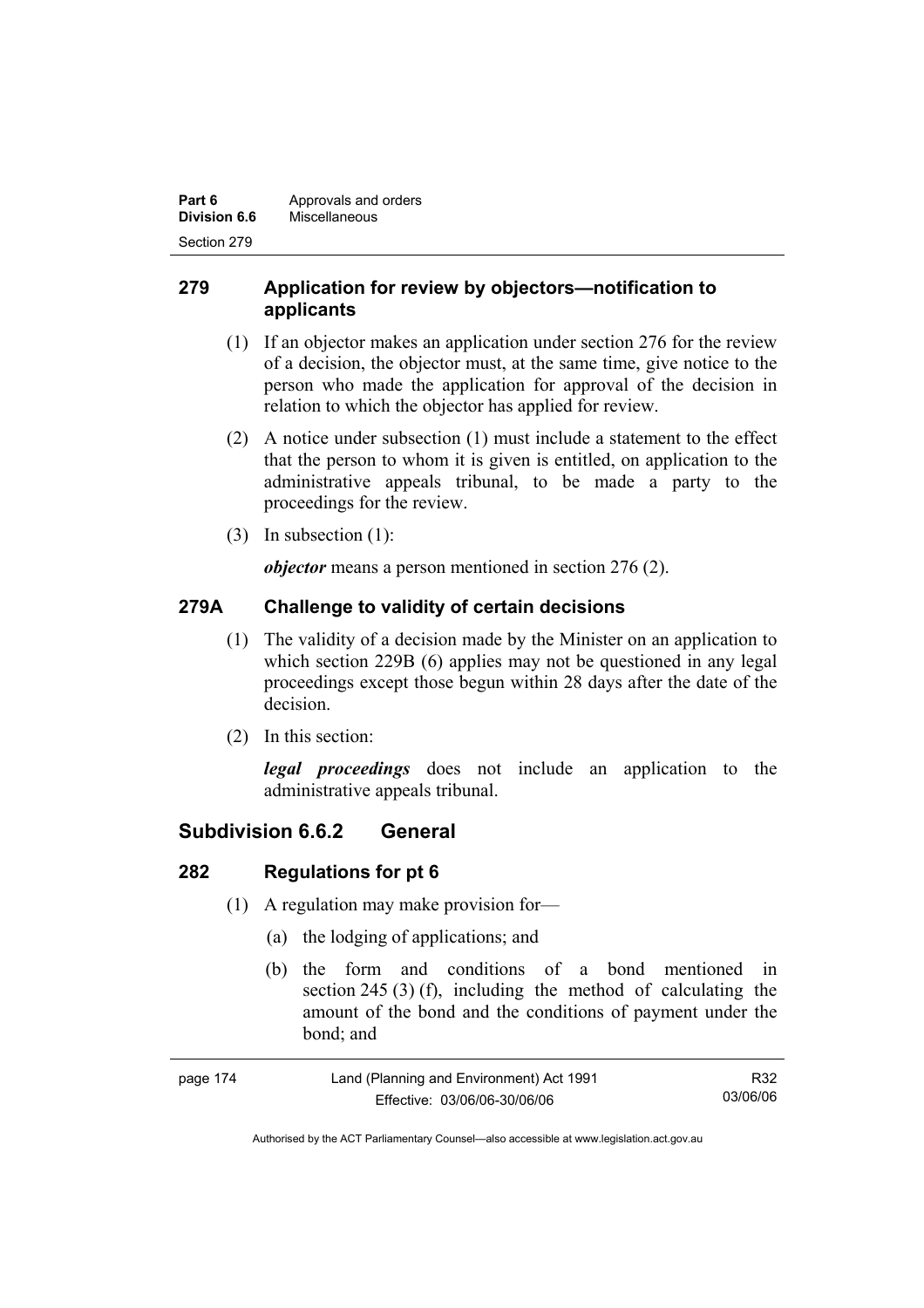## 279 Application for review by objectors—notification to applicants

(1) If an objector makes an application under section 276 for the review of a decision, the objector must, at the same time, give notice to the person who made the application for approval of the decision in relation to which the objector has applied for review.

(2) A notice under subsection (1) must include a statement to the effect that the person to whom it is given is entitled, on application to the administrative appeals tribunal, to be made a party to the proceedings for the review.

(3) In subsection (1):

***objector*** means a person mentioned in section 276 (2).

## 279A Challenge to validity of certain decisions

(1) The validity of a decision made by the Minister on an application to which section 229B (6) applies may not be questioned in any legal proceedings except those begun within 28 days after the date of the decision.

(2) In this section:

***legal proceedings*** does not include an application to the administrative appeals tribunal.

# Subdivision 6.6.2 General

## 282 Regulations for pt 6

(1) A regulation may make provision for—

(a) the lodging of applications; and

(b) the form and conditions of a bond mentioned in section 245 (3) (f), including the method of calculating the amount of the bond and the conditions of payment under the bond; and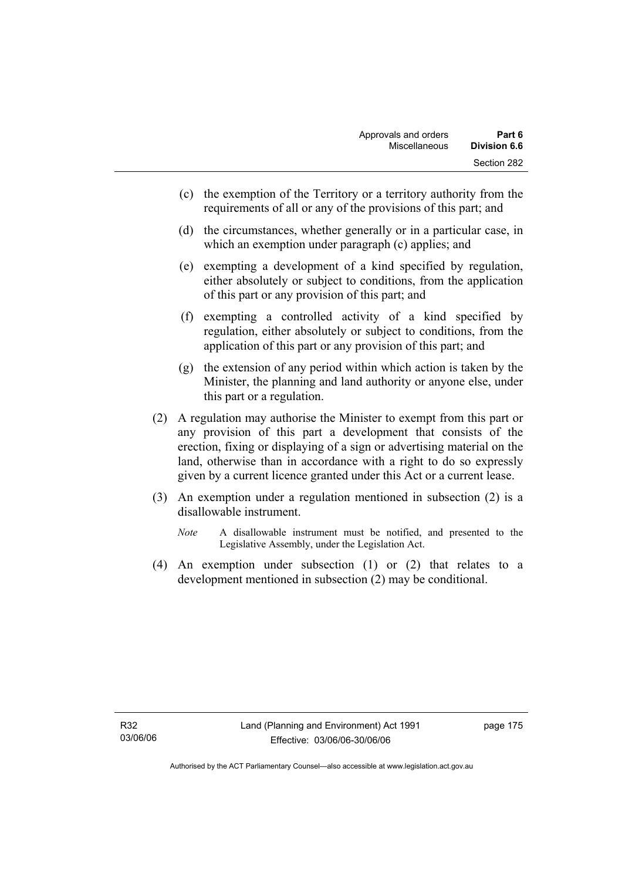(c) the exemption of the Territory or a territory authority from the requirements of all or any of the provisions of this part; and

(d) the circumstances, whether generally or in a particular case, in which an exemption under paragraph (c) applies; and

(e) exempting a development of a kind specified by regulation, either absolutely or subject to conditions, from the application of this part or any provision of this part; and

(f) exempting a controlled activity of a kind specified by regulation, either absolutely or subject to conditions, from the application of this part or any provision of this part; and

(g) the extension of any period within which action is taken by the Minister, the planning and land authority or anyone else, under this part or a regulation.

(2) A regulation may authorise the Minister to exempt from this part or any provision of this part a development that consists of the erection, fixing or displaying of a sign or advertising material on the land, otherwise than in accordance with a right to do so expressly given by a current licence granted under this Act or a current lease.

(3) An exemption under a regulation mentioned in subsection (2) is a disallowable instrument.

*Note* A disallowable instrument must be notified, and presented to the Legislative Assembly, under the Legislation Act.

(4) An exemption under subsection (1) or (2) that relates to a development mentioned in subsection (2) may be conditional.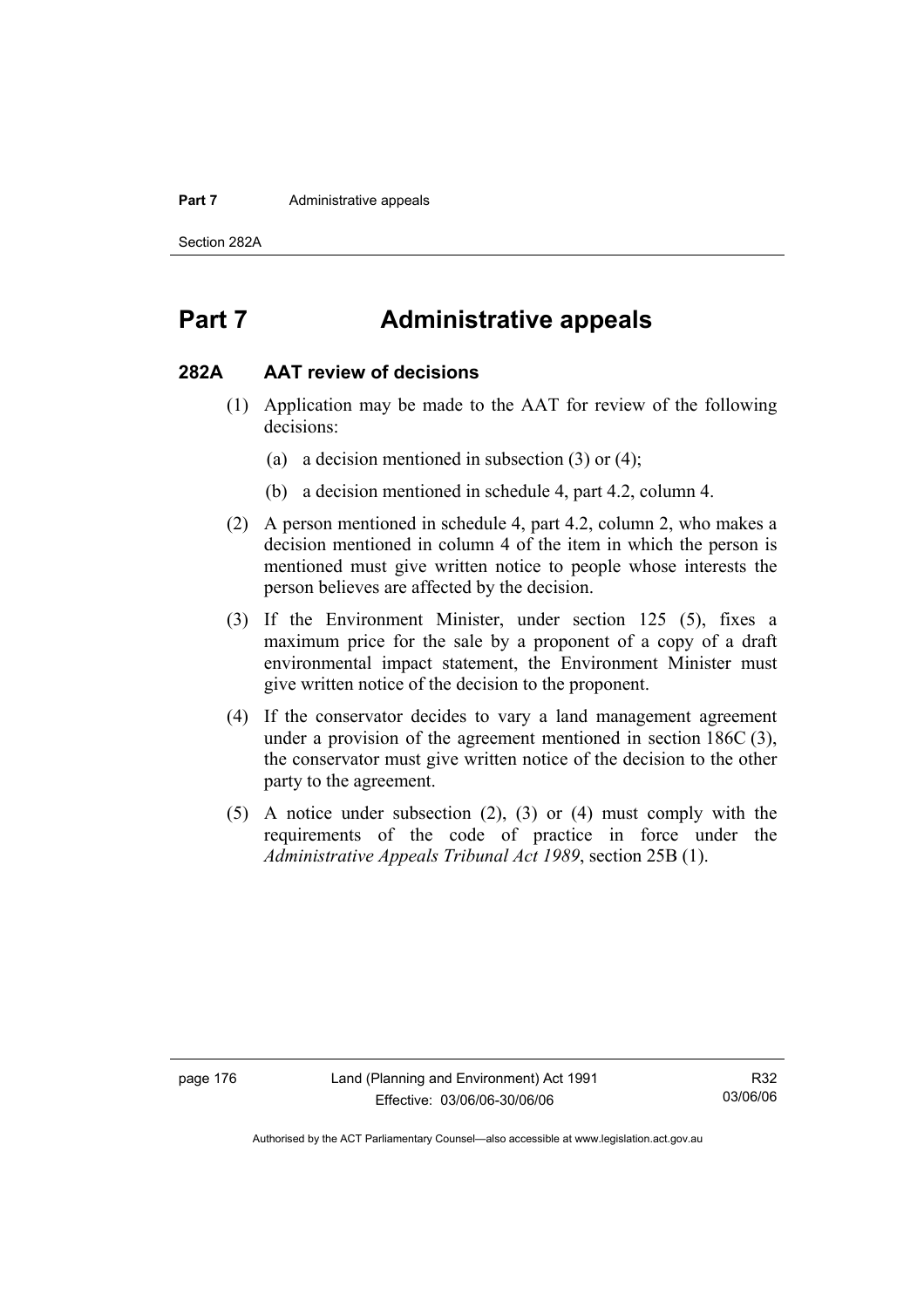# Part 7 Administrative appeals

## 282A AAT review of decisions

(1) Application may be made to the AAT for review of the following decisions:

(a) a decision mentioned in subsection (3) or (4);

(b) a decision mentioned in schedule 4, part 4.2, column 4.

(2) A person mentioned in schedule 4, part 4.2, column 2, who makes a decision mentioned in column 4 of the item in which the person is mentioned must give written notice to people whose interests the person believes are affected by the decision.

(3) If the Environment Minister, under section 125 (5), fixes a maximum price for the sale by a proponent of a copy of a draft environmental impact statement, the Environment Minister must give written notice of the decision to the proponent.

(4) If the conservator decides to vary a land management agreement under a provision of the agreement mentioned in section 186C (3), the conservator must give written notice of the decision to the other party to the agreement.

(5) A notice under subsection (2), (3) or (4) must comply with the requirements of the code of practice in force under the *Administrative Appeals Tribunal Act 1989*, section 25B (1).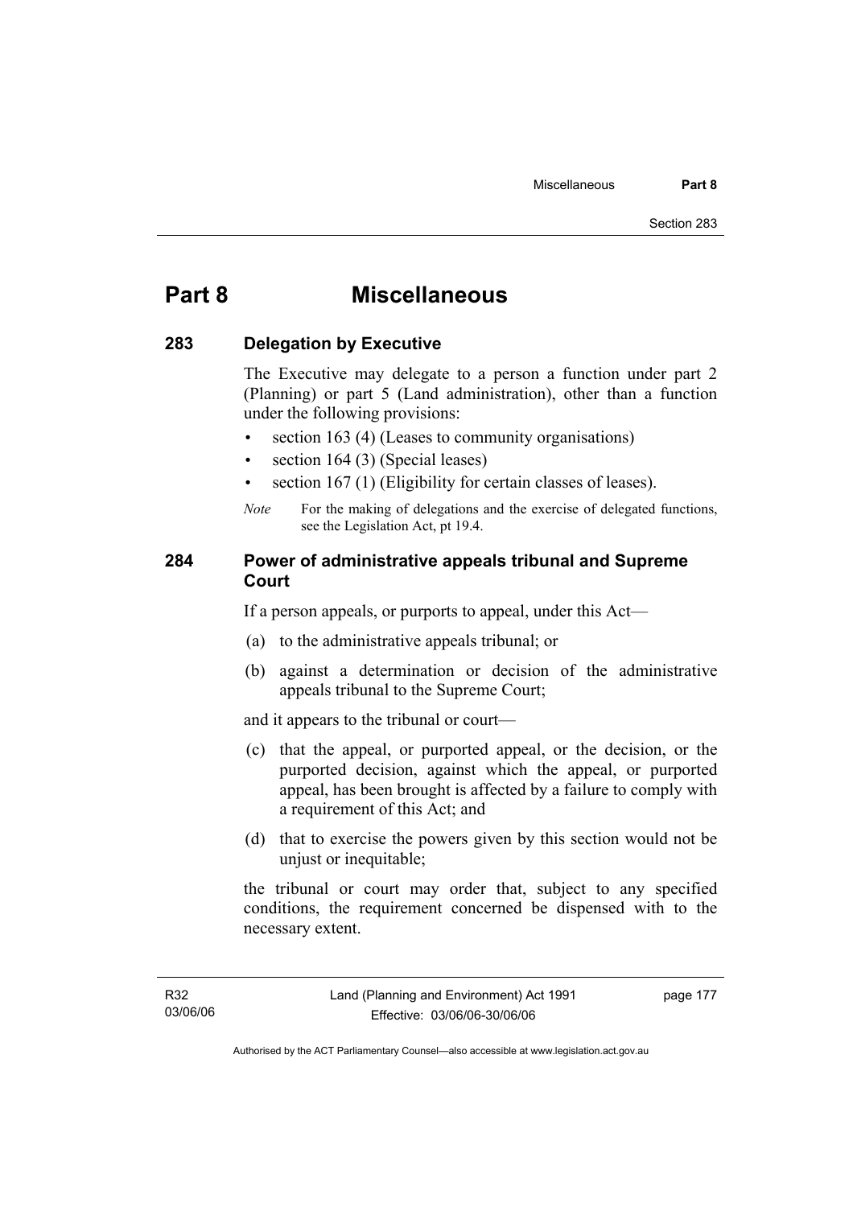# Part 8 Miscellaneous

### 283 Delegation by Executive

The Executive may delegate to a person a function under part 2 (Planning) or part 5 (Land administration), other than a function under the following provisions:

- section 163 (4) (Leases to community organisations)
- section 164 (3) (Special leases)
- section 167 (1) (Eligibility for certain classes of leases).

*Note* For the making of delegations and the exercise of delegated functions, see the Legislation Act, pt 19.4.

### 284 Power of administrative appeals tribunal and Supreme Court

If a person appeals, or purports to appeal, under this Act—

(a) to the administrative appeals tribunal; or

(b) against a determination or decision of the administrative appeals tribunal to the Supreme Court;

and it appears to the tribunal or court—

(c) that the appeal, or purported appeal, or the decision, or the purported decision, against which the appeal, or purported appeal, has been brought is affected by a failure to comply with a requirement of this Act; and

(d) that to exercise the powers given by this section would not be unjust or inequitable;

the tribunal or court may order that, subject to any specified conditions, the requirement concerned be dispensed with to the necessary extent.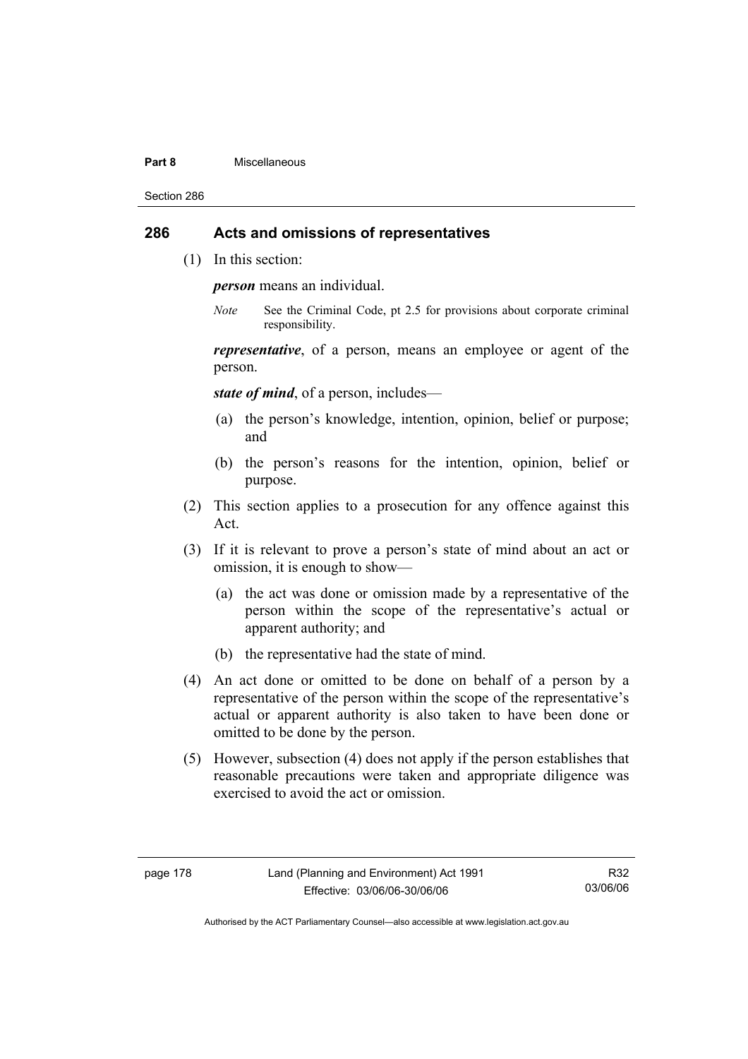## 286 Acts and omissions of representatives

(1) In this section:

***person*** means an individual.

*Note* See the Criminal Code, pt 2.5 for provisions about corporate criminal responsibility.

***representative***, of a person, means an employee or agent of the person.

***state of mind***, of a person, includes—

(a) the person's knowledge, intention, opinion, belief or purpose; and

(b) the person's reasons for the intention, opinion, belief or purpose.

(2) This section applies to a prosecution for any offence against this Act.

(3) If it is relevant to prove a person's state of mind about an act or omission, it is enough to show—

(a) the act was done or omission made by a representative of the person within the scope of the representative's actual or apparent authority; and

(b) the representative had the state of mind.

(4) An act done or omitted to be done on behalf of a person by a representative of the person within the scope of the representative's actual or apparent authority is also taken to have been done or omitted to be done by the person.

(5) However, subsection (4) does not apply if the person establishes that reasonable precautions were taken and appropriate diligence was exercised to avoid the act or omission.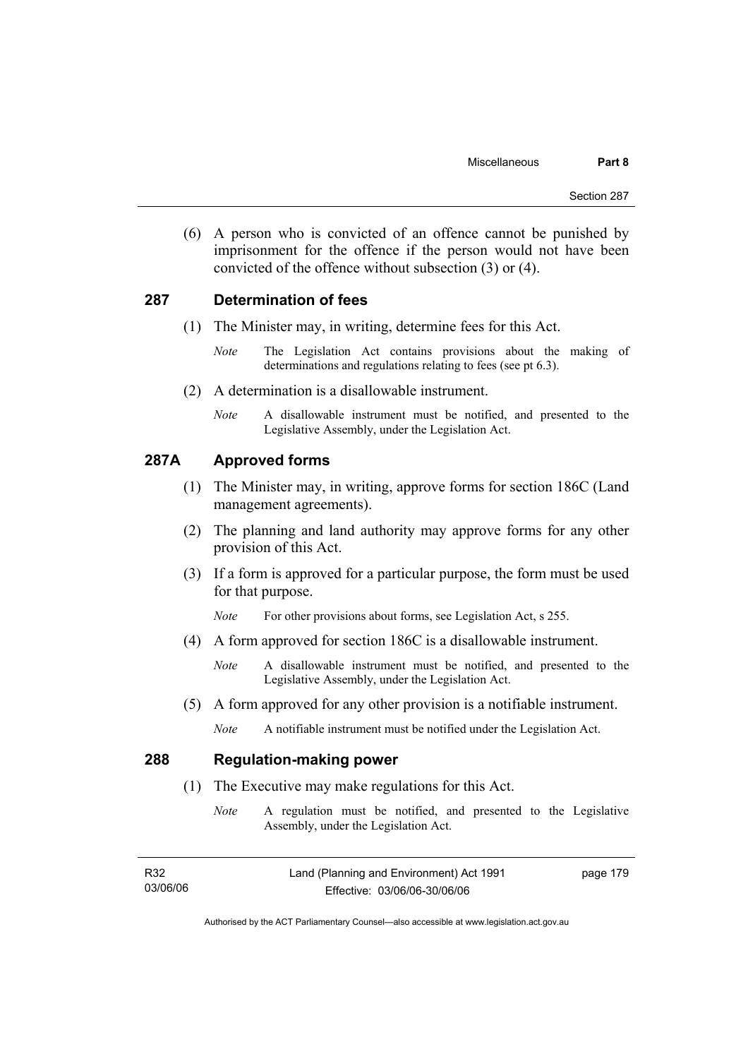(6) A person who is convicted of an offence cannot be punished by imprisonment for the offence if the person would not have been convicted of the offence without subsection (3) or (4).

## 287 Determination of fees

(1) The Minister may, in writing, determine fees for this Act.

*Note* The Legislation Act contains provisions about the making of determinations and regulations relating to fees (see pt 6.3).

(2) A determination is a disallowable instrument.

*Note* A disallowable instrument must be notified, and presented to the Legislative Assembly, under the Legislation Act.

## 287A Approved forms

(1) The Minister may, in writing, approve forms for section 186C (Land management agreements).

(2) The planning and land authority may approve forms for any other provision of this Act.

(3) If a form is approved for a particular purpose, the form must be used for that purpose.

*Note* For other provisions about forms, see Legislation Act, s 255.

(4) A form approved for section 186C is a disallowable instrument.

*Note* A disallowable instrument must be notified, and presented to the Legislative Assembly, under the Legislation Act.

(5) A form approved for any other provision is a notifiable instrument.

*Note* A notifiable instrument must be notified under the Legislation Act.

## 288 Regulation-making power

(1) The Executive may make regulations for this Act.

*Note* A regulation must be notified, and presented to the Legislative Assembly, under the Legislation Act.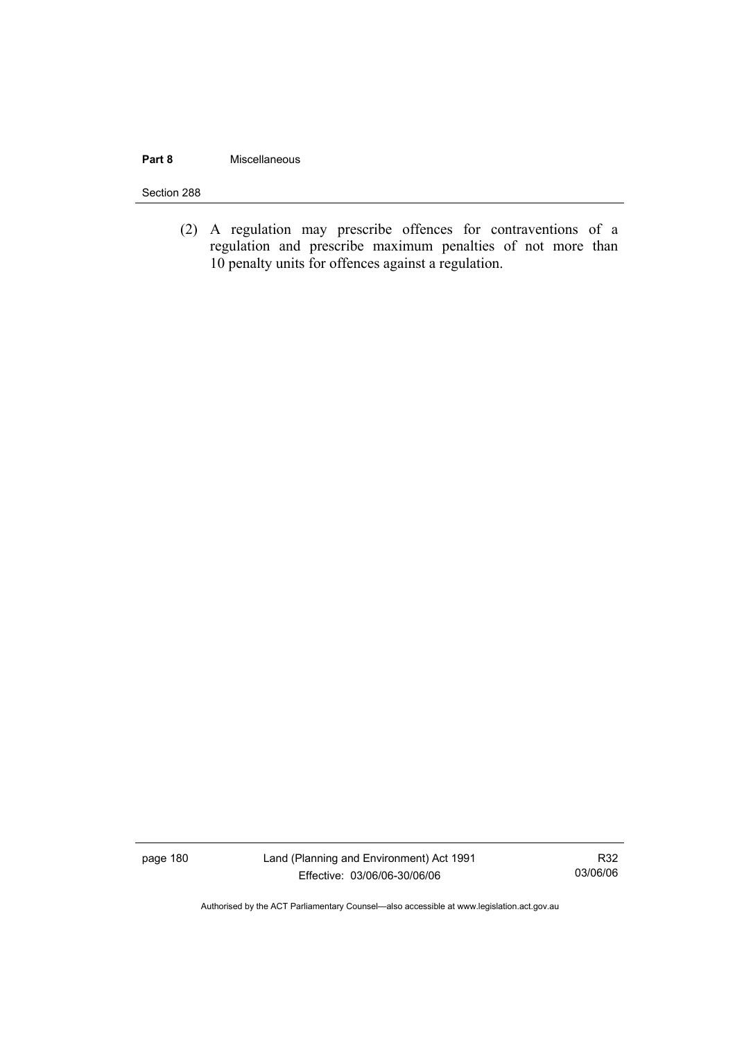(2) A regulation may prescribe offences for contraventions of a regulation and prescribe maximum penalties of not more than 10 penalty units for offences against a regulation.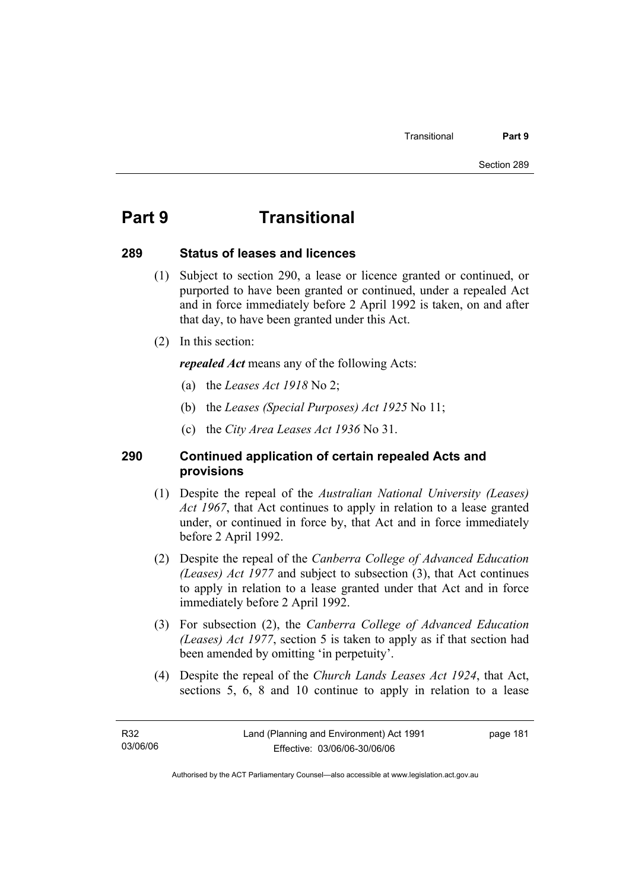# Part 9 Transitional

## 289 Status of leases and licences

(1) Subject to section 290, a lease or licence granted or continued, or purported to have been granted or continued, under a repealed Act and in force immediately before 2 April 1992 is taken, on and after that day, to have been granted under this Act.

(2) In this section:

***repealed Act*** means any of the following Acts:

(a) the *Leases Act 1918* No 2;

(b) the *Leases (Special Purposes) Act 1925* No 11;

(c) the *City Area Leases Act 1936* No 31.

## 290 Continued application of certain repealed Acts and provisions

(1) Despite the repeal of the *Australian National University (Leases) Act 1967*, that Act continues to apply in relation to a lease granted under, or continued in force by, that Act and in force immediately before 2 April 1992.

(2) Despite the repeal of the *Canberra College of Advanced Education (Leases) Act 1977* and subject to subsection (3), that Act continues to apply in relation to a lease granted under that Act and in force immediately before 2 April 1992.

(3) For subsection (2), the *Canberra College of Advanced Education (Leases) Act 1977*, section 5 is taken to apply as if that section had been amended by omitting 'in perpetuity'.

(4) Despite the repeal of the *Church Lands Leases Act 1924*, that Act, sections 5, 6, 8 and 10 continue to apply in relation to a lease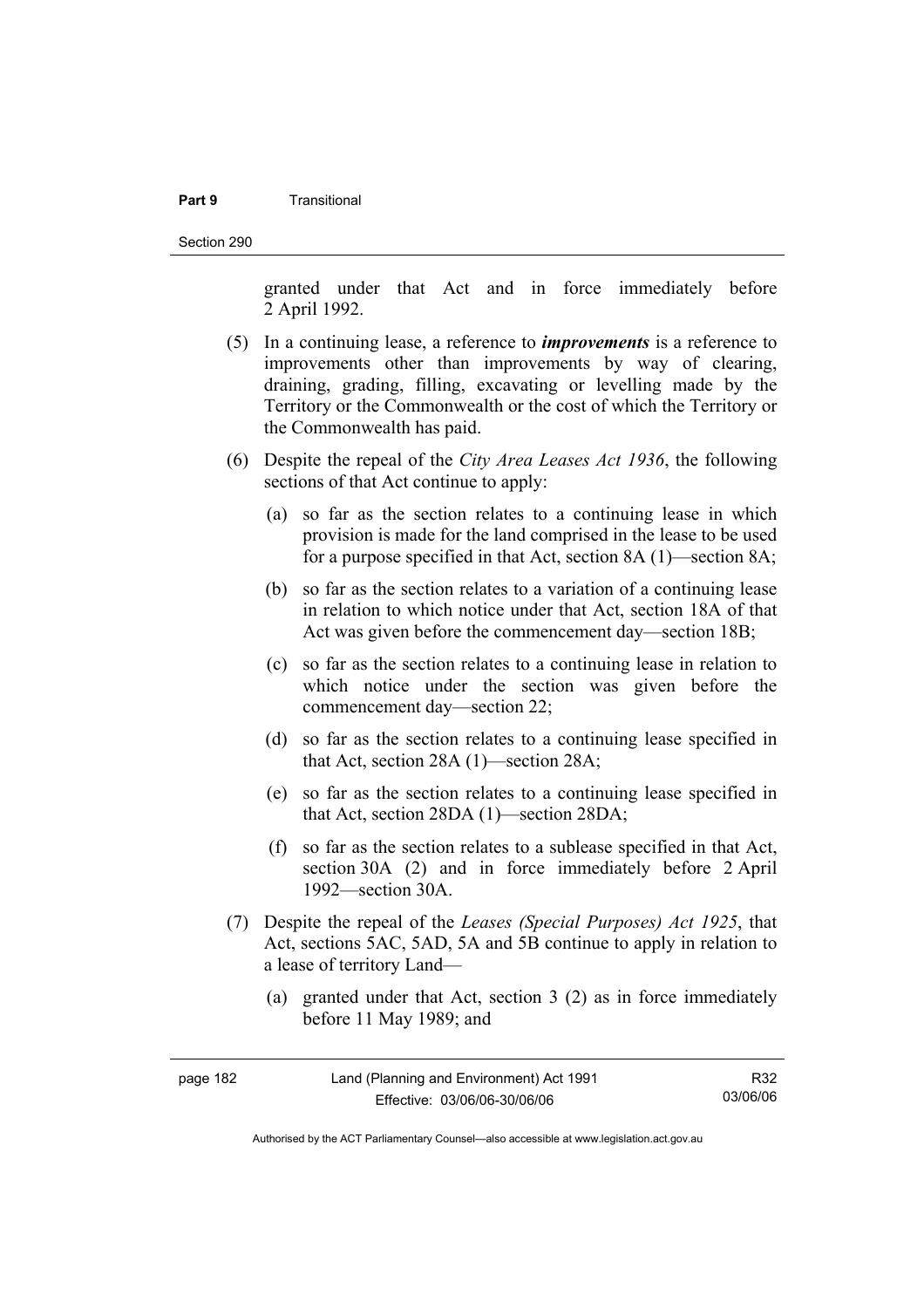granted under that Act and in force immediately before 2 April 1992.

(5) In a continuing lease, a reference to ***improvements*** is a reference to improvements other than improvements by way of clearing, draining, grading, filling, excavating or levelling made by the Territory or the Commonwealth or the cost of which the Territory or the Commonwealth has paid.

(6) Despite the repeal of the *City Area Leases Act 1936*, the following sections of that Act continue to apply:

(a) so far as the section relates to a continuing lease in which provision is made for the land comprised in the lease to be used for a purpose specified in that Act, section 8A (1)—section 8A;

(b) so far as the section relates to a variation of a continuing lease in relation to which notice under that Act, section 18A of that Act was given before the commencement day—section 18B;

(c) so far as the section relates to a continuing lease in relation to which notice under the section was given before the commencement day—section 22;

(d) so far as the section relates to a continuing lease specified in that Act, section 28A (1)—section 28A;

(e) so far as the section relates to a continuing lease specified in that Act, section 28DA (1)—section 28DA;

(f) so far as the section relates to a sublease specified in that Act, section 30A (2) and in force immediately before 2 April 1992—section 30A.

(7) Despite the repeal of the *Leases (Special Purposes) Act 1925*, that Act, sections 5AC, 5AD, 5A and 5B continue to apply in relation to a lease of territory Land—

(a) granted under that Act, section 3 (2) as in force immediately before 11 May 1989; and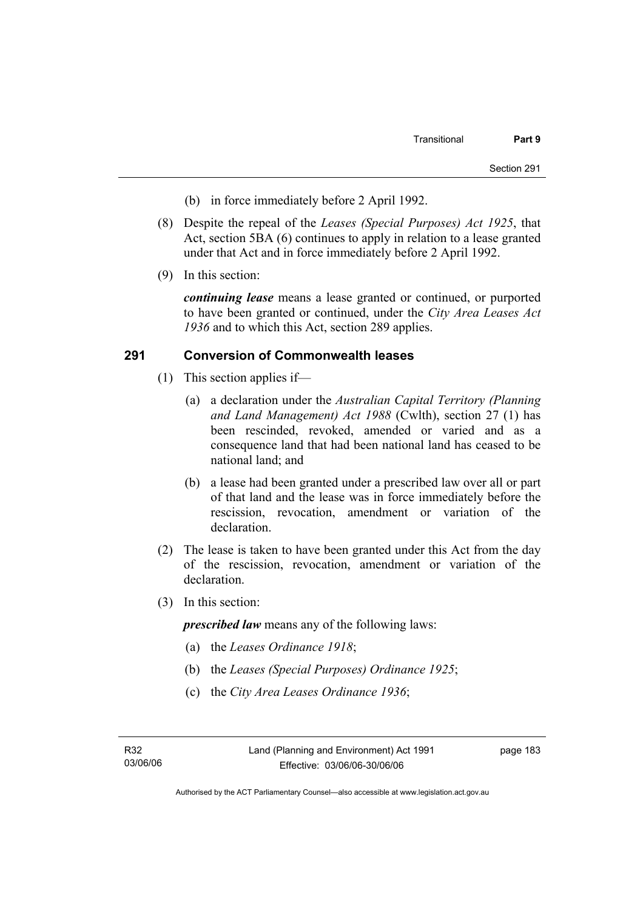(b) in force immediately before 2 April 1992.

(8) Despite the repeal of the *Leases (Special Purposes) Act 1925*, that Act, section 5BA (6) continues to apply in relation to a lease granted under that Act and in force immediately before 2 April 1992.

(9) In this section:

***continuing lease*** means a lease granted or continued, or purported to have been granted or continued, under the *City Area Leases Act 1936* and to which this Act, section 289 applies.

## 291 Conversion of Commonwealth leases

(1) This section applies if—

(a) a declaration under the *Australian Capital Territory (Planning and Land Management) Act 1988* (Cwlth), section 27 (1) has been rescinded, revoked, amended or varied and as a consequence land that had been national land has ceased to be national land; and

(b) a lease had been granted under a prescribed law over all or part of that land and the lease was in force immediately before the rescission, revocation, amendment or variation of the declaration.

(2) The lease is taken to have been granted under this Act from the day of the rescission, revocation, amendment or variation of the declaration.

(3) In this section:

***prescribed law*** means any of the following laws:

(a) the *Leases Ordinance 1918*;

(b) the *Leases (Special Purposes) Ordinance 1925*;

(c) the *City Area Leases Ordinance 1936*;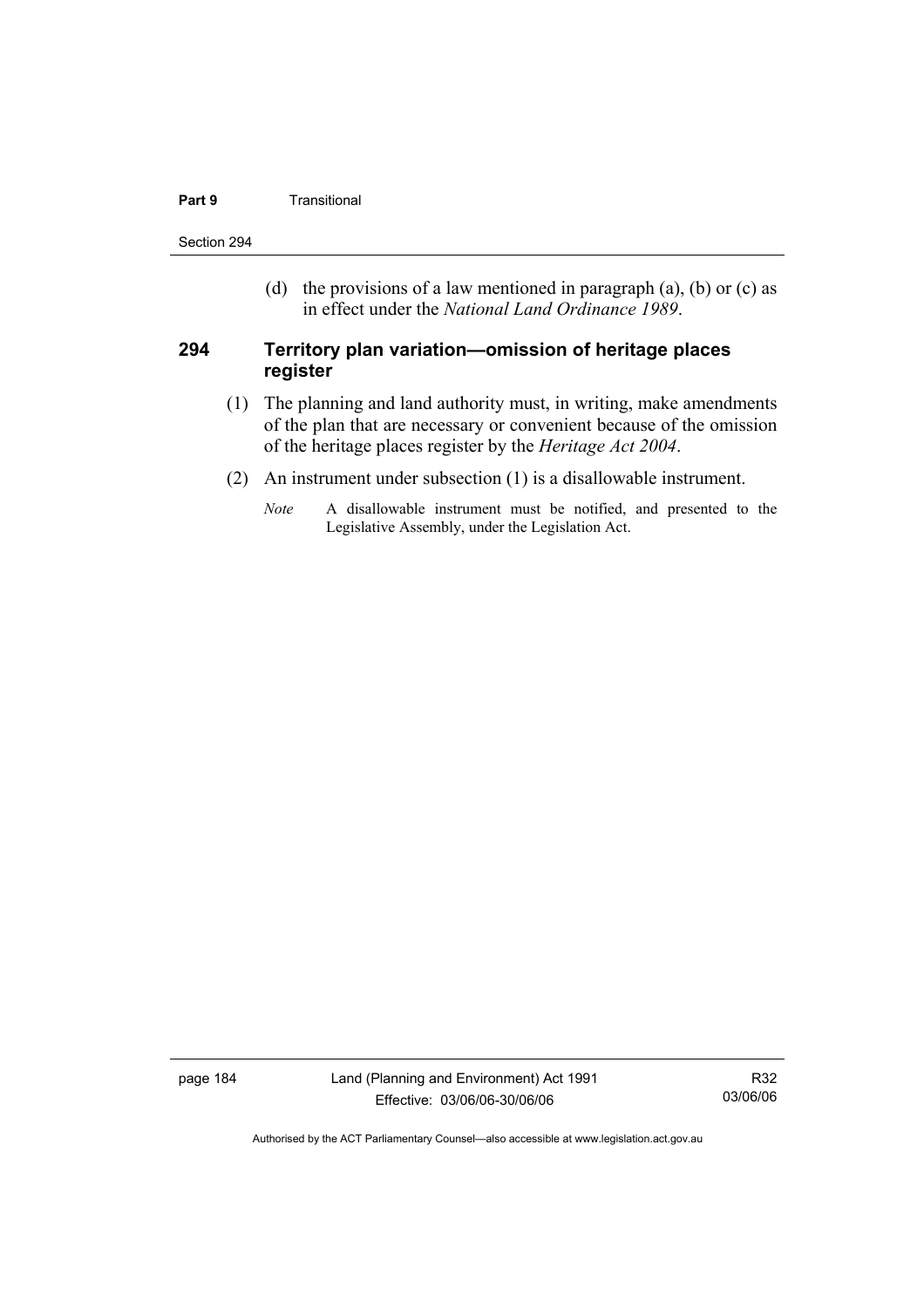(d) the provisions of a law mentioned in paragraph (a), (b) or (c) as in effect under the *National Land Ordinance 1989*.

### 294 Territory plan variation—omission of heritage places register

(1) The planning and land authority must, in writing, make amendments of the plan that are necessary or convenient because of the omission of the heritage places register by the *Heritage Act 2004*.

(2) An instrument under subsection (1) is a disallowable instrument.

*Note* A disallowable instrument must be notified, and presented to the Legislative Assembly, under the Legislation Act.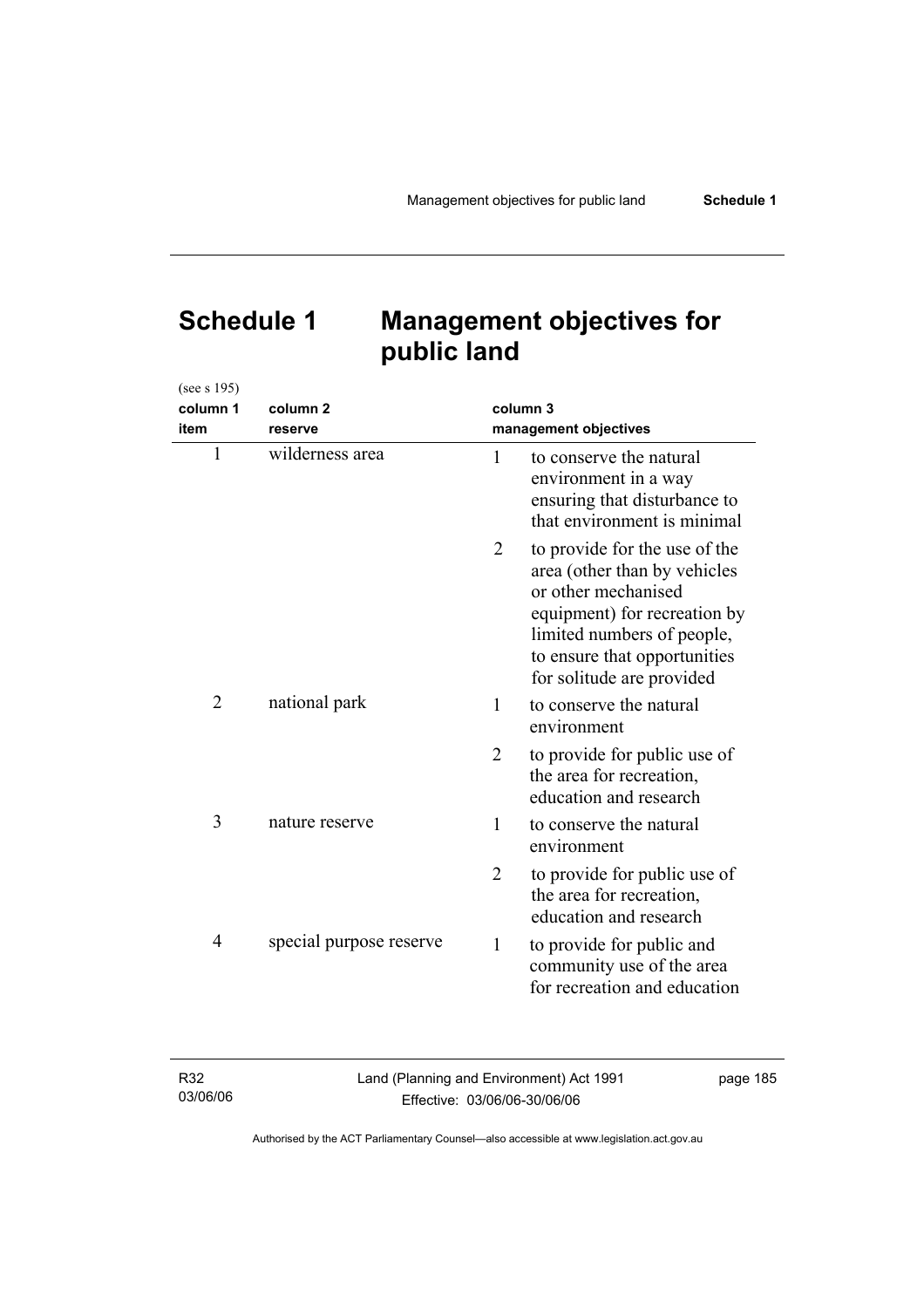# Schedule 1 Management objectives for public land

(see s 195)

| column 1<br>item | column 2<br>reserve | column 3<br>management objectives |
|---|---|---|
| 1 | wilderness area | 1 to conserve the natural environment in a way ensuring that disturbance to that environment is minimal |
| | | 2 to provide for the use of the area (other than by vehicles or other mechanised equipment) for recreation by limited numbers of people, to ensure that opportunities for solitude are provided |
| 2 | national park | 1 to conserve the natural environment |
| | | 2 to provide for public use of the area for recreation, education and research |
| 3 | nature reserve | 1 to conserve the natural environment |
| | | 2 to provide for public use of the area for recreation, education and research |
| 4 | special purpose reserve | 1 to provide for public and community use of the area for recreation and education |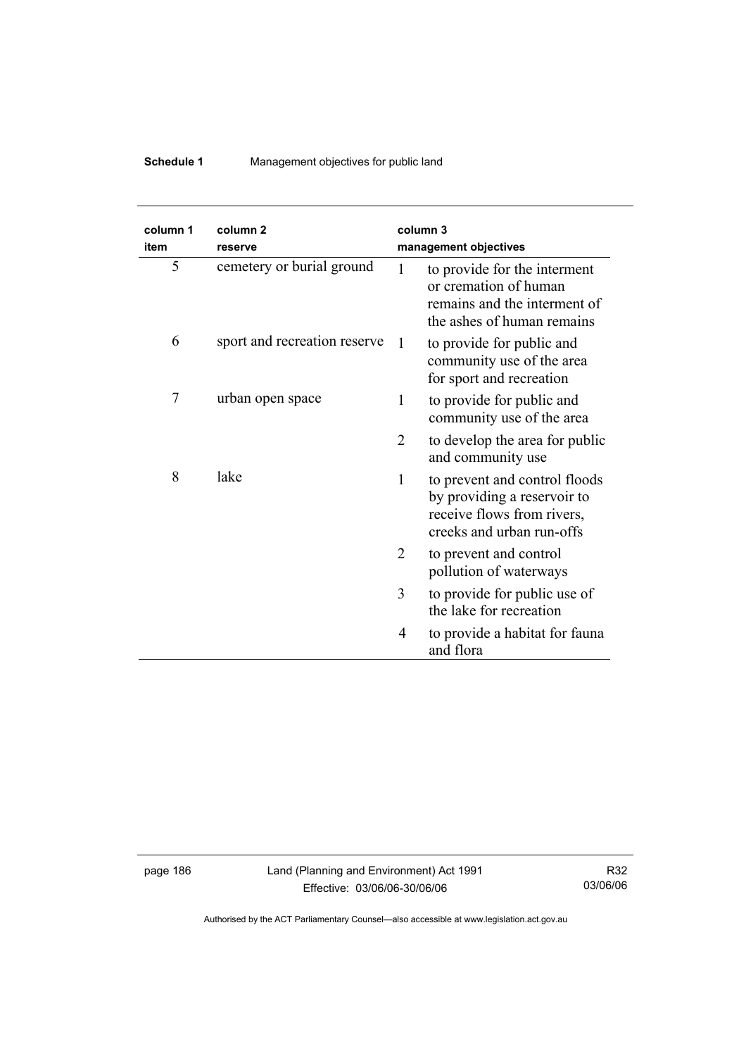| column 1 item | column 2 reserve | column 3 management objectives | |
|---|---|---|---|
| 5 | cemetery or burial ground | 1 | to provide for the interment or cremation of human remains and the interment of the ashes of human remains |
| 6 | sport and recreation reserve | 1 | to provide for public and community use of the area for sport and recreation |
| 7 | urban open space | 1 | to provide for public and community use of the area |
| | | 2 | to develop the area for public and community use |
| 8 | lake | 1 | to prevent and control floods by providing a reservoir to receive flows from rivers, creeks and urban run-offs |
| | | 2 | to prevent and control pollution of waterways |
| | | 3 | to provide for public use of the lake for recreation |
| | | 4 | to provide a habitat for fauna and flora |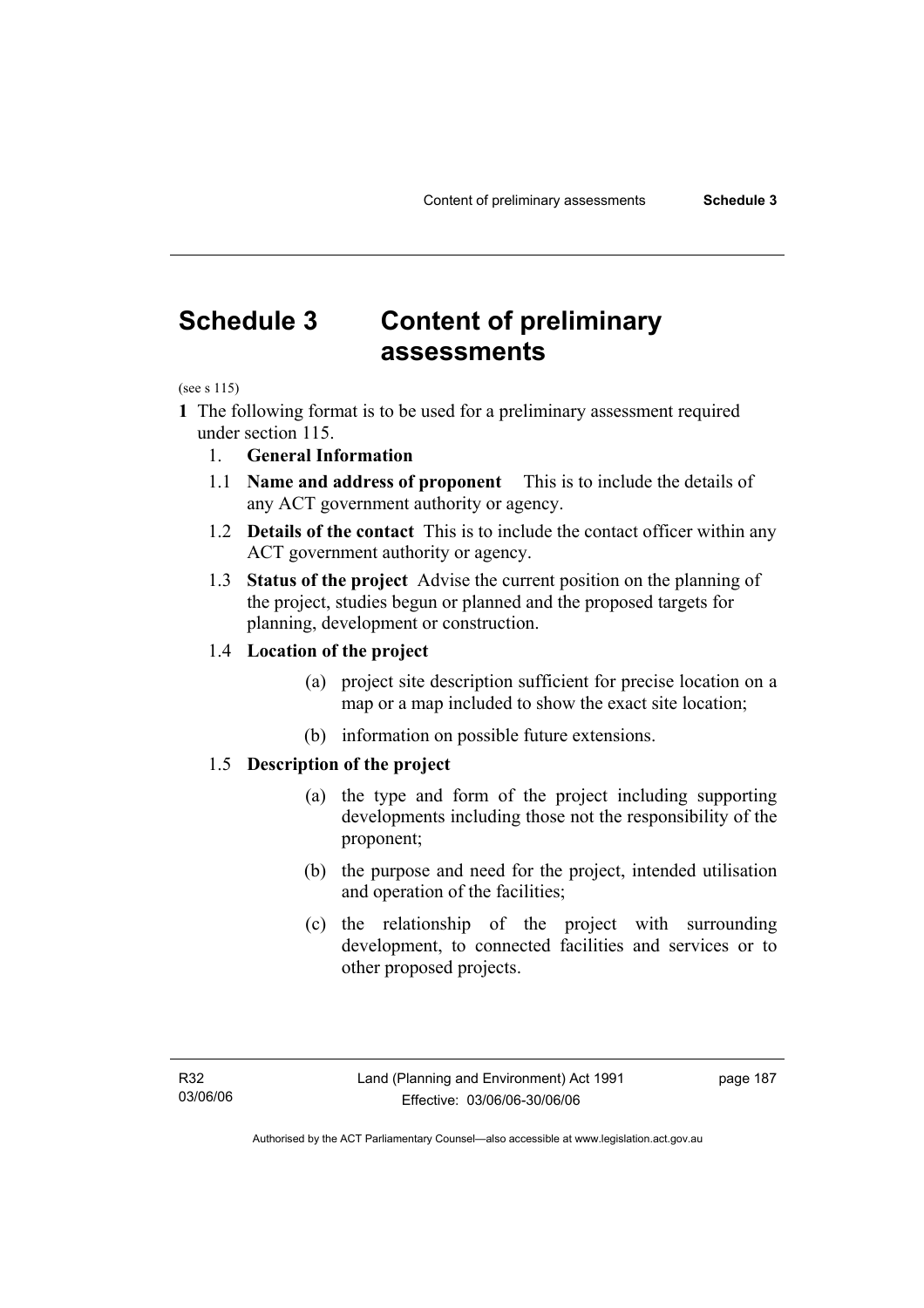# Schedule 3 Content of preliminary assessments

(see s 115)

**1** The following format is to be used for a preliminary assessment required under section 115.

1. **General Information**

1.1 **Name and address of proponent** This is to include the details of any ACT government authority or agency.

1.2 **Details of the contact** This is to include the contact officer within any ACT government authority or agency.

1.3 **Status of the project** Advise the current position on the planning of the project, studies begun or planned and the proposed targets for planning, development or construction.

1.4 **Location of the project**

(a) project site description sufficient for precise location on a map or a map included to show the exact site location;

(b) information on possible future extensions.

1.5 **Description of the project**

(a) the type and form of the project including supporting developments including those not the responsibility of the proponent;

(b) the purpose and need for the project, intended utilisation and operation of the facilities;

(c) the relationship of the project with surrounding development, to connected facilities and services or to other proposed projects.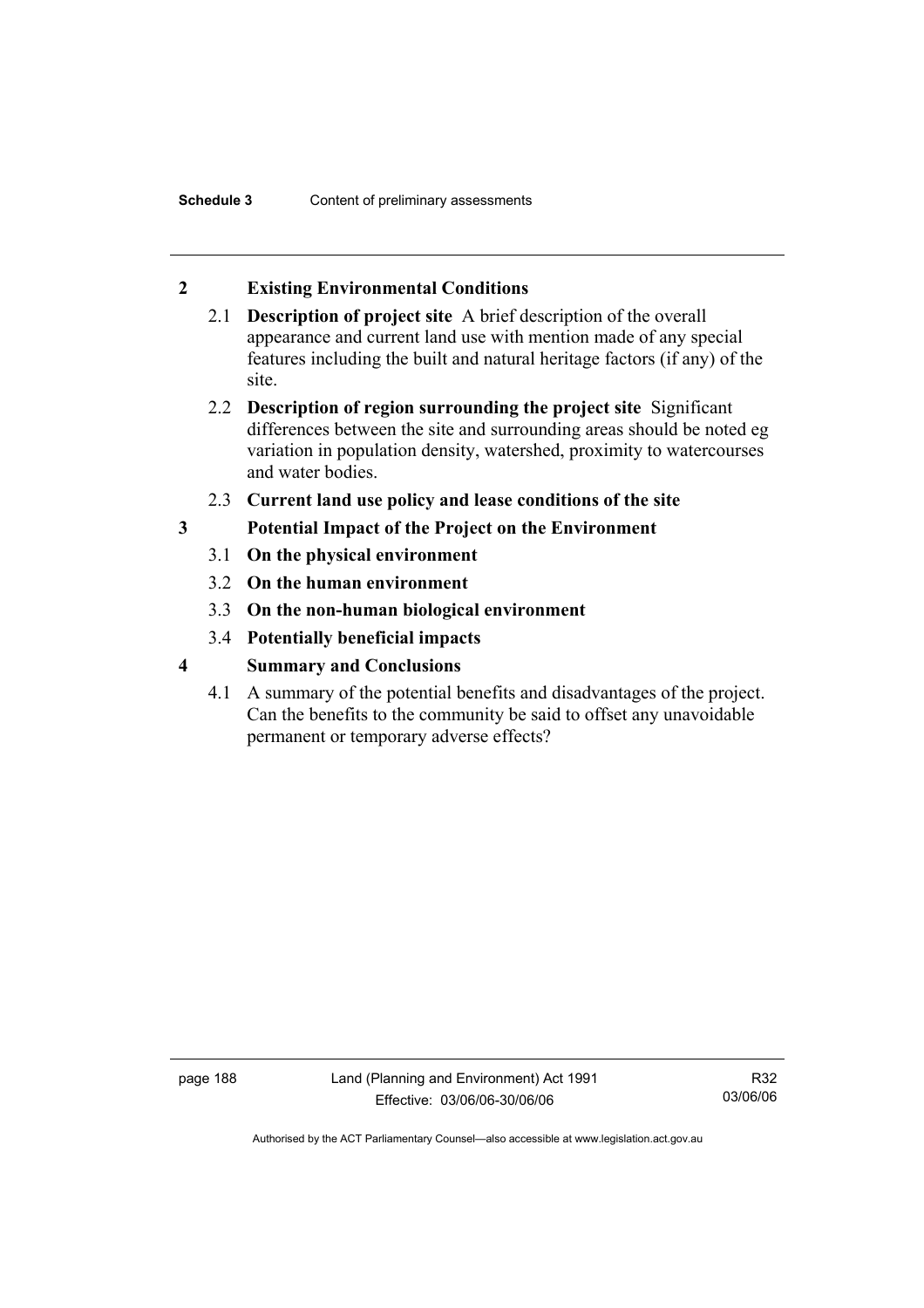## 2 Existing Environmental Conditions

2.1 **Description of project site** A brief description of the overall appearance and current land use with mention made of any special features including the built and natural heritage factors (if any) of the site.

2.2 **Description of region surrounding the project site** Significant differences between the site and surrounding areas should be noted eg variation in population density, watershed, proximity to watercourses and water bodies.

2.3 **Current land use policy and lease conditions of the site**

## 3 Potential Impact of the Project on the Environment

3.1 **On the physical environment**

3.2 **On the human environment**

3.3 **On the non-human biological environment**

3.4 **Potentially beneficial impacts**

## 4 Summary and Conclusions

4.1 A summary of the potential benefits and disadvantages of the project. Can the benefits to the community be said to offset any unavoidable permanent or temporary adverse effects?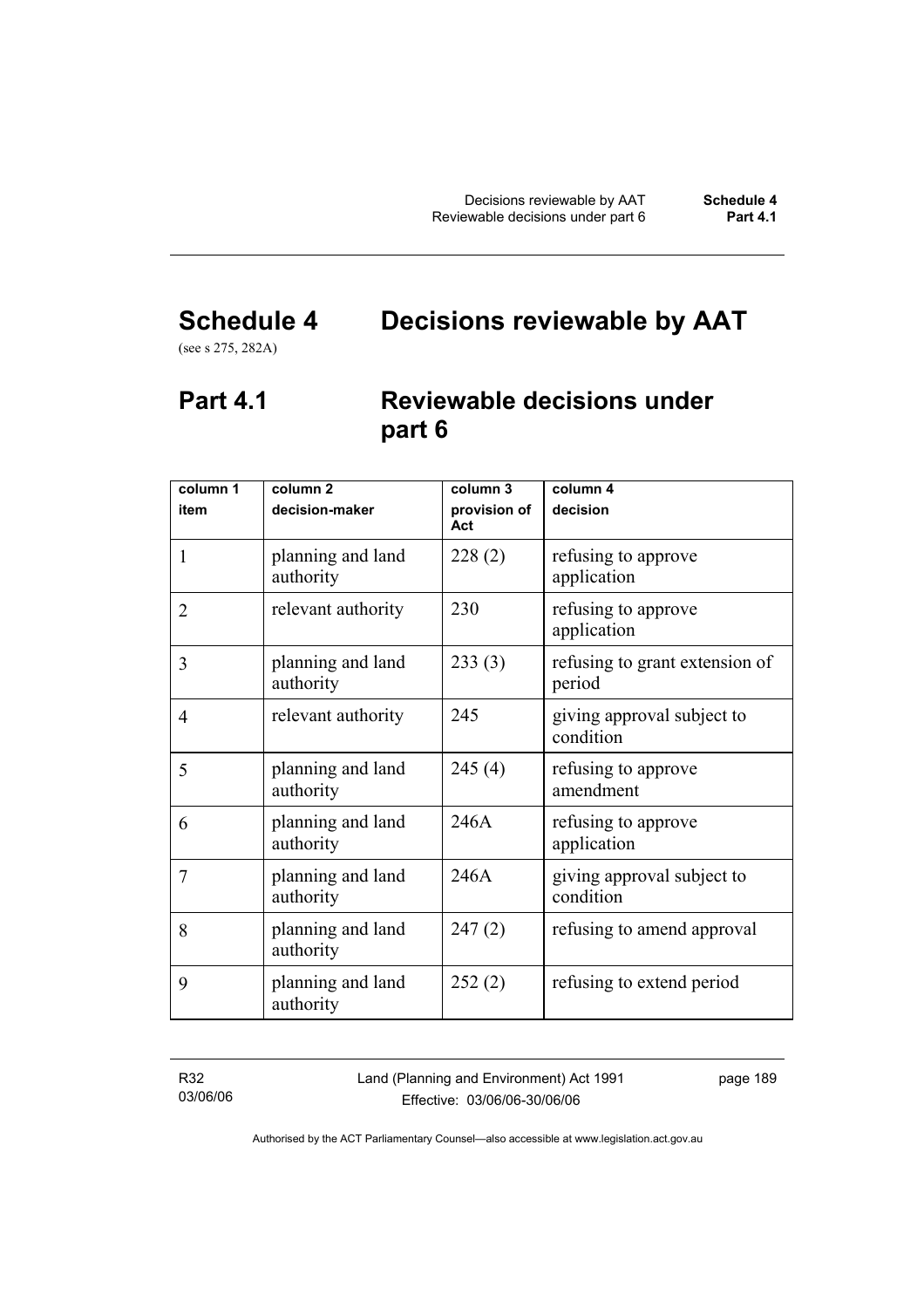# Schedule 4 Decisions reviewable by AAT

(see s 275, 282A)

## Part 4.1 Reviewable decisions under part 6

| column 1<br>item | column 2<br>decision-maker | column 3<br>provision of Act | column 4<br>decision |
|---|---|---|---|
| 1 | planning and land authority | 228 (2) | refusing to approve application |
| 2 | relevant authority | 230 | refusing to approve application |
| 3 | planning and land authority | 233 (3) | refusing to grant extension of period |
| 4 | relevant authority | 245 | giving approval subject to condition |
| 5 | planning and land authority | 245 (4) | refusing to approve amendment |
| 6 | planning and land authority | 246A | refusing to approve application |
| 7 | planning and land authority | 246A | giving approval subject to condition |
| 8 | planning and land authority | 247 (2) | refusing to amend approval |
| 9 | planning and land authority | 252 (2) | refusing to extend period |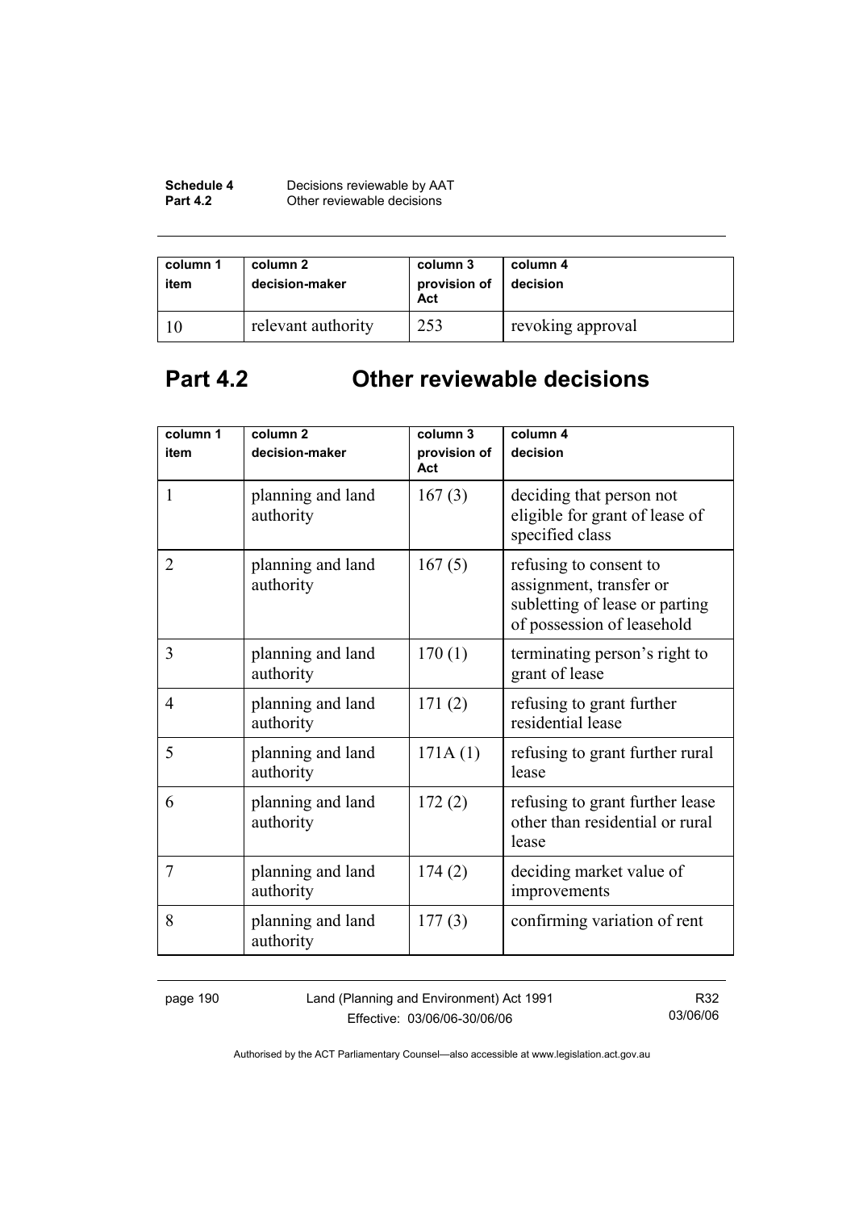| column 1<br>item | column 2<br>decision-maker | column 3<br>provision of Act | column 4<br>decision |
|---|---|---|---|
| 10 | relevant authority | 253 | revoking approval |

## Part 4.2 Other reviewable decisions

| column 1<br>item | column 2<br>decision-maker | column 3<br>provision of Act | column 4<br>decision |
|---|---|---|---|
| 1 | planning and land authority | 167 (3) | deciding that person not eligible for grant of lease of specified class |
| 2 | planning and land authority | 167 (5) | refusing to consent to assignment, transfer or subletting of lease or parting of possession of leasehold |
| 3 | planning and land authority | 170 (1) | terminating person's right to grant of lease |
| 4 | planning and land authority | 171 (2) | refusing to grant further residential lease |
| 5 | planning and land authority | 171A (1) | refusing to grant further rural lease |
| 6 | planning and land authority | 172 (2) | refusing to grant further lease other than residential or rural lease |
| 7 | planning and land authority | 174 (2) | deciding market value of improvements |
| 8 | planning and land authority | 177 (3) | confirming variation of rent |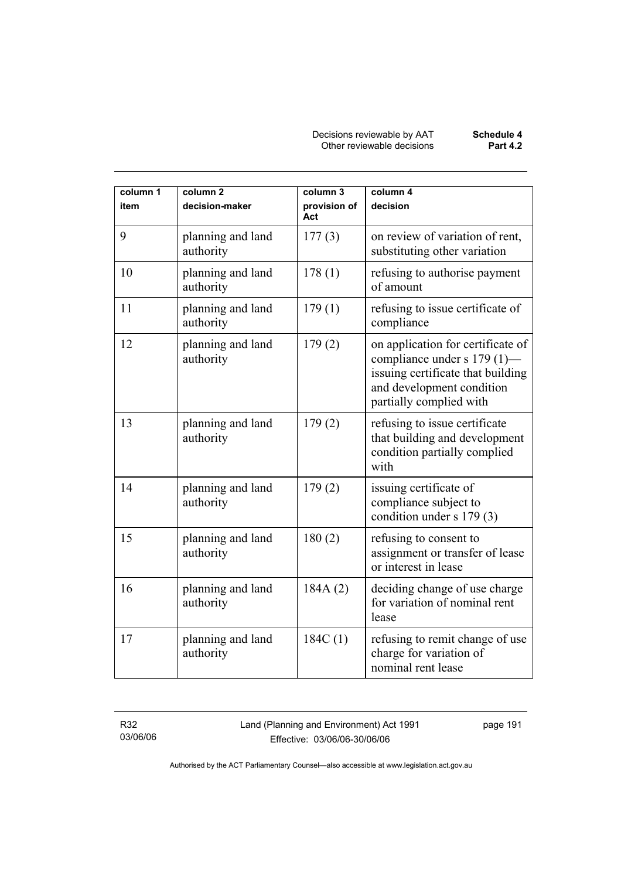| column 1 item | column 2 decision-maker | column 3 provision of Act | column 4 decision |
|---|---|---|---|
| 9 | planning and land authority | 177 (3) | on review of variation of rent, substituting other variation |
| 10 | planning and land authority | 178 (1) | refusing to authorise payment of amount |
| 11 | planning and land authority | 179 (1) | refusing to issue certificate of compliance |
| 12 | planning and land authority | 179 (2) | on application for certificate of compliance under s 179 (1)—issuing certificate that building and development condition partially complied with |
| 13 | planning and land authority | 179 (2) | refusing to issue certificate that building and development condition partially complied with |
| 14 | planning and land authority | 179 (2) | issuing certificate of compliance subject to condition under s 179 (3) |
| 15 | planning and land authority | 180 (2) | refusing to consent to assignment or transfer of lease or interest in lease |
| 16 | planning and land authority | 184A (2) | deciding change of use charge for variation of nominal rent lease |
| 17 | planning and land authority | 184C (1) | refusing to remit change of use charge for variation of nominal rent lease |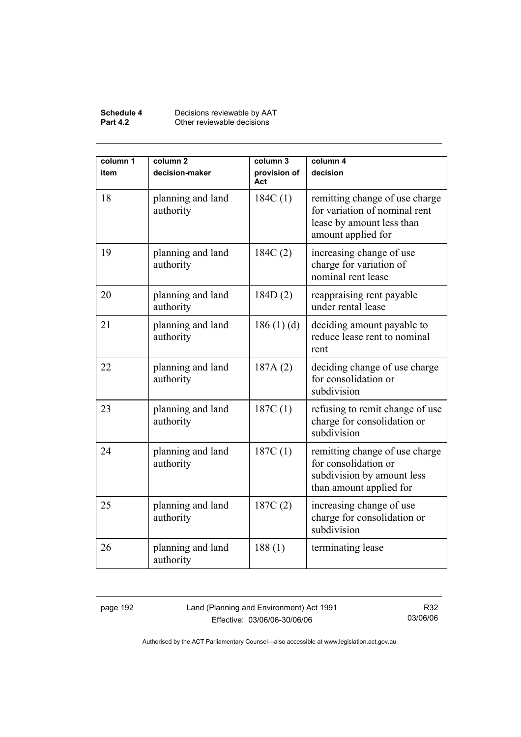| column 1 item | column 2 decision-maker | column 3 provision of Act | column 4 decision |
|---|---|---|---|
| 18 | planning and land authority | 184C (1) | remitting change of use charge for variation of nominal rent lease by amount less than amount applied for |
| 19 | planning and land authority | 184C (2) | increasing change of use charge for variation of nominal rent lease |
| 20 | planning and land authority | 184D (2) | reappraising rent payable under rental lease |
| 21 | planning and land authority | 186 (1) (d) | deciding amount payable to reduce lease rent to nominal rent |
| 22 | planning and land authority | 187A (2) | deciding change of use charge for consolidation or subdivision |
| 23 | planning and land authority | 187C (1) | refusing to remit change of use charge for consolidation or subdivision |
| 24 | planning and land authority | 187C (1) | remitting change of use charge for consolidation or subdivision by amount less than amount applied for |
| 25 | planning and land authority | 187C (2) | increasing change of use charge for consolidation or subdivision |
| 26 | planning and land authority | 188 (1) | terminating lease |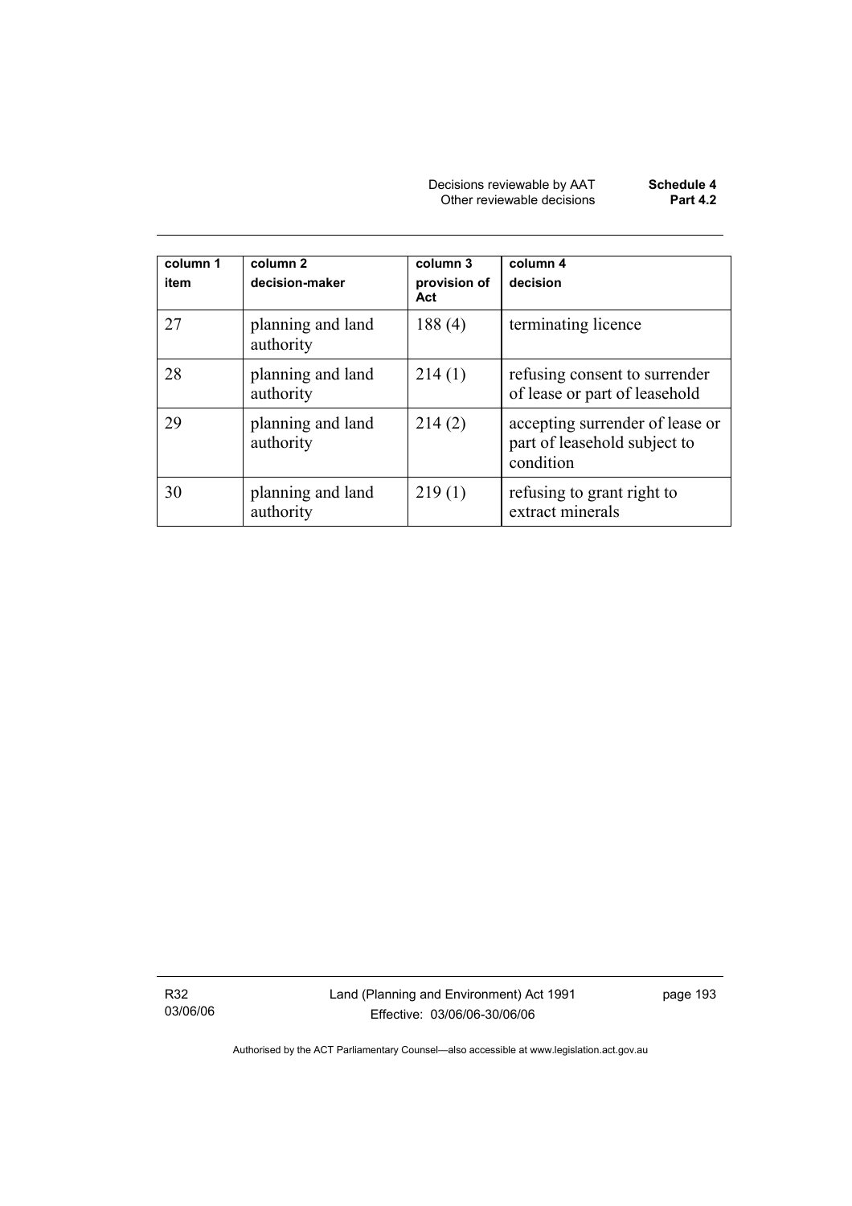| column 1<br>item | column 2<br>decision-maker | column 3<br>provision of Act | column 4<br>decision |
|---|---|---|---|
| 27 | planning and land authority | 188 (4) | terminating licence |
| 28 | planning and land authority | 214 (1) | refusing consent to surrender of lease or part of leasehold |
| 29 | planning and land authority | 214 (2) | accepting surrender of lease or part of leasehold subject to condition |
| 30 | planning and land authority | 219 (1) | refusing to grant right to extract minerals |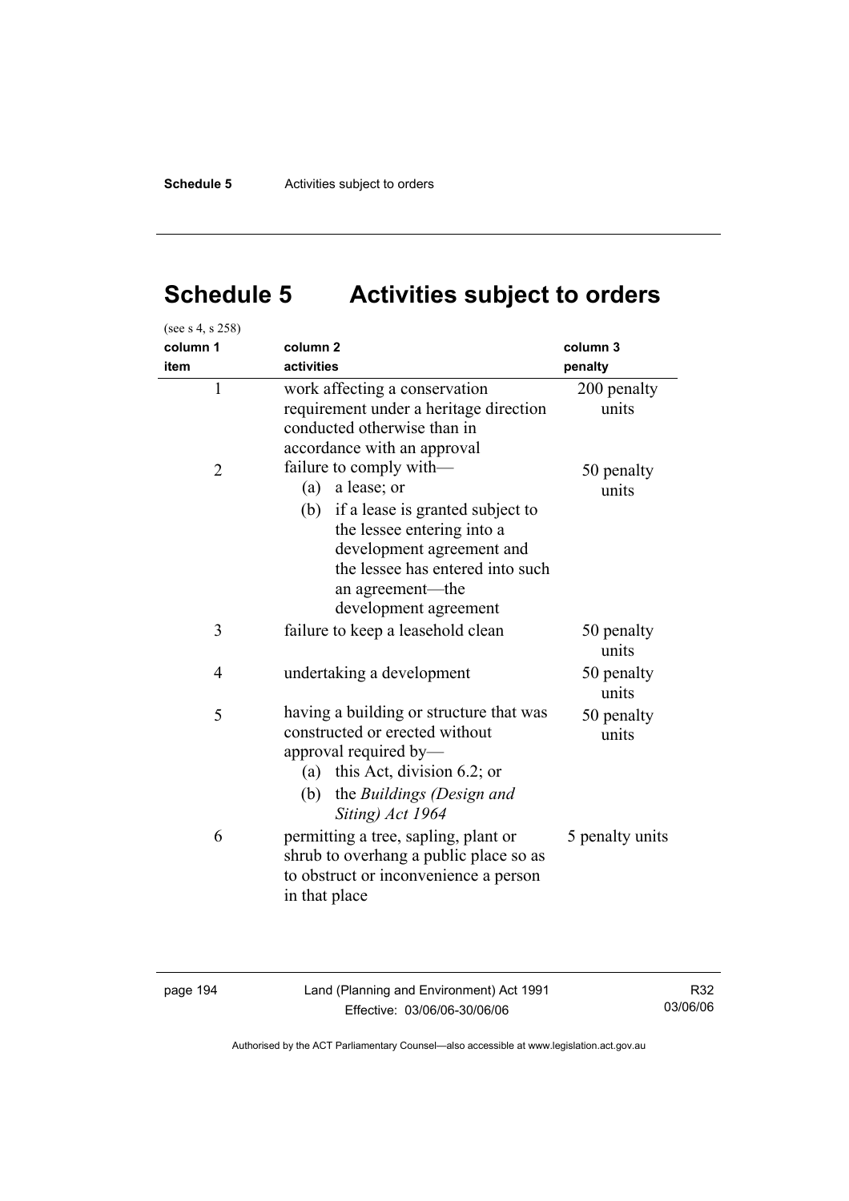# Schedule 5 Activities subject to orders

(see s 4, s 258)

| column 1<br>item | column 2<br>activities | column 3<br>penalty |
|---|---|---|
| 1 | work affecting a conservation requirement under a heritage direction conducted otherwise than in accordance with an approval | 200 penalty units |
| 2 | failure to comply with—<br>(a) a lease; or<br>(b) if a lease is granted subject to the lessee entering into a development agreement and the lessee has entered into such an agreement—the development agreement | 50 penalty units |
| 3 | failure to keep a leasehold clean | 50 penalty units |
| 4 | undertaking a development | 50 penalty units |
| 5 | having a building or structure that was constructed or erected without approval required by—<br>(a) this Act, division 6.2; or<br>(b) the *Buildings (Design and Siting) Act 1964* | 50 penalty units |
| 6 | permitting a tree, sapling, plant or shrub to overhang a public place so as to obstruct or inconvenience a person in that place | 5 penalty units |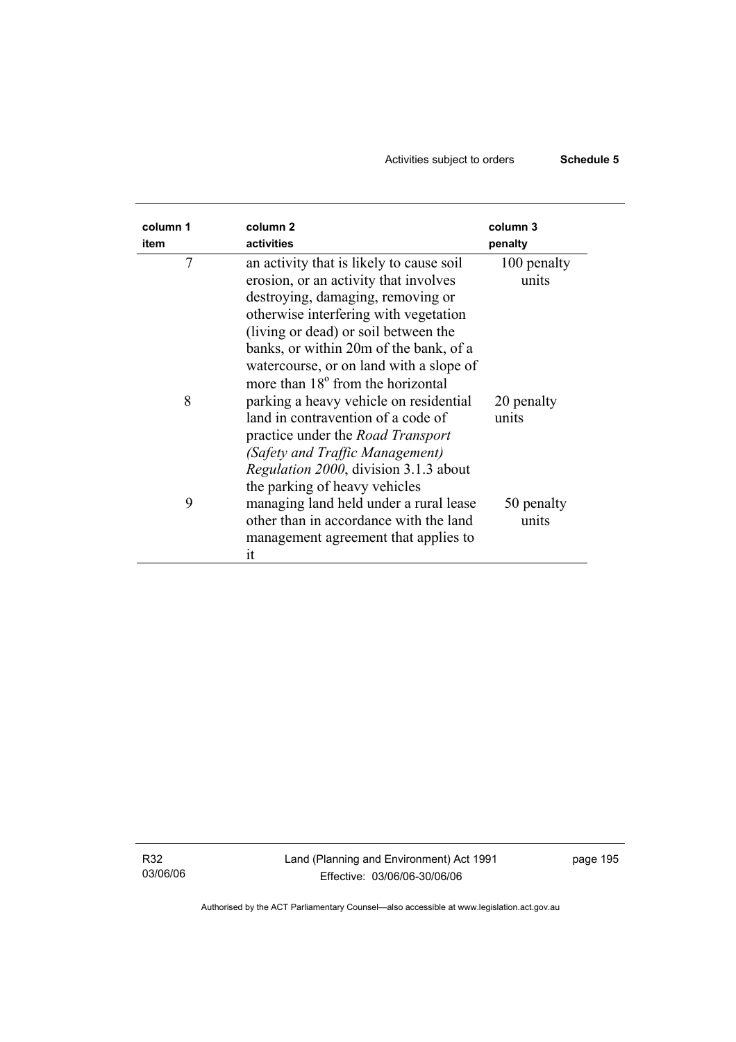| column 1 item | column 2 activities | column 3 penalty |
|---|---|---|
| 7 | an activity that is likely to cause soil erosion, or an activity that involves destroying, damaging, removing or otherwise interfering with vegetation (living or dead) or soil between the banks, or within 20m of the bank, of a watercourse, or on land with a slope of more than 18° from the horizontal | 100 penalty units |
| 8 | parking a heavy vehicle on residential land in contravention of a code of practice under the *Road Transport (Safety and Traffic Management) Regulation 2000*, division 3.1.3 about the parking of heavy vehicles | 20 penalty units |
| 9 | managing land held under a rural lease other than in accordance with the land management agreement that applies to it | 50 penalty units |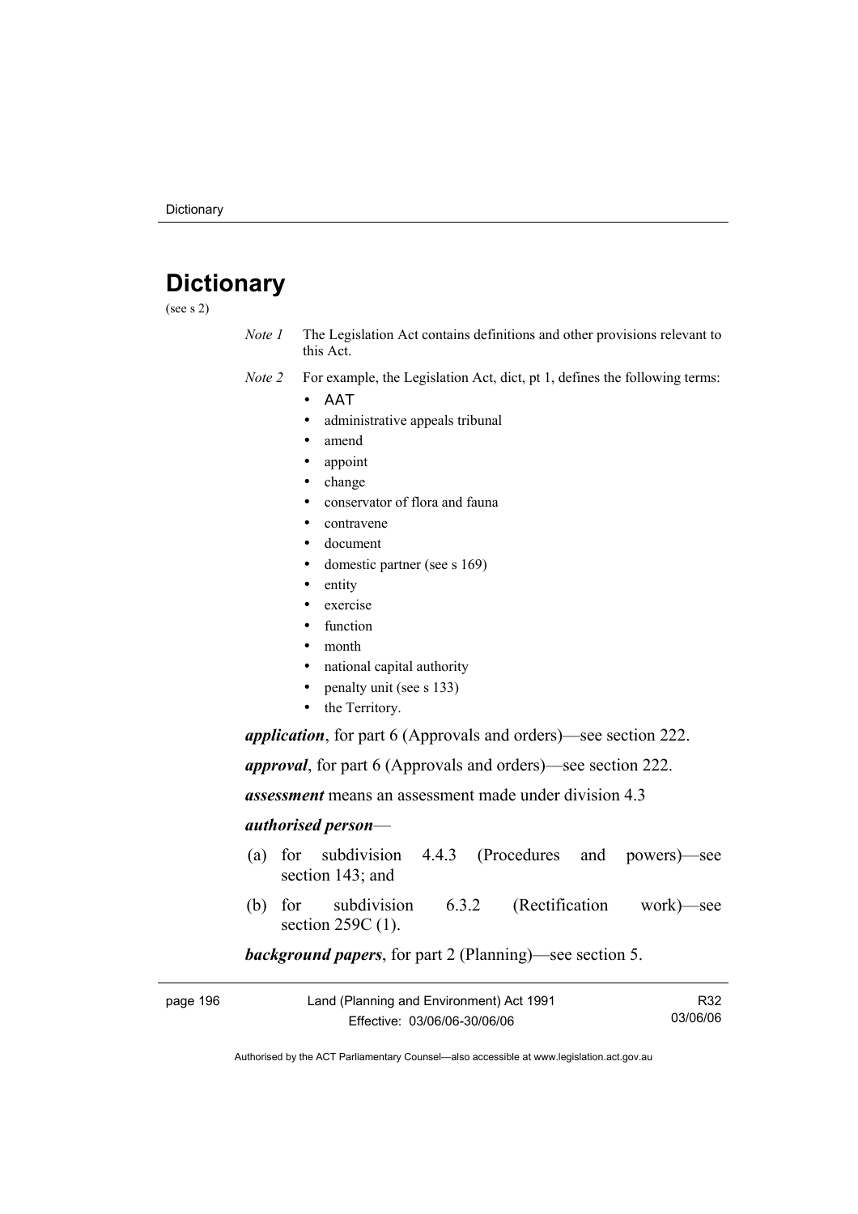# Dictionary

(see s 2)

*Note 1* The Legislation Act contains definitions and other provisions relevant to this Act.

*Note 2* For example, the Legislation Act, dict, pt 1, defines the following terms:

- AAT
- administrative appeals tribunal
- amend
- appoint
- change
- conservator of flora and fauna
- contravene
- document
- domestic partner (see s 169)
- entity
- exercise
- function
- month
- national capital authority
- penalty unit (see s 133)
- the Territory.

***application***, for part 6 (Approvals and orders)—see section 222.

***approval***, for part 6 (Approvals and orders)—see section 222.

***assessment*** means an assessment made under division 4.3

***authorised person***—

(a) for subdivision 4.4.3 (Procedures and powers)—see section 143; and

(b) for subdivision 6.3.2 (Rectification work)—see section 259C (1).

***background papers***, for part 2 (Planning)—see section 5.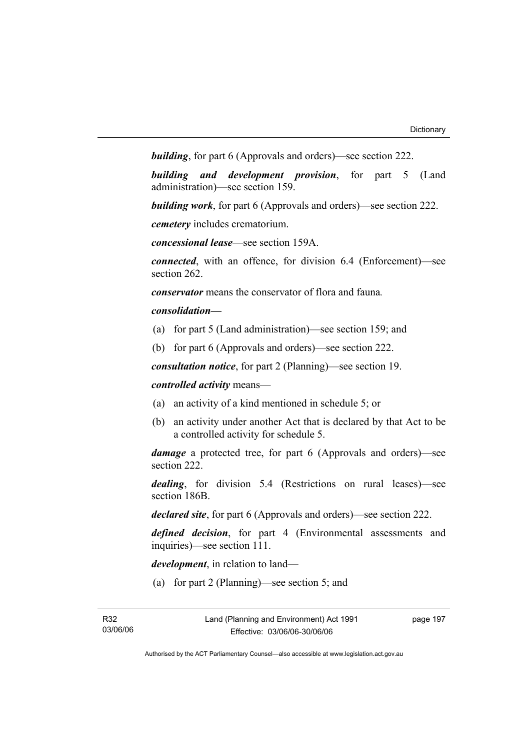***building***, for part 6 (Approvals and orders)—see section 222.

***building and development provision***, for part 5 (Land administration)—see section 159.

***building work***, for part 6 (Approvals and orders)—see section 222.

***cemetery*** includes crematorium.

***concessional lease***—see section 159A.

***connected***, with an offence, for division 6.4 (Enforcement)—see section 262.

***conservator*** means the conservator of flora and fauna.

***consolidation—***

(a) for part 5 (Land administration)—see section 159; and

(b) for part 6 (Approvals and orders)—see section 222.

***consultation notice***, for part 2 (Planning)—see section 19.

***controlled activity*** means—

(a) an activity of a kind mentioned in schedule 5; or

(b) an activity under another Act that is declared by that Act to be a controlled activity for schedule 5.

***damage*** a protected tree, for part 6 (Approvals and orders)—see section 222.

***dealing***, for division 5.4 (Restrictions on rural leases)—see section 186B.

***declared site***, for part 6 (Approvals and orders)—see section 222.

***defined decision***, for part 4 (Environmental assessments and inquiries)—see section 111.

***development***, in relation to land—

(a) for part 2 (Planning)—see section 5; and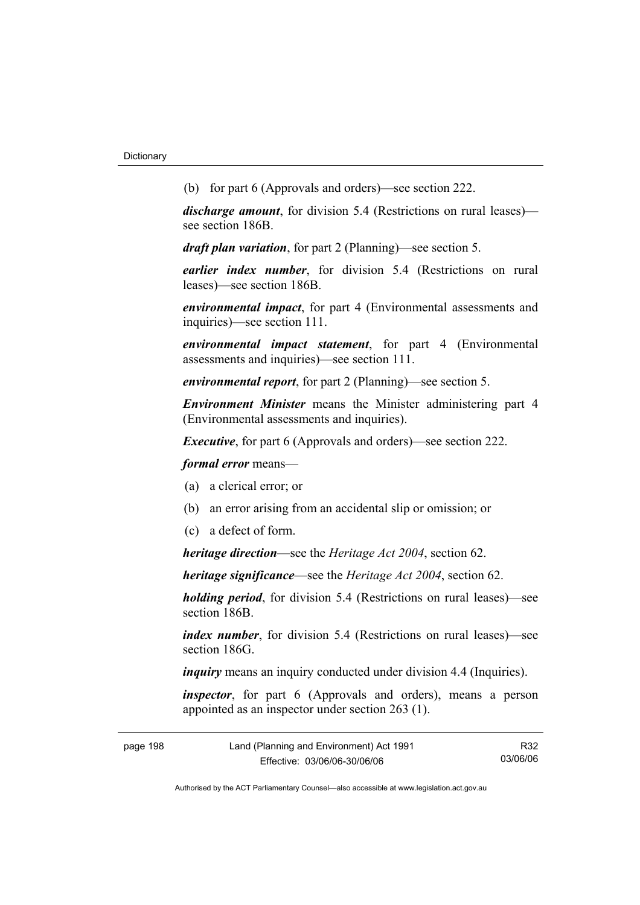(b) for part 6 (Approvals and orders)—see section 222.

***discharge amount***, for division 5.4 (Restrictions on rural leases)—see section 186B.

***draft plan variation***, for part 2 (Planning)—see section 5.

***earlier index number***, for division 5.4 (Restrictions on rural leases)—see section 186B.

***environmental impact***, for part 4 (Environmental assessments and inquiries)—see section 111.

***environmental impact statement***, for part 4 (Environmental assessments and inquiries)—see section 111.

***environmental report***, for part 2 (Planning)—see section 5.

***Environment Minister*** means the Minister administering part 4 (Environmental assessments and inquiries).

***Executive***, for part 6 (Approvals and orders)—see section 222.

***formal error*** means—

(a) a clerical error; or

(b) an error arising from an accidental slip or omission; or

(c) a defect of form.

***heritage direction***—see the *Heritage Act 2004*, section 62.

***heritage significance***—see the *Heritage Act 2004*, section 62.

***holding period***, for division 5.4 (Restrictions on rural leases)—see section 186B.

***index number***, for division 5.4 (Restrictions on rural leases)—see section 186G.

***inquiry*** means an inquiry conducted under division 4.4 (Inquiries).

***inspector***, for part 6 (Approvals and orders), means a person appointed as an inspector under section 263 (1).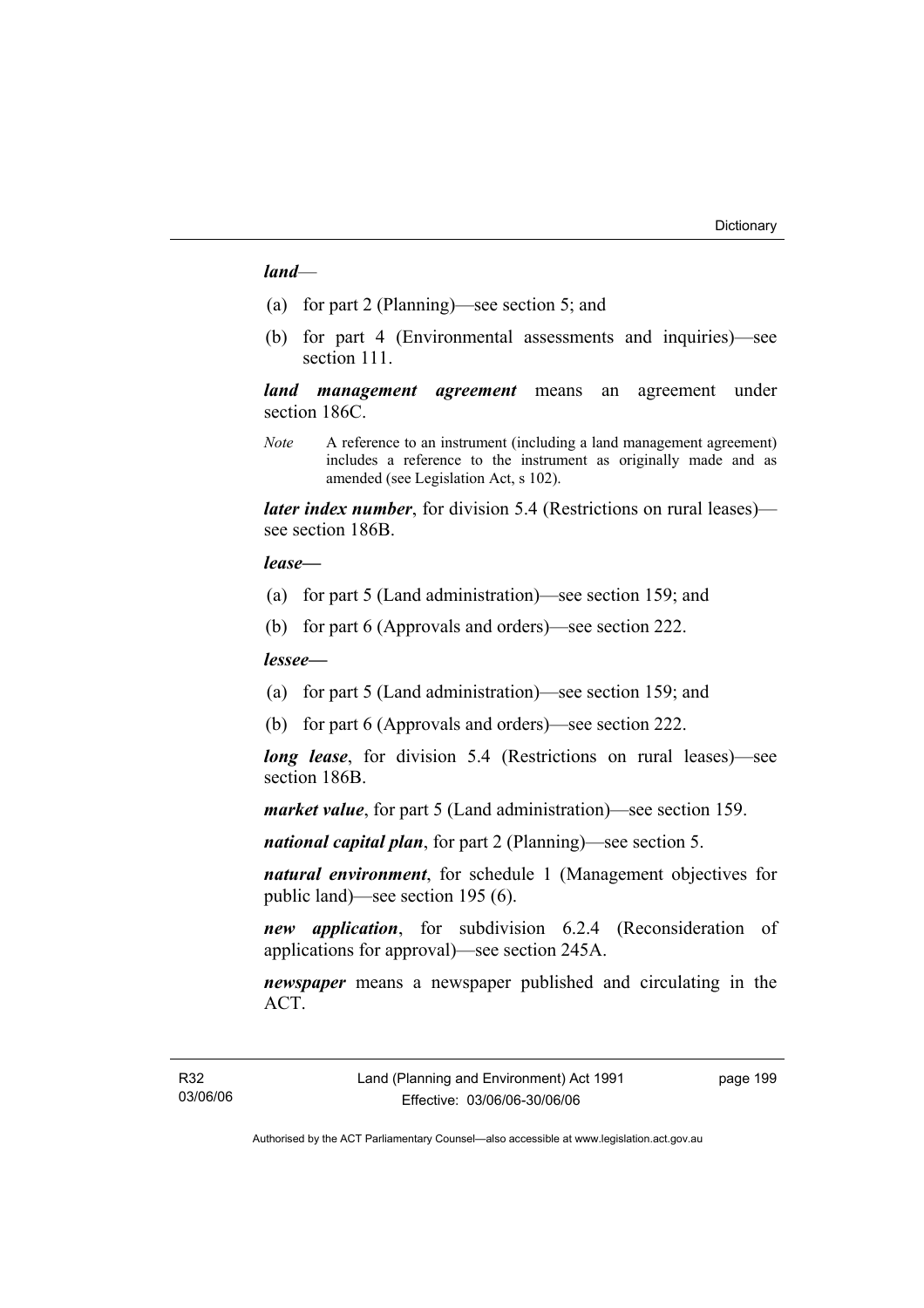***land***—

(a) for part 2 (Planning)—see section 5; and

(b) for part 4 (Environmental assessments and inquiries)—see section 111.

***land management agreement*** means an agreement under section 186C.

*Note* A reference to an instrument (including a land management agreement) includes a reference to the instrument as originally made and as amended (see Legislation Act, s 102).

***later index number***, for division 5.4 (Restrictions on rural leases)—see section 186B.

***lease—***

(a) for part 5 (Land administration)—see section 159; and

(b) for part 6 (Approvals and orders)—see section 222.

***lessee—***

(a) for part 5 (Land administration)—see section 159; and

(b) for part 6 (Approvals and orders)—see section 222.

***long lease***, for division 5.4 (Restrictions on rural leases)—see section 186B.

***market value***, for part 5 (Land administration)—see section 159.

***national capital plan***, for part 2 (Planning)—see section 5.

***natural environment***, for schedule 1 (Management objectives for public land)—see section 195 (6).

***new application***, for subdivision 6.2.4 (Reconsideration of applications for approval)—see section 245A.

***newspaper*** means a newspaper published and circulating in the ACT.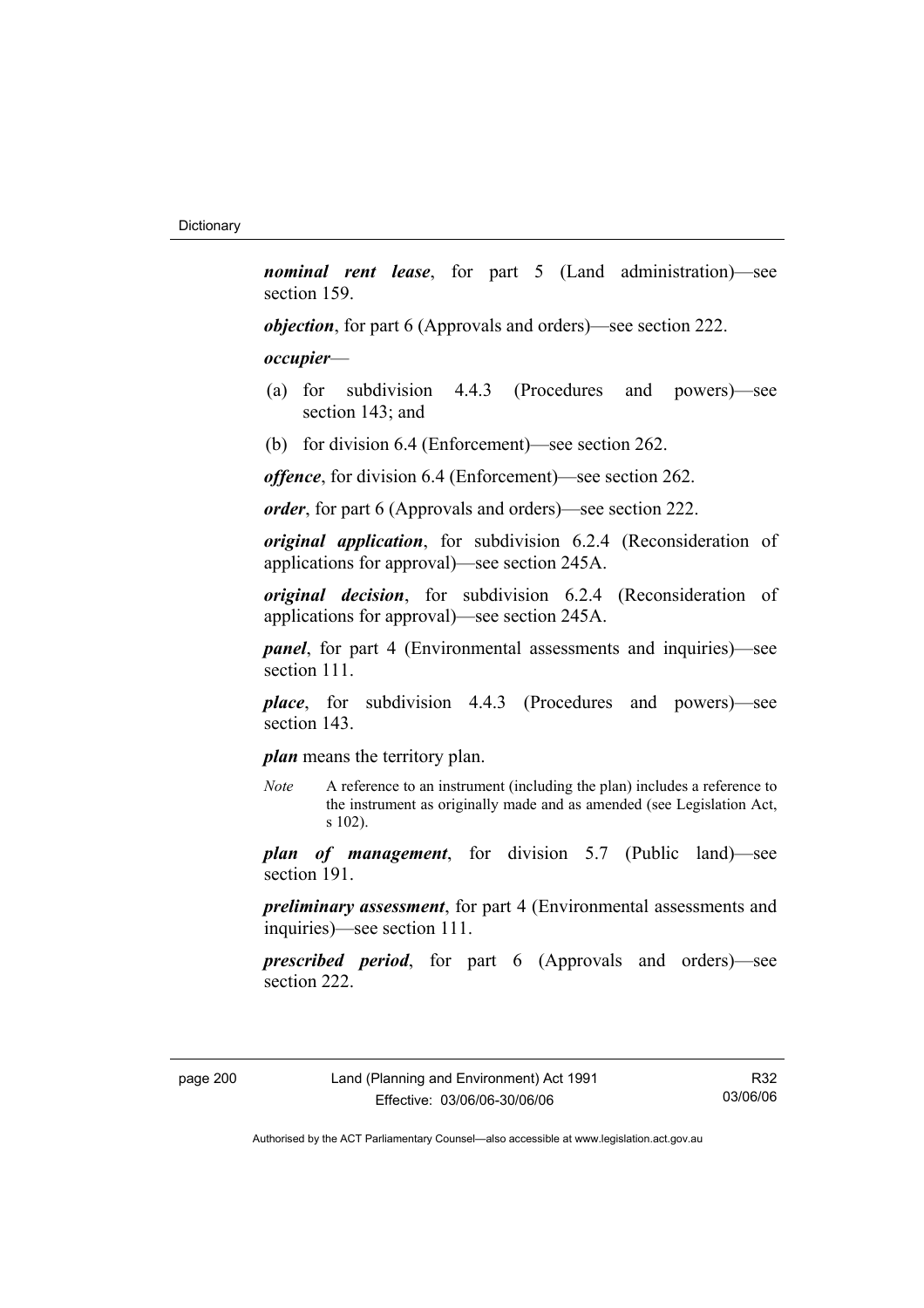***nominal rent lease***, for part 5 (Land administration)—see section 159.

***objection***, for part 6 (Approvals and orders)—see section 222.

***occupier***—

(a) for subdivision 4.4.3 (Procedures and powers)—see section 143; and

(b) for division 6.4 (Enforcement)—see section 262.

***offence***, for division 6.4 (Enforcement)—see section 262.

***order***, for part 6 (Approvals and orders)—see section 222.

***original application***, for subdivision 6.2.4 (Reconsideration of applications for approval)—see section 245A.

***original decision***, for subdivision 6.2.4 (Reconsideration of applications for approval)—see section 245A.

***panel***, for part 4 (Environmental assessments and inquiries)—see section 111.

***place***, for subdivision 4.4.3 (Procedures and powers)—see section 143.

***plan*** means the territory plan.

*Note* A reference to an instrument (including the plan) includes a reference to the instrument as originally made and as amended (see Legislation Act, s 102).

***plan of management***, for division 5.7 (Public land)—see section 191.

***preliminary assessment***, for part 4 (Environmental assessments and inquiries)—see section 111.

***prescribed period***, for part 6 (Approvals and orders)—see section 222.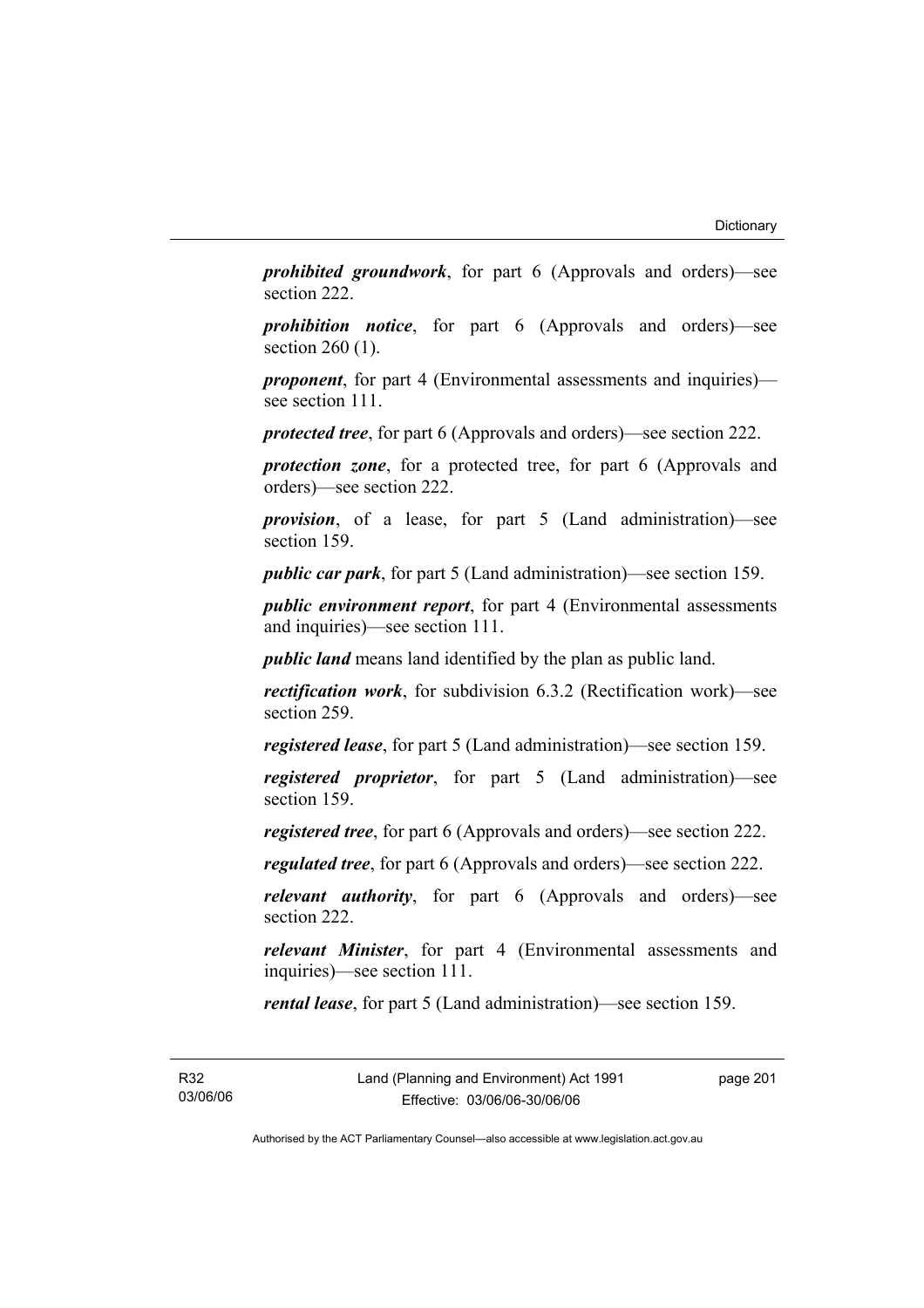***prohibited groundwork***, for part 6 (Approvals and orders)—see section 222.

***prohibition notice***, for part 6 (Approvals and orders)—see section 260 (1).

***proponent***, for part 4 (Environmental assessments and inquiries)—see section 111.

***protected tree***, for part 6 (Approvals and orders)—see section 222.

***protection zone***, for a protected tree, for part 6 (Approvals and orders)—see section 222.

***provision***, of a lease, for part 5 (Land administration)—see section 159.

***public car park***, for part 5 (Land administration)—see section 159.

***public environment report***, for part 4 (Environmental assessments and inquiries)—see section 111.

***public land*** means land identified by the plan as public land.

***rectification work***, for subdivision 6.3.2 (Rectification work)—see section 259.

***registered lease***, for part 5 (Land administration)—see section 159.

***registered proprietor***, for part 5 (Land administration)—see section 159.

***registered tree***, for part 6 (Approvals and orders)—see section 222.

***regulated tree***, for part 6 (Approvals and orders)—see section 222.

***relevant authority***, for part 6 (Approvals and orders)—see section 222.

***relevant Minister***, for part 4 (Environmental assessments and inquiries)—see section 111.

***rental lease***, for part 5 (Land administration)—see section 159.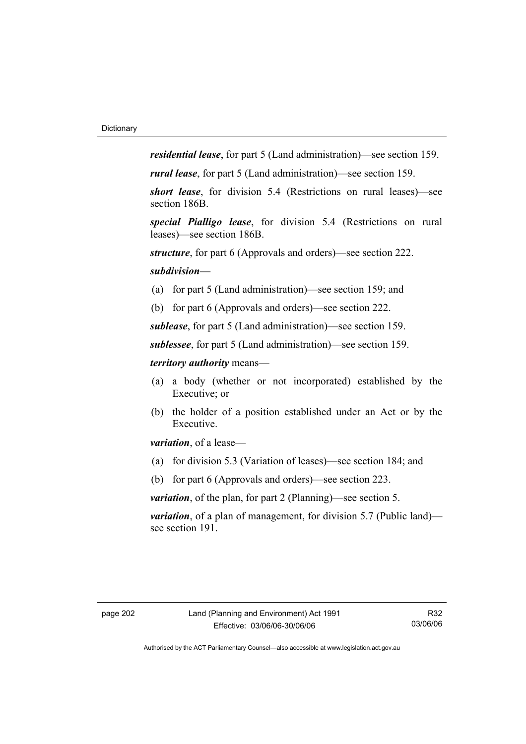***residential lease***, for part 5 (Land administration)—see section 159.

***rural lease***, for part 5 (Land administration)—see section 159.

***short lease***, for division 5.4 (Restrictions on rural leases)—see section 186B.

***special Pialligo lease***, for division 5.4 (Restrictions on rural leases)—see section 186B.

***structure***, for part 6 (Approvals and orders)—see section 222.

***subdivision***—

(a) for part 5 (Land administration)—see section 159; and

(b) for part 6 (Approvals and orders)—see section 222.

***sublease***, for part 5 (Land administration)—see section 159.

***sublessee***, for part 5 (Land administration)—see section 159.

***territory authority*** means—

(a) a body (whether or not incorporated) established by the Executive; or

(b) the holder of a position established under an Act or by the Executive.

***variation***, of a lease—

(a) for division 5.3 (Variation of leases)—see section 184; and

(b) for part 6 (Approvals and orders)—see section 223.

***variation***, of the plan, for part 2 (Planning)—see section 5.

***variation***, of a plan of management, for division 5.7 (Public land)—see section 191.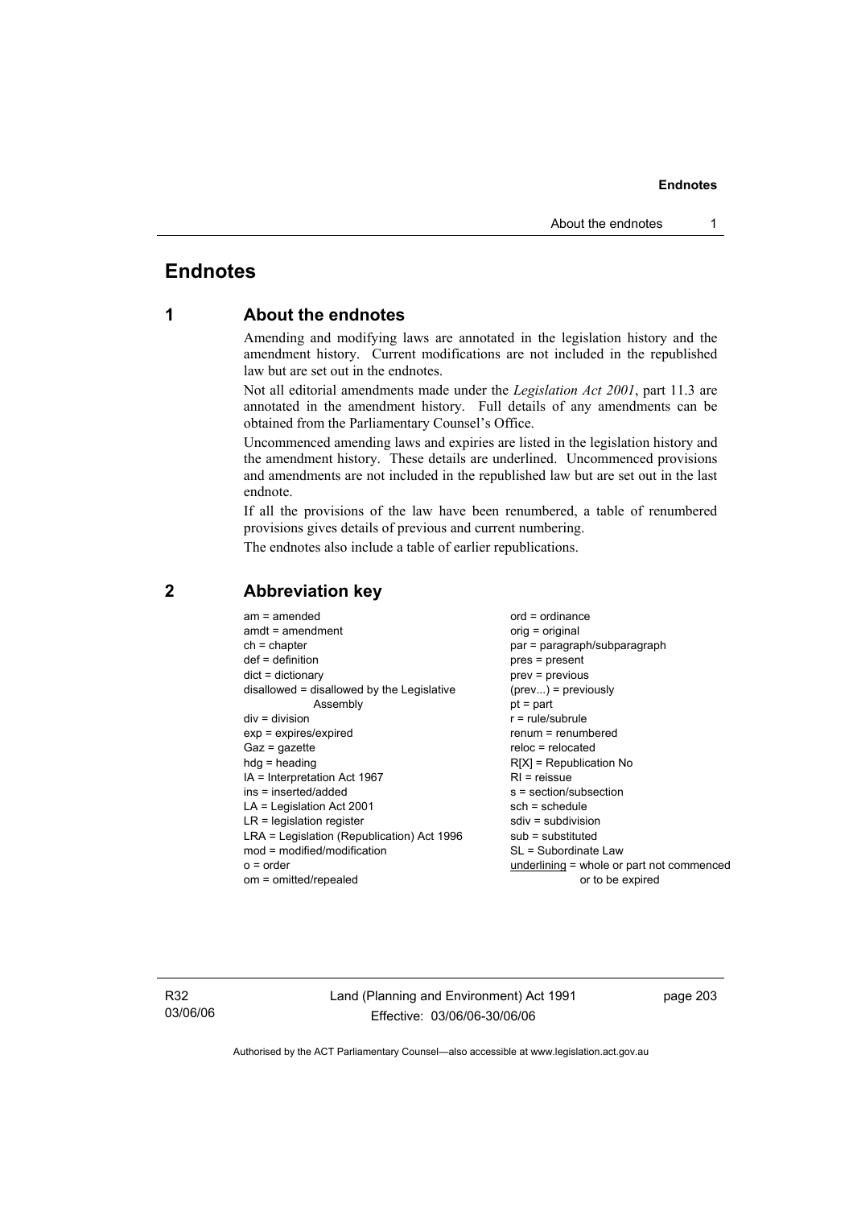# Endnotes

## 1 About the endnotes

Amending and modifying laws are annotated in the legislation history and the amendment history. Current modifications are not included in the republished law but are set out in the endnotes.

Not all editorial amendments made under the *Legislation Act 2001*, part 11.3 are annotated in the amendment history. Full details of any amendments can be obtained from the Parliamentary Counsel's Office.

Uncommenced amending laws and expiries are listed in the legislation history and the amendment history. These details are underlined. Uncommenced provisions and amendments are not included in the republished law but are set out in the last endnote.

If all the provisions of the law have been renumbered, a table of renumbered provisions gives details of previous and current numbering.

The endnotes also include a table of earlier republications.

## 2 Abbreviation key

am = amended
amdt = amendment
ch = chapter
def = definition
dict = dictionary
disallowed = disallowed by the Legislative Assembly
div = division
exp = expires/expired
Gaz = gazette
hdg = heading
IA = Interpretation Act 1967
ins = inserted/added
LA = Legislation Act 2001
LR = legislation register
LRA = Legislation (Republication) Act 1996
mod = modified/modification
o = order
om = omitted/repealed
ord = ordinance
orig = original
par = paragraph/subparagraph
pres = present
prev = previous
(prev...) = previously
pt = part
r = rule/subrule
renum = renumbered
reloc = relocated
R[X] = Republication No
RI = reissue
s = section/subsection
sch = schedule
sdiv = subdivision
sub = substituted
SL = Subordinate Law
underlining = whole or part not commenced or to be expired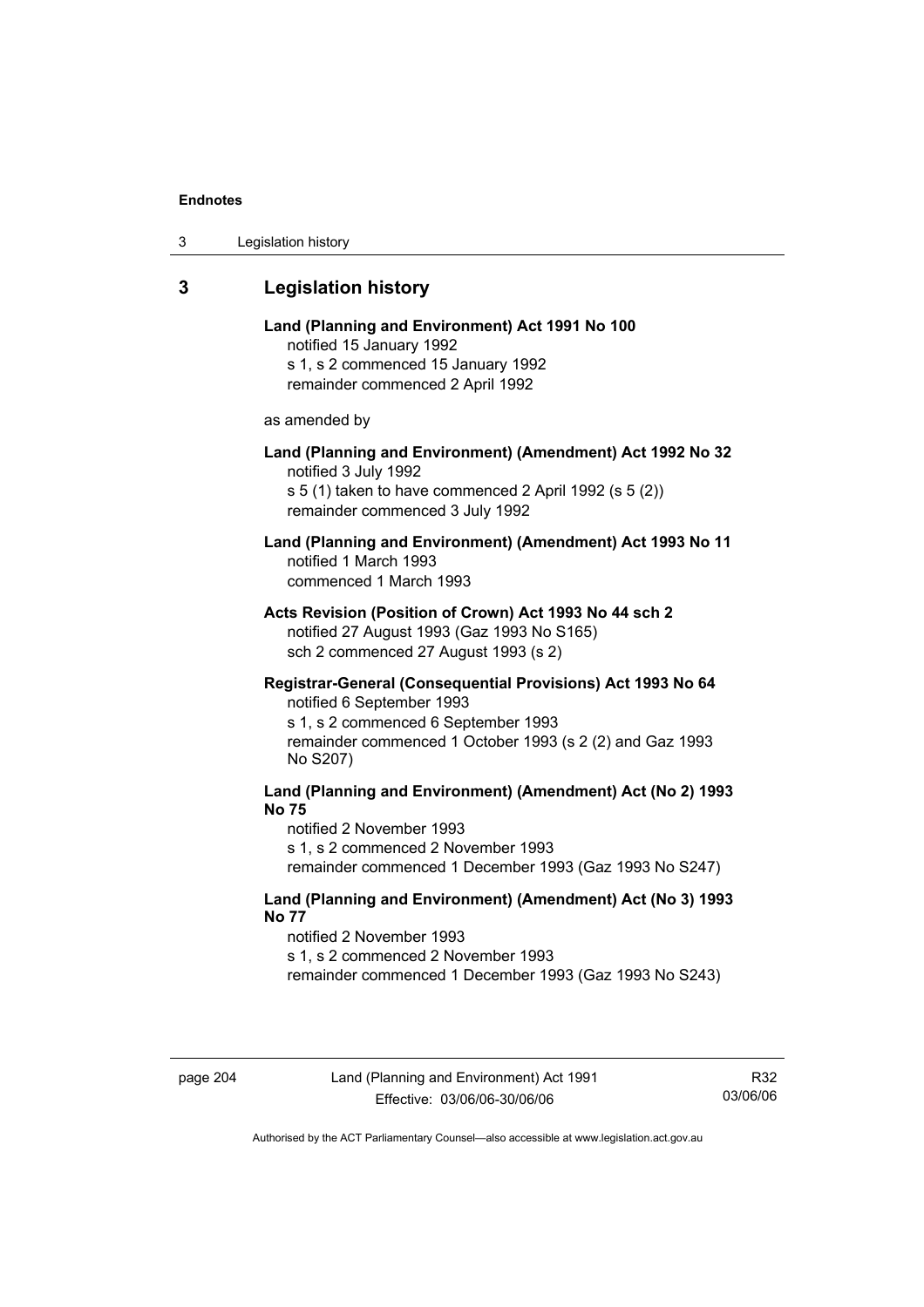## 3 Legislation history

**Land (Planning and Environment) Act 1991 No 100**
notified 15 January 1992
s 1, s 2 commenced 15 January 1992
remainder commenced 2 April 1992

as amended by

**Land (Planning and Environment) (Amendment) Act 1992 No 32**
notified 3 July 1992
s 5 (1) taken to have commenced 2 April 1992 (s 5 (2))
remainder commenced 3 July 1992

**Land (Planning and Environment) (Amendment) Act 1993 No 11**
notified 1 March 1993
commenced 1 March 1993

**Acts Revision (Position of Crown) Act 1993 No 44 sch 2**
notified 27 August 1993 (Gaz 1993 No S165)
sch 2 commenced 27 August 1993 (s 2)

**Registrar-General (Consequential Provisions) Act 1993 No 64**
notified 6 September 1993
s 1, s 2 commenced 6 September 1993
remainder commenced 1 October 1993 (s 2 (2) and Gaz 1993 No S207)

**Land (Planning and Environment) (Amendment) Act (No 2) 1993 No 75**
notified 2 November 1993
s 1, s 2 commenced 2 November 1993
remainder commenced 1 December 1993 (Gaz 1993 No S247)

**Land (Planning and Environment) (Amendment) Act (No 3) 1993 No 77**
notified 2 November 1993
s 1, s 2 commenced 2 November 1993
remainder commenced 1 December 1993 (Gaz 1993 No S243)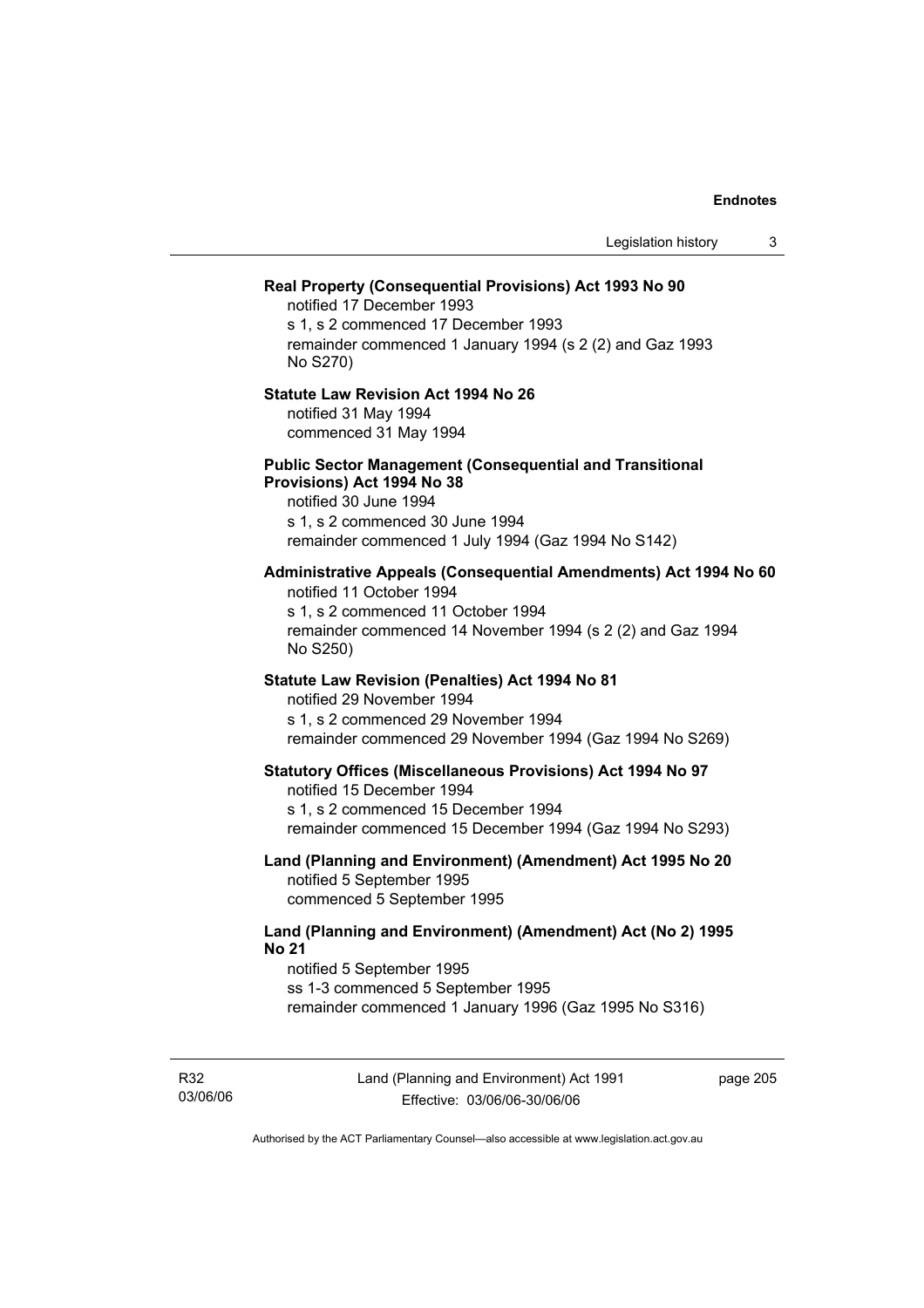**Real Property (Consequential Provisions) Act 1993 No 90**

notified 17 December 1993
s 1, s 2 commenced 17 December 1993
remainder commenced 1 January 1994 (s 2 (2) and Gaz 1993 No S270)

**Statute Law Revision Act 1994 No 26**

notified 31 May 1994
commenced 31 May 1994

**Public Sector Management (Consequential and Transitional Provisions) Act 1994 No 38**

notified 30 June 1994
s 1, s 2 commenced 30 June 1994
remainder commenced 1 July 1994 (Gaz 1994 No S142)

**Administrative Appeals (Consequential Amendments) Act 1994 No 60**

notified 11 October 1994
s 1, s 2 commenced 11 October 1994
remainder commenced 14 November 1994 (s 2 (2) and Gaz 1994 No S250)

**Statute Law Revision (Penalties) Act 1994 No 81**

notified 29 November 1994
s 1, s 2 commenced 29 November 1994
remainder commenced 29 November 1994 (Gaz 1994 No S269)

**Statutory Offices (Miscellaneous Provisions) Act 1994 No 97**

notified 15 December 1994
s 1, s 2 commenced 15 December 1994
remainder commenced 15 December 1994 (Gaz 1994 No S293)

**Land (Planning and Environment) (Amendment) Act 1995 No 20**

notified 5 September 1995
commenced 5 September 1995

**Land (Planning and Environment) (Amendment) Act (No 2) 1995 No 21**

notified 5 September 1995
ss 1-3 commenced 5 September 1995
remainder commenced 1 January 1996 (Gaz 1995 No S316)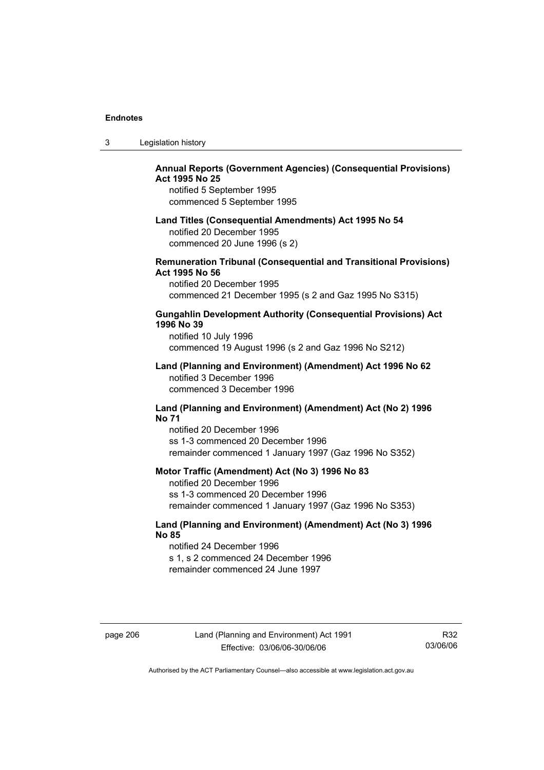**Annual Reports (Government Agencies) (Consequential Provisions) Act 1995 No 25**

notified 5 September 1995
commenced 5 September 1995

**Land Titles (Consequential Amendments) Act 1995 No 54**

notified 20 December 1995
commenced 20 June 1996 (s 2)

**Remuneration Tribunal (Consequential and Transitional Provisions) Act 1995 No 56**

notified 20 December 1995
commenced 21 December 1995 (s 2 and Gaz 1995 No S315)

**Gungahlin Development Authority (Consequential Provisions) Act 1996 No 39**

notified 10 July 1996
commenced 19 August 1996 (s 2 and Gaz 1996 No S212)

**Land (Planning and Environment) (Amendment) Act 1996 No 62**

notified 3 December 1996
commenced 3 December 1996

**Land (Planning and Environment) (Amendment) Act (No 2) 1996 No 71**

notified 20 December 1996
ss 1-3 commenced 20 December 1996
remainder commenced 1 January 1997 (Gaz 1996 No S352)

**Motor Traffic (Amendment) Act (No 3) 1996 No 83**

notified 20 December 1996
ss 1-3 commenced 20 December 1996
remainder commenced 1 January 1997 (Gaz 1996 No S353)

**Land (Planning and Environment) (Amendment) Act (No 3) 1996 No 85**

notified 24 December 1996
s 1, s 2 commenced 24 December 1996
remainder commenced 24 June 1997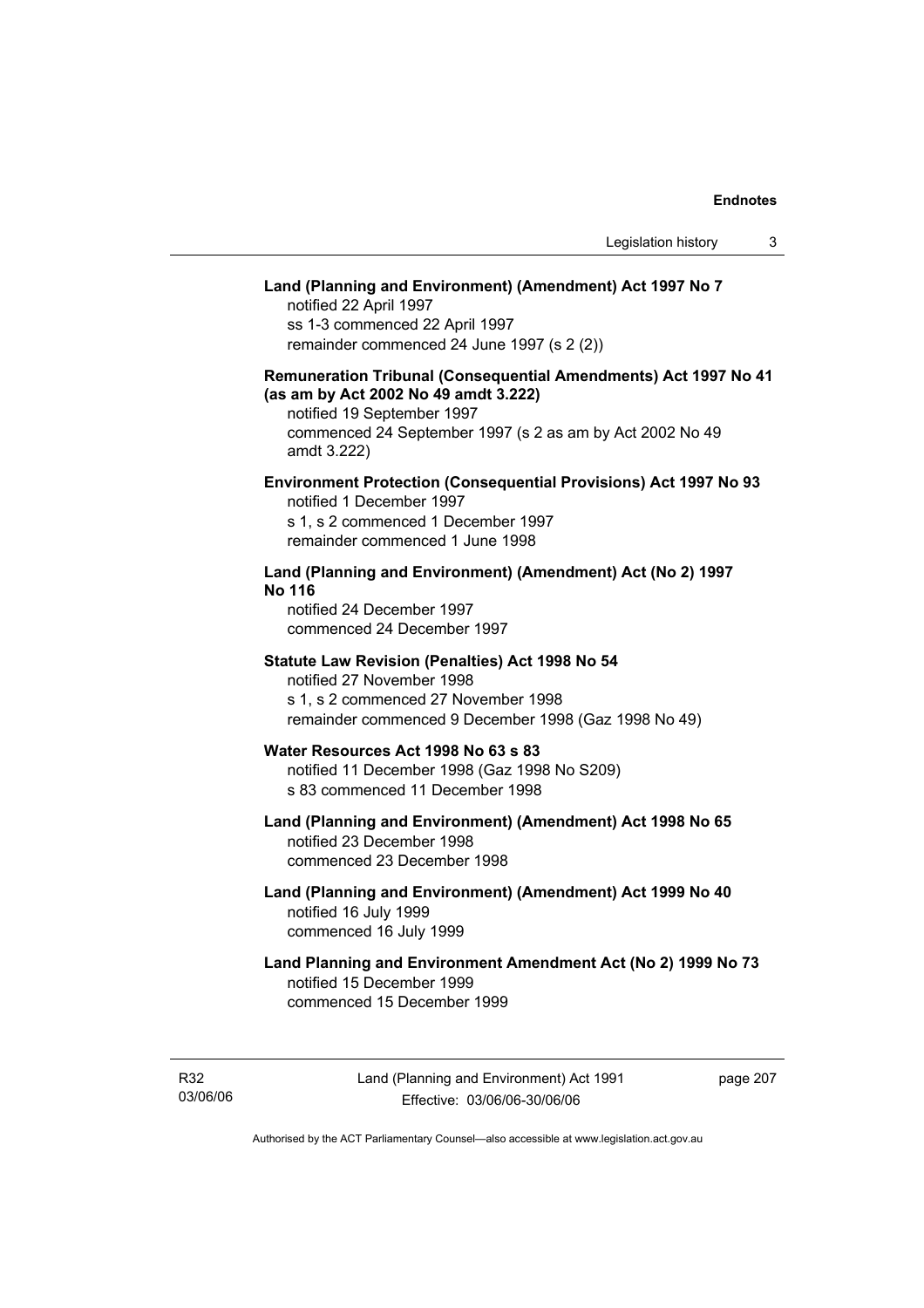**Land (Planning and Environment) (Amendment) Act 1997 No 7**
notified 22 April 1997
ss 1-3 commenced 22 April 1997
remainder commenced 24 June 1997 (s 2 (2))

**Remuneration Tribunal (Consequential Amendments) Act 1997 No 41 (as am by Act 2002 No 49 amdt 3.222)**
notified 19 September 1997
commenced 24 September 1997 (s 2 as am by Act 2002 No 49 amdt 3.222)

**Environment Protection (Consequential Provisions) Act 1997 No 93**
notified 1 December 1997
s 1, s 2 commenced 1 December 1997
remainder commenced 1 June 1998

**Land (Planning and Environment) (Amendment) Act (No 2) 1997 No 116**
notified 24 December 1997
commenced 24 December 1997

**Statute Law Revision (Penalties) Act 1998 No 54**
notified 27 November 1998
s 1, s 2 commenced 27 November 1998
remainder commenced 9 December 1998 (Gaz 1998 No 49)

**Water Resources Act 1998 No 63 s 83**
notified 11 December 1998 (Gaz 1998 No S209)
s 83 commenced 11 December 1998

**Land (Planning and Environment) (Amendment) Act 1998 No 65**
notified 23 December 1998
commenced 23 December 1998

**Land (Planning and Environment) (Amendment) Act 1999 No 40**
notified 16 July 1999
commenced 16 July 1999

**Land Planning and Environment Amendment Act (No 2) 1999 No 73**
notified 15 December 1999
commenced 15 December 1999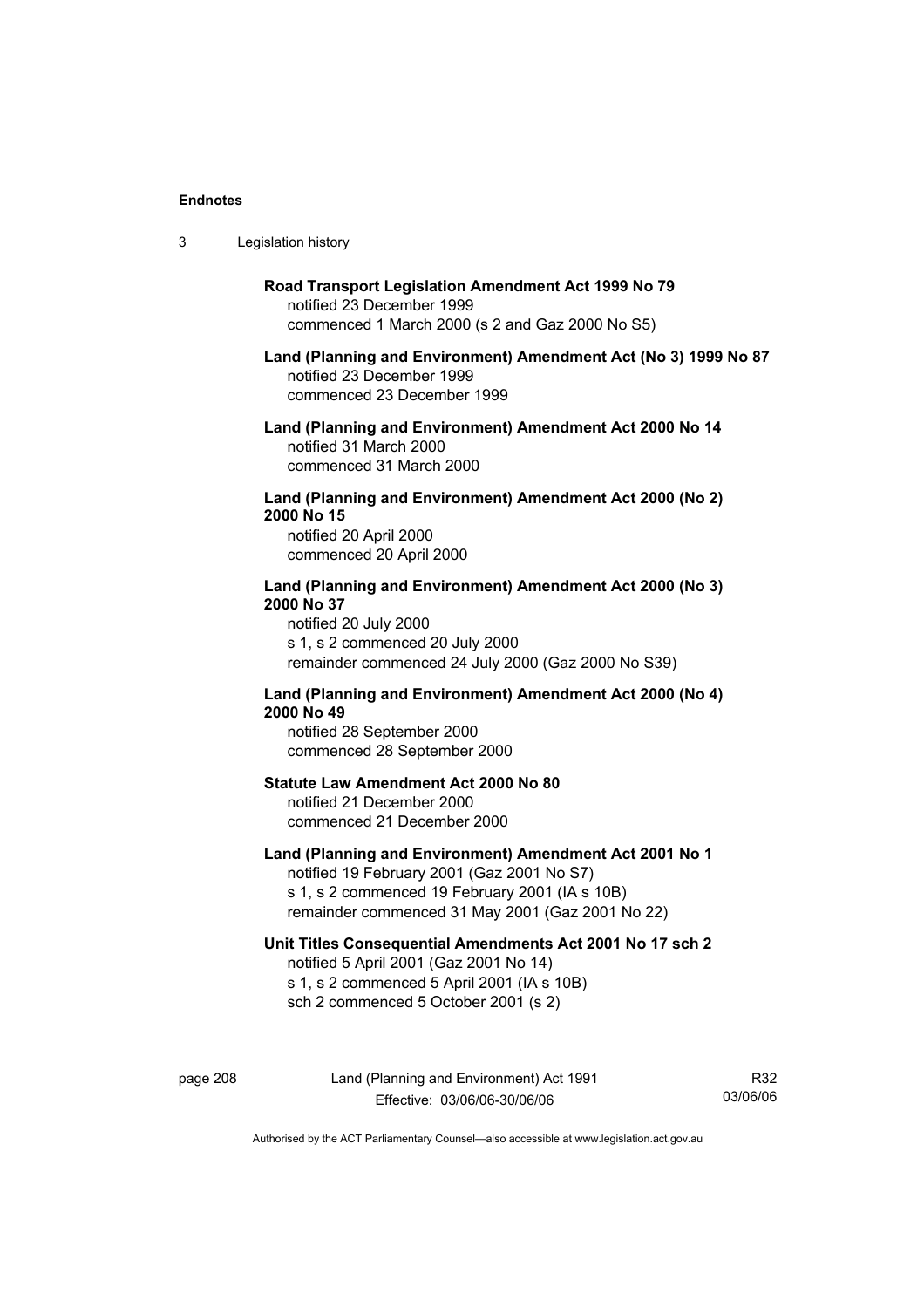**Road Transport Legislation Amendment Act 1999 No 79**
notified 23 December 1999
commenced 1 March 2000 (s 2 and Gaz 2000 No S5)

**Land (Planning and Environment) Amendment Act (No 3) 1999 No 87**
notified 23 December 1999
commenced 23 December 1999

**Land (Planning and Environment) Amendment Act 2000 No 14**
notified 31 March 2000
commenced 31 March 2000

**Land (Planning and Environment) Amendment Act 2000 (No 2) 2000 No 15**
notified 20 April 2000
commenced 20 April 2000

**Land (Planning and Environment) Amendment Act 2000 (No 3) 2000 No 37**
notified 20 July 2000
s 1, s 2 commenced 20 July 2000
remainder commenced 24 July 2000 (Gaz 2000 No S39)

**Land (Planning and Environment) Amendment Act 2000 (No 4) 2000 No 49**
notified 28 September 2000
commenced 28 September 2000

**Statute Law Amendment Act 2000 No 80**
notified 21 December 2000
commenced 21 December 2000

**Land (Planning and Environment) Amendment Act 2001 No 1**
notified 19 February 2001 (Gaz 2001 No S7)
s 1, s 2 commenced 19 February 2001 (IA s 10B)
remainder commenced 31 May 2001 (Gaz 2001 No 22)

**Unit Titles Consequential Amendments Act 2001 No 17 sch 2**
notified 5 April 2001 (Gaz 2001 No 14)
s 1, s 2 commenced 5 April 2001 (IA s 10B)
sch 2 commenced 5 October 2001 (s 2)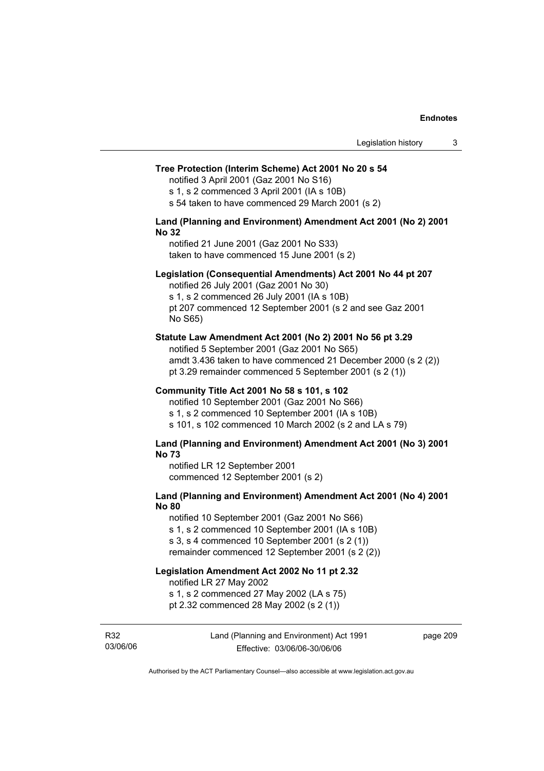**Tree Protection (Interim Scheme) Act 2001 No 20 s 54**

notified 3 April 2001 (Gaz 2001 No S16)
s 1, s 2 commenced 3 April 2001 (IA s 10B)
s 54 taken to have commenced 29 March 2001 (s 2)

**Land (Planning and Environment) Amendment Act 2001 (No 2) 2001 No 32**

notified 21 June 2001 (Gaz 2001 No S33)
taken to have commenced 15 June 2001 (s 2)

**Legislation (Consequential Amendments) Act 2001 No 44 pt 207**

notified 26 July 2001 (Gaz 2001 No 30)
s 1, s 2 commenced 26 July 2001 (IA s 10B)
pt 207 commenced 12 September 2001 (s 2 and see Gaz 2001 No S65)

**Statute Law Amendment Act 2001 (No 2) 2001 No 56 pt 3.29**

notified 5 September 2001 (Gaz 2001 No S65)
amdt 3.436 taken to have commenced 21 December 2000 (s 2 (2))
pt 3.29 remainder commenced 5 September 2001 (s 2 (1))

**Community Title Act 2001 No 58 s 101, s 102**

notified 10 September 2001 (Gaz 2001 No S66)
s 1, s 2 commenced 10 September 2001 (IA s 10B)
s 101, s 102 commenced 10 March 2002 (s 2 and LA s 79)

**Land (Planning and Environment) Amendment Act 2001 (No 3) 2001 No 73**

notified LR 12 September 2001
commenced 12 September 2001 (s 2)

**Land (Planning and Environment) Amendment Act 2001 (No 4) 2001 No 80**

notified 10 September 2001 (Gaz 2001 No S66)
s 1, s 2 commenced 10 September 2001 (IA s 10B)
s 3, s 4 commenced 10 September 2001 (s 2 (1))
remainder commenced 12 September 2001 (s 2 (2))

**Legislation Amendment Act 2002 No 11 pt 2.32**

notified LR 27 May 2002
s 1, s 2 commenced 27 May 2002 (LA s 75)
pt 2.32 commenced 28 May 2002 (s 2 (1))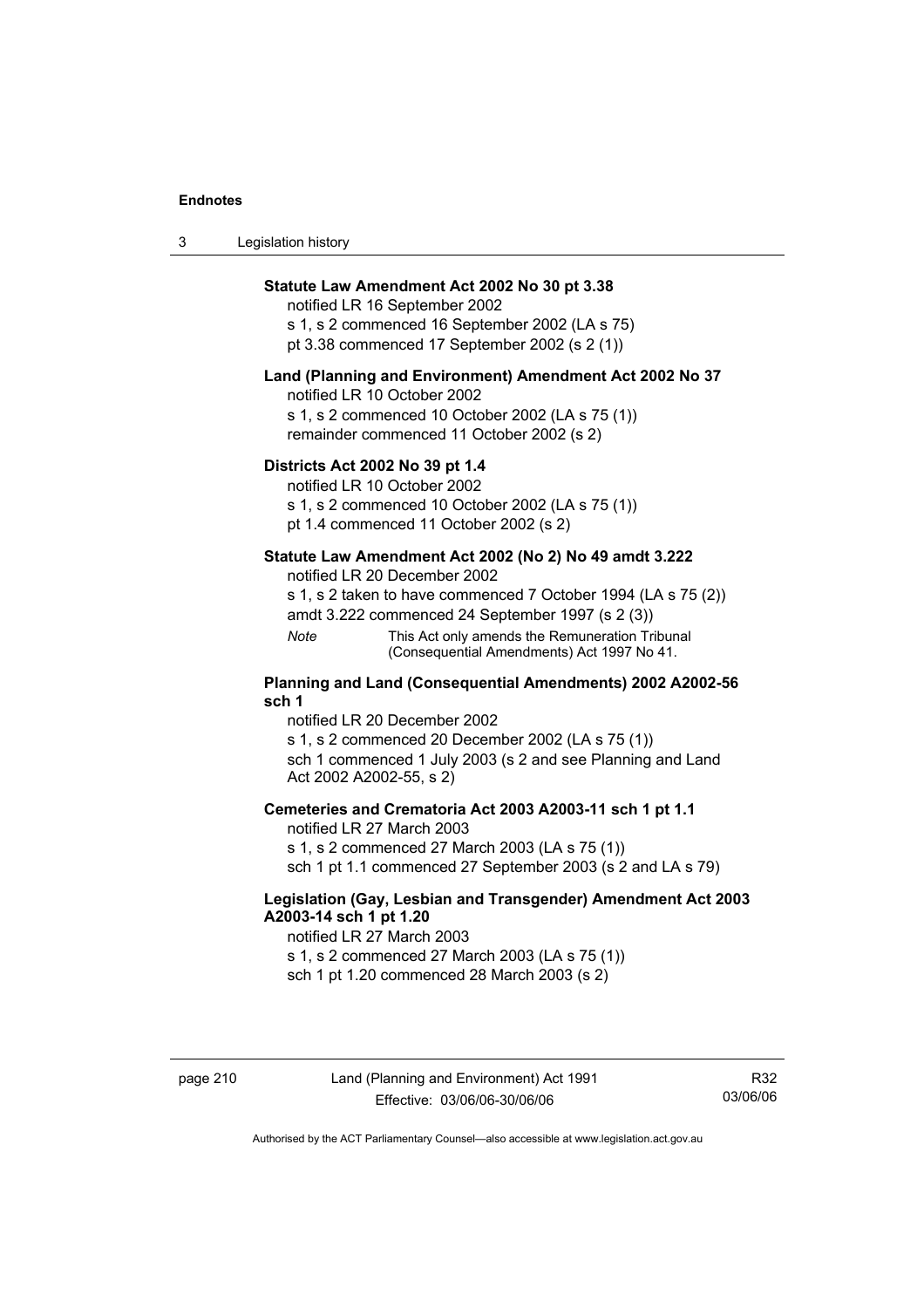**Statute Law Amendment Act 2002 No 30 pt 3.38**

notified LR 16 September 2002

s 1, s 2 commenced 16 September 2002 (LA s 75)

pt 3.38 commenced 17 September 2002 (s 2 (1))

**Land (Planning and Environment) Amendment Act 2002 No 37**

notified LR 10 October 2002

s 1, s 2 commenced 10 October 2002 (LA s 75 (1))

remainder commenced 11 October 2002 (s 2)

**Districts Act 2002 No 39 pt 1.4**

notified LR 10 October 2002

s 1, s 2 commenced 10 October 2002 (LA s 75 (1))

pt 1.4 commenced 11 October 2002 (s 2)

**Statute Law Amendment Act 2002 (No 2) No 49 amdt 3.222**

notified LR 20 December 2002

s 1, s 2 taken to have commenced 7 October 1994 (LA s 75 (2))

amdt 3.222 commenced 24 September 1997 (s 2 (3))

*Note* This Act only amends the Remuneration Tribunal (Consequential Amendments) Act 1997 No 41.

**Planning and Land (Consequential Amendments) 2002 A2002-56 sch 1**

notified LR 20 December 2002

s 1, s 2 commenced 20 December 2002 (LA s 75 (1))

sch 1 commenced 1 July 2003 (s 2 and see Planning and Land Act 2002 A2002-55, s 2)

**Cemeteries and Crematoria Act 2003 A2003-11 sch 1 pt 1.1**

notified LR 27 March 2003

s 1, s 2 commenced 27 March 2003 (LA s 75 (1))

sch 1 pt 1.1 commenced 27 September 2003 (s 2 and LA s 79)

**Legislation (Gay, Lesbian and Transgender) Amendment Act 2003 A2003-14 sch 1 pt 1.20**

notified LR 27 March 2003

s 1, s 2 commenced 27 March 2003 (LA s 75 (1))

sch 1 pt 1.20 commenced 28 March 2003 (s 2)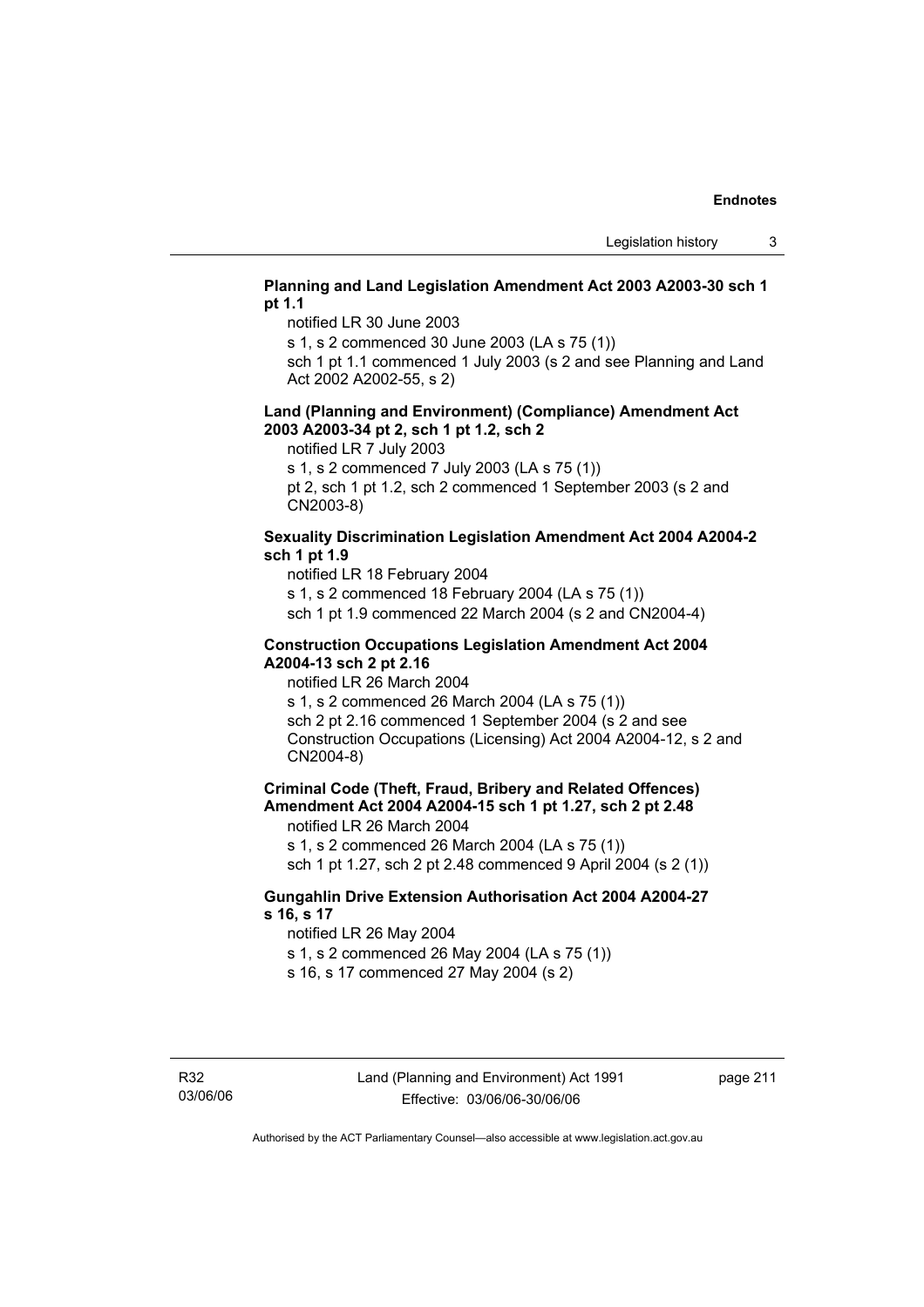**Planning and Land Legislation Amendment Act 2003 A2003-30 sch 1 pt 1.1**

notified LR 30 June 2003

s 1, s 2 commenced 30 June 2003 (LA s 75 (1))

sch 1 pt 1.1 commenced 1 July 2003 (s 2 and see Planning and Land Act 2002 A2002-55, s 2)

**Land (Planning and Environment) (Compliance) Amendment Act 2003 A2003-34 pt 2, sch 1 pt 1.2, sch 2**

notified LR 7 July 2003

s 1, s 2 commenced 7 July 2003 (LA s 75 (1))

pt 2, sch 1 pt 1.2, sch 2 commenced 1 September 2003 (s 2 and CN2003-8)

**Sexuality Discrimination Legislation Amendment Act 2004 A2004-2 sch 1 pt 1.9**

notified LR 18 February 2004

s 1, s 2 commenced 18 February 2004 (LA s 75 (1))

sch 1 pt 1.9 commenced 22 March 2004 (s 2 and CN2004-4)

**Construction Occupations Legislation Amendment Act 2004 A2004-13 sch 2 pt 2.16**

notified LR 26 March 2004

s 1, s 2 commenced 26 March 2004 (LA s 75 (1))

sch 2 pt 2.16 commenced 1 September 2004 (s 2 and see Construction Occupations (Licensing) Act 2004 A2004-12, s 2 and CN2004-8)

**Criminal Code (Theft, Fraud, Bribery and Related Offences) Amendment Act 2004 A2004-15 sch 1 pt 1.27, sch 2 pt 2.48**

notified LR 26 March 2004

s 1, s 2 commenced 26 March 2004 (LA s 75 (1))

sch 1 pt 1.27, sch 2 pt 2.48 commenced 9 April 2004 (s 2 (1))

**Gungahlin Drive Extension Authorisation Act 2004 A2004-27 s 16, s 17**

notified LR 26 May 2004

s 1, s 2 commenced 26 May 2004 (LA s 75 (1))

s 16, s 17 commenced 27 May 2004 (s 2)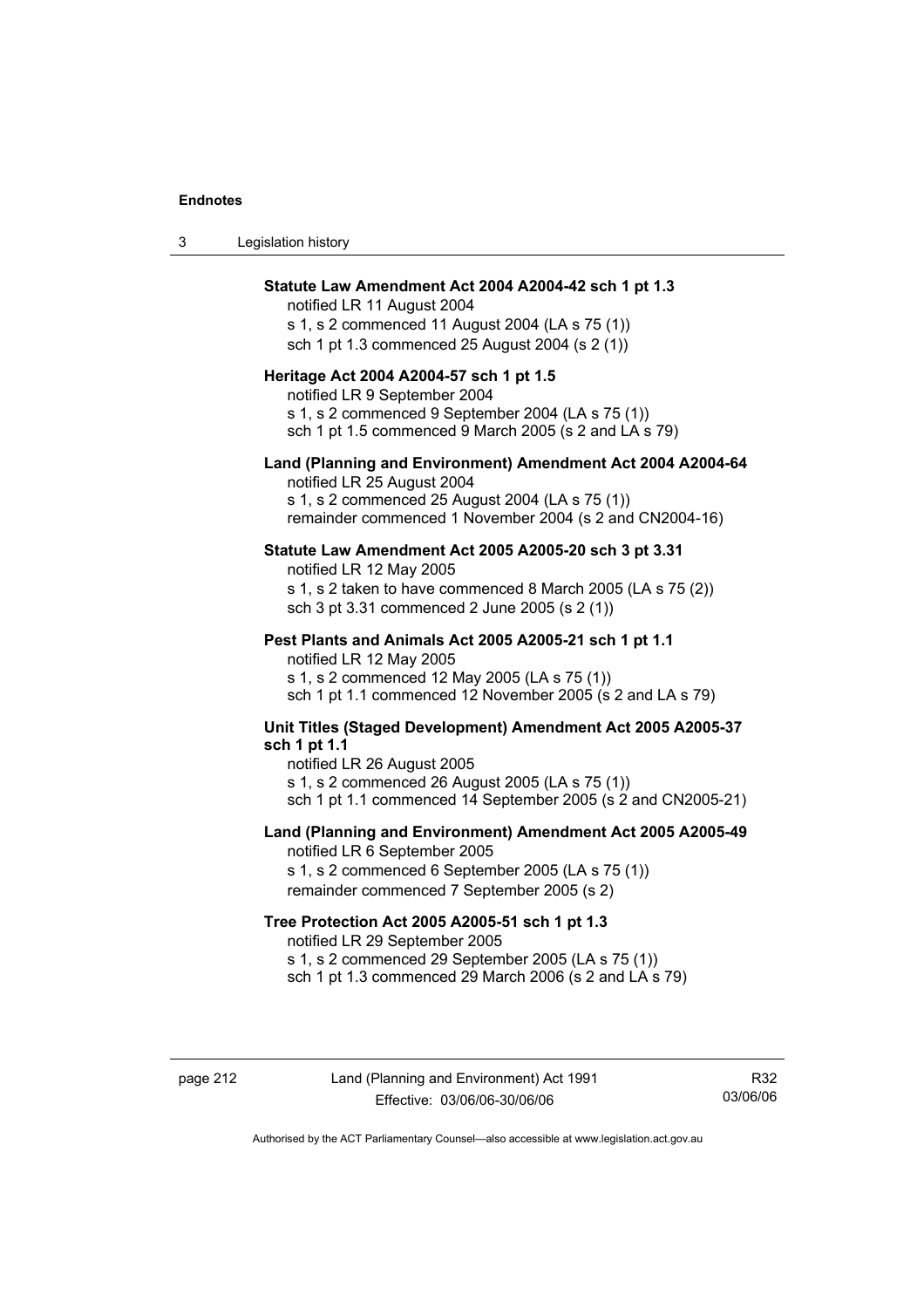**Statute Law Amendment Act 2004 A2004-42 sch 1 pt 1.3**
notified LR 11 August 2004
s 1, s 2 commenced 11 August 2004 (LA s 75 (1))
sch 1 pt 1.3 commenced 25 August 2004 (s 2 (1))

**Heritage Act 2004 A2004-57 sch 1 pt 1.5**
notified LR 9 September 2004
s 1, s 2 commenced 9 September 2004 (LA s 75 (1))
sch 1 pt 1.5 commenced 9 March 2005 (s 2 and LA s 79)

**Land (Planning and Environment) Amendment Act 2004 A2004-64**
notified LR 25 August 2004
s 1, s 2 commenced 25 August 2004 (LA s 75 (1))
remainder commenced 1 November 2004 (s 2 and CN2004-16)

**Statute Law Amendment Act 2005 A2005-20 sch 3 pt 3.31**
notified LR 12 May 2005
s 1, s 2 taken to have commenced 8 March 2005 (LA s 75 (2))
sch 3 pt 3.31 commenced 2 June 2005 (s 2 (1))

**Pest Plants and Animals Act 2005 A2005-21 sch 1 pt 1.1**
notified LR 12 May 2005
s 1, s 2 commenced 12 May 2005 (LA s 75 (1))
sch 1 pt 1.1 commenced 12 November 2005 (s 2 and LA s 79)

**Unit Titles (Staged Development) Amendment Act 2005 A2005-37 sch 1 pt 1.1**
notified LR 26 August 2005
s 1, s 2 commenced 26 August 2005 (LA s 75 (1))
sch 1 pt 1.1 commenced 14 September 2005 (s 2 and CN2005-21)

**Land (Planning and Environment) Amendment Act 2005 A2005-49**
notified LR 6 September 2005
s 1, s 2 commenced 6 September 2005 (LA s 75 (1))
remainder commenced 7 September 2005 (s 2)

**Tree Protection Act 2005 A2005-51 sch 1 pt 1.3**
notified LR 29 September 2005
s 1, s 2 commenced 29 September 2005 (LA s 75 (1))
sch 1 pt 1.3 commenced 29 March 2006 (s 2 and LA s 79)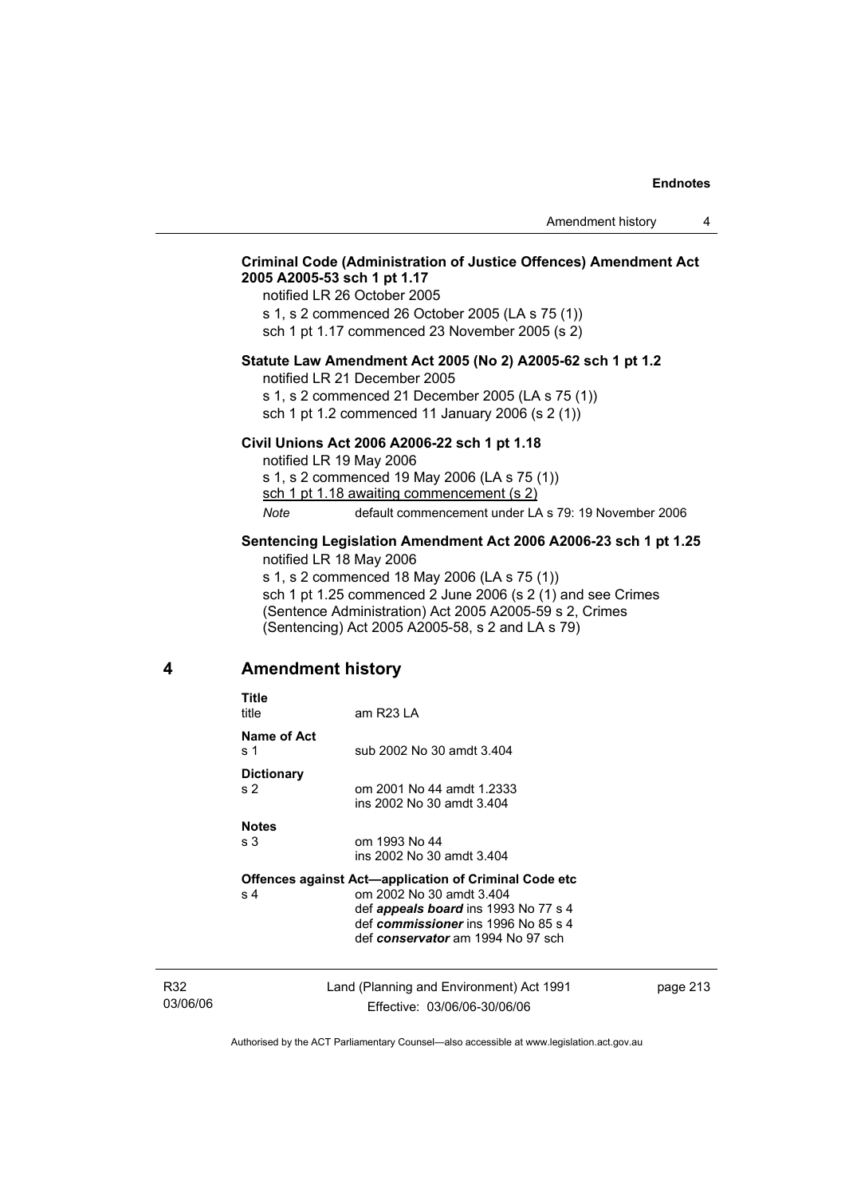**Criminal Code (Administration of Justice Offences) Amendment Act 2005 A2005-53 sch 1 pt 1.17**

notified LR 26 October 2005
s 1, s 2 commenced 26 October 2005 (LA s 75 (1))
sch 1 pt 1.17 commenced 23 November 2005 (s 2)

**Statute Law Amendment Act 2005 (No 2) A2005-62 sch 1 pt 1.2**

notified LR 21 December 2005
s 1, s 2 commenced 21 December 2005 (LA s 75 (1))
sch 1 pt 1.2 commenced 11 January 2006 (s 2 (1))

**Civil Unions Act 2006 A2006-22 sch 1 pt 1.18**

notified LR 19 May 2006
s 1, s 2 commenced 19 May 2006 (LA s 75 (1))
sch 1 pt 1.18 awaiting commencement (s 2)

*Note* default commencement under LA s 79: 19 November 2006

**Sentencing Legislation Amendment Act 2006 A2006-23 sch 1 pt 1.25**

notified LR 18 May 2006
s 1, s 2 commenced 18 May 2006 (LA s 75 (1))
sch 1 pt 1.25 commenced 2 June 2006 (s 2 (1) and see Crimes (Sentence Administration) Act 2005 A2005-59 s 2, Crimes (Sentencing) Act 2005 A2005-58, s 2 and LA s 79)

## 4 Amendment history

**Title**
title am R23 LA

**Name of Act**
s 1 sub 2002 No 30 amdt 3.404

**Dictionary**
s 2 om 2001 No 44 amdt 1.2333
ins 2002 No 30 amdt 3.404

**Notes**
s 3 om 1993 No 44
ins 2002 No 30 amdt 3.404

**Offences against Act—application of Criminal Code etc**
s 4 om 2002 No 30 amdt 3.404
def ***appeals board*** ins 1993 No 77 s 4
def ***commissioner*** ins 1996 No 85 s 4
def ***conservator*** am 1994 No 97 sch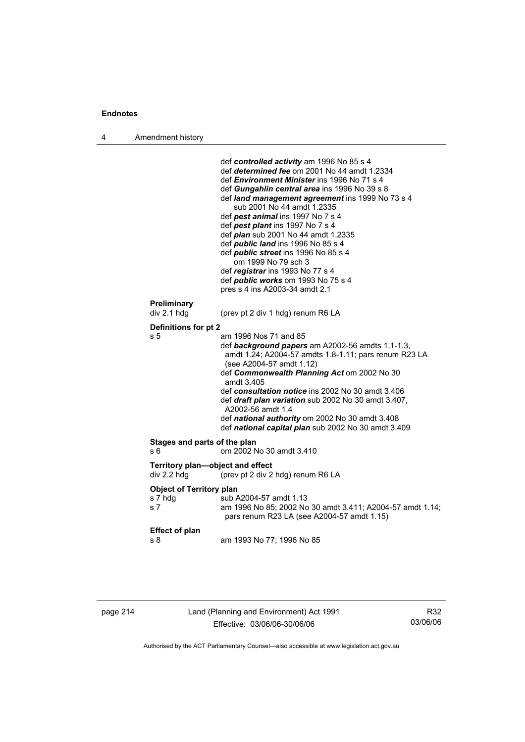def ***controlled activity*** am 1996 No 85 s 4
def ***determined fee*** om 2001 No 44 amdt 1.2334
def ***Environment Minister*** ins 1996 No 71 s 4
def ***Gungahlin central area*** ins 1996 No 39 s 8
def ***land management agreement*** ins 1999 No 73 s 4
sub 2001 No 44 amdt 1.2335
def ***pest animal*** ins 1997 No 7 s 4
def ***pest plant*** ins 1997 No 7 s 4
def ***plan*** sub 2001 No 44 amdt 1.2335
def ***public land*** ins 1996 No 85 s 4
def ***public street*** ins 1996 No 85 s 4
om 1999 No 79 sch 3
def ***registrar*** ins 1993 No 77 s 4
def ***public works*** om 1993 No 75 s 4
pres s 4 ins A2003-34 amdt 2.1

**Preliminary**
div 2.1 hdg (prev pt 2 div 1 hdg) renum R6 LA

**Definitions for pt 2**
s 5 am 1996 Nos 71 and 85
def ***background papers*** am A2002-56 amdts 1.1-1.3, amdt 1.24; A2004-57 amdts 1.8-1.11; pars renum R23 LA (see A2004-57 amdt 1.12)
def ***Commonwealth Planning Act*** om 2002 No 30 amdt 3.405
def ***consultation notice*** ins 2002 No 30 amdt 3.406
def ***draft plan variation*** sub 2002 No 30 amdt 3.407, A2002-56 amdt 1.4
def ***national authority*** om 2002 No 30 amdt 3.408
def ***national capital plan*** sub 2002 No 30 amdt 3.409

**Stages and parts of the plan**
s 6 om 2002 No 30 amdt 3.410

**Territory plan—object and effect**
div 2.2 hdg (prev pt 2 div 2 hdg) renum R6 LA

**Object of Territory plan**
s 7 hdg sub A2004-57 amdt 1.13
s 7 am 1996 No 85; 2002 No 30 amdt 3.411; A2004-57 amdt 1.14; pars renum R23 LA (see A2004-57 amdt 1.15)

**Effect of plan**
s 8 am 1993 No 77; 1996 No 85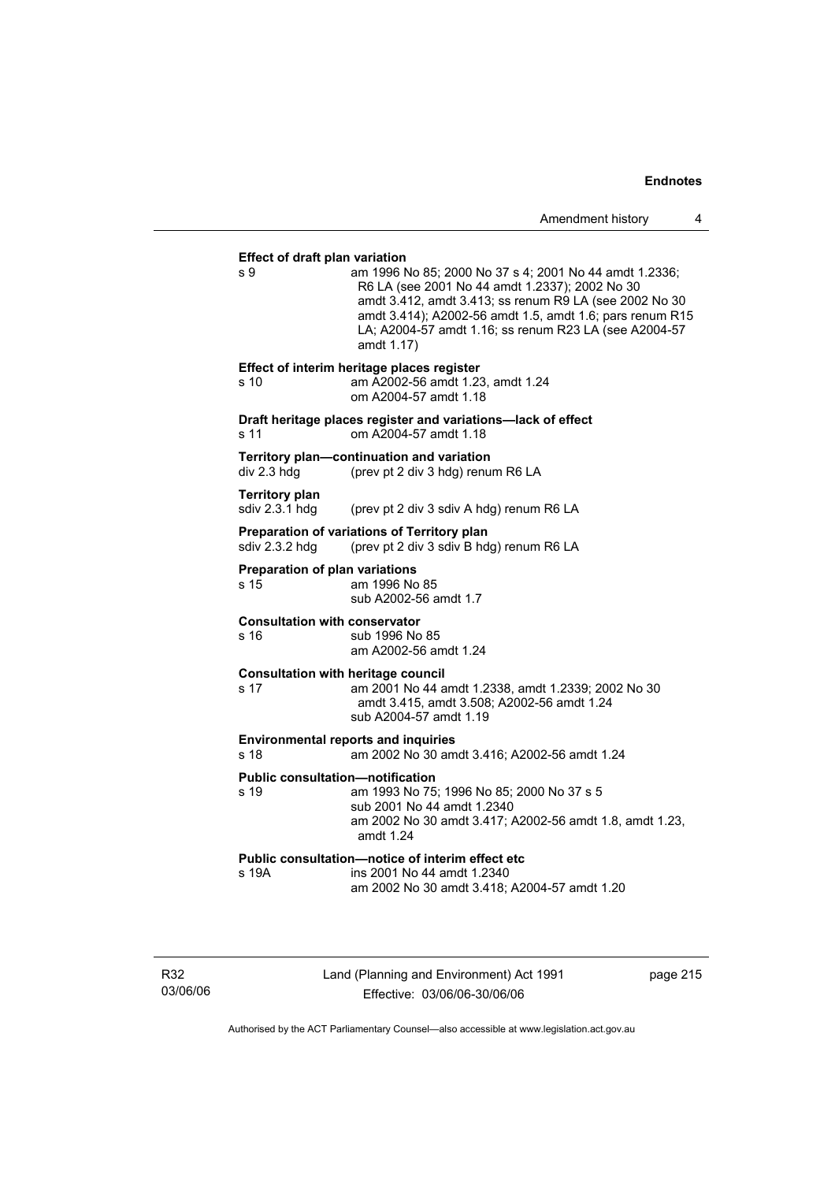**Effect of draft plan variation**

s 9 am 1996 No 85; 2000 No 37 s 4; 2001 No 44 amdt 1.2336; R6 LA (see 2001 No 44 amdt 1.2337); 2002 No 30 amdt 3.412, amdt 3.413; ss renum R9 LA (see 2002 No 30 amdt 3.414); A2002-56 amdt 1.5, amdt 1.6; pars renum R15 LA; A2004-57 amdt 1.16; ss renum R23 LA (see A2004-57 amdt 1.17)

**Effect of interim heritage places register**

s 10 am A2002-56 amdt 1.23, amdt 1.24
om A2004-57 amdt 1.18

**Draft heritage places register and variations—lack of effect**

s 11 om A2004-57 amdt 1.18

**Territory plan—continuation and variation**

div 2.3 hdg (prev pt 2 div 3 hdg) renum R6 LA

**Territory plan**

sdiv 2.3.1 hdg (prev pt 2 div 3 sdiv A hdg) renum R6 LA

**Preparation of variations of Territory plan**

sdiv 2.3.2 hdg (prev pt 2 div 3 sdiv B hdg) renum R6 LA

**Preparation of plan variations**

s 15 am 1996 No 85
sub A2002-56 amdt 1.7

**Consultation with conservator**

s 16 sub 1996 No 85
am A2002-56 amdt 1.24

**Consultation with heritage council**

s 17 am 2001 No 44 amdt 1.2338, amdt 1.2339; 2002 No 30 amdt 3.415, amdt 3.508; A2002-56 amdt 1.24
sub A2004-57 amdt 1.19

**Environmental reports and inquiries**

s 18 am 2002 No 30 amdt 3.416; A2002-56 amdt 1.24

**Public consultation—notification**

s 19 am 1993 No 75; 1996 No 85; 2000 No 37 s 5
sub 2001 No 44 amdt 1.2340
am 2002 No 30 amdt 3.417; A2002-56 amdt 1.8, amdt 1.23, amdt 1.24

**Public consultation—notice of interim effect etc**

s 19A ins 2001 No 44 amdt 1.2340
am 2002 No 30 amdt 3.418; A2004-57 amdt 1.20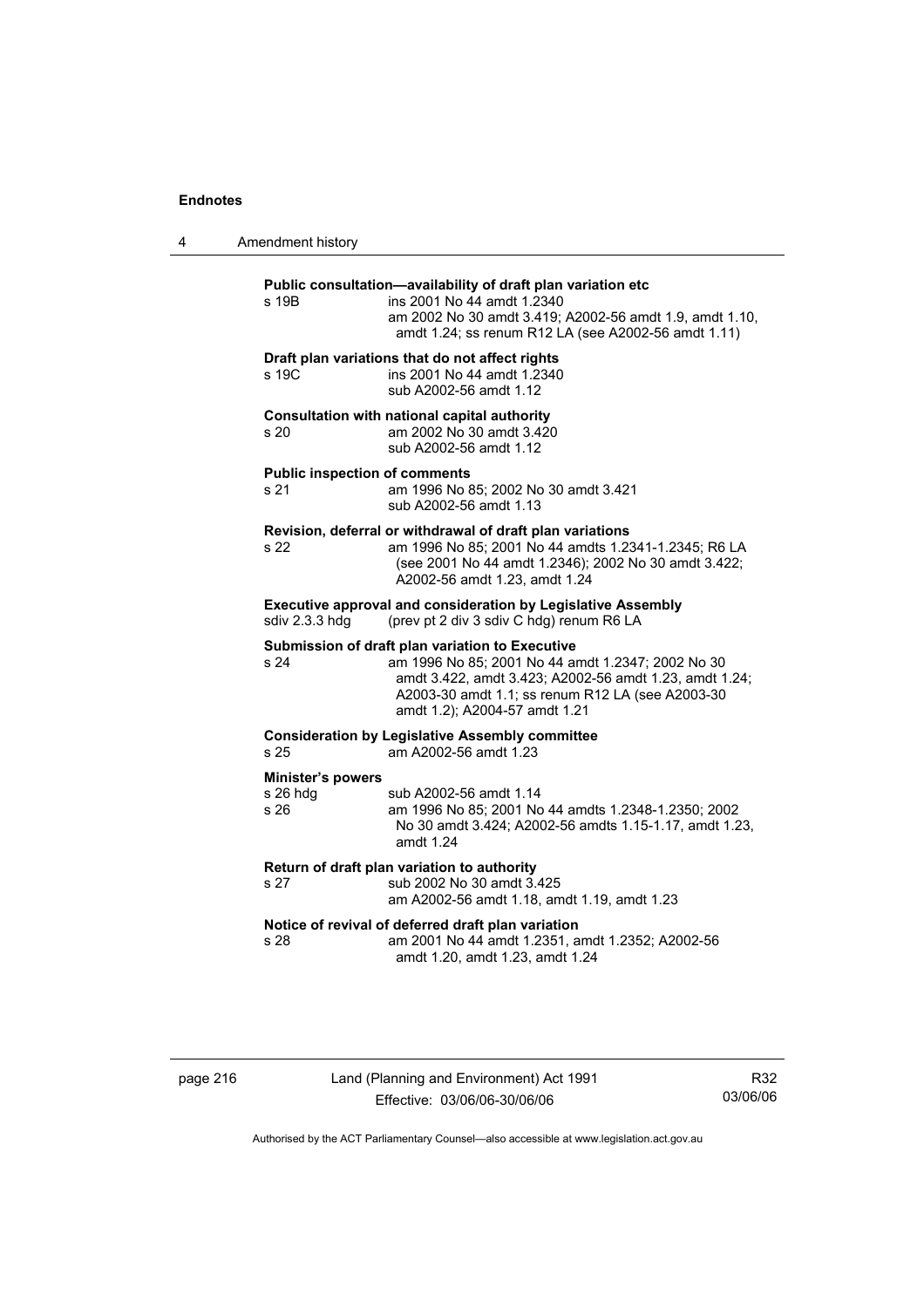**Public consultation—availability of draft plan variation etc**

| | |
|---|---|
| s 19B | ins 2001 No 44 amdt 1.2340<br>am 2002 No 30 amdt 3.419; A2002-56 amdt 1.9, amdt 1.10, amdt 1.24; ss renum R12 LA (see A2002-56 amdt 1.11) |

**Draft plan variations that do not affect rights**

| | |
|---|---|
| s 19C | ins 2001 No 44 amdt 1.2340<br>sub A2002-56 amdt 1.12 |

**Consultation with national capital authority**

| | |
|---|---|
| s 20 | am 2002 No 30 amdt 3.420<br>sub A2002-56 amdt 1.12 |

**Public inspection of comments**

| | |
|---|---|
| s 21 | am 1996 No 85; 2002 No 30 amdt 3.421<br>sub A2002-56 amdt 1.13 |

**Revision, deferral or withdrawal of draft plan variations**

| | |
|---|---|
| s 22 | am 1996 No 85; 2001 No 44 amdts 1.2341-1.2345; R6 LA (see 2001 No 44 amdt 1.2346); 2002 No 30 amdt 3.422; A2002-56 amdt 1.23, amdt 1.24 |

**Executive approval and consideration by Legislative Assembly**

| | |
|---|---|
| sdiv 2.3.3 hdg | (prev pt 2 div 3 sdiv C hdg) renum R6 LA |

**Submission of draft plan variation to Executive**

| | |
|---|---|
| s 24 | am 1996 No 85; 2001 No 44 amdt 1.2347; 2002 No 30 amdt 3.422, amdt 3.423; A2002-56 amdt 1.23, amdt 1.24; A2003-30 amdt 1.1; ss renum R12 LA (see A2003-30 amdt 1.2); A2004-57 amdt 1.21 |

**Consideration by Legislative Assembly committee**

| | |
|---|---|
| s 25 | am A2002-56 amdt 1.23 |

**Minister's powers**

| | |
|---|---|
| s 26 hdg | sub A2002-56 amdt 1.14 |
| s 26 | am 1996 No 85; 2001 No 44 amdts 1.2348-1.2350; 2002 No 30 amdt 3.424; A2002-56 amdts 1.15-1.17, amdt 1.23, amdt 1.24 |

**Return of draft plan variation to authority**

| | |
|---|---|
| s 27 | sub 2002 No 30 amdt 3.425<br>am A2002-56 amdt 1.18, amdt 1.19, amdt 1.23 |

**Notice of revival of deferred draft plan variation**

| | |
|---|---|
| s 28 | am 2001 No 44 amdt 1.2351, amdt 1.2352; A2002-56 amdt 1.20, amdt 1.23, amdt 1.24 |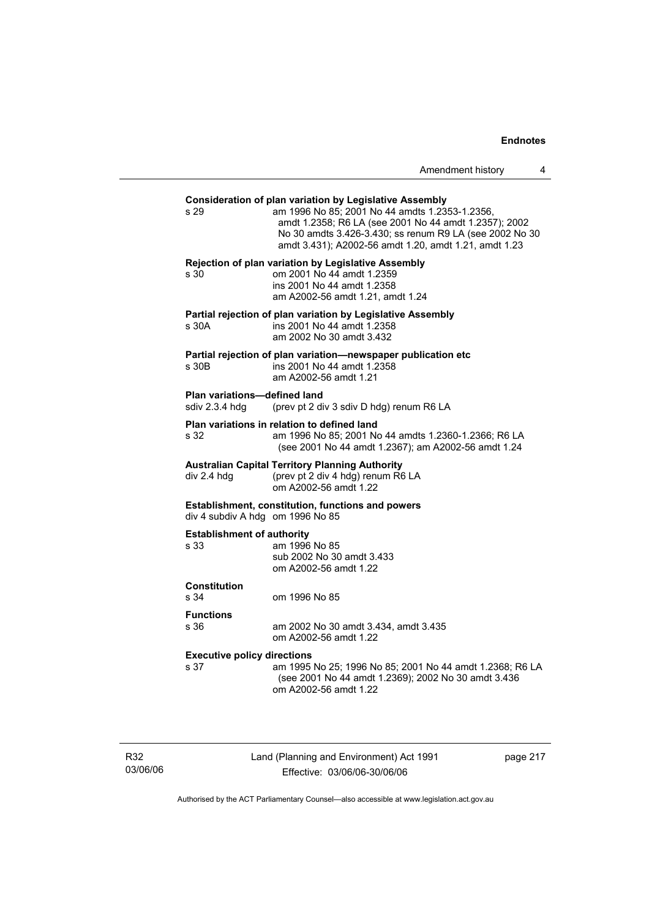**Consideration of plan variation by Legislative Assembly**
s 29 am 1996 No 85; 2001 No 44 amdts 1.2353-1.2356, amdt 1.2358; R6 LA (see 2001 No 44 amdt 1.2357); 2002 No 30 amdts 3.426-3.430; ss renum R9 LA (see 2002 No 30 amdt 3.431); A2002-56 amdt 1.20, amdt 1.21, amdt 1.23

**Rejection of plan variation by Legislative Assembly**
s 30 om 2001 No 44 amdt 1.2359
ins 2001 No 44 amdt 1.2358
am A2002-56 amdt 1.21, amdt 1.24

**Partial rejection of plan variation by Legislative Assembly**
s 30A ins 2001 No 44 amdt 1.2358
am 2002 No 30 amdt 3.432

**Partial rejection of plan variation—newspaper publication etc**
s 30B ins 2001 No 44 amdt 1.2358
am A2002-56 amdt 1.21

**Plan variations—defined land**
sdiv 2.3.4 hdg (prev pt 2 div 3 sdiv D hdg) renum R6 LA

**Plan variations in relation to defined land**
s 32 am 1996 No 85; 2001 No 44 amdts 1.2360-1.2366; R6 LA (see 2001 No 44 amdt 1.2367); am A2002-56 amdt 1.24

**Australian Capital Territory Planning Authority**
div 2.4 hdg (prev pt 2 div 4 hdg) renum R6 LA
om A2002-56 amdt 1.22

**Establishment, constitution, functions and powers**
div 4 subdiv A hdg om 1996 No 85

**Establishment of authority**
s 33 am 1996 No 85
sub 2002 No 30 amdt 3.433
om A2002-56 amdt 1.22

**Constitution**
s 34 om 1996 No 85

**Functions**
s 36 am 2002 No 30 amdt 3.434, amdt 3.435
om A2002-56 amdt 1.22

**Executive policy directions**
s 37 am 1995 No 25; 1996 No 85; 2001 No 44 amdt 1.2368; R6 LA (see 2001 No 44 amdt 1.2369); 2002 No 30 amdt 3.436
om A2002-56 amdt 1.22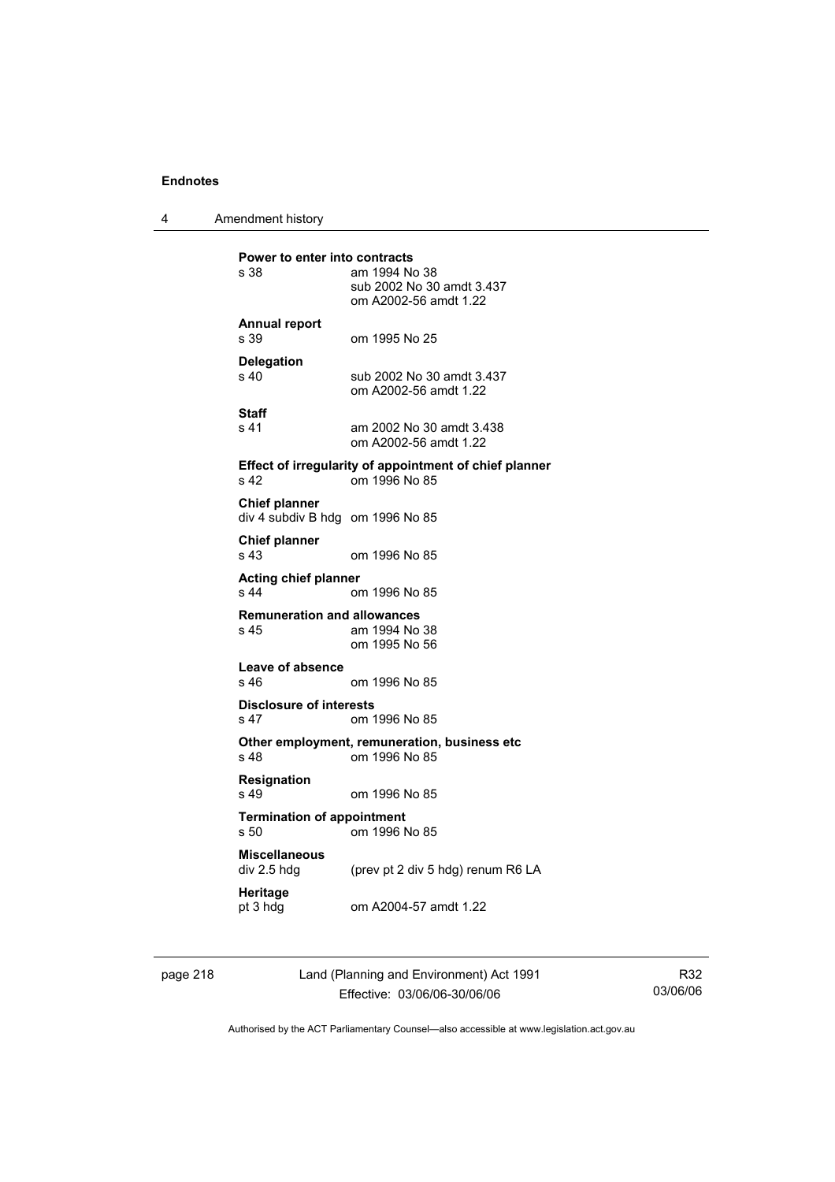**Power to enter into contracts**
s 38 am 1994 No 38
sub 2002 No 30 amdt 3.437
om A2002-56 amdt 1.22

**Annual report**
s 39 om 1995 No 25

**Delegation**
s 40 sub 2002 No 30 amdt 3.437
om A2002-56 amdt 1.22

**Staff**
s 41 am 2002 No 30 amdt 3.438
om A2002-56 amdt 1.22

**Effect of irregularity of appointment of chief planner**
s 42 om 1996 No 85

**Chief planner**
div 4 subdiv B hdg om 1996 No 85

**Chief planner**
s 43 om 1996 No 85

**Acting chief planner**
s 44 om 1996 No 85

**Remuneration and allowances**
s 45 am 1994 No 38
om 1995 No 56

**Leave of absence**
s 46 om 1996 No 85

**Disclosure of interests**
s 47 om 1996 No 85

**Other employment, remuneration, business etc**
s 48 om 1996 No 85

**Resignation**
s 49 om 1996 No 85

**Termination of appointment**
s 50 om 1996 No 85

**Miscellaneous**
div 2.5 hdg (prev pt 2 div 5 hdg) renum R6 LA

**Heritage**
pt 3 hdg om A2004-57 amdt 1.22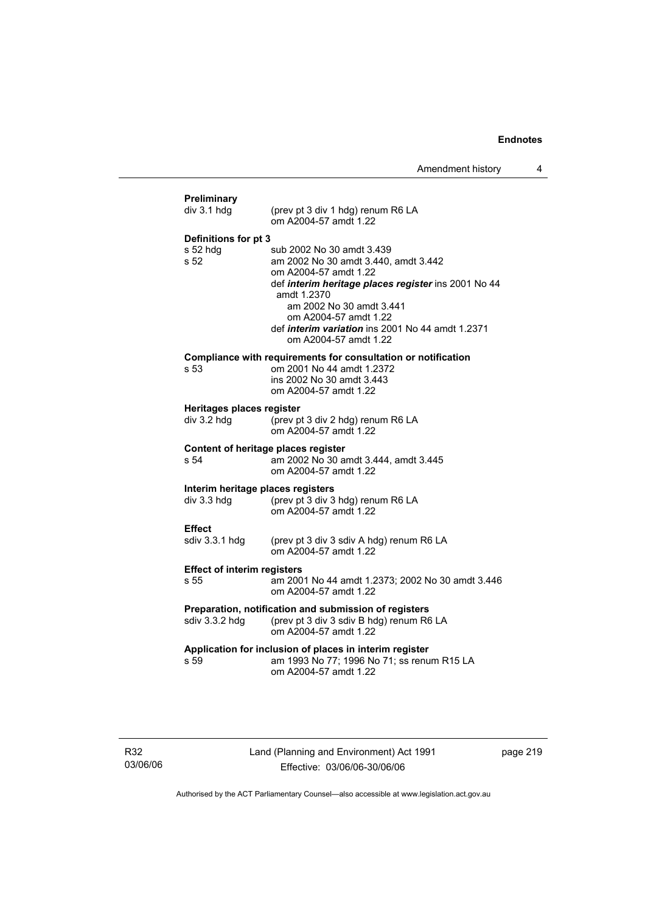**Preliminary**

div 3.1 hdg (prev pt 3 div 1 hdg) renum R6 LA
om A2004-57 amdt 1.22

**Definitions for pt 3**

s 52 hdg sub 2002 No 30 amdt 3.439

s 52 am 2002 No 30 amdt 3.440, amdt 3.442
om A2004-57 amdt 1.22
def ***interim heritage places register*** ins 2001 No 44 amdt 1.2370
am 2002 No 30 amdt 3.441
om A2004-57 amdt 1.22
def ***interim variation*** ins 2001 No 44 amdt 1.2371
om A2004-57 amdt 1.22

**Compliance with requirements for consultation or notification**

s 53 om 2001 No 44 amdt 1.2372
ins 2002 No 30 amdt 3.443
om A2004-57 amdt 1.22

**Heritages places register**

div 3.2 hdg (prev pt 3 div 2 hdg) renum R6 LA
om A2004-57 amdt 1.22

**Content of heritage places register**

s 54 am 2002 No 30 amdt 3.444, amdt 3.445
om A2004-57 amdt 1.22

**Interim heritage places registers**

div 3.3 hdg (prev pt 3 div 3 hdg) renum R6 LA
om A2004-57 amdt 1.22

**Effect**

sdiv 3.3.1 hdg (prev pt 3 div 3 sdiv A hdg) renum R6 LA
om A2004-57 amdt 1.22

**Effect of interim registers**

s 55 am 2001 No 44 amdt 1.2373; 2002 No 30 amdt 3.446
om A2004-57 amdt 1.22

**Preparation, notification and submission of registers**

sdiv 3.3.2 hdg (prev pt 3 div 3 sdiv B hdg) renum R6 LA
om A2004-57 amdt 1.22

**Application for inclusion of places in interim register**

s 59 am 1993 No 77; 1996 No 71; ss renum R15 LA
om A2004-57 amdt 1.22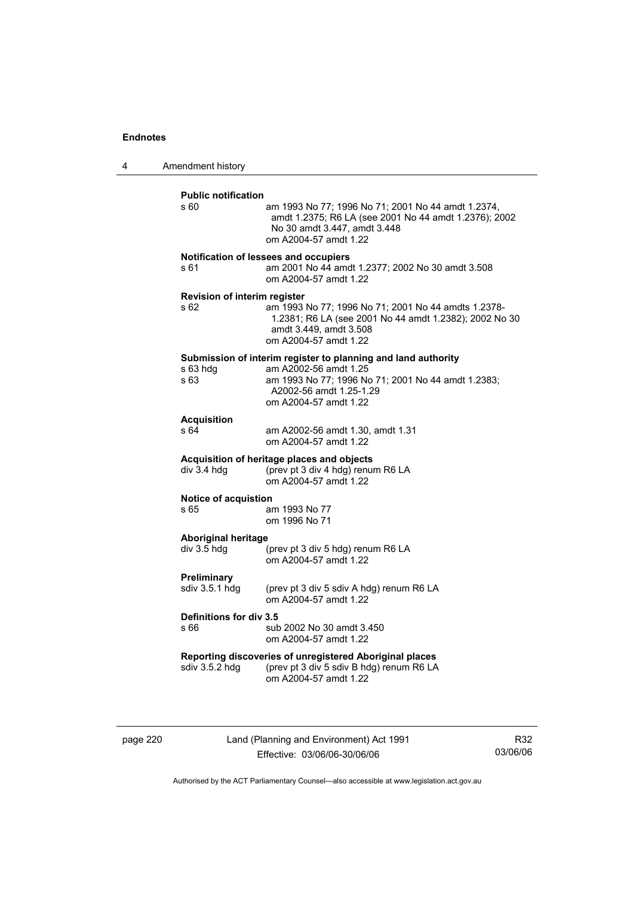**Public notification**

| | |
|---|---|
| s 60 | am 1993 No 77; 1996 No 71; 2001 No 44 amdt 1.2374, amdt 1.2375; R6 LA (see 2001 No 44 amdt 1.2376); 2002 No 30 amdt 3.447, amdt 3.448<br>om A2004-57 amdt 1.22 |

**Notification of lessees and occupiers**

| | |
|---|---|
| s 61 | am 2001 No 44 amdt 1.2377; 2002 No 30 amdt 3.508<br>om A2004-57 amdt 1.22 |

**Revision of interim register**

| | |
|---|---|
| s 62 | am 1993 No 77; 1996 No 71; 2001 No 44 amdts 1.2378-1.2381; R6 LA (see 2001 No 44 amdt 1.2382); 2002 No 30 amdt 3.449, amdt 3.508<br>om A2004-57 amdt 1.22 |

**Submission of interim register to planning and land authority**

| | |
|---|---|
| s 63 hdg | am A2002-56 amdt 1.25 |
| s 63 | am 1993 No 77; 1996 No 71; 2001 No 44 amdt 1.2383; A2002-56 amdt 1.25-1.29<br>om A2004-57 amdt 1.22 |

**Acquisition**

| | |
|---|---|
| s 64 | am A2002-56 amdt 1.30, amdt 1.31<br>om A2004-57 amdt 1.22 |

**Acquisition of heritage places and objects**

| | |
|---|---|
| div 3.4 hdg | (prev pt 3 div 4 hdg) renum R6 LA<br>om A2004-57 amdt 1.22 |

**Notice of acquistion**

| | |
|---|---|
| s 65 | am 1993 No 77<br>om 1996 No 71 |

**Aboriginal heritage**

| | |
|---|---|
| div 3.5 hdg | (prev pt 3 div 5 hdg) renum R6 LA<br>om A2004-57 amdt 1.22 |

**Preliminary**

| | |
|---|---|
| sdiv 3.5.1 hdg | (prev pt 3 div 5 sdiv A hdg) renum R6 LA<br>om A2004-57 amdt 1.22 |

**Definitions for div 3.5**

| | |
|---|---|
| s 66 | sub 2002 No 30 amdt 3.450<br>om A2004-57 amdt 1.22 |

**Reporting discoveries of unregistered Aboriginal places**

| | |
|---|---|
| sdiv 3.5.2 hdg | (prev pt 3 div 5 sdiv B hdg) renum R6 LA<br>om A2004-57 amdt 1.22 |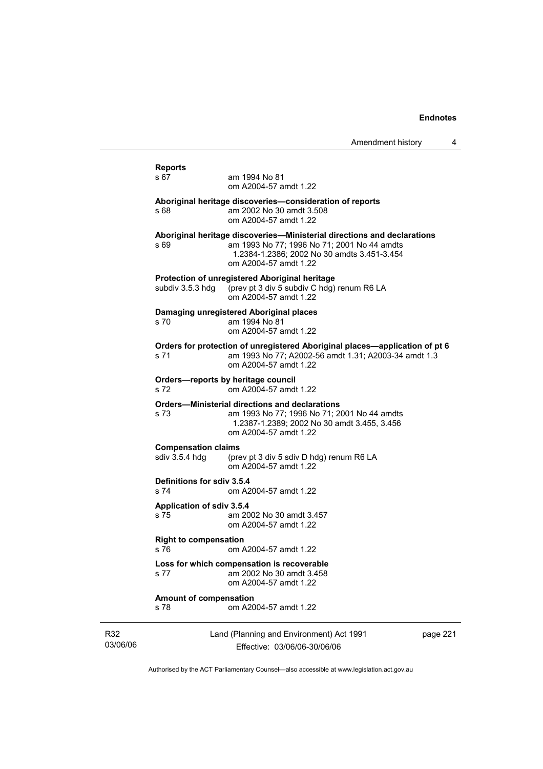**Reports**

s 67 am 1994 No 81
om A2004-57 amdt 1.22

**Aboriginal heritage discoveries—consideration of reports**

s 68 am 2002 No 30 amdt 3.508
om A2004-57 amdt 1.22

**Aboriginal heritage discoveries—Ministerial directions and declarations**

s 69 am 1993 No 77; 1996 No 71; 2001 No 44 amdts 1.2384-1.2386; 2002 No 30 amdts 3.451-3.454
om A2004-57 amdt 1.22

**Protection of unregistered Aboriginal heritage**

subdiv 3.5.3 hdg (prev pt 3 div 5 subdiv C hdg) renum R6 LA
om A2004-57 amdt 1.22

**Damaging unregistered Aboriginal places**

s 70 am 1994 No 81
om A2004-57 amdt 1.22

**Orders for protection of unregistered Aboriginal places—application of pt 6**

s 71 am 1993 No 77; A2002-56 amdt 1.31; A2003-34 amdt 1.3
om A2004-57 amdt 1.22

**Orders—reports by heritage council**

s 72 om A2004-57 amdt 1.22

**Orders—Ministerial directions and declarations**

s 73 am 1993 No 77; 1996 No 71; 2001 No 44 amdts 1.2387-1.2389; 2002 No 30 amdt 3.455, 3.456
om A2004-57 amdt 1.22

**Compensation claims**

sdiv 3.5.4 hdg (prev pt 3 div 5 sdiv D hdg) renum R6 LA
om A2004-57 amdt 1.22

**Definitions for sdiv 3.5.4**

s 74 om A2004-57 amdt 1.22

**Application of sdiv 3.5.4**

s 75 am 2002 No 30 amdt 3.457
om A2004-57 amdt 1.22

**Right to compensation**

s 76 om A2004-57 amdt 1.22

**Loss for which compensation is recoverable**

s 77 am 2002 No 30 amdt 3.458
om A2004-57 amdt 1.22

**Amount of compensation**

s 78 om A2004-57 amdt 1.22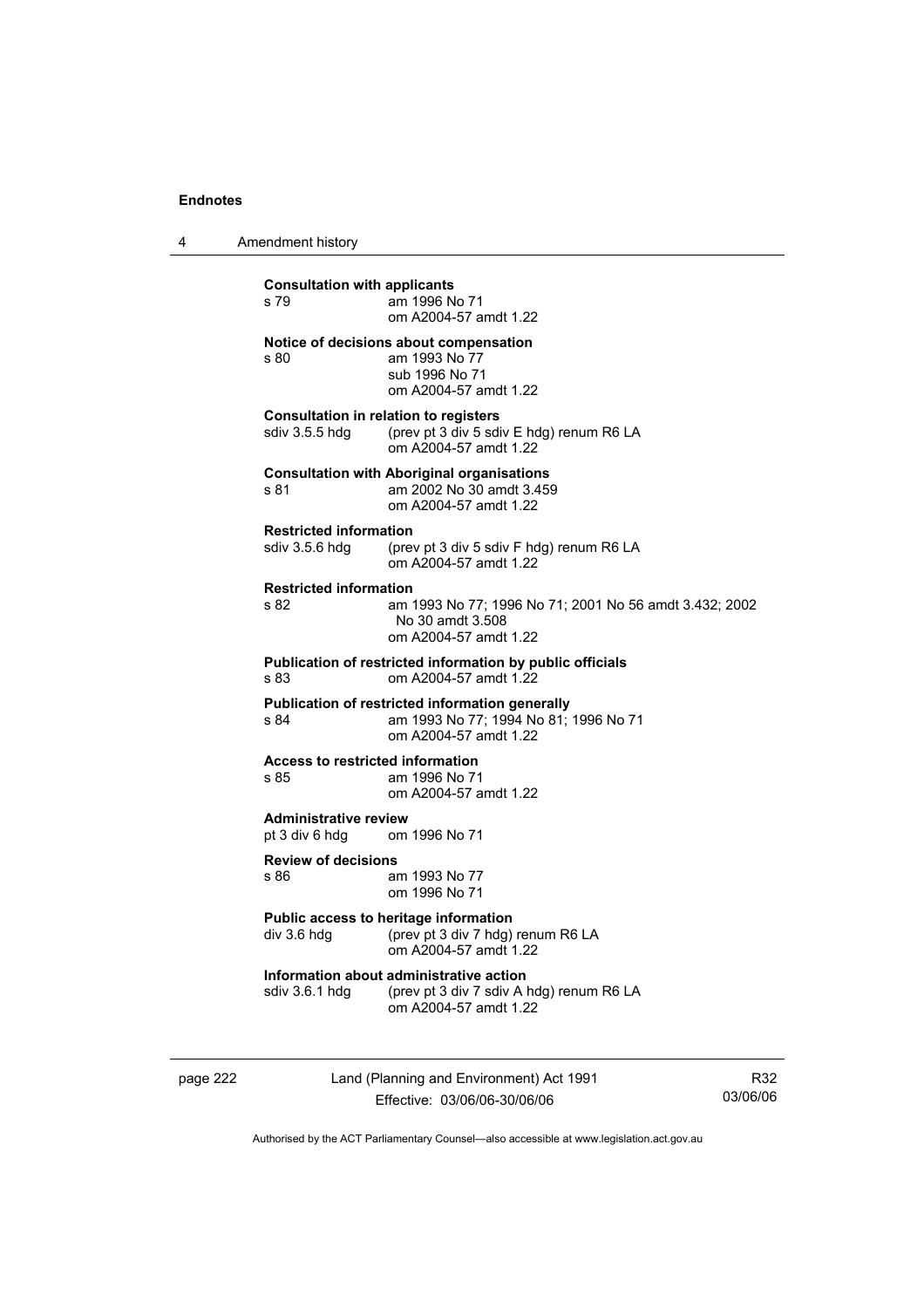**Consultation with applicants**
s 79 am 1996 No 71
om A2004-57 amdt 1.22

**Notice of decisions about compensation**
s 80 am 1993 No 77
sub 1996 No 71
om A2004-57 amdt 1.22

**Consultation in relation to registers**
sdiv 3.5.5 hdg (prev pt 3 div 5 sdiv E hdg) renum R6 LA
om A2004-57 amdt 1.22

**Consultation with Aboriginal organisations**
s 81 am 2002 No 30 amdt 3.459
om A2004-57 amdt 1.22

**Restricted information**
sdiv 3.5.6 hdg (prev pt 3 div 5 sdiv F hdg) renum R6 LA
om A2004-57 amdt 1.22

**Restricted information**
s 82 am 1993 No 77; 1996 No 71; 2001 No 56 amdt 3.432; 2002 No 30 amdt 3.508
om A2004-57 amdt 1.22

**Publication of restricted information by public officials**
s 83 om A2004-57 amdt 1.22

**Publication of restricted information generally**
s 84 am 1993 No 77; 1994 No 81; 1996 No 71
om A2004-57 amdt 1.22

**Access to restricted information**
s 85 am 1996 No 71
om A2004-57 amdt 1.22

**Administrative review**
pt 3 div 6 hdg om 1996 No 71

**Review of decisions**
s 86 am 1993 No 77
om 1996 No 71

**Public access to heritage information**
div 3.6 hdg (prev pt 3 div 7 hdg) renum R6 LA
om A2004-57 amdt 1.22

**Information about administrative action**
sdiv 3.6.1 hdg (prev pt 3 div 7 sdiv A hdg) renum R6 LA
om A2004-57 amdt 1.22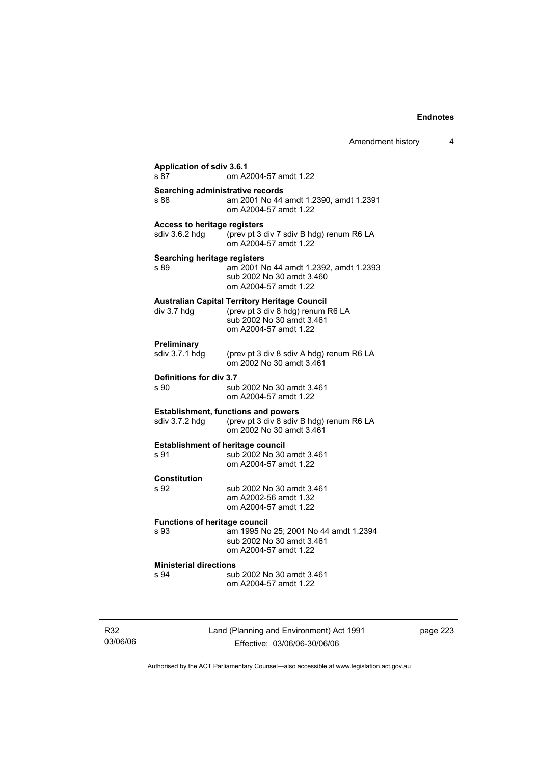**Application of sdiv 3.6.1**

s 87 om A2004-57 amdt 1.22

**Searching administrative records**

s 88 am 2001 No 44 amdt 1.2390, amdt 1.2391
om A2004-57 amdt 1.22

**Access to heritage registers**

sdiv 3.6.2 hdg (prev pt 3 div 7 sdiv B hdg) renum R6 LA
om A2004-57 amdt 1.22

**Searching heritage registers**

s 89 am 2001 No 44 amdt 1.2392, amdt 1.2393
sub 2002 No 30 amdt 3.460
om A2004-57 amdt 1.22

**Australian Capital Territory Heritage Council**

div 3.7 hdg (prev pt 3 div 8 hdg) renum R6 LA
sub 2002 No 30 amdt 3.461
om A2004-57 amdt 1.22

**Preliminary**

sdiv 3.7.1 hdg (prev pt 3 div 8 sdiv A hdg) renum R6 LA
om 2002 No 30 amdt 3.461

**Definitions for div 3.7**

s 90 sub 2002 No 30 amdt 3.461
om A2004-57 amdt 1.22

**Establishment, functions and powers**

sdiv 3.7.2 hdg (prev pt 3 div 8 sdiv B hdg) renum R6 LA
om 2002 No 30 amdt 3.461

**Establishment of heritage council**

s 91 sub 2002 No 30 amdt 3.461
om A2004-57 amdt 1.22

**Constitution**

s 92 sub 2002 No 30 amdt 3.461
am A2002-56 amdt 1.32
om A2004-57 amdt 1.22

**Functions of heritage council**

s 93 am 1995 No 25; 2001 No 44 amdt 1.2394
sub 2002 No 30 amdt 3.461
om A2004-57 amdt 1.22

**Ministerial directions**

s 94 sub 2002 No 30 amdt 3.461
om A2004-57 amdt 1.22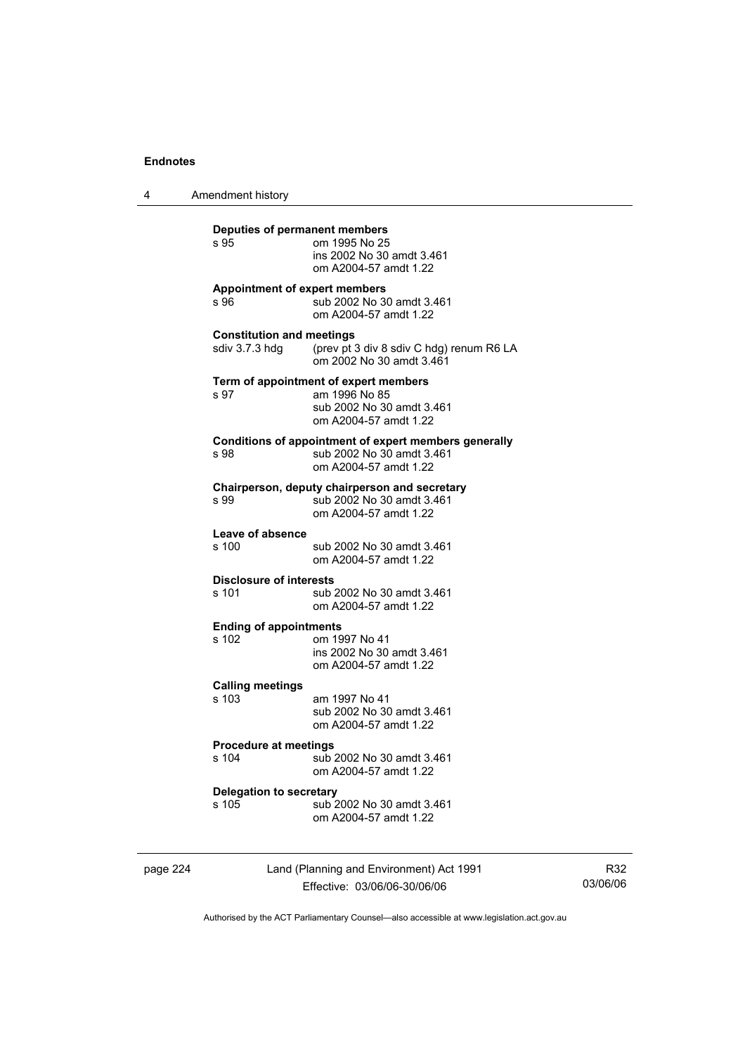**Deputies of permanent members**

s 95 om 1995 No 25
ins 2002 No 30 amdt 3.461
om A2004-57 amdt 1.22

**Appointment of expert members**

s 96 sub 2002 No 30 amdt 3.461
om A2004-57 amdt 1.22

**Constitution and meetings**

sdiv 3.7.3 hdg (prev pt 3 div 8 sdiv C hdg) renum R6 LA
om 2002 No 30 amdt 3.461

**Term of appointment of expert members**

s 97 am 1996 No 85
sub 2002 No 30 amdt 3.461
om A2004-57 amdt 1.22

**Conditions of appointment of expert members generally**

s 98 sub 2002 No 30 amdt 3.461
om A2004-57 amdt 1.22

**Chairperson, deputy chairperson and secretary**

s 99 sub 2002 No 30 amdt 3.461
om A2004-57 amdt 1.22

**Leave of absence**

s 100 sub 2002 No 30 amdt 3.461
om A2004-57 amdt 1.22

**Disclosure of interests**

s 101 sub 2002 No 30 amdt 3.461
om A2004-57 amdt 1.22

**Ending of appointments**

s 102 om 1997 No 41
ins 2002 No 30 amdt 3.461
om A2004-57 amdt 1.22

**Calling meetings**

s 103 am 1997 No 41
sub 2002 No 30 amdt 3.461
om A2004-57 amdt 1.22

**Procedure at meetings**

s 104 sub 2002 No 30 amdt 3.461
om A2004-57 amdt 1.22

**Delegation to secretary**

s 105 sub 2002 No 30 amdt 3.461
om A2004-57 amdt 1.22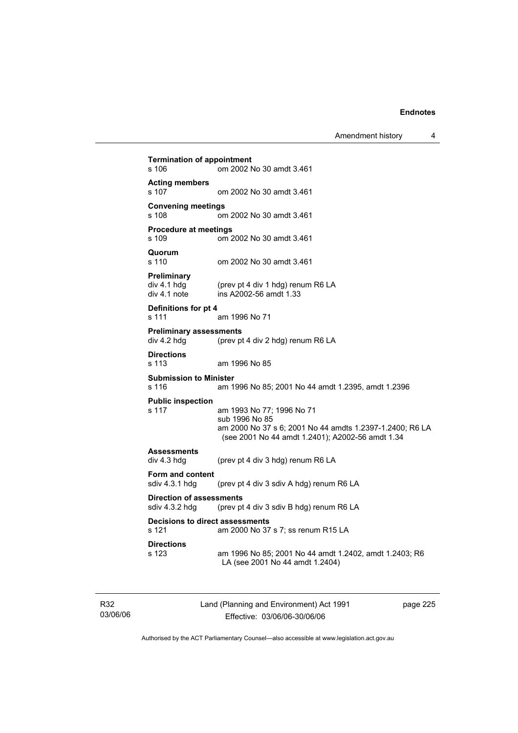**Termination of appointment**
s 106 om 2002 No 30 amdt 3.461

**Acting members**
s 107 om 2002 No 30 amdt 3.461

**Convening meetings**
s 108 om 2002 No 30 amdt 3.461

**Procedure at meetings**
s 109 om 2002 No 30 amdt 3.461

**Quorum**
s 110 om 2002 No 30 amdt 3.461

**Preliminary**
div 4.1 hdg (prev pt 4 div 1 hdg) renum R6 LA
div 4.1 note ins A2002-56 amdt 1.33

**Definitions for pt 4**
s 111 am 1996 No 71

**Preliminary assessments**
div 4.2 hdg (prev pt 4 div 2 hdg) renum R6 LA

**Directions**
s 113 am 1996 No 85

**Submission to Minister**
s 116 am 1996 No 85; 2001 No 44 amdt 1.2395, amdt 1.2396

**Public inspection**
s 117 am 1993 No 77; 1996 No 71
sub 1996 No 85
am 2000 No 37 s 6; 2001 No 44 amdts 1.2397-1.2400; R6 LA (see 2001 No 44 amdt 1.2401); A2002-56 amdt 1.34

**Assessments**
div 4.3 hdg (prev pt 4 div 3 hdg) renum R6 LA

**Form and content**
sdiv 4.3.1 hdg (prev pt 4 div 3 sdiv A hdg) renum R6 LA

**Direction of assessments**
sdiv 4.3.2 hdg (prev pt 4 div 3 sdiv B hdg) renum R6 LA

**Decisions to direct assessments**
s 121 am 2000 No 37 s 7; ss renum R15 LA

**Directions**
s 123 am 1996 No 85; 2001 No 44 amdt 1.2402, amdt 1.2403; R6 LA (see 2001 No 44 amdt 1.2404)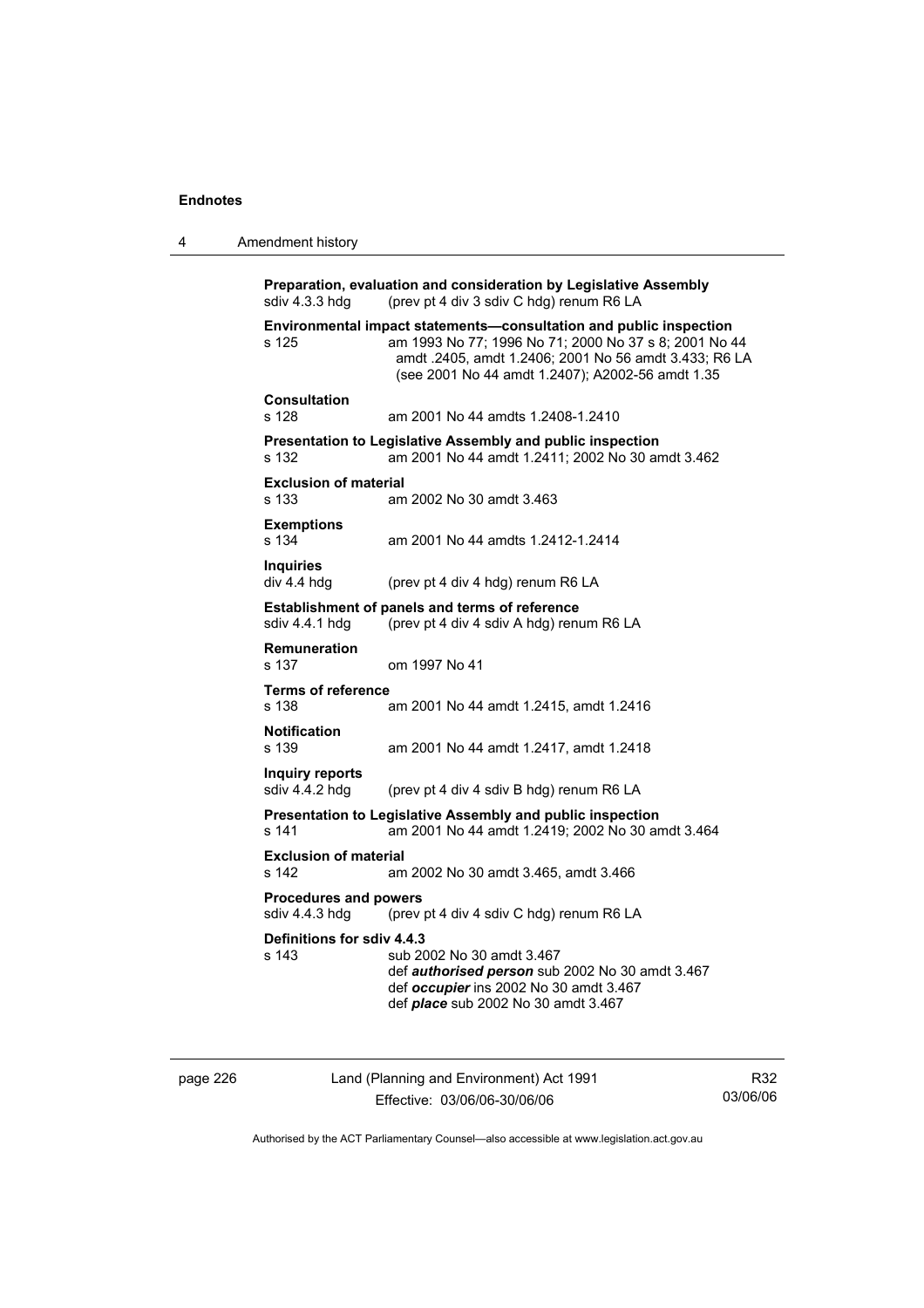**Preparation, evaluation and consideration by Legislative Assembly**
sdiv 4.3.3 hdg (prev pt 4 div 3 sdiv C hdg) renum R6 LA

**Environmental impact statements—consultation and public inspection**
s 125 am 1993 No 77; 1996 No 71; 2000 No 37 s 8; 2001 No 44 amdt .2405, amdt 1.2406; 2001 No 56 amdt 3.433; R6 LA (see 2001 No 44 amdt 1.2407); A2002-56 amdt 1.35

**Consultation**
s 128 am 2001 No 44 amdts 1.2408-1.2410

**Presentation to Legislative Assembly and public inspection**
s 132 am 2001 No 44 amdt 1.2411; 2002 No 30 amdt 3.462

**Exclusion of material**
s 133 am 2002 No 30 amdt 3.463

**Exemptions**
s 134 am 2001 No 44 amdts 1.2412-1.2414

**Inquiries**
div 4.4 hdg (prev pt 4 div 4 hdg) renum R6 LA

**Establishment of panels and terms of reference**
sdiv 4.4.1 hdg (prev pt 4 div 4 sdiv A hdg) renum R6 LA

**Remuneration**
s 137 om 1997 No 41

**Terms of reference**
s 138 am 2001 No 44 amdt 1.2415, amdt 1.2416

**Notification**
s 139 am 2001 No 44 amdt 1.2417, amdt 1.2418

**Inquiry reports**
sdiv 4.4.2 hdg (prev pt 4 div 4 sdiv B hdg) renum R6 LA

**Presentation to Legislative Assembly and public inspection**
s 141 am 2001 No 44 amdt 1.2419; 2002 No 30 amdt 3.464

**Exclusion of material**
s 142 am 2002 No 30 amdt 3.465, amdt 3.466

**Procedures and powers**
sdiv 4.4.3 hdg (prev pt 4 div 4 sdiv C hdg) renum R6 LA

**Definitions for sdiv 4.4.3**
s 143 sub 2002 No 30 amdt 3.467
def ***authorised person*** sub 2002 No 30 amdt 3.467
def ***occupier*** ins 2002 No 30 amdt 3.467
def ***place*** sub 2002 No 30 amdt 3.467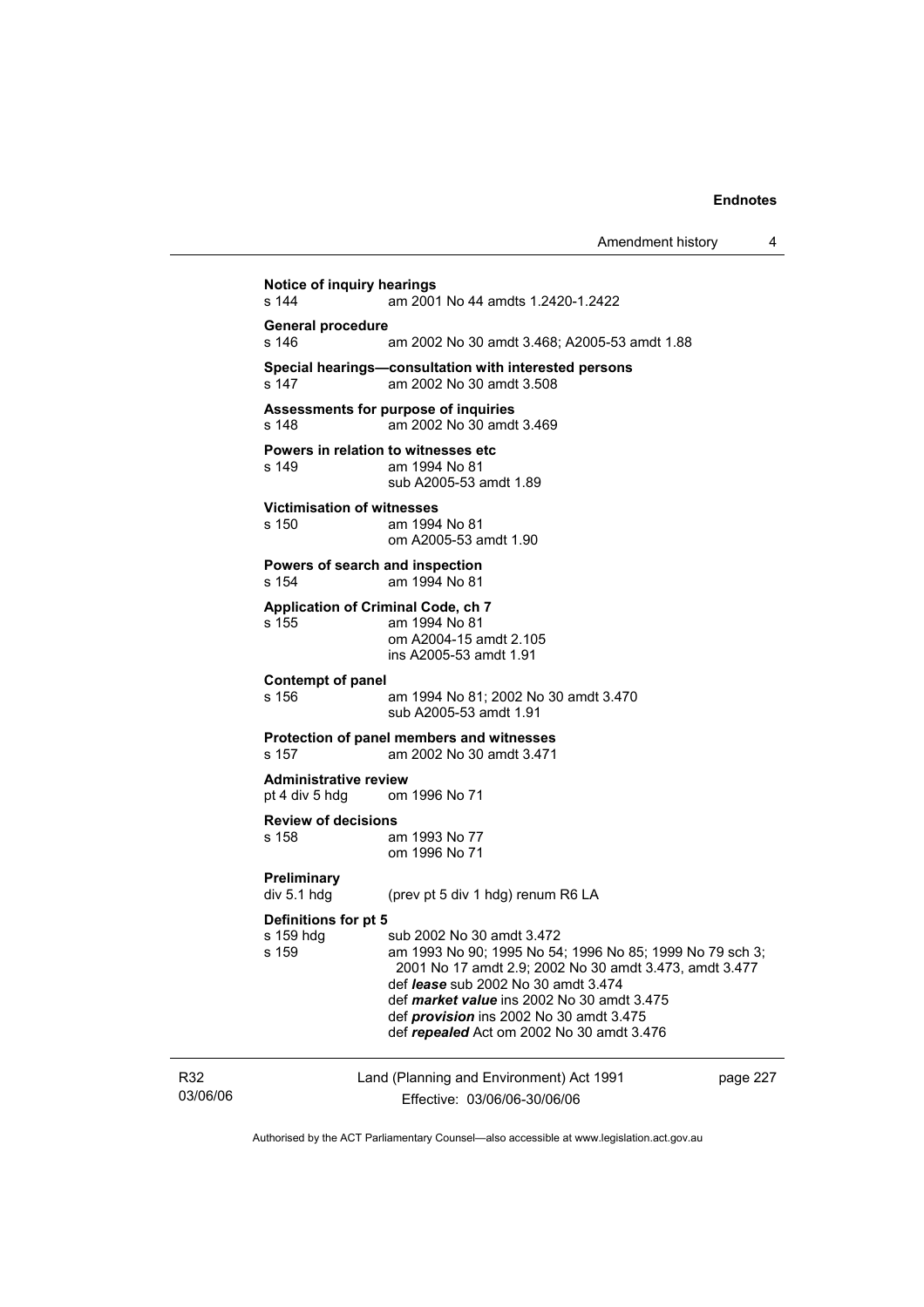**Notice of inquiry hearings**

| | |
|---|---|
| s 144 | am 2001 No 44 amdts 1.2420-1.2422 |

**General procedure**

| | |
|---|---|
| s 146 | am 2002 No 30 amdt 3.468; A2005-53 amdt 1.88 |

**Special hearings—consultation with interested persons**

| | |
|---|---|
| s 147 | am 2002 No 30 amdt 3.508 |

**Assessments for purpose of inquiries**

| | |
|---|---|
| s 148 | am 2002 No 30 amdt 3.469 |

**Powers in relation to witnesses etc**

| | |
|---|---|
| s 149 | am 1994 No 81<br>sub A2005-53 amdt 1.89 |

**Victimisation of witnesses**

| | |
|---|---|
| s 150 | am 1994 No 81<br>om A2005-53 amdt 1.90 |

**Powers of search and inspection**

| | |
|---|---|
| s 154 | am 1994 No 81 |

**Application of Criminal Code, ch 7**

| | |
|---|---|
| s 155 | am 1994 No 81<br>om A2004-15 amdt 2.105<br>ins A2005-53 amdt 1.91 |

**Contempt of panel**

| | |
|---|---|
| s 156 | am 1994 No 81; 2002 No 30 amdt 3.470<br>sub A2005-53 amdt 1.91 |

**Protection of panel members and witnesses**

| | |
|---|---|
| s 157 | am 2002 No 30 amdt 3.471 |

**Administrative review**

| | |
|---|---|
| pt 4 div 5 hdg | om 1996 No 71 |

**Review of decisions**

| | |
|---|---|
| s 158 | am 1993 No 77<br>om 1996 No 71 |

**Preliminary**

| | |
|---|---|
| div 5.1 hdg | (prev pt 5 div 1 hdg) renum R6 LA |

**Definitions for pt 5**

| | |
|---|---|
| s 159 hdg | sub 2002 No 30 amdt 3.472 |
| s 159 | am 1993 No 90; 1995 No 54; 1996 No 85; 1999 No 79 sch 3; 2001 No 17 amdt 2.9; 2002 No 30 amdt 3.473, amdt 3.477<br>def ***lease*** sub 2002 No 30 amdt 3.474<br>def ***market value*** ins 2002 No 30 amdt 3.475<br>def ***provision*** ins 2002 No 30 amdt 3.475<br>def ***repealed*** Act om 2002 No 30 amdt 3.476 |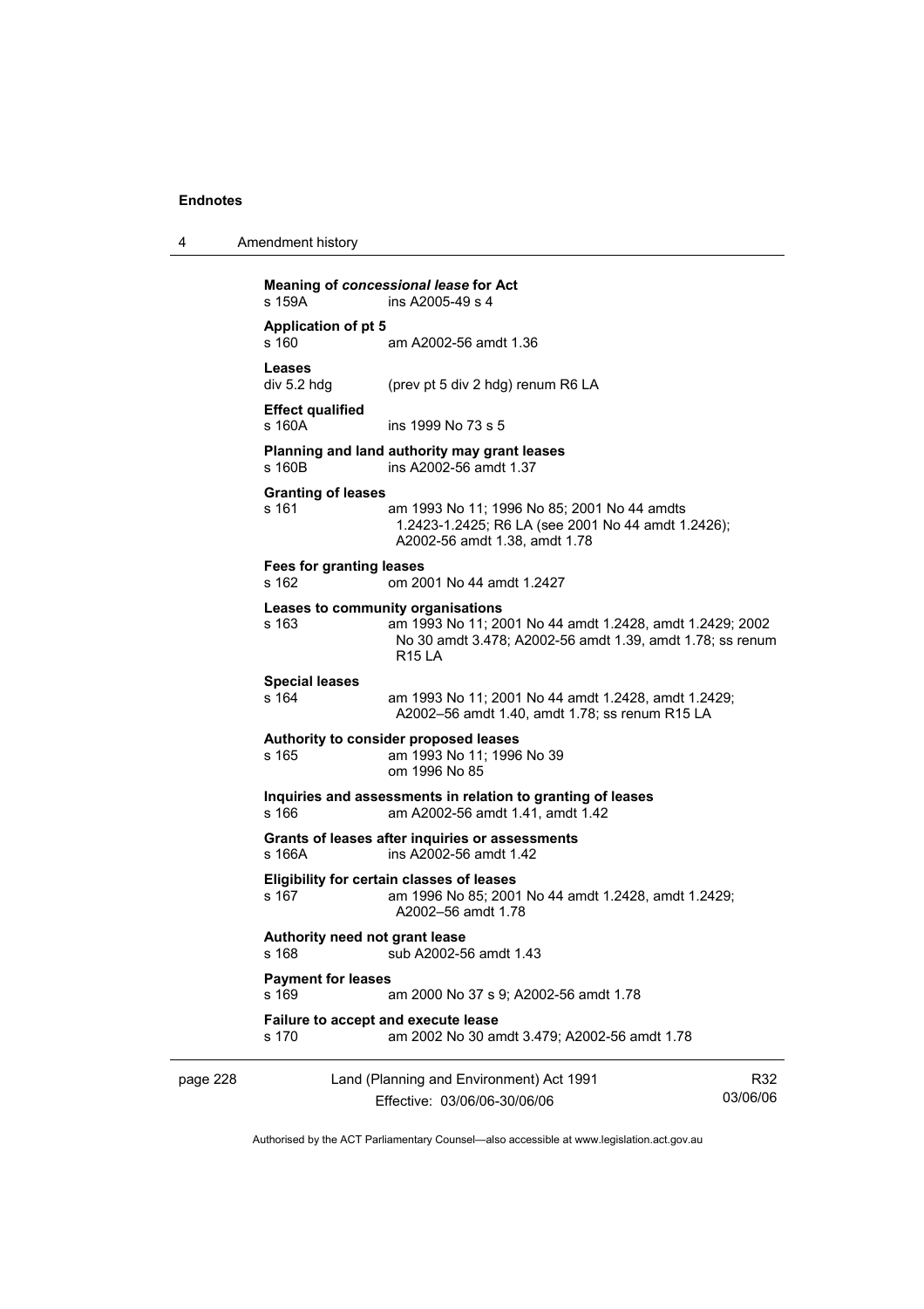**Meaning of *concessional lease* for Act**
s 159A ins A2005-49 s 4

**Application of pt 5**
s 160 am A2002-56 amdt 1.36

**Leases**
div 5.2 hdg (prev pt 5 div 2 hdg) renum R6 LA

**Effect qualified**
s 160A ins 1999 No 73 s 5

**Planning and land authority may grant leases**
s 160B ins A2002-56 amdt 1.37

**Granting of leases**
s 161 am 1993 No 11; 1996 No 85; 2001 No 44 amdts 1.2423-1.2425; R6 LA (see 2001 No 44 amdt 1.2426); A2002-56 amdt 1.38, amdt 1.78

**Fees for granting leases**
s 162 om 2001 No 44 amdt 1.2427

**Leases to community organisations**
s 163 am 1993 No 11; 2001 No 44 amdt 1.2428, amdt 1.2429; 2002 No 30 amdt 3.478; A2002-56 amdt 1.39, amdt 1.78; ss renum R15 LA

**Special leases**
s 164 am 1993 No 11; 2001 No 44 amdt 1.2428, amdt 1.2429; A2002–56 amdt 1.40, amdt 1.78; ss renum R15 LA

**Authority to consider proposed leases**
s 165 am 1993 No 11; 1996 No 39
om 1996 No 85

**Inquiries and assessments in relation to granting of leases**
s 166 am A2002-56 amdt 1.41, amdt 1.42

**Grants of leases after inquiries or assessments**
s 166A ins A2002-56 amdt 1.42

**Eligibility for certain classes of leases**
s 167 am 1996 No 85; 2001 No 44 amdt 1.2428, amdt 1.2429; A2002–56 amdt 1.78

**Authority need not grant lease**
s 168 sub A2002-56 amdt 1.43

**Payment for leases**
s 169 am 2000 No 37 s 9; A2002-56 amdt 1.78

**Failure to accept and execute lease**
s 170 am 2002 No 30 amdt 3.479; A2002-56 amdt 1.78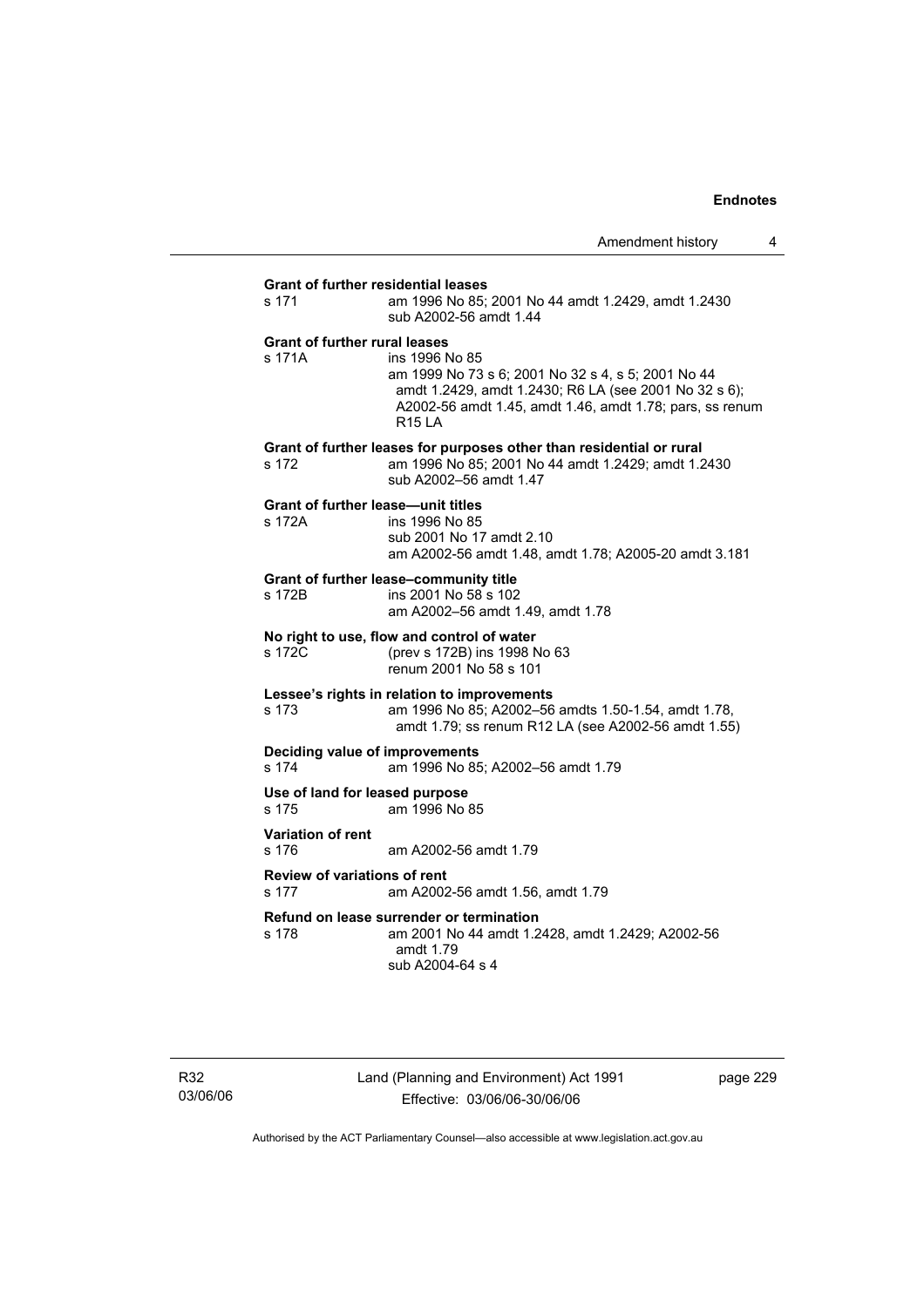**Grant of further residential leases**

s 171 am 1996 No 85; 2001 No 44 amdt 1.2429, amdt 1.2430
sub A2002-56 amdt 1.44

**Grant of further rural leases**

s 171A ins 1996 No 85
am 1999 No 73 s 6; 2001 No 32 s 4, s 5; 2001 No 44 amdt 1.2429, amdt 1.2430; R6 LA (see 2001 No 32 s 6); A2002-56 amdt 1.45, amdt 1.46, amdt 1.78; pars, ss renum R15 LA

**Grant of further leases for purposes other than residential or rural**

s 172 am 1996 No 85; 2001 No 44 amdt 1.2429; amdt 1.2430
sub A2002–56 amdt 1.47

**Grant of further lease—unit titles**

s 172A ins 1996 No 85
sub 2001 No 17 amdt 2.10
am A2002-56 amdt 1.48, amdt 1.78; A2005-20 amdt 3.181

**Grant of further lease–community title**

s 172B ins 2001 No 58 s 102
am A2002–56 amdt 1.49, amdt 1.78

**No right to use, flow and control of water**

s 172C (prev s 172B) ins 1998 No 63
renum 2001 No 58 s 101

**Lessee's rights in relation to improvements**

s 173 am 1996 No 85; A2002–56 amdts 1.50-1.54, amdt 1.78, amdt 1.79; ss renum R12 LA (see A2002-56 amdt 1.55)

**Deciding value of improvements**

s 174 am 1996 No 85; A2002–56 amdt 1.79

**Use of land for leased purpose**

s 175 am 1996 No 85

**Variation of rent**

s 176 am A2002-56 amdt 1.79

**Review of variations of rent**

s 177 am A2002-56 amdt 1.56, amdt 1.79

**Refund on lease surrender or termination**

s 178 am 2001 No 44 amdt 1.2428, amdt 1.2429; A2002-56 amdt 1.79
sub A2004-64 s 4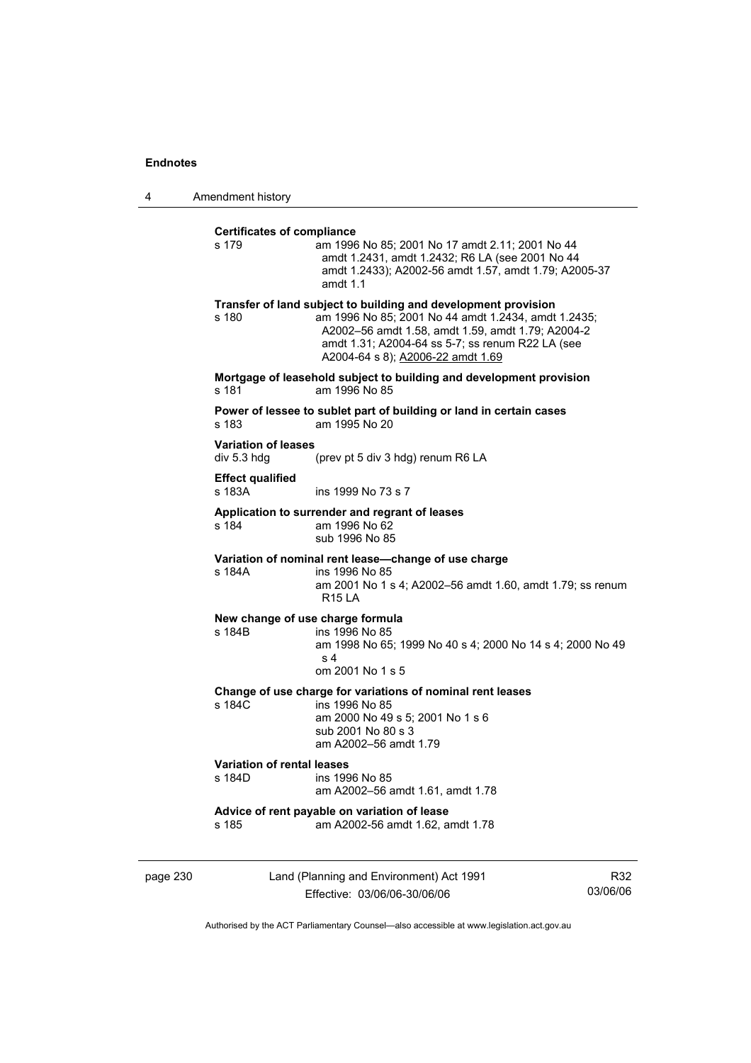**Certificates of compliance**

s 179 — am 1996 No 85; 2001 No 17 amdt 2.11; 2001 No 44 amdt 1.2431, amdt 1.2432; R6 LA (see 2001 No 44 amdt 1.2433); A2002-56 amdt 1.57, amdt 1.79; A2005-37 amdt 1.1

**Transfer of land subject to building and development provision**

s 180 — am 1996 No 85; 2001 No 44 amdt 1.2434, amdt 1.2435; A2002–56 amdt 1.58, amdt 1.59, amdt 1.79; A2004-2 amdt 1.31; A2004-64 ss 5-7; ss renum R22 LA (see A2004-64 s 8); A2006-22 amdt 1.69

**Mortgage of leasehold subject to building and development provision**

s 181 — am 1996 No 85

**Power of lessee to sublet part of building or land in certain cases**

s 183 — am 1995 No 20

**Variation of leases**

div 5.3 hdg — (prev pt 5 div 3 hdg) renum R6 LA

**Effect qualified**

s 183A — ins 1999 No 73 s 7

**Application to surrender and regrant of leases**

s 184 — am 1996 No 62
sub 1996 No 85

**Variation of nominal rent lease—change of use charge**

s 184A — ins 1996 No 85
am 2001 No 1 s 4; A2002–56 amdt 1.60, amdt 1.79; ss renum R15 LA

**New change of use charge formula**

s 184B — ins 1996 No 85
am 1998 No 65; 1999 No 40 s 4; 2000 No 14 s 4; 2000 No 49 s 4
om 2001 No 1 s 5

**Change of use charge for variations of nominal rent leases**

s 184C — ins 1996 No 85
am 2000 No 49 s 5; 2001 No 1 s 6
sub 2001 No 80 s 3
am A2002–56 amdt 1.79

**Variation of rental leases**

s 184D — ins 1996 No 85
am A2002–56 amdt 1.61, amdt 1.78

**Advice of rent payable on variation of lease**

s 185 — am A2002-56 amdt 1.62, amdt 1.78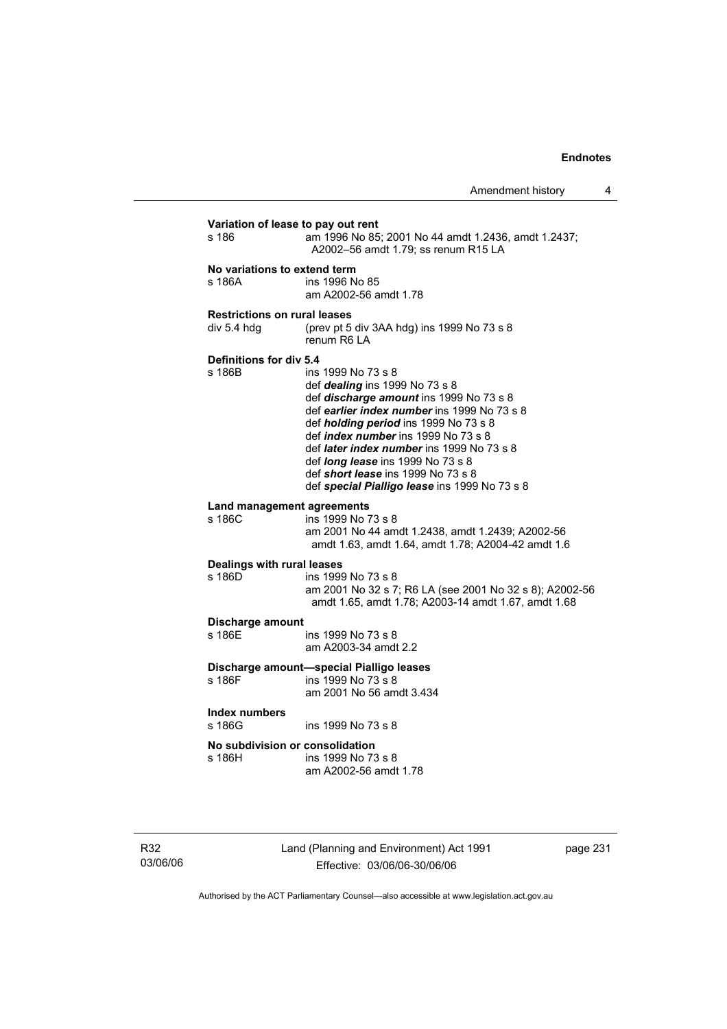**Variation of lease to pay out rent**

s 186 am 1996 No 85; 2001 No 44 amdt 1.2436, amdt 1.2437; A2002–56 amdt 1.79; ss renum R15 LA

**No variations to extend term**

s 186A ins 1996 No 85
am A2002-56 amdt 1.78

**Restrictions on rural leases**

div 5.4 hdg (prev pt 5 div 3AA hdg) ins 1999 No 73 s 8
renum R6 LA

**Definitions for div 5.4**

s 186B ins 1999 No 73 s 8
def ***dealing*** ins 1999 No 73 s 8
def ***discharge amount*** ins 1999 No 73 s 8
def ***earlier index number*** ins 1999 No 73 s 8
def ***holding period*** ins 1999 No 73 s 8
def ***index number*** ins 1999 No 73 s 8
def ***later index number*** ins 1999 No 73 s 8
def ***long lease*** ins 1999 No 73 s 8
def ***short lease*** ins 1999 No 73 s 8
def ***special Pialligo lease*** ins 1999 No 73 s 8

**Land management agreements**

s 186C ins 1999 No 73 s 8
am 2001 No 44 amdt 1.2438, amdt 1.2439; A2002-56 amdt 1.63, amdt 1.64, amdt 1.78; A2004-42 amdt 1.6

**Dealings with rural leases**

s 186D ins 1999 No 73 s 8
am 2001 No 32 s 7; R6 LA (see 2001 No 32 s 8); A2002-56 amdt 1.65, amdt 1.78; A2003-14 amdt 1.67, amdt 1.68

**Discharge amount**

s 186E ins 1999 No 73 s 8
am A2003-34 amdt 2.2

**Discharge amount—special Pialligo leases**

s 186F ins 1999 No 73 s 8
am 2001 No 56 amdt 3.434

**Index numbers**

s 186G ins 1999 No 73 s 8

**No subdivision or consolidation**

s 186H ins 1999 No 73 s 8
am A2002-56 amdt 1.78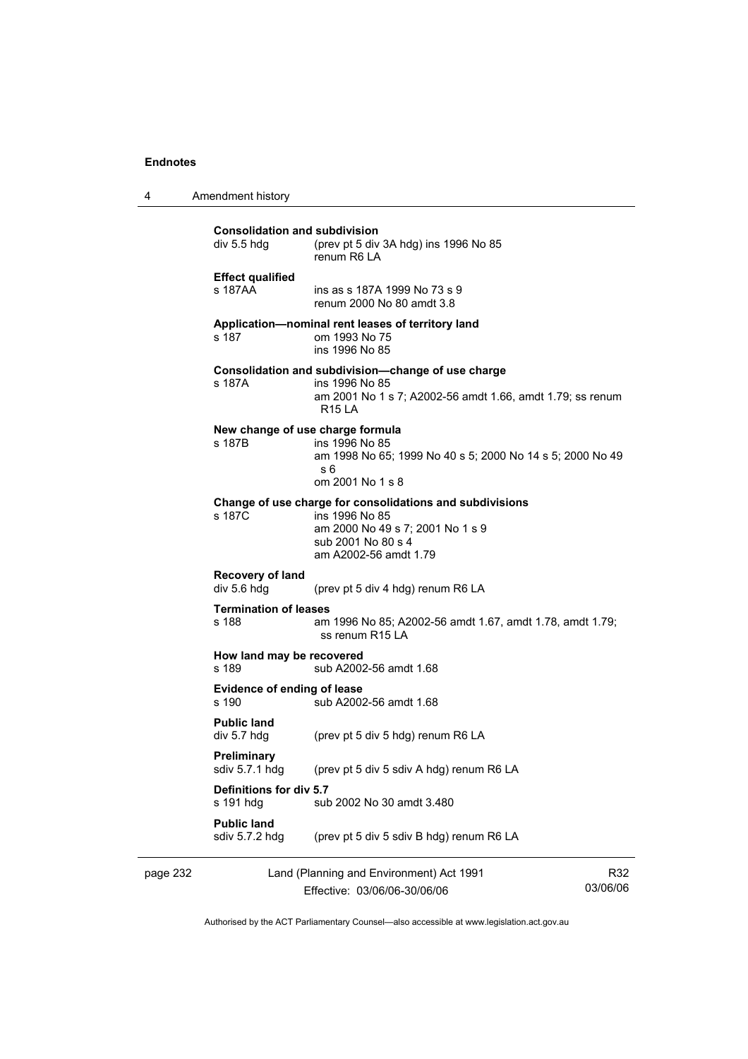**Consolidation and subdivision**
div 5.5 hdg (prev pt 5 div 3A hdg) ins 1996 No 85
renum R6 LA

**Effect qualified**
s 187AA ins as s 187A 1999 No 73 s 9
renum 2000 No 80 amdt 3.8

**Application—nominal rent leases of territory land**
s 187 om 1993 No 75
ins 1996 No 85

**Consolidation and subdivision—change of use charge**
s 187A ins 1996 No 85
am 2001 No 1 s 7; A2002-56 amdt 1.66, amdt 1.79; ss renum R15 LA

**New change of use charge formula**
s 187B ins 1996 No 85
am 1998 No 65; 1999 No 40 s 5; 2000 No 14 s 5; 2000 No 49 s 6
om 2001 No 1 s 8

**Change of use charge for consolidations and subdivisions**
s 187C ins 1996 No 85
am 2000 No 49 s 7; 2001 No 1 s 9
sub 2001 No 80 s 4
am A2002-56 amdt 1.79

**Recovery of land**
div 5.6 hdg (prev pt 5 div 4 hdg) renum R6 LA

**Termination of leases**
s 188 am 1996 No 85; A2002-56 amdt 1.67, amdt 1.78, amdt 1.79; ss renum R15 LA

**How land may be recovered**
s 189 sub A2002-56 amdt 1.68

**Evidence of ending of lease**
s 190 sub A2002-56 amdt 1.68

**Public land**
div 5.7 hdg (prev pt 5 div 5 hdg) renum R6 LA

**Preliminary**
sdiv 5.7.1 hdg (prev pt 5 div 5 sdiv A hdg) renum R6 LA

**Definitions for div 5.7**
s 191 hdg sub 2002 No 30 amdt 3.480

**Public land**
sdiv 5.7.2 hdg (prev pt 5 div 5 sdiv B hdg) renum R6 LA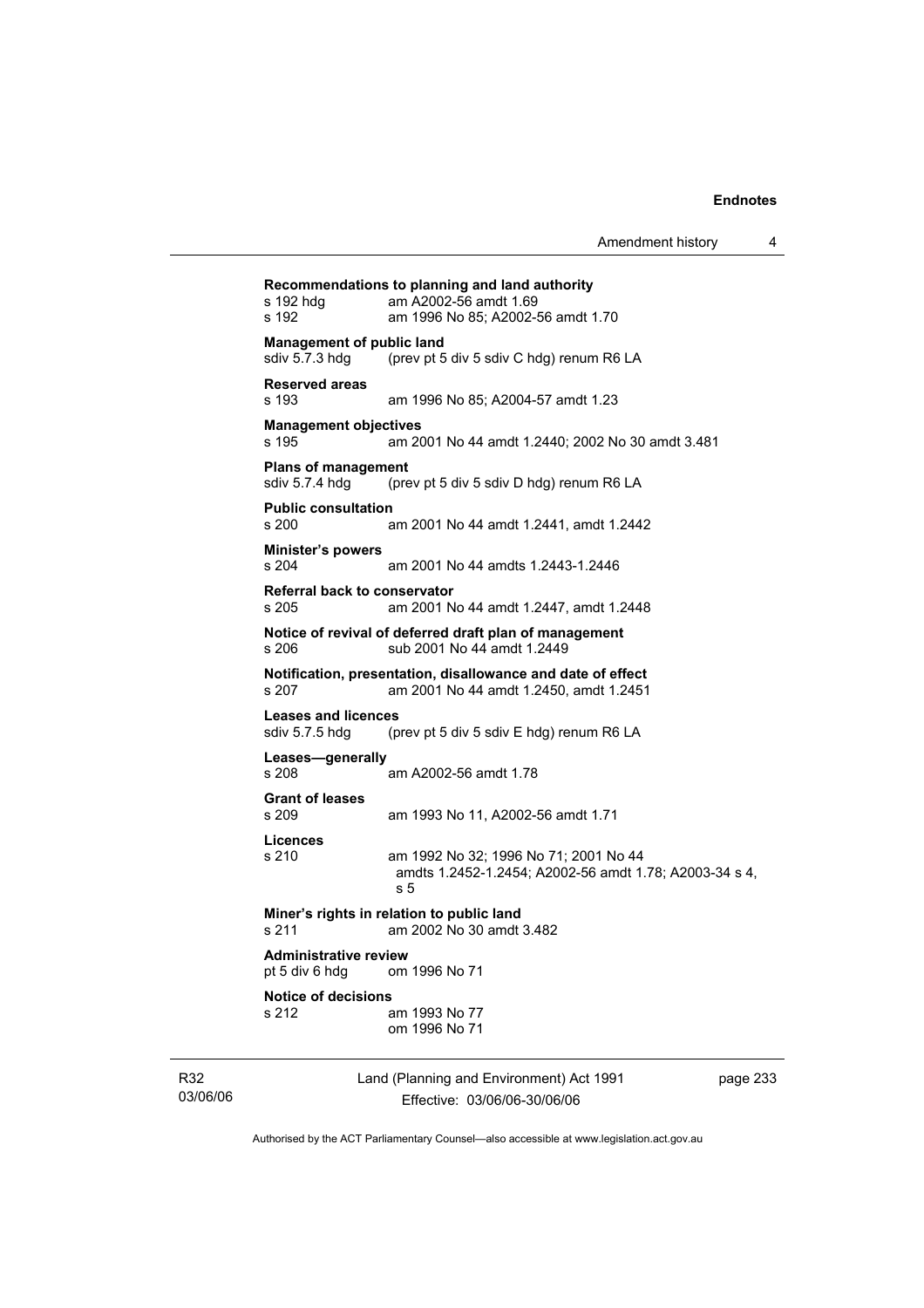**Recommendations to planning and land authority**
s 192 hdg am A2002-56 amdt 1.69
s 192 am 1996 No 85; A2002-56 amdt 1.70

**Management of public land**
sdiv 5.7.3 hdg (prev pt 5 div 5 sdiv C hdg) renum R6 LA

**Reserved areas**
s 193 am 1996 No 85; A2004-57 amdt 1.23

**Management objectives**
s 195 am 2001 No 44 amdt 1.2440; 2002 No 30 amdt 3.481

**Plans of management**
sdiv 5.7.4 hdg (prev pt 5 div 5 sdiv D hdg) renum R6 LA

**Public consultation**
s 200 am 2001 No 44 amdt 1.2441, amdt 1.2442

**Minister's powers**
s 204 am 2001 No 44 amdts 1.2443-1.2446

**Referral back to conservator**
s 205 am 2001 No 44 amdt 1.2447, amdt 1.2448

**Notice of revival of deferred draft plan of management**
s 206 sub 2001 No 44 amdt 1.2449

**Notification, presentation, disallowance and date of effect**
s 207 am 2001 No 44 amdt 1.2450, amdt 1.2451

**Leases and licences**
sdiv 5.7.5 hdg (prev pt 5 div 5 sdiv E hdg) renum R6 LA

**Leases—generally**
s 208 am A2002-56 amdt 1.78

**Grant of leases**
s 209 am 1993 No 11, A2002-56 amdt 1.71

**Licences**
s 210 am 1992 No 32; 1996 No 71; 2001 No 44 amdts 1.2452-1.2454; A2002-56 amdt 1.78; A2003-34 s 4, s 5

**Miner's rights in relation to public land**
s 211 am 2002 No 30 amdt 3.482

**Administrative review**
pt 5 div 6 hdg om 1996 No 71

**Notice of decisions**
s 212 am 1993 No 77
om 1996 No 71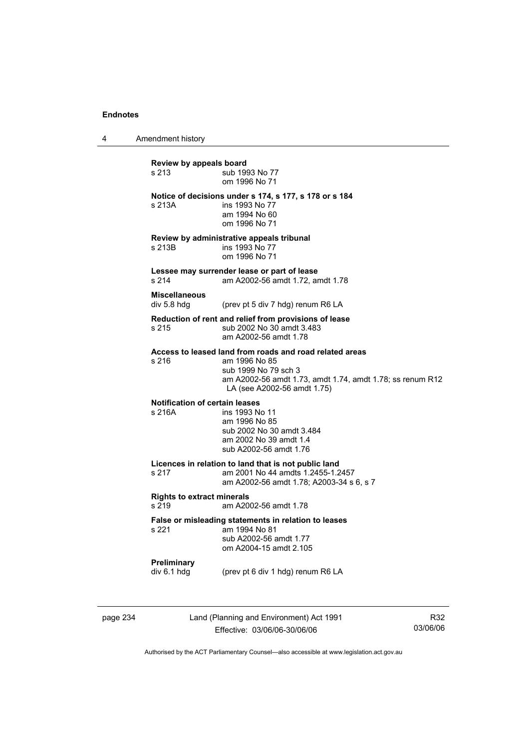**Review by appeals board**

s 213 sub 1993 No 77
om 1996 No 71

**Notice of decisions under s 174, s 177, s 178 or s 184**

s 213A ins 1993 No 77
am 1994 No 60
om 1996 No 71

**Review by administrative appeals tribunal**

s 213B ins 1993 No 77
om 1996 No 71

**Lessee may surrender lease or part of lease**

s 214 am A2002-56 amdt 1.72, amdt 1.78

**Miscellaneous**

div 5.8 hdg (prev pt 5 div 7 hdg) renum R6 LA

**Reduction of rent and relief from provisions of lease**

s 215 sub 2002 No 30 amdt 3.483
am A2002-56 amdt 1.78

**Access to leased land from roads and road related areas**

s 216 am 1996 No 85
sub 1999 No 79 sch 3
am A2002-56 amdt 1.73, amdt 1.74, amdt 1.78; ss renum R12 LA (see A2002-56 amdt 1.75)

**Notification of certain leases**

s 216A ins 1993 No 11
am 1996 No 85
sub 2002 No 30 amdt 3.484
am 2002 No 39 amdt 1.4
sub A2002-56 amdt 1.76

**Licences in relation to land that is not public land**

s 217 am 2001 No 44 amdts 1.2455-1.2457
am A2002-56 amdt 1.78; A2003-34 s 6, s 7

**Rights to extract minerals**

s 219 am A2002-56 amdt 1.78

**False or misleading statements in relation to leases**

s 221 am 1994 No 81
sub A2002-56 amdt 1.77
om A2004-15 amdt 2.105

**Preliminary**

div 6.1 hdg (prev pt 6 div 1 hdg) renum R6 LA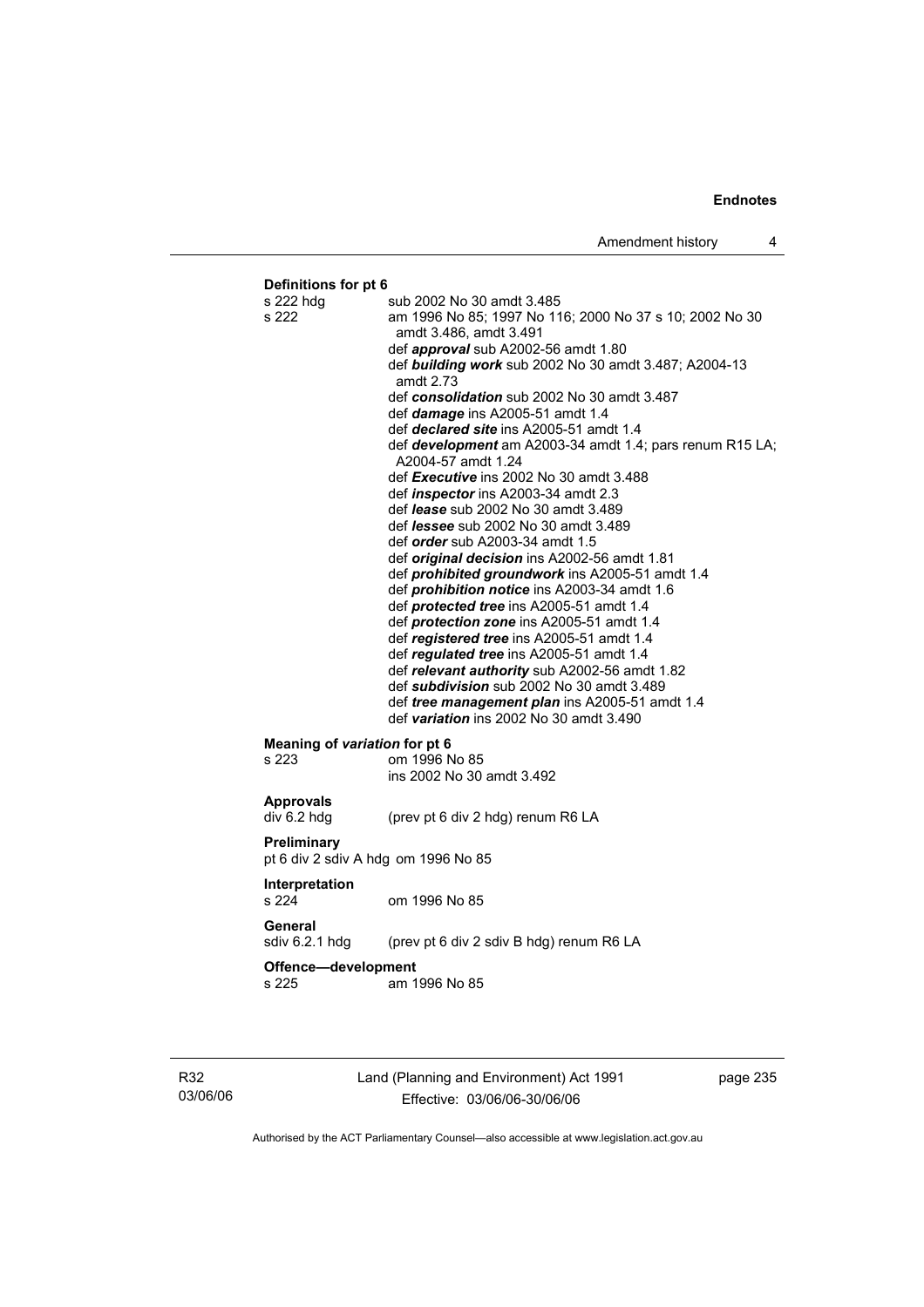**Definitions for pt 6**

s 222 hdg sub 2002 No 30 amdt 3.485

s 222 am 1996 No 85; 1997 No 116; 2000 No 37 s 10; 2002 No 30 amdt 3.486, amdt 3.491

def ***approval*** sub A2002-56 amdt 1.80

def ***building work*** sub 2002 No 30 amdt 3.487; A2004-13 amdt 2.73

def ***consolidation*** sub 2002 No 30 amdt 3.487

def ***damage*** ins A2005-51 amdt 1.4

def ***declared site*** ins A2005-51 amdt 1.4

def ***development*** am A2003-34 amdt 1.4; pars renum R15 LA; A2004-57 amdt 1.24

def ***Executive*** ins 2002 No 30 amdt 3.488

def ***inspector*** ins A2003-34 amdt 2.3

def ***lease*** sub 2002 No 30 amdt 3.489

def ***lessee*** sub 2002 No 30 amdt 3.489

def ***order*** sub A2003-34 amdt 1.5

def ***original decision*** ins A2002-56 amdt 1.81

def ***prohibited groundwork*** ins A2005-51 amdt 1.4

def ***prohibition notice*** ins A2003-34 amdt 1.6

def ***protected tree*** ins A2005-51 amdt 1.4

def ***protection zone*** ins A2005-51 amdt 1.4

def ***registered tree*** ins A2005-51 amdt 1.4

def ***regulated tree*** ins A2005-51 amdt 1.4

def ***relevant authority*** sub A2002-56 amdt 1.82

def ***subdivision*** sub 2002 No 30 amdt 3.489

def ***tree management plan*** ins A2005-51 amdt 1.4

def ***variation*** ins 2002 No 30 amdt 3.490

**Meaning of *variation* for pt 6**

s 223 om 1996 No 85
ins 2002 No 30 amdt 3.492

**Approvals**

div 6.2 hdg (prev pt 6 div 2 hdg) renum R6 LA

**Preliminary**

pt 6 div 2 sdiv A hdg om 1996 No 85

**Interpretation**

s 224 om 1996 No 85

**General**

sdiv 6.2.1 hdg (prev pt 6 div 2 sdiv B hdg) renum R6 LA

**Offence—development**

s 225 am 1996 No 85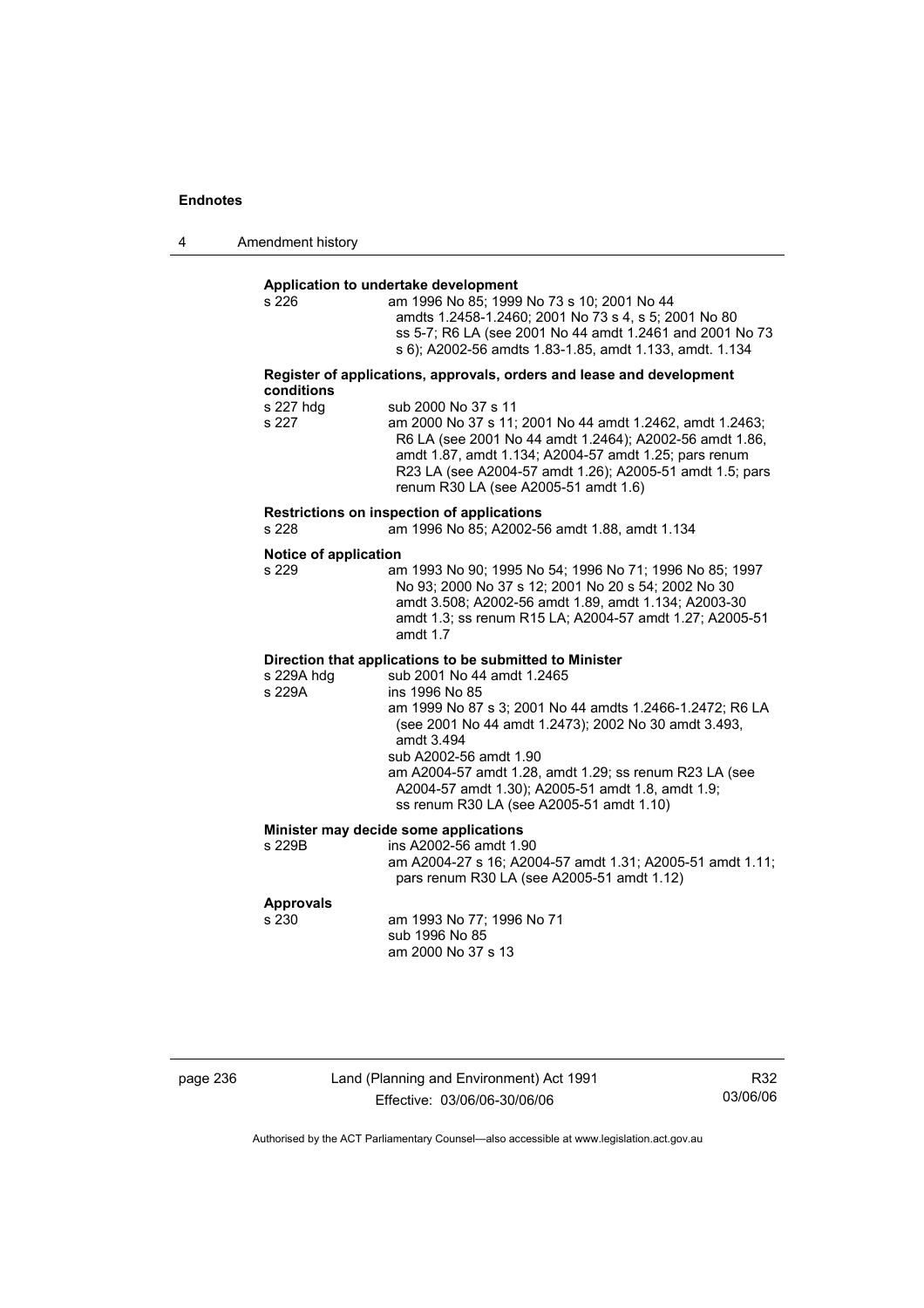**Application to undertake development**

s 226 — am 1996 No 85; 1999 No 73 s 10; 2001 No 44 amdts 1.2458-1.2460; 2001 No 73 s 4, s 5; 2001 No 80 ss 5-7; R6 LA (see 2001 No 44 amdt 1.2461 and 2001 No 73 s 6); A2002-56 amdts 1.83-1.85, amdt 1.133, amdt. 1.134

**Register of applications, approvals, orders and lease and development conditions**

s 227 hdg — sub 2000 No 37 s 11

s 227 — am 2000 No 37 s 11; 2001 No 44 amdt 1.2462, amdt 1.2463; R6 LA (see 2001 No 44 amdt 1.2464); A2002-56 amdt 1.86, amdt 1.87, amdt 1.134; A2004-57 amdt 1.25; pars renum R23 LA (see A2004-57 amdt 1.26); A2005-51 amdt 1.5; pars renum R30 LA (see A2005-51 amdt 1.6)

**Restrictions on inspection of applications**

s 228 — am 1996 No 85; A2002-56 amdt 1.88, amdt 1.134

**Notice of application**

s 229 — am 1993 No 90; 1995 No 54; 1996 No 71; 1996 No 85; 1997 No 93; 2000 No 37 s 12; 2001 No 20 s 54; 2002 No 30 amdt 3.508; A2002-56 amdt 1.89, amdt 1.134; A2003-30 amdt 1.3; ss renum R15 LA; A2004-57 amdt 1.27; A2005-51 amdt 1.7

**Direction that applications to be submitted to Minister**

s 229A hdg — sub 2001 No 44 amdt 1.2465

s 229A — ins 1996 No 85
am 1999 No 87 s 3; 2001 No 44 amdts 1.2466-1.2472; R6 LA (see 2001 No 44 amdt 1.2473); 2002 No 30 amdt 3.493, amdt 3.494
sub A2002-56 amdt 1.90
am A2004-57 amdt 1.28, amdt 1.29; ss renum R23 LA (see A2004-57 amdt 1.30); A2005-51 amdt 1.8, amdt 1.9; ss renum R30 LA (see A2005-51 amdt 1.10)

**Minister may decide some applications**

s 229B — ins A2002-56 amdt 1.90
am A2004-27 s 16; A2004-57 amdt 1.31; A2005-51 amdt 1.11; pars renum R30 LA (see A2005-51 amdt 1.12)

**Approvals**

s 230 — am 1993 No 77; 1996 No 71
sub 1996 No 85
am 2000 No 37 s 13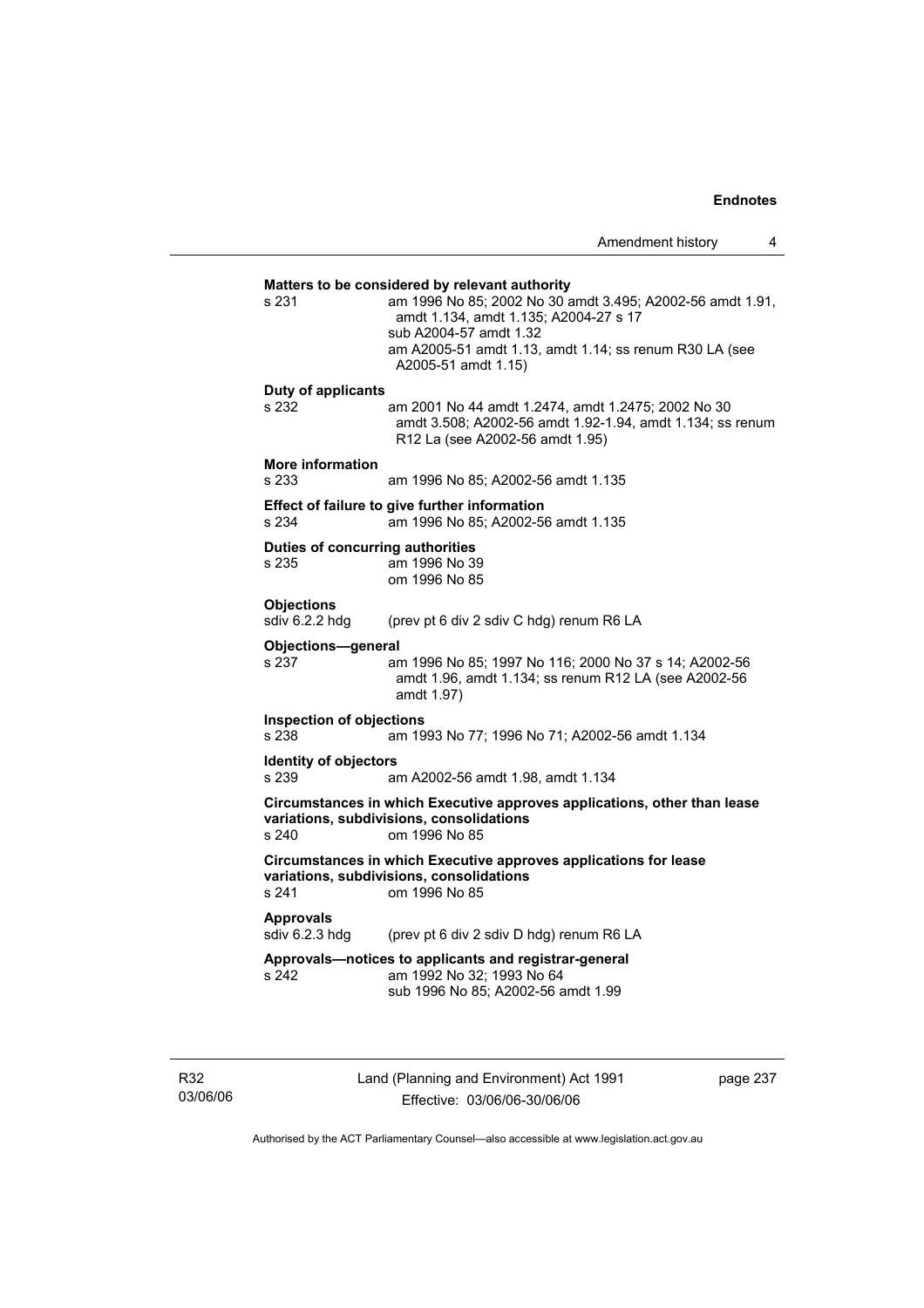**Matters to be considered by relevant authority**

s 231 am 1996 No 85; 2002 No 30 amdt 3.495; A2002-56 amdt 1.91, amdt 1.134, amdt 1.135; A2004-27 s 17
sub A2004-57 amdt 1.32
am A2005-51 amdt 1.13, amdt 1.14; ss renum R30 LA (see A2005-51 amdt 1.15)

**Duty of applicants**

s 232 am 2001 No 44 amdt 1.2474, amdt 1.2475; 2002 No 30 amdt 3.508; A2002-56 amdt 1.92-1.94, amdt 1.134; ss renum R12 La (see A2002-56 amdt 1.95)

**More information**

s 233 am 1996 No 85; A2002-56 amdt 1.135

**Effect of failure to give further information**

s 234 am 1996 No 85; A2002-56 amdt 1.135

**Duties of concurring authorities**

s 235 am 1996 No 39
om 1996 No 85

**Objections**

sdiv 6.2.2 hdg (prev pt 6 div 2 sdiv C hdg) renum R6 LA

**Objections—general**

s 237 am 1996 No 85; 1997 No 116; 2000 No 37 s 14; A2002-56 amdt 1.96, amdt 1.134; ss renum R12 LA (see A2002-56 amdt 1.97)

**Inspection of objections**

s 238 am 1993 No 77; 1996 No 71; A2002-56 amdt 1.134

**Identity of objectors**

s 239 am A2002-56 amdt 1.98, amdt 1.134

**Circumstances in which Executive approves applications, other than lease variations, subdivisions, consolidations**

s 240 om 1996 No 85

**Circumstances in which Executive approves applications for lease variations, subdivisions, consolidations**

s 241 om 1996 No 85

**Approvals**

sdiv 6.2.3 hdg (prev pt 6 div 2 sdiv D hdg) renum R6 LA

**Approvals—notices to applicants and registrar-general**

s 242 am 1992 No 32; 1993 No 64
sub 1996 No 85; A2002-56 amdt 1.99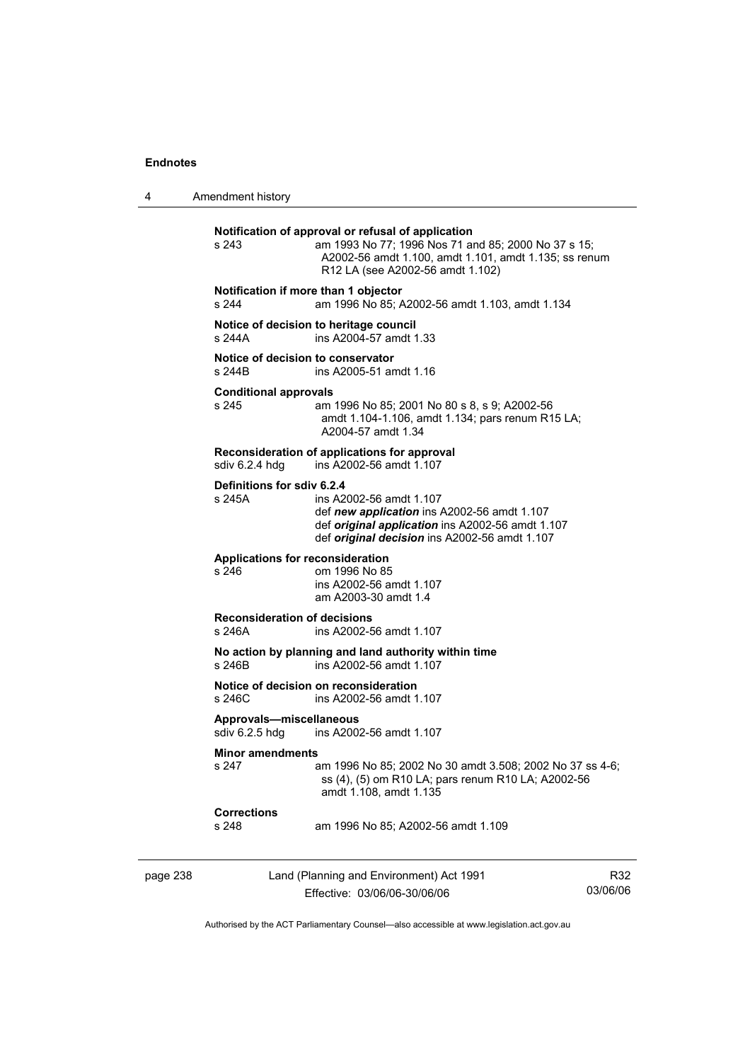**Notification of approval or refusal of application**
s 243 am 1993 No 77; 1996 Nos 71 and 85; 2000 No 37 s 15; A2002-56 amdt 1.100, amdt 1.101, amdt 1.135; ss renum R12 LA (see A2002-56 amdt 1.102)

**Notification if more than 1 objector**
s 244 am 1996 No 85; A2002-56 amdt 1.103, amdt 1.134

**Notice of decision to heritage council**
s 244A ins A2004-57 amdt 1.33

**Notice of decision to conservator**
s 244B ins A2005-51 amdt 1.16

**Conditional approvals**
s 245 am 1996 No 85; 2001 No 80 s 8, s 9; A2002-56 amdt 1.104-1.106, amdt 1.134; pars renum R15 LA; A2004-57 amdt 1.34

**Reconsideration of applications for approval**
sdiv 6.2.4 hdg ins A2002-56 amdt 1.107

**Definitions for sdiv 6.2.4**
s 245A ins A2002-56 amdt 1.107
def ***new application*** ins A2002-56 amdt 1.107
def ***original application*** ins A2002-56 amdt 1.107
def ***original decision*** ins A2002-56 amdt 1.107

**Applications for reconsideration**
s 246 om 1996 No 85
ins A2002-56 amdt 1.107
am A2003-30 amdt 1.4

**Reconsideration of decisions**
s 246A ins A2002-56 amdt 1.107

**No action by planning and land authority within time**
s 246B ins A2002-56 amdt 1.107

**Notice of decision on reconsideration**
s 246C ins A2002-56 amdt 1.107

**Approvals—miscellaneous**
sdiv 6.2.5 hdg ins A2002-56 amdt 1.107

**Minor amendments**
s 247 am 1996 No 85; 2002 No 30 amdt 3.508; 2002 No 37 ss 4-6; ss (4), (5) om R10 LA; pars renum R10 LA; A2002-56 amdt 1.108, amdt 1.135

**Corrections**
s 248 am 1996 No 85; A2002-56 amdt 1.109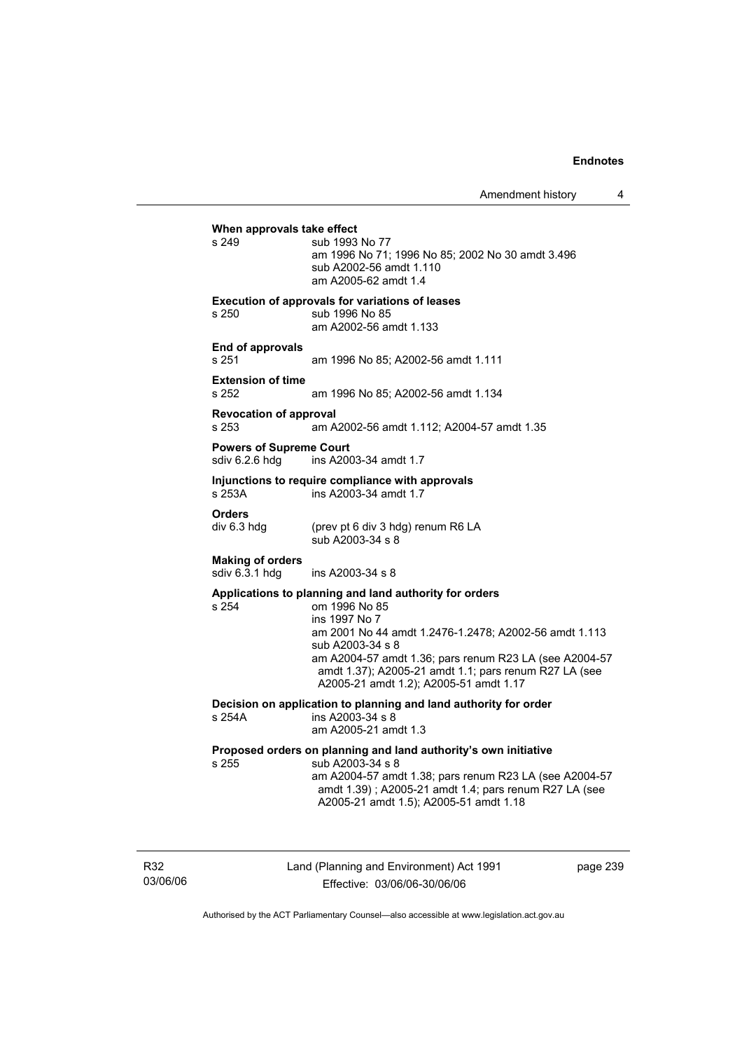**When approvals take effect**

s 249 sub 1993 No 77
am 1996 No 71; 1996 No 85; 2002 No 30 amdt 3.496
sub A2002-56 amdt 1.110
am A2005-62 amdt 1.4

**Execution of approvals for variations of leases**

s 250 sub 1996 No 85
am A2002-56 amdt 1.133

**End of approvals**

s 251 am 1996 No 85; A2002-56 amdt 1.111

**Extension of time**

s 252 am 1996 No 85; A2002-56 amdt 1.134

**Revocation of approval**

s 253 am A2002-56 amdt 1.112; A2004-57 amdt 1.35

**Powers of Supreme Court**

sdiv 6.2.6 hdg ins A2003-34 amdt 1.7

**Injunctions to require compliance with approvals**

s 253A ins A2003-34 amdt 1.7

**Orders**

div 6.3 hdg (prev pt 6 div 3 hdg) renum R6 LA
sub A2003-34 s 8

**Making of orders**

sdiv 6.3.1 hdg ins A2003-34 s 8

**Applications to planning and land authority for orders**

s 254 om 1996 No 85
ins 1997 No 7
am 2001 No 44 amdt 1.2476-1.2478; A2002-56 amdt 1.113
sub A2003-34 s 8
am A2004-57 amdt 1.36; pars renum R23 LA (see A2004-57 amdt 1.37); A2005-21 amdt 1.1; pars renum R27 LA (see A2005-21 amdt 1.2); A2005-51 amdt 1.17

**Decision on application to planning and land authority for order**

s 254A ins A2003-34 s 8
am A2005-21 amdt 1.3

**Proposed orders on planning and land authority's own initiative**

s 255 sub A2003-34 s 8
am A2004-57 amdt 1.38; pars renum R23 LA (see A2004-57 amdt 1.39) ; A2005-21 amdt 1.4; pars renum R27 LA (see A2005-21 amdt 1.5); A2005-51 amdt 1.18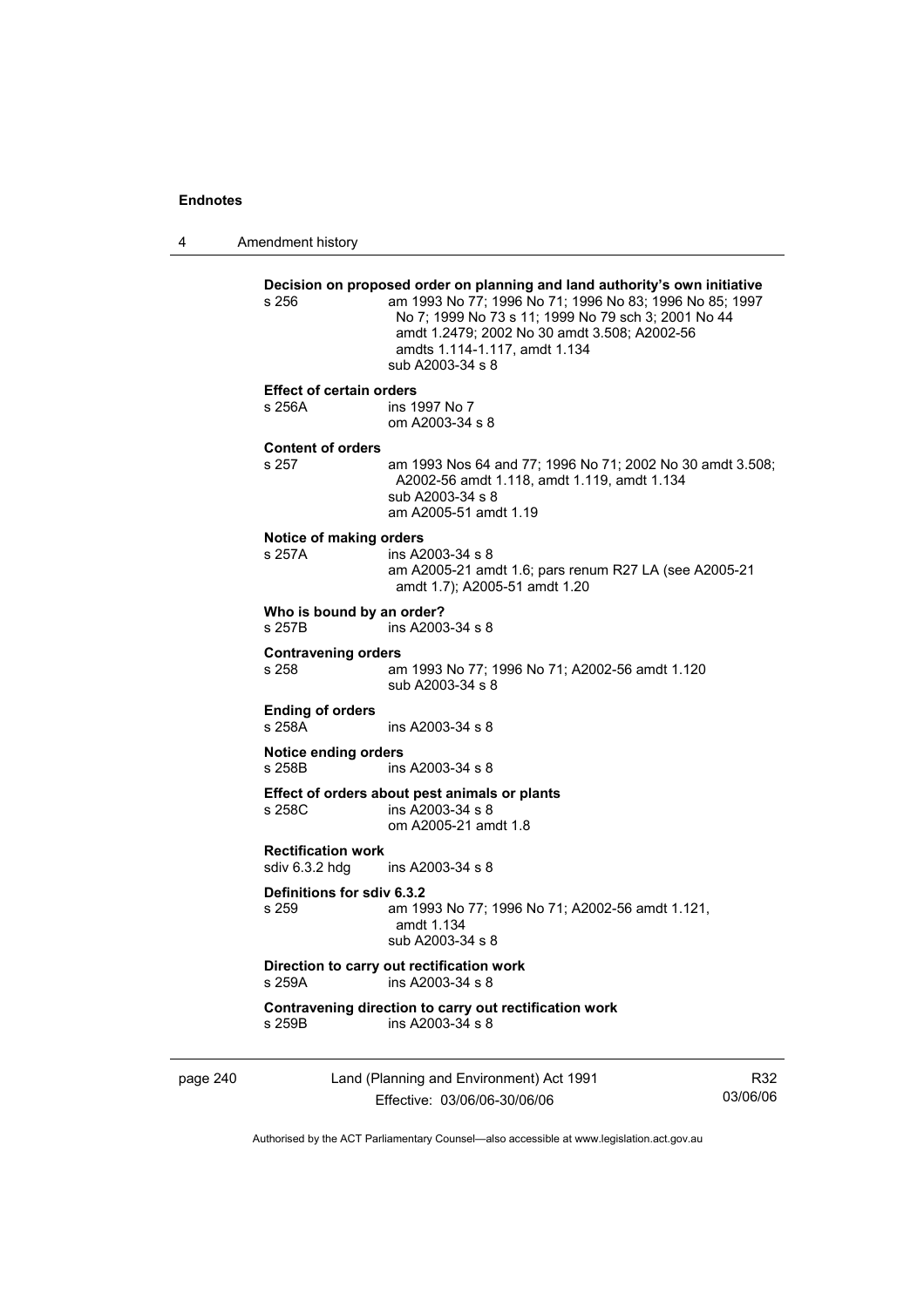**Decision on proposed order on planning and land authority's own initiative**
s 256 am 1993 No 77; 1996 No 71; 1996 No 83; 1996 No 85; 1997 No 7; 1999 No 73 s 11; 1999 No 79 sch 3; 2001 No 44 amdt 1.2479; 2002 No 30 amdt 3.508; A2002-56 amdts 1.114-1.117, amdt 1.134
sub A2003-34 s 8

**Effect of certain orders**
s 256A ins 1997 No 7
om A2003-34 s 8

**Content of orders**
s 257 am 1993 Nos 64 and 77; 1996 No 71; 2002 No 30 amdt 3.508; A2002-56 amdt 1.118, amdt 1.119, amdt 1.134
sub A2003-34 s 8
am A2005-51 amdt 1.19

**Notice of making orders**
s 257A ins A2003-34 s 8
am A2005-21 amdt 1.6; pars renum R27 LA (see A2005-21 amdt 1.7); A2005-51 amdt 1.20

**Who is bound by an order?**
s 257B ins A2003-34 s 8

**Contravening orders**
s 258 am 1993 No 77; 1996 No 71; A2002-56 amdt 1.120
sub A2003-34 s 8

**Ending of orders**
s 258A ins A2003-34 s 8

**Notice ending orders**
s 258B ins A2003-34 s 8

**Effect of orders about pest animals or plants**
s 258C ins A2003-34 s 8
om A2005-21 amdt 1.8

**Rectification work**
sdiv 6.3.2 hdg ins A2003-34 s 8

**Definitions for sdiv 6.3.2**
s 259 am 1993 No 77; 1996 No 71; A2002-56 amdt 1.121, amdt 1.134
sub A2003-34 s 8

**Direction to carry out rectification work**
s 259A ins A2003-34 s 8

**Contravening direction to carry out rectification work**
s 259B ins A2003-34 s 8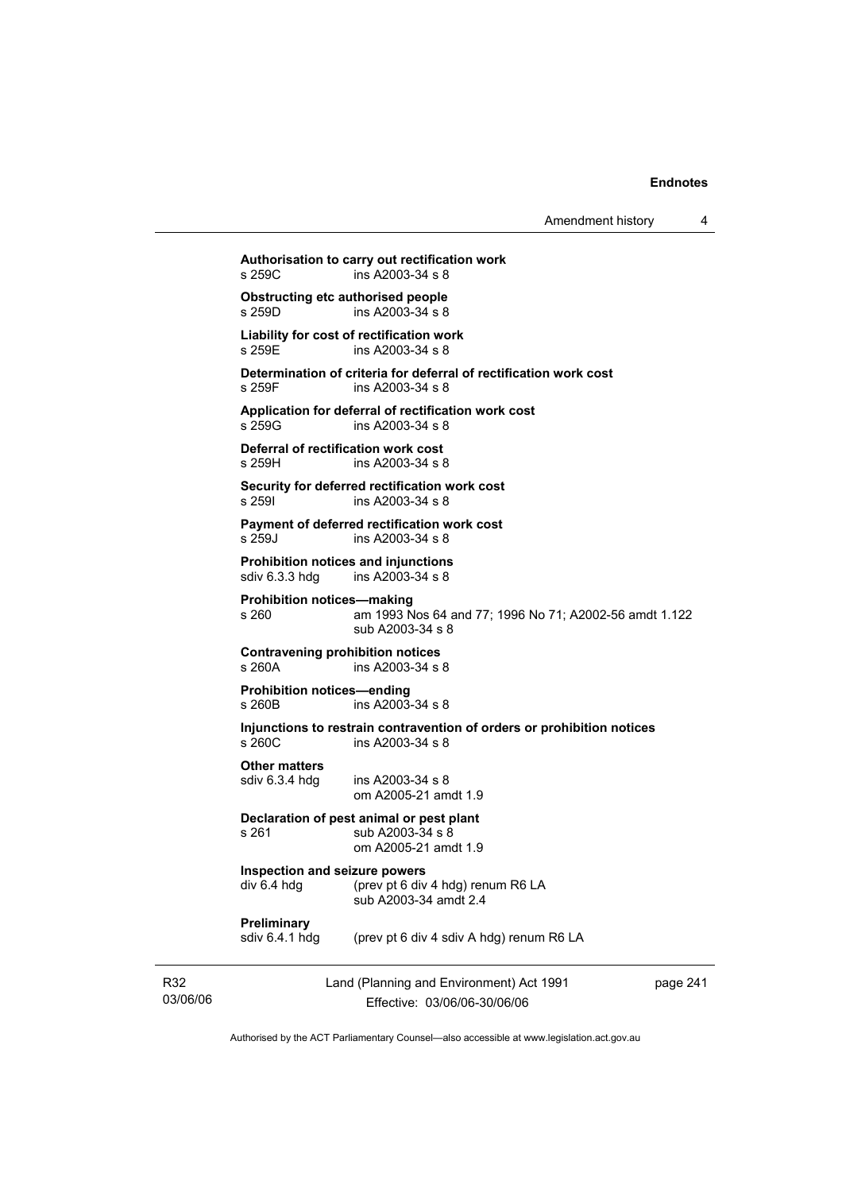**Authorisation to carry out rectification work**
s 259C ins A2003-34 s 8

**Obstructing etc authorised people**
s 259D ins A2003-34 s 8

**Liability for cost of rectification work**
s 259E ins A2003-34 s 8

**Determination of criteria for deferral of rectification work cost**
s 259F ins A2003-34 s 8

**Application for deferral of rectification work cost**
s 259G ins A2003-34 s 8

**Deferral of rectification work cost**
s 259H ins A2003-34 s 8

**Security for deferred rectification work cost**
s 259I ins A2003-34 s 8

**Payment of deferred rectification work cost**
s 259J ins A2003-34 s 8

**Prohibition notices and injunctions**
sdiv 6.3.3 hdg ins A2003-34 s 8

**Prohibition notices—making**
s 260 am 1993 Nos 64 and 77; 1996 No 71; A2002-56 amdt 1.122
sub A2003-34 s 8

**Contravening prohibition notices**
s 260A ins A2003-34 s 8

**Prohibition notices—ending**
s 260B ins A2003-34 s 8

**Injunctions to restrain contravention of orders or prohibition notices**
s 260C ins A2003-34 s 8

**Other matters**
sdiv 6.3.4 hdg ins A2003-34 s 8
om A2005-21 amdt 1.9

**Declaration of pest animal or pest plant**
s 261 sub A2003-34 s 8
om A2005-21 amdt 1.9

**Inspection and seizure powers**
div 6.4 hdg (prev pt 6 div 4 hdg) renum R6 LA
sub A2003-34 amdt 2.4

**Preliminary**
sdiv 6.4.1 hdg (prev pt 6 div 4 sdiv A hdg) renum R6 LA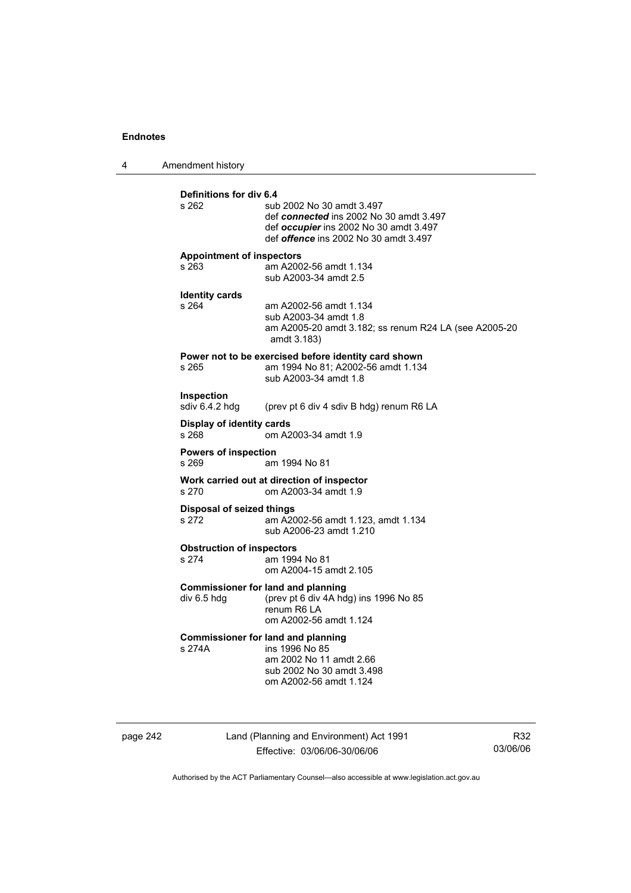**Definitions for div 6.4**

s 262 sub 2002 No 30 amdt 3.497
def ***connected*** ins 2002 No 30 amdt 3.497
def ***occupier*** ins 2002 No 30 amdt 3.497
def ***offence*** ins 2002 No 30 amdt 3.497

**Appointment of inspectors**

s 263 am A2002-56 amdt 1.134
sub A2003-34 amdt 2.5

**Identity cards**

s 264 am A2002-56 amdt 1.134
sub A2003-34 amdt 1.8
am A2005-20 amdt 3.182; ss renum R24 LA (see A2005-20 amdt 3.183)

**Power not to be exercised before identity card shown**

s 265 am 1994 No 81; A2002-56 amdt 1.134
sub A2003-34 amdt 1.8

**Inspection**

sdiv 6.4.2 hdg (prev pt 6 div 4 sdiv B hdg) renum R6 LA

**Display of identity cards**

s 268 om A2003-34 amdt 1.9

**Powers of inspection**

s 269 am 1994 No 81

**Work carried out at direction of inspector**

s 270 om A2003-34 amdt 1.9

**Disposal of seized things**

s 272 am A2002-56 amdt 1.123, amdt 1.134
sub A2006-23 amdt 1.210

**Obstruction of inspectors**

s 274 am 1994 No 81
om A2004-15 amdt 2.105

**Commissioner for land and planning**

div 6.5 hdg (prev pt 6 div 4A hdg) ins 1996 No 85
renum R6 LA
om A2002-56 amdt 1.124

**Commissioner for land and planning**

s 274A ins 1996 No 85
am 2002 No 11 amdt 2.66
sub 2002 No 30 amdt 3.498
om A2002-56 amdt 1.124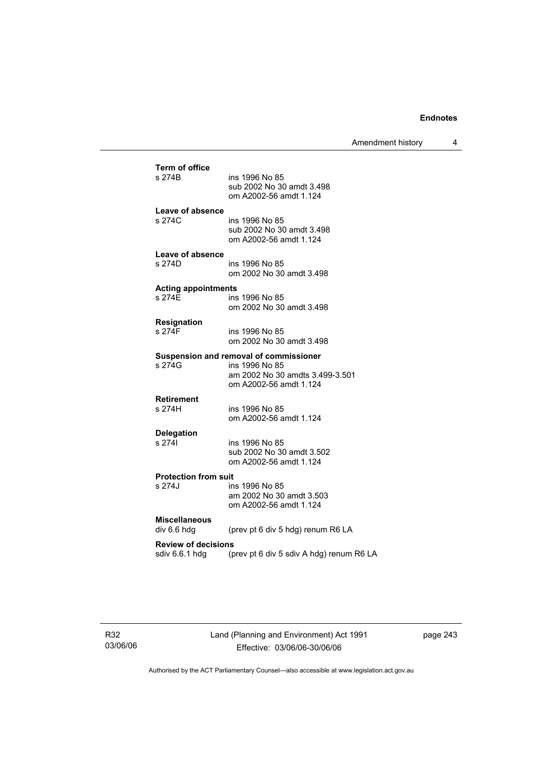**Term of office**

s 274B ins 1996 No 85
sub 2002 No 30 amdt 3.498
om A2002-56 amdt 1.124

**Leave of absence**

s 274C ins 1996 No 85
sub 2002 No 30 amdt 3.498
om A2002-56 amdt 1.124

**Leave of absence**

s 274D ins 1996 No 85
om 2002 No 30 amdt 3.498

**Acting appointments**

s 274E ins 1996 No 85
om 2002 No 30 amdt 3.498

**Resignation**

s 274F ins 1996 No 85
om 2002 No 30 amdt 3.498

**Suspension and removal of commissioner**

s 274G ins 1996 No 85
am 2002 No 30 amdts 3.499-3.501
om A2002-56 amdt 1.124

**Retirement**

s 274H ins 1996 No 85
om A2002-56 amdt 1.124

**Delegation**

s 274I ins 1996 No 85
sub 2002 No 30 amdt 3.502
om A2002-56 amdt 1.124

**Protection from suit**

s 274J ins 1996 No 85
am 2002 No 30 amdt 3.503
om A2002-56 amdt 1.124

**Miscellaneous**

div 6.6 hdg (prev pt 6 div 5 hdg) renum R6 LA

**Review of decisions**

sdiv 6.6.1 hdg (prev pt 6 div 5 sdiv A hdg) renum R6 LA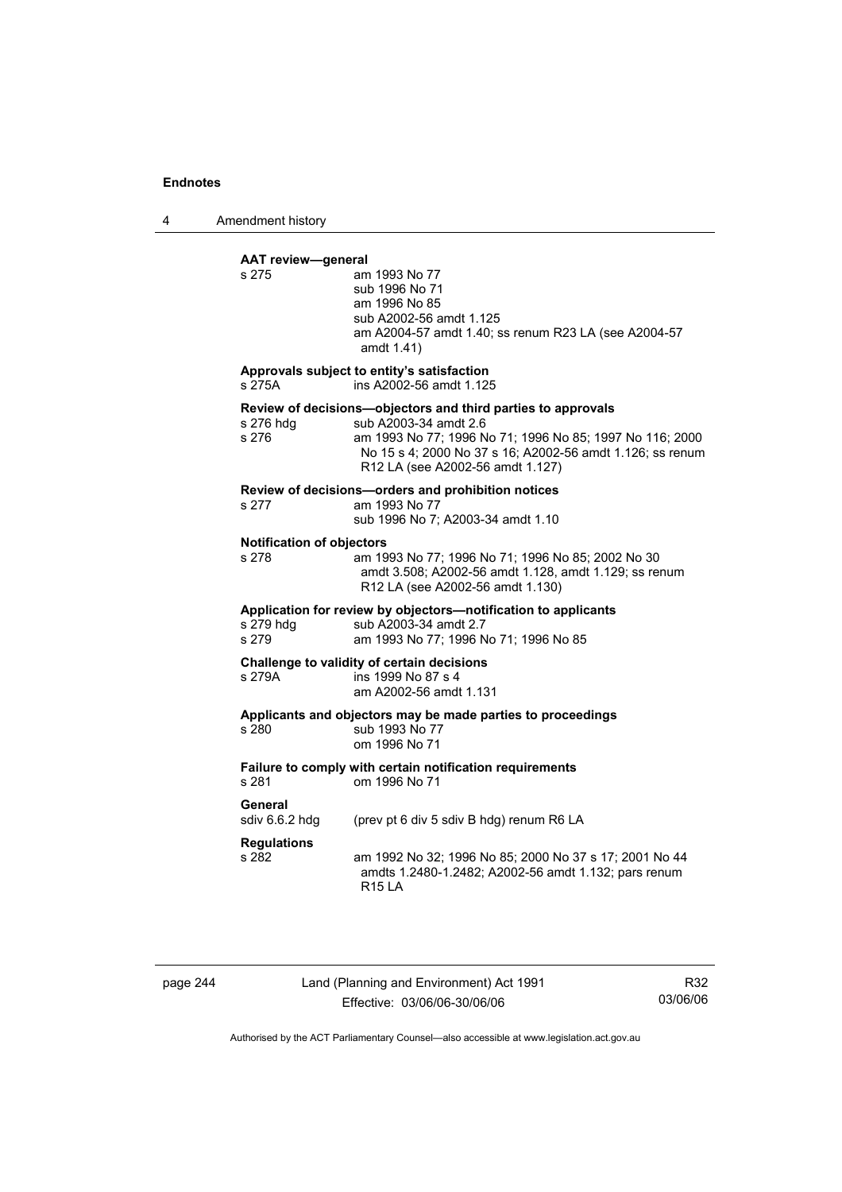**AAT review—general**

s 275 am 1993 No 77
sub 1996 No 71
am 1996 No 85
sub A2002-56 amdt 1.125
am A2004-57 amdt 1.40; ss renum R23 LA (see A2004-57 amdt 1.41)

**Approvals subject to entity's satisfaction**

s 275A ins A2002-56 amdt 1.125

**Review of decisions—objectors and third parties to approvals**

s 276 hdg sub A2003-34 amdt 2.6
s 276 am 1993 No 77; 1996 No 71; 1996 No 85; 1997 No 116; 2000 No 15 s 4; 2000 No 37 s 16; A2002-56 amdt 1.126; ss renum R12 LA (see A2002-56 amdt 1.127)

**Review of decisions—orders and prohibition notices**

s 277 am 1993 No 77
sub 1996 No 7; A2003-34 amdt 1.10

**Notification of objectors**

s 278 am 1993 No 77; 1996 No 71; 1996 No 85; 2002 No 30 amdt 3.508; A2002-56 amdt 1.128, amdt 1.129; ss renum R12 LA (see A2002-56 amdt 1.130)

**Application for review by objectors—notification to applicants**

s 279 hdg sub A2003-34 amdt 2.7
s 279 am 1993 No 77; 1996 No 71; 1996 No 85

**Challenge to validity of certain decisions**

s 279A ins 1999 No 87 s 4
am A2002-56 amdt 1.131

**Applicants and objectors may be made parties to proceedings**

s 280 sub 1993 No 77
om 1996 No 71

**Failure to comply with certain notification requirements**

s 281 om 1996 No 71

**General**

sdiv 6.6.2 hdg (prev pt 6 div 5 sdiv B hdg) renum R6 LA

**Regulations**

s 282 am 1992 No 32; 1996 No 85; 2000 No 37 s 17; 2001 No 44 amdts 1.2480-1.2482; A2002-56 amdt 1.132; pars renum R15 LA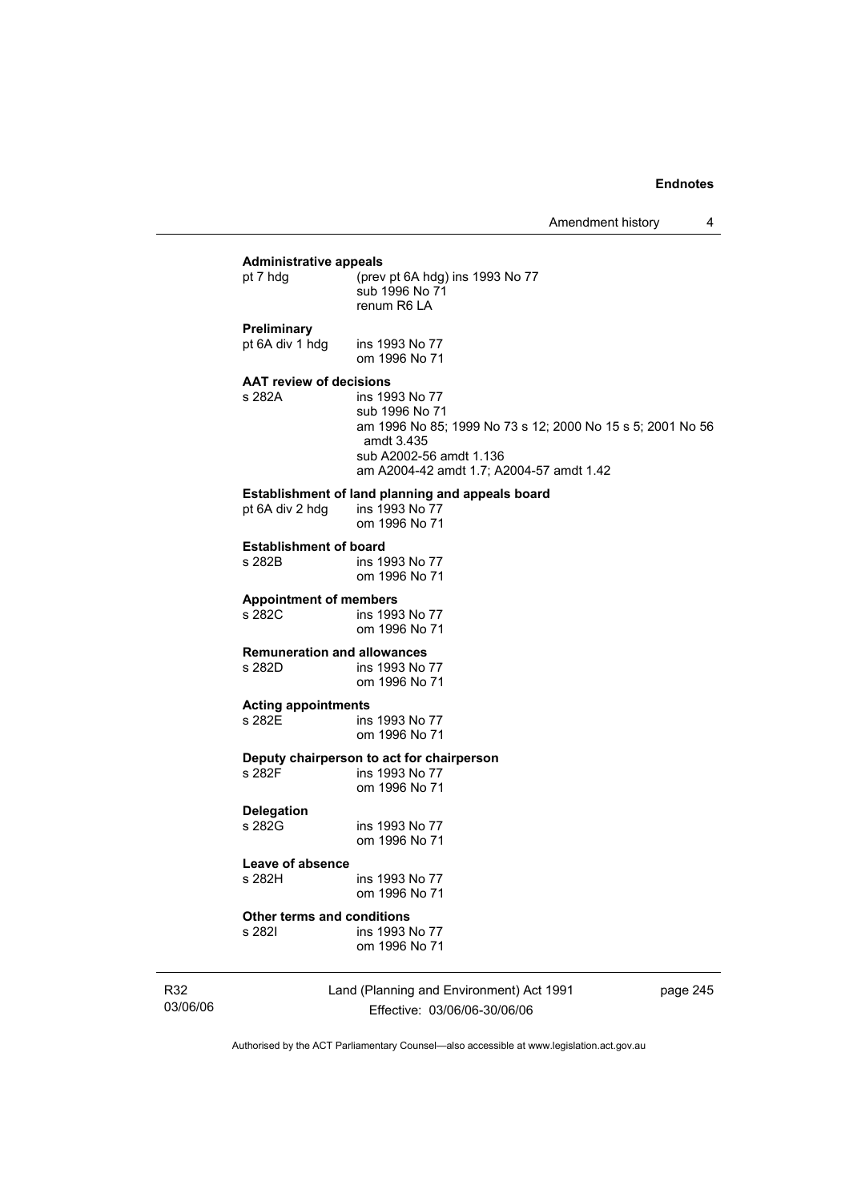**Administrative appeals**

| | |
|---|---|
| pt 7 hdg | (prev pt 6A hdg) ins 1993 No 77<br>sub 1996 No 71<br>renum R6 LA |

**Preliminary**

| | |
|---|---|
| pt 6A div 1 hdg | ins 1993 No 77<br>om 1996 No 71 |

**AAT review of decisions**

| | |
|---|---|
| s 282A | ins 1993 No 77<br>sub 1996 No 71<br>am 1996 No 85; 1999 No 73 s 12; 2000 No 15 s 5; 2001 No 56 amdt 3.435<br>sub A2002-56 amdt 1.136<br>am A2004-42 amdt 1.7; A2004-57 amdt 1.42 |

**Establishment of land planning and appeals board**

| | |
|---|---|
| pt 6A div 2 hdg | ins 1993 No 77<br>om 1996 No 71 |

**Establishment of board**

| | |
|---|---|
| s 282B | ins 1993 No 77<br>om 1996 No 71 |

**Appointment of members**

| | |
|---|---|
| s 282C | ins 1993 No 77<br>om 1996 No 71 |

**Remuneration and allowances**

| | |
|---|---|
| s 282D | ins 1993 No 77<br>om 1996 No 71 |

**Acting appointments**

| | |
|---|---|
| s 282E | ins 1993 No 77<br>om 1996 No 71 |

**Deputy chairperson to act for chairperson**

| | |
|---|---|
| s 282F | ins 1993 No 77<br>om 1996 No 71 |

**Delegation**

| | |
|---|---|
| s 282G | ins 1993 No 77<br>om 1996 No 71 |

**Leave of absence**

| | |
|---|---|
| s 282H | ins 1993 No 77<br>om 1996 No 71 |

**Other terms and conditions**

| | |
|---|---|
| s 282I | ins 1993 No 77<br>om 1996 No 71 |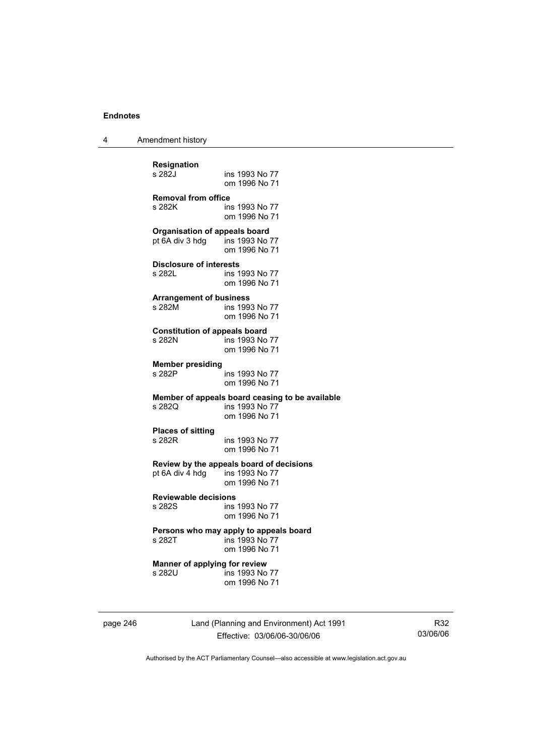**Resignation**
s 282J ins 1993 No 77
om 1996 No 71

**Removal from office**
s 282K ins 1993 No 77
om 1996 No 71

**Organisation of appeals board**
pt 6A div 3 hdg ins 1993 No 77
om 1996 No 71

**Disclosure of interests**
s 282L ins 1993 No 77
om 1996 No 71

**Arrangement of business**
s 282M ins 1993 No 77
om 1996 No 71

**Constitution of appeals board**
s 282N ins 1993 No 77
om 1996 No 71

**Member presiding**
s 282P ins 1993 No 77
om 1996 No 71

**Member of appeals board ceasing to be available**
s 282Q ins 1993 No 77
om 1996 No 71

**Places of sitting**
s 282R ins 1993 No 77
om 1996 No 71

**Review by the appeals board of decisions**
pt 6A div 4 hdg ins 1993 No 77
om 1996 No 71

**Reviewable decisions**
s 282S ins 1993 No 77
om 1996 No 71

**Persons who may apply to appeals board**
s 282T ins 1993 No 77
om 1996 No 71

**Manner of applying for review**
s 282U ins 1993 No 77
om 1996 No 71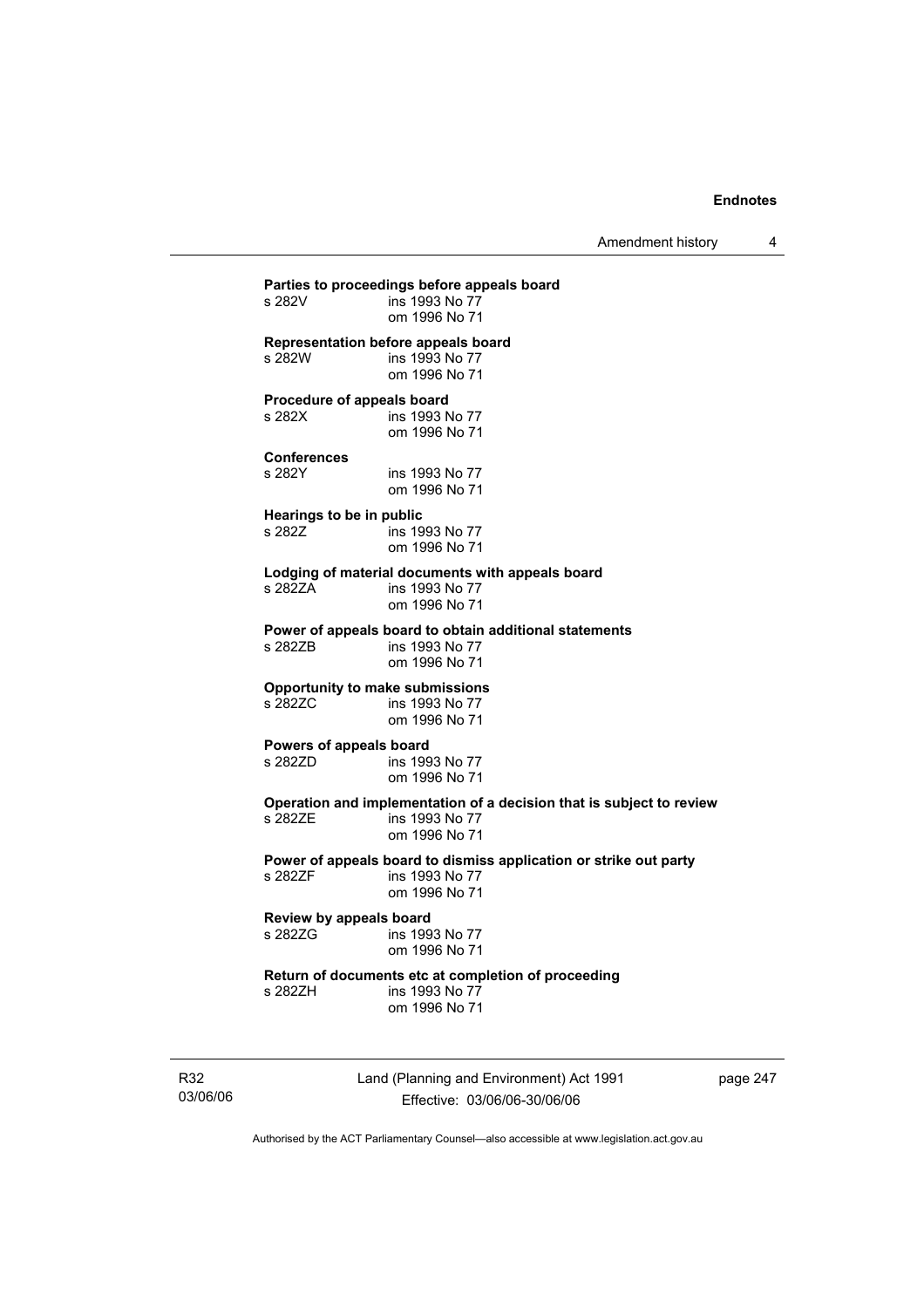**Parties to proceedings before appeals board**
s 282V ins 1993 No 77
om 1996 No 71

**Representation before appeals board**
s 282W ins 1993 No 77
om 1996 No 71

**Procedure of appeals board**
s 282X ins 1993 No 77
om 1996 No 71

**Conferences**
s 282Y ins 1993 No 77
om 1996 No 71

**Hearings to be in public**
s 282Z ins 1993 No 77
om 1996 No 71

**Lodging of material documents with appeals board**
s 282ZA ins 1993 No 77
om 1996 No 71

**Power of appeals board to obtain additional statements**
s 282ZB ins 1993 No 77
om 1996 No 71

**Opportunity to make submissions**
s 282ZC ins 1993 No 77
om 1996 No 71

**Powers of appeals board**
s 282ZD ins 1993 No 77
om 1996 No 71

**Operation and implementation of a decision that is subject to review**
s 282ZE ins 1993 No 77
om 1996 No 71

**Power of appeals board to dismiss application or strike out party**
s 282ZF ins 1993 No 77
om 1996 No 71

**Review by appeals board**
s 282ZG ins 1993 No 77
om 1996 No 71

**Return of documents etc at completion of proceeding**
s 282ZH ins 1993 No 77
om 1996 No 71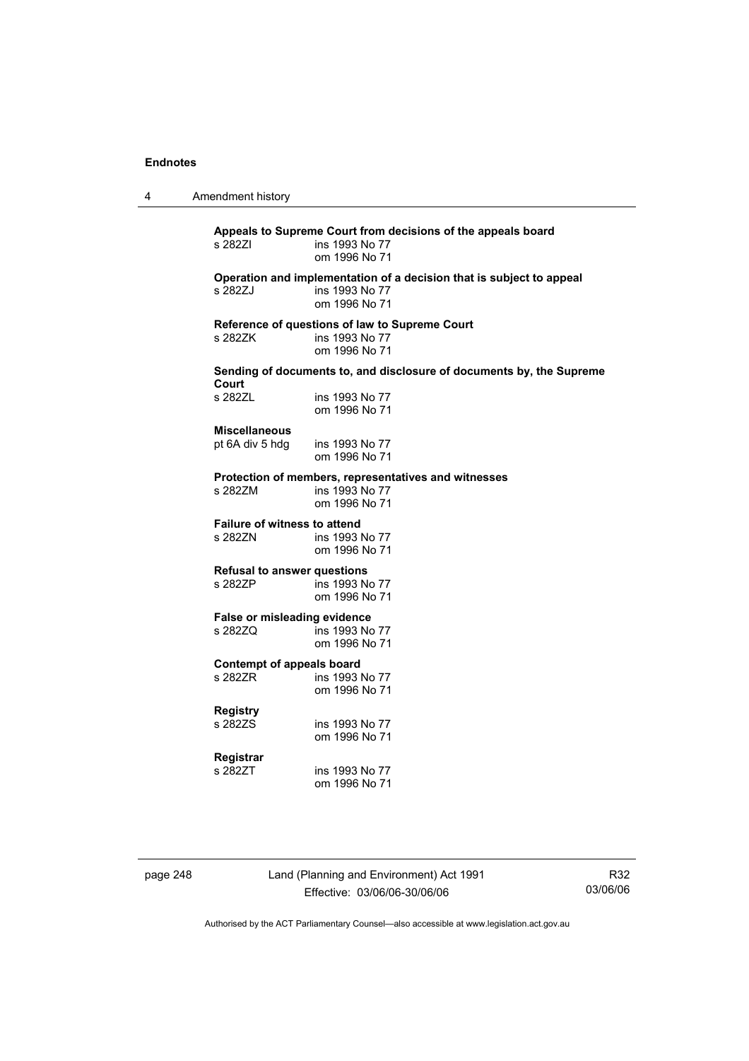**Appeals to Supreme Court from decisions of the appeals board**

s 282ZI ins 1993 No 77
om 1996 No 71

**Operation and implementation of a decision that is subject to appeal**

s 282ZJ ins 1993 No 77
om 1996 No 71

**Reference of questions of law to Supreme Court**

s 282ZK ins 1993 No 77
om 1996 No 71

**Sending of documents to, and disclosure of documents by, the Supreme Court**

s 282ZL ins 1993 No 77
om 1996 No 71

**Miscellaneous**

pt 6A div 5 hdg ins 1993 No 77
om 1996 No 71

**Protection of members, representatives and witnesses**

s 282ZM ins 1993 No 77
om 1996 No 71

**Failure of witness to attend**

s 282ZN ins 1993 No 77
om 1996 No 71

**Refusal to answer questions**

s 282ZP ins 1993 No 77
om 1996 No 71

**False or misleading evidence**

s 282ZQ ins 1993 No 77
om 1996 No 71

**Contempt of appeals board**

s 282ZR ins 1993 No 77
om 1996 No 71

**Registry**

s 282ZS ins 1993 No 77
om 1996 No 71

**Registrar**

s 282ZT ins 1993 No 77
om 1996 No 71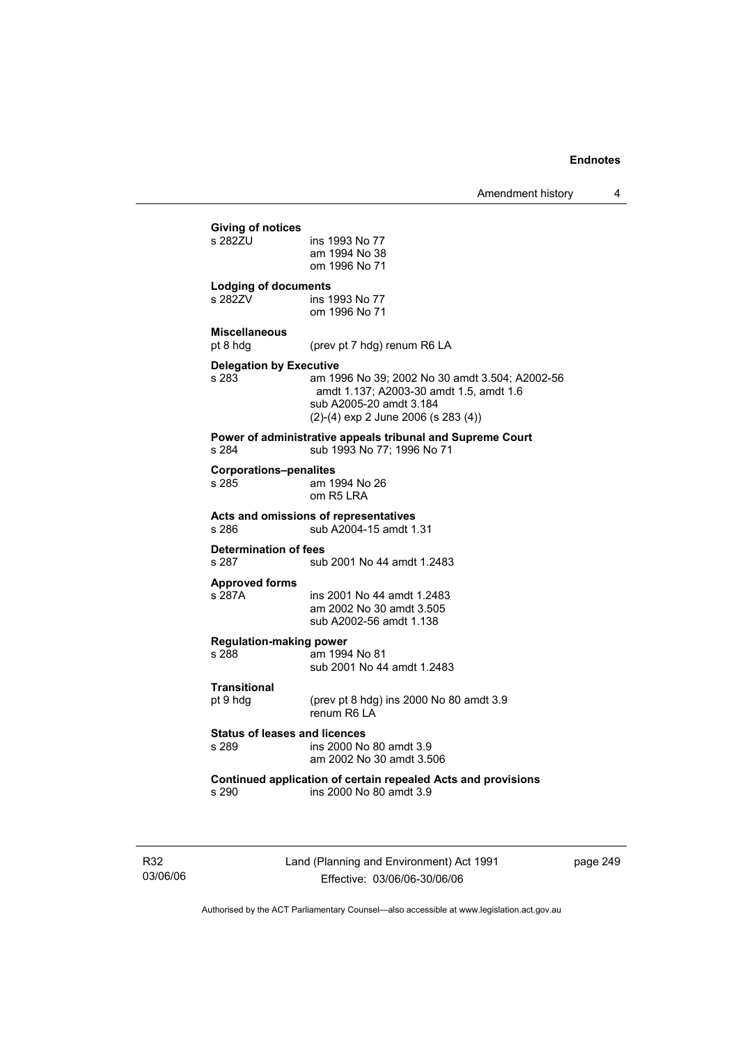**Giving of notices**

s 282ZU ins 1993 No 77
am 1994 No 38
om 1996 No 71

**Lodging of documents**

s 282ZV ins 1993 No 77
om 1996 No 71

**Miscellaneous**

pt 8 hdg (prev pt 7 hdg) renum R6 LA

**Delegation by Executive**

s 283 am 1996 No 39; 2002 No 30 amdt 3.504; A2002-56 amdt 1.137; A2003-30 amdt 1.5, amdt 1.6
sub A2005-20 amdt 3.184
(2)-(4) exp 2 June 2006 (s 283 (4))

**Power of administrative appeals tribunal and Supreme Court**

s 284 sub 1993 No 77; 1996 No 71

**Corporations–penalites**

s 285 am 1994 No 26
om R5 LRA

**Acts and omissions of representatives**

s 286 sub A2004-15 amdt 1.31

**Determination of fees**

s 287 sub 2001 No 44 amdt 1.2483

**Approved forms**

s 287A ins 2001 No 44 amdt 1.2483
am 2002 No 30 amdt 3.505
sub A2002-56 amdt 1.138

**Regulation-making power**

s 288 am 1994 No 81
sub 2001 No 44 amdt 1.2483

**Transitional**

pt 9 hdg (prev pt 8 hdg) ins 2000 No 80 amdt 3.9
renum R6 LA

**Status of leases and licences**

s 289 ins 2000 No 80 amdt 3.9
am 2002 No 30 amdt 3.506

**Continued application of certain repealed Acts and provisions**

s 290 ins 2000 No 80 amdt 3.9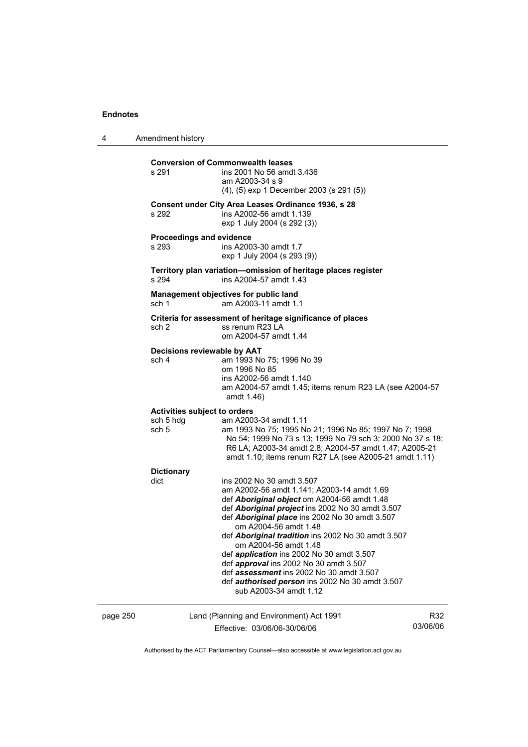**Conversion of Commonwealth leases**

s 291 ins 2001 No 56 amdt 3.436
am A2003-34 s 9
(4), (5) exp 1 December 2003 (s 291 (5))

**Consent under City Area Leases Ordinance 1936, s 28**

s 292 ins A2002-56 amdt 1.139
exp 1 July 2004 (s 292 (3))

**Proceedings and evidence**

s 293 ins A2003-30 amdt 1.7
exp 1 July 2004 (s 293 (9))

**Territory plan variation—omission of heritage places register**

s 294 ins A2004-57 amdt 1.43

**Management objectives for public land**

sch 1 am A2003-11 amdt 1.1

**Criteria for assessment of heritage significance of places**

sch 2 ss renum R23 LA
om A2004-57 amdt 1.44

**Decisions reviewable by AAT**

sch 4 am 1993 No 75; 1996 No 39
om 1996 No 85
ins A2002-56 amdt 1.140
am A2004-57 amdt 1.45; items renum R23 LA (see A2004-57 amdt 1.46)

**Activities subject to orders**

sch 5 hdg am A2003-34 amdt 1.11

sch 5 am 1993 No 75; 1995 No 21; 1996 No 85; 1997 No 7; 1998 No 54; 1999 No 73 s 13; 1999 No 79 sch 3; 2000 No 37 s 18; R6 LA; A2003-34 amdt 2.8; A2004-57 amdt 1.47; A2005-21 amdt 1.10; items renum R27 LA (see A2005-21 amdt 1.11)

**Dictionary**

dict ins 2002 No 30 amdt 3.507
am A2002-56 amdt 1.141; A2003-14 amdt 1.69
def ***Aboriginal object*** om A2004-56 amdt 1.48
def ***Aboriginal project*** ins 2002 No 30 amdt 3.507
def ***Aboriginal place*** ins 2002 No 30 amdt 3.507
om A2004-56 amdt 1.48
def ***Aboriginal tradition*** ins 2002 No 30 amdt 3.507
om A2004-56 amdt 1.48
def ***application*** ins 2002 No 30 amdt 3.507
def ***approval*** ins 2002 No 30 amdt 3.507
def ***assessment*** ins 2002 No 30 amdt 3.507
def ***authorised person*** ins 2002 No 30 amdt 3.507
sub A2003-34 amdt 1.12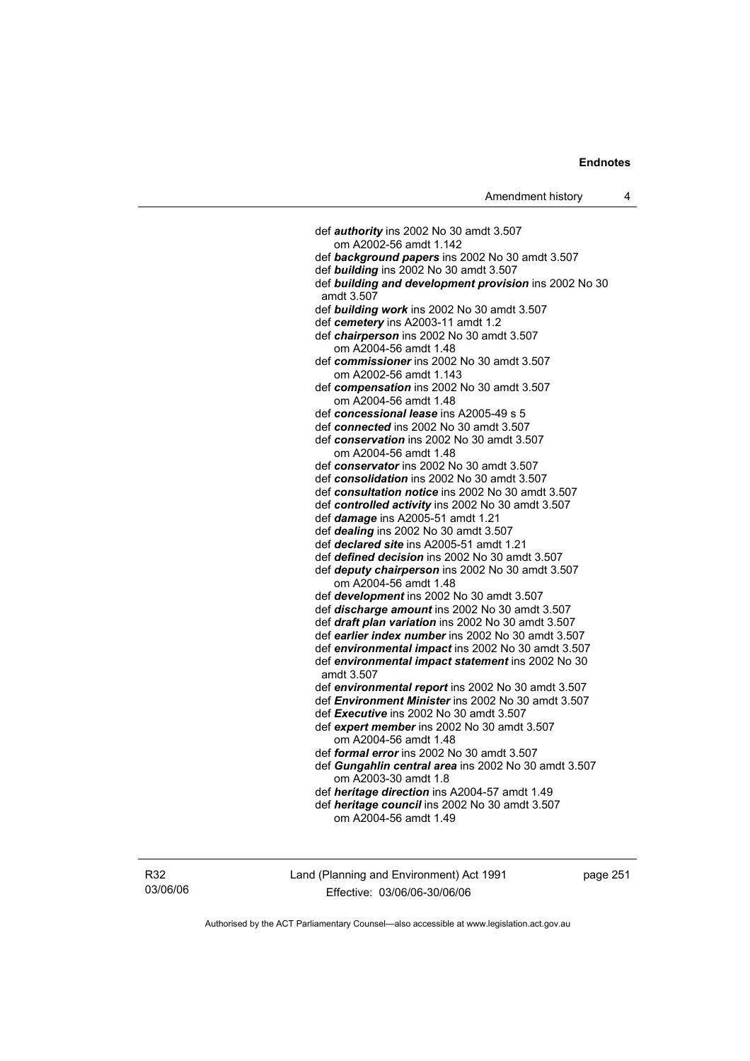def ***authority*** ins 2002 No 30 amdt 3.507
om A2002-56 amdt 1.142

def ***background papers*** ins 2002 No 30 amdt 3.507

def ***building*** ins 2002 No 30 amdt 3.507

def ***building and development provision*** ins 2002 No 30 amdt 3.507

def ***building work*** ins 2002 No 30 amdt 3.507

def ***cemetery*** ins A2003-11 amdt 1.2

def ***chairperson*** ins 2002 No 30 amdt 3.507
om A2004-56 amdt 1.48

def ***commissioner*** ins 2002 No 30 amdt 3.507
om A2002-56 amdt 1.143

def ***compensation*** ins 2002 No 30 amdt 3.507
om A2004-56 amdt 1.48

def ***concessional lease*** ins A2005-49 s 5

def ***connected*** ins 2002 No 30 amdt 3.507

def ***conservation*** ins 2002 No 30 amdt 3.507
om A2004-56 amdt 1.48

def ***conservator*** ins 2002 No 30 amdt 3.507

def ***consolidation*** ins 2002 No 30 amdt 3.507

def ***consultation notice*** ins 2002 No 30 amdt 3.507

def ***controlled activity*** ins 2002 No 30 amdt 3.507

def ***damage*** ins A2005-51 amdt 1.21

def ***dealing*** ins 2002 No 30 amdt 3.507

def ***declared site*** ins A2005-51 amdt 1.21

def ***defined decision*** ins 2002 No 30 amdt 3.507

def ***deputy chairperson*** ins 2002 No 30 amdt 3.507
om A2004-56 amdt 1.48

def ***development*** ins 2002 No 30 amdt 3.507

def ***discharge amount*** ins 2002 No 30 amdt 3.507

def ***draft plan variation*** ins 2002 No 30 amdt 3.507

def ***earlier index number*** ins 2002 No 30 amdt 3.507

def ***environmental impact*** ins 2002 No 30 amdt 3.507

def ***environmental impact statement*** ins 2002 No 30 amdt 3.507

def ***environmental report*** ins 2002 No 30 amdt 3.507

def ***Environment Minister*** ins 2002 No 30 amdt 3.507

def ***Executive*** ins 2002 No 30 amdt 3.507

def ***expert member*** ins 2002 No 30 amdt 3.507
om A2004-56 amdt 1.48

def ***formal error*** ins 2002 No 30 amdt 3.507

def ***Gungahlin central area*** ins 2002 No 30 amdt 3.507
om A2003-30 amdt 1.8

def ***heritage direction*** ins A2004-57 amdt 1.49

def ***heritage council*** ins 2002 No 30 amdt 3.507
om A2004-56 amdt 1.49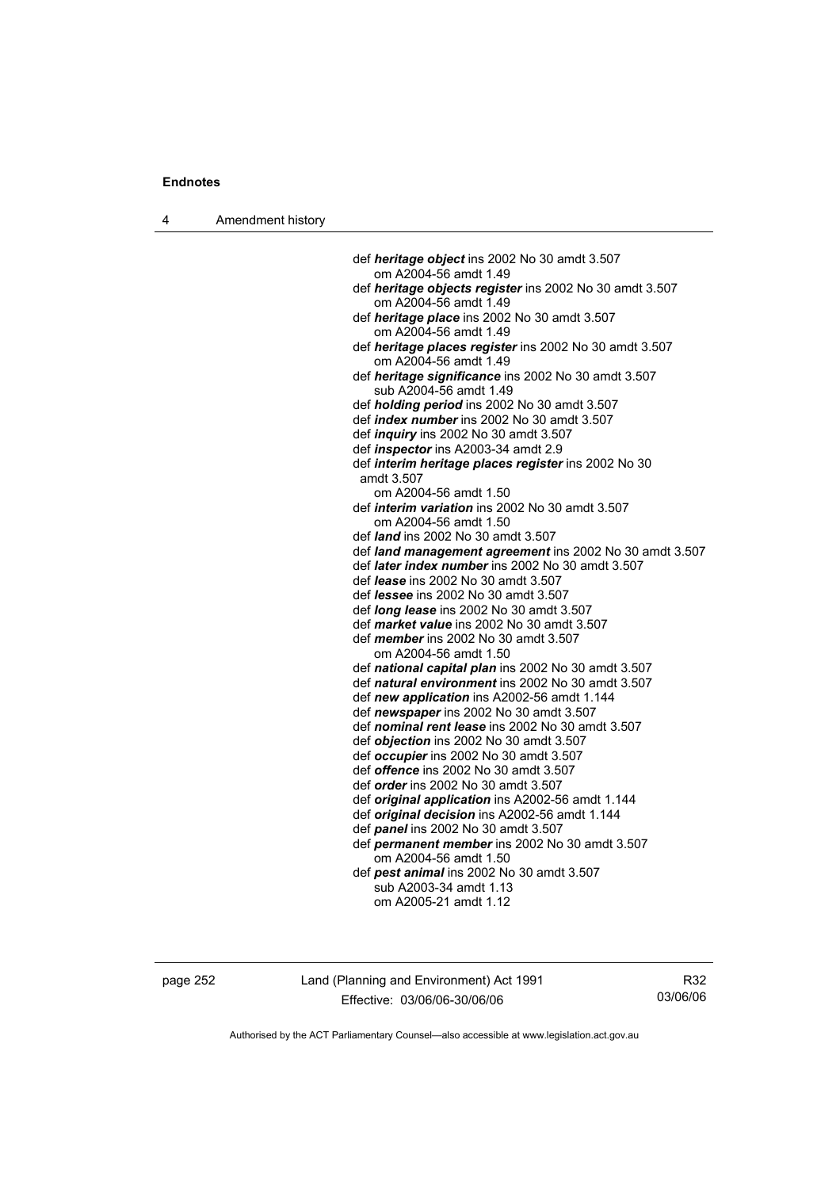def ***heritage object*** ins 2002 No 30 amdt 3.507
om A2004-56 amdt 1.49

def ***heritage objects register*** ins 2002 No 30 amdt 3.507
om A2004-56 amdt 1.49

def ***heritage place*** ins 2002 No 30 amdt 3.507
om A2004-56 amdt 1.49

def ***heritage places register*** ins 2002 No 30 amdt 3.507
om A2004-56 amdt 1.49

def ***heritage significance*** ins 2002 No 30 amdt 3.507
sub A2004-56 amdt 1.49

def ***holding period*** ins 2002 No 30 amdt 3.507

def ***index number*** ins 2002 No 30 amdt 3.507

def ***inquiry*** ins 2002 No 30 amdt 3.507

def ***inspector*** ins A2003-34 amdt 2.9

def ***interim heritage places register*** ins 2002 No 30 amdt 3.507
om A2004-56 amdt 1.50

def ***interim variation*** ins 2002 No 30 amdt 3.507
om A2004-56 amdt 1.50

def ***land*** ins 2002 No 30 amdt 3.507

def ***land management agreement*** ins 2002 No 30 amdt 3.507

def ***later index number*** ins 2002 No 30 amdt 3.507

def ***lease*** ins 2002 No 30 amdt 3.507

def ***lessee*** ins 2002 No 30 amdt 3.507

def ***long lease*** ins 2002 No 30 amdt 3.507

def ***market value*** ins 2002 No 30 amdt 3.507

def ***member*** ins 2002 No 30 amdt 3.507
om A2004-56 amdt 1.50

def ***national capital plan*** ins 2002 No 30 amdt 3.507

def ***natural environment*** ins 2002 No 30 amdt 3.507

def ***new application*** ins A2002-56 amdt 1.144

def ***newspaper*** ins 2002 No 30 amdt 3.507

def ***nominal rent lease*** ins 2002 No 30 amdt 3.507

def ***objection*** ins 2002 No 30 amdt 3.507

def ***occupier*** ins 2002 No 30 amdt 3.507

def ***offence*** ins 2002 No 30 amdt 3.507

def ***order*** ins 2002 No 30 amdt 3.507

def ***original application*** ins A2002-56 amdt 1.144

def ***original decision*** ins A2002-56 amdt 1.144

def ***panel*** ins 2002 No 30 amdt 3.507

def ***permanent member*** ins 2002 No 30 amdt 3.507
om A2004-56 amdt 1.50

def ***pest animal*** ins 2002 No 30 amdt 3.507
sub A2003-34 amdt 1.13
om A2005-21 amdt 1.12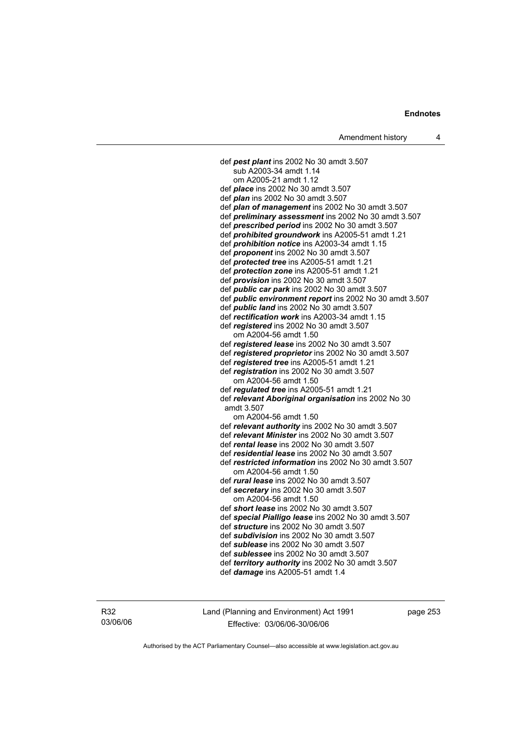def ***pest plant*** ins 2002 No 30 amdt 3.507
sub A2003-34 amdt 1.14
om A2005-21 amdt 1.12
def ***place*** ins 2002 No 30 amdt 3.507
def ***plan*** ins 2002 No 30 amdt 3.507
def ***plan of management*** ins 2002 No 30 amdt 3.507
def ***preliminary assessment*** ins 2002 No 30 amdt 3.507
def ***prescribed period*** ins 2002 No 30 amdt 3.507
def ***prohibited groundwork*** ins A2005-51 amdt 1.21
def ***prohibition notice*** ins A2003-34 amdt 1.15
def ***proponent*** ins 2002 No 30 amdt 3.507
def ***protected tree*** ins A2005-51 amdt 1.21
def ***protection zone*** ins A2005-51 amdt 1.21
def ***provision*** ins 2002 No 30 amdt 3.507
def ***public car park*** ins 2002 No 30 amdt 3.507
def ***public environment report*** ins 2002 No 30 amdt 3.507
def ***public land*** ins 2002 No 30 amdt 3.507
def ***rectification work*** ins A2003-34 amdt 1.15
def ***registered*** ins 2002 No 30 amdt 3.507
om A2004-56 amdt 1.50
def ***registered lease*** ins 2002 No 30 amdt 3.507
def ***registered proprietor*** ins 2002 No 30 amdt 3.507
def ***registered tree*** ins A2005-51 amdt 1.21
def ***registration*** ins 2002 No 30 amdt 3.507
om A2004-56 amdt 1.50
def ***regulated tree*** ins A2005-51 amdt 1.21
def ***relevant Aboriginal organisation*** ins 2002 No 30 amdt 3.507
om A2004-56 amdt 1.50
def ***relevant authority*** ins 2002 No 30 amdt 3.507
def ***relevant Minister*** ins 2002 No 30 amdt 3.507
def ***rental lease*** ins 2002 No 30 amdt 3.507
def ***residential lease*** ins 2002 No 30 amdt 3.507
def ***restricted information*** ins 2002 No 30 amdt 3.507
om A2004-56 amdt 1.50
def ***rural lease*** ins 2002 No 30 amdt 3.507
def ***secretary*** ins 2002 No 30 amdt 3.507
om A2004-56 amdt 1.50
def ***short lease*** ins 2002 No 30 amdt 3.507
def ***special Pialligo lease*** ins 2002 No 30 amdt 3.507
def ***structure*** ins 2002 No 30 amdt 3.507
def ***subdivision*** ins 2002 No 30 amdt 3.507
def ***sublease*** ins 2002 No 30 amdt 3.507
def ***sublessee*** ins 2002 No 30 amdt 3.507
def ***territory authority*** ins 2002 No 30 amdt 3.507
def ***damage*** ins A2005-51 amdt 1.4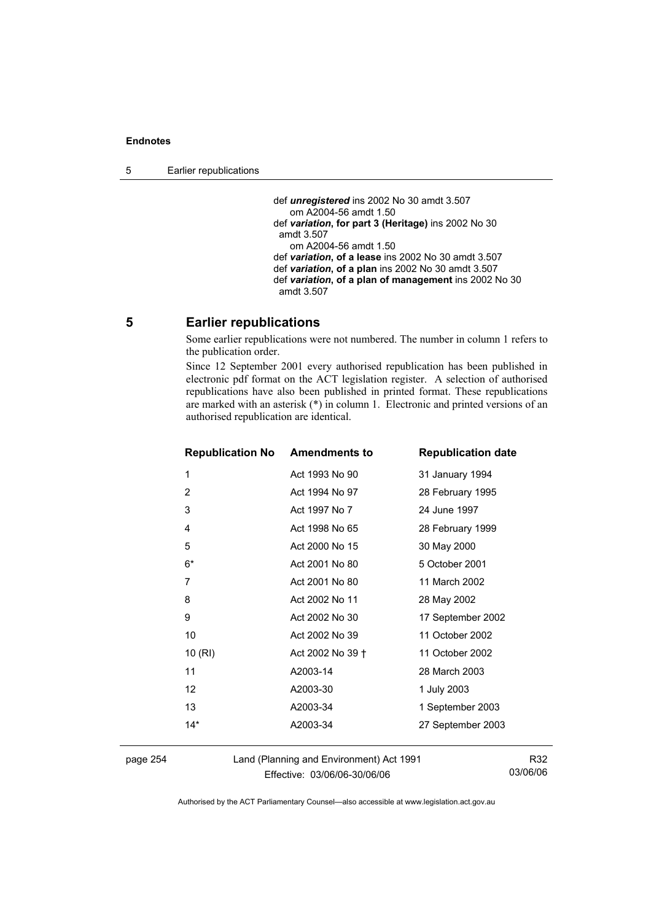def ***unregistered*** ins 2002 No 30 amdt 3.507
om A2004-56 amdt 1.50
def ***variation*, for part 3 (Heritage)** ins 2002 No 30 amdt 3.507
om A2004-56 amdt 1.50
def ***variation*, of a lease** ins 2002 No 30 amdt 3.507
def ***variation*, of a plan** ins 2002 No 30 amdt 3.507
def ***variation*, of a plan of management** ins 2002 No 30 amdt 3.507

## 5 Earlier republications

Some earlier republications were not numbered. The number in column 1 refers to the publication order.

Since 12 September 2001 every authorised republication has been published in electronic pdf format on the ACT legislation register. A selection of authorised republications have also been published in printed format. These republications are marked with an asterisk (*) in column 1. Electronic and printed versions of an authorised republication are identical.

| Republication No | Amendments to | Republication date |
|---|---|---|
| 1 | Act 1993 No 90 | 31 January 1994 |
| 2 | Act 1994 No 97 | 28 February 1995 |
| 3 | Act 1997 No 7 | 24 June 1997 |
| 4 | Act 1998 No 65 | 28 February 1999 |
| 5 | Act 2000 No 15 | 30 May 2000 |
| 6* | Act 2001 No 80 | 5 October 2001 |
| 7 | Act 2001 No 80 | 11 March 2002 |
| 8 | Act 2002 No 11 | 28 May 2002 |
| 9 | Act 2002 No 30 | 17 September 2002 |
| 10 | Act 2002 No 39 | 11 October 2002 |
| 10 (RI) | Act 2002 No 39 † | 11 October 2002 |
| 11 | A2003-14 | 28 March 2003 |
| 12 | A2003-30 | 1 July 2003 |
| 13 | A2003-34 | 1 September 2003 |
| 14* | A2003-34 | 27 September 2003 |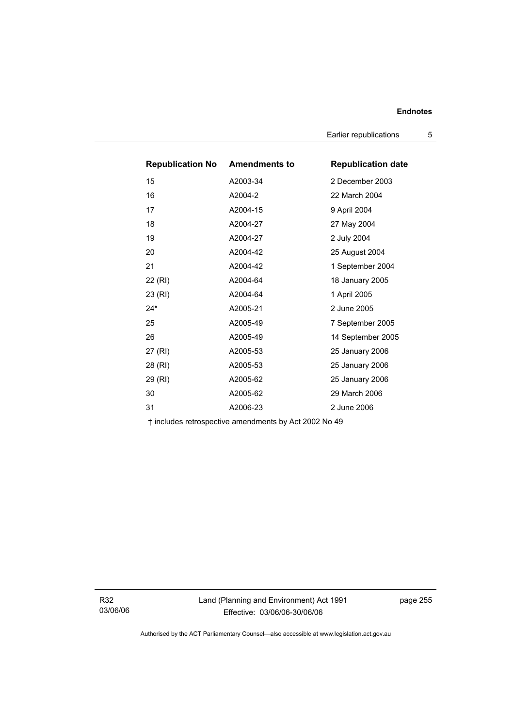| Republication No | Amendments to | Republication date |
| --- | --- | --- |
| 15 | A2003-34 | 2 December 2003 |
| 16 | A2004-2 | 22 March 2004 |
| 17 | A2004-15 | 9 April 2004 |
| 18 | A2004-27 | 27 May 2004 |
| 19 | A2004-27 | 2 July 2004 |
| 20 | A2004-42 | 25 August 2004 |
| 21 | A2004-42 | 1 September 2004 |
| 22 (RI) | A2004-64 | 18 January 2005 |
| 23 (RI) | A2004-64 | 1 April 2005 |
| 24* | A2005-21 | 2 June 2005 |
| 25 | A2005-49 | 7 September 2005 |
| 26 | A2005-49 | 14 September 2005 |
| 27 (RI) | A2005-53 | 25 January 2006 |
| 28 (RI) | A2005-53 | 25 January 2006 |
| 29 (RI) | A2005-62 | 25 January 2006 |
| 30 | A2005-62 | 29 March 2006 |
| 31 | A2006-23 | 2 June 2006 |

† includes retrospective amendments by Act 2002 No 49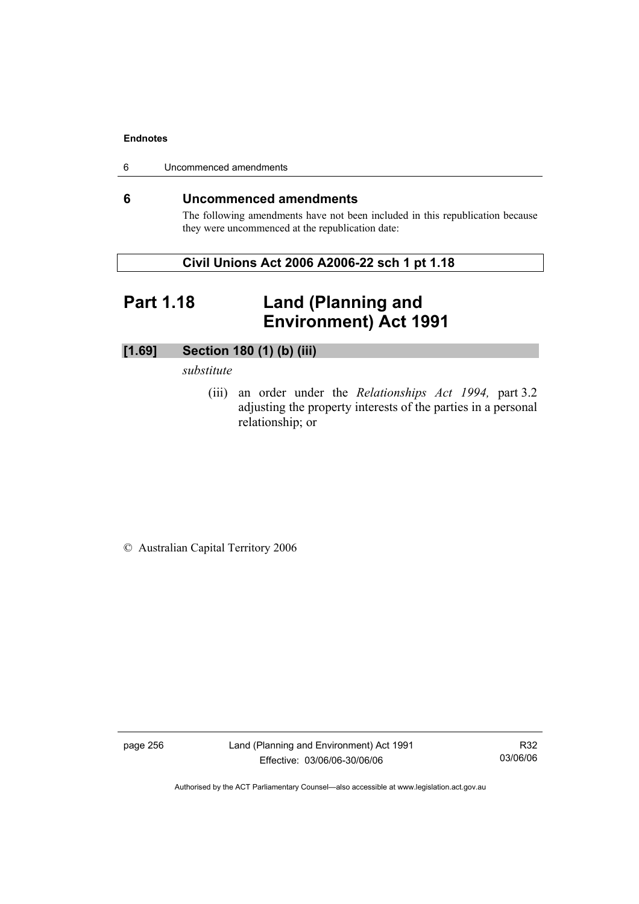## 6 Uncommenced amendments

The following amendments have not been included in this republication because they were uncommenced at the republication date:

**Civil Unions Act 2006 A2006-22 sch 1 pt 1.18**

# Part 1.18 Land (Planning and Environment) Act 1991

### [1.69] Section 180 (1) (b) (iii)

*substitute*

(iii) an order under the *Relationships Act 1994,* part 3.2 adjusting the property interests of the parties in a personal relationship; or

© Australian Capital Territory 2006